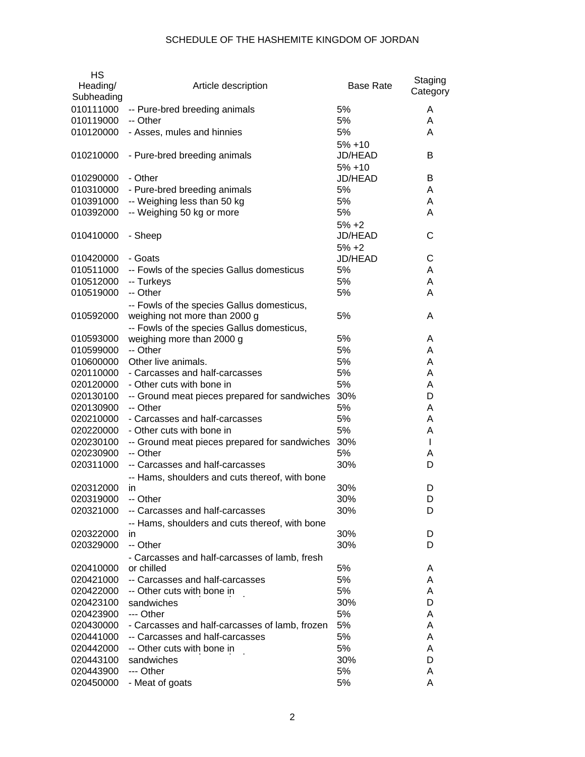# SCHEDULE OF THE HASHEMITE KINGDOM OF JORDAN

| HS Heading/ Subheading | Article description | Base Rate | Staging Category |
|---|---|---|---|
| 010111000 | -- Pure-bred breeding animals | 5% | A |
| 010119000 | -- Other | 5% | A |
| 010120000 | - Asses, mules and hinnies | 5% | A |
| 010210000 | - Pure-bred breeding animals | 5% +10 JD/HEAD | B |
| 010290000 | - Other | 5% +10 JD/HEAD | B |
| 010310000 | - Pure-bred breeding animals | 5% | A |
| 010391000 | -- Weighing less than 50 kg | 5% | A |
| 010392000 | -- Weighing 50 kg or more | 5% | A |
| 010410000 | - Sheep | 5% +2 JD/HEAD | C |
| 010420000 | - Goats | 5% +2 JD/HEAD | C |
| 010511000 | -- Fowls of the species Gallus domesticus | 5% | A |
| 010512000 | -- Turkeys | 5% | A |
| 010519000 | -- Other | 5% | A |
| 010592000 | -- Fowls of the species Gallus domesticus, weighing not more than 2000 g | 5% | A |
| 010593000 | -- Fowls of the species Gallus domesticus, weighing more than 2000 g | 5% | A |
| 010599000 | -- Other | 5% | A |
| 010600000 | Other live animals. | 5% | A |
| 020110000 | - Carcasses and half-carcasses | 5% | A |
| 020120000 | - Other cuts with bone in | 5% | A |
| 020130100 | -- Ground meat pieces prepared for sandwiches | 30% | D |
| 020130900 | -- Other | 5% | A |
| 020210000 | - Carcasses and half-carcasses | 5% | A |
| 020220000 | - Other cuts with bone in | 5% | A |
| 020230100 | -- Ground meat pieces prepared for sandwiches | 30% | I |
| 020230900 | -- Other | 5% | A |
| 020311000 | -- Carcasses and half-carcasses | 30% | D |
| 020312000 | -- Hams, shoulders and cuts thereof, with bone in | 30% | D |
| 020319000 | -- Other | 30% | D |
| 020321000 | -- Carcasses and half-carcasses | 30% | D |
| 020322000 | -- Hams, shoulders and cuts thereof, with bone in | 30% | D |
| 020329000 | -- Other | 30% | D |
| 020410000 | - Carcasses and half-carcasses of lamb, fresh or chilled | 5% | A |
| 020421000 | -- Carcasses and half-carcasses | 5% | A |
| 020422000 | -- Other cuts with bone in | 5% | A |
| 020423100 | sandwiches | 30% | D |
| 020423900 | --- Other | 5% | A |
| 020430000 | - Carcasses and half-carcasses of lamb, frozen | 5% | A |
| 020441000 | -- Carcasses and half-carcasses | 5% | A |
| 020442000 | -- Other cuts with bone in | 5% | A |
| 020443100 | sandwiches | 30% | D |
| 020443900 | --- Other | 5% | A |
| 020450000 | - Meat of goats | 5% | A |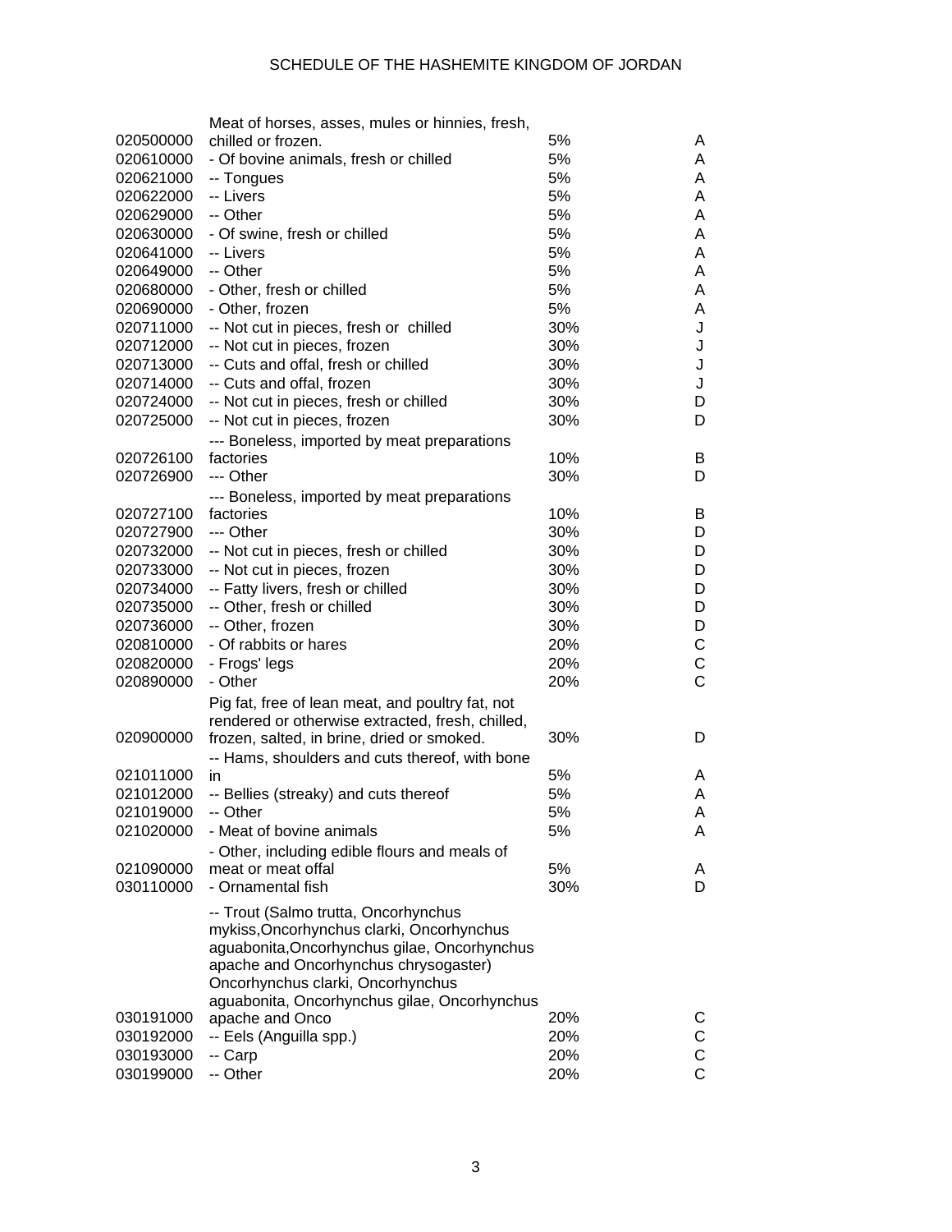| | | | |
|---|---|---|---|
| 020500000 | Meat of horses, asses, mules or hinnies, fresh, chilled or frozen. | 5% | A |
| 020610000 | - Of bovine animals, fresh or chilled | 5% | A |
| 020621000 | -- Tongues | 5% | A |
| 020622000 | -- Livers | 5% | A |
| 020629000 | -- Other | 5% | A |
| 020630000 | - Of swine, fresh or chilled | 5% | A |
| 020641000 | -- Livers | 5% | A |
| 020649000 | -- Other | 5% | A |
| 020680000 | - Other, fresh or chilled | 5% | A |
| 020690000 | - Other, frozen | 5% | A |
| 020711000 | -- Not cut in pieces, fresh or chilled | 30% | J |
| 020712000 | -- Not cut in pieces, frozen | 30% | J |
| 020713000 | -- Cuts and offal, fresh or chilled | 30% | J |
| 020714000 | -- Cuts and offal, frozen | 30% | J |
| 020724000 | -- Not cut in pieces, fresh or chilled | 30% | D |
| 020725000 | -- Not cut in pieces, frozen | 30% | D |
| 020726100 | --- Boneless, imported by meat preparations factories | 10% | B |
| 020726900 | --- Other | 30% | D |
| 020727100 | --- Boneless, imported by meat preparations factories | 10% | B |
| 020727900 | --- Other | 30% | D |
| 020732000 | -- Not cut in pieces, fresh or chilled | 30% | D |
| 020733000 | -- Not cut in pieces, frozen | 30% | D |
| 020734000 | -- Fatty livers, fresh or chilled | 30% | D |
| 020735000 | -- Other, fresh or chilled | 30% | D |
| 020736000 | -- Other, frozen | 30% | D |
| 020810000 | - Of rabbits or hares | 20% | C |
| 020820000 | - Frogs' legs | 20% | C |
| 020890000 | - Other | 20% | C |
| 020900000 | Pig fat, free of lean meat, and poultry fat, not rendered or otherwise extracted, fresh, chilled, frozen, salted, in brine, dried or smoked. | 30% | D |
| 021011000 | -- Hams, shoulders and cuts thereof, with bone in | 5% | A |
| 021012000 | -- Bellies (streaky) and cuts thereof | 5% | A |
| 021019000 | -- Other | 5% | A |
| 021020000 | - Meat of bovine animals | 5% | A |
| 021090000 | - Other, including edible flours and meals of meat or meat offal | 5% | A |
| 030110000 | - Ornamental fish | 30% | D |
| 030191000 | -- Trout (Salmo trutta, Oncorhynchus mykiss,Oncorhynchus clarki, Oncorhynchus aguabonita,Oncorhynchus gilae, Oncorhynchus apache and Oncorhynchus chrysogaster) Oncorhynchus clarki, Oncorhynchus aguabonita, Oncorhynchus gilae, Oncorhynchus apache and Onco | 20% | C |
| 030192000 | -- Eels (Anguilla spp.) | 20% | C |
| 030193000 | -- Carp | 20% | C |
| 030199000 | -- Other | 20% | C |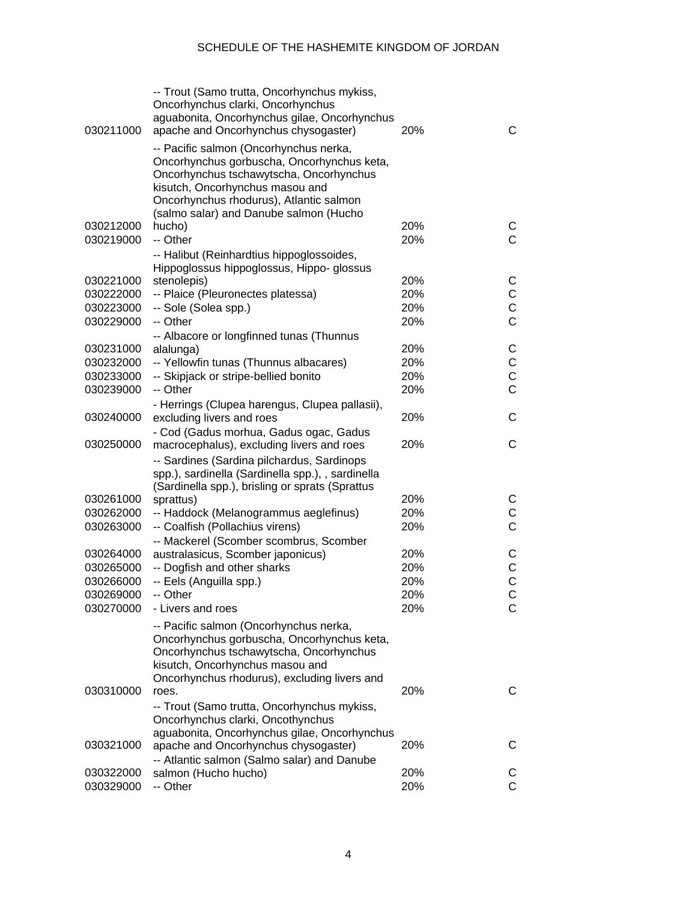| | | | |
|---|---|---|---|
| 030211000 | -- Trout (Samo trutta, Oncorhynchus mykiss, Oncorhynchus clarki, Oncorhynchus aguabonita, Oncorhynchus gilae, Oncorhynchus apache and Oncorhynchus chysogaster) | 20% | C |
| 030212000 | -- Pacific salmon (Oncorhynchus nerka, Oncorhynchus gorbuscha, Oncorhynchus keta, Oncorhynchus tschawytscha, Oncorhynchus kisutch, Oncorhynchus masou and Oncorhynchus rhodurus), Atlantic salmon (salmo salar) and Danube salmon (Hucho hucho) | 20% | C |
| 030219000 | -- Other | 20% | C |
| 030221000 | -- Halibut (Reinhardtius hippoglossoides, Hippoglossus hippoglossus, Hippo- glossus stenolepis) | 20% | C |
| 030222000 | -- Plaice (Pleuronectes platessa) | 20% | C |
| 030223000 | -- Sole (Solea spp.) | 20% | C |
| 030229000 | -- Other | 20% | C |
| 030231000 | -- Albacore or longfinned tunas (Thunnus alalunga) | 20% | C |
| 030232000 | -- Yellowfin tunas (Thunnus albacares) | 20% | C |
| 030233000 | -- Skipjack or stripe-bellied bonito | 20% | C |
| 030239000 | -- Other | 20% | C |
| 030240000 | - Herrings (Clupea harengus, Clupea pallasii), excluding livers and roes | 20% | C |
| 030250000 | - Cod (Gadus morhua, Gadus ogac, Gadus macrocephalus), excluding livers and roes | 20% | C |
| 030261000 | -- Sardines (Sardina pilchardus, Sardinops spp.), sardinella (Sardinella spp.), , sardinella (Sardinella spp.), brisling or sprats (Sprattus sprattus) | 20% | C |
| 030262000 | -- Haddock (Melanogrammus aeglefinus) | 20% | C |
| 030263000 | -- Coalfish (Pollachius virens) | 20% | C |
| 030264000 | -- Mackerel (Scomber scombrus, Scomber australasicus, Scomber japonicus) | 20% | C |
| 030265000 | -- Dogfish and other sharks | 20% | C |
| 030266000 | -- Eels (Anguilla spp.) | 20% | C |
| 030269000 | -- Other | 20% | C |
| 030270000 | - Livers and roes | 20% | C |
| 030310000 | -- Pacific salmon (Oncorhynchus nerka, Oncorhynchus gorbuscha, Oncorhynchus keta, Oncorhynchus tschawytscha, Oncorhynchus kisutch, Oncorhynchus masou and Oncorhynchus rhodurus), excluding livers and roes. | 20% | C |
| 030321000 | -- Trout (Samo trutta, Oncorhynchus mykiss, Oncorhynchus clarki, Oncothynchus aguabonita, Oncorhynchus gilae, Oncorhynchus apache and Oncorhynchus chysogaster) | 20% | C |
| 030322000 | -- Atlantic salmon (Salmo salar) and Danube salmon (Hucho hucho) | 20% | C |
| 030329000 | -- Other | 20% | C |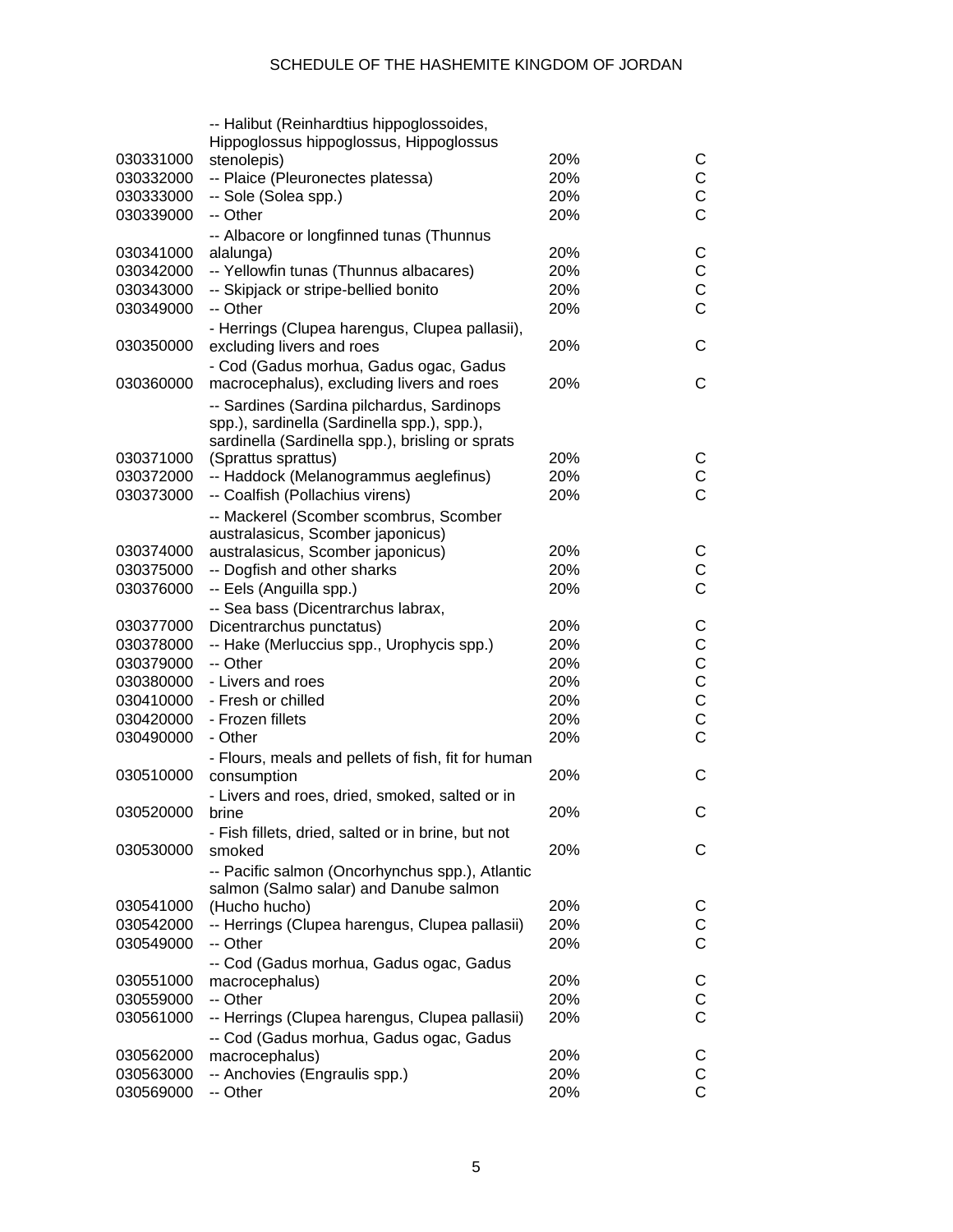| | | | |
|---|---|---|---|
| 030331000 | -- Halibut (Reinhardtius hippoglossoides, Hippoglossus hippoglossus, Hippoglossus stenolepis) | 20% | C |
| 030332000 | -- Plaice (Pleuronectes platessa) | 20% | C |
| 030333000 | -- Sole (Solea spp.) | 20% | C |
| 030339000 | -- Other | 20% | C |
| 030341000 | -- Albacore or longfinned tunas (Thunnus alalunga) | 20% | C |
| 030342000 | -- Yellowfin tunas (Thunnus albacares) | 20% | C |
| 030343000 | -- Skipjack or stripe-bellied bonito | 20% | C |
| 030349000 | -- Other | 20% | C |
| 030350000 | - Herrings (Clupea harengus, Clupea pallasii), excluding livers and roes | 20% | C |
| 030360000 | - Cod (Gadus morhua, Gadus ogac, Gadus macrocephalus), excluding livers and roes | 20% | C |
| 030371000 | -- Sardines (Sardina pilchardus, Sardinops spp.), sardinella (Sardinella spp.), spp.), sardinella (Sardinella spp.), brisling or sprats (Sprattus sprattus) | 20% | C |
| 030372000 | -- Haddock (Melanogrammus aeglefinus) | 20% | C |
| 030373000 | -- Coalfish (Pollachius virens) | 20% | C |
| 030374000 | -- Mackerel (Scomber scombrus, Scomber australasicus, Scomber japonicus) australasicus, Scomber japonicus) | 20% | C |
| 030375000 | -- Dogfish and other sharks | 20% | C |
| 030376000 | -- Eels (Anguilla spp.) | 20% | C |
| 030377000 | -- Sea bass (Dicentrarchus labrax, Dicentrarchus punctatus) | 20% | C |
| 030378000 | -- Hake (Merluccius spp., Urophycis spp.) | 20% | C |
| 030379000 | -- Other | 20% | C |
| 030380000 | - Livers and roes | 20% | C |
| 030410000 | - Fresh or chilled | 20% | C |
| 030420000 | - Frozen fillets | 20% | C |
| 030490000 | - Other | 20% | C |
| 030510000 | - Flours, meals and pellets of fish, fit for human consumption | 20% | C |
| 030520000 | - Livers and roes, dried, smoked, salted or in brine | 20% | C |
| 030530000 | - Fish fillets, dried, salted or in brine, but not smoked | 20% | C |
| 030541000 | -- Pacific salmon (Oncorhynchus spp.), Atlantic salmon (Salmo salar) and Danube salmon (Hucho hucho) | 20% | C |
| 030542000 | -- Herrings (Clupea harengus, Clupea pallasii) | 20% | C |
| 030549000 | -- Other | 20% | C |
| 030551000 | -- Cod (Gadus morhua, Gadus ogac, Gadus macrocephalus) | 20% | C |
| 030559000 | -- Other | 20% | C |
| 030561000 | -- Herrings (Clupea harengus, Clupea pallasii) | 20% | C |
| 030562000 | -- Cod (Gadus morhua, Gadus ogac, Gadus macrocephalus) | 20% | C |
| 030563000 | -- Anchovies (Engraulis spp.) | 20% | C |
| 030569000 | -- Other | 20% | C |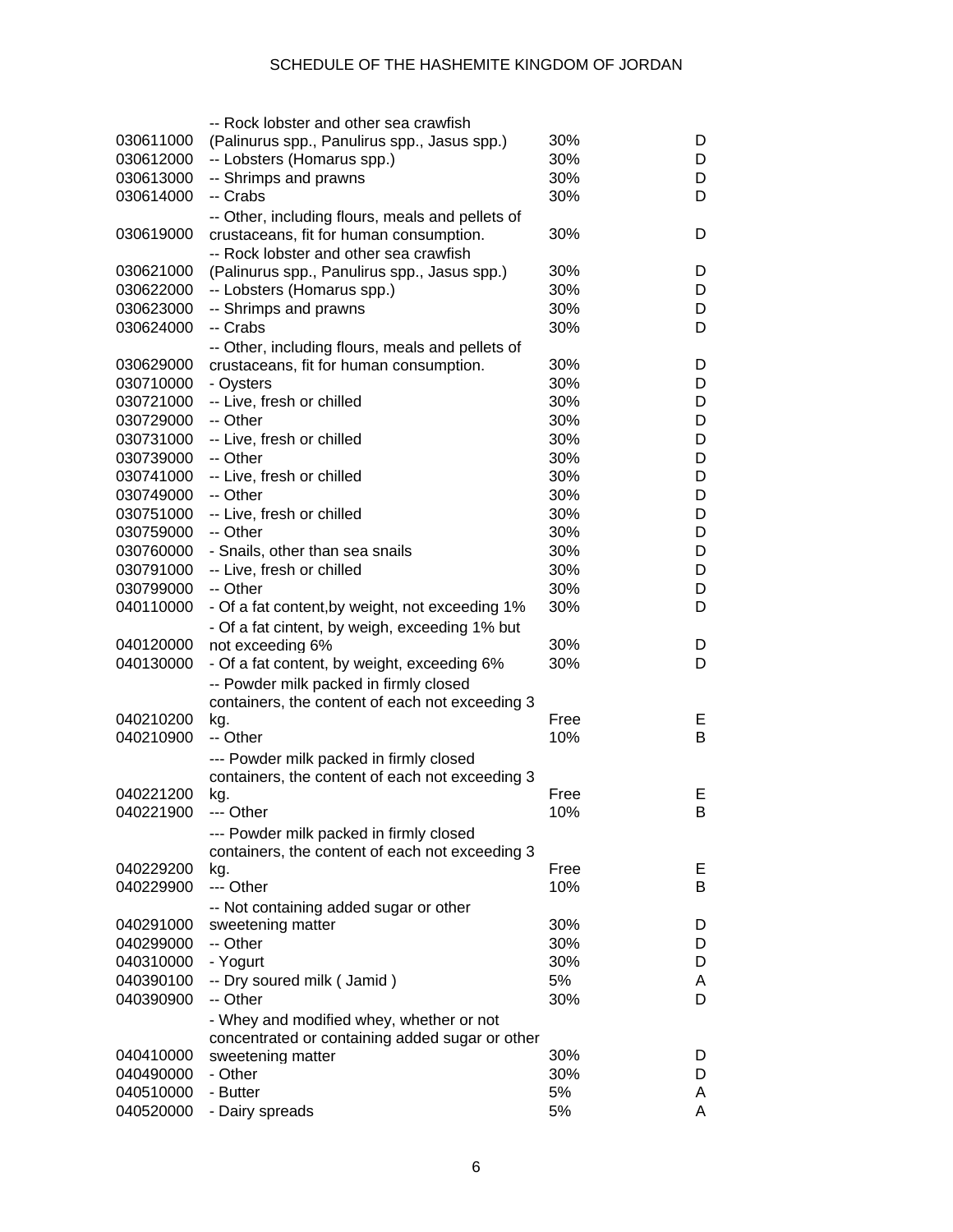| | | | |
|---|---|---|---|
| 030611000 | -- Rock lobster and other sea crawfish (Palinurus spp., Panulirus spp., Jasus spp.) | 30% | D |
| 030612000 | -- Lobsters (Homarus spp.) | 30% | D |
| 030613000 | -- Shrimps and prawns | 30% | D |
| 030614000 | -- Crabs | 30% | D |
| 030619000 | -- Other, including flours, meals and pellets of crustaceans, fit for human consumption. | 30% | D |
| 030621000 | -- Rock lobster and other sea crawfish (Palinurus spp., Panulirus spp., Jasus spp.) | 30% | D |
| 030622000 | -- Lobsters (Homarus spp.) | 30% | D |
| 030623000 | -- Shrimps and prawns | 30% | D |
| 030624000 | -- Crabs | 30% | D |
| 030629000 | -- Other, including flours, meals and pellets of crustaceans, fit for human consumption. | 30% | D |
| 030710000 | - Oysters | 30% | D |
| 030721000 | -- Live, fresh or chilled | 30% | D |
| 030729000 | -- Other | 30% | D |
| 030731000 | -- Live, fresh or chilled | 30% | D |
| 030739000 | -- Other | 30% | D |
| 030741000 | -- Live, fresh or chilled | 30% | D |
| 030749000 | -- Other | 30% | D |
| 030751000 | -- Live, fresh or chilled | 30% | D |
| 030759000 | -- Other | 30% | D |
| 030760000 | - Snails, other than sea snails | 30% | D |
| 030791000 | -- Live, fresh or chilled | 30% | D |
| 030799000 | -- Other | 30% | D |
| 040110000 | - Of a fat content,by weight, not exceeding 1% | 30% | D |
| 040120000 | - Of a fat cintent, by weigh, exceeding 1% but not exceeding 6% | 30% | D |
| 040130000 | - Of a fat content, by weight, exceeding 6% | 30% | D |
| 040210200 | -- Powder milk packed in firmly closed containers, the content of each not exceeding 3 kg. | Free | E |
| 040210900 | -- Other | 10% | B |
| 040221200 | --- Powder milk packed in firmly closed containers, the content of each not exceeding 3 kg. | Free | E |
| 040221900 | --- Other | 10% | B |
| 040229200 | --- Powder milk packed in firmly closed containers, the content of each not exceeding 3 kg. | Free | E |
| 040229900 | --- Other | 10% | B |
| 040291000 | -- Not containing added sugar or other sweetening matter | 30% | D |
| 040299000 | -- Other | 30% | D |
| 040310000 | - Yogurt | 30% | D |
| 040390100 | -- Dry soured milk ( Jamid ) | 5% | A |
| 040390900 | -- Other | 30% | D |
| 040410000 | - Whey and modified whey, whether or not concentrated or containing added sugar or other sweetening matter | 30% | D |
| 040490000 | - Other | 30% | D |
| 040510000 | - Butter | 5% | A |
| 040520000 | - Dairy spreads | 5% | A |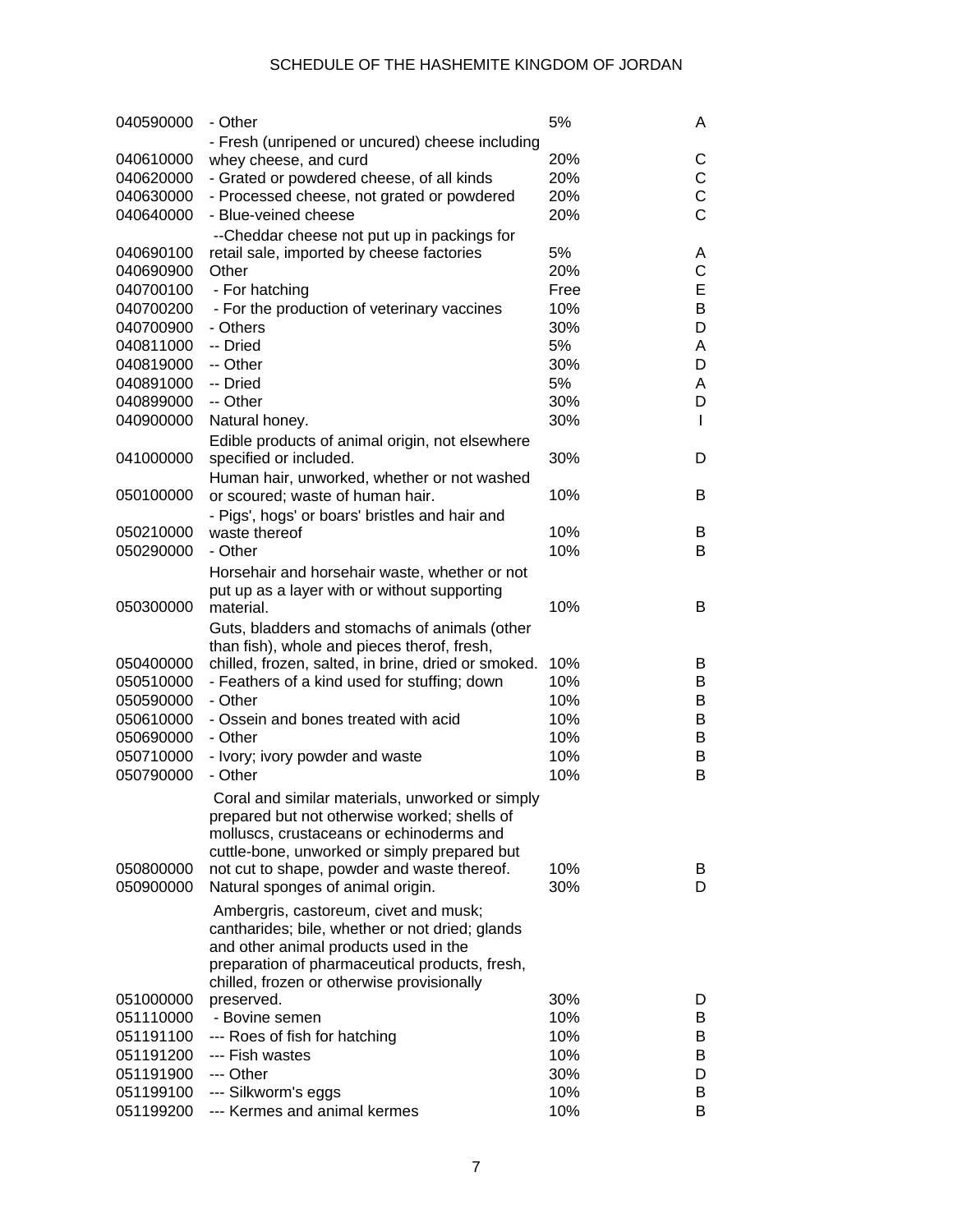| | | | |
|---|---|---|---|
| 040590000 | - Other | 5% | A |
| 040610000 | - Fresh (unripened or uncured) cheese including whey cheese, and curd | 20% | C |
| 040620000 | - Grated or powdered cheese, of all kinds | 20% | C |
| 040630000 | - Processed cheese, not grated or powdered | 20% | C |
| 040640000 | - Blue-veined cheese | 20% | C |
| 040690100 | --Cheddar cheese not put up in packings for retail sale, imported by cheese factories | 5% | A |
| 040690900 | Other | 20% | C |
| 040700100 | - For hatching | Free | E |
| 040700200 | - For the production of veterinary vaccines | 10% | B |
| 040700900 | - Others | 30% | D |
| 040811000 | -- Dried | 5% | A |
| 040819000 | -- Other | 30% | D |
| 040891000 | -- Dried | 5% | A |
| 040899000 | -- Other | 30% | D |
| 040900000 | Natural honey. | 30% | I |
| 041000000 | Edible products of animal origin, not elsewhere specified or included. | 30% | D |
| 050100000 | Human hair, unworked, whether or not washed or scoured; waste of human hair. | 10% | B |
| 050210000 | - Pigs', hogs' or boars' bristles and hair and waste thereof | 10% | B |
| 050290000 | - Other | 10% | B |
| 050300000 | Horsehair and horsehair waste, whether or not put up as a layer with or without supporting material. | 10% | B |
| 050400000 | Guts, bladders and stomachs of animals (other than fish), whole and pieces therof, fresh, chilled, frozen, salted, in brine, dried or smoked. | 10% | B |
| 050510000 | - Feathers of a kind used for stuffing; down | 10% | B |
| 050590000 | - Other | 10% | B |
| 050610000 | - Ossein and bones treated with acid | 10% | B |
| 050690000 | - Other | 10% | B |
| 050710000 | - Ivory; ivory powder and waste | 10% | B |
| 050790000 | - Other | 10% | B |
| 050800000 | Coral and similar materials, unworked or simply prepared but not otherwise worked; shells of molluscs, crustaceans or echinoderms and cuttle-bone, unworked or simply prepared but not cut to shape, powder and waste thereof. | 10% | B |
| 050900000 | Natural sponges of animal origin. | 30% | D |
| 051000000 | Ambergris, castoreum, civet and musk; cantharides; bile, whether or not dried; glands and other animal products used in the preparation of pharmaceutical products, fresh, chilled, frozen or otherwise provisionally preserved. | 30% | D |
| 051110000 | - Bovine semen | 10% | B |
| 051191100 | --- Roes of fish for hatching | 10% | B |
| 051191200 | --- Fish wastes | 10% | B |
| 051191900 | --- Other | 30% | D |
| 051199100 | --- Silkworm's eggs | 10% | B |
| 051199200 | --- Kermes and animal kermes | 10% | B |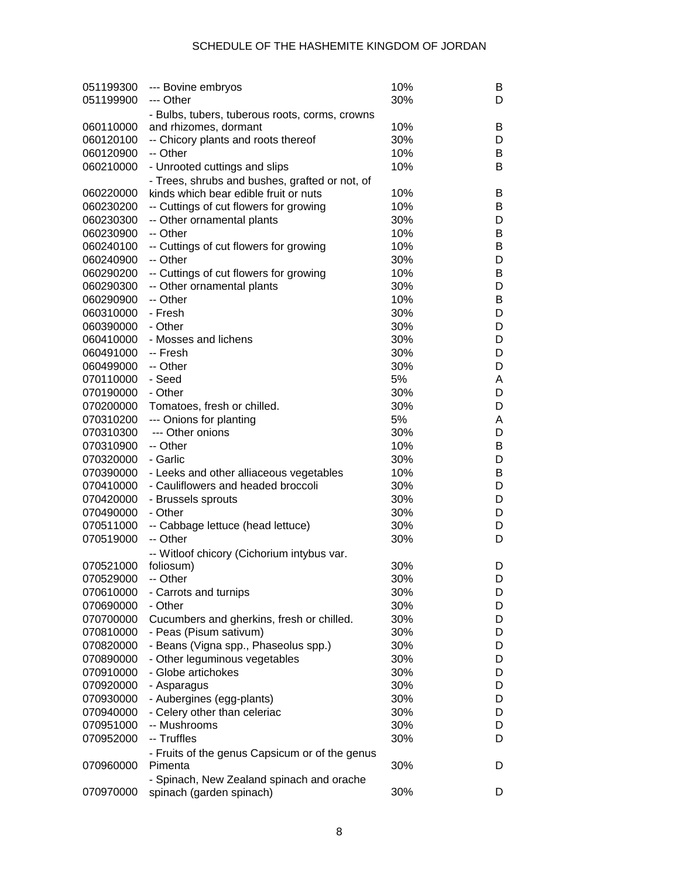SCHEDULE OF THE HASHEMITE KINGDOM OF JORDAN

| | | | |
|---|---|---|---|
| 051199300 | --- Bovine embryos | 10% | B |
| 051199900 | --- Other | 30% | D |
| 060110000 | - Bulbs, tubers, tuberous roots, corms, crowns and rhizomes, dormant | 10% | B |
| 060120100 | -- Chicory plants and roots thereof | 30% | D |
| 060120900 | -- Other | 10% | B |
| 060210000 | - Unrooted cuttings and slips | 10% | B |
| 060220000 | - Trees, shrubs and bushes, grafted or not, of kinds which bear edible fruit or nuts | 10% | B |
| 060230200 | -- Cuttings of cut flowers for growing | 10% | B |
| 060230300 | -- Other ornamental plants | 30% | D |
| 060230900 | -- Other | 10% | B |
| 060240100 | -- Cuttings of cut flowers for growing | 10% | B |
| 060240900 | -- Other | 30% | D |
| 060290200 | -- Cuttings of cut flowers for growing | 10% | B |
| 060290300 | -- Other ornamental plants | 30% | D |
| 060290900 | -- Other | 10% | B |
| 060310000 | - Fresh | 30% | D |
| 060390000 | - Other | 30% | D |
| 060410000 | - Mosses and lichens | 30% | D |
| 060491000 | -- Fresh | 30% | D |
| 060499000 | -- Other | 30% | D |
| 070110000 | - Seed | 5% | A |
| 070190000 | - Other | 30% | D |
| 070200000 | Tomatoes, fresh or chilled. | 30% | D |
| 070310200 | --- Onions for planting | 5% | A |
| 070310300 | --- Other onions | 30% | D |
| 070310900 | -- Other | 10% | B |
| 070320000 | - Garlic | 30% | D |
| 070390000 | - Leeks and other alliaceous vegetables | 10% | B |
| 070410000 | - Cauliflowers and headed broccoli | 30% | D |
| 070420000 | - Brussels sprouts | 30% | D |
| 070490000 | - Other | 30% | D |
| 070511000 | -- Cabbage lettuce (head lettuce) | 30% | D |
| 070519000 | -- Other | 30% | D |
| 070521000 | -- Witloof chicory (Cichorium intybus var. foliosum) | 30% | D |
| 070529000 | -- Other | 30% | D |
| 070610000 | - Carrots and turnips | 30% | D |
| 070690000 | - Other | 30% | D |
| 070700000 | Cucumbers and gherkins, fresh or chilled. | 30% | D |
| 070810000 | - Peas (Pisum sativum) | 30% | D |
| 070820000 | - Beans (Vigna spp., Phaseolus spp.) | 30% | D |
| 070890000 | - Other leguminous vegetables | 30% | D |
| 070910000 | - Globe artichokes | 30% | D |
| 070920000 | - Asparagus | 30% | D |
| 070930000 | - Aubergines (egg-plants) | 30% | D |
| 070940000 | - Celery other than celeriac | 30% | D |
| 070951000 | -- Mushrooms | 30% | D |
| 070952000 | -- Truffles | 30% | D |
| 070960000 | - Fruits of the genus Capsicum or of the genus Pimenta | 30% | D |
| 070970000 | - Spinach, New Zealand spinach and orache spinach (garden spinach) | 30% | D |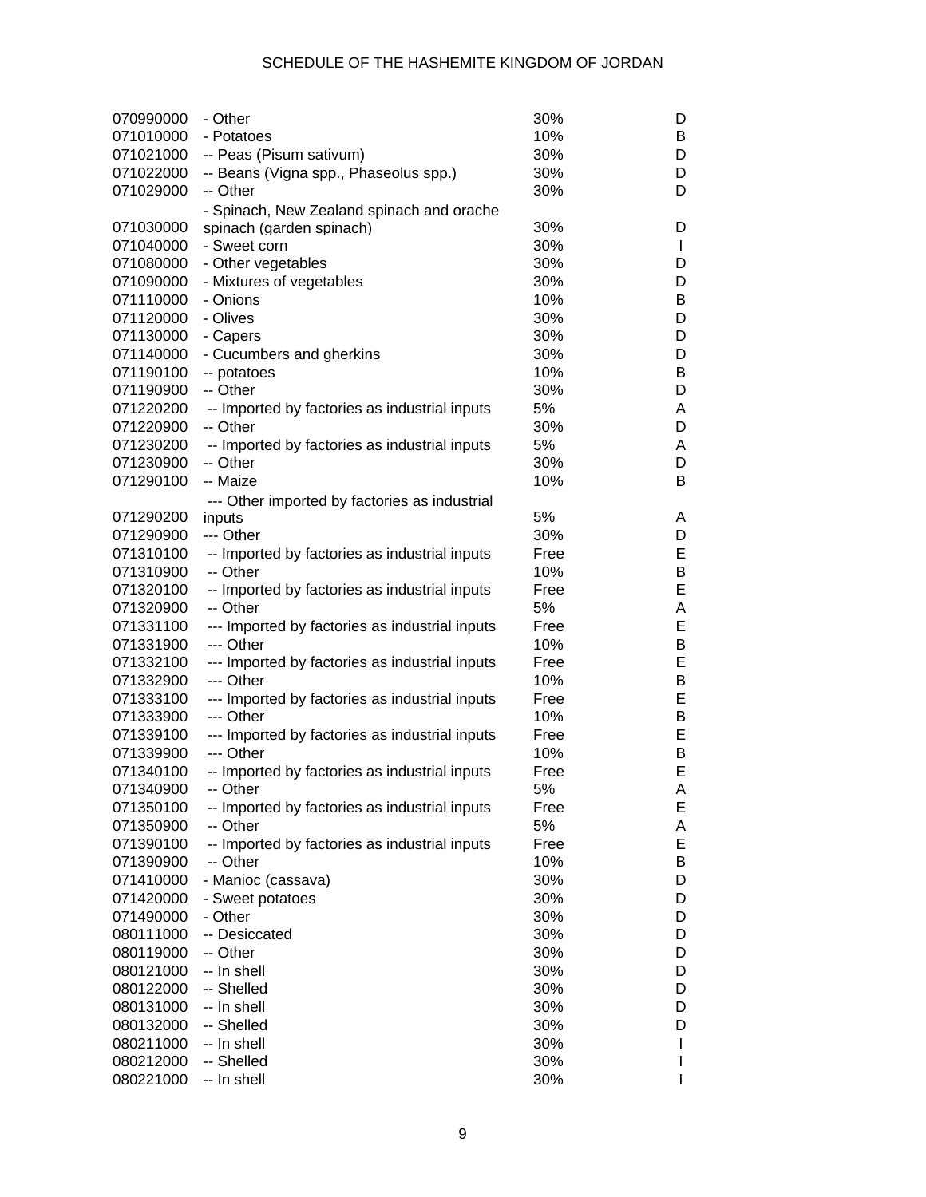| | | | |
|---|---|---|---|
| 070990000 | - Other | 30% | D |
| 071010000 | - Potatoes | 10% | B |
| 071021000 | -- Peas (Pisum sativum) | 30% | D |
| 071022000 | -- Beans (Vigna spp., Phaseolus spp.) | 30% | D |
| 071029000 | -- Other | 30% | D |
| 071030000 | - Spinach, New Zealand spinach and orache spinach (garden spinach) | 30% | D |
| 071040000 | - Sweet corn | 30% | I |
| 071080000 | - Other vegetables | 30% | D |
| 071090000 | - Mixtures of vegetables | 30% | D |
| 071110000 | - Onions | 10% | B |
| 071120000 | - Olives | 30% | D |
| 071130000 | - Capers | 30% | D |
| 071140000 | - Cucumbers and gherkins | 30% | D |
| 071190100 | -- potatoes | 10% | B |
| 071190900 | -- Other | 30% | D |
| 071220200 | -- Imported by factories as industrial inputs | 5% | A |
| 071220900 | -- Other | 30% | D |
| 071230200 | -- Imported by factories as industrial inputs | 5% | A |
| 071230900 | -- Other | 30% | D |
| 071290100 | -- Maize | 10% | B |
| 071290200 | --- Other imported by factories as industrial inputs | 5% | A |
| 071290900 | --- Other | 30% | D |
| 071310100 | -- Imported by factories as industrial inputs | Free | E |
| 071310900 | -- Other | 10% | B |
| 071320100 | -- Imported by factories as industrial inputs | Free | E |
| 071320900 | -- Other | 5% | A |
| 071331100 | --- Imported by factories as industrial inputs | Free | E |
| 071331900 | --- Other | 10% | B |
| 071332100 | --- Imported by factories as industrial inputs | Free | E |
| 071332900 | --- Other | 10% | B |
| 071333100 | --- Imported by factories as industrial inputs | Free | E |
| 071333900 | --- Other | 10% | B |
| 071339100 | --- Imported by factories as industrial inputs | Free | E |
| 071339900 | --- Other | 10% | B |
| 071340100 | -- Imported by factories as industrial inputs | Free | E |
| 071340900 | -- Other | 5% | A |
| 071350100 | -- Imported by factories as industrial inputs | Free | E |
| 071350900 | -- Other | 5% | A |
| 071390100 | -- Imported by factories as industrial inputs | Free | E |
| 071390900 | -- Other | 10% | B |
| 071410000 | - Manioc (cassava) | 30% | D |
| 071420000 | - Sweet potatoes | 30% | D |
| 071490000 | - Other | 30% | D |
| 080111000 | -- Desiccated | 30% | D |
| 080119000 | -- Other | 30% | D |
| 080121000 | -- In shell | 30% | D |
| 080122000 | -- Shelled | 30% | D |
| 080131000 | -- In shell | 30% | D |
| 080132000 | -- Shelled | 30% | D |
| 080211000 | -- In shell | 30% | I |
| 080212000 | -- Shelled | 30% | I |
| 080221000 | -- In shell | 30% | I |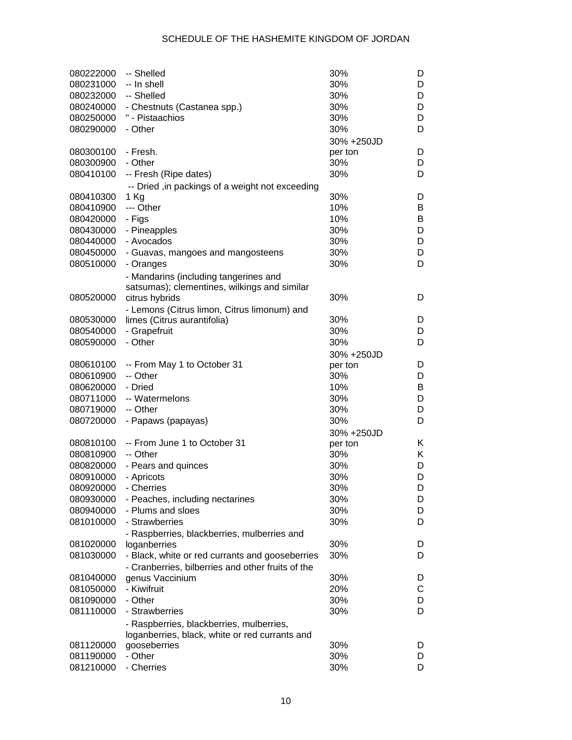| | | | |
|---|---|---|---|
| 080222000 | -- Shelled | 30% | D |
| 080231000 | -- In shell | 30% | D |
| 080232000 | -- Shelled | 30% | D |
| 080240000 | - Chestnuts (Castanea spp.) | 30% | D |
| 080250000 | " - Pistaachios | 30% | D |
| 080290000 | - Other | 30% | D |
| 080300100 | - Fresh. | 30% +250JD per ton | D |
| 080300900 | - Other | 30% | D |
| 080410100 | -- Fresh (Ripe dates) | 30% | D |
| 080410300 | -- Dried ,in packings of a weight not exceeding 1 Kg | 30% | D |
| 080410900 | --- Other | 10% | B |
| 080420000 | - Figs | 10% | B |
| 080430000 | - Pineapples | 30% | D |
| 080440000 | - Avocados | 30% | D |
| 080450000 | - Guavas, mangoes and mangosteens | 30% | D |
| 080510000 | - Oranges | 30% | D |
| 080520000 | - Mandarins (including tangerines and satsumas); clementines, wilkings and similar citrus hybrids | 30% | D |
| 080530000 | - Lemons (Citrus limon, Citrus limonum) and limes (Citrus aurantifolia) | 30% | D |
| 080540000 | - Grapefruit | 30% | D |
| 080590000 | - Other | 30% | D |
| 080610100 | -- From May 1 to October 31 | 30% +250JD per ton | D |
| 080610900 | -- Other | 30% | D |
| 080620000 | - Dried | 10% | B |
| 080711000 | -- Watermelons | 30% | D |
| 080719000 | -- Other | 30% | D |
| 080720000 | - Papaws (papayas) | 30% | D |
| 080810100 | -- From June 1 to October 31 | 30% +250JD per ton | K |
| 080810900 | -- Other | 30% | K |
| 080820000 | - Pears and quinces | 30% | D |
| 080910000 | - Apricots | 30% | D |
| 080920000 | - Cherries | 30% | D |
| 080930000 | - Peaches, including nectarines | 30% | D |
| 080940000 | - Plums and sloes | 30% | D |
| 081010000 | - Strawberries | 30% | D |
| 081020000 | - Raspberries, blackberries, mulberries and loganberries | 30% | D |
| 081030000 | - Black, white or red currants and gooseberries | 30% | D |
| 081040000 | - Cranberries, bilberries and other fruits of the genus Vaccinium | 30% | D |
| 081050000 | - Kiwifruit | 20% | C |
| 081090000 | - Other | 30% | D |
| 081110000 | - Strawberries | 30% | D |
| 081120000 | - Raspberries, blackberries, mulberries, loganberries, black, white or red currants and gooseberries | 30% | D |
| 081190000 | - Other | 30% | D |
| 081210000 | - Cherries | 30% | D |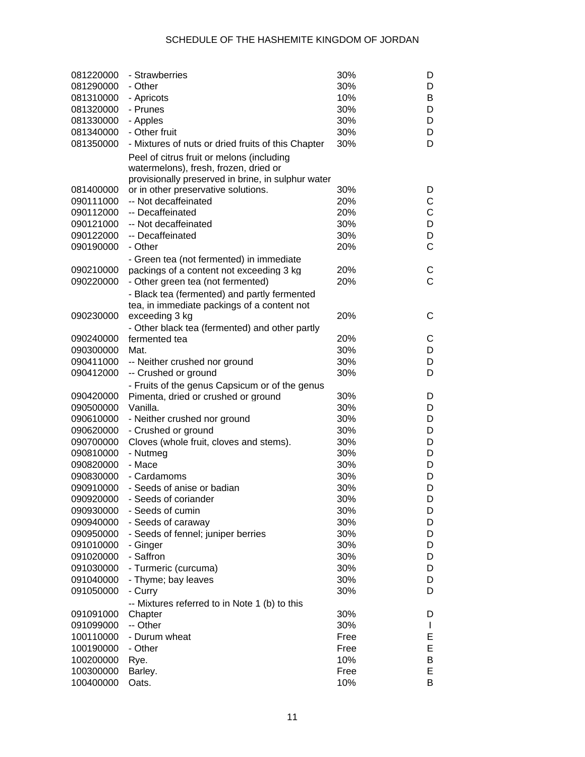| | | | |
|---|---|---|---|
| 081220000 | - Strawberries | 30% | D |
| 081290000 | - Other | 30% | D |
| 081310000 | - Apricots | 10% | B |
| 081320000 | - Prunes | 30% | D |
| 081330000 | - Apples | 30% | D |
| 081340000 | - Other fruit | 30% | D |
| 081350000 | - Mixtures of nuts or dried fruits of this Chapter | 30% | D |
| 081400000 | Peel of citrus fruit or melons (including watermelons), fresh, frozen, dried or provisionally preserved in brine, in sulphur water or in other preservative solutions. | 30% | D |
| 090111000 | -- Not decaffeinated | 20% | C |
| 090112000 | -- Decaffeinated | 20% | C |
| 090121000 | -- Not decaffeinated | 30% | D |
| 090122000 | -- Decaffeinated | 30% | D |
| 090190000 | - Other | 20% | C |
| 090210000 | - Green tea (not fermented) in immediate packings of a content not exceeding 3 kg | 20% | C |
| 090220000 | - Other green tea (not fermented) | 20% | C |
| 090230000 | - Black tea (fermented) and partly fermented tea, in immediate packings of a content not exceeding 3 kg | 20% | C |
| 090240000 | - Other black tea (fermented) and other partly fermented tea | 20% | C |
| 090300000 | Mat. | 30% | D |
| 090411000 | -- Neither crushed nor ground | 30% | D |
| 090412000 | -- Crushed or ground | 30% | D |
| 090420000 | - Fruits of the genus Capsicum or of the genus Pimenta, dried or crushed or ground | 30% | D |
| 090500000 | Vanilla. | 30% | D |
| 090610000 | - Neither crushed nor ground | 30% | D |
| 090620000 | - Crushed or ground | 30% | D |
| 090700000 | Cloves (whole fruit, cloves and stems). | 30% | D |
| 090810000 | - Nutmeg | 30% | D |
| 090820000 | - Mace | 30% | D |
| 090830000 | - Cardamoms | 30% | D |
| 090910000 | - Seeds of anise or badian | 30% | D |
| 090920000 | - Seeds of coriander | 30% | D |
| 090930000 | - Seeds of cumin | 30% | D |
| 090940000 | - Seeds of caraway | 30% | D |
| 090950000 | - Seeds of fennel; juniper berries | 30% | D |
| 091010000 | - Ginger | 30% | D |
| 091020000 | - Saffron | 30% | D |
| 091030000 | - Turmeric (curcuma) | 30% | D |
| 091040000 | - Thyme; bay leaves | 30% | D |
| 091050000 | - Curry | 30% | D |
| 091091000 | -- Mixtures referred to in Note 1 (b) to this Chapter | 30% | D |
| 091099000 | -- Other | 30% | I |
| 100110000 | - Durum wheat | Free | E |
| 100190000 | - Other | Free | E |
| 100200000 | Rye. | 10% | B |
| 100300000 | Barley. | Free | E |
| 100400000 | Oats. | 10% | B |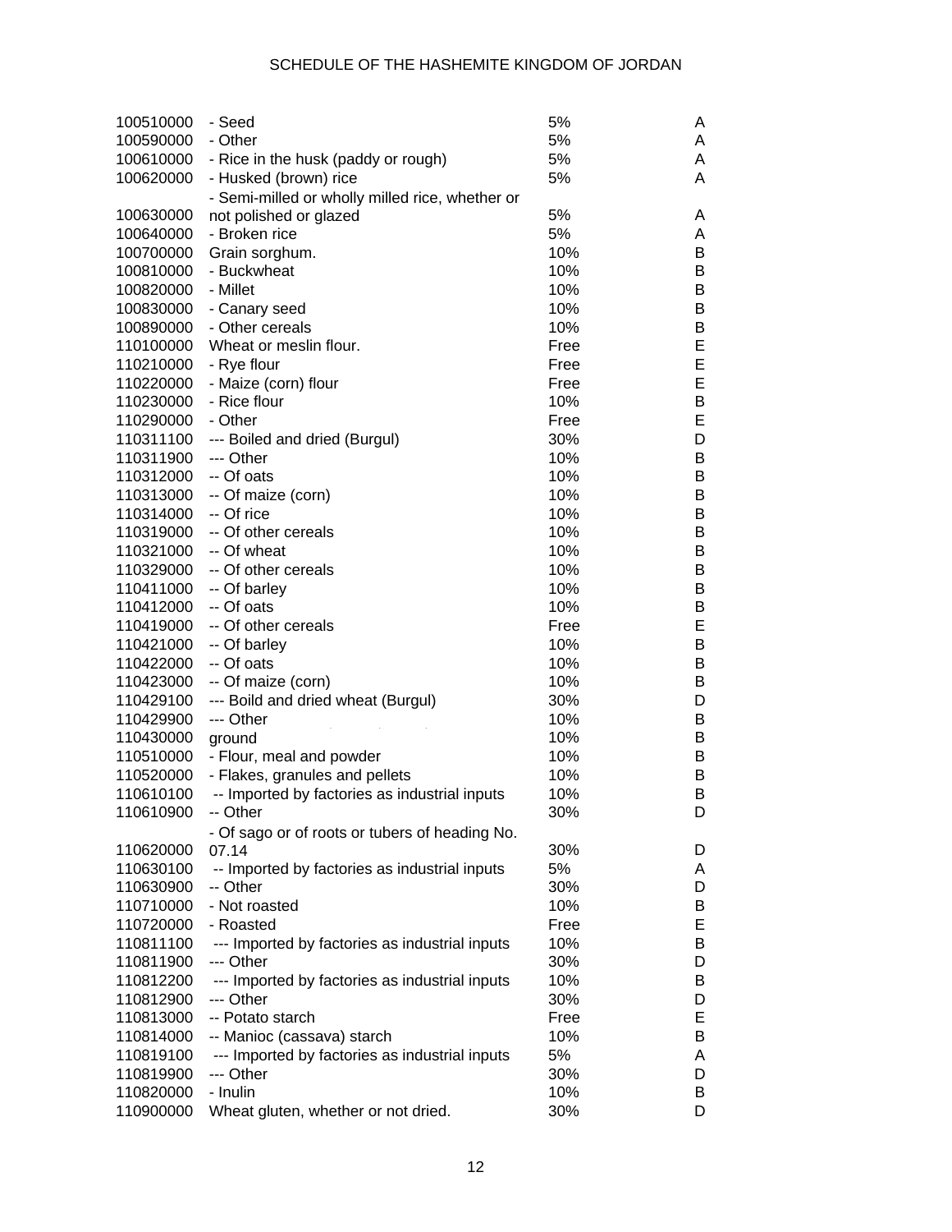| | | | |
|---|---|---|---|
| 100510000 | - Seed | 5% | A |
| 100590000 | - Other | 5% | A |
| 100610000 | - Rice in the husk (paddy or rough) | 5% | A |
| 100620000 | - Husked (brown) rice | 5% | A |
| 100630000 | - Semi-milled or wholly milled rice, whether or not polished or glazed | 5% | A |
| 100640000 | - Broken rice | 5% | A |
| 100700000 | Grain sorghum. | 10% | B |
| 100810000 | - Buckwheat | 10% | B |
| 100820000 | - Millet | 10% | B |
| 100830000 | - Canary seed | 10% | B |
| 100890000 | - Other cereals | 10% | B |
| 110100000 | Wheat or meslin flour. | Free | E |
| 110210000 | - Rye flour | Free | E |
| 110220000 | - Maize (corn) flour | Free | E |
| 110230000 | - Rice flour | 10% | B |
| 110290000 | - Other | Free | E |
| 110311100 | --- Boiled and dried (Burgul) | 30% | D |
| 110311900 | --- Other | 10% | B |
| 110312000 | -- Of oats | 10% | B |
| 110313000 | -- Of maize (corn) | 10% | B |
| 110314000 | -- Of rice | 10% | B |
| 110319000 | -- Of other cereals | 10% | B |
| 110321000 | -- Of wheat | 10% | B |
| 110329000 | -- Of other cereals | 10% | B |
| 110411000 | -- Of barley | 10% | B |
| 110412000 | -- Of oats | 10% | B |
| 110419000 | -- Of other cereals | Free | E |
| 110421000 | -- Of barley | 10% | B |
| 110422000 | -- Of oats | 10% | B |
| 110423000 | -- Of maize (corn) | 10% | B |
| 110429100 | --- Boild and dried wheat (Burgul) | 30% | D |
| 110429900 | --- Other | 10% | B |
| 110430000 | ground | 10% | B |
| 110510000 | - Flour, meal and powder | 10% | B |
| 110520000 | - Flakes, granules and pellets | 10% | B |
| 110610100 | -- Imported by factories as industrial inputs | 10% | B |
| 110610900 | -- Other | 30% | D |
| 110620000 | - Of sago or of roots or tubers of heading No. 07.14 | 30% | D |
| 110630100 | -- Imported by factories as industrial inputs | 5% | A |
| 110630900 | -- Other | 30% | D |
| 110710000 | - Not roasted | 10% | B |
| 110720000 | - Roasted | Free | E |
| 110811100 | --- Imported by factories as industrial inputs | 10% | B |
| 110811900 | --- Other | 30% | D |
| 110812200 | --- Imported by factories as industrial inputs | 10% | B |
| 110812900 | --- Other | 30% | D |
| 110813000 | -- Potato starch | Free | E |
| 110814000 | -- Manioc (cassava) starch | 10% | B |
| 110819100 | --- Imported by factories as industrial inputs | 5% | A |
| 110819900 | --- Other | 30% | D |
| 110820000 | - Inulin | 10% | B |
| 110900000 | Wheat gluten, whether or not dried. | 30% | D |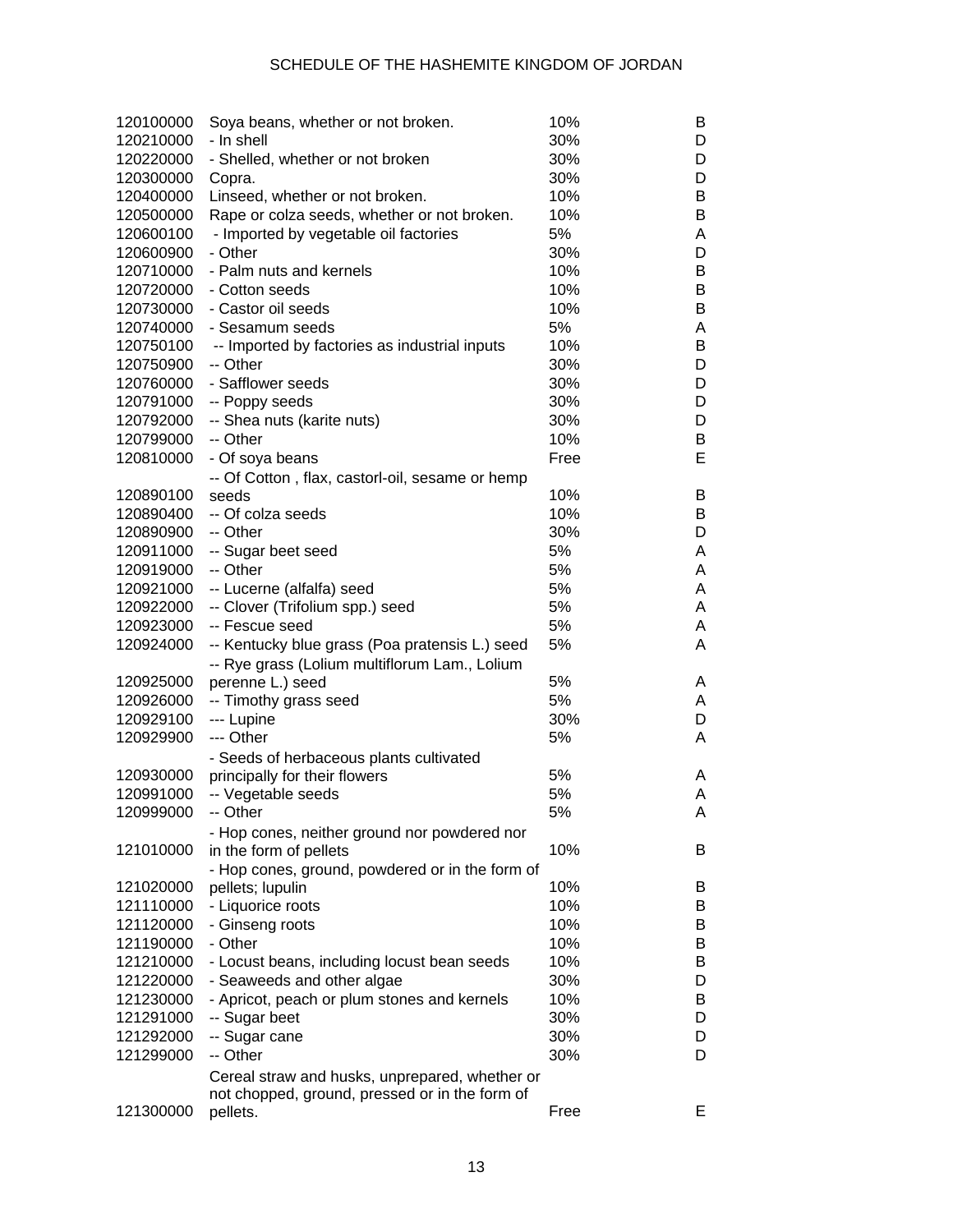| | | | |
|---|---|---|---|
| 120100000 | Soya beans, whether or not broken. | 10% | B |
| 120210000 | - In shell | 30% | D |
| 120220000 | - Shelled, whether or not broken | 30% | D |
| 120300000 | Copra. | 30% | D |
| 120400000 | Linseed, whether or not broken. | 10% | B |
| 120500000 | Rape or colza seeds, whether or not broken. | 10% | B |
| 120600100 | - Imported by vegetable oil factories | 5% | A |
| 120600900 | - Other | 30% | D |
| 120710000 | - Palm nuts and kernels | 10% | B |
| 120720000 | - Cotton seeds | 10% | B |
| 120730000 | - Castor oil seeds | 10% | B |
| 120740000 | - Sesamum seeds | 5% | A |
| 120750100 | -- Imported by factories as industrial inputs | 10% | B |
| 120750900 | -- Other | 30% | D |
| 120760000 | - Safflower seeds | 30% | D |
| 120791000 | -- Poppy seeds | 30% | D |
| 120792000 | -- Shea nuts (karite nuts) | 30% | D |
| 120799000 | -- Other | 10% | B |
| 120810000 | - Of soya beans | Free | E |
| 120890100 | -- Of Cotton , flax, castorl-oil, sesame or hemp seeds | 10% | B |
| 120890400 | -- Of colza seeds | 10% | B |
| 120890900 | -- Other | 30% | D |
| 120911000 | -- Sugar beet seed | 5% | A |
| 120919000 | -- Other | 5% | A |
| 120921000 | -- Lucerne (alfalfa) seed | 5% | A |
| 120922000 | -- Clover (Trifolium spp.) seed | 5% | A |
| 120923000 | -- Fescue seed | 5% | A |
| 120924000 | -- Kentucky blue grass (Poa pratensis L.) seed | 5% | A |
| 120925000 | -- Rye grass (Lolium multiflorum Lam., Lolium perenne L.) seed | 5% | A |
| 120926000 | -- Timothy grass seed | 5% | A |
| 120929100 | --- Lupine | 30% | D |
| 120929900 | --- Other | 5% | A |
| 120930000 | - Seeds of herbaceous plants cultivated principally for their flowers | 5% | A |
| 120991000 | -- Vegetable seeds | 5% | A |
| 120999000 | -- Other | 5% | A |
| 121010000 | - Hop cones, neither ground nor powdered nor in the form of pellets | 10% | B |
| 121020000 | - Hop cones, ground, powdered or in the form of pellets; lupulin | 10% | B |
| 121110000 | - Liquorice roots | 10% | B |
| 121120000 | - Ginseng roots | 10% | B |
| 121190000 | - Other | 10% | B |
| 121210000 | - Locust beans, including locust bean seeds | 10% | B |
| 121220000 | - Seaweeds and other algae | 30% | D |
| 121230000 | - Apricot, peach or plum stones and kernels | 10% | B |
| 121291000 | -- Sugar beet | 30% | D |
| 121292000 | -- Sugar cane | 30% | D |
| 121299000 | -- Other | 30% | D |
| 121300000 | Cereal straw and husks, unprepared, whether or not chopped, ground, pressed or in the form of pellets. | Free | E |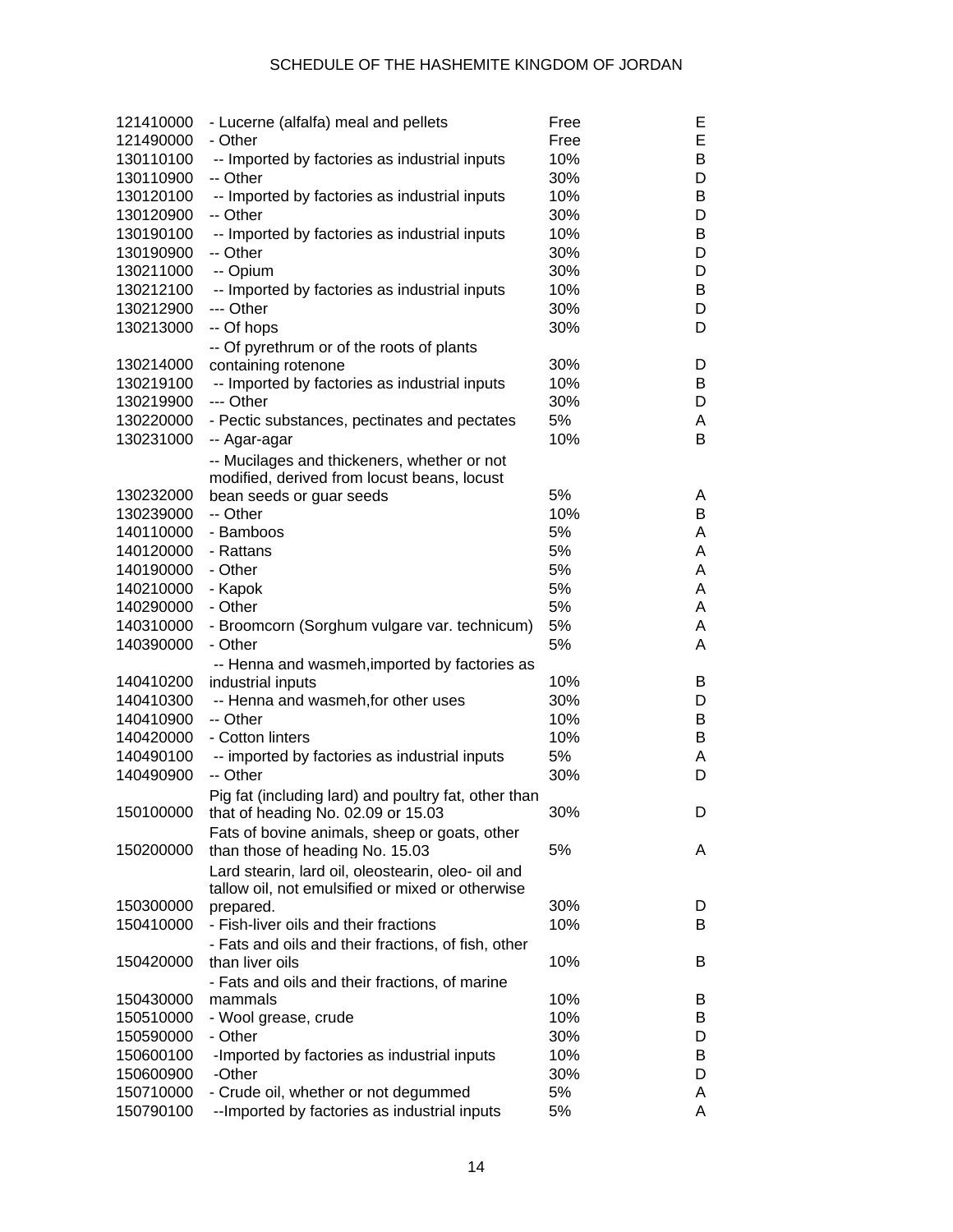| | | | |
|---|---|---|---|
| 121410000 | - Lucerne (alfalfa) meal and pellets | Free | E |
| 121490000 | - Other | Free | E |
| 130110100 | -- Imported by factories as industrial inputs | 10% | B |
| 130110900 | -- Other | 30% | D |
| 130120100 | -- Imported by factories as industrial inputs | 10% | B |
| 130120900 | -- Other | 30% | D |
| 130190100 | -- Imported by factories as industrial inputs | 10% | B |
| 130190900 | -- Other | 30% | D |
| 130211000 | -- Opium | 30% | D |
| 130212100 | -- Imported by factories as industrial inputs | 10% | B |
| 130212900 | --- Other | 30% | D |
| 130213000 | -- Of hops | 30% | D |
| 130214000 | -- Of pyrethrum or of the roots of plants containing rotenone | 30% | D |
| 130219100 | -- Imported by factories as industrial inputs | 10% | B |
| 130219900 | --- Other | 30% | D |
| 130220000 | - Pectic substances, pectinates and pectates | 5% | A |
| 130231000 | -- Agar-agar | 10% | B |
| 130232000 | -- Mucilages and thickeners, whether or not modified, derived from locust beans, locust bean seeds or guar seeds | 5% | A |
| 130239000 | -- Other | 10% | B |
| 140110000 | - Bamboos | 5% | A |
| 140120000 | - Rattans | 5% | A |
| 140190000 | - Other | 5% | A |
| 140210000 | - Kapok | 5% | A |
| 140290000 | - Other | 5% | A |
| 140310000 | - Broomcorn (Sorghum vulgare var. technicum) | 5% | A |
| 140390000 | - Other | 5% | A |
| 140410200 | -- Henna and wasmeh,imported by factories as industrial inputs | 10% | B |
| 140410300 | -- Henna and wasmeh,for other uses | 30% | D |
| 140410900 | -- Other | 10% | B |
| 140420000 | - Cotton linters | 10% | B |
| 140490100 | -- imported by factories as industrial inputs | 5% | A |
| 140490900 | -- Other | 30% | D |
| 150100000 | Pig fat (including lard) and poultry fat, other than that of heading No. 02.09 or 15.03 | 30% | D |
| 150200000 | Fats of bovine animals, sheep or goats, other than those of heading No. 15.03 | 5% | A |
| 150300000 | Lard stearin, lard oil, oleostearin, oleo- oil and tallow oil, not emulsified or mixed or otherwise prepared. | 30% | D |
| 150410000 | - Fish-liver oils and their fractions | 10% | B |
| 150420000 | - Fats and oils and their fractions, of fish, other than liver oils | 10% | B |
| 150430000 | - Fats and oils and their fractions, of marine mammals | 10% | B |
| 150510000 | - Wool grease, crude | 10% | B |
| 150590000 | - Other | 30% | D |
| 150600100 | -Imported by factories as industrial inputs | 10% | B |
| 150600900 | -Other | 30% | D |
| 150710000 | - Crude oil, whether or not degummed | 5% | A |
| 150790100 | --Imported by factories as industrial inputs | 5% | A |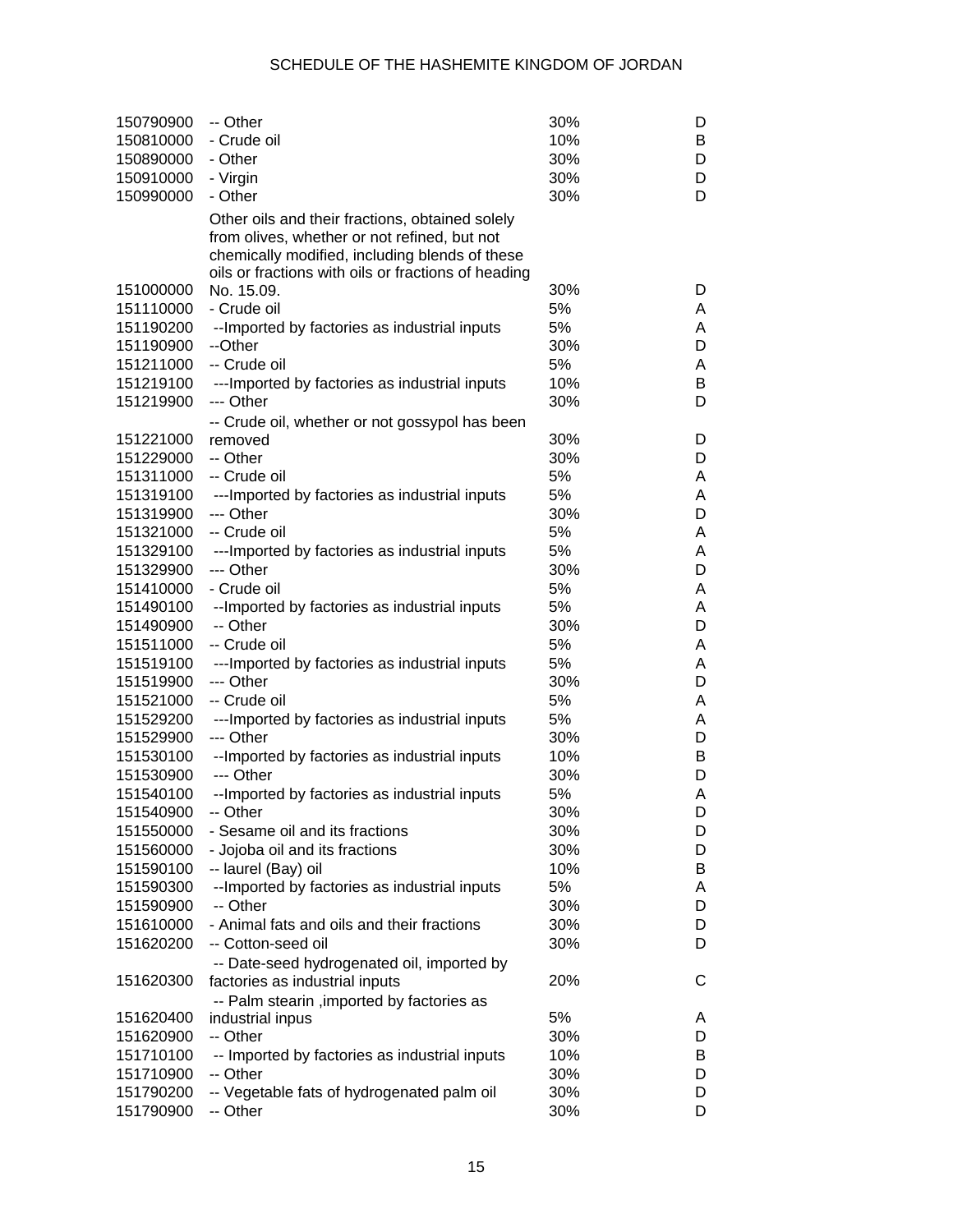| | | | |
|---|---|---|---|
| 150790900 | -- Other | 30% | D |
| 150810000 | - Crude oil | 10% | B |
| 150890000 | - Other | 30% | D |
| 150910000 | - Virgin | 30% | D |
| 150990000 | - Other | 30% | D |
| 151000000 | Other oils and their fractions, obtained solely from olives, whether or not refined, but not chemically modified, including blends of these oils or fractions with oils or fractions of heading No. 15.09. | 30% | D |
| 151110000 | - Crude oil | 5% | A |
| 151190200 | --Imported by factories as industrial inputs | 5% | A |
| 151190900 | --Other | 30% | D |
| 151211000 | -- Crude oil | 5% | A |
| 151219100 | ---Imported by factories as industrial inputs | 10% | B |
| 151219900 | --- Other | 30% | D |
| 151221000 | -- Crude oil, whether or not gossypol has been removed | 30% | D |
| 151229000 | -- Other | 30% | D |
| 151311000 | -- Crude oil | 5% | A |
| 151319100 | ---Imported by factories as industrial inputs | 5% | A |
| 151319900 | --- Other | 30% | D |
| 151321000 | -- Crude oil | 5% | A |
| 151329100 | ---Imported by factories as industrial inputs | 5% | A |
| 151329900 | --- Other | 30% | D |
| 151410000 | - Crude oil | 5% | A |
| 151490100 | --Imported by factories as industrial inputs | 5% | A |
| 151490900 | -- Other | 30% | D |
| 151511000 | -- Crude oil | 5% | A |
| 151519100 | ---Imported by factories as industrial inputs | 5% | A |
| 151519900 | --- Other | 30% | D |
| 151521000 | -- Crude oil | 5% | A |
| 151529200 | ---Imported by factories as industrial inputs | 5% | A |
| 151529900 | --- Other | 30% | D |
| 151530100 | --Imported by factories as industrial inputs | 10% | B |
| 151530900 | --- Other | 30% | D |
| 151540100 | --Imported by factories as industrial inputs | 5% | A |
| 151540900 | -- Other | 30% | D |
| 151550000 | - Sesame oil and its fractions | 30% | D |
| 151560000 | - Jojoba oil and its fractions | 30% | D |
| 151590100 | -- laurel (Bay) oil | 10% | B |
| 151590300 | --Imported by factories as industrial inputs | 5% | A |
| 151590900 | -- Other | 30% | D |
| 151610000 | - Animal fats and oils and their fractions | 30% | D |
| 151620200 | -- Cotton-seed oil | 30% | D |
| 151620300 | -- Date-seed hydrogenated oil, imported by factories as industrial inputs | 20% | C |
| 151620400 | -- Palm stearin ,imported by factories as industrial inpus | 5% | A |
| 151620900 | -- Other | 30% | D |
| 151710100 | -- Imported by factories as industrial inputs | 10% | B |
| 151710900 | -- Other | 30% | D |
| 151790200 | -- Vegetable fats of hydrogenated palm oil | 30% | D |
| 151790900 | -- Other | 30% | D |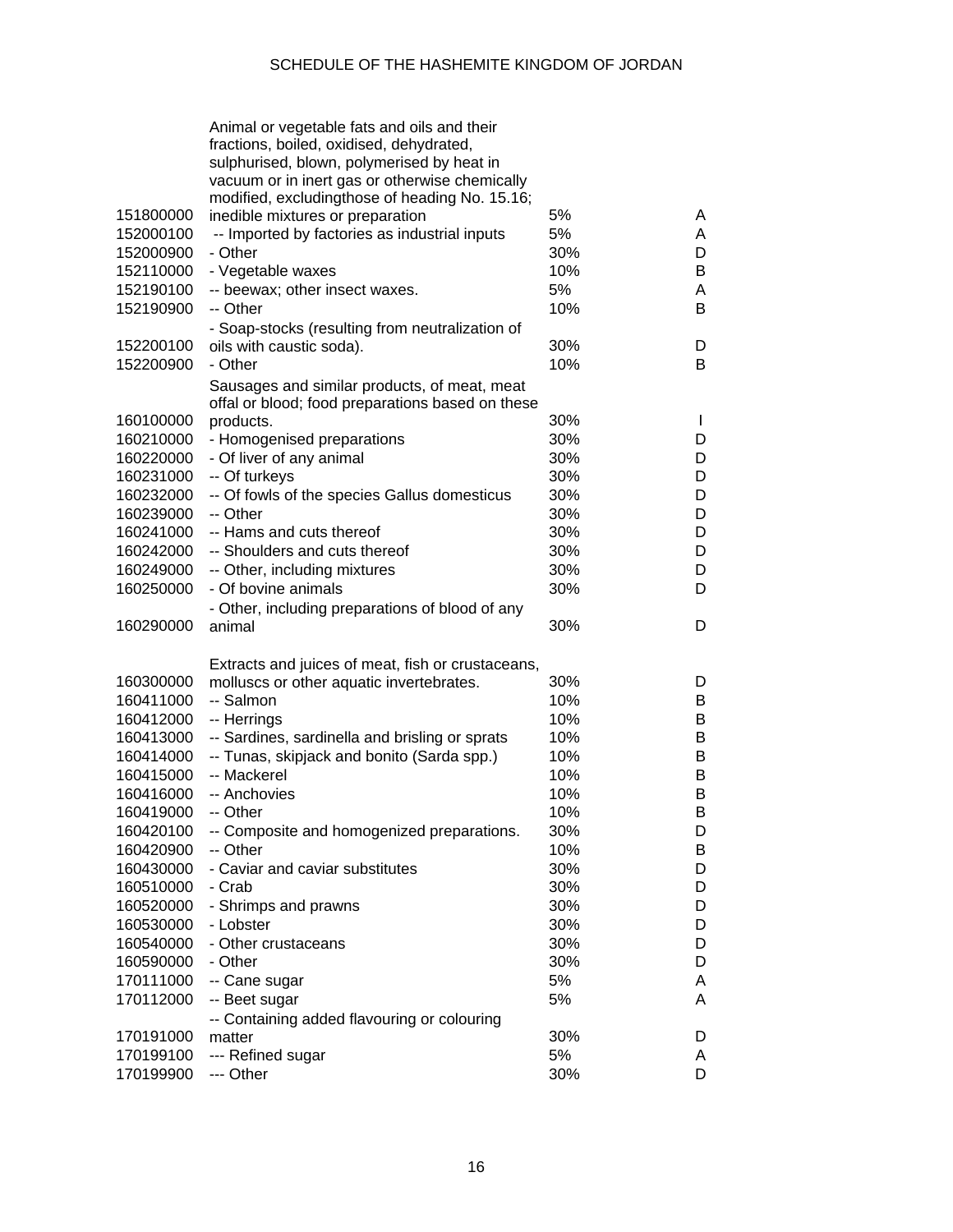# SCHEDULE OF THE HASHEMITE KINGDOM OF JORDAN

| | | | |
|---|---|---|---|
| 151800000 | Animal or vegetable fats and oils and their fractions, boiled, oxidised, dehydrated, sulphurised, blown, polymerised by heat in vacuum or in inert gas or otherwise chemically modified, excludingthose of heading No. 15.16; inedible mixtures or preparation | 5% | A |
| 152000100 | -- Imported by factories as industrial inputs | 5% | A |
| 152000900 | - Other | 30% | D |
| 152110000 | - Vegetable waxes | 10% | B |
| 152190100 | -- beewax; other insect waxes. | 5% | A |
| 152190900 | -- Other | 10% | B |
| 152200100 | - Soap-stocks (resulting from neutralization of oils with caustic soda). | 30% | D |
| 152200900 | - Other | 10% | B |
| 160100000 | Sausages and similar products, of meat, meat offal or blood; food preparations based on these products. | 30% | I |
| 160210000 | - Homogenised preparations | 30% | D |
| 160220000 | - Of liver of any animal | 30% | D |
| 160231000 | -- Of turkeys | 30% | D |
| 160232000 | -- Of fowls of the species Gallus domesticus | 30% | D |
| 160239000 | -- Other | 30% | D |
| 160241000 | -- Hams and cuts thereof | 30% | D |
| 160242000 | -- Shoulders and cuts thereof | 30% | D |
| 160249000 | -- Other, including mixtures | 30% | D |
| 160250000 | - Of bovine animals | 30% | D |
| 160290000 | - Other, including preparations of blood of any animal | 30% | D |
| 160300000 | Extracts and juices of meat, fish or crustaceans, molluscs or other aquatic invertebrates. | 30% | D |
| 160411000 | -- Salmon | 10% | B |
| 160412000 | -- Herrings | 10% | B |
| 160413000 | -- Sardines, sardinella and brisling or sprats | 10% | B |
| 160414000 | -- Tunas, skipjack and bonito (Sarda spp.) | 10% | B |
| 160415000 | -- Mackerel | 10% | B |
| 160416000 | -- Anchovies | 10% | B |
| 160419000 | -- Other | 10% | B |
| 160420100 | -- Composite and homogenized preparations. | 30% | D |
| 160420900 | -- Other | 10% | B |
| 160430000 | - Caviar and caviar substitutes | 30% | D |
| 160510000 | - Crab | 30% | D |
| 160520000 | - Shrimps and prawns | 30% | D |
| 160530000 | - Lobster | 30% | D |
| 160540000 | - Other crustaceans | 30% | D |
| 160590000 | - Other | 30% | D |
| 170111000 | -- Cane sugar | 5% | A |
| 170112000 | -- Beet sugar | 5% | A |
| 170191000 | -- Containing added flavouring or colouring matter | 30% | D |
| 170199100 | --- Refined sugar | 5% | A |
| 170199900 | --- Other | 30% | D |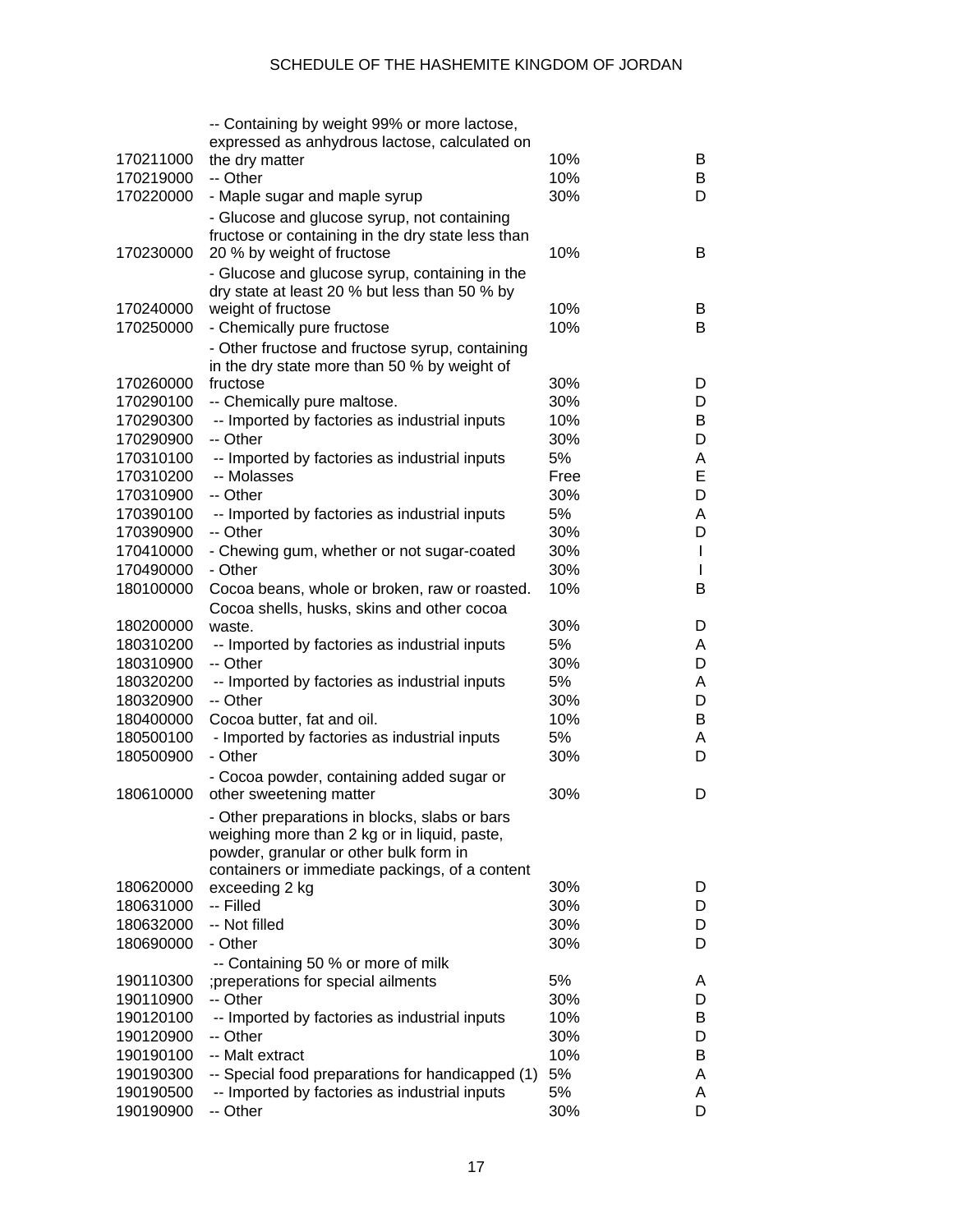| | | | |
|---|---|---|---|
| 170211000 | -- Containing by weight 99% or more lactose, expressed as anhydrous lactose, calculated on the dry matter | 10% | B |
| 170219000 | -- Other | 10% | B |
| 170220000 | - Maple sugar and maple syrup | 30% | D |
| 170230000 | - Glucose and glucose syrup, not containing fructose or containing in the dry state less than 20 % by weight of fructose | 10% | B |
| 170240000 | - Glucose and glucose syrup, containing in the dry state at least 20 % but less than 50 % by weight of fructose | 10% | B |
| 170250000 | - Chemically pure fructose | 10% | B |
| 170260000 | - Other fructose and fructose syrup, containing in the dry state more than 50 % by weight of fructose | 30% | D |
| 170290100 | -- Chemically pure maltose. | 30% | D |
| 170290300 | -- Imported by factories as industrial inputs | 10% | B |
| 170290900 | -- Other | 30% | D |
| 170310100 | -- Imported by factories as industrial inputs | 5% | A |
| 170310200 | -- Molasses | Free | E |
| 170310900 | -- Other | 30% | D |
| 170390100 | -- Imported by factories as industrial inputs | 5% | A |
| 170390900 | -- Other | 30% | D |
| 170410000 | - Chewing gum, whether or not sugar-coated | 30% | I |
| 170490000 | - Other | 30% | I |
| 180100000 | Cocoa beans, whole or broken, raw or roasted. | 10% | B |
| 180200000 | Cocoa shells, husks, skins and other cocoa waste. | 30% | D |
| 180310200 | -- Imported by factories as industrial inputs | 5% | A |
| 180310900 | -- Other | 30% | D |
| 180320200 | -- Imported by factories as industrial inputs | 5% | A |
| 180320900 | -- Other | 30% | D |
| 180400000 | Cocoa butter, fat and oil. | 10% | B |
| 180500100 | - Imported by factories as industrial inputs | 5% | A |
| 180500900 | - Other | 30% | D |
| 180610000 | - Cocoa powder, containing added sugar or other sweetening matter | 30% | D |
| 180620000 | - Other preparations in blocks, slabs or bars weighing more than 2 kg or in liquid, paste, powder, granular or other bulk form in containers or immediate packings, of a content exceeding 2 kg | 30% | D |
| 180631000 | -- Filled | 30% | D |
| 180632000 | -- Not filled | 30% | D |
| 180690000 | - Other | 30% | D |
| 190110300 | -- Containing 50 % or more of milk ;preperations for special ailments | 5% | A |
| 190110900 | -- Other | 30% | D |
| 190120100 | -- Imported by factories as industrial inputs | 10% | B |
| 190120900 | -- Other | 30% | D |
| 190190100 | -- Malt extract | 10% | B |
| 190190300 | -- Special food preparations for handicapped (1) | 5% | A |
| 190190500 | -- Imported by factories as industrial inputs | 5% | A |
| 190190900 | -- Other | 30% | D |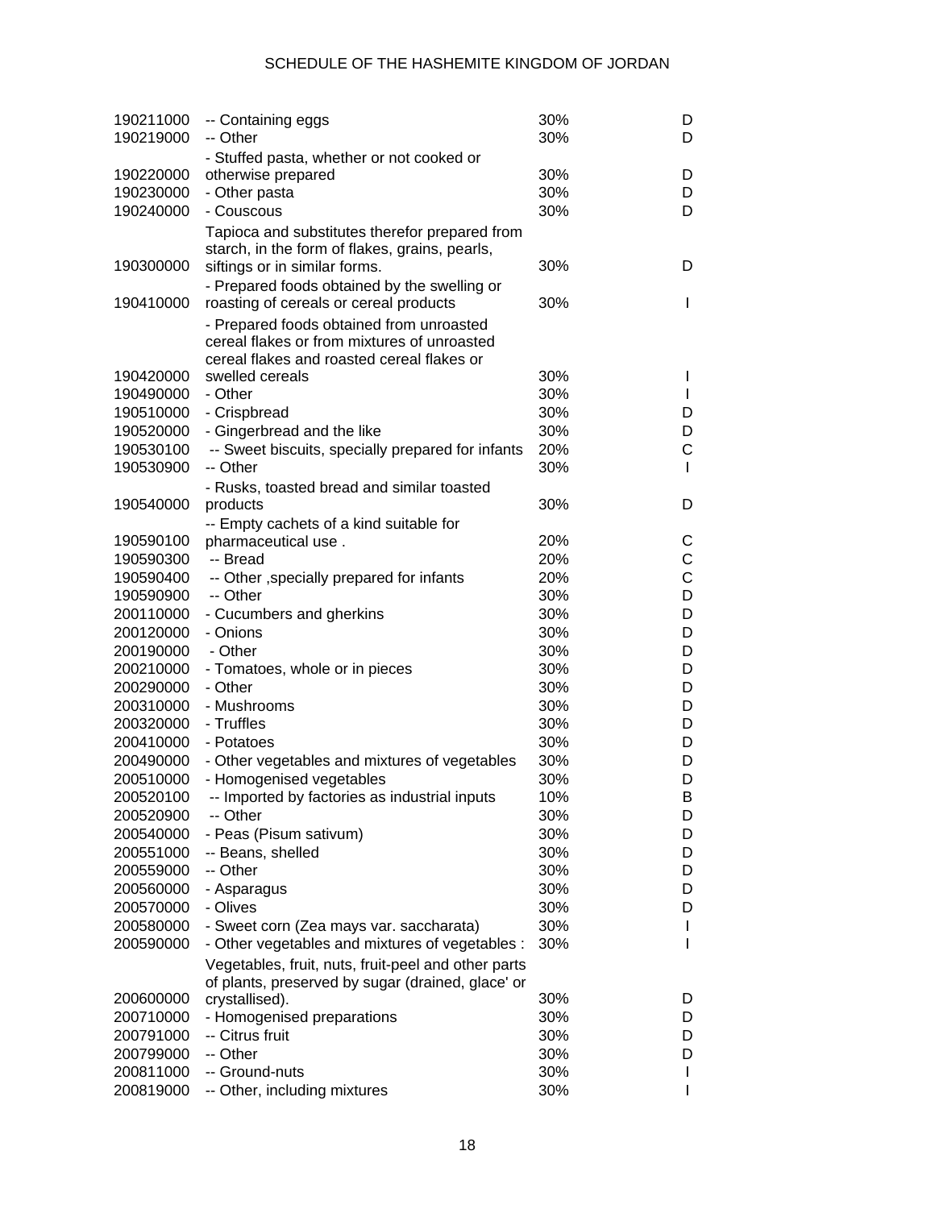| | | | |
|---|---|---|---|
| 190211000 | -- Containing eggs | 30% | D |
| 190219000 | -- Other | 30% | D |
| 190220000 | - Stuffed pasta, whether or not cooked or otherwise prepared | 30% | D |
| 190230000 | - Other pasta | 30% | D |
| 190240000 | - Couscous | 30% | D |
| 190300000 | Tapioca and substitutes therefor prepared from starch, in the form of flakes, grains, pearls, siftings or in similar forms. | 30% | D |
| 190410000 | - Prepared foods obtained by the swelling or roasting of cereals or cereal products | 30% | I |
| 190420000 | - Prepared foods obtained from unroasted cereal flakes or from mixtures of unroasted cereal flakes and roasted cereal flakes or swelled cereals | 30% | I |
| 190490000 | - Other | 30% | I |
| 190510000 | - Crispbread | 30% | D |
| 190520000 | - Gingerbread and the like | 30% | D |
| 190530100 | -- Sweet biscuits, specially prepared for infants | 20% | C |
| 190530900 | -- Other | 30% | I |
| 190540000 | - Rusks, toasted bread and similar toasted products | 30% | D |
| 190590100 | -- Empty cachets of a kind suitable for pharmaceutical use . | 20% | C |
| 190590300 | -- Bread | 20% | C |
| 190590400 | -- Other ,specially prepared for infants | 20% | C |
| 190590900 | -- Other | 30% | D |
| 200110000 | - Cucumbers and gherkins | 30% | D |
| 200120000 | - Onions | 30% | D |
| 200190000 | - Other | 30% | D |
| 200210000 | - Tomatoes, whole or in pieces | 30% | D |
| 200290000 | - Other | 30% | D |
| 200310000 | - Mushrooms | 30% | D |
| 200320000 | - Truffles | 30% | D |
| 200410000 | - Potatoes | 30% | D |
| 200490000 | - Other vegetables and mixtures of vegetables | 30% | D |
| 200510000 | - Homogenised vegetables | 30% | D |
| 200520100 | -- Imported by factories as industrial inputs | 10% | B |
| 200520900 | -- Other | 30% | D |
| 200540000 | - Peas (Pisum sativum) | 30% | D |
| 200551000 | -- Beans, shelled | 30% | D |
| 200559000 | -- Other | 30% | D |
| 200560000 | - Asparagus | 30% | D |
| 200570000 | - Olives | 30% | D |
| 200580000 | - Sweet corn (Zea mays var. saccharata) | 30% | I |
| 200590000 | - Other vegetables and mixtures of vegetables : | 30% | I |
| 200600000 | Vegetables, fruit, nuts, fruit-peel and other parts of plants, preserved by sugar (drained, glace' or crystallised). | 30% | D |
| 200710000 | - Homogenised preparations | 30% | D |
| 200791000 | -- Citrus fruit | 30% | D |
| 200799000 | -- Other | 30% | D |
| 200811000 | -- Ground-nuts | 30% | I |
| 200819000 | -- Other, including mixtures | 30% | I |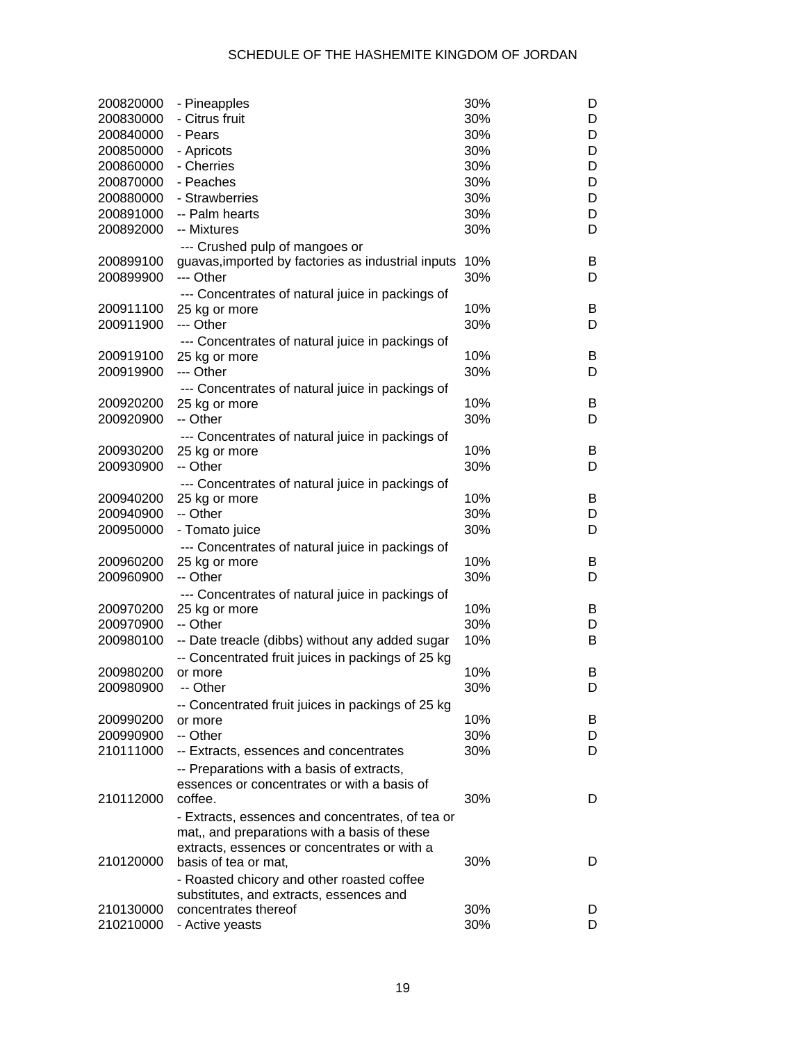| | | | |
|---|---|---|---|
| 200820000 | - Pineapples | 30% | D |
| 200830000 | - Citrus fruit | 30% | D |
| 200840000 | - Pears | 30% | D |
| 200850000 | - Apricots | 30% | D |
| 200860000 | - Cherries | 30% | D |
| 200870000 | - Peaches | 30% | D |
| 200880000 | - Strawberries | 30% | D |
| 200891000 | -- Palm hearts | 30% | D |
| 200892000 | -- Mixtures | 30% | D |
| 200899100 | --- Crushed pulp of mangoes or guavas,imported by factories as industrial inputs | 10% | B |
| 200899900 | --- Other | 30% | D |
| 200911100 | --- Concentrates of natural juice in packings of 25 kg or more | 10% | B |
| 200911900 | --- Other | 30% | D |
| 200919100 | --- Concentrates of natural juice in packings of 25 kg or more | 10% | B |
| 200919900 | --- Other | 30% | D |
| 200920200 | --- Concentrates of natural juice in packings of 25 kg or more | 10% | B |
| 200920900 | -- Other | 30% | D |
| 200930200 | --- Concentrates of natural juice in packings of 25 kg or more | 10% | B |
| 200930900 | -- Other | 30% | D |
| 200940200 | --- Concentrates of natural juice in packings of 25 kg or more | 10% | B |
| 200940900 | -- Other | 30% | D |
| 200950000 | - Tomato juice | 30% | D |
| 200960200 | --- Concentrates of natural juice in packings of 25 kg or more | 10% | B |
| 200960900 | -- Other | 30% | D |
| 200970200 | --- Concentrates of natural juice in packings of 25 kg or more | 10% | B |
| 200970900 | -- Other | 30% | D |
| 200980100 | -- Date treacle (dibbs) without any added sugar | 10% | B |
| 200980200 | -- Concentrated fruit juices in packings of 25 kg or more | 10% | B |
| 200980900 | -- Other | 30% | D |
| 200990200 | -- Concentrated fruit juices in packings of 25 kg or more | 10% | B |
| 200990900 | -- Other | 30% | D |
| 210111000 | -- Extracts, essences and concentrates | 30% | D |
| 210112000 | -- Preparations with a basis of extracts, essences or concentrates or with a basis of coffee. | 30% | D |
| 210120000 | - Extracts, essences and concentrates, of tea or mat,, and preparations with a basis of these extracts, essences or concentrates or with a basis of tea or mat, | 30% | D |
| 210130000 | - Roasted chicory and other roasted coffee substitutes, and extracts, essences and concentrates thereof | 30% | D |
| 210210000 | - Active yeasts | 30% | D |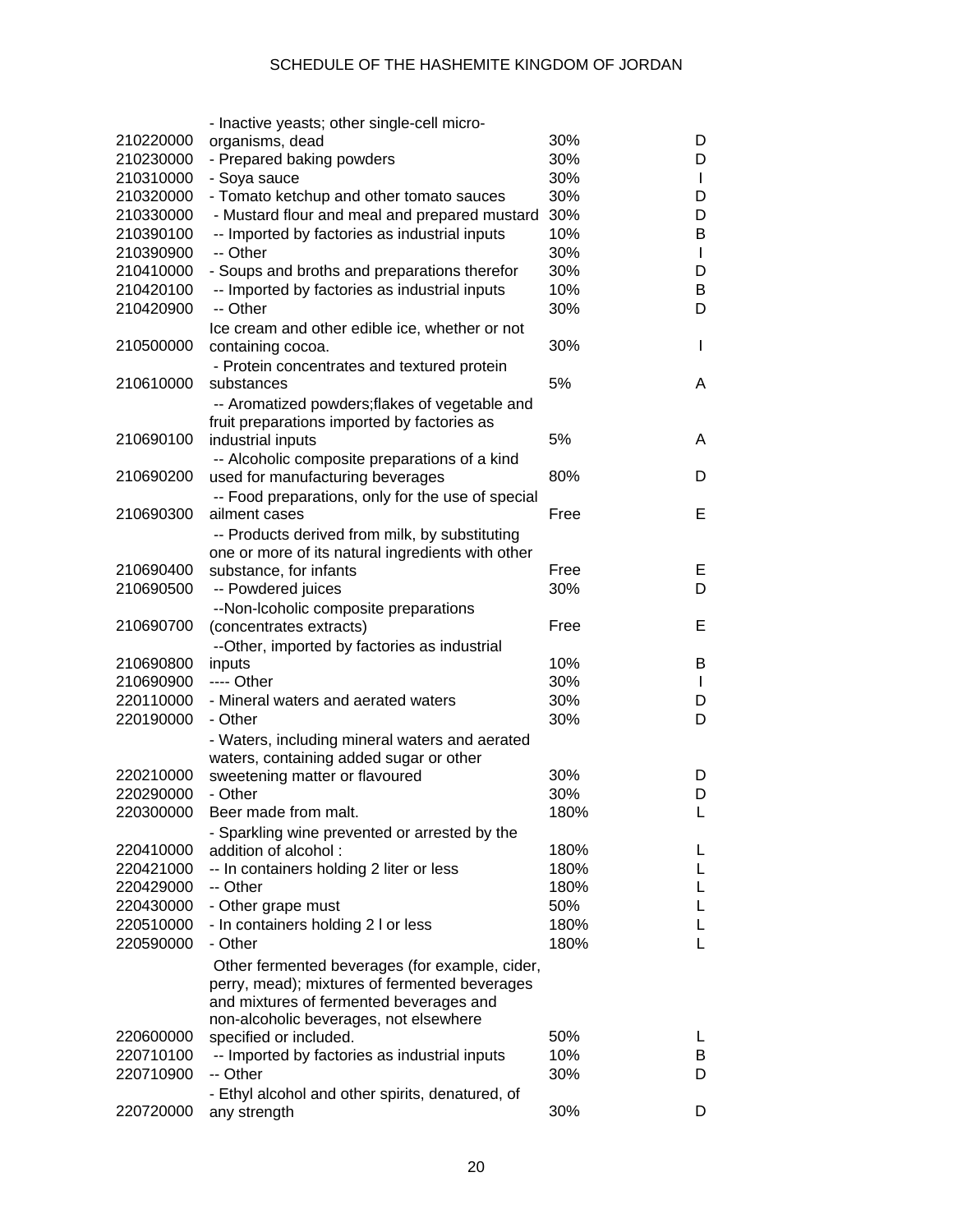| | | | |
|---|---|---|---|
| 210220000 | - Inactive yeasts; other single-cell micro-organisms, dead | 30% | D |
| 210230000 | - Prepared baking powders | 30% | D |
| 210310000 | - Soya sauce | 30% | I |
| 210320000 | - Tomato ketchup and other tomato sauces | 30% | D |
| 210330000 | - Mustard flour and meal and prepared mustard | 30% | D |
| 210390100 | -- Imported by factories as industrial inputs | 10% | B |
| 210390900 | -- Other | 30% | I |
| 210410000 | - Soups and broths and preparations therefor | 30% | D |
| 210420100 | -- Imported by factories as industrial inputs | 10% | B |
| 210420900 | -- Other | 30% | D |
| 210500000 | Ice cream and other edible ice, whether or not containing cocoa. | 30% | I |
| 210610000 | - Protein concentrates and textured protein substances | 5% | A |
| 210690100 | -- Aromatized powders;flakes of vegetable and fruit preparations imported by factories as industrial inputs | 5% | A |
| 210690200 | -- Alcoholic composite preparations of a kind used for manufacturing beverages | 80% | D |
| 210690300 | -- Food preparations, only for the use of special ailment cases | Free | E |
| 210690400 | -- Products derived from milk, by substituting one or more of its natural ingredients with other substance, for infants | Free | E |
| 210690500 | -- Powdered juices | 30% | D |
| 210690700 | --Non-lcoholic composite preparations (concentrates extracts) | Free | E |
| 210690800 | --Other, imported by factories as industrial inputs | 10% | B |
| 210690900 | ---- Other | 30% | I |
| 220110000 | - Mineral waters and aerated waters | 30% | D |
| 220190000 | - Other | 30% | D |
| 220210000 | - Waters, including mineral waters and aerated waters, containing added sugar or other sweetening matter or flavoured | 30% | D |
| 220290000 | - Other | 30% | D |
| 220300000 | Beer made from malt. | 180% | L |
| 220410000 | - Sparkling wine prevented or arrested by the addition of alcohol : | 180% | L |
| 220421000 | -- In containers holding 2 liter or less | 180% | L |
| 220429000 | -- Other | 180% | L |
| 220430000 | - Other grape must | 50% | L |
| 220510000 | - In containers holding 2 l or less | 180% | L |
| 220590000 | - Other | 180% | L |
| 220600000 | Other fermented beverages (for example, cider, perry, mead); mixtures of fermented beverages and mixtures of fermented beverages and non-alcoholic beverages, not elsewhere specified or included. | 50% | L |
| 220710100 | -- Imported by factories as industrial inputs | 10% | B |
| 220710900 | -- Other | 30% | D |
| 220720000 | - Ethyl alcohol and other spirits, denatured, of any strength | 30% | D |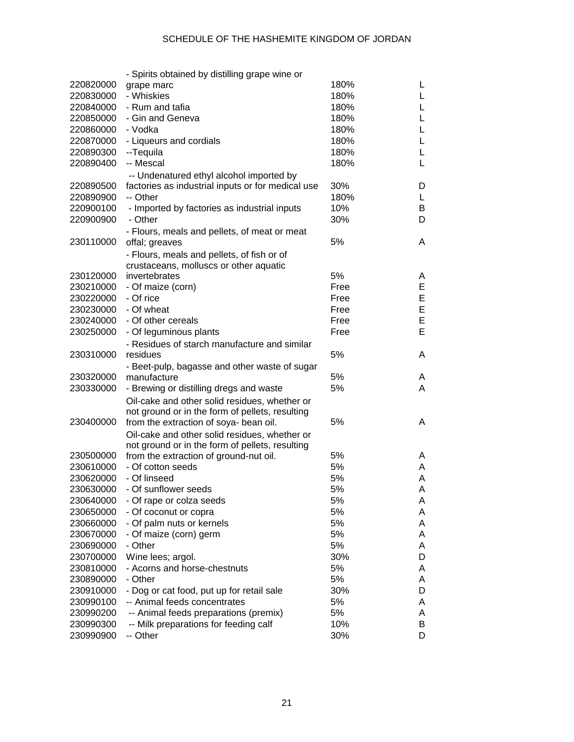| | | | |
|---|---|---|---|
| 220820000 | - Spirits obtained by distilling grape wine or grape marc | 180% | L |
| 220830000 | - Whiskies | 180% | L |
| 220840000 | - Rum and tafia | 180% | L |
| 220850000 | - Gin and Geneva | 180% | L |
| 220860000 | - Vodka | 180% | L |
| 220870000 | - Liqueurs and cordials | 180% | L |
| 220890300 | --Tequila | 180% | L |
| 220890400 | -- Mescal | 180% | L |
| 220890500 | -- Undenatured ethyl alcohol imported by factories as industrial inputs or for medical use | 30% | D |
| 220890900 | -- Other | 180% | L |
| 220900100 | - Imported by factories as industrial inputs | 10% | B |
| 220900900 | - Other | 30% | D |
| 230110000 | - Flours, meals and pellets, of meat or meat offal; greaves | 5% | A |
| 230120000 | - Flours, meals and pellets, of fish or of crustaceans, molluscs or other aquatic invertebrates | 5% | A |
| 230210000 | - Of maize (corn) | Free | E |
| 230220000 | - Of rice | Free | E |
| 230230000 | - Of wheat | Free | E |
| 230240000 | - Of other cereals | Free | E |
| 230250000 | - Of leguminous plants | Free | E |
| 230310000 | - Residues of starch manufacture and similar residues | 5% | A |
| 230320000 | - Beet-pulp, bagasse and other waste of sugar manufacture | 5% | A |
| 230330000 | - Brewing or distilling dregs and waste | 5% | A |
| 230400000 | Oil-cake and other solid residues, whether or not ground or in the form of pellets, resulting from the extraction of soya- bean oil. | 5% | A |
| 230500000 | Oil-cake and other solid residues, whether or not ground or in the form of pellets, resulting from the extraction of ground-nut oil. | 5% | A |
| 230610000 | - Of cotton seeds | 5% | A |
| 230620000 | - Of linseed | 5% | A |
| 230630000 | - Of sunflower seeds | 5% | A |
| 230640000 | - Of rape or colza seeds | 5% | A |
| 230650000 | - Of coconut or copra | 5% | A |
| 230660000 | - Of palm nuts or kernels | 5% | A |
| 230670000 | - Of maize (corn) germ | 5% | A |
| 230690000 | - Other | 5% | A |
| 230700000 | Wine lees; argol. | 30% | D |
| 230810000 | - Acorns and horse-chestnuts | 5% | A |
| 230890000 | - Other | 5% | A |
| 230910000 | - Dog or cat food, put up for retail sale | 30% | D |
| 230990100 | -- Animal feeds concentrates | 5% | A |
| 230990200 | -- Animal feeds preparations (premix) | 5% | A |
| 230990300 | -- Milk preparations for feeding calf | 10% | B |
| 230990900 | -- Other | 30% | D |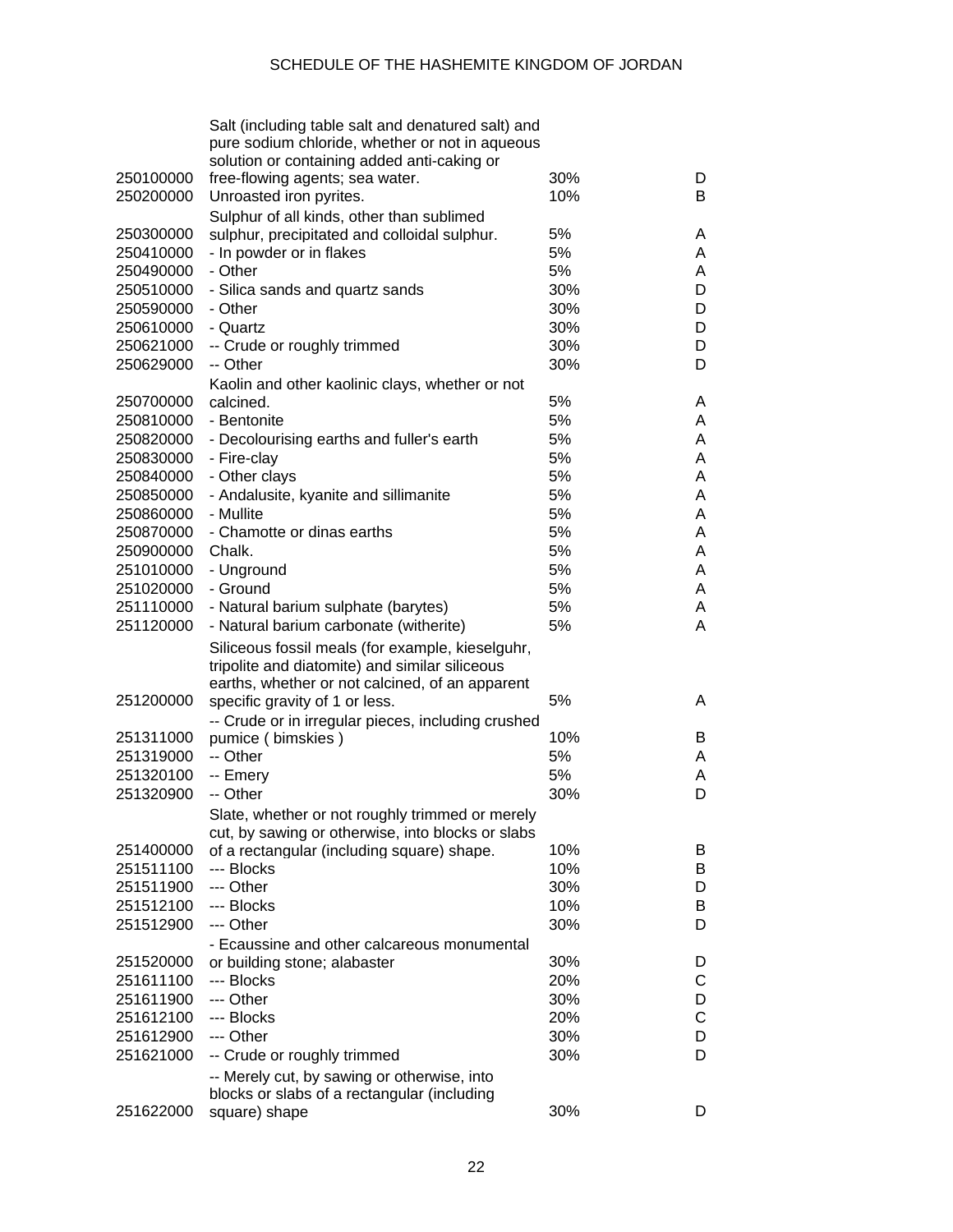| | | | |
|---|---|---|---|
| 250100000 | Salt (including table salt and denatured salt) and pure sodium chloride, whether or not in aqueous solution or containing added anti-caking or free-flowing agents; sea water. | 30% | D |
| 250200000 | Unroasted iron pyrites. | 10% | B |
| 250300000 | Sulphur of all kinds, other than sublimed sulphur, precipitated and colloidal sulphur. | 5% | A |
| 250410000 | - In powder or in flakes | 5% | A |
| 250490000 | - Other | 5% | A |
| 250510000 | - Silica sands and quartz sands | 30% | D |
| 250590000 | - Other | 30% | D |
| 250610000 | - Quartz | 30% | D |
| 250621000 | -- Crude or roughly trimmed | 30% | D |
| 250629000 | -- Other | 30% | D |
| 250700000 | Kaolin and other kaolinic clays, whether or not calcined. | 5% | A |
| 250810000 | - Bentonite | 5% | A |
| 250820000 | - Decolourising earths and fuller's earth | 5% | A |
| 250830000 | - Fire-clay | 5% | A |
| 250840000 | - Other clays | 5% | A |
| 250850000 | - Andalusite, kyanite and sillimanite | 5% | A |
| 250860000 | - Mullite | 5% | A |
| 250870000 | - Chamotte or dinas earths | 5% | A |
| 250900000 | Chalk. | 5% | A |
| 251010000 | - Unground | 5% | A |
| 251020000 | - Ground | 5% | A |
| 251110000 | - Natural barium sulphate (barytes) | 5% | A |
| 251120000 | - Natural barium carbonate (witherite) | 5% | A |
| 251200000 | Siliceous fossil meals (for example, kieselguhr, tripolite and diatomite) and similar siliceous earths, whether or not calcined, of an apparent specific gravity of 1 or less. | 5% | A |
| 251311000 | -- Crude or in irregular pieces, including crushed pumice ( bimskies ) | 10% | B |
| 251319000 | -- Other | 5% | A |
| 251320100 | -- Emery | 5% | A |
| 251320900 | -- Other | 30% | D |
| 251400000 | Slate, whether or not roughly trimmed or merely cut, by sawing or otherwise, into blocks or slabs of a rectangular (including square) shape. | 10% | B |
| 251511100 | --- Blocks | 10% | B |
| 251511900 | --- Other | 30% | D |
| 251512100 | --- Blocks | 10% | B |
| 251512900 | --- Other | 30% | D |
| 251520000 | - Ecaussine and other calcareous monumental or building stone; alabaster | 30% | D |
| 251611100 | --- Blocks | 20% | C |
| 251611900 | --- Other | 30% | D |
| 251612100 | --- Blocks | 20% | C |
| 251612900 | --- Other | 30% | D |
| 251621000 | -- Crude or roughly trimmed | 30% | D |
| 251622000 | -- Merely cut, by sawing or otherwise, into blocks or slabs of a rectangular (including square) shape | 30% | D |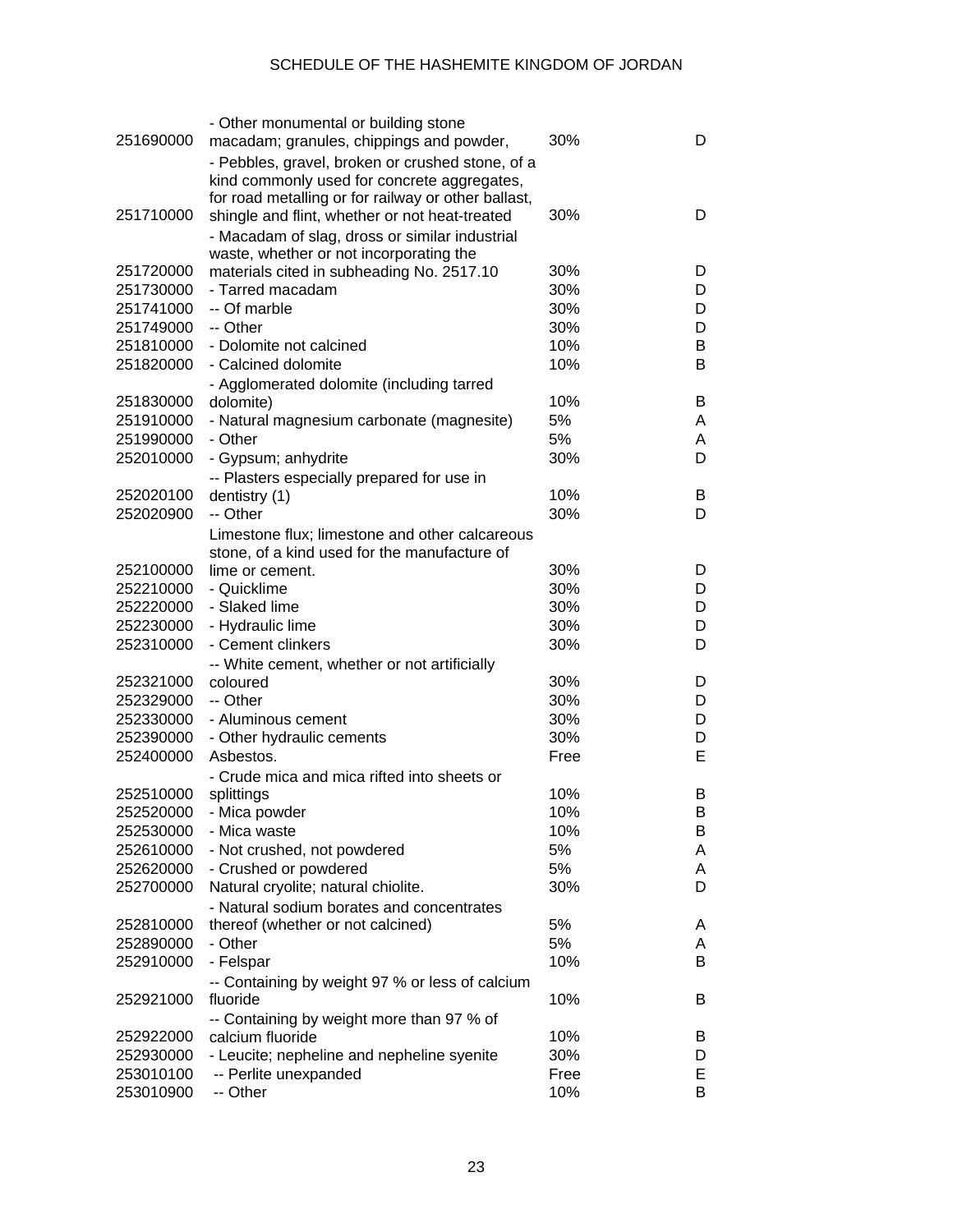| | | | |
|---|---|---|---|
| 251690000 | - Other monumental or building stone macadam; granules, chippings and powder, | 30% | D |
| 251710000 | - Pebbles, gravel, broken or crushed stone, of a kind commonly used for concrete aggregates, for road metalling or for railway or other ballast, shingle and flint, whether or not heat-treated | 30% | D |
| 251720000 | - Macadam of slag, dross or similar industrial waste, whether or not incorporating the materials cited in subheading No. 2517.10 | 30% | D |
| 251730000 | - Tarred macadam | 30% | D |
| 251741000 | -- Of marble | 30% | D |
| 251749000 | -- Other | 30% | D |
| 251810000 | - Dolomite not calcined | 10% | B |
| 251820000 | - Calcined dolomite | 10% | B |
| 251830000 | - Agglomerated dolomite (including tarred dolomite) | 10% | B |
| 251910000 | - Natural magnesium carbonate (magnesite) | 5% | A |
| 251990000 | - Other | 5% | A |
| 252010000 | - Gypsum; anhydrite | 30% | D |
| 252020100 | -- Plasters especially prepared for use in dentistry (1) | 10% | B |
| 252020900 | -- Other | 30% | D |
| 252100000 | Limestone flux; limestone and other calcareous stone, of a kind used for the manufacture of lime or cement. | 30% | D |
| 252210000 | - Quicklime | 30% | D |
| 252220000 | - Slaked lime | 30% | D |
| 252230000 | - Hydraulic lime | 30% | D |
| 252310000 | - Cement clinkers | 30% | D |
| 252321000 | -- White cement, whether or not artificially coloured | 30% | D |
| 252329000 | -- Other | 30% | D |
| 252330000 | - Aluminous cement | 30% | D |
| 252390000 | - Other hydraulic cements | 30% | D |
| 252400000 | Asbestos. | Free | E |
| 252510000 | - Crude mica and mica rifted into sheets or splittings | 10% | B |
| 252520000 | - Mica powder | 10% | B |
| 252530000 | - Mica waste | 10% | B |
| 252610000 | - Not crushed, not powdered | 5% | A |
| 252620000 | - Crushed or powdered | 5% | A |
| 252700000 | Natural cryolite; natural chiolite. | 30% | D |
| 252810000 | - Natural sodium borates and concentrates thereof (whether or not calcined) | 5% | A |
| 252890000 | - Other | 5% | A |
| 252910000 | - Felspar | 10% | B |
| 252921000 | -- Containing by weight 97 % or less of calcium fluoride | 10% | B |
| 252922000 | -- Containing by weight more than 97 % of calcium fluoride | 10% | B |
| 252930000 | - Leucite; nepheline and nepheline syenite | 30% | D |
| 253010100 | -- Perlite unexpanded | Free | E |
| 253010900 | -- Other | 10% | B |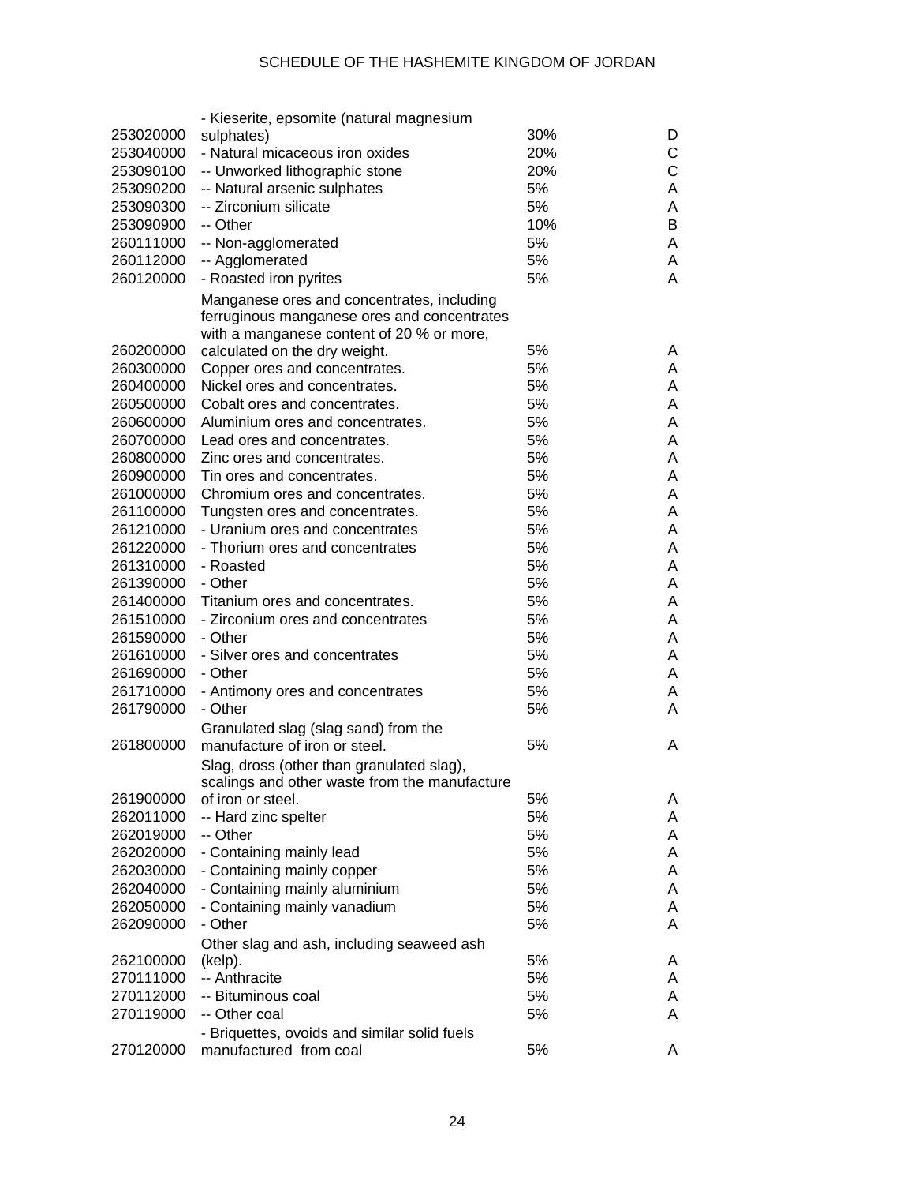| | | | |
|---|---|---|---|
| 253020000 | - Kieserite, epsomite (natural magnesium sulphates) | 30% | D |
| 253040000 | - Natural micaceous iron oxides | 20% | C |
| 253090100 | -- Unworked lithographic stone | 20% | C |
| 253090200 | -- Natural arsenic sulphates | 5% | A |
| 253090300 | -- Zirconium silicate | 5% | A |
| 253090900 | -- Other | 10% | B |
| 260111000 | -- Non-agglomerated | 5% | A |
| 260112000 | -- Agglomerated | 5% | A |
| 260120000 | - Roasted iron pyrites | 5% | A |
| 260200000 | Manganese ores and concentrates, including ferruginous manganese ores and concentrates with a manganese content of 20 % or more, calculated on the dry weight. | 5% | A |
| 260300000 | Copper ores and concentrates. | 5% | A |
| 260400000 | Nickel ores and concentrates. | 5% | A |
| 260500000 | Cobalt ores and concentrates. | 5% | A |
| 260600000 | Aluminium ores and concentrates. | 5% | A |
| 260700000 | Lead ores and concentrates. | 5% | A |
| 260800000 | Zinc ores and concentrates. | 5% | A |
| 260900000 | Tin ores and concentrates. | 5% | A |
| 261000000 | Chromium ores and concentrates. | 5% | A |
| 261100000 | Tungsten ores and concentrates. | 5% | A |
| 261210000 | - Uranium ores and concentrates | 5% | A |
| 261220000 | - Thorium ores and concentrates | 5% | A |
| 261310000 | - Roasted | 5% | A |
| 261390000 | - Other | 5% | A |
| 261400000 | Titanium ores and concentrates. | 5% | A |
| 261510000 | - Zirconium ores and concentrates | 5% | A |
| 261590000 | - Other | 5% | A |
| 261610000 | - Silver ores and concentrates | 5% | A |
| 261690000 | - Other | 5% | A |
| 261710000 | - Antimony ores and concentrates | 5% | A |
| 261790000 | - Other | 5% | A |
| 261800000 | Granulated slag (slag sand) from the manufacture of iron or steel. | 5% | A |
| 261900000 | Slag, dross (other than granulated slag), scalings and other waste from the manufacture of iron or steel. | 5% | A |
| 262011000 | -- Hard zinc spelter | 5% | A |
| 262019000 | -- Other | 5% | A |
| 262020000 | - Containing mainly lead | 5% | A |
| 262030000 | - Containing mainly copper | 5% | A |
| 262040000 | - Containing mainly aluminium | 5% | A |
| 262050000 | - Containing mainly vanadium | 5% | A |
| 262090000 | - Other | 5% | A |
| 262100000 | Other slag and ash, including seaweed ash (kelp). | 5% | A |
| 270111000 | -- Anthracite | 5% | A |
| 270112000 | -- Bituminous coal | 5% | A |
| 270119000 | -- Other coal | 5% | A |
| 270120000 | - Briquettes, ovoids and similar solid fuels manufactured from coal | 5% | A |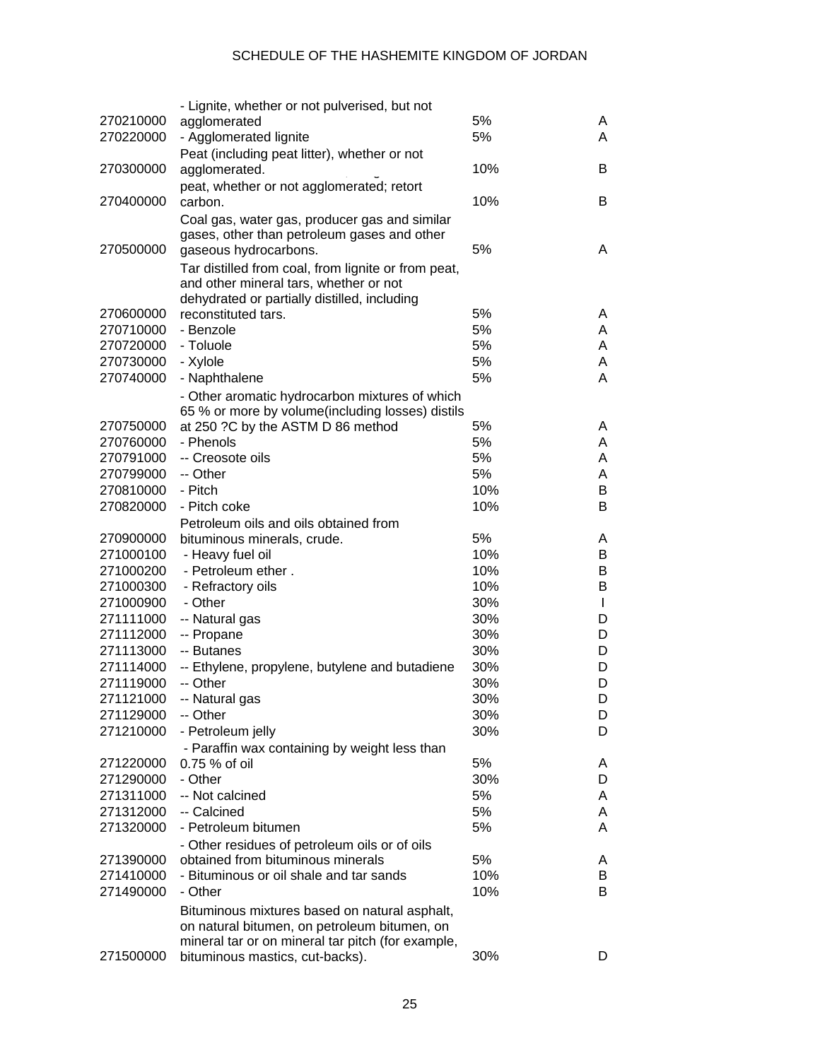SCHEDULE OF THE HASHEMITE KINGDOM OF JORDAN

| | | | |
|---|---|---|---|
| 270210000 | - Lignite, whether or not pulverised, but not agglomerated | 5% | A |
| 270220000 | - Agglomerated lignite | 5% | A |
| 270300000 | Peat (including peat litter), whether or not agglomerated. | 10% | B |
| 270400000 | peat, whether or not agglomerated; retort carbon. | 10% | B |
| 270500000 | Coal gas, water gas, producer gas and similar gases, other than petroleum gases and other gaseous hydrocarbons. | 5% | A |
| 270600000 | Tar distilled from coal, from lignite or from peat, and other mineral tars, whether or not dehydrated or partially distilled, including reconstituted tars. | 5% | A |
| 270710000 | - Benzole | 5% | A |
| 270720000 | - Toluole | 5% | A |
| 270730000 | - Xylole | 5% | A |
| 270740000 | - Naphthalene | 5% | A |
| 270750000 | - Other aromatic hydrocarbon mixtures of which 65 % or more by volume(including losses) distils at 250 ?C by the ASTM D 86 method | 5% | A |
| 270760000 | - Phenols | 5% | A |
| 270791000 | -- Creosote oils | 5% | A |
| 270799000 | -- Other | 5% | A |
| 270810000 | - Pitch | 10% | B |
| 270820000 | - Pitch coke | 10% | B |
| 270900000 | Petroleum oils and oils obtained from bituminous minerals, crude. | 5% | A |
| 271000100 | - Heavy fuel oil | 10% | B |
| 271000200 | - Petroleum ether . | 10% | B |
| 271000300 | - Refractory oils | 10% | B |
| 271000900 | - Other | 30% | I |
| 271111000 | -- Natural gas | 30% | D |
| 271112000 | -- Propane | 30% | D |
| 271113000 | -- Butanes | 30% | D |
| 271114000 | -- Ethylene, propylene, butylene and butadiene | 30% | D |
| 271119000 | -- Other | 30% | D |
| 271121000 | -- Natural gas | 30% | D |
| 271129000 | -- Other | 30% | D |
| 271210000 | - Petroleum jelly | 30% | D |
| 271220000 | - Paraffin wax containing by weight less than 0.75 % of oil | 5% | A |
| 271290000 | - Other | 30% | D |
| 271311000 | -- Not calcined | 5% | A |
| 271312000 | -- Calcined | 5% | A |
| 271320000 | - Petroleum bitumen | 5% | A |
| 271390000 | - Other residues of petroleum oils or of oils obtained from bituminous minerals | 5% | A |
| 271410000 | - Bituminous or oil shale and tar sands | 10% | B |
| 271490000 | - Other | 10% | B |
| 271500000 | Bituminous mixtures based on natural asphalt, on natural bitumen, on petroleum bitumen, on mineral tar or on mineral tar pitch (for example, bituminous mastics, cut-backs). | 30% | D |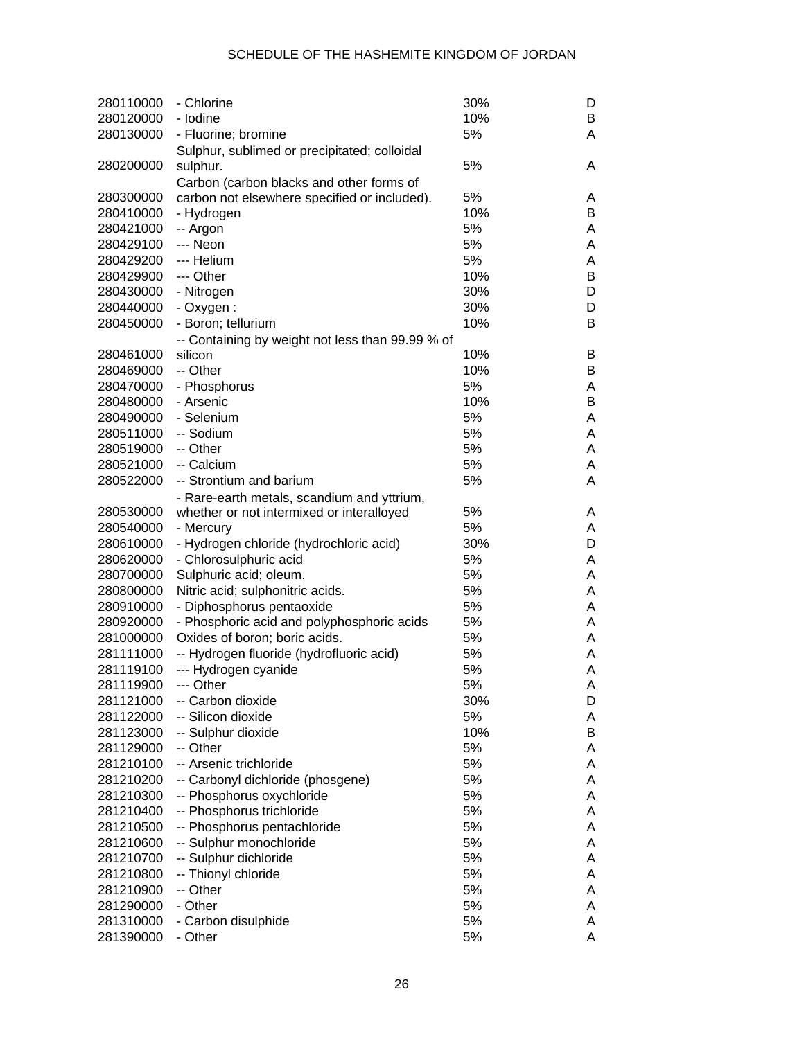| | | | |
|---|---|---|---|
| 280110000 | - Chlorine | 30% | D |
| 280120000 | - Iodine | 10% | B |
| 280130000 | - Fluorine; bromine | 5% | A |
| 280200000 | Sulphur, sublimed or precipitated; colloidal sulphur. | 5% | A |
| 280300000 | Carbon (carbon blacks and other forms of carbon not elsewhere specified or included). | 5% | A |
| 280410000 | - Hydrogen | 10% | B |
| 280421000 | -- Argon | 5% | A |
| 280429100 | --- Neon | 5% | A |
| 280429200 | --- Helium | 5% | A |
| 280429900 | --- Other | 10% | B |
| 280430000 | - Nitrogen | 30% | D |
| 280440000 | - Oxygen : | 30% | D |
| 280450000 | - Boron; tellurium | 10% | B |
| 280461000 | -- Containing by weight not less than 99.99 % of silicon | 10% | B |
| 280469000 | -- Other | 10% | B |
| 280470000 | - Phosphorus | 5% | A |
| 280480000 | - Arsenic | 10% | B |
| 280490000 | - Selenium | 5% | A |
| 280511000 | -- Sodium | 5% | A |
| 280519000 | -- Other | 5% | A |
| 280521000 | -- Calcium | 5% | A |
| 280522000 | -- Strontium and barium | 5% | A |
| 280530000 | - Rare-earth metals, scandium and yttrium, whether or not intermixed or interalloyed | 5% | A |
| 280540000 | - Mercury | 5% | A |
| 280610000 | - Hydrogen chloride (hydrochloric acid) | 30% | D |
| 280620000 | - Chlorosulphuric acid | 5% | A |
| 280700000 | Sulphuric acid; oleum. | 5% | A |
| 280800000 | Nitric acid; sulphonitric acids. | 5% | A |
| 280910000 | - Diphosphorus pentaoxide | 5% | A |
| 280920000 | - Phosphoric acid and polyphosphoric acids | 5% | A |
| 281000000 | Oxides of boron; boric acids. | 5% | A |
| 281111000 | -- Hydrogen fluoride (hydrofluoric acid) | 5% | A |
| 281119100 | --- Hydrogen cyanide | 5% | A |
| 281119900 | --- Other | 5% | A |
| 281121000 | -- Carbon dioxide | 30% | D |
| 281122000 | -- Silicon dioxide | 5% | A |
| 281123000 | -- Sulphur dioxide | 10% | B |
| 281129000 | -- Other | 5% | A |
| 281210100 | -- Arsenic trichloride | 5% | A |
| 281210200 | -- Carbonyl dichloride (phosgene) | 5% | A |
| 281210300 | -- Phosphorus oxychloride | 5% | A |
| 281210400 | -- Phosphorus trichloride | 5% | A |
| 281210500 | -- Phosphorus pentachloride | 5% | A |
| 281210600 | -- Sulphur monochloride | 5% | A |
| 281210700 | -- Sulphur dichloride | 5% | A |
| 281210800 | -- Thionyl chloride | 5% | A |
| 281210900 | -- Other | 5% | A |
| 281290000 | - Other | 5% | A |
| 281310000 | - Carbon disulphide | 5% | A |
| 281390000 | - Other | 5% | A |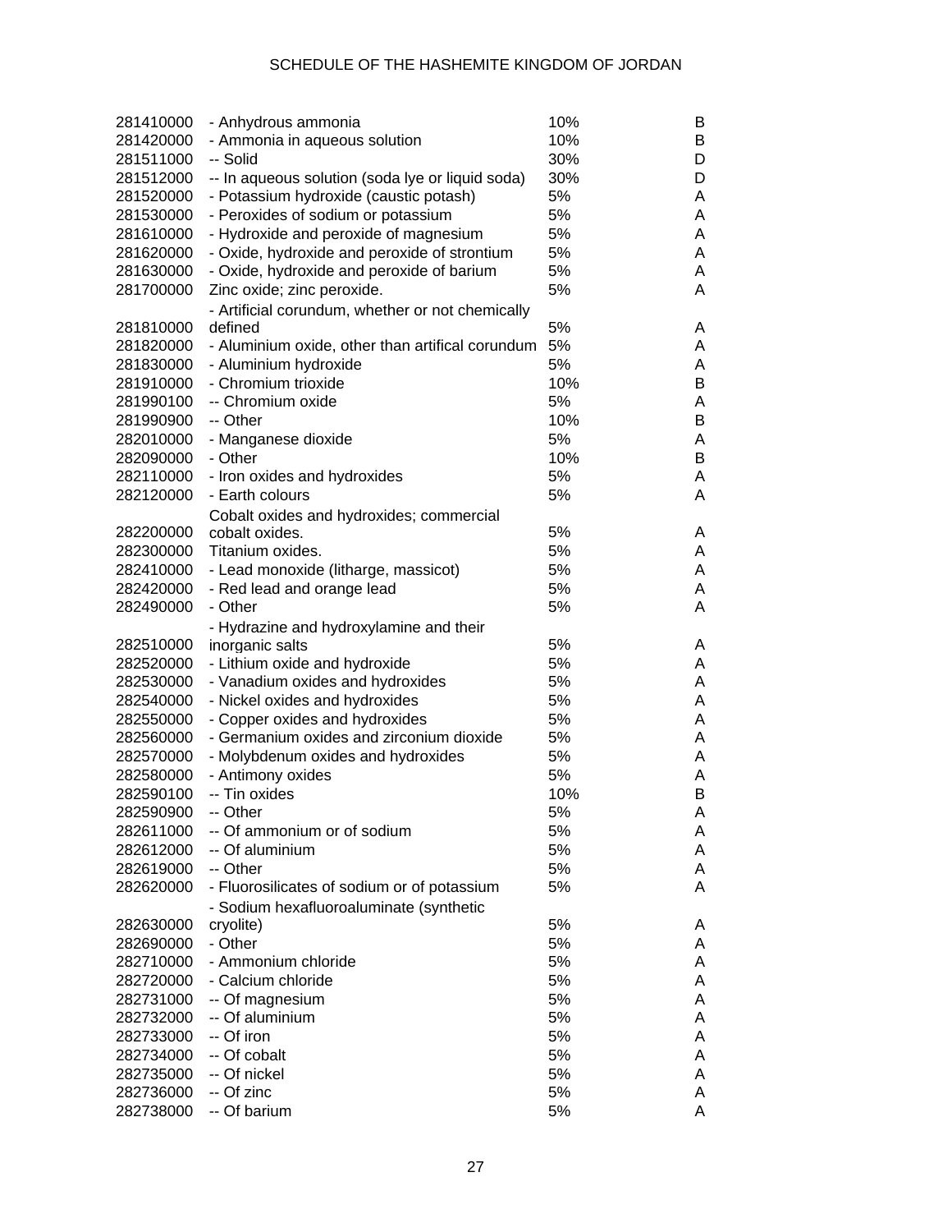| | | | |
|---|---|---|---|
| 281410000 | - Anhydrous ammonia | 10% | B |
| 281420000 | - Ammonia in aqueous solution | 10% | B |
| 281511000 | -- Solid | 30% | D |
| 281512000 | -- In aqueous solution (soda lye or liquid soda) | 30% | D |
| 281520000 | - Potassium hydroxide (caustic potash) | 5% | A |
| 281530000 | - Peroxides of sodium or potassium | 5% | A |
| 281610000 | - Hydroxide and peroxide of magnesium | 5% | A |
| 281620000 | - Oxide, hydroxide and peroxide of strontium | 5% | A |
| 281630000 | - Oxide, hydroxide and peroxide of barium | 5% | A |
| 281700000 | Zinc oxide; zinc peroxide. | 5% | A |
| 281810000 | - Artificial corundum, whether or not chemically defined | 5% | A |
| 281820000 | - Aluminium oxide, other than artifical corundum | 5% | A |
| 281830000 | - Aluminium hydroxide | 5% | A |
| 281910000 | - Chromium trioxide | 10% | B |
| 281990100 | -- Chromium oxide | 5% | A |
| 281990900 | -- Other | 10% | B |
| 282010000 | - Manganese dioxide | 5% | A |
| 282090000 | - Other | 10% | B |
| 282110000 | - Iron oxides and hydroxides | 5% | A |
| 282120000 | - Earth colours | 5% | A |
| 282200000 | Cobalt oxides and hydroxides; commercial cobalt oxides. | 5% | A |
| 282300000 | Titanium oxides. | 5% | A |
| 282410000 | - Lead monoxide (litharge, massicot) | 5% | A |
| 282420000 | - Red lead and orange lead | 5% | A |
| 282490000 | - Other | 5% | A |
| 282510000 | - Hydrazine and hydroxylamine and their inorganic salts | 5% | A |
| 282520000 | - Lithium oxide and hydroxide | 5% | A |
| 282530000 | - Vanadium oxides and hydroxides | 5% | A |
| 282540000 | - Nickel oxides and hydroxides | 5% | A |
| 282550000 | - Copper oxides and hydroxides | 5% | A |
| 282560000 | - Germanium oxides and zirconium dioxide | 5% | A |
| 282570000 | - Molybdenum oxides and hydroxides | 5% | A |
| 282580000 | - Antimony oxides | 5% | A |
| 282590100 | -- Tin oxides | 10% | B |
| 282590900 | -- Other | 5% | A |
| 282611000 | -- Of ammonium or of sodium | 5% | A |
| 282612000 | -- Of aluminium | 5% | A |
| 282619000 | -- Other | 5% | A |
| 282620000 | - Fluorosilicates of sodium or of potassium | 5% | A |
| 282630000 | - Sodium hexafluoroaluminate (synthetic cryolite) | 5% | A |
| 282690000 | - Other | 5% | A |
| 282710000 | - Ammonium chloride | 5% | A |
| 282720000 | - Calcium chloride | 5% | A |
| 282731000 | -- Of magnesium | 5% | A |
| 282732000 | -- Of aluminium | 5% | A |
| 282733000 | -- Of iron | 5% | A |
| 282734000 | -- Of cobalt | 5% | A |
| 282735000 | -- Of nickel | 5% | A |
| 282736000 | -- Of zinc | 5% | A |
| 282738000 | -- Of barium | 5% | A |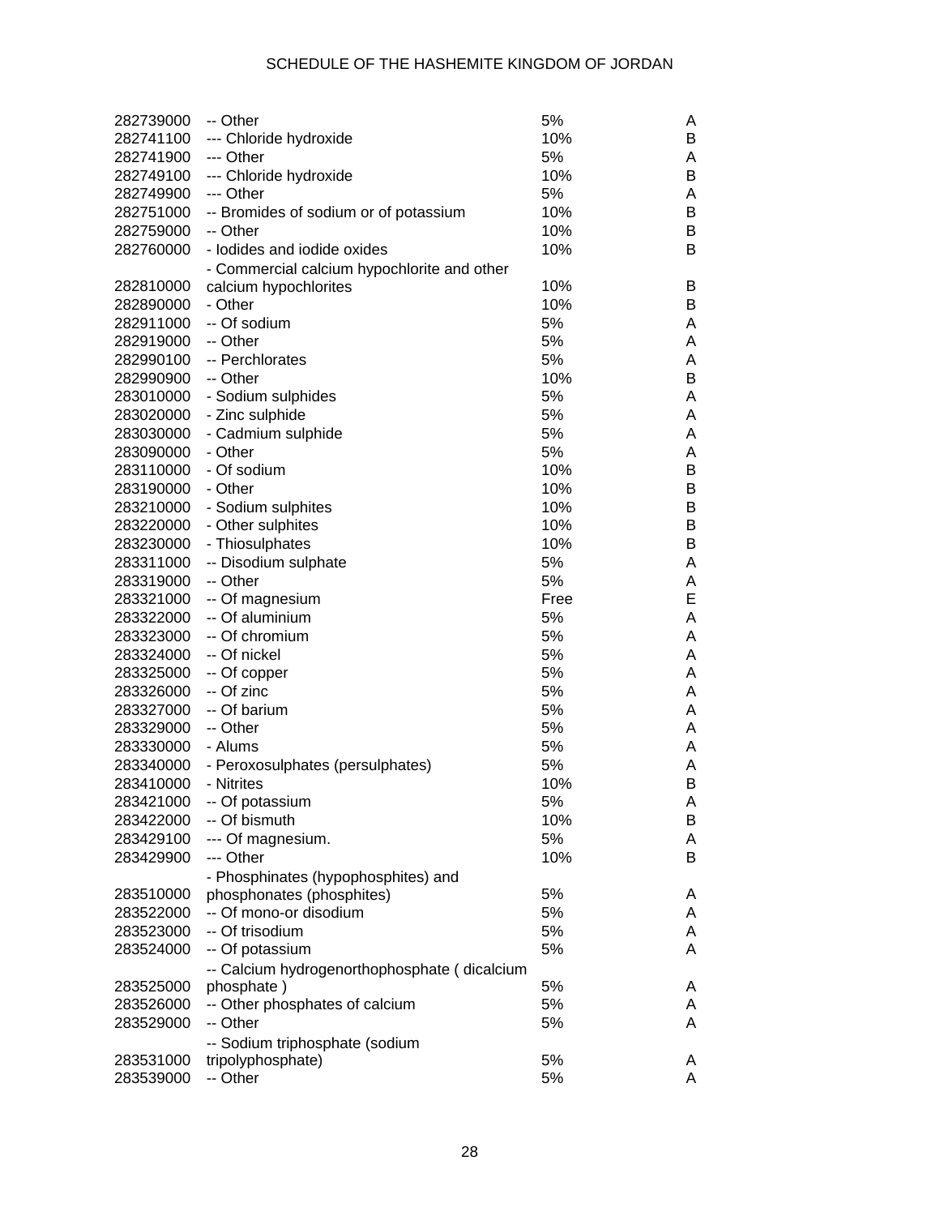| | | | |
|---|---|---|---|
| 282739000 | -- Other | 5% | A |
| 282741100 | --- Chloride hydroxide | 10% | B |
| 282741900 | --- Other | 5% | A |
| 282749100 | --- Chloride hydroxide | 10% | B |
| 282749900 | --- Other | 5% | A |
| 282751000 | -- Bromides of sodium or of potassium | 10% | B |
| 282759000 | -- Other | 10% | B |
| 282760000 | - Iodides and iodide oxides | 10% | B |
| 282810000 | - Commercial calcium hypochlorite and other calcium hypochlorites | 10% | B |
| 282890000 | - Other | 10% | B |
| 282911000 | -- Of sodium | 5% | A |
| 282919000 | -- Other | 5% | A |
| 282990100 | -- Perchlorates | 5% | A |
| 282990900 | -- Other | 10% | B |
| 283010000 | - Sodium sulphides | 5% | A |
| 283020000 | - Zinc sulphide | 5% | A |
| 283030000 | - Cadmium sulphide | 5% | A |
| 283090000 | - Other | 5% | A |
| 283110000 | - Of sodium | 10% | B |
| 283190000 | - Other | 10% | B |
| 283210000 | - Sodium sulphites | 10% | B |
| 283220000 | - Other sulphites | 10% | B |
| 283230000 | - Thiosulphates | 10% | B |
| 283311000 | -- Disodium sulphate | 5% | A |
| 283319000 | -- Other | 5% | A |
| 283321000 | -- Of magnesium | Free | E |
| 283322000 | -- Of aluminium | 5% | A |
| 283323000 | -- Of chromium | 5% | A |
| 283324000 | -- Of nickel | 5% | A |
| 283325000 | -- Of copper | 5% | A |
| 283326000 | -- Of zinc | 5% | A |
| 283327000 | -- Of barium | 5% | A |
| 283329000 | -- Other | 5% | A |
| 283330000 | - Alums | 5% | A |
| 283340000 | - Peroxosulphates (persulphates) | 5% | A |
| 283410000 | - Nitrites | 10% | B |
| 283421000 | -- Of potassium | 5% | A |
| 283422000 | -- Of bismuth | 10% | B |
| 283429100 | --- Of magnesium. | 5% | A |
| 283429900 | --- Other | 10% | B |
| 283510000 | - Phosphinates (hypophosphites) and phosphonates (phosphites) | 5% | A |
| 283522000 | -- Of mono-or disodium | 5% | A |
| 283523000 | -- Of trisodium | 5% | A |
| 283524000 | -- Of potassium | 5% | A |
| 283525000 | -- Calcium hydrogenorthophosphate ( dicalcium phosphate ) | 5% | A |
| 283526000 | -- Other phosphates of calcium | 5% | A |
| 283529000 | -- Other | 5% | A |
| 283531000 | -- Sodium triphosphate (sodium tripolyphosphate) | 5% | A |
| 283539000 | -- Other | 5% | A |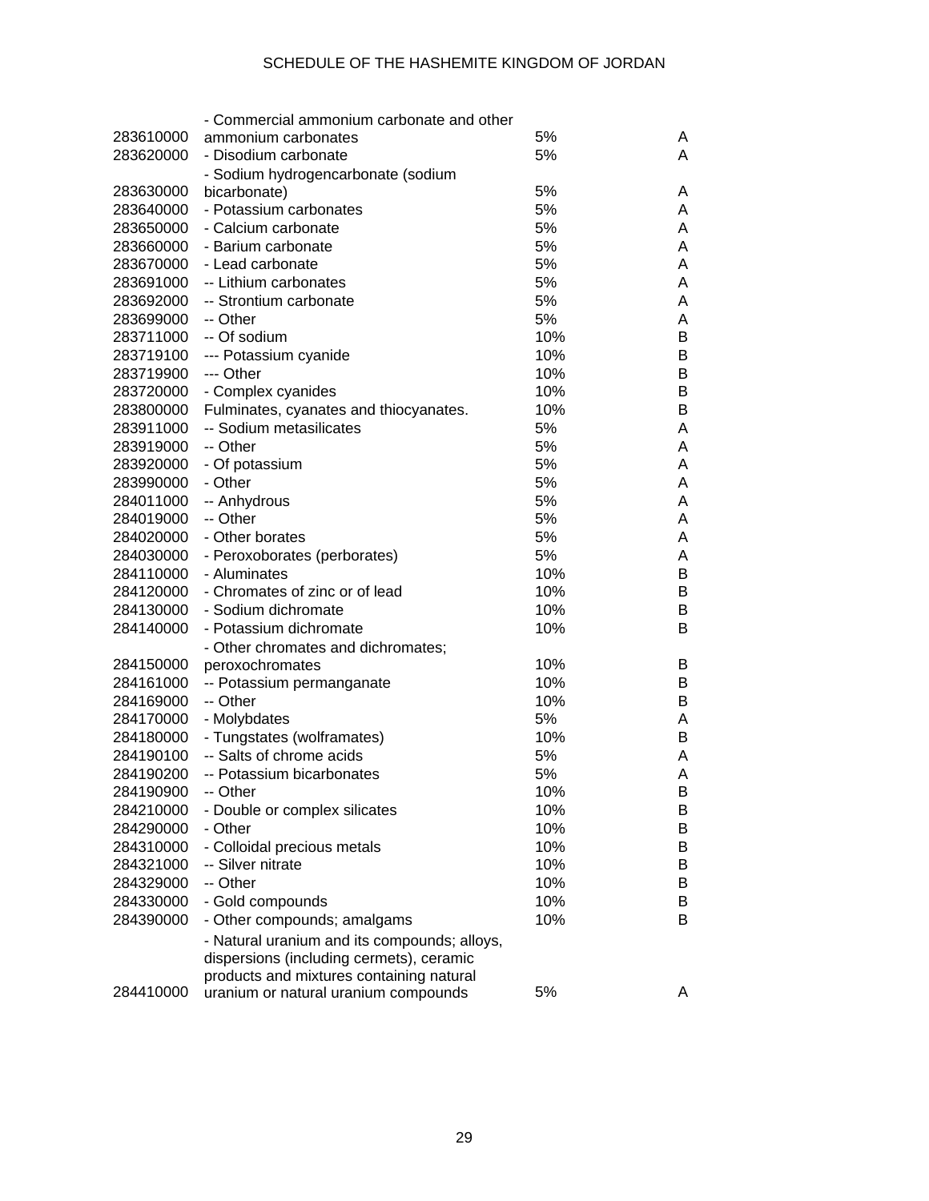| | | | |
|---|---|---|---|
| 283610000 | - Commercial ammonium carbonate and other ammonium carbonates | 5% | A |
| 283620000 | - Disodium carbonate | 5% | A |
| 283630000 | - Sodium hydrogencarbonate (sodium bicarbonate) | 5% | A |
| 283640000 | - Potassium carbonates | 5% | A |
| 283650000 | - Calcium carbonate | 5% | A |
| 283660000 | - Barium carbonate | 5% | A |
| 283670000 | - Lead carbonate | 5% | A |
| 283691000 | -- Lithium carbonates | 5% | A |
| 283692000 | -- Strontium carbonate | 5% | A |
| 283699000 | -- Other | 5% | A |
| 283711000 | -- Of sodium | 10% | B |
| 283719100 | --- Potassium cyanide | 10% | B |
| 283719900 | --- Other | 10% | B |
| 283720000 | - Complex cyanides | 10% | B |
| 283800000 | Fulminates, cyanates and thiocyanates. | 10% | B |
| 283911000 | -- Sodium metasilicates | 5% | A |
| 283919000 | -- Other | 5% | A |
| 283920000 | - Of potassium | 5% | A |
| 283990000 | - Other | 5% | A |
| 284011000 | -- Anhydrous | 5% | A |
| 284019000 | -- Other | 5% | A |
| 284020000 | - Other borates | 5% | A |
| 284030000 | - Peroxoborates (perborates) | 5% | A |
| 284110000 | - Aluminates | 10% | B |
| 284120000 | - Chromates of zinc or of lead | 10% | B |
| 284130000 | - Sodium dichromate | 10% | B |
| 284140000 | - Potassium dichromate | 10% | B |
| 284150000 | - Other chromates and dichromates; peroxochromates | 10% | B |
| 284161000 | -- Potassium permanganate | 10% | B |
| 284169000 | -- Other | 10% | B |
| 284170000 | - Molybdates | 5% | A |
| 284180000 | - Tungstates (wolframates) | 10% | B |
| 284190100 | -- Salts of chrome acids | 5% | A |
| 284190200 | -- Potassium bicarbonates | 5% | A |
| 284190900 | -- Other | 10% | B |
| 284210000 | - Double or complex silicates | 10% | B |
| 284290000 | - Other | 10% | B |
| 284310000 | - Colloidal precious metals | 10% | B |
| 284321000 | -- Silver nitrate | 10% | B |
| 284329000 | -- Other | 10% | B |
| 284330000 | - Gold compounds | 10% | B |
| 284390000 | - Other compounds; amalgams | 10% | B |
| 284410000 | - Natural uranium and its compounds; alloys, dispersions (including cermets), ceramic products and mixtures containing natural uranium or natural uranium compounds | 5% | A |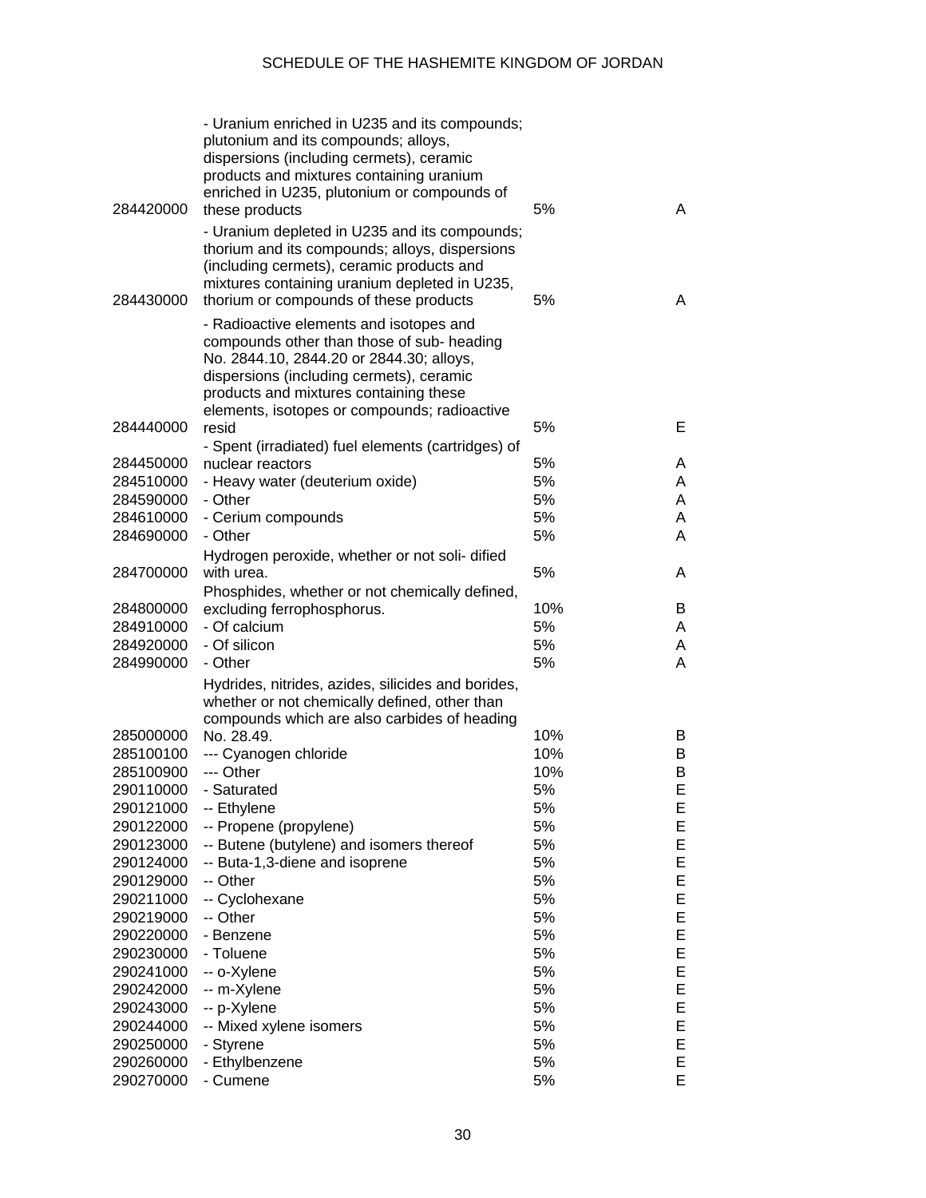| | | | |
|---|---|---|---|
| 284420000 | - Uranium enriched in U235 and its compounds; plutonium and its compounds; alloys, dispersions (including cermets), ceramic products and mixtures containing uranium enriched in U235, plutonium or compounds of these products | 5% | A |
| 284430000 | - Uranium depleted in U235 and its compounds; thorium and its compounds; alloys, dispersions (including cermets), ceramic products and mixtures containing uranium depleted in U235, thorium or compounds of these products | 5% | A |
| 284440000 | - Radioactive elements and isotopes and compounds other than those of sub- heading No. 2844.10, 2844.20 or 2844.30; alloys, dispersions (including cermets), ceramic products and mixtures containing these elements, isotopes or compounds; radioactive resid | 5% | E |
| 284450000 | - Spent (irradiated) fuel elements (cartridges) of nuclear reactors | 5% | A |
| 284510000 | - Heavy water (deuterium oxide) | 5% | A |
| 284590000 | - Other | 5% | A |
| 284610000 | - Cerium compounds | 5% | A |
| 284690000 | - Other | 5% | A |
| 284700000 | Hydrogen peroxide, whether or not soli- dified with urea. | 5% | A |
| 284800000 | Phosphides, whether or not chemically defined, excluding ferrophosphorus. | 10% | B |
| 284910000 | - Of calcium | 5% | A |
| 284920000 | - Of silicon | 5% | A |
| 284990000 | - Other | 5% | A |
| 285000000 | Hydrides, nitrides, azides, silicides and borides, whether or not chemically defined, other than compounds which are also carbides of heading No. 28.49. | 10% | B |
| 285100100 | --- Cyanogen chloride | 10% | B |
| 285100900 | --- Other | 10% | B |
| 290110000 | - Saturated | 5% | E |
| 290121000 | -- Ethylene | 5% | E |
| 290122000 | -- Propene (propylene) | 5% | E |
| 290123000 | -- Butene (butylene) and isomers thereof | 5% | E |
| 290124000 | -- Buta-1,3-diene and isoprene | 5% | E |
| 290129000 | -- Other | 5% | E |
| 290211000 | -- Cyclohexane | 5% | E |
| 290219000 | -- Other | 5% | E |
| 290220000 | - Benzene | 5% | E |
| 290230000 | - Toluene | 5% | E |
| 290241000 | -- o-Xylene | 5% | E |
| 290242000 | -- m-Xylene | 5% | E |
| 290243000 | -- p-Xylene | 5% | E |
| 290244000 | -- Mixed xylene isomers | 5% | E |
| 290250000 | - Styrene | 5% | E |
| 290260000 | - Ethylbenzene | 5% | E |
| 290270000 | - Cumene | 5% | E |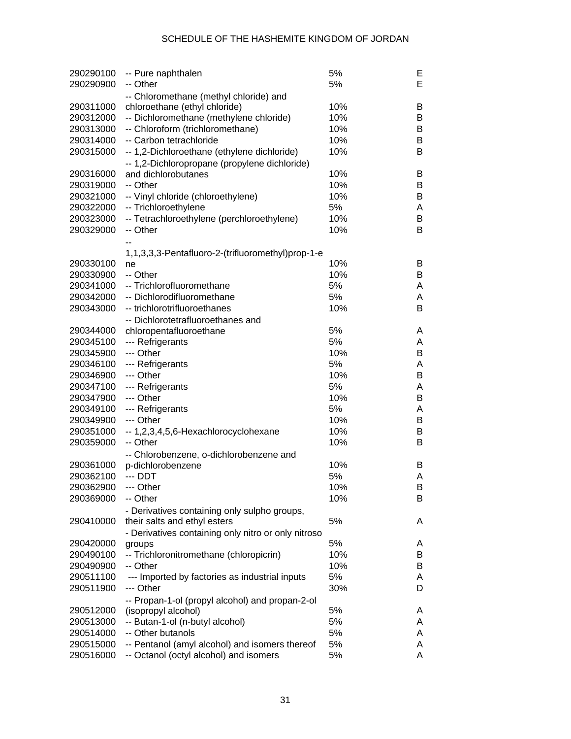| | | | |
|---|---|---|---|
| 290290100 | -- Pure naphthalen | 5% | E |
| 290290900 | -- Other | 5% | E |
| 290311000 | -- Chloromethane (methyl chloride) and chloroethane (ethyl chloride) | 10% | B |
| 290312000 | -- Dichloromethane (methylene chloride) | 10% | B |
| 290313000 | -- Chloroform (trichloromethane) | 10% | B |
| 290314000 | -- Carbon tetrachloride | 10% | B |
| 290315000 | -- 1,2-Dichloroethane (ethylene dichloride) | 10% | B |
| 290316000 | -- 1,2-Dichloropropane (propylene dichloride) and dichlorobutanes | 10% | B |
| 290319000 | -- Other | 10% | B |
| 290321000 | -- Vinyl chloride (chloroethylene) | 10% | B |
| 290322000 | -- Trichloroethylene | 5% | A |
| 290323000 | -- Tetrachloroethylene (perchloroethylene) | 10% | B |
| 290329000 | -- Other | 10% | B |
| 290330100 | -- 1,1,3,3,3-Pentafluoro-2-(trifluoromethyl)prop-1-ene | 10% | B |
| 290330900 | -- Other | 10% | B |
| 290341000 | -- Trichlorofluoromethane | 5% | A |
| 290342000 | -- Dichlorodifluoromethane | 5% | A |
| 290343000 | -- trichlorotrifluoroethanes | 10% | B |
| 290344000 | -- Dichlorotetrafluoroethanes and chloropentafluoroethane | 5% | A |
| 290345100 | --- Refrigerants | 5% | A |
| 290345900 | --- Other | 10% | B |
| 290346100 | --- Refrigerants | 5% | A |
| 290346900 | --- Other | 10% | B |
| 290347100 | --- Refrigerants | 5% | A |
| 290347900 | --- Other | 10% | B |
| 290349100 | --- Refrigerants | 5% | A |
| 290349900 | --- Other | 10% | B |
| 290351000 | -- 1,2,3,4,5,6-Hexachlorocyclohexane | 10% | B |
| 290359000 | -- Other | 10% | B |
| 290361000 | -- Chlorobenzene, o-dichlorobenzene and p-dichlorobenzene | 10% | B |
| 290362100 | --- DDT | 5% | A |
| 290362900 | --- Other | 10% | B |
| 290369000 | -- Other | 10% | B |
| 290410000 | - Derivatives containing only sulpho groups, their salts and ethyl esters | 5% | A |
| 290420000 | - Derivatives containing only nitro or only nitroso groups | 5% | A |
| 290490100 | -- Trichloronitromethane (chloropicrin) | 10% | B |
| 290490900 | -- Other | 10% | B |
| 290511100 | --- Imported by factories as industrial inputs | 5% | A |
| 290511900 | --- Other | 30% | D |
| 290512000 | -- Propan-1-ol (propyl alcohol) and propan-2-ol (isopropyl alcohol) | 5% | A |
| 290513000 | -- Butan-1-ol (n-butyl alcohol) | 5% | A |
| 290514000 | -- Other butanols | 5% | A |
| 290515000 | -- Pentanol (amyl alcohol) and isomers thereof | 5% | A |
| 290516000 | -- Octanol (octyl alcohol) and isomers | 5% | A |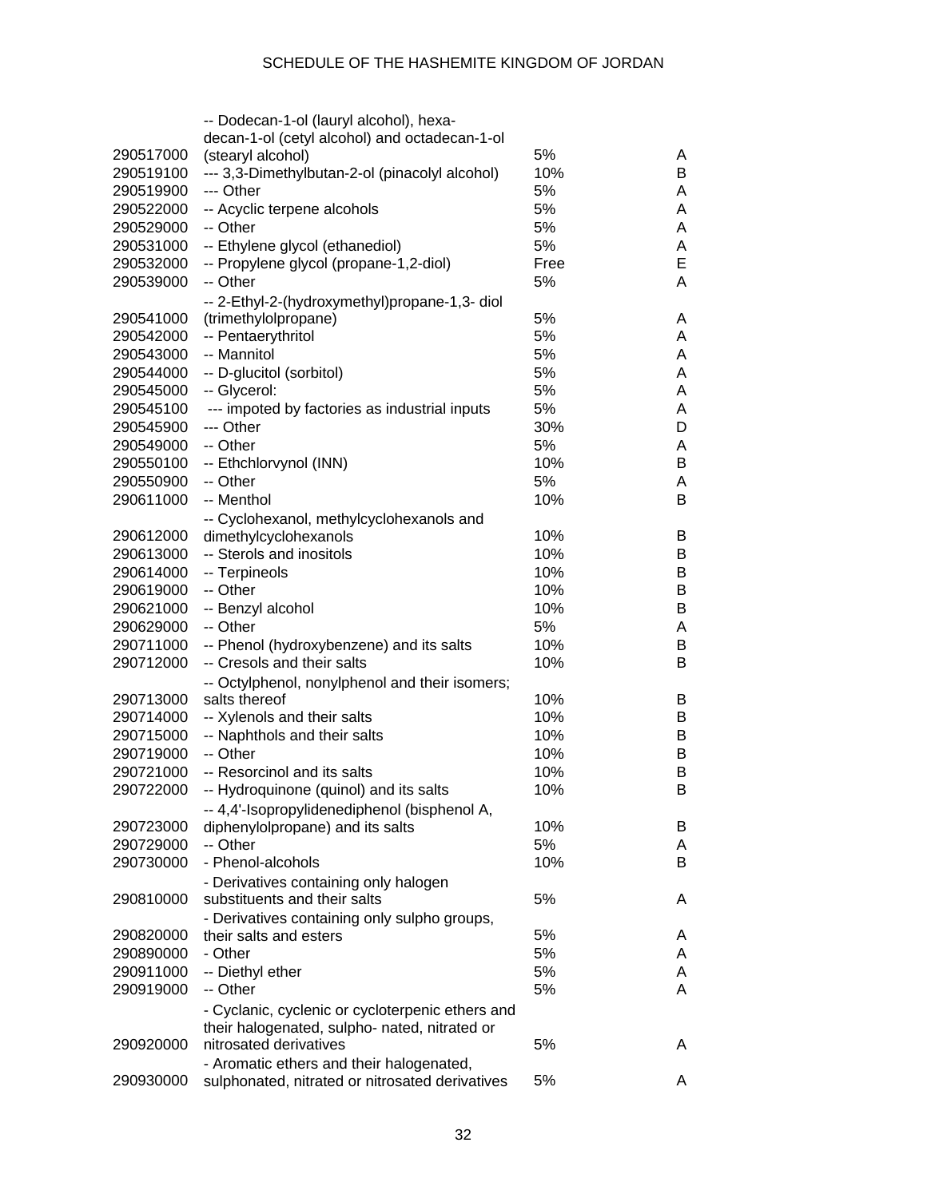| | | | |
|---|---|---|---|
| 290517000 | -- Dodecan-1-ol (lauryl alcohol), hexa-decan-1-ol (cetyl alcohol) and octadecan-1-ol (stearyl alcohol) | 5% | A |
| 290519100 | --- 3,3-Dimethylbutan-2-ol (pinacolyl alcohol) | 10% | B |
| 290519900 | --- Other | 5% | A |
| 290522000 | -- Acyclic terpene alcohols | 5% | A |
| 290529000 | -- Other | 5% | A |
| 290531000 | -- Ethylene glycol (ethanediol) | 5% | A |
| 290532000 | -- Propylene glycol (propane-1,2-diol) | Free | E |
| 290539000 | -- Other | 5% | A |
| 290541000 | -- 2-Ethyl-2-(hydroxymethyl)propane-1,3- diol (trimethylolpropane) | 5% | A |
| 290542000 | -- Pentaerythritol | 5% | A |
| 290543000 | -- Mannitol | 5% | A |
| 290544000 | -- D-glucitol (sorbitol) | 5% | A |
| 290545000 | -- Glycerol: | 5% | A |
| 290545100 | --- impoted by factories as industrial inputs | 5% | A |
| 290545900 | --- Other | 30% | D |
| 290549000 | -- Other | 5% | A |
| 290550100 | -- Ethchlorvynol (INN) | 10% | B |
| 290550900 | -- Other | 5% | A |
| 290611000 | -- Menthol | 10% | B |
| 290612000 | -- Cyclohexanol, methylcyclohexanols and dimethylcyclohexanols | 10% | B |
| 290613000 | -- Sterols and inositols | 10% | B |
| 290614000 | -- Terpineols | 10% | B |
| 290619000 | -- Other | 10% | B |
| 290621000 | -- Benzyl alcohol | 10% | B |
| 290629000 | -- Other | 5% | A |
| 290711000 | -- Phenol (hydroxybenzene) and its salts | 10% | B |
| 290712000 | -- Cresols and their salts | 10% | B |
| 290713000 | -- Octylphenol, nonylphenol and their isomers; salts thereof | 10% | B |
| 290714000 | -- Xylenols and their salts | 10% | B |
| 290715000 | -- Naphthols and their salts | 10% | B |
| 290719000 | -- Other | 10% | B |
| 290721000 | -- Resorcinol and its salts | 10% | B |
| 290722000 | -- Hydroquinone (quinol) and its salts | 10% | B |
| 290723000 | -- 4,4'-Isopropylidenediphenol (bisphenol A, diphenylolpropane) and its salts | 10% | B |
| 290729000 | -- Other | 5% | A |
| 290730000 | - Phenol-alcohols | 10% | B |
| 290810000 | - Derivatives containing only halogen substituents and their salts | 5% | A |
| 290820000 | - Derivatives containing only sulpho groups, their salts and esters | 5% | A |
| 290890000 | - Other | 5% | A |
| 290911000 | -- Diethyl ether | 5% | A |
| 290919000 | -- Other | 5% | A |
| 290920000 | - Cyclanic, cyclenic or cycloterpenic ethers and their halogenated, sulpho- nated, nitrated or nitrosated derivatives | 5% | A |
| 290930000 | - Aromatic ethers and their halogenated, sulphonated, nitrated or nitrosated derivatives | 5% | A |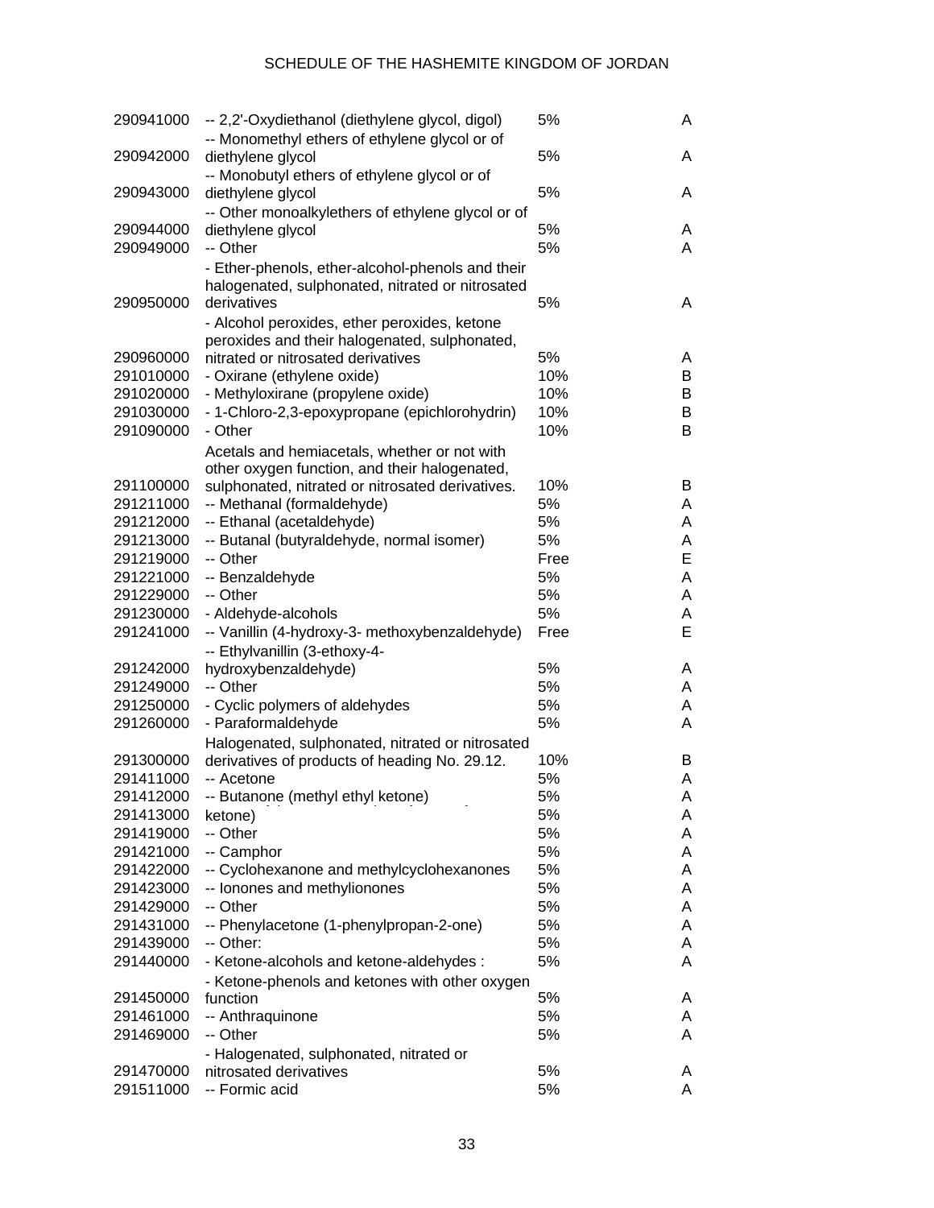| | | | |
|---|---|---|---|
| 290941000 | -- 2,2'-Oxydiethanol (diethylene glycol, digol) | 5% | A |
| 290942000 | -- Monomethyl ethers of ethylene glycol or of diethylene glycol | 5% | A |
| 290943000 | -- Monobutyl ethers of ethylene glycol or of diethylene glycol | 5% | A |
| 290944000 | -- Other monoalkylethers of ethylene glycol or of diethylene glycol | 5% | A |
| 290949000 | -- Other | 5% | A |
| 290950000 | - Ether-phenols, ether-alcohol-phenols and their halogenated, sulphonated, nitrated or nitrosated derivatives | 5% | A |
| 290960000 | - Alcohol peroxides, ether peroxides, ketone peroxides and their halogenated, sulphonated, nitrated or nitrosated derivatives | 5% | A |
| 291010000 | - Oxirane (ethylene oxide) | 10% | B |
| 291020000 | - Methyloxirane (propylene oxide) | 10% | B |
| 291030000 | - 1-Chloro-2,3-epoxypropane (epichlorohydrin) | 10% | B |
| 291090000 | - Other | 10% | B |
| 291100000 | Acetals and hemiacetals, whether or not with other oxygen function, and their halogenated, sulphonated, nitrated or nitrosated derivatives. | 10% | B |
| 291211000 | -- Methanal (formaldehyde) | 5% | A |
| 291212000 | -- Ethanal (acetaldehyde) | 5% | A |
| 291213000 | -- Butanal (butyraldehyde, normal isomer) | 5% | A |
| 291219000 | -- Other | Free | E |
| 291221000 | -- Benzaldehyde | 5% | A |
| 291229000 | -- Other | 5% | A |
| 291230000 | - Aldehyde-alcohols | 5% | A |
| 291241000 | -- Vanillin (4-hydroxy-3- methoxybenzaldehyde) | Free | E |
| 291242000 | -- Ethylvanillin (3-ethoxy-4-hydroxybenzaldehyde) | 5% | A |
| 291249000 | -- Other | 5% | A |
| 291250000 | - Cyclic polymers of aldehydes | 5% | A |
| 291260000 | - Paraformaldehyde | 5% | A |
| 291300000 | Halogenated, sulphonated, nitrated or nitrosated derivatives of products of heading No. 29.12. | 10% | B |
| 291411000 | -- Acetone | 5% | A |
| 291412000 | -- Butanone (methyl ethyl ketone) | 5% | A |
| 291413000 | ketone) | 5% | A |
| 291419000 | -- Other | 5% | A |
| 291421000 | -- Camphor | 5% | A |
| 291422000 | -- Cyclohexanone and methylcyclohexanones | 5% | A |
| 291423000 | -- Ionones and methylionones | 5% | A |
| 291429000 | -- Other | 5% | A |
| 291431000 | -- Phenylacetone (1-phenylpropan-2-one) | 5% | A |
| 291439000 | -- Other: | 5% | A |
| 291440000 | - Ketone-alcohols and ketone-aldehydes : | 5% | A |
| 291450000 | - Ketone-phenols and ketones with other oxygen function | 5% | A |
| 291461000 | -- Anthraquinone | 5% | A |
| 291469000 | -- Other | 5% | A |
| 291470000 | - Halogenated, sulphonated, nitrated or nitrosated derivatives | 5% | A |
| 291511000 | -- Formic acid | 5% | A |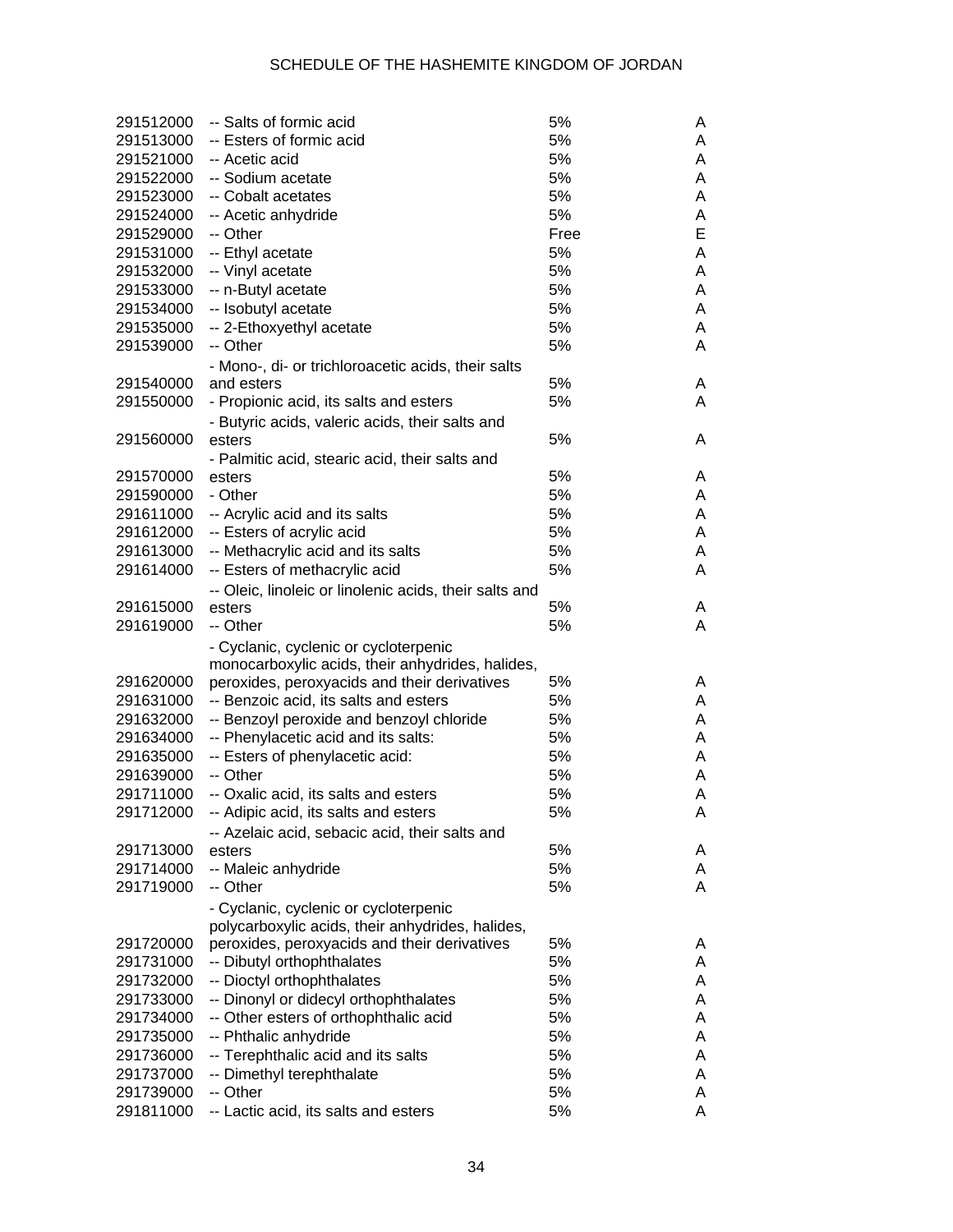| | | | |
|---|---|---|---|
| 291512000 | -- Salts of formic acid | 5% | A |
| 291513000 | -- Esters of formic acid | 5% | A |
| 291521000 | -- Acetic acid | 5% | A |
| 291522000 | -- Sodium acetate | 5% | A |
| 291523000 | -- Cobalt acetates | 5% | A |
| 291524000 | -- Acetic anhydride | 5% | A |
| 291529000 | -- Other | Free | E |
| 291531000 | -- Ethyl acetate | 5% | A |
| 291532000 | -- Vinyl acetate | 5% | A |
| 291533000 | -- n-Butyl acetate | 5% | A |
| 291534000 | -- Isobutyl acetate | 5% | A |
| 291535000 | -- 2-Ethoxyethyl acetate | 5% | A |
| 291539000 | -- Other | 5% | A |
| 291540000 | - Mono-, di- or trichloroacetic acids, their salts and esters | 5% | A |
| 291550000 | - Propionic acid, its salts and esters | 5% | A |
| 291560000 | - Butyric acids, valeric acids, their salts and esters | 5% | A |
| 291570000 | - Palmitic acid, stearic acid, their salts and esters | 5% | A |
| 291590000 | - Other | 5% | A |
| 291611000 | -- Acrylic acid and its salts | 5% | A |
| 291612000 | -- Esters of acrylic acid | 5% | A |
| 291613000 | -- Methacrylic acid and its salts | 5% | A |
| 291614000 | -- Esters of methacrylic acid | 5% | A |
| 291615000 | -- Oleic, linoleic or linolenic acids, their salts and esters | 5% | A |
| 291619000 | -- Other | 5% | A |
| 291620000 | - Cyclanic, cyclenic or cycloterpenic monocarboxylic acids, their anhydrides, halides, peroxides, peroxyacids and their derivatives | 5% | A |
| 291631000 | -- Benzoic acid, its salts and esters | 5% | A |
| 291632000 | -- Benzoyl peroxide and benzoyl chloride | 5% | A |
| 291634000 | -- Phenylacetic acid and its salts: | 5% | A |
| 291635000 | -- Esters of phenylacetic acid: | 5% | A |
| 291639000 | -- Other | 5% | A |
| 291711000 | -- Oxalic acid, its salts and esters | 5% | A |
| 291712000 | -- Adipic acid, its salts and esters | 5% | A |
| 291713000 | -- Azelaic acid, sebacic acid, their salts and esters | 5% | A |
| 291714000 | -- Maleic anhydride | 5% | A |
| 291719000 | -- Other | 5% | A |
| 291720000 | - Cyclanic, cyclenic or cycloterpenic polycarboxylic acids, their anhydrides, halides, peroxides, peroxyacids and their derivatives | 5% | A |
| 291731000 | -- Dibutyl orthophthalates | 5% | A |
| 291732000 | -- Dioctyl orthophthalates | 5% | A |
| 291733000 | -- Dinonyl or didecyl orthophthalates | 5% | A |
| 291734000 | -- Other esters of orthophthalic acid | 5% | A |
| 291735000 | -- Phthalic anhydride | 5% | A |
| 291736000 | -- Terephthalic acid and its salts | 5% | A |
| 291737000 | -- Dimethyl terephthalate | 5% | A |
| 291739000 | -- Other | 5% | A |
| 291811000 | -- Lactic acid, its salts and esters | 5% | A |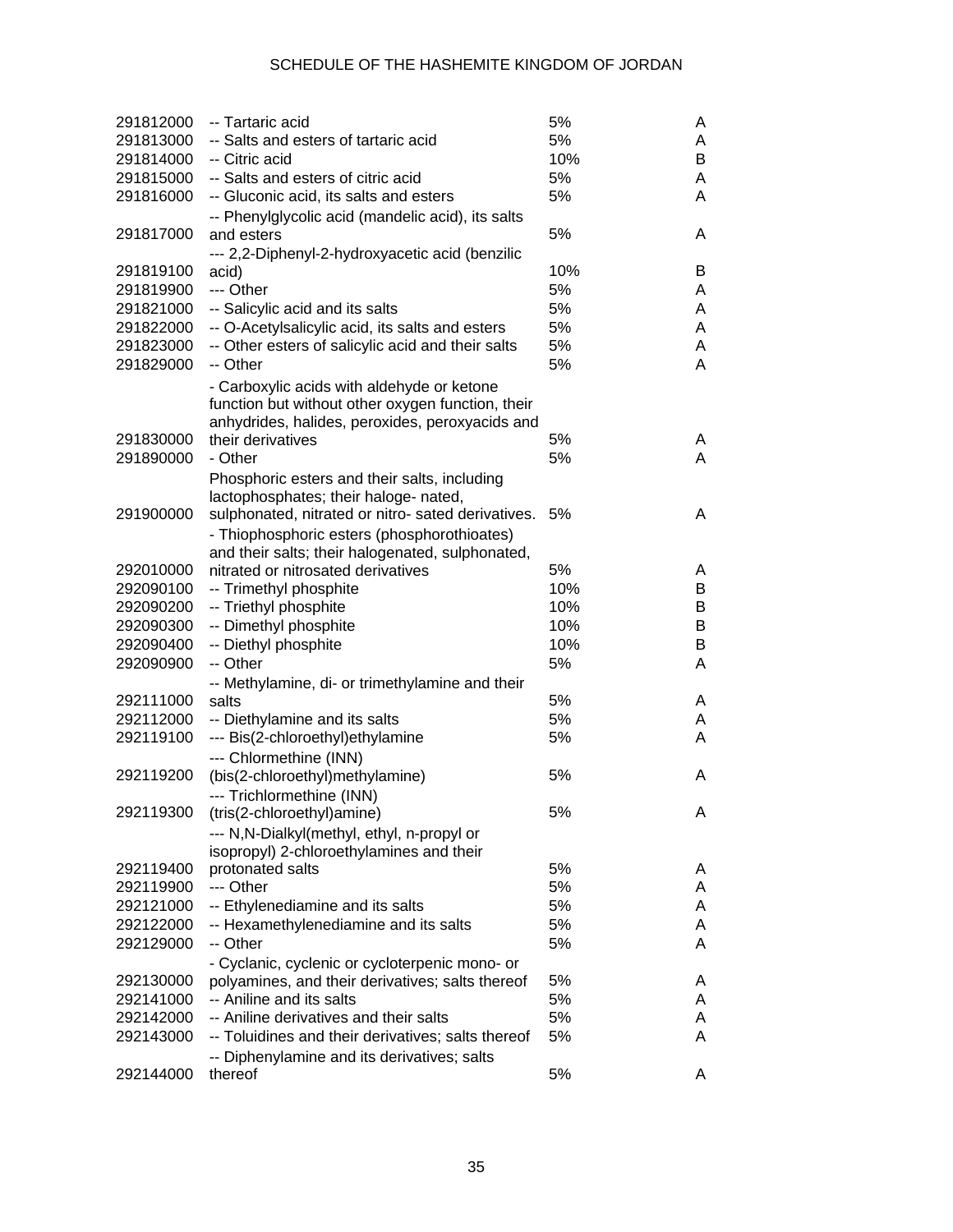| | | | |
|---|---|---|---|
| 291812000 | -- Tartaric acid | 5% | A |
| 291813000 | -- Salts and esters of tartaric acid | 5% | A |
| 291814000 | -- Citric acid | 10% | B |
| 291815000 | -- Salts and esters of citric acid | 5% | A |
| 291816000 | -- Gluconic acid, its salts and esters | 5% | A |
| 291817000 | -- Phenylglycolic acid (mandelic acid), its salts and esters | 5% | A |
| 291819100 | --- 2,2-Diphenyl-2-hydroxyacetic acid (benzilic acid) | 10% | B |
| 291819900 | --- Other | 5% | A |
| 291821000 | -- Salicylic acid and its salts | 5% | A |
| 291822000 | -- O-Acetylsalicylic acid, its salts and esters | 5% | A |
| 291823000 | -- Other esters of salicylic acid and their salts | 5% | A |
| 291829000 | -- Other | 5% | A |
| 291830000 | - Carboxylic acids with aldehyde or ketone function but without other oxygen function, their anhydrides, halides, peroxides, peroxyacids and their derivatives | 5% | A |
| 291890000 | - Other | 5% | A |
| 291900000 | Phosphoric esters and their salts, including lactophosphates; their haloge- nated, sulphonated, nitrated or nitro- sated derivatives. | 5% | A |
| 292010000 | - Thiophosphoric esters (phosphorothioates) and their salts; their halogenated, sulphonated, nitrated or nitrosated derivatives | 5% | A |
| 292090100 | -- Trimethyl phosphite | 10% | B |
| 292090200 | -- Triethyl phosphite | 10% | B |
| 292090300 | -- Dimethyl phosphite | 10% | B |
| 292090400 | -- Diethyl phosphite | 10% | B |
| 292090900 | -- Other | 5% | A |
| 292111000 | -- Methylamine, di- or trimethylamine and their salts | 5% | A |
| 292112000 | -- Diethylamine and its salts | 5% | A |
| 292119100 | --- Bis(2-chloroethyl)ethylamine | 5% | A |
| 292119200 | --- Chlormethine (INN) (bis(2-chloroethyl)methylamine) | 5% | A |
| 292119300 | --- Trichlormethine (INN) (tris(2-chloroethyl)amine) | 5% | A |
| 292119400 | --- N,N-Dialkyl(methyl, ethyl, n-propyl or isopropyl) 2-chloroethylamines and their protonated salts | 5% | A |
| 292119900 | --- Other | 5% | A |
| 292121000 | -- Ethylenediamine and its salts | 5% | A |
| 292122000 | -- Hexamethylenediamine and its salts | 5% | A |
| 292129000 | -- Other | 5% | A |
| 292130000 | - Cyclanic, cyclenic or cycloterpenic mono- or polyamines, and their derivatives; salts thereof | 5% | A |
| 292141000 | -- Aniline and its salts | 5% | A |
| 292142000 | -- Aniline derivatives and their salts | 5% | A |
| 292143000 | -- Toluidines and their derivatives; salts thereof | 5% | A |
| 292144000 | -- Diphenylamine and its derivatives; salts thereof | 5% | A |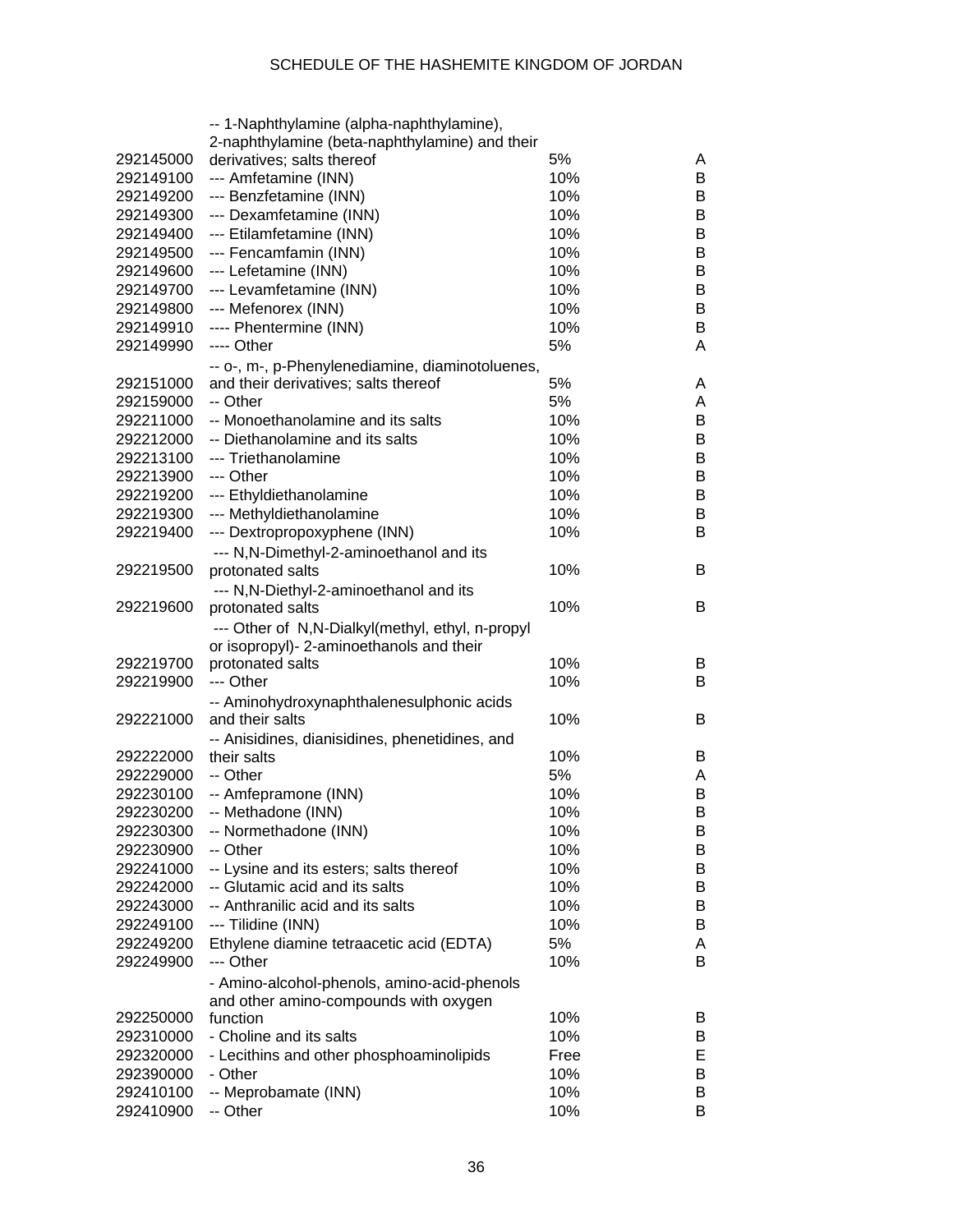| | | | |
|---|---|---|---|
| 292145000 | -- 1-Naphthylamine (alpha-naphthylamine), 2-naphthylamine (beta-naphthylamine) and their derivatives; salts thereof | 5% | A |
| 292149100 | --- Amfetamine (INN) | 10% | B |
| 292149200 | --- Benzfetamine (INN) | 10% | B |
| 292149300 | --- Dexamfetamine (INN) | 10% | B |
| 292149400 | --- Etilamfetamine (INN) | 10% | B |
| 292149500 | --- Fencamfamin (INN) | 10% | B |
| 292149600 | --- Lefetamine (INN) | 10% | B |
| 292149700 | --- Levamfetamine (INN) | 10% | B |
| 292149800 | --- Mefenorex (INN) | 10% | B |
| 292149910 | ---- Phentermine (INN) | 10% | B |
| 292149990 | ---- Other | 5% | A |
| 292151000 | -- o-, m-, p-Phenylenediamine, diaminotoluenes, and their derivatives; salts thereof | 5% | A |
| 292159000 | -- Other | 5% | A |
| 292211000 | -- Monoethanolamine and its salts | 10% | B |
| 292212000 | -- Diethanolamine and its salts | 10% | B |
| 292213100 | --- Triethanolamine | 10% | B |
| 292213900 | --- Other | 10% | B |
| 292219200 | --- Ethyldiethanolamine | 10% | B |
| 292219300 | --- Methyldiethanolamine | 10% | B |
| 292219400 | --- Dextropropoxyphene (INN) | 10% | B |
| 292219500 | --- N,N-Dimethyl-2-aminoethanol and its protonated salts | 10% | B |
| 292219600 | --- N,N-Diethyl-2-aminoethanol and its protonated salts | 10% | B |
| 292219700 | --- Other of N,N-Dialkyl(methyl, ethyl, n-propyl or isopropyl)- 2-aminoethanols and their protonated salts | 10% | B |
| 292219900 | --- Other | 10% | B |
| 292221000 | -- Aminohydroxynaphthalenesulphonic acids and their salts | 10% | B |
| 292222000 | -- Anisidines, dianisidines, phenetidines, and their salts | 10% | B |
| 292229000 | -- Other | 5% | A |
| 292230100 | -- Amfepramone (INN) | 10% | B |
| 292230200 | -- Methadone (INN) | 10% | B |
| 292230300 | -- Normethadone (INN) | 10% | B |
| 292230900 | -- Other | 10% | B |
| 292241000 | -- Lysine and its esters; salts thereof | 10% | B |
| 292242000 | -- Glutamic acid and its salts | 10% | B |
| 292243000 | -- Anthranilic acid and its salts | 10% | B |
| 292249100 | --- Tilidine (INN) | 10% | B |
| 292249200 | Ethylene diamine tetraacetic acid (EDTA) | 5% | A |
| 292249900 | --- Other | 10% | B |
| 292250000 | - Amino-alcohol-phenols, amino-acid-phenols and other amino-compounds with oxygen function | 10% | B |
| 292310000 | - Choline and its salts | 10% | B |
| 292320000 | - Lecithins and other phosphoaminolipids | Free | E |
| 292390000 | - Other | 10% | B |
| 292410100 | -- Meprobamate (INN) | 10% | B |
| 292410900 | -- Other | 10% | B |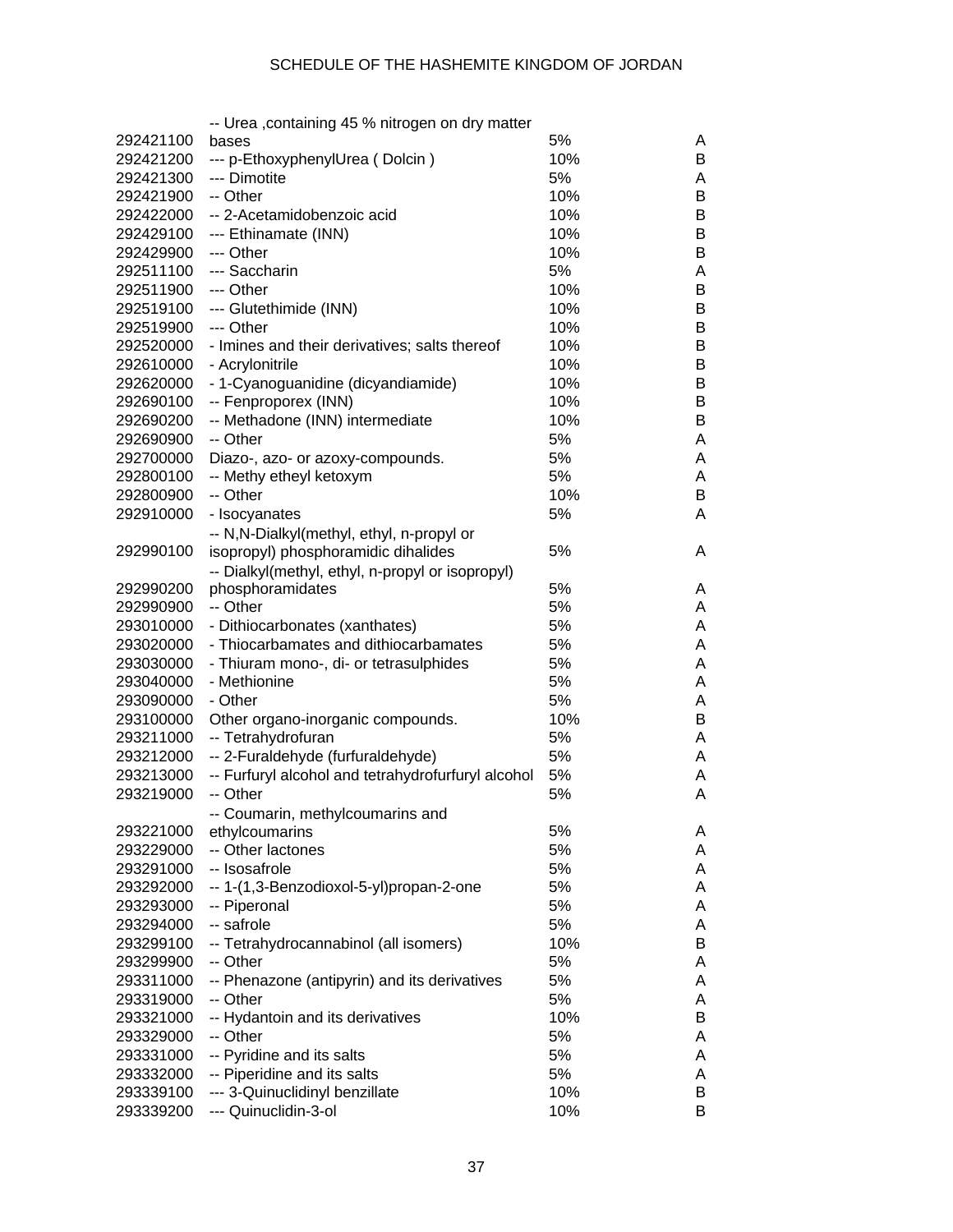| | | | |
|---|---|---|---|
| 292421100 | -- Urea ,containing 45 % nitrogen on dry matter bases | 5% | A |
| 292421200 | --- p-EthoxyphenylUrea ( Dolcin ) | 10% | B |
| 292421300 | --- Dimotite | 5% | A |
| 292421900 | -- Other | 10% | B |
| 292422000 | -- 2-Acetamidobenzoic acid | 10% | B |
| 292429100 | --- Ethinamate (INN) | 10% | B |
| 292429900 | --- Other | 10% | B |
| 292511100 | --- Saccharin | 5% | A |
| 292511900 | --- Other | 10% | B |
| 292519100 | --- Glutethimide (INN) | 10% | B |
| 292519900 | --- Other | 10% | B |
| 292520000 | - Imines and their derivatives; salts thereof | 10% | B |
| 292610000 | - Acrylonitrile | 10% | B |
| 292620000 | - 1-Cyanoguanidine (dicyandiamide) | 10% | B |
| 292690100 | -- Fenproporex (INN) | 10% | B |
| 292690200 | -- Methadone (INN) intermediate | 10% | B |
| 292690900 | -- Other | 5% | A |
| 292700000 | Diazo-, azo- or azoxy-compounds. | 5% | A |
| 292800100 | -- Methy etheyl ketoxym | 5% | A |
| 292800900 | -- Other | 10% | B |
| 292910000 | - Isocyanates | 5% | A |
| 292990100 | -- N,N-Dialkyl(methyl, ethyl, n-propyl or isopropyl) phosphoramidic dihalides | 5% | A |
| 292990200 | -- Dialkyl(methyl, ethyl, n-propyl or isopropyl) phosphoramidates | 5% | A |
| 292990900 | -- Other | 5% | A |
| 293010000 | - Dithiocarbonates (xanthates) | 5% | A |
| 293020000 | - Thiocarbamates and dithiocarbamates | 5% | A |
| 293030000 | - Thiuram mono-, di- or tetrasulphides | 5% | A |
| 293040000 | - Methionine | 5% | A |
| 293090000 | - Other | 5% | A |
| 293100000 | Other organo-inorganic compounds. | 10% | B |
| 293211000 | -- Tetrahydrofuran | 5% | A |
| 293212000 | -- 2-Furaldehyde (furfuraldehyde) | 5% | A |
| 293213000 | -- Furfuryl alcohol and tetrahydrofurfuryl alcohol | 5% | A |
| 293219000 | -- Other | 5% | A |
| 293221000 | -- Coumarin, methylcoumarins and ethylcoumarins | 5% | A |
| 293229000 | -- Other lactones | 5% | A |
| 293291000 | -- Isosafrole | 5% | A |
| 293292000 | -- 1-(1,3-Benzodioxol-5-yl)propan-2-one | 5% | A |
| 293293000 | -- Piperonal | 5% | A |
| 293294000 | -- safrole | 5% | A |
| 293299100 | -- Tetrahydrocannabinol (all isomers) | 10% | B |
| 293299900 | -- Other | 5% | A |
| 293311000 | -- Phenazone (antipyrin) and its derivatives | 5% | A |
| 293319000 | -- Other | 5% | A |
| 293321000 | -- Hydantoin and its derivatives | 10% | B |
| 293329000 | -- Other | 5% | A |
| 293331000 | -- Pyridine and its salts | 5% | A |
| 293332000 | -- Piperidine and its salts | 5% | A |
| 293339100 | --- 3-Quinuclidinyl benzillate | 10% | B |
| 293339200 | --- Quinuclidin-3-ol | 10% | B |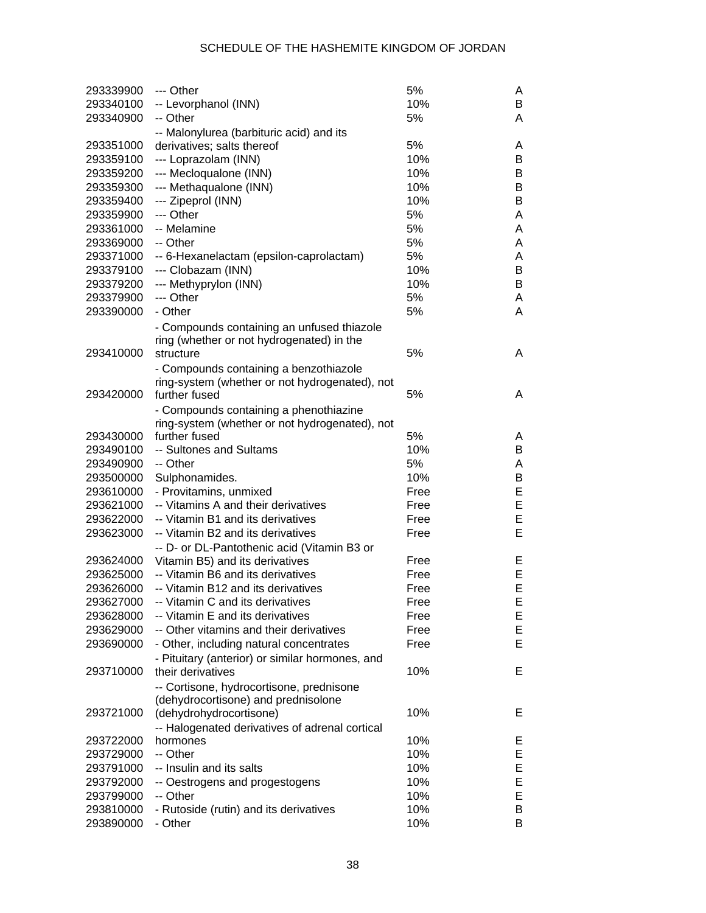| | | | |
|---|---|---|---|
| 293339900 | --- Other | 5% | A |
| 293340100 | -- Levorphanol (INN) | 10% | B |
| 293340900 | -- Other | 5% | A |
| 293351000 | -- Malonylurea (barbituric acid) and its derivatives; salts thereof | 5% | A |
| 293359100 | --- Loprazolam (INN) | 10% | B |
| 293359200 | --- Mecloqualone (INN) | 10% | B |
| 293359300 | --- Methaqualone (INN) | 10% | B |
| 293359400 | --- Zipeprol (INN) | 10% | B |
| 293359900 | --- Other | 5% | A |
| 293361000 | -- Melamine | 5% | A |
| 293369000 | -- Other | 5% | A |
| 293371000 | -- 6-Hexanelactam (epsilon-caprolactam) | 5% | A |
| 293379100 | --- Clobazam (INN) | 10% | B |
| 293379200 | --- Methyprylon (INN) | 10% | B |
| 293379900 | --- Other | 5% | A |
| 293390000 | - Other | 5% | A |
| 293410000 | - Compounds containing an unfused thiazole ring (whether or not hydrogenated) in the structure | 5% | A |
| 293420000 | - Compounds containing a benzothiazole ring-system (whether or not hydrogenated), not further fused | 5% | A |
| 293430000 | - Compounds containing a phenothiazine ring-system (whether or not hydrogenated), not further fused | 5% | A |
| 293490100 | -- Sultones and Sultams | 10% | B |
| 293490900 | -- Other | 5% | A |
| 293500000 | Sulphonamides. | 10% | B |
| 293610000 | - Provitamins, unmixed | Free | E |
| 293621000 | -- Vitamins A and their derivatives | Free | E |
| 293622000 | -- Vitamin B1 and its derivatives | Free | E |
| 293623000 | -- Vitamin B2 and its derivatives | Free | E |
| 293624000 | -- D- or DL-Pantothenic acid (Vitamin B3 or Vitamin B5) and its derivatives | Free | E |
| 293625000 | -- Vitamin B6 and its derivatives | Free | E |
| 293626000 | -- Vitamin B12 and its derivatives | Free | E |
| 293627000 | -- Vitamin C and its derivatives | Free | E |
| 293628000 | -- Vitamin E and its derivatives | Free | E |
| 293629000 | -- Other vitamins and their derivatives | Free | E |
| 293690000 | - Other, including natural concentrates | Free | E |
| 293710000 | - Pituitary (anterior) or similar hormones, and their derivatives | 10% | E |
| 293721000 | -- Cortisone, hydrocortisone, prednisone (dehydrocortisone) and prednisolone (dehydrohydrocortisone) | 10% | E |
| 293722000 | -- Halogenated derivatives of adrenal cortical hormones | 10% | E |
| 293729000 | -- Other | 10% | E |
| 293791000 | -- Insulin and its salts | 10% | E |
| 293792000 | -- Oestrogens and progestogens | 10% | E |
| 293799000 | -- Other | 10% | E |
| 293810000 | - Rutoside (rutin) and its derivatives | 10% | B |
| 293890000 | - Other | 10% | B |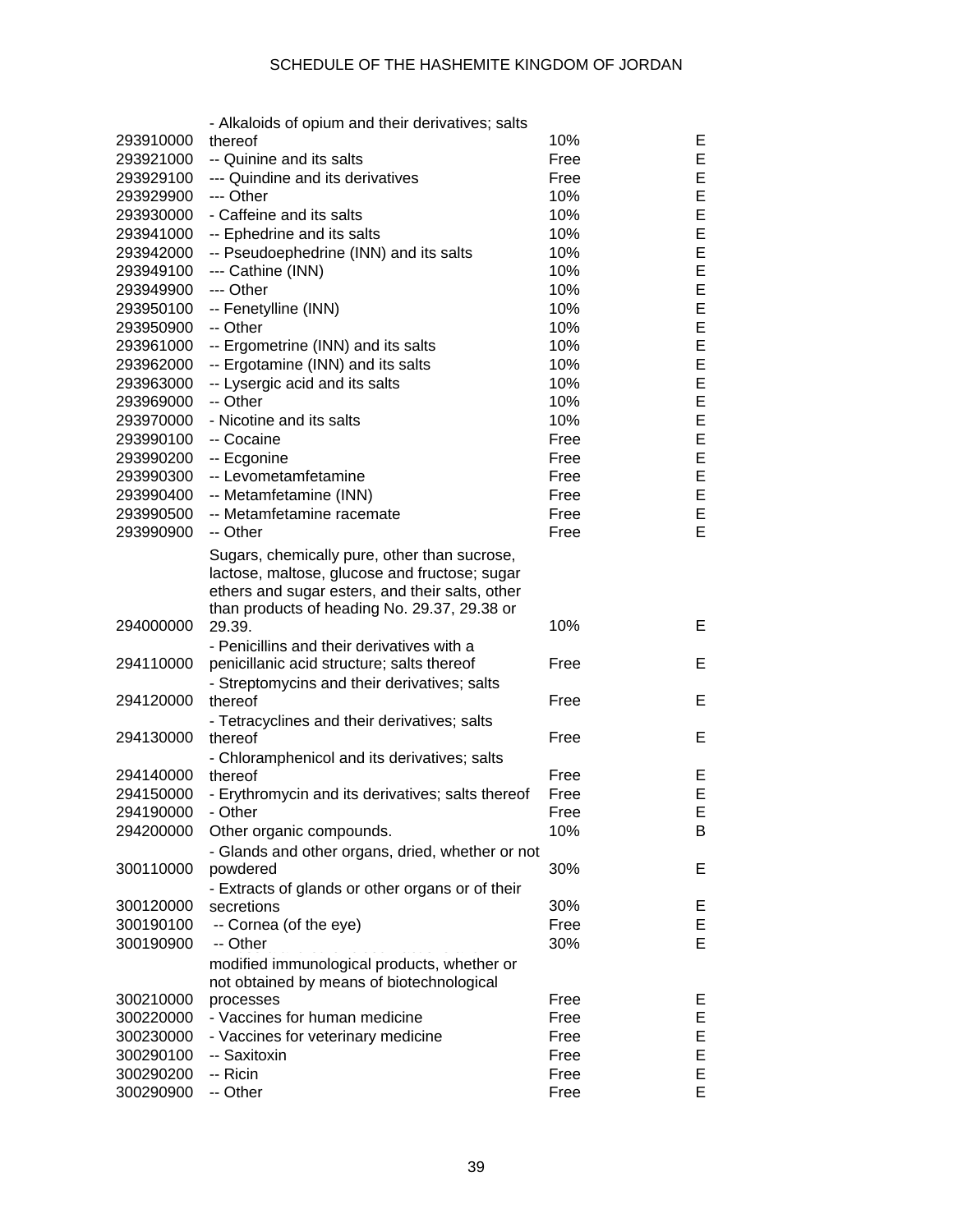| | | | |
|---|---|---|---|
| 293910000 | - Alkaloids of opium and their derivatives; salts thereof | 10% | E |
| 293921000 | -- Quinine and its salts | Free | E |
| 293929100 | --- Quindine and its derivatives | Free | E |
| 293929900 | --- Other | 10% | E |
| 293930000 | - Caffeine and its salts | 10% | E |
| 293941000 | -- Ephedrine and its salts | 10% | E |
| 293942000 | -- Pseudoephedrine (INN) and its salts | 10% | E |
| 293949100 | --- Cathine (INN) | 10% | E |
| 293949900 | --- Other | 10% | E |
| 293950100 | -- Fenetylline (INN) | 10% | E |
| 293950900 | -- Other | 10% | E |
| 293961000 | -- Ergometrine (INN) and its salts | 10% | E |
| 293962000 | -- Ergotamine (INN) and its salts | 10% | E |
| 293963000 | -- Lysergic acid and its salts | 10% | E |
| 293969000 | -- Other | 10% | E |
| 293970000 | - Nicotine and its salts | 10% | E |
| 293990100 | -- Cocaine | Free | E |
| 293990200 | -- Ecgonine | Free | E |
| 293990300 | -- Levometamfetamine | Free | E |
| 293990400 | -- Metamfetamine (INN) | Free | E |
| 293990500 | -- Metamfetamine racemate | Free | E |
| 293990900 | -- Other | Free | E |
| 294000000 | Sugars, chemically pure, other than sucrose, lactose, maltose, glucose and fructose; sugar ethers and sugar esters, and their salts, other than products of heading No. 29.37, 29.38 or 29.39. | 10% | E |
| 294110000 | - Penicillins and their derivatives with a penicillanic acid structure; salts thereof | Free | E |
| 294120000 | - Streptomycins and their derivatives; salts thereof | Free | E |
| 294130000 | - Tetracyclines and their derivatives; salts thereof | Free | E |
| 294140000 | - Chloramphenicol and its derivatives; salts thereof | Free | E |
| 294150000 | - Erythromycin and its derivatives; salts thereof | Free | E |
| 294190000 | - Other | Free | E |
| 294200000 | Other organic compounds. | 10% | B |
| 300110000 | - Glands and other organs, dried, whether or not powdered | 30% | E |
| 300120000 | - Extracts of glands or other organs or of their secretions | 30% | E |
| 300190100 | -- Cornea (of the eye) | Free | E |
| 300190900 | -- Other | 30% | E |
| 300210000 | modified immunological products, whether or not obtained by means of biotechnological processes | Free | E |
| 300220000 | - Vaccines for human medicine | Free | E |
| 300230000 | - Vaccines for veterinary medicine | Free | E |
| 300290100 | -- Saxitoxin | Free | E |
| 300290200 | -- Ricin | Free | E |
| 300290900 | -- Other | Free | E |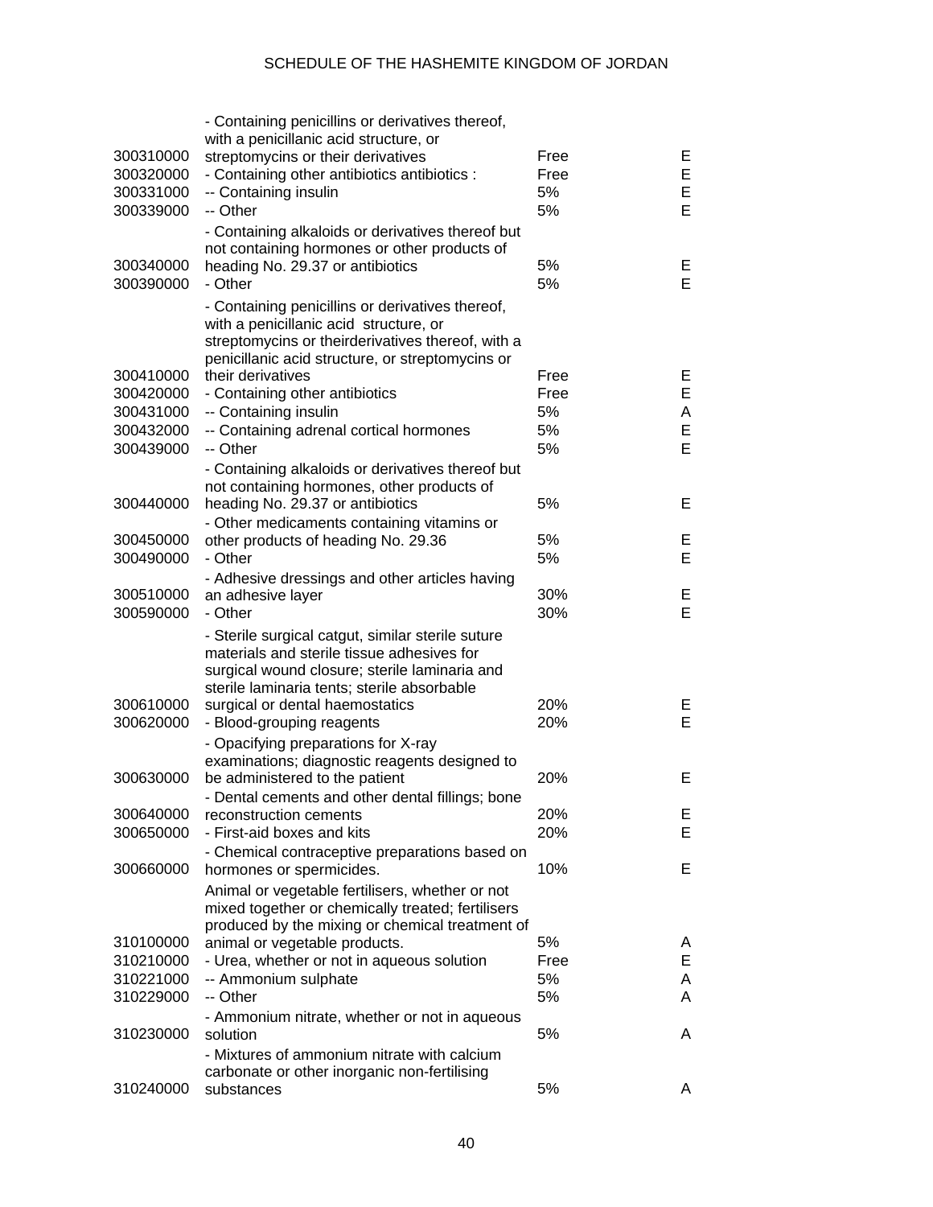| | | | |
|---|---|---|---|
| 300310000 | - Containing penicillins or derivatives thereof, with a penicillanic acid structure, or streptomycins or their derivatives | Free | E |
| 300320000 | - Containing other antibiotics antibiotics : | Free | E |
| 300331000 | -- Containing insulin | 5% | E |
| 300339000 | -- Other | 5% | E |
| 300340000 | - Containing alkaloids or derivatives thereof but not containing hormones or other products of heading No. 29.37 or antibiotics | 5% | E |
| 300390000 | - Other | 5% | E |
| 300410000 | - Containing penicillins or derivatives thereof, with a penicillanic acid structure, or streptomycins or theirderivatives thereof, with a penicillanic acid structure, or streptomycins or their derivatives | Free | E |
| 300420000 | - Containing other antibiotics | Free | E |
| 300431000 | -- Containing insulin | 5% | A |
| 300432000 | -- Containing adrenal cortical hormones | 5% | E |
| 300439000 | -- Other | 5% | E |
| 300440000 | - Containing alkaloids or derivatives thereof but not containing hormones, other products of heading No. 29.37 or antibiotics | 5% | E |
| 300450000 | - Other medicaments containing vitamins or other products of heading No. 29.36 | 5% | E |
| 300490000 | - Other | 5% | E |
| 300510000 | - Adhesive dressings and other articles having an adhesive layer | 30% | E |
| 300590000 | - Other | 30% | E |
| 300610000 | - Sterile surgical catgut, similar sterile suture materials and sterile tissue adhesives for surgical wound closure; sterile laminaria and sterile laminaria tents; sterile absorbable surgical or dental haemostatics | 20% | E |
| 300620000 | - Blood-grouping reagents | 20% | E |
| 300630000 | - Opacifying preparations for X-ray examinations; diagnostic reagents designed to be administered to the patient | 20% | E |
| 300640000 | - Dental cements and other dental fillings; bone reconstruction cements | 20% | E |
| 300650000 | - First-aid boxes and kits | 20% | E |
| 300660000 | - Chemical contraceptive preparations based on hormones or spermicides. | 10% | E |
| 310100000 | Animal or vegetable fertilisers, whether or not mixed together or chemically treated; fertilisers produced by the mixing or chemical treatment of animal or vegetable products. | 5% | A |
| 310210000 | - Urea, whether or not in aqueous solution | Free | E |
| 310221000 | -- Ammonium sulphate | 5% | A |
| 310229000 | -- Other | 5% | A |
| 310230000 | - Ammonium nitrate, whether or not in aqueous solution | 5% | A |
| 310240000 | - Mixtures of ammonium nitrate with calcium carbonate or other inorganic non-fertilising substances | 5% | A |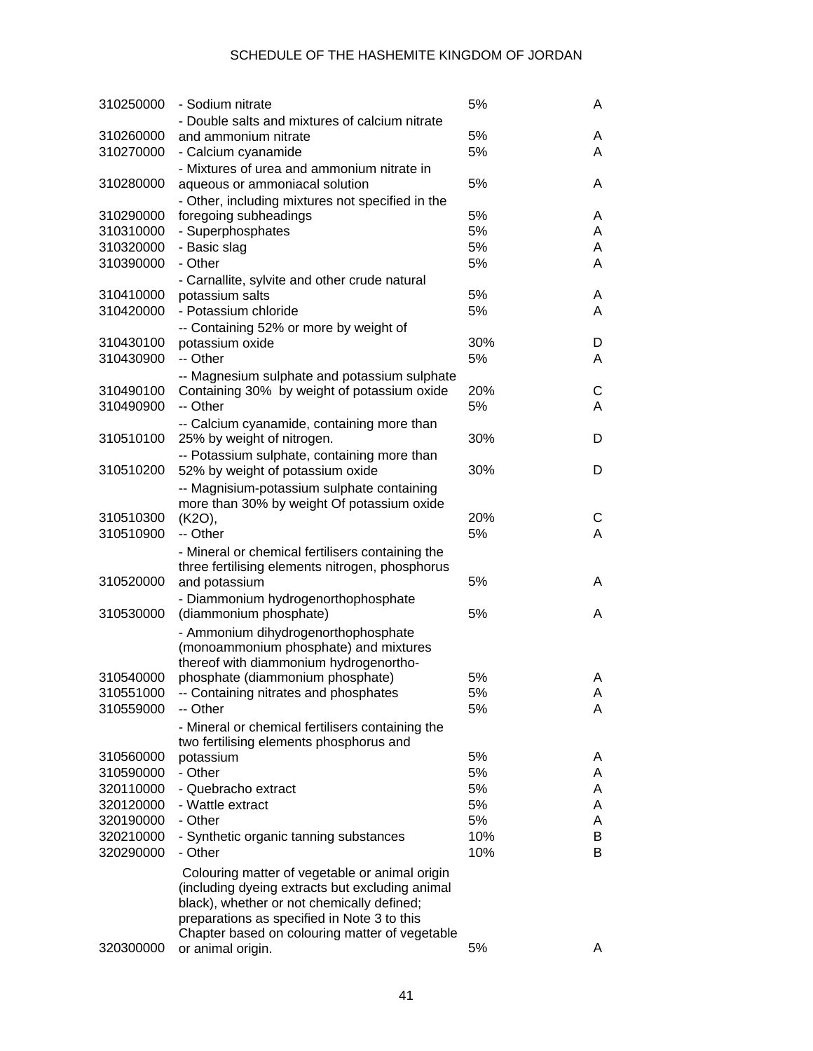| | | | |
|---|---|---|---|
| 310250000 | - Sodium nitrate | 5% | A |
| 310260000 | - Double salts and mixtures of calcium nitrate and ammonium nitrate | 5% | A |
| 310270000 | - Calcium cyanamide | 5% | A |
| 310280000 | - Mixtures of urea and ammonium nitrate in aqueous or ammoniacal solution | 5% | A |
| 310290000 | - Other, including mixtures not specified in the foregoing subheadings | 5% | A |
| 310310000 | - Superphosphates | 5% | A |
| 310320000 | - Basic slag | 5% | A |
| 310390000 | - Other | 5% | A |
| 310410000 | - Carnallite, sylvite and other crude natural potassium salts | 5% | A |
| 310420000 | - Potassium chloride | 5% | A |
| 310430100 | -- Containing 52% or more by weight of potassium oxide | 30% | D |
| 310430900 | -- Other | 5% | A |
| 310490100 | -- Magnesium sulphate and potassium sulphate Containing 30% by weight of potassium oxide | 20% | C |
| 310490900 | -- Other | 5% | A |
| 310510100 | -- Calcium cyanamide, containing more than 25% by weight of nitrogen. | 30% | D |
| 310510200 | -- Potassium sulphate, containing more than 52% by weight of potassium oxide | 30% | D |
| 310510300 | -- Magnisium-potassium sulphate containing more than 30% by weight Of potassium oxide ($K_2O$), | 20% | C |
| 310510900 | -- Other | 5% | A |
| 310520000 | - Mineral or chemical fertilisers containing the three fertilising elements nitrogen, phosphorus and potassium | 5% | A |
| 310530000 | - Diammonium hydrogenorthophosphate (diammonium phosphate) | 5% | A |
| 310540000 | - Ammonium dihydrogenorthophosphate (monoammonium phosphate) and mixtures thereof with diammonium hydrogenortho-phosphate (diammonium phosphate) | 5% | A |
| 310551000 | -- Containing nitrates and phosphates | 5% | A |
| 310559000 | -- Other | 5% | A |
| 310560000 | - Mineral or chemical fertilisers containing the two fertilising elements phosphorus and potassium | 5% | A |
| 310590000 | - Other | 5% | A |
| 320110000 | - Quebracho extract | 5% | A |
| 320120000 | - Wattle extract | 5% | A |
| 320190000 | - Other | 5% | A |
| 320210000 | - Synthetic organic tanning substances | 10% | B |
| 320290000 | - Other | 10% | B |
| 320300000 | Colouring matter of vegetable or animal origin (including dyeing extracts but excluding animal black), whether or not chemically defined; preparations as specified in Note 3 to this Chapter based on colouring matter of vegetable or animal origin. | 5% | A |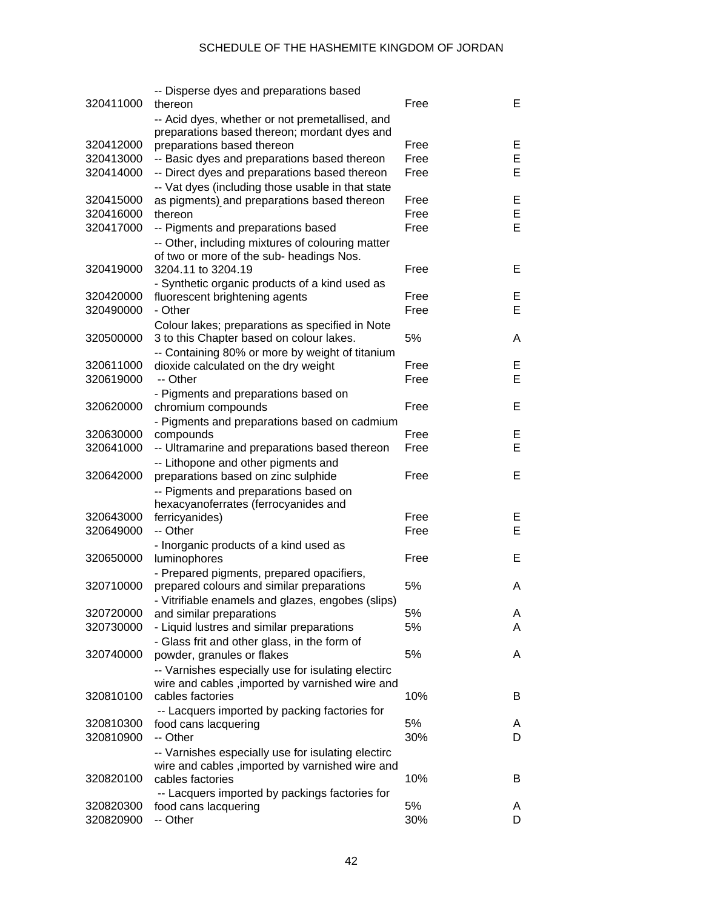SCHEDULE OF THE HASHEMITE KINGDOM OF JORDAN

| | | | |
|---|---|---|---|
| 320411000 | -- Disperse dyes and preparations based thereon | Free | E |
| 320412000 | -- Acid dyes, whether or not premetallised, and preparations based thereon; mordant dyes and preparations based thereon | Free | E |
| 320413000 | -- Basic dyes and preparations based thereon | Free | E |
| 320414000 | -- Direct dyes and preparations based thereon | Free | E |
| 320415000 | -- Vat dyes (including those usable in that state as pigments) and preparations based thereon | Free | E |
| 320416000 | thereon | Free | E |
| 320417000 | -- Pigments and preparations based | Free | E |
| 320419000 | -- Other, including mixtures of colouring matter of two or more of the sub- headings Nos. 3204.11 to 3204.19 | Free | E |
| 320420000 | - Synthetic organic products of a kind used as fluorescent brightening agents | Free | E |
| 320490000 | - Other | Free | E |
| 320500000 | Colour lakes; preparations as specified in Note 3 to this Chapter based on colour lakes. | 5% | A |
| 320611000 | -- Containing 80% or more by weight of titanium dioxide calculated on the dry weight | Free | E |
| 320619000 | -- Other | Free | E |
| 320620000 | - Pigments and preparations based on chromium compounds | Free | E |
| 320630000 | - Pigments and preparations based on cadmium compounds | Free | E |
| 320641000 | -- Ultramarine and preparations based thereon | Free | E |
| 320642000 | -- Lithopone and other pigments and preparations based on zinc sulphide | Free | E |
| 320643000 | -- Pigments and preparations based on hexacyanoferrates (ferrocyanides and ferricyanides) | Free | E |
| 320649000 | -- Other | Free | E |
| 320650000 | - Inorganic products of a kind used as luminophores | Free | E |
| 320710000 | - Prepared pigments, prepared opacifiers, prepared colours and similar preparations | 5% | A |
| 320720000 | - Vitrifiable enamels and glazes, engobes (slips) and similar preparations | 5% | A |
| 320730000 | - Liquid lustres and similar preparations | 5% | A |
| 320740000 | - Glass frit and other glass, in the form of powder, granules or flakes | 5% | A |
| 320810100 | -- Varnishes especially use for isulating electirc wire and cables ,imported by varnished wire and cables factories | 10% | B |
| 320810300 | -- Lacquers imported by packing factories for food cans lacquering | 5% | A |
| 320810900 | -- Other | 30% | D |
| 320820100 | -- Varnishes especially use for isulating electirc wire and cables ,imported by varnished wire and cables factories | 10% | B |
| 320820300 | -- Lacquers imported by packings factories for food cans lacquering | 5% | A |
| 320820900 | -- Other | 30% | D |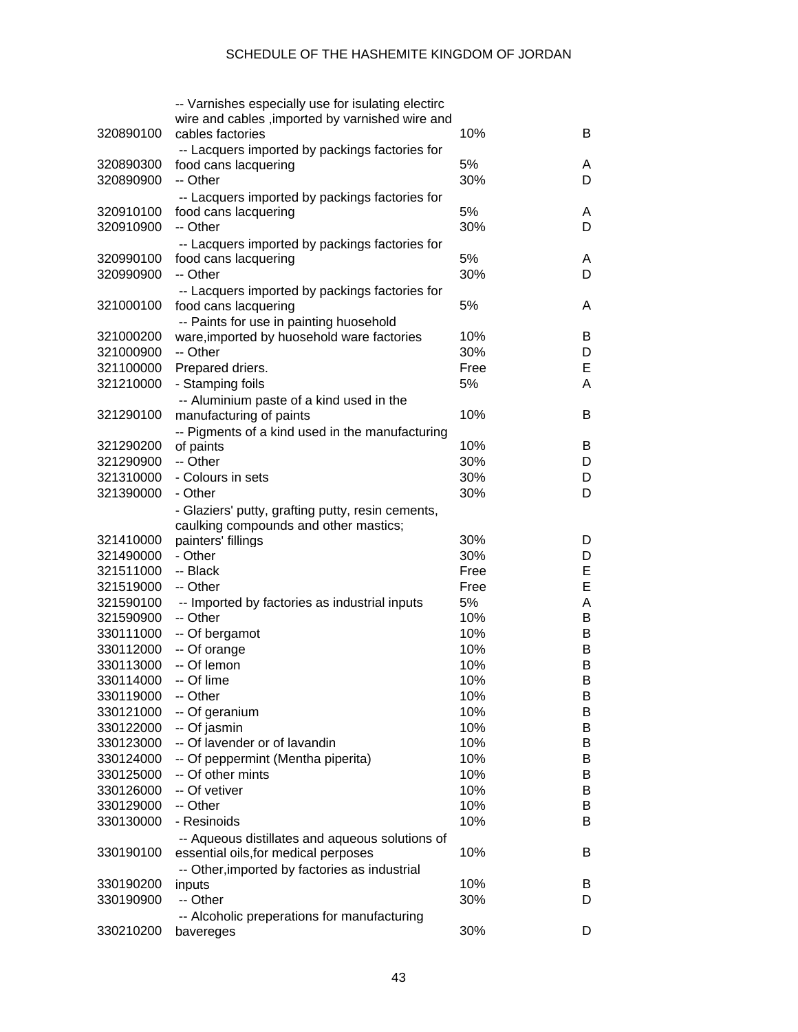| | | | |
|---|---|---|---|
| 320890100 | -- Varnishes especially use for isulating electirc wire and cables ,imported by varnished wire and cables factories | 10% | B |
| 320890300 | -- Lacquers imported by packings factories for food cans lacquering | 5% | A |
| 320890900 | -- Other | 30% | D |
| 320910100 | -- Lacquers imported by packings factories for food cans lacquering | 5% | A |
| 320910900 | -- Other | 30% | D |
| 320990100 | -- Lacquers imported by packings factories for food cans lacquering | 5% | A |
| 320990900 | -- Other | 30% | D |
| 321000100 | -- Lacquers imported by packings factories for food cans lacquering | 5% | A |
| 321000200 | -- Paints for use in painting huosehold ware,imported by huosehold ware factories | 10% | B |
| 321000900 | -- Other | 30% | D |
| 321100000 | Prepared driers. | Free | E |
| 321210000 | - Stamping foils | 5% | A |
| 321290100 | -- Aluminium paste of a kind used in the manufacturing of paints | 10% | B |
| 321290200 | -- Pigments of a kind used in the manufacturing of paints | 10% | B |
| 321290900 | -- Other | 30% | D |
| 321310000 | - Colours in sets | 30% | D |
| 321390000 | - Other | 30% | D |
| 321410000 | - Glaziers' putty, grafting putty, resin cements, caulking compounds and other mastics; painters' fillings | 30% | D |
| 321490000 | - Other | 30% | D |
| 321511000 | -- Black | Free | E |
| 321519000 | -- Other | Free | E |
| 321590100 | -- Imported by factories as industrial inputs | 5% | A |
| 321590900 | -- Other | 10% | B |
| 330111000 | -- Of bergamot | 10% | B |
| 330112000 | -- Of orange | 10% | B |
| 330113000 | -- Of lemon | 10% | B |
| 330114000 | -- Of lime | 10% | B |
| 330119000 | -- Other | 10% | B |
| 330121000 | -- Of geranium | 10% | B |
| 330122000 | -- Of jasmin | 10% | B |
| 330123000 | -- Of lavender or of lavandin | 10% | B |
| 330124000 | -- Of peppermint (Mentha piperita) | 10% | B |
| 330125000 | -- Of other mints | 10% | B |
| 330126000 | -- Of vetiver | 10% | B |
| 330129000 | -- Other | 10% | B |
| 330130000 | - Resinoids | 10% | B |
| 330190100 | -- Aqueous distillates and aqueous solutions of essential oils,for medical perposes | 10% | B |
| 330190200 | -- Other,imported by factories as industrial inputs | 10% | B |
| 330190900 | -- Other | 30% | D |
| 330210200 | -- Alcoholic preperations for manufacturing bavereges | 30% | D |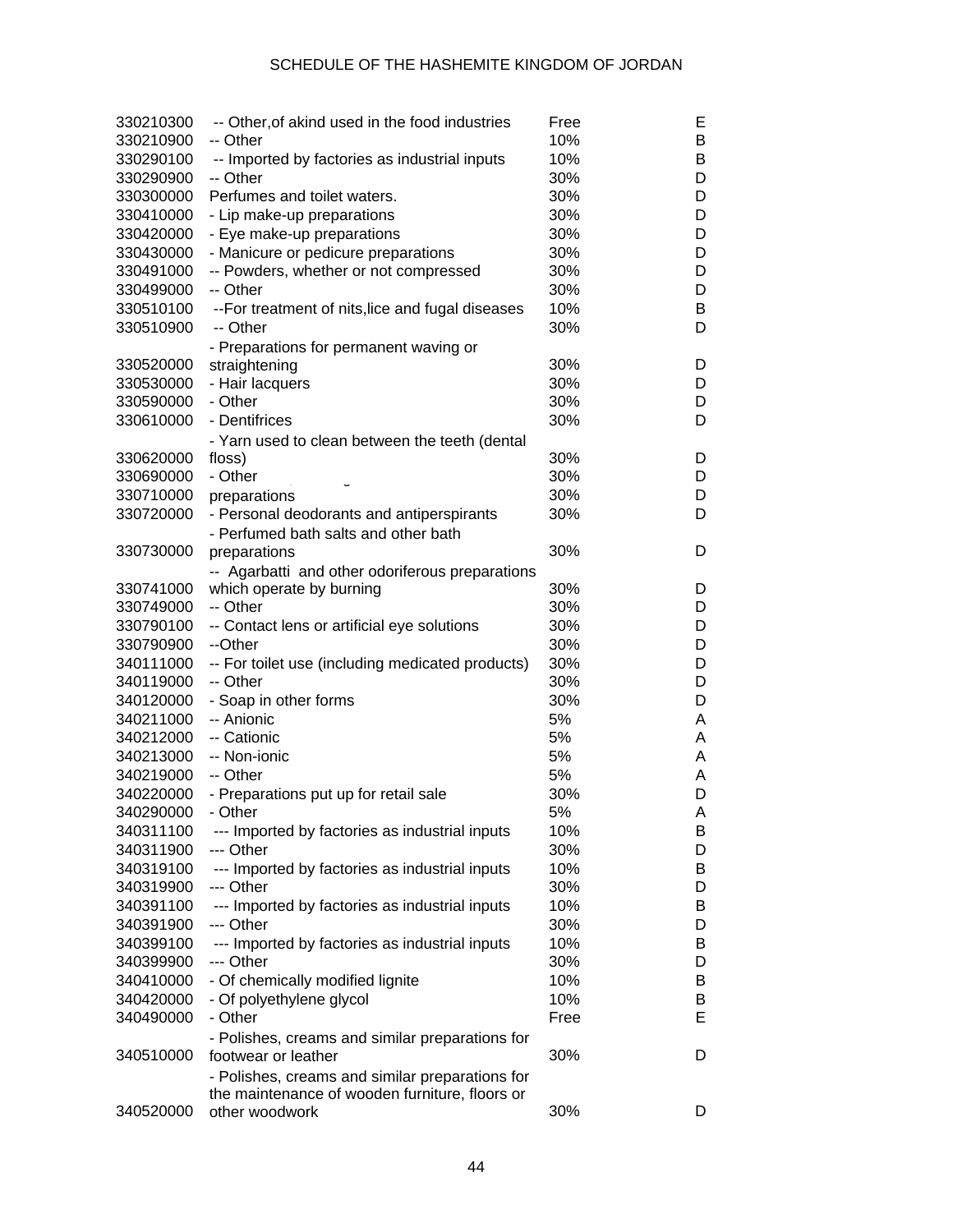| | | | |
|---|---|---|---|
| 330210300 | -- Other,of akind used in the food industries | Free | E |
| 330210900 | -- Other | 10% | B |
| 330290100 | -- Imported by factories as industrial inputs | 10% | B |
| 330290900 | -- Other | 30% | D |
| 330300000 | Perfumes and toilet waters. | 30% | D |
| 330410000 | - Lip make-up preparations | 30% | D |
| 330420000 | - Eye make-up preparations | 30% | D |
| 330430000 | - Manicure or pedicure preparations | 30% | D |
| 330491000 | -- Powders, whether or not compressed | 30% | D |
| 330499000 | -- Other | 30% | D |
| 330510100 | --For treatment of nits,lice and fugal diseases | 10% | B |
| 330510900 | -- Other | 30% | D |
| 330520000 | - Preparations for permanent waving or straightening | 30% | D |
| 330530000 | - Hair lacquers | 30% | D |
| 330590000 | - Other | 30% | D |
| 330610000 | - Dentifrices | 30% | D |
| 330620000 | - Yarn used to clean between the teeth (dental floss) | 30% | D |
| 330690000 | - Other | 30% | D |
| 330710000 | preparations | 30% | D |
| 330720000 | - Personal deodorants and antiperspirants | 30% | D |
| 330730000 | - Perfumed bath salts and other bath preparations | 30% | D |
| 330741000 | -- Agarbatti and other odoriferous preparations which operate by burning | 30% | D |
| 330749000 | -- Other | 30% | D |
| 330790100 | -- Contact lens or artificial eye solutions | 30% | D |
| 330790900 | --Other | 30% | D |
| 340111000 | -- For toilet use (including medicated products) | 30% | D |
| 340119000 | -- Other | 30% | D |
| 340120000 | - Soap in other forms | 30% | D |
| 340211000 | -- Anionic | 5% | A |
| 340212000 | -- Cationic | 5% | A |
| 340213000 | -- Non-ionic | 5% | A |
| 340219000 | -- Other | 5% | A |
| 340220000 | - Preparations put up for retail sale | 30% | D |
| 340290000 | - Other | 5% | A |
| 340311100 | --- Imported by factories as industrial inputs | 10% | B |
| 340311900 | --- Other | 30% | D |
| 340319100 | --- Imported by factories as industrial inputs | 10% | B |
| 340319900 | --- Other | 30% | D |
| 340391100 | --- Imported by factories as industrial inputs | 10% | B |
| 340391900 | --- Other | 30% | D |
| 340399100 | --- Imported by factories as industrial inputs | 10% | B |
| 340399900 | --- Other | 30% | D |
| 340410000 | - Of chemically modified lignite | 10% | B |
| 340420000 | - Of polyethylene glycol | 10% | B |
| 340490000 | - Other | Free | E |
| 340510000 | - Polishes, creams and similar preparations for footwear or leather | 30% | D |
| 340520000 | - Polishes, creams and similar preparations for the maintenance of wooden furniture, floors or other woodwork | 30% | D |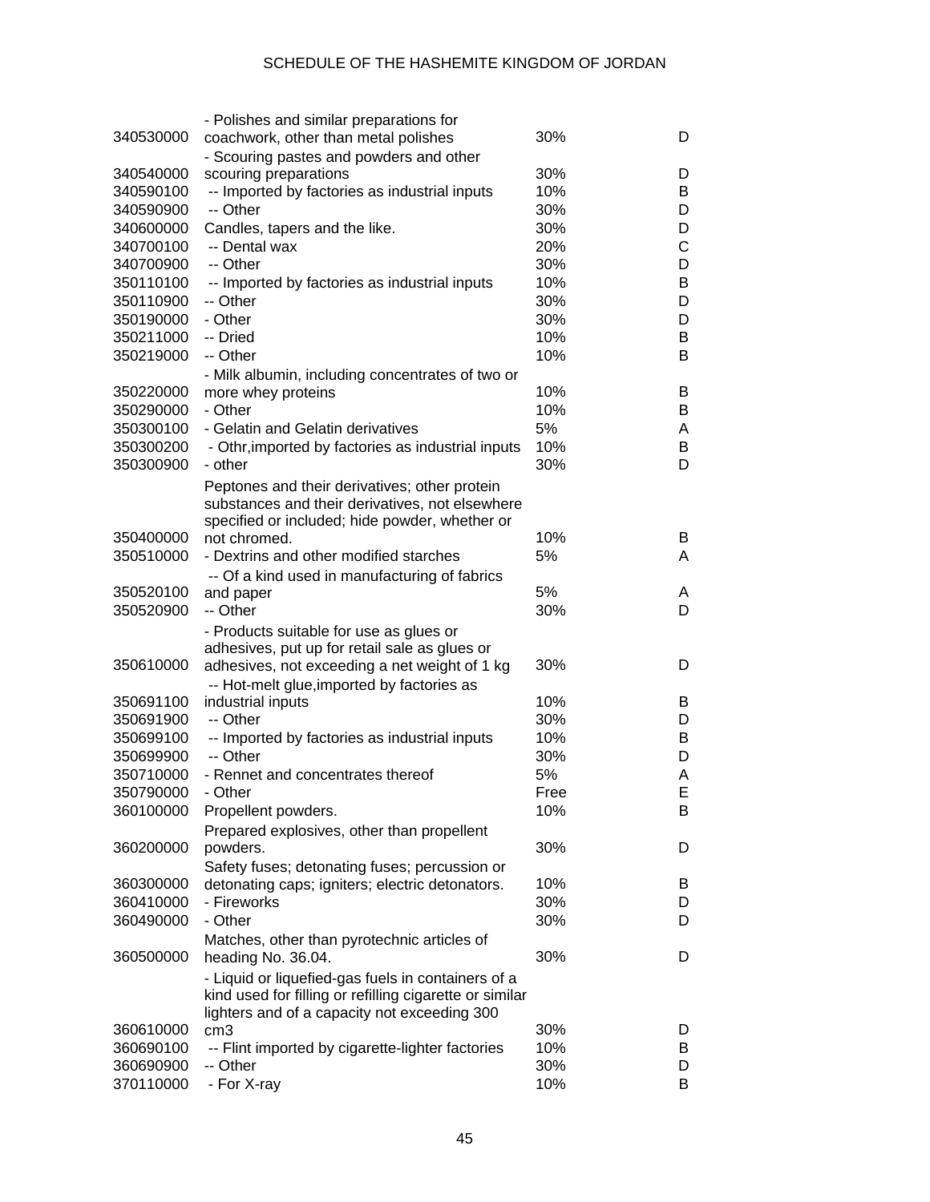| | | | |
|---|---|---|---|
| 340530000 | - Polishes and similar preparations for coachwork, other than metal polishes | 30% | D |
| 340540000 | - Scouring pastes and powders and other scouring preparations | 30% | D |
| 340590100 | -- Imported by factories as industrial inputs | 10% | B |
| 340590900 | -- Other | 30% | D |
| 340600000 | Candles, tapers and the like. | 30% | D |
| 340700100 | -- Dental wax | 20% | C |
| 340700900 | -- Other | 30% | D |
| 350110100 | -- Imported by factories as industrial inputs | 10% | B |
| 350110900 | -- Other | 30% | D |
| 350190000 | - Other | 30% | D |
| 350211000 | -- Dried | 10% | B |
| 350219000 | -- Other | 10% | B |
| 350220000 | - Milk albumin, including concentrates of two or more whey proteins | 10% | B |
| 350290000 | - Other | 10% | B |
| 350300100 | - Gelatin and Gelatin derivatives | 5% | A |
| 350300200 | - Othr,imported by factories as industrial inputs | 10% | B |
| 350300900 | - other | 30% | D |
| 350400000 | Peptones and their derivatives; other protein substances and their derivatives, not elsewhere specified or included; hide powder, whether or not chromed. | 10% | B |
| 350510000 | - Dextrins and other modified starches | 5% | A |
| 350520100 | -- Of a kind used in manufacturing of fabrics and paper | 5% | A |
| 350520900 | -- Other | 30% | D |
| 350610000 | - Products suitable for use as glues or adhesives, put up for retail sale as glues or adhesives, not exceeding a net weight of 1 kg | 30% | D |
| 350691100 | -- Hot-melt glue,imported by factories as industrial inputs | 10% | B |
| 350691900 | -- Other | 30% | D |
| 350699100 | -- Imported by factories as industrial inputs | 10% | B |
| 350699900 | -- Other | 30% | D |
| 350710000 | - Rennet and concentrates thereof | 5% | A |
| 350790000 | - Other | Free | E |
| 360100000 | Propellent powders. | 10% | B |
| 360200000 | Prepared explosives, other than propellent powders. | 30% | D |
| 360300000 | Safety fuses; detonating fuses; percussion or detonating caps; igniters; electric detonators. | 10% | B |
| 360410000 | - Fireworks | 30% | D |
| 360490000 | - Other | 30% | D |
| 360500000 | Matches, other than pyrotechnic articles of heading No. 36.04. | 30% | D |
| 360610000 | - Liquid or liquefied-gas fuels in containers of a kind used for filling or refilling cigarette or similar lighters and of a capacity not exceeding 300 cm3 | 30% | D |
| 360690100 | -- Flint imported by cigarette-lighter factories | 10% | B |
| 360690900 | -- Other | 30% | D |
| 370110000 | - For X-ray | 10% | B |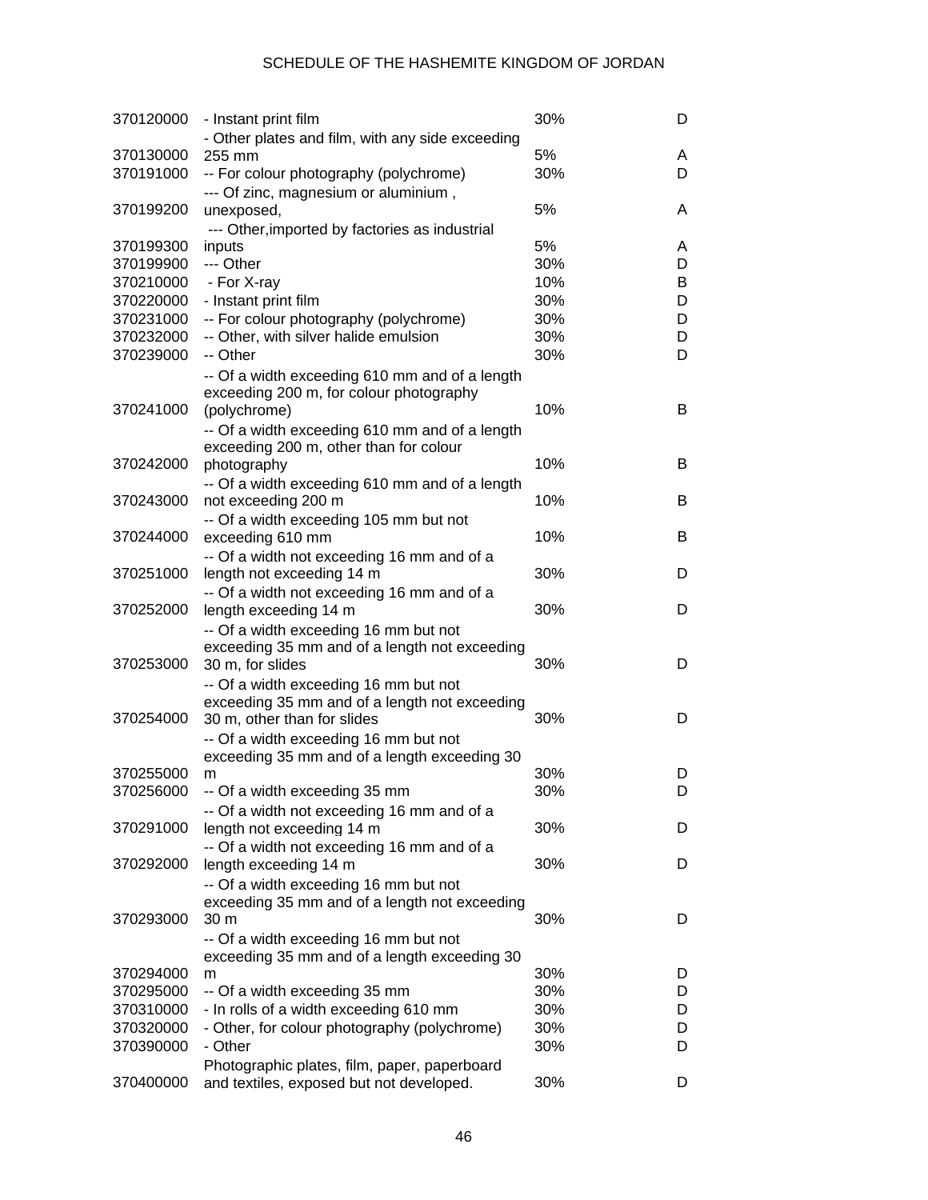| | | | |
|---|---|---|---|
| 370120000 | - Instant print film | 30% | D |
| 370130000 | - Other plates and film, with any side exceeding 255 mm | 5% | A |
| 370191000 | -- For colour photography (polychrome) | 30% | D |
| 370199200 | --- Of zinc, magnesium or aluminium , unexposed, | 5% | A |
| 370199300 | --- Other,imported by factories as industrial inputs | 5% | A |
| 370199900 | --- Other | 30% | D |
| 370210000 | - For X-ray | 10% | B |
| 370220000 | - Instant print film | 30% | D |
| 370231000 | -- For colour photography (polychrome) | 30% | D |
| 370232000 | -- Other, with silver halide emulsion | 30% | D |
| 370239000 | -- Other | 30% | D |
| 370241000 | -- Of a width exceeding 610 mm and of a length exceeding 200 m, for colour photography (polychrome) | 10% | B |
| 370242000 | -- Of a width exceeding 610 mm and of a length exceeding 200 m, other than for colour photography | 10% | B |
| 370243000 | -- Of a width exceeding 610 mm and of a length not exceeding 200 m | 10% | B |
| 370244000 | -- Of a width exceeding 105 mm but not exceeding 610 mm | 10% | B |
| 370251000 | -- Of a width not exceeding 16 mm and of a length not exceeding 14 m | 30% | D |
| 370252000 | -- Of a width not exceeding 16 mm and of a length exceeding 14 m | 30% | D |
| 370253000 | -- Of a width exceeding 16 mm but not exceeding 35 mm and of a length not exceeding 30 m, for slides | 30% | D |
| 370254000 | -- Of a width exceeding 16 mm but not exceeding 35 mm and of a length not exceeding 30 m, other than for slides | 30% | D |
| 370255000 | -- Of a width exceeding 16 mm but not exceeding 35 mm and of a length exceeding 30 m | 30% | D |
| 370256000 | -- Of a width exceeding 35 mm | 30% | D |
| 370291000 | -- Of a width not exceeding 16 mm and of a length not exceeding 14 m | 30% | D |
| 370292000 | -- Of a width not exceeding 16 mm and of a length exceeding 14 m | 30% | D |
| 370293000 | -- Of a width exceeding 16 mm but not exceeding 35 mm and of a length not exceeding 30 m | 30% | D |
| 370294000 | -- Of a width exceeding 16 mm but not exceeding 35 mm and of a length exceeding 30 m | 30% | D |
| 370295000 | -- Of a width exceeding 35 mm | 30% | D |
| 370310000 | - In rolls of a width exceeding 610 mm | 30% | D |
| 370320000 | - Other, for colour photography (polychrome) | 30% | D |
| 370390000 | - Other | 30% | D |
| 370400000 | Photographic plates, film, paper, paperboard and textiles, exposed but not developed. | 30% | D |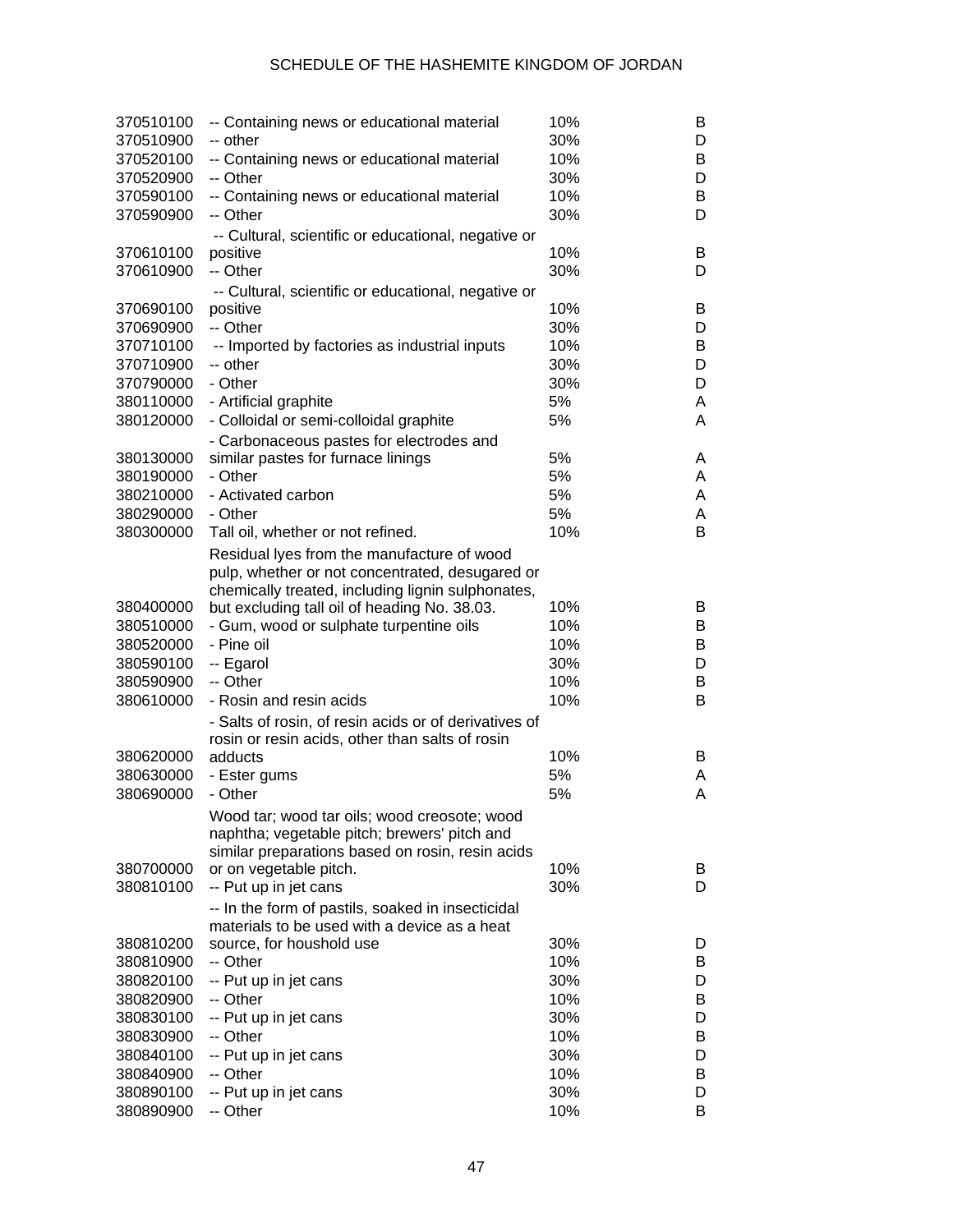| | | | |
|---|---|---|---|
| 370510100 | -- Containing news or educational material | 10% | B |
| 370510900 | -- other | 30% | D |
| 370520100 | -- Containing news or educational material | 10% | B |
| 370520900 | -- Other | 30% | D |
| 370590100 | -- Containing news or educational material | 10% | B |
| 370590900 | -- Other | 30% | D |
| 370610100 | -- Cultural, scientific or educational, negative or positive | 10% | B |
| 370610900 | -- Other | 30% | D |
| 370690100 | -- Cultural, scientific or educational, negative or positive | 10% | B |
| 370690900 | -- Other | 30% | D |
| 370710100 | -- Imported by factories as industrial inputs | 10% | B |
| 370710900 | -- other | 30% | D |
| 370790000 | - Other | 30% | D |
| 380110000 | - Artificial graphite | 5% | A |
| 380120000 | - Colloidal or semi-colloidal graphite | 5% | A |
| 380130000 | - Carbonaceous pastes for electrodes and similar pastes for furnace linings | 5% | A |
| 380190000 | - Other | 5% | A |
| 380210000 | - Activated carbon | 5% | A |
| 380290000 | - Other | 5% | A |
| 380300000 | Tall oil, whether or not refined. | 10% | B |
| 380400000 | Residual lyes from the manufacture of wood pulp, whether or not concentrated, desugared or chemically treated, including lignin sulphonates, but excluding tall oil of heading No. 38.03. | 10% | B |
| 380510000 | - Gum, wood or sulphate turpentine oils | 10% | B |
| 380520000 | - Pine oil | 10% | B |
| 380590100 | -- Egarol | 30% | D |
| 380590900 | -- Other | 10% | B |
| 380610000 | - Rosin and resin acids | 10% | B |
| 380620000 | - Salts of rosin, of resin acids or of derivatives of rosin or resin acids, other than salts of rosin adducts | 10% | B |
| 380630000 | - Ester gums | 5% | A |
| 380690000 | - Other | 5% | A |
| 380700000 | Wood tar; wood tar oils; wood creosote; wood naphtha; vegetable pitch; brewers' pitch and similar preparations based on rosin, resin acids or on vegetable pitch. | 10% | B |
| 380810100 | -- Put up in jet cans | 30% | D |
| 380810200 | -- In the form of pastils, soaked in insecticidal materials to be used with a device as a heat source, for houshold use | 30% | D |
| 380810900 | -- Other | 10% | B |
| 380820100 | -- Put up in jet cans | 30% | D |
| 380820900 | -- Other | 10% | B |
| 380830100 | -- Put up in jet cans | 30% | D |
| 380830900 | -- Other | 10% | B |
| 380840100 | -- Put up in jet cans | 30% | D |
| 380840900 | -- Other | 10% | B |
| 380890100 | -- Put up in jet cans | 30% | D |
| 380890900 | -- Other | 10% | B |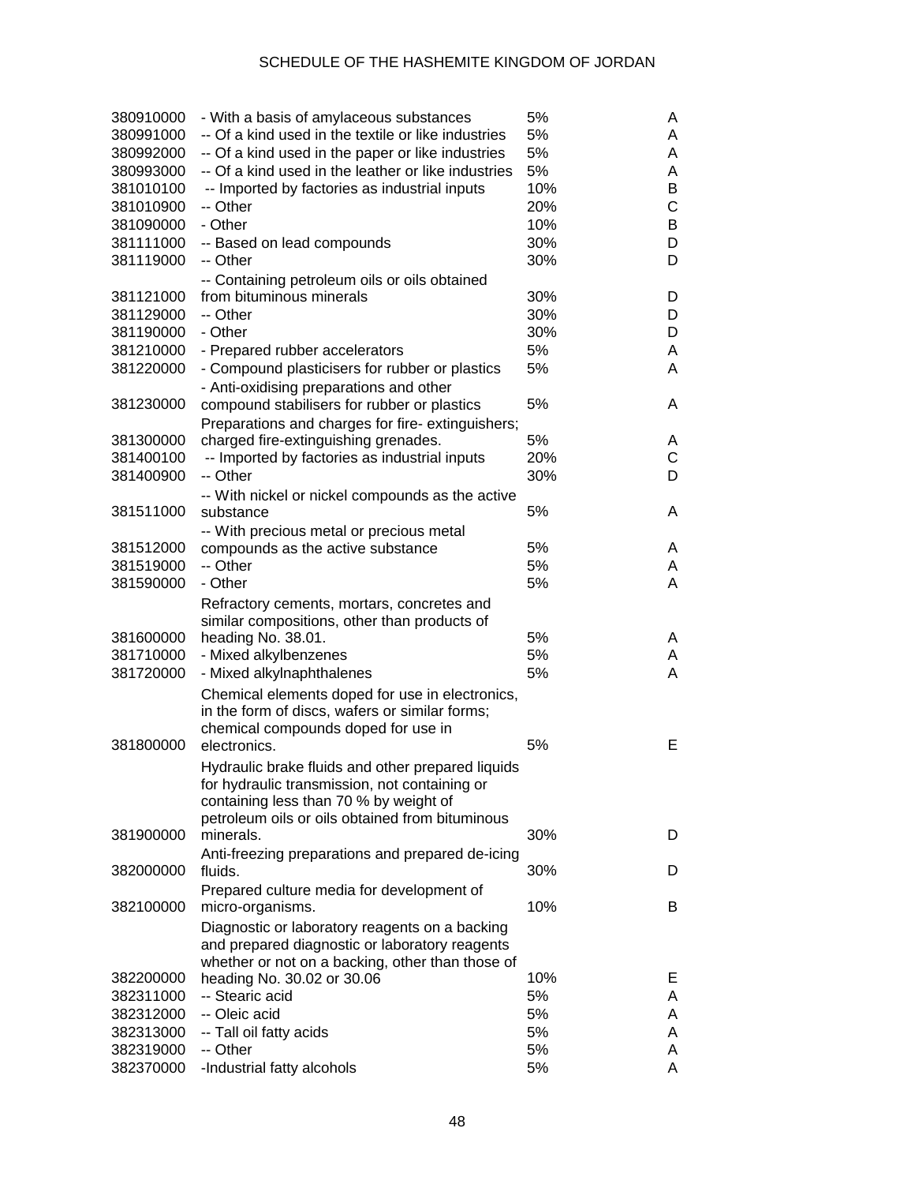| | | | |
|---|---|---|---|
| 380910000 | - With a basis of amylaceous substances | 5% | A |
| 380991000 | -- Of a kind used in the textile or like industries | 5% | A |
| 380992000 | -- Of a kind used in the paper or like industries | 5% | A |
| 380993000 | -- Of a kind used in the leather or like industries | 5% | A |
| 381010100 | -- Imported by factories as industrial inputs | 10% | B |
| 381010900 | -- Other | 20% | C |
| 381090000 | - Other | 10% | B |
| 381111000 | -- Based on lead compounds | 30% | D |
| 381119000 | -- Other | 30% | D |
| 381121000 | -- Containing petroleum oils or oils obtained from bituminous minerals | 30% | D |
| 381129000 | -- Other | 30% | D |
| 381190000 | - Other | 30% | D |
| 381210000 | - Prepared rubber accelerators | 5% | A |
| 381220000 | - Compound plasticisers for rubber or plastics | 5% | A |
| 381230000 | - Anti-oxidising preparations and other compound stabilisers for rubber or plastics | 5% | A |
| 381300000 | Preparations and charges for fire- extinguishers; charged fire-extinguishing grenades. | 5% | A |
| 381400100 | -- Imported by factories as industrial inputs | 20% | C |
| 381400900 | -- Other | 30% | D |
| 381511000 | -- With nickel or nickel compounds as the active substance | 5% | A |
| 381512000 | -- With precious metal or precious metal compounds as the active substance | 5% | A |
| 381519000 | -- Other | 5% | A |
| 381590000 | - Other | 5% | A |
| 381600000 | Refractory cements, mortars, concretes and similar compositions, other than products of heading No. 38.01. | 5% | A |
| 381710000 | - Mixed alkylbenzenes | 5% | A |
| 381720000 | - Mixed alkylnaphthalenes | 5% | A |
| 381800000 | Chemical elements doped for use in electronics, in the form of discs, wafers or similar forms; chemical compounds doped for use in electronics. | 5% | E |
| 381900000 | Hydraulic brake fluids and other prepared liquids for hydraulic transmission, not containing or containing less than 70 % by weight of petroleum oils or oils obtained from bituminous minerals. | 30% | D |
| 382000000 | Anti-freezing preparations and prepared de-icing fluids. | 30% | D |
| 382100000 | Prepared culture media for development of micro-organisms. | 10% | B |
| 382200000 | Diagnostic or laboratory reagents on a backing and prepared diagnostic or laboratory reagents whether or not on a backing, other than those of heading No. 30.02 or 30.06 | 10% | E |
| 382311000 | -- Stearic acid | 5% | A |
| 382312000 | -- Oleic acid | 5% | A |
| 382313000 | -- Tall oil fatty acids | 5% | A |
| 382319000 | -- Other | 5% | A |
| 382370000 | -Industrial fatty alcohols | 5% | A |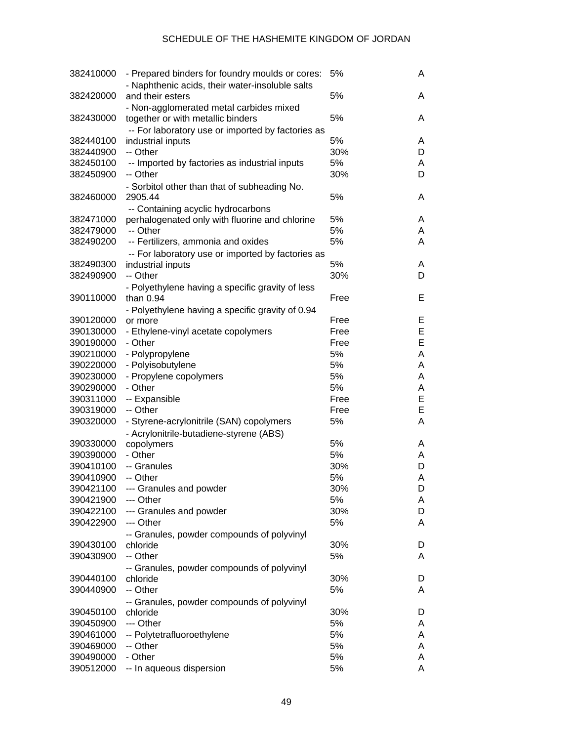| | | | |
|---|---|---|---|
| 382410000 | - Prepared binders for foundry moulds or cores: | 5% | A |
| 382420000 | - Naphthenic acids, their water-insoluble salts and their esters | 5% | A |
| 382430000 | - Non-agglomerated metal carbides mixed together or with metallic binders | 5% | A |
| 382440100 | -- For laboratory use or imported by factories as industrial inputs | 5% | A |
| 382440900 | -- Other | 30% | D |
| 382450100 | -- Imported by factories as industrial inputs | 5% | A |
| 382450900 | -- Other | 30% | D |
| 382460000 | - Sorbitol other than that of subheading No. 2905.44 | 5% | A |
| 382471000 | -- Containing acyclic hydrocarbons perhalogenated only with fluorine and chlorine | 5% | A |
| 382479000 | -- Other | 5% | A |
| 382490200 | -- Fertilizers, ammonia and oxides | 5% | A |
| 382490300 | -- For laboratory use or imported by factories as industrial inputs | 5% | A |
| 382490900 | -- Other | 30% | D |
| 390110000 | - Polyethylene having a specific gravity of less than 0.94 | Free | E |
| 390120000 | - Polyethylene having a specific gravity of 0.94 or more | Free | E |
| 390130000 | - Ethylene-vinyl acetate copolymers | Free | E |
| 390190000 | - Other | Free | E |
| 390210000 | - Polypropylene | 5% | A |
| 390220000 | - Polyisobutylene | 5% | A |
| 390230000 | - Propylene copolymers | 5% | A |
| 390290000 | - Other | 5% | A |
| 390311000 | -- Expansible | Free | E |
| 390319000 | -- Other | Free | E |
| 390320000 | - Styrene-acrylonitrile (SAN) copolymers | 5% | A |
| 390330000 | - Acrylonitrile-butadiene-styrene (ABS) copolymers | 5% | A |
| 390390000 | - Other | 5% | A |
| 390410100 | -- Granules | 30% | D |
| 390410900 | -- Other | 5% | A |
| 390421100 | --- Granules and powder | 30% | D |
| 390421900 | --- Other | 5% | A |
| 390422100 | --- Granules and powder | 30% | D |
| 390422900 | --- Other | 5% | A |
| 390430100 | -- Granules, powder compounds of polyvinyl chloride | 30% | D |
| 390430900 | -- Other | 5% | A |
| 390440100 | -- Granules, powder compounds of polyvinyl chloride | 30% | D |
| 390440900 | -- Other | 5% | A |
| 390450100 | -- Granules, powder compounds of polyvinyl chloride | 30% | D |
| 390450900 | --- Other | 5% | A |
| 390461000 | -- Polytetrafluoroethylene | 5% | A |
| 390469000 | -- Other | 5% | A |
| 390490000 | - Other | 5% | A |
| 390512000 | -- In aqueous dispersion | 5% | A |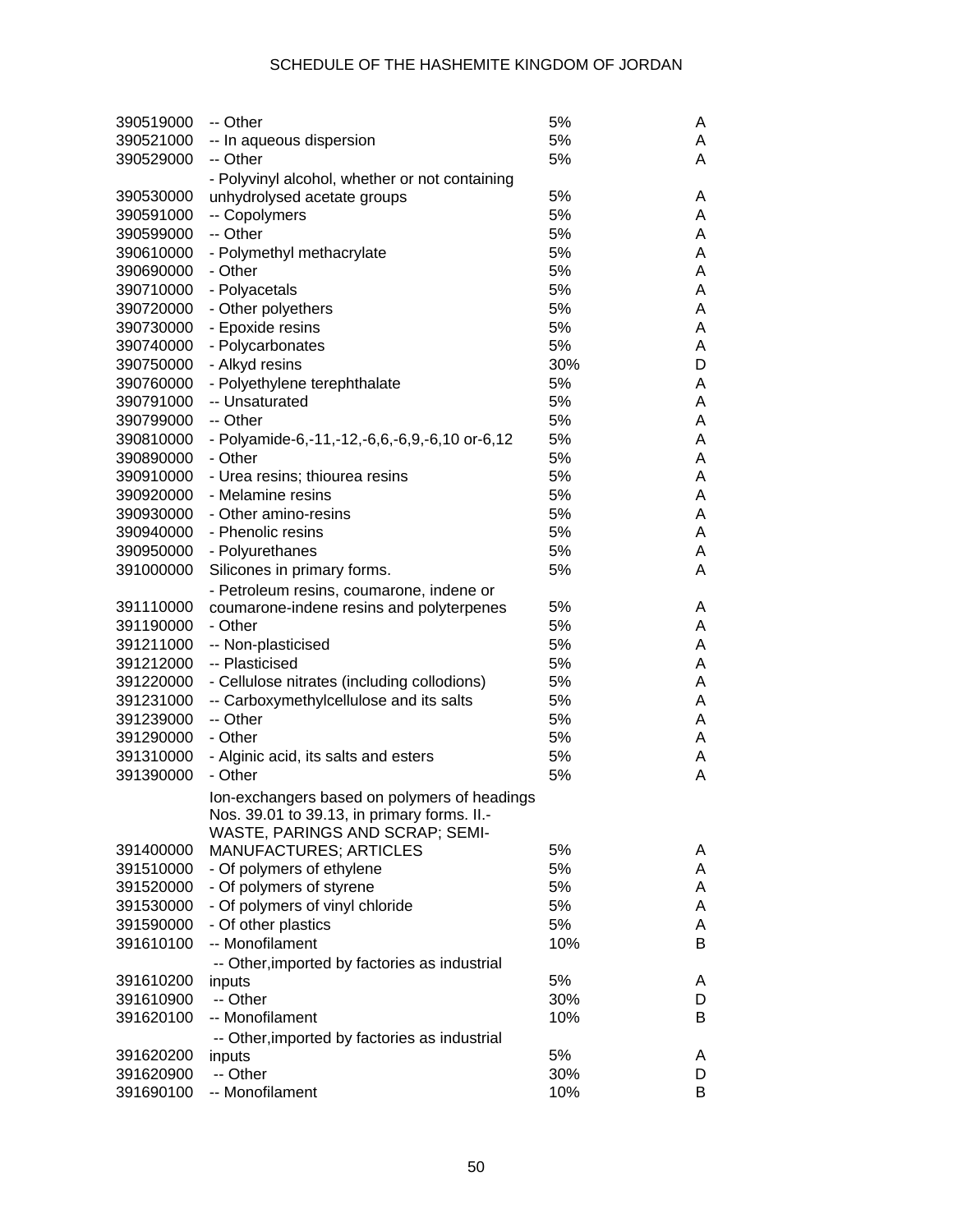| | | | |
|---|---|---|---|
| 390519000 | -- Other | 5% | A |
| 390521000 | -- In aqueous dispersion | 5% | A |
| 390529000 | -- Other | 5% | A |
| 390530000 | - Polyvinyl alcohol, whether or not containing unhydrolysed acetate groups | 5% | A |
| 390591000 | -- Copolymers | 5% | A |
| 390599000 | -- Other | 5% | A |
| 390610000 | - Polymethyl methacrylate | 5% | A |
| 390690000 | - Other | 5% | A |
| 390710000 | - Polyacetals | 5% | A |
| 390720000 | - Other polyethers | 5% | A |
| 390730000 | - Epoxide resins | 5% | A |
| 390740000 | - Polycarbonates | 5% | A |
| 390750000 | - Alkyd resins | 30% | D |
| 390760000 | - Polyethylene terephthalate | 5% | A |
| 390791000 | -- Unsaturated | 5% | A |
| 390799000 | -- Other | 5% | A |
| 390810000 | - Polyamide-6,-11,-12,-6,6,-6,9,-6,10 or-6,12 | 5% | A |
| 390890000 | - Other | 5% | A |
| 390910000 | - Urea resins; thiourea resins | 5% | A |
| 390920000 | - Melamine resins | 5% | A |
| 390930000 | - Other amino-resins | 5% | A |
| 390940000 | - Phenolic resins | 5% | A |
| 390950000 | - Polyurethanes | 5% | A |
| 391000000 | Silicones in primary forms. | 5% | A |
| 391110000 | - Petroleum resins, coumarone, indene or coumarone-indene resins and polyterpenes | 5% | A |
| 391190000 | - Other | 5% | A |
| 391211000 | -- Non-plasticised | 5% | A |
| 391212000 | -- Plasticised | 5% | A |
| 391220000 | - Cellulose nitrates (including collodions) | 5% | A |
| 391231000 | -- Carboxymethylcellulose and its salts | 5% | A |
| 391239000 | -- Other | 5% | A |
| 391290000 | - Other | 5% | A |
| 391310000 | - Alginic acid, its salts and esters | 5% | A |
| 391390000 | - Other | 5% | A |
| 391400000 | Ion-exchangers based on polymers of headings Nos. 39.01 to 39.13, in primary forms. II.- WASTE, PARINGS AND SCRAP; SEMI-MANUFACTURES; ARTICLES | 5% | A |
| 391510000 | - Of polymers of ethylene | 5% | A |
| 391520000 | - Of polymers of styrene | 5% | A |
| 391530000 | - Of polymers of vinyl chloride | 5% | A |
| 391590000 | - Of other plastics | 5% | A |
| 391610100 | -- Monofilament | 10% | B |
| 391610200 | -- Other,imported by factories as industrial inputs | 5% | A |
| 391610900 | -- Other | 30% | D |
| 391620100 | -- Monofilament | 10% | B |
| 391620200 | -- Other,imported by factories as industrial inputs | 5% | A |
| 391620900 | -- Other | 30% | D |
| 391690100 | -- Monofilament | 10% | B |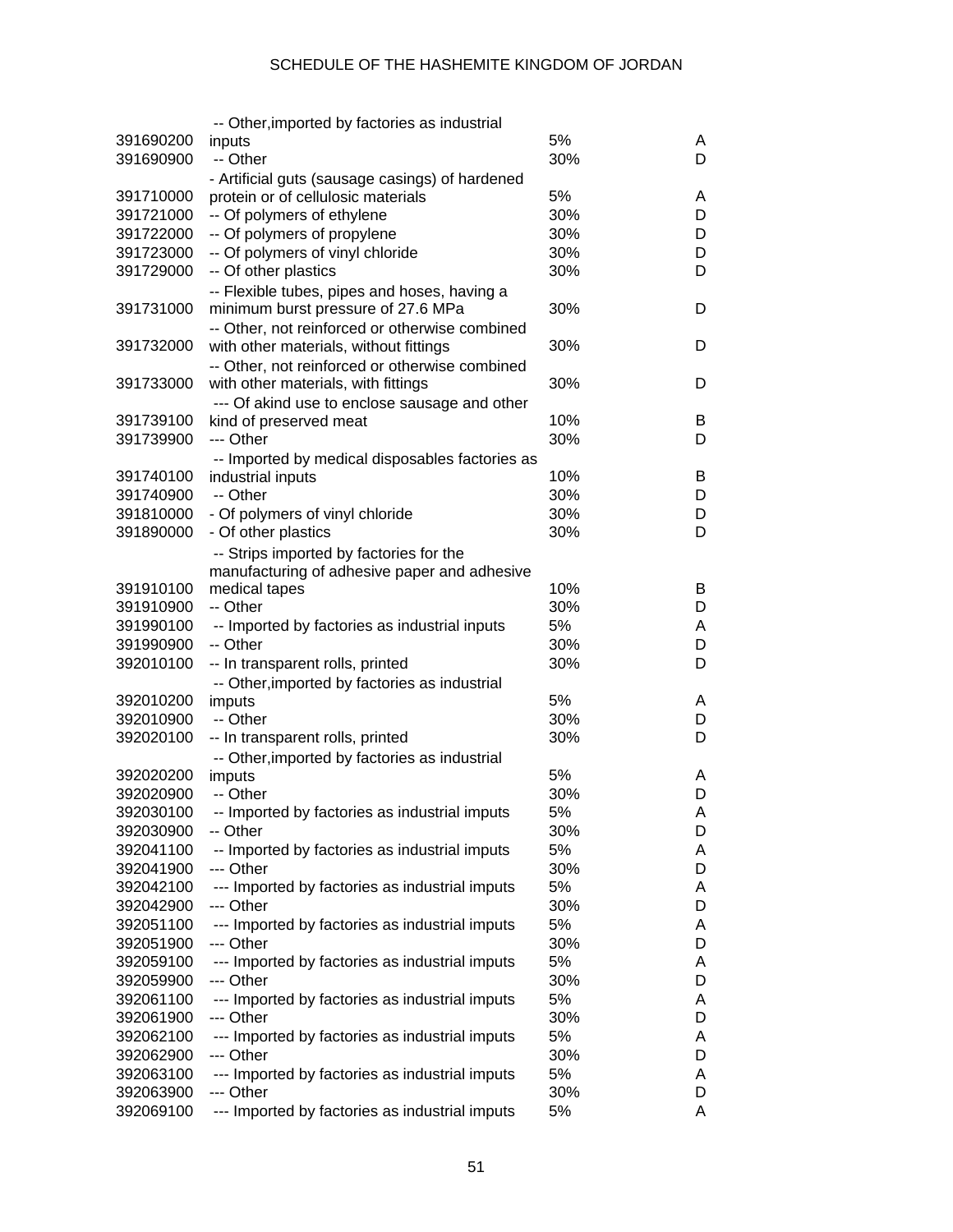| | | | |
|---|---|---|---|
| 391690200 | -- Other,imported by factories as industrial inputs | 5% | A |
| 391690900 | -- Other | 30% | D |
| 391710000 | - Artificial guts (sausage casings) of hardened protein or of cellulosic materials | 5% | A |
| 391721000 | -- Of polymers of ethylene | 30% | D |
| 391722000 | -- Of polymers of propylene | 30% | D |
| 391723000 | -- Of polymers of vinyl chloride | 30% | D |
| 391729000 | -- Of other plastics | 30% | D |
| 391731000 | -- Flexible tubes, pipes and hoses, having a minimum burst pressure of 27.6 MPa | 30% | D |
| 391732000 | -- Other, not reinforced or otherwise combined with other materials, without fittings | 30% | D |
| 391733000 | -- Other, not reinforced or otherwise combined with other materials, with fittings | 30% | D |
| 391739100 | --- Of akind use to enclose sausage and other kind of preserved meat | 10% | B |
| 391739900 | --- Other | 30% | D |
| 391740100 | -- Imported by medical disposables factories as industrial inputs | 10% | B |
| 391740900 | -- Other | 30% | D |
| 391810000 | - Of polymers of vinyl chloride | 30% | D |
| 391890000 | - Of other plastics | 30% | D |
| 391910100 | -- Strips imported by factories for the manufacturing of adhesive paper and adhesive medical tapes | 10% | B |
| 391910900 | -- Other | 30% | D |
| 391990100 | -- Imported by factories as industrial inputs | 5% | A |
| 391990900 | -- Other | 30% | D |
| 392010100 | -- In transparent rolls, printed | 30% | D |
| 392010200 | -- Other,imported by factories as industrial imputs | 5% | A |
| 392010900 | -- Other | 30% | D |
| 392020100 | -- In transparent rolls, printed | 30% | D |
| 392020200 | -- Other,imported by factories as industrial imputs | 5% | A |
| 392020900 | -- Other | 30% | D |
| 392030100 | -- Imported by factories as industrial imputs | 5% | A |
| 392030900 | -- Other | 30% | D |
| 392041100 | -- Imported by factories as industrial imputs | 5% | A |
| 392041900 | --- Other | 30% | D |
| 392042100 | --- Imported by factories as industrial imputs | 5% | A |
| 392042900 | --- Other | 30% | D |
| 392051100 | --- Imported by factories as industrial imputs | 5% | A |
| 392051900 | --- Other | 30% | D |
| 392059100 | --- Imported by factories as industrial imputs | 5% | A |
| 392059900 | --- Other | 30% | D |
| 392061100 | --- Imported by factories as industrial imputs | 5% | A |
| 392061900 | --- Other | 30% | D |
| 392062100 | --- Imported by factories as industrial imputs | 5% | A |
| 392062900 | --- Other | 30% | D |
| 392063100 | --- Imported by factories as industrial imputs | 5% | A |
| 392063900 | --- Other | 30% | D |
| 392069100 | --- Imported by factories as industrial imputs | 5% | A |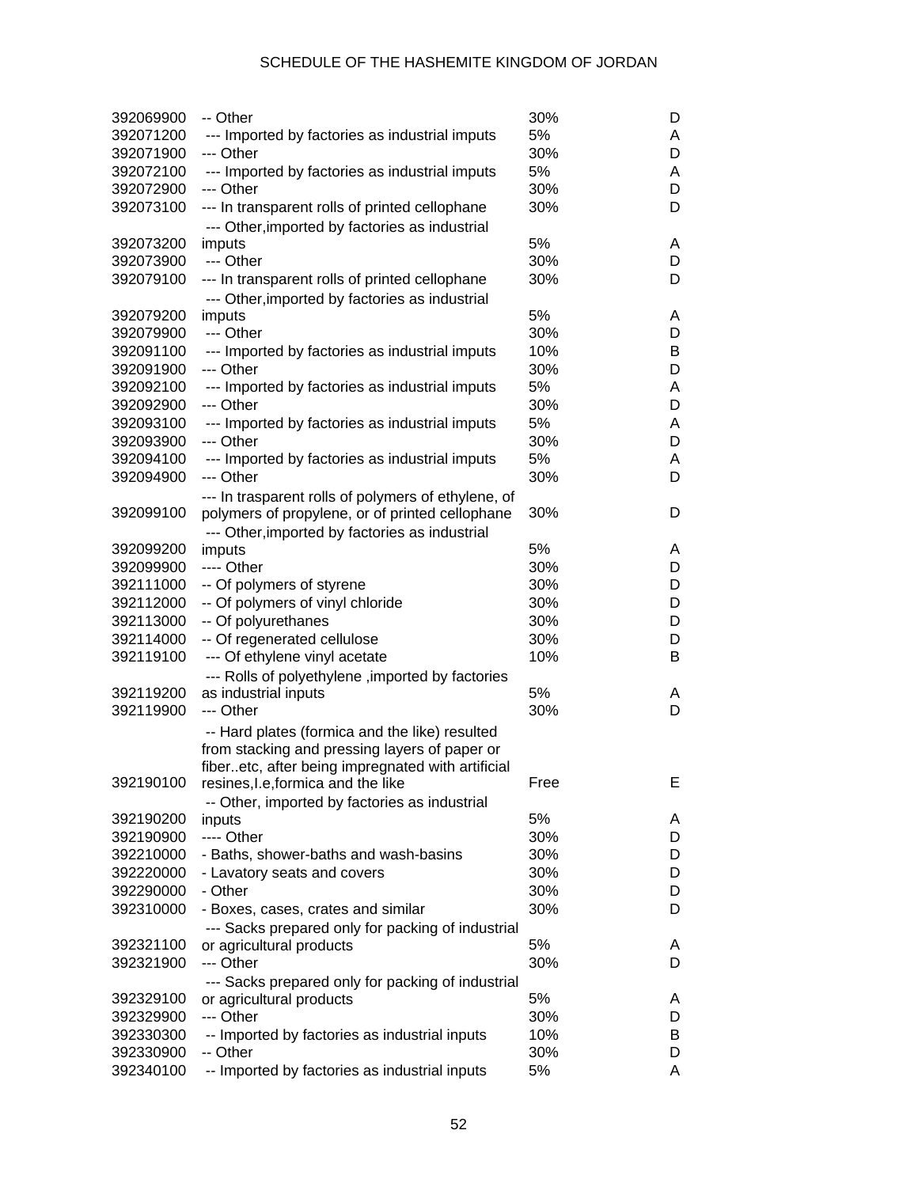| | | | |
|---|---|---|---|
| 392069900 | -- Other | 30% | D |
| 392071200 | --- Imported by factories as industrial imputs | 5% | A |
| 392071900 | --- Other | 30% | D |
| 392072100 | --- Imported by factories as industrial imputs | 5% | A |
| 392072900 | --- Other | 30% | D |
| 392073100 | --- In transparent rolls of printed cellophane | 30% | D |
| 392073200 | --- Other,imported by factories as industrial imputs | 5% | A |
| 392073900 | --- Other | 30% | D |
| 392079100 | --- In transparent rolls of printed cellophane | 30% | D |
| 392079200 | --- Other,imported by factories as industrial imputs | 5% | A |
| 392079900 | --- Other | 30% | D |
| 392091100 | --- Imported by factories as industrial imputs | 10% | B |
| 392091900 | --- Other | 30% | D |
| 392092100 | --- Imported by factories as industrial imputs | 5% | A |
| 392092900 | --- Other | 30% | D |
| 392093100 | --- Imported by factories as industrial imputs | 5% | A |
| 392093900 | --- Other | 30% | D |
| 392094100 | --- Imported by factories as industrial imputs | 5% | A |
| 392094900 | --- Other | 30% | D |
| 392099100 | --- In trasparent rolls of polymers of ethylene, of polymers of propylene, or of printed cellophane | 30% | D |
| 392099200 | --- Other,imported by factories as industrial imputs | 5% | A |
| 392099900 | ---- Other | 30% | D |
| 392111000 | -- Of polymers of styrene | 30% | D |
| 392112000 | -- Of polymers of vinyl chloride | 30% | D |
| 392113000 | -- Of polyurethanes | 30% | D |
| 392114000 | -- Of regenerated cellulose | 30% | D |
| 392119100 | --- Of ethylene vinyl acetate | 10% | B |
| 392119200 | --- Rolls of polyethylene ,imported by factories as industrial inputs | 5% | A |
| 392119900 | --- Other | 30% | D |
| 392190100 | -- Hard plates (formica and the like) resulted from stacking and pressing layers of paper or fiber..etc, after being impregnated with artificial resines,I.e,formica and the like | Free | E |
| 392190200 | -- Other, imported by factories as industrial inputs | 5% | A |
| 392190900 | ---- Other | 30% | D |
| 392210000 | - Baths, shower-baths and wash-basins | 30% | D |
| 392220000 | - Lavatory seats and covers | 30% | D |
| 392290000 | - Other | 30% | D |
| 392310000 | - Boxes, cases, crates and similar | 30% | D |
| 392321100 | --- Sacks prepared only for packing of industrial or agricultural products | 5% | A |
| 392321900 | --- Other | 30% | D |
| 392329100 | --- Sacks prepared only for packing of industrial or agricultural products | 5% | A |
| 392329900 | --- Other | 30% | D |
| 392330300 | -- Imported by factories as industrial inputs | 10% | B |
| 392330900 | -- Other | 30% | D |
| 392340100 | -- Imported by factories as industrial inputs | 5% | A |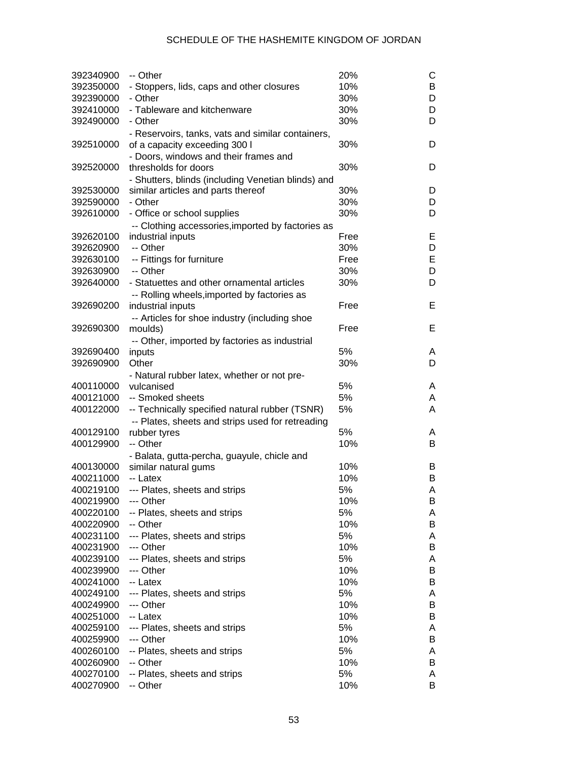| | | | |
|---|---|---|---|
| 392340900 | -- Other | 20% | C |
| 392350000 | - Stoppers, lids, caps and other closures | 10% | B |
| 392390000 | - Other | 30% | D |
| 392410000 | - Tableware and kitchenware | 30% | D |
| 392490000 | - Other | 30% | D |
| 392510000 | - Reservoirs, tanks, vats and similar containers, of a capacity exceeding 300 l | 30% | D |
| 392520000 | - Doors, windows and their frames and thresholds for doors | 30% | D |
| 392530000 | - Shutters, blinds (including Venetian blinds) and similar articles and parts thereof | 30% | D |
| 392590000 | - Other | 30% | D |
| 392610000 | - Office or school supplies | 30% | D |
| 392620100 | -- Clothing accessories,imported by factories as industrial inputs | Free | E |
| 392620900 | -- Other | 30% | D |
| 392630100 | -- Fittings for furniture | Free | E |
| 392630900 | -- Other | 30% | D |
| 392640000 | - Statuettes and other ornamental articles | 30% | D |
| 392690200 | -- Rolling wheels,imported by factories as industrial inputs | Free | E |
| 392690300 | -- Articles for shoe industry (including shoe moulds) | Free | E |
| 392690400 | -- Other, imported by factories as industrial inputs | 5% | A |
| 392690900 | Other | 30% | D |
| 400110000 | - Natural rubber latex, whether or not pre-vulcanised | 5% | A |
| 400121000 | -- Smoked sheets | 5% | A |
| 400122000 | -- Technically specified natural rubber (TSNR) | 5% | A |
| 400129100 | -- Plates, sheets and strips used for retreading rubber tyres | 5% | A |
| 400129900 | -- Other | 10% | B |
| 400130000 | - Balata, gutta-percha, guayule, chicle and similar natural gums | 10% | B |
| 400211000 | -- Latex | 10% | B |
| 400219100 | --- Plates, sheets and strips | 5% | A |
| 400219900 | --- Other | 10% | B |
| 400220100 | -- Plates, sheets and strips | 5% | A |
| 400220900 | -- Other | 10% | B |
| 400231100 | --- Plates, sheets and strips | 5% | A |
| 400231900 | --- Other | 10% | B |
| 400239100 | --- Plates, sheets and strips | 5% | A |
| 400239900 | --- Other | 10% | B |
| 400241000 | -- Latex | 10% | B |
| 400249100 | --- Plates, sheets and strips | 5% | A |
| 400249900 | --- Other | 10% | B |
| 400251000 | -- Latex | 10% | B |
| 400259100 | --- Plates, sheets and strips | 5% | A |
| 400259900 | --- Other | 10% | B |
| 400260100 | -- Plates, sheets and strips | 5% | A |
| 400260900 | -- Other | 10% | B |
| 400270100 | -- Plates, sheets and strips | 5% | A |
| 400270900 | -- Other | 10% | B |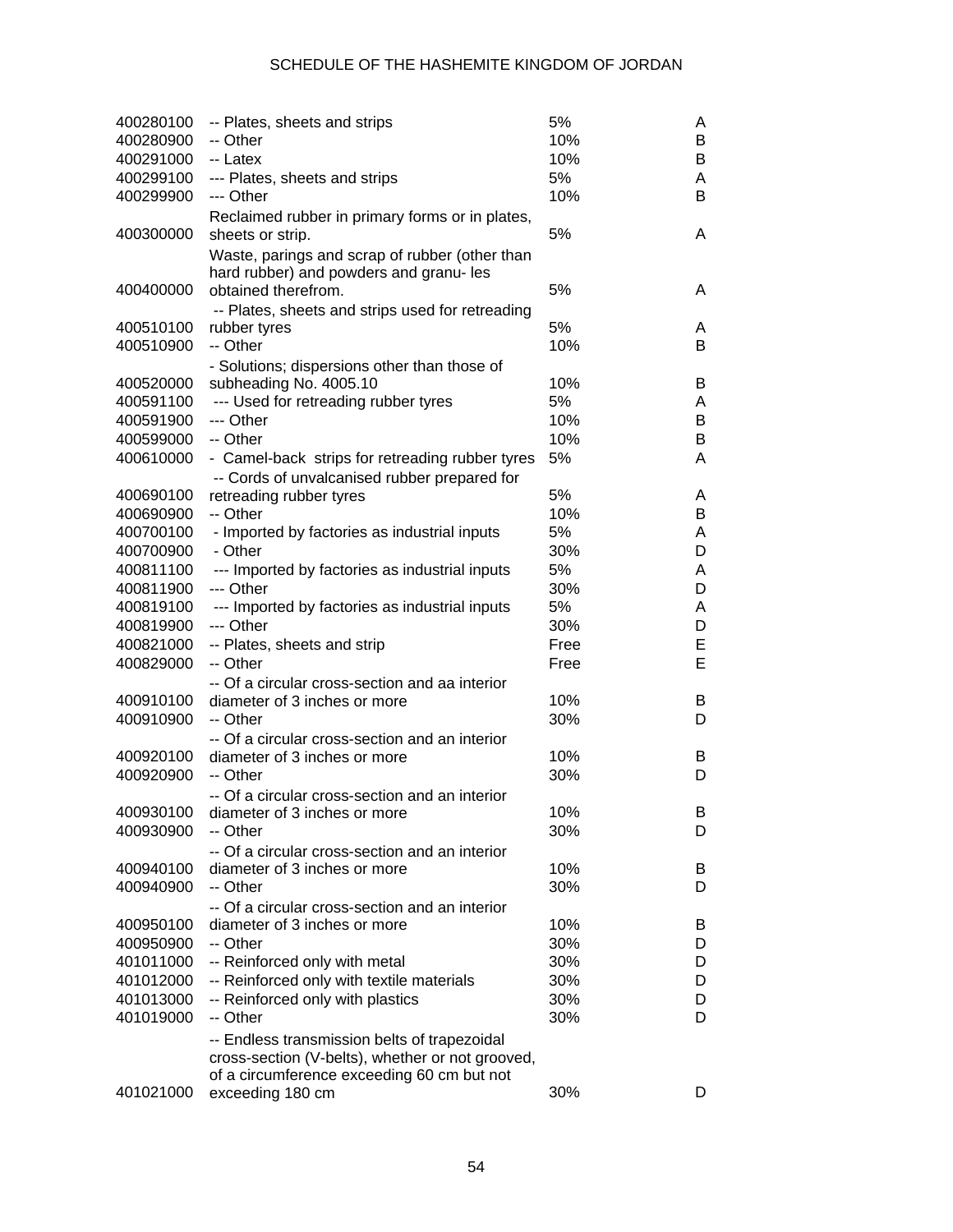| | | | |
|---|---|---|---|
| 400280100 | -- Plates, sheets and strips | 5% | A |
| 400280900 | -- Other | 10% | B |
| 400291000 | -- Latex | 10% | B |
| 400299100 | --- Plates, sheets and strips | 5% | A |
| 400299900 | --- Other | 10% | B |
| 400300000 | Reclaimed rubber in primary forms or in plates, sheets or strip. | 5% | A |
| 400400000 | Waste, parings and scrap of rubber (other than hard rubber) and powders and granu- les obtained therefrom. | 5% | A |
| 400510100 | -- Plates, sheets and strips used for retreading rubber tyres | 5% | A |
| 400510900 | -- Other | 10% | B |
| 400520000 | - Solutions; dispersions other than those of subheading No. 4005.10 | 10% | B |
| 400591100 | --- Used for retreading rubber tyres | 5% | A |
| 400591900 | --- Other | 10% | B |
| 400599000 | -- Other | 10% | B |
| 400610000 | - Camel-back strips for retreading rubber tyres | 5% | A |
| 400690100 | -- Cords of unvalcanised rubber prepared for retreading rubber tyres | 5% | A |
| 400690900 | -- Other | 10% | B |
| 400700100 | - Imported by factories as industrial inputs | 5% | A |
| 400700900 | - Other | 30% | D |
| 400811100 | --- Imported by factories as industrial inputs | 5% | A |
| 400811900 | --- Other | 30% | D |
| 400819100 | --- Imported by factories as industrial inputs | 5% | A |
| 400819900 | --- Other | 30% | D |
| 400821000 | -- Plates, sheets and strip | Free | E |
| 400829000 | -- Other | Free | E |
| 400910100 | -- Of a circular cross-section and aa interior diameter of 3 inches or more | 10% | B |
| 400910900 | -- Other | 30% | D |
| 400920100 | -- Of a circular cross-section and an interior diameter of 3 inches or more | 10% | B |
| 400920900 | -- Other | 30% | D |
| 400930100 | -- Of a circular cross-section and an interior diameter of 3 inches or more | 10% | B |
| 400930900 | -- Other | 30% | D |
| 400940100 | -- Of a circular cross-section and an interior diameter of 3 inches or more | 10% | B |
| 400940900 | -- Other | 30% | D |
| 400950100 | -- Of a circular cross-section and an interior diameter of 3 inches or more | 10% | B |
| 400950900 | -- Other | 30% | D |
| 401011000 | -- Reinforced only with metal | 30% | D |
| 401012000 | -- Reinforced only with textile materials | 30% | D |
| 401013000 | -- Reinforced only with plastics | 30% | D |
| 401019000 | -- Other | 30% | D |
| 401021000 | -- Endless transmission belts of trapezoidal cross-section (V-belts), whether or not grooved, of a circumference exceeding 60 cm but not exceeding 180 cm | 30% | D |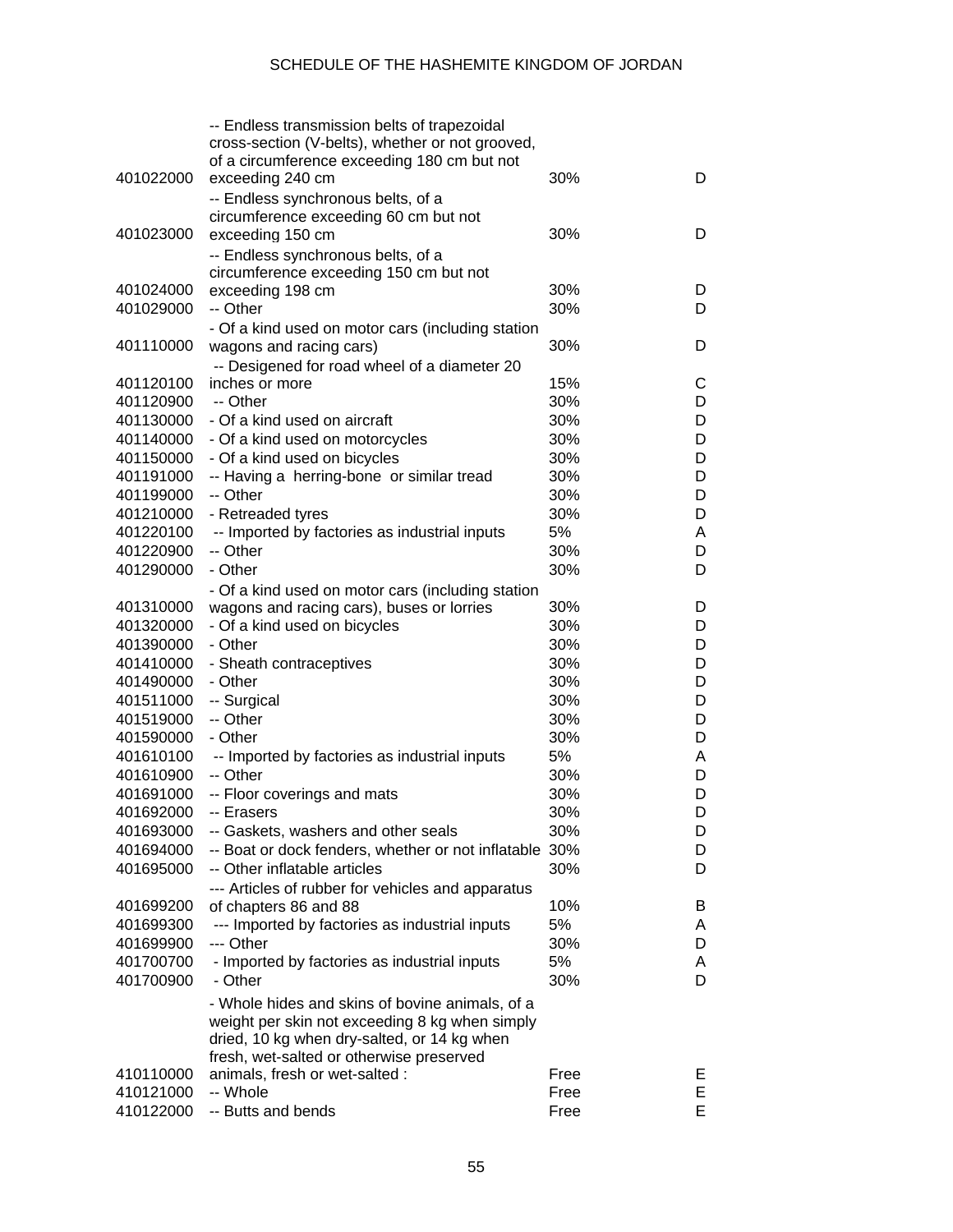| | | | |
|---|---|---|---|
| 401022000 | -- Endless transmission belts of trapezoidal cross-section (V-belts), whether or not grooved, of a circumference exceeding 180 cm but not exceeding 240 cm | 30% | D |
| 401023000 | -- Endless synchronous belts, of a circumference exceeding 60 cm but not exceeding 150 cm | 30% | D |
| 401024000 | -- Endless synchronous belts, of a circumference exceeding 150 cm but not exceeding 198 cm | 30% | D |
| 401029000 | -- Other | 30% | D |
| 401110000 | - Of a kind used on motor cars (including station wagons and racing cars) | 30% | D |
| 401120100 | -- Desigened for road wheel of a diameter 20 inches or more | 15% | C |
| 401120900 | -- Other | 30% | D |
| 401130000 | - Of a kind used on aircraft | 30% | D |
| 401140000 | - Of a kind used on motorcycles | 30% | D |
| 401150000 | - Of a kind used on bicycles | 30% | D |
| 401191000 | -- Having a herring-bone or similar tread | 30% | D |
| 401199000 | -- Other | 30% | D |
| 401210000 | - Retreaded tyres | 30% | D |
| 401220100 | -- Imported by factories as industrial inputs | 5% | A |
| 401220900 | -- Other | 30% | D |
| 401290000 | - Other | 30% | D |
| 401310000 | - Of a kind used on motor cars (including station wagons and racing cars), buses or lorries | 30% | D |
| 401320000 | - Of a kind used on bicycles | 30% | D |
| 401390000 | - Other | 30% | D |
| 401410000 | - Sheath contraceptives | 30% | D |
| 401490000 | - Other | 30% | D |
| 401511000 | -- Surgical | 30% | D |
| 401519000 | -- Other | 30% | D |
| 401590000 | - Other | 30% | D |
| 401610100 | -- Imported by factories as industrial inputs | 5% | A |
| 401610900 | -- Other | 30% | D |
| 401691000 | -- Floor coverings and mats | 30% | D |
| 401692000 | -- Erasers | 30% | D |
| 401693000 | -- Gaskets, washers and other seals | 30% | D |
| 401694000 | -- Boat or dock fenders, whether or not inflatable | 30% | D |
| 401695000 | -- Other inflatable articles | 30% | D |
| 401699200 | --- Articles of rubber for vehicles and apparatus of chapters 86 and 88 | 10% | B |
| 401699300 | --- Imported by factories as industrial inputs | 5% | A |
| 401699900 | --- Other | 30% | D |
| 401700700 | - Imported by factories as industrial inputs | 5% | A |
| 401700900 | - Other | 30% | D |
| 410110000 | - Whole hides and skins of bovine animals, of a weight per skin not exceeding 8 kg when simply dried, 10 kg when dry-salted, or 14 kg when fresh, wet-salted or otherwise preserved animals, fresh or wet-salted : | Free | E |
| 410121000 | -- Whole | Free | E |
| 410122000 | -- Butts and bends | Free | E |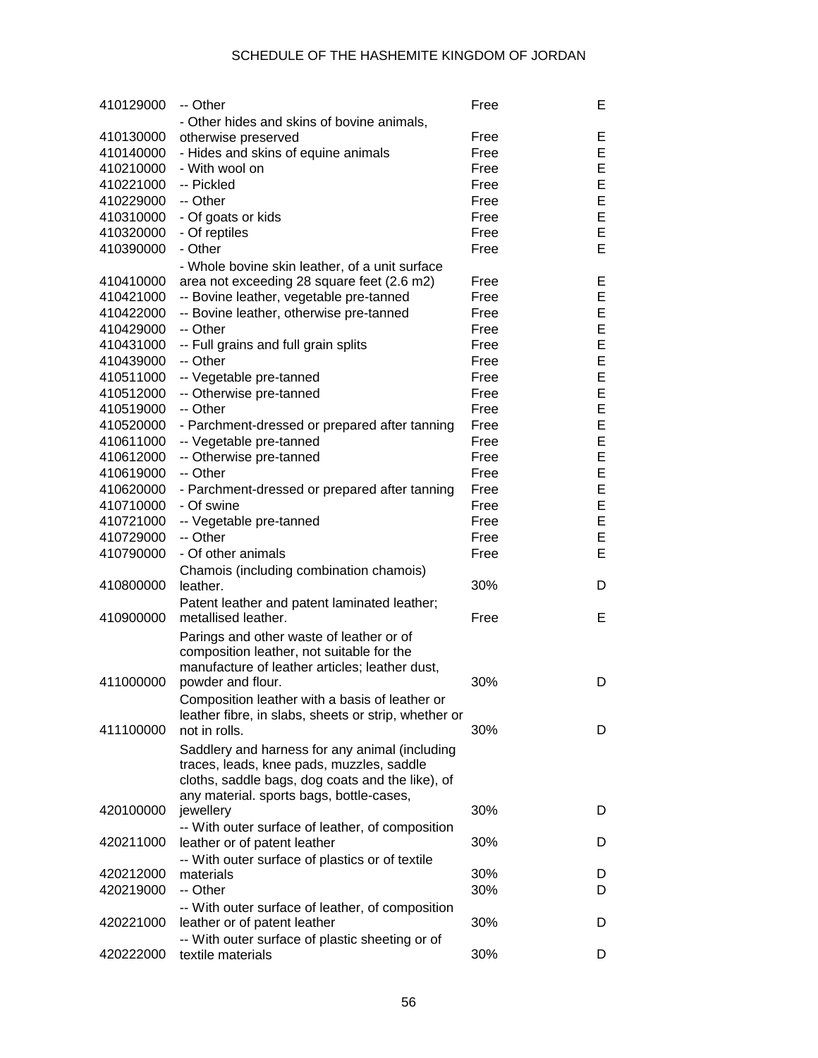| | | | |
|---|---|---|---|
| 410129000 | -- Other | Free | E |
| 410130000 | - Other hides and skins of bovine animals, otherwise preserved | Free | E |
| 410140000 | - Hides and skins of equine animals | Free | E |
| 410210000 | - With wool on | Free | E |
| 410221000 | -- Pickled | Free | E |
| 410229000 | -- Other | Free | E |
| 410310000 | - Of goats or kids | Free | E |
| 410320000 | - Of reptiles | Free | E |
| 410390000 | - Other | Free | E |
| 410410000 | - Whole bovine skin leather, of a unit surface area not exceeding 28 square feet (2.6 m2) | Free | E |
| 410421000 | -- Bovine leather, vegetable pre-tanned | Free | E |
| 410422000 | -- Bovine leather, otherwise pre-tanned | Free | E |
| 410429000 | -- Other | Free | E |
| 410431000 | -- Full grains and full grain splits | Free | E |
| 410439000 | -- Other | Free | E |
| 410511000 | -- Vegetable pre-tanned | Free | E |
| 410512000 | -- Otherwise pre-tanned | Free | E |
| 410519000 | -- Other | Free | E |
| 410520000 | - Parchment-dressed or prepared after tanning | Free | E |
| 410611000 | -- Vegetable pre-tanned | Free | E |
| 410612000 | -- Otherwise pre-tanned | Free | E |
| 410619000 | -- Other | Free | E |
| 410620000 | - Parchment-dressed or prepared after tanning | Free | E |
| 410710000 | - Of swine | Free | E |
| 410721000 | -- Vegetable pre-tanned | Free | E |
| 410729000 | -- Other | Free | E |
| 410790000 | - Of other animals | Free | E |
| 410800000 | Chamois (including combination chamois) leather. | 30% | D |
| 410900000 | Patent leather and patent laminated leather; metallised leather. | Free | E |
| 411000000 | Parings and other waste of leather or of composition leather, not suitable for the manufacture of leather articles; leather dust, powder and flour. | 30% | D |
| 411100000 | Composition leather with a basis of leather or leather fibre, in slabs, sheets or strip, whether or not in rolls. | 30% | D |
| 420100000 | Saddlery and harness for any animal (including traces, leads, knee pads, muzzles, saddle cloths, saddle bags, dog coats and the like), of any material. sports bags, bottle-cases, jewellery | 30% | D |
| 420211000 | -- With outer surface of leather, of composition leather or of patent leather | 30% | D |
| 420212000 | -- With outer surface of plastics or of textile materials | 30% | D |
| 420219000 | -- Other | 30% | D |
| 420221000 | -- With outer surface of leather, of composition leather or of patent leather | 30% | D |
| 420222000 | -- With outer surface of plastic sheeting or of textile materials | 30% | D |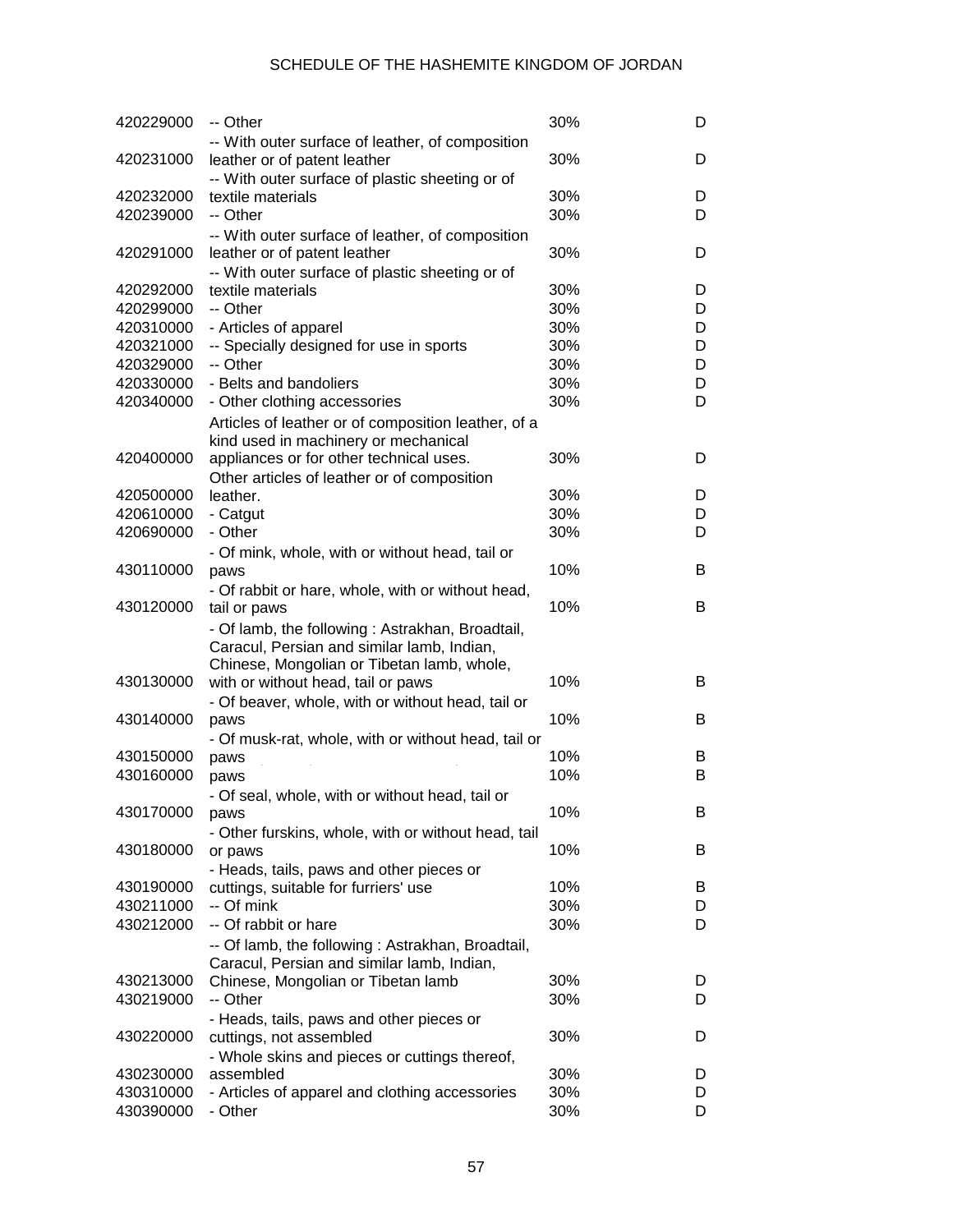# SCHEDULE OF THE HASHEMITE KINGDOM OF JORDAN

| | | | |
|---|---|---|---|
| 420229000 | -- Other | 30% | D |
| 420231000 | -- With outer surface of leather, of composition leather or of patent leather | 30% | D |
| 420232000 | -- With outer surface of plastic sheeting or of textile materials | 30% | D |
| 420239000 | -- Other | 30% | D |
| 420291000 | -- With outer surface of leather, of composition leather or of patent leather | 30% | D |
| 420292000 | -- With outer surface of plastic sheeting or of textile materials | 30% | D |
| 420299000 | -- Other | 30% | D |
| 420310000 | - Articles of apparel | 30% | D |
| 420321000 | -- Specially designed for use in sports | 30% | D |
| 420329000 | -- Other | 30% | D |
| 420330000 | - Belts and bandoliers | 30% | D |
| 420340000 | - Other clothing accessories | 30% | D |
| 420400000 | Articles of leather or of composition leather, of a kind used in machinery or mechanical appliances or for other technical uses. | 30% | D |
| 420500000 | Other articles of leather or of composition leather. | 30% | D |
| 420610000 | - Catgut | 30% | D |
| 420690000 | - Other | 30% | D |
| 430110000 | - Of mink, whole, with or without head, tail or paws | 10% | B |
| 430120000 | - Of rabbit or hare, whole, with or without head, tail or paws | 10% | B |
| 430130000 | - Of lamb, the following : Astrakhan, Broadtail, Caracul, Persian and similar lamb, Indian, Chinese, Mongolian or Tibetan lamb, whole, with or without head, tail or paws | 10% | B |
| 430140000 | - Of beaver, whole, with or without head, tail or paws | 10% | B |
| 430150000 | - Of musk-rat, whole, with or without head, tail or paws | 10% | B |
| 430160000 | paws | 10% | B |
| 430170000 | - Of seal, whole, with or without head, tail or paws | 10% | B |
| 430180000 | - Other furskins, whole, with or without head, tail or paws | 10% | B |
| 430190000 | - Heads, tails, paws and other pieces or cuttings, suitable for furriers' use | 10% | B |
| 430211000 | -- Of mink | 30% | D |
| 430212000 | -- Of rabbit or hare | 30% | D |
| 430213000 | -- Of lamb, the following : Astrakhan, Broadtail, Caracul, Persian and similar lamb, Indian, Chinese, Mongolian or Tibetan lamb | 30% | D |
| 430219000 | -- Other | 30% | D |
| 430220000 | - Heads, tails, paws and other pieces or cuttings, not assembled | 30% | D |
| 430230000 | - Whole skins and pieces or cuttings thereof, assembled | 30% | D |
| 430310000 | - Articles of apparel and clothing accessories | 30% | D |
| 430390000 | - Other | 30% | D |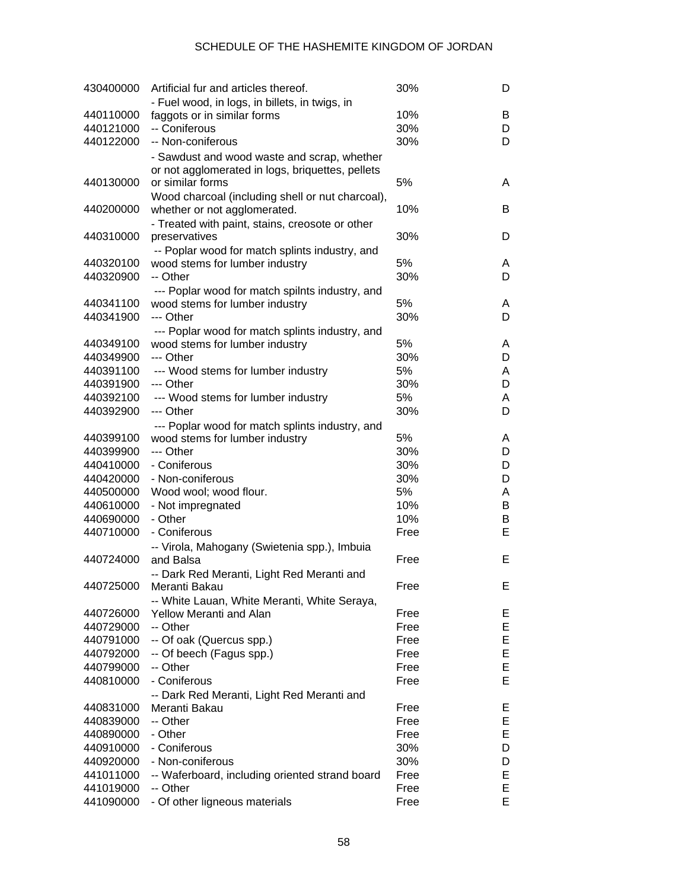SCHEDULE OF THE HASHEMITE KINGDOM OF JORDAN

| | | | |
|---|---|---|---|
| 430400000 | Artificial fur and articles thereof. | 30% | D |
| 440110000 | - Fuel wood, in logs, in billets, in twigs, in faggots or in similar forms | 10% | B |
| 440121000 | -- Coniferous | 30% | D |
| 440122000 | -- Non-coniferous | 30% | D |
| 440130000 | - Sawdust and wood waste and scrap, whether or not agglomerated in logs, briquettes, pellets or similar forms | 5% | A |
| 440200000 | Wood charcoal (including shell or nut charcoal), whether or not agglomerated. | 10% | B |
| 440310000 | - Treated with paint, stains, creosote or other preservatives | 30% | D |
| 440320100 | -- Poplar wood for match splints industry, and wood stems for lumber industry | 5% | A |
| 440320900 | -- Other | 30% | D |
| 440341100 | --- Poplar wood for match spilnts industry, and wood stems for lumber industry | 5% | A |
| 440341900 | --- Other | 30% | D |
| 440349100 | --- Poplar wood for match splints industry, and wood stems for lumber industry | 5% | A |
| 440349900 | --- Other | 30% | D |
| 440391100 | --- Wood stems for lumber industry | 5% | A |
| 440391900 | --- Other | 30% | D |
| 440392100 | --- Wood stems for lumber industry | 5% | A |
| 440392900 | --- Other | 30% | D |
| 440399100 | --- Poplar wood for match splints industry, and wood stems for lumber industry | 5% | A |
| 440399900 | --- Other | 30% | D |
| 440410000 | - Coniferous | 30% | D |
| 440420000 | - Non-coniferous | 30% | D |
| 440500000 | Wood wool; wood flour. | 5% | A |
| 440610000 | - Not impregnated | 10% | B |
| 440690000 | - Other | 10% | B |
| 440710000 | - Coniferous | Free | E |
| 440724000 | -- Virola, Mahogany (Swietenia spp.), Imbuia and Balsa | Free | E |
| 440725000 | -- Dark Red Meranti, Light Red Meranti and Meranti Bakau | Free | E |
| 440726000 | -- White Lauan, White Meranti, White Seraya, Yellow Meranti and Alan | Free | E |
| 440729000 | -- Other | Free | E |
| 440791000 | -- Of oak (Quercus spp.) | Free | E |
| 440792000 | -- Of beech (Fagus spp.) | Free | E |
| 440799000 | -- Other | Free | E |
| 440810000 | - Coniferous | Free | E |
| 440831000 | -- Dark Red Meranti, Light Red Meranti and Meranti Bakau | Free | E |
| 440839000 | -- Other | Free | E |
| 440890000 | - Other | Free | E |
| 440910000 | - Coniferous | 30% | D |
| 440920000 | - Non-coniferous | 30% | D |
| 441011000 | -- Waferboard, including oriented strand board | Free | E |
| 441019000 | -- Other | Free | E |
| 441090000 | - Of other ligneous materials | Free | E |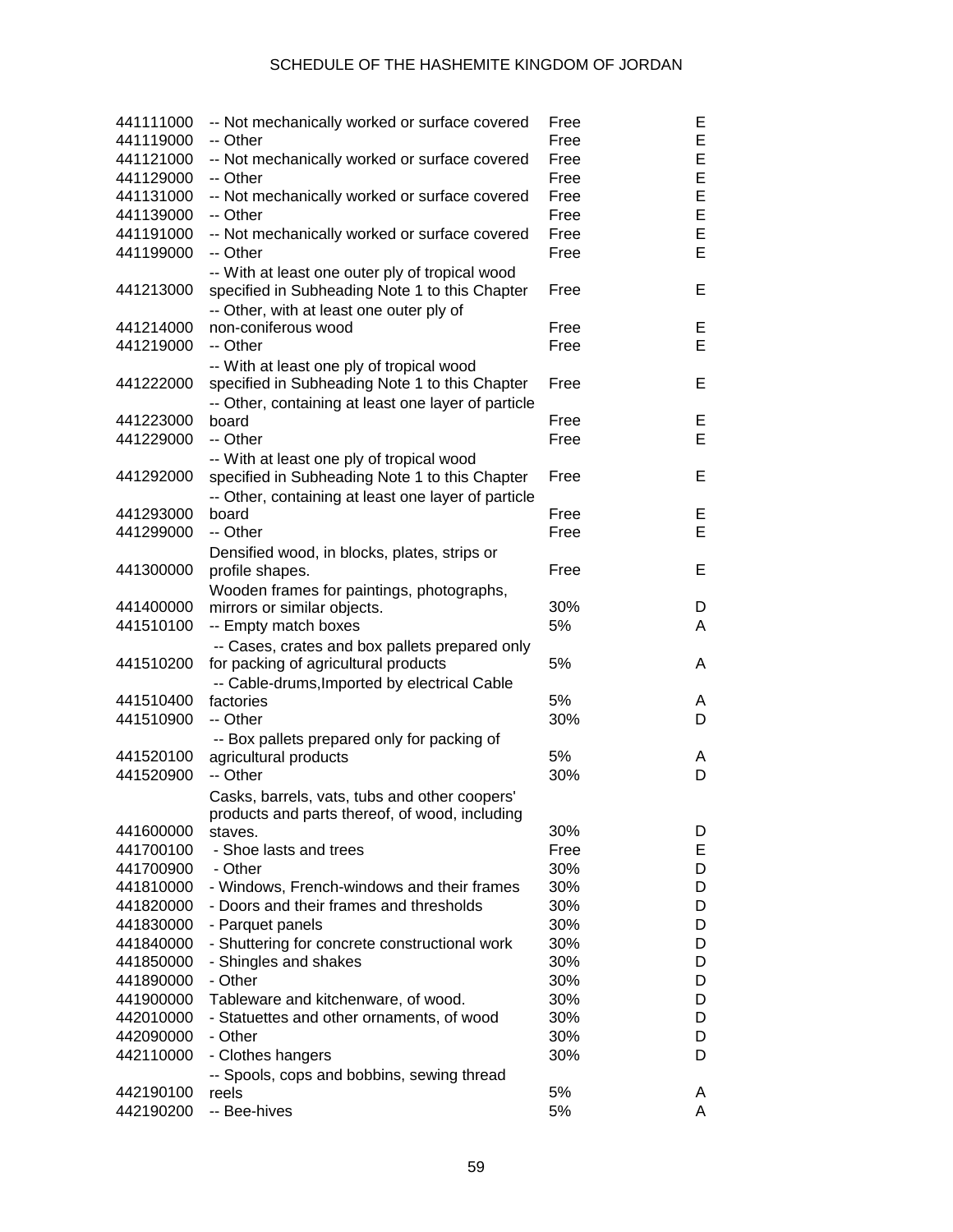| | | | |
|---|---|---|---|
| 441111000 | -- Not mechanically worked or surface covered | Free | E |
| 441119000 | -- Other | Free | E |
| 441121000 | -- Not mechanically worked or surface covered | Free | E |
| 441129000 | -- Other | Free | E |
| 441131000 | -- Not mechanically worked or surface covered | Free | E |
| 441139000 | -- Other | Free | E |
| 441191000 | -- Not mechanically worked or surface covered | Free | E |
| 441199000 | -- Other | Free | E |
| 441213000 | -- With at least one outer ply of tropical wood specified in Subheading Note 1 to this Chapter | Free | E |
| 441214000 | -- Other, with at least one outer ply of non-coniferous wood | Free | E |
| 441219000 | -- Other | Free | E |
| 441222000 | -- With at least one ply of tropical wood specified in Subheading Note 1 to this Chapter | Free | E |
| 441223000 | -- Other, containing at least one layer of particle board | Free | E |
| 441229000 | -- Other | Free | E |
| 441292000 | -- With at least one ply of tropical wood specified in Subheading Note 1 to this Chapter | Free | E |
| 441293000 | -- Other, containing at least one layer of particle board | Free | E |
| 441299000 | -- Other | Free | E |
| 441300000 | Densified wood, in blocks, plates, strips or profile shapes. | Free | E |
| 441400000 | Wooden frames for paintings, photographs, mirrors or similar objects. | 30% | D |
| 441510100 | -- Empty match boxes | 5% | A |
| 441510200 | -- Cases, crates and box pallets prepared only for packing of agricultural products | 5% | A |
| 441510400 | -- Cable-drums,Imported by electrical Cable factories | 5% | A |
| 441510900 | -- Other | 30% | D |
| 441520100 | -- Box pallets prepared only for packing of agricultural products | 5% | A |
| 441520900 | -- Other | 30% | D |
| 441600000 | Casks, barrels, vats, tubs and other coopers' products and parts thereof, of wood, including staves. | 30% | D |
| 441700100 | - Shoe lasts and trees | Free | E |
| 441700900 | - Other | 30% | D |
| 441810000 | - Windows, French-windows and their frames | 30% | D |
| 441820000 | - Doors and their frames and thresholds | 30% | D |
| 441830000 | - Parquet panels | 30% | D |
| 441840000 | - Shuttering for concrete constructional work | 30% | D |
| 441850000 | - Shingles and shakes | 30% | D |
| 441890000 | - Other | 30% | D |
| 441900000 | Tableware and kitchenware, of wood. | 30% | D |
| 442010000 | - Statuettes and other ornaments, of wood | 30% | D |
| 442090000 | - Other | 30% | D |
| 442110000 | - Clothes hangers | 30% | D |
| 442190100 | -- Spools, cops and bobbins, sewing thread reels | 5% | A |
| 442190200 | -- Bee-hives | 5% | A |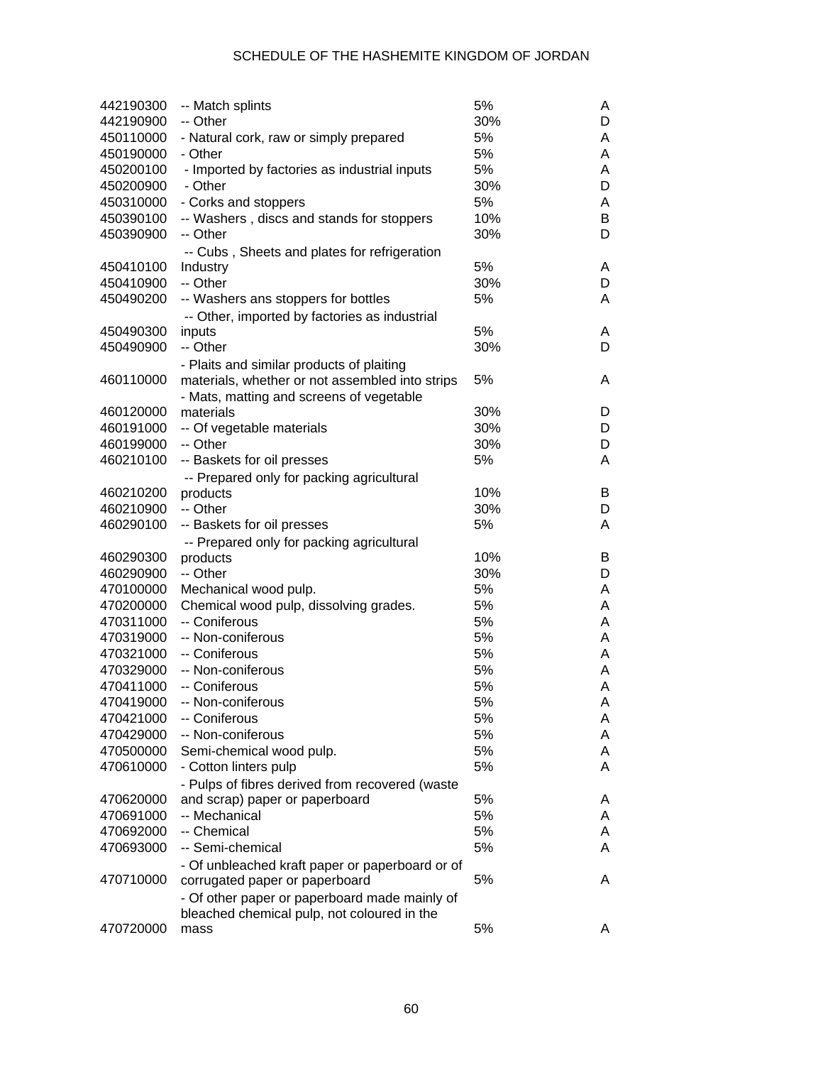| | | | |
|---|---|---|---|
| 442190300 | -- Match splints | 5% | A |
| 442190900 | -- Other | 30% | D |
| 450110000 | - Natural cork, raw or simply prepared | 5% | A |
| 450190000 | - Other | 5% | A |
| 450200100 | - Imported by factories as industrial inputs | 5% | A |
| 450200900 | - Other | 30% | D |
| 450310000 | - Corks and stoppers | 5% | A |
| 450390100 | -- Washers , discs and stands for stoppers | 10% | B |
| 450390900 | -- Other | 30% | D |
| 450410100 | -- Cubs , Sheets and plates for refrigeration Industry | 5% | A |
| 450410900 | -- Other | 30% | D |
| 450490200 | -- Washers ans stoppers for bottles | 5% | A |
| 450490300 | -- Other, imported by factories as industrial inputs | 5% | A |
| 450490900 | -- Other | 30% | D |
| 460110000 | - Plaits and similar products of plaiting materials, whether or not assembled into strips | 5% | A |
| 460120000 | - Mats, matting and screens of vegetable materials | 30% | D |
| 460191000 | -- Of vegetable materials | 30% | D |
| 460199000 | -- Other | 30% | D |
| 460210100 | -- Baskets for oil presses | 5% | A |
| 460210200 | -- Prepared only for packing agricultural products | 10% | B |
| 460210900 | -- Other | 30% | D |
| 460290100 | -- Baskets for oil presses | 5% | A |
| 460290300 | -- Prepared only for packing agricultural products | 10% | B |
| 460290900 | -- Other | 30% | D |
| 470100000 | Mechanical wood pulp. | 5% | A |
| 470200000 | Chemical wood pulp, dissolving grades. | 5% | A |
| 470311000 | -- Coniferous | 5% | A |
| 470319000 | -- Non-coniferous | 5% | A |
| 470321000 | -- Coniferous | 5% | A |
| 470329000 | -- Non-coniferous | 5% | A |
| 470411000 | -- Coniferous | 5% | A |
| 470419000 | -- Non-coniferous | 5% | A |
| 470421000 | -- Coniferous | 5% | A |
| 470429000 | -- Non-coniferous | 5% | A |
| 470500000 | Semi-chemical wood pulp. | 5% | A |
| 470610000 | - Cotton linters pulp | 5% | A |
| 470620000 | - Pulps of fibres derived from recovered (waste and scrap) paper or paperboard | 5% | A |
| 470691000 | -- Mechanical | 5% | A |
| 470692000 | -- Chemical | 5% | A |
| 470693000 | -- Semi-chemical | 5% | A |
| 470710000 | - Of unbleached kraft paper or paperboard or of corrugated paper or paperboard | 5% | A |
| 470720000 | - Of other paper or paperboard made mainly of bleached chemical pulp, not coloured in the mass | 5% | A |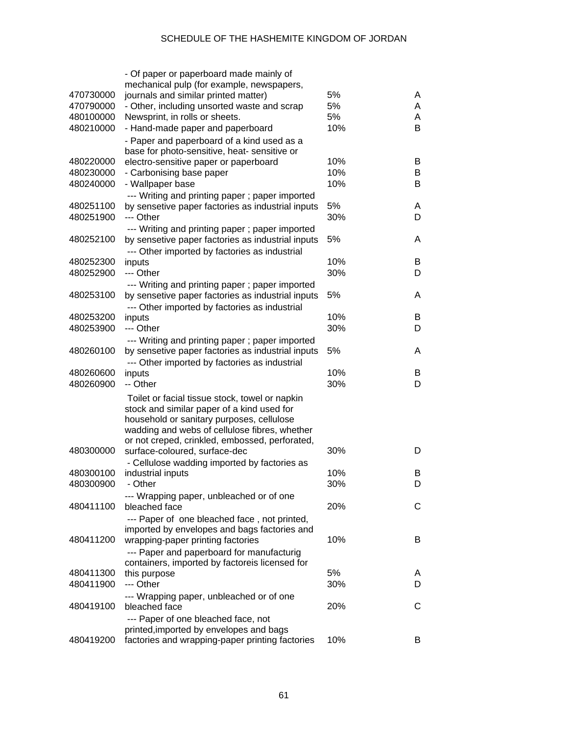| | | | |
|---|---|---|---|
| 470730000 | - Of paper or paperboard made mainly of mechanical pulp (for example, newspapers, journals and similar printed matter) | 5% | A |
| 470790000 | - Other, including unsorted waste and scrap | 5% | A |
| 480100000 | Newsprint, in rolls or sheets. | 5% | A |
| 480210000 | - Hand-made paper and paperboard | 10% | B |
| 480220000 | - Paper and paperboard of a kind used as a base for photo-sensitive, heat- sensitive or electro-sensitive paper or paperboard | 10% | B |
| 480230000 | - Carbonising base paper | 10% | B |
| 480240000 | - Wallpaper base | 10% | B |
| 480251100 | --- Writing and printing paper ; paper imported by sensetive paper factories as industrial inputs | 5% | A |
| 480251900 | --- Other | 30% | D |
| 480252100 | --- Writing and printing paper ; paper imported by sensetive paper factories as industrial inputs | 5% | A |
| 480252300 | --- Other imported by factories as industrial inputs | 10% | B |
| 480252900 | --- Other | 30% | D |
| 480253100 | --- Writing and printing paper ; paper imported by sensetive paper factories as industrial inputs | 5% | A |
| 480253200 | --- Other imported by factories as industrial inputs | 10% | B |
| 480253900 | --- Other | 30% | D |
| 480260100 | --- Writing and printing paper ; paper imported by sensetive paper factories as industrial inputs | 5% | A |
| 480260600 | --- Other imported by factories as industrial inputs | 10% | B |
| 480260900 | -- Other | 30% | D |
| 480300000 | Toilet or facial tissue stock, towel or napkin stock and similar paper of a kind used for household or sanitary purposes, cellulose wadding and webs of cellulose fibres, whether or not creped, crinkled, embossed, perforated, surface-coloured, surface-dec | 30% | D |
| 480300100 | - Cellulose wadding imported by factories as industrial inputs | 10% | B |
| 480300900 | - Other | 30% | D |
| 480411100 | --- Wrapping paper, unbleached or of one bleached face | 20% | C |
| 480411200 | --- Paper of one bleached face , not printed, imported by envelopes and bags factories and wrapping-paper printing factories | 10% | B |
| 480411300 | --- Paper and paperboard for manufacturig containers, imported by factoreis licensed for this purpose | 5% | A |
| 480411900 | --- Other | 30% | D |
| 480419100 | --- Wrapping paper, unbleached or of one bleached face | 20% | C |
| 480419200 | --- Paper of one bleached face, not printed,imported by envelopes and bags factories and wrapping-paper printing factories | 10% | B |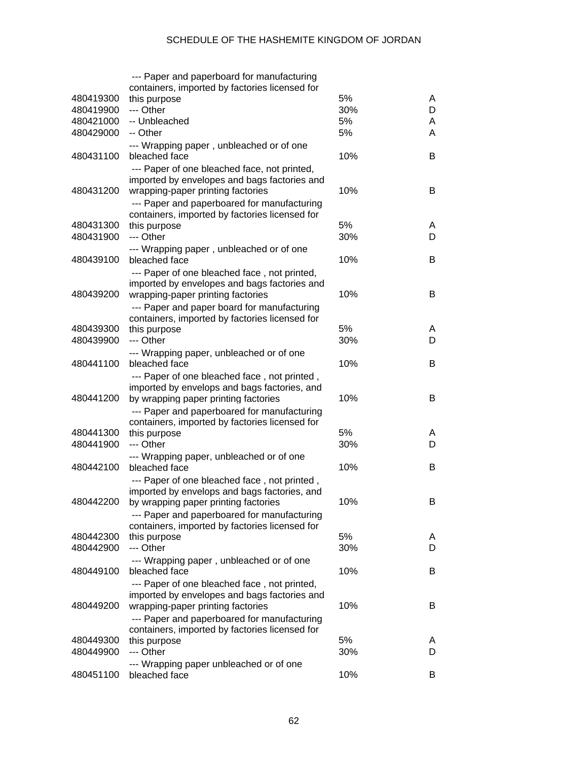| | | | |
|---|---|---|---|
| 480419300 | --- Paper and paperboard for manufacturing containers, imported by factories licensed for this purpose | 5% | A |
| 480419900 | --- Other | 30% | D |
| 480421000 | -- Unbleached | 5% | A |
| 480429000 | -- Other | 5% | A |
| 480431100 | --- Wrapping paper , unbleached or of one bleached face | 10% | B |
| 480431200 | --- Paper of one bleached face, not printed, imported by envelopes and bags factories and wrapping-paper printing factories | 10% | B |
| 480431300 | --- Paper and paperboared for manufacturing containers, imported by factories licensed for this purpose | 5% | A |
| 480431900 | --- Other | 30% | D |
| 480439100 | --- Wrapping paper , unbleached or of one bleached face | 10% | B |
| 480439200 | --- Paper of one bleached face , not printed, imported by envelopes and bags factories and wrapping-paper printing factories | 10% | B |
| 480439300 | --- Paper and paper board for manufacturing containers, imported by factories licensed for this purpose | 5% | A |
| 480439900 | --- Other | 30% | D |
| 480441100 | --- Wrapping paper, unbleached or of one bleached face | 10% | B |
| 480441200 | --- Paper of one bleached face , not printed , imported by envelops and bags factories, and by wrapping paper printing factories | 10% | B |
| 480441300 | --- Paper and paperboared for manufacturing containers, imported by factories licensed for this purpose | 5% | A |
| 480441900 | --- Other | 30% | D |
| 480442100 | --- Wrapping paper, unbleached or of one bleached face | 10% | B |
| 480442200 | --- Paper of one bleached face , not printed , imported by envelops and bags factories, and by wrapping paper printing factories | 10% | B |
| 480442300 | --- Paper and paperboared for manufacturing containers, imported by factories licensed for this purpose | 5% | A |
| 480442900 | --- Other | 30% | D |
| 480449100 | --- Wrapping paper , unbleached or of one bleached face | 10% | B |
| 480449200 | --- Paper of one bleached face , not printed, imported by envelopes and bags factories and wrapping-paper printing factories | 10% | B |
| 480449300 | --- Paper and paperboared for manufacturing containers, imported by factories licensed for this purpose | 5% | A |
| 480449900 | --- Other | 30% | D |
| 480451100 | --- Wrapping paper unbleached or of one bleached face | 10% | B |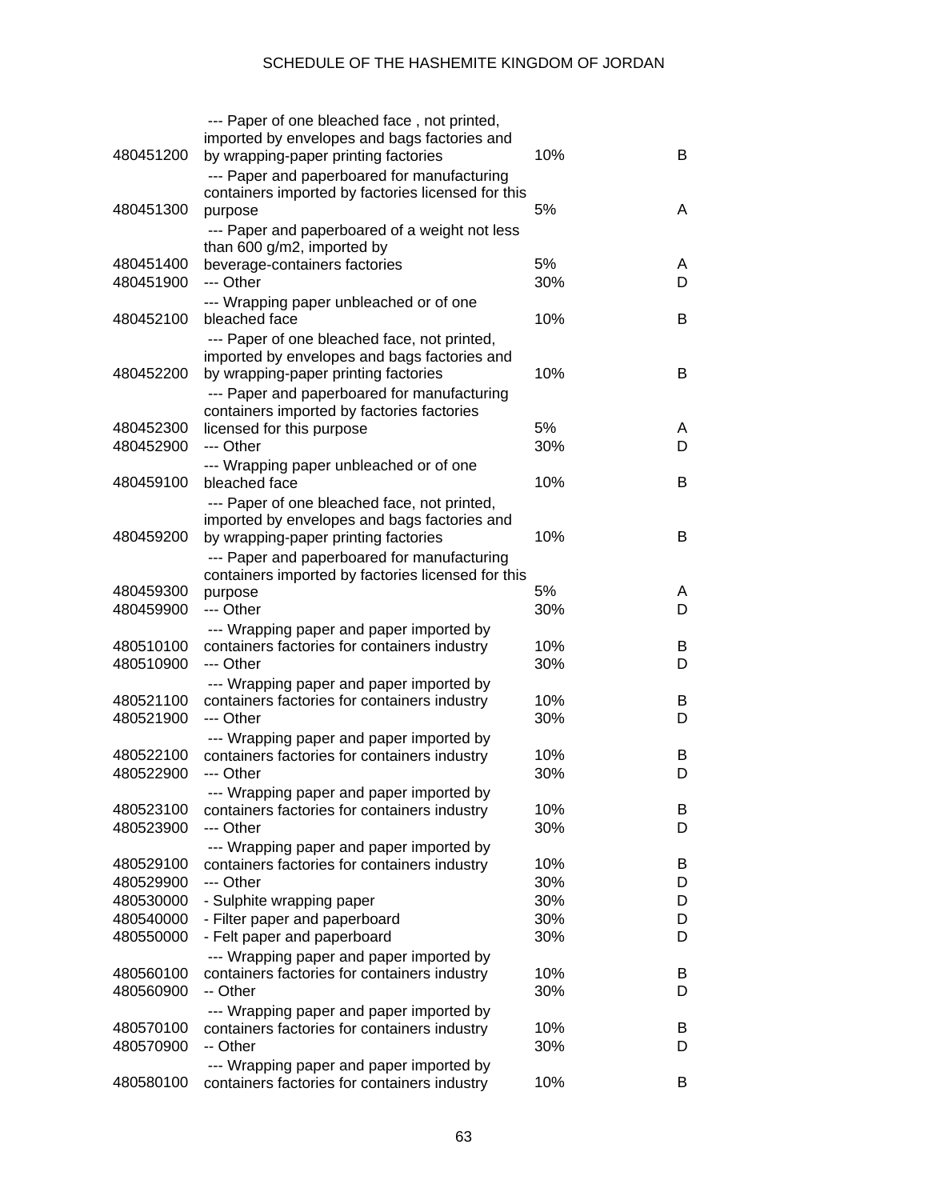| | | | |
|---|---|---|---|
| 480451200 | --- Paper of one bleached face , not printed, imported by envelopes and bags factories and by wrapping-paper printing factories | 10% | B |
| 480451300 | --- Paper and paperboared for manufacturing containers imported by factories licensed for this purpose | 5% | A |
| 480451400 | --- Paper and paperboared of a weight not less than 600 g/m2, imported by beverage-containers factories | 5% | A |
| 480451900 | --- Other | 30% | D |
| 480452100 | --- Wrapping paper unbleached or of one bleached face | 10% | B |
| 480452200 | --- Paper of one bleached face, not printed, imported by envelopes and bags factories and by wrapping-paper printing factories | 10% | B |
| 480452300 | --- Paper and paperboared for manufacturing containers imported by factories factories licensed for this purpose | 5% | A |
| 480452900 | --- Other | 30% | D |
| 480459100 | --- Wrapping paper unbleached or of one bleached face | 10% | B |
| 480459200 | --- Paper of one bleached face, not printed, imported by envelopes and bags factories and by wrapping-paper printing factories | 10% | B |
| 480459300 | --- Paper and paperboared for manufacturing containers imported by factories licensed for this purpose | 5% | A |
| 480459900 | --- Other | 30% | D |
| 480510100 | --- Wrapping paper and paper imported by containers factories for containers industry | 10% | B |
| 480510900 | --- Other | 30% | D |
| 480521100 | --- Wrapping paper and paper imported by containers factories for containers industry | 10% | B |
| 480521900 | --- Other | 30% | D |
| 480522100 | --- Wrapping paper and paper imported by containers factories for containers industry | 10% | B |
| 480522900 | --- Other | 30% | D |
| 480523100 | --- Wrapping paper and paper imported by containers factories for containers industry | 10% | B |
| 480523900 | --- Other | 30% | D |
| 480529100 | --- Wrapping paper and paper imported by containers factories for containers industry | 10% | B |
| 480529900 | --- Other | 30% | D |
| 480530000 | - Sulphite wrapping paper | 30% | D |
| 480540000 | - Filter paper and paperboard | 30% | D |
| 480550000 | - Felt paper and paperboard | 30% | D |
| 480560100 | --- Wrapping paper and paper imported by containers factories for containers industry | 10% | B |
| 480560900 | -- Other | 30% | D |
| 480570100 | --- Wrapping paper and paper imported by containers factories for containers industry | 10% | B |
| 480570900 | -- Other | 30% | D |
| 480580100 | --- Wrapping paper and paper imported by containers factories for containers industry | 10% | B |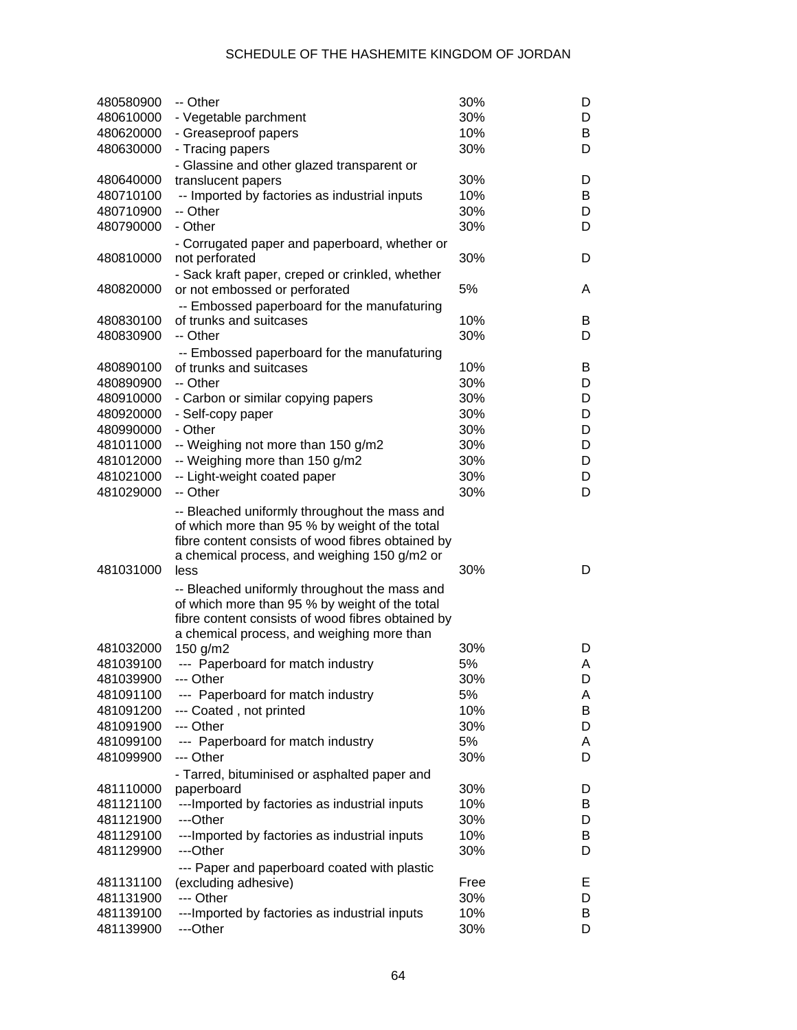| | | | |
|---|---|---|---|
| 480580900 | -- Other | 30% | D |
| 480610000 | - Vegetable parchment | 30% | D |
| 480620000 | - Greaseproof papers | 10% | B |
| 480630000 | - Tracing papers | 30% | D |
| 480640000 | - Glassine and other glazed transparent or translucent papers | 30% | D |
| 480710100 | -- Imported by factories as industrial inputs | 10% | B |
| 480710900 | -- Other | 30% | D |
| 480790000 | - Other | 30% | D |
| 480810000 | - Corrugated paper and paperboard, whether or not perforated | 30% | D |
| 480820000 | - Sack kraft paper, creped or crinkled, whether or not embossed or perforated | 5% | A |
| 480830100 | -- Embossed paperboard for the manufaturing of trunks and suitcases | 10% | B |
| 480830900 | -- Other | 30% | D |
| 480890100 | -- Embossed paperboard for the manufaturing of trunks and suitcases | 10% | B |
| 480890900 | -- Other | 30% | D |
| 480910000 | - Carbon or similar copying papers | 30% | D |
| 480920000 | - Self-copy paper | 30% | D |
| 480990000 | - Other | 30% | D |
| 481011000 | -- Weighing not more than 150 g/m2 | 30% | D |
| 481012000 | -- Weighing more than 150 g/m2 | 30% | D |
| 481021000 | -- Light-weight coated paper | 30% | D |
| 481029000 | -- Other | 30% | D |
| 481031000 | -- Bleached uniformly throughout the mass and of which more than 95 % by weight of the total fibre content consists of wood fibres obtained by a chemical process, and weighing 150 g/m2 or less | 30% | D |
| 481032000 | -- Bleached uniformly throughout the mass and of which more than 95 % by weight of the total fibre content consists of wood fibres obtained by a chemical process, and weighing more than 150 g/m2 | 30% | D |
| 481039100 | --- Paperboard for match industry | 5% | A |
| 481039900 | --- Other | 30% | D |
| 481091100 | --- Paperboard for match industry | 5% | A |
| 481091200 | --- Coated , not printed | 10% | B |
| 481091900 | --- Other | 30% | D |
| 481099100 | --- Paperboard for match industry | 5% | A |
| 481099900 | --- Other | 30% | D |
| 481110000 | - Tarred, bituminised or asphalted paper and paperboard | 30% | D |
| 481121100 | ---Imported by factories as industrial inputs | 10% | B |
| 481121900 | ---Other | 30% | D |
| 481129100 | ---Imported by factories as industrial inputs | 10% | B |
| 481129900 | ---Other | 30% | D |
| 481131100 | --- Paper and paperboard coated with plastic (excluding adhesive) | Free | E |
| 481131900 | --- Other | 30% | D |
| 481139100 | ---Imported by factories as industrial inputs | 10% | B |
| 481139900 | ---Other | 30% | D |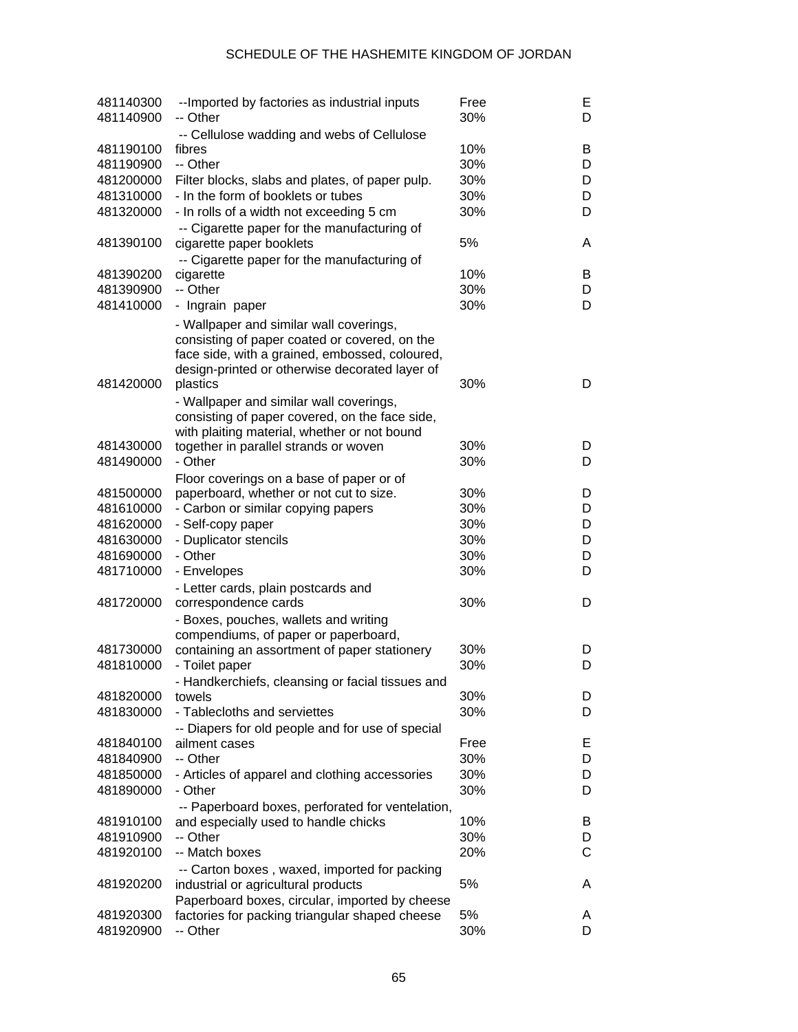| | | | |
|---|---|---|---|
| 481140300 | --Imported by factories as industrial inputs | Free | E |
| 481140900 | -- Other | 30% | D |
| 481190100 | -- Cellulose wadding and webs of Cellulose fibres | 10% | B |
| 481190900 | -- Other | 30% | D |
| 481200000 | Filter blocks, slabs and plates, of paper pulp. | 30% | D |
| 481310000 | - In the form of booklets or tubes | 30% | D |
| 481320000 | - In rolls of a width not exceeding 5 cm | 30% | D |
| 481390100 | -- Cigarette paper for the manufacturing of cigarette paper booklets | 5% | A |
| 481390200 | -- Cigarette paper for the manufacturing of cigarette | 10% | B |
| 481390900 | -- Other | 30% | D |
| 481410000 | - Ingrain paper | 30% | D |
| 481420000 | - Wallpaper and similar wall coverings, consisting of paper coated or covered, on the face side, with a grained, embossed, coloured, design-printed or otherwise decorated layer of plastics | 30% | D |
| 481430000 | - Wallpaper and similar wall coverings, consisting of paper covered, on the face side, with plaiting material, whether or not bound together in parallel strands or woven | 30% | D |
| 481490000 | - Other | 30% | D |
| 481500000 | Floor coverings on a base of paper or of paperboard, whether or not cut to size. | 30% | D |
| 481610000 | - Carbon or similar copying papers | 30% | D |
| 481620000 | - Self-copy paper | 30% | D |
| 481630000 | - Duplicator stencils | 30% | D |
| 481690000 | - Other | 30% | D |
| 481710000 | - Envelopes | 30% | D |
| 481720000 | - Letter cards, plain postcards and correspondence cards | 30% | D |
| 481730000 | - Boxes, pouches, wallets and writing compendiums, of paper or paperboard, containing an assortment of paper stationery | 30% | D |
| 481810000 | - Toilet paper | 30% | D |
| 481820000 | - Handkerchiefs, cleansing or facial tissues and towels | 30% | D |
| 481830000 | - Tablecloths and serviettes | 30% | D |
| 481840100 | -- Diapers for old people and for use of special ailment cases | Free | E |
| 481840900 | -- Other | 30% | D |
| 481850000 | - Articles of apparel and clothing accessories | 30% | D |
| 481890000 | - Other | 30% | D |
| 481910100 | -- Paperboard boxes, perforated for ventelation, and especially used to handle chicks | 10% | B |
| 481910900 | -- Other | 30% | D |
| 481920100 | -- Match boxes | 20% | C |
| 481920200 | -- Carton boxes , waxed, imported for packing industrial or agricultural products | 5% | A |
| 481920300 | Paperboard boxes, circular, imported by cheese factories for packing triangular shaped cheese | 5% | A |
| 481920900 | -- Other | 30% | D |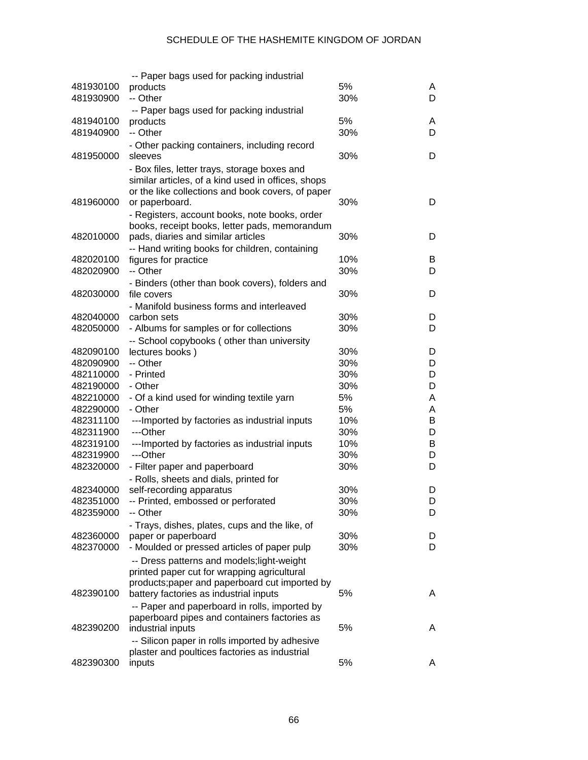| | | | |
|---|---|---|---|
| 481930100 | -- Paper bags used for packing industrial products | 5% | A |
| 481930900 | -- Other | 30% | D |
| 481940100 | -- Paper bags used for packing industrial products | 5% | A |
| 481940900 | -- Other | 30% | D |
| 481950000 | - Other packing containers, including record sleeves | 30% | D |
| 481960000 | - Box files, letter trays, storage boxes and similar articles, of a kind used in offices, shops or the like collections and book covers, of paper or paperboard. | 30% | D |
| 482010000 | - Registers, account books, note books, order books, receipt books, letter pads, memorandum pads, diaries and similar articles | 30% | D |
| 482020100 | -- Hand writing books for children, containing figures for practice | 10% | B |
| 482020900 | -- Other | 30% | D |
| 482030000 | - Binders (other than book covers), folders and file covers | 30% | D |
| 482040000 | - Manifold business forms and interleaved carbon sets | 30% | D |
| 482050000 | - Albums for samples or for collections | 30% | D |
| 482090100 | -- School copybooks ( other than university lectures books ) | 30% | D |
| 482090900 | -- Other | 30% | D |
| 482110000 | - Printed | 30% | D |
| 482190000 | - Other | 30% | D |
| 482210000 | - Of a kind used for winding textile yarn | 5% | A |
| 482290000 | - Other | 5% | A |
| 482311100 | ---Imported by factories as industrial inputs | 10% | B |
| 482311900 | ---Other | 30% | D |
| 482319100 | ---Imported by factories as industrial inputs | 10% | B |
| 482319900 | ---Other | 30% | D |
| 482320000 | - Filter paper and paperboard | 30% | D |
| 482340000 | - Rolls, sheets and dials, printed for self-recording apparatus | 30% | D |
| 482351000 | -- Printed, embossed or perforated | 30% | D |
| 482359000 | -- Other | 30% | D |
| 482360000 | - Trays, dishes, plates, cups and the like, of paper or paperboard | 30% | D |
| 482370000 | - Moulded or pressed articles of paper pulp | 30% | D |
| 482390100 | -- Dress patterns and models;light-weight printed paper cut for wrapping agricultural products;paper and paperboard cut imported by battery factories as industrial inputs | 5% | A |
| 482390200 | -- Paper and paperboard in rolls, imported by paperboard pipes and containers factories as industrial inputs | 5% | A |
| 482390300 | -- Silicon paper in rolls imported by adhesive plaster and poultices factories as industrial inputs | 5% | A |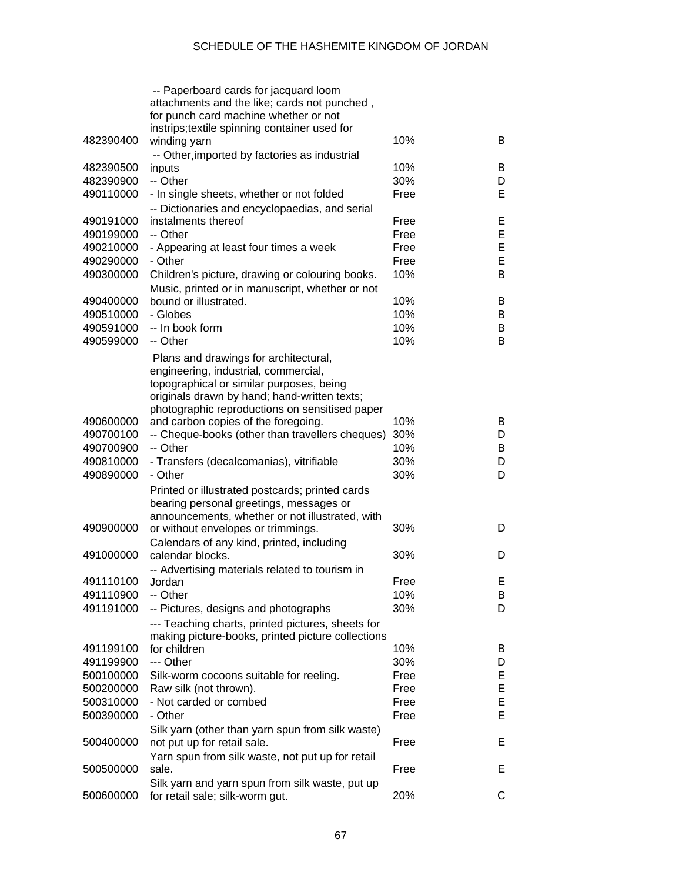| | | | |
|---|---|---|---|
| 482390400 | -- Paperboard cards for jacquard loom attachments and the like; cards not punched , for punch card machine whether or not instrips;textile spinning container used for winding yarn | 10% | B |
| 482390500 | -- Other,imported by factories as industrial inputs | 10% | B |
| 482390900 | -- Other | 30% | D |
| 490110000 | - In single sheets, whether or not folded | Free | E |
| 490191000 | -- Dictionaries and encyclopaedias, and serial instalments thereof | Free | E |
| 490199000 | -- Other | Free | E |
| 490210000 | - Appearing at least four times a week | Free | E |
| 490290000 | - Other | Free | E |
| 490300000 | Children's picture, drawing or colouring books. | 10% | B |
| 490400000 | Music, printed or in manuscript, whether or not bound or illustrated. | 10% | B |
| 490510000 | - Globes | 10% | B |
| 490591000 | -- In book form | 10% | B |
| 490599000 | -- Other | 10% | B |
| 490600000 | Plans and drawings for architectural, engineering, industrial, commercial, topographical or similar purposes, being originals drawn by hand; hand-written texts; photographic reproductions on sensitised paper and carbon copies of the foregoing. | 10% | B |
| 490700100 | -- Cheque-books (other than travellers cheques) | 30% | D |
| 490700900 | -- Other | 10% | B |
| 490810000 | - Transfers (decalcomanias), vitrifiable | 30% | D |
| 490890000 | - Other | 30% | D |
| 490900000 | Printed or illustrated postcards; printed cards bearing personal greetings, messages or announcements, whether or not illustrated, with or without envelopes or trimmings. | 30% | D |
| 491000000 | Calendars of any kind, printed, including calendar blocks. | 30% | D |
| 491110100 | -- Advertising materials related to tourism in Jordan | Free | E |
| 491110900 | -- Other | 10% | B |
| 491191000 | -- Pictures, designs and photographs | 30% | D |
| 491199100 | --- Teaching charts, printed pictures, sheets for making picture-books, printed picture collections for children | 10% | B |
| 491199900 | --- Other | 30% | D |
| 500100000 | Silk-worm cocoons suitable for reeling. | Free | E |
| 500200000 | Raw silk (not thrown). | Free | E |
| 500310000 | - Not carded or combed | Free | E |
| 500390000 | - Other | Free | E |
| 500400000 | Silk yarn (other than yarn spun from silk waste) not put up for retail sale. | Free | E |
| 500500000 | Yarn spun from silk waste, not put up for retail sale. | Free | E |
| 500600000 | Silk yarn and yarn spun from silk waste, put up for retail sale; silk-worm gut. | 20% | C |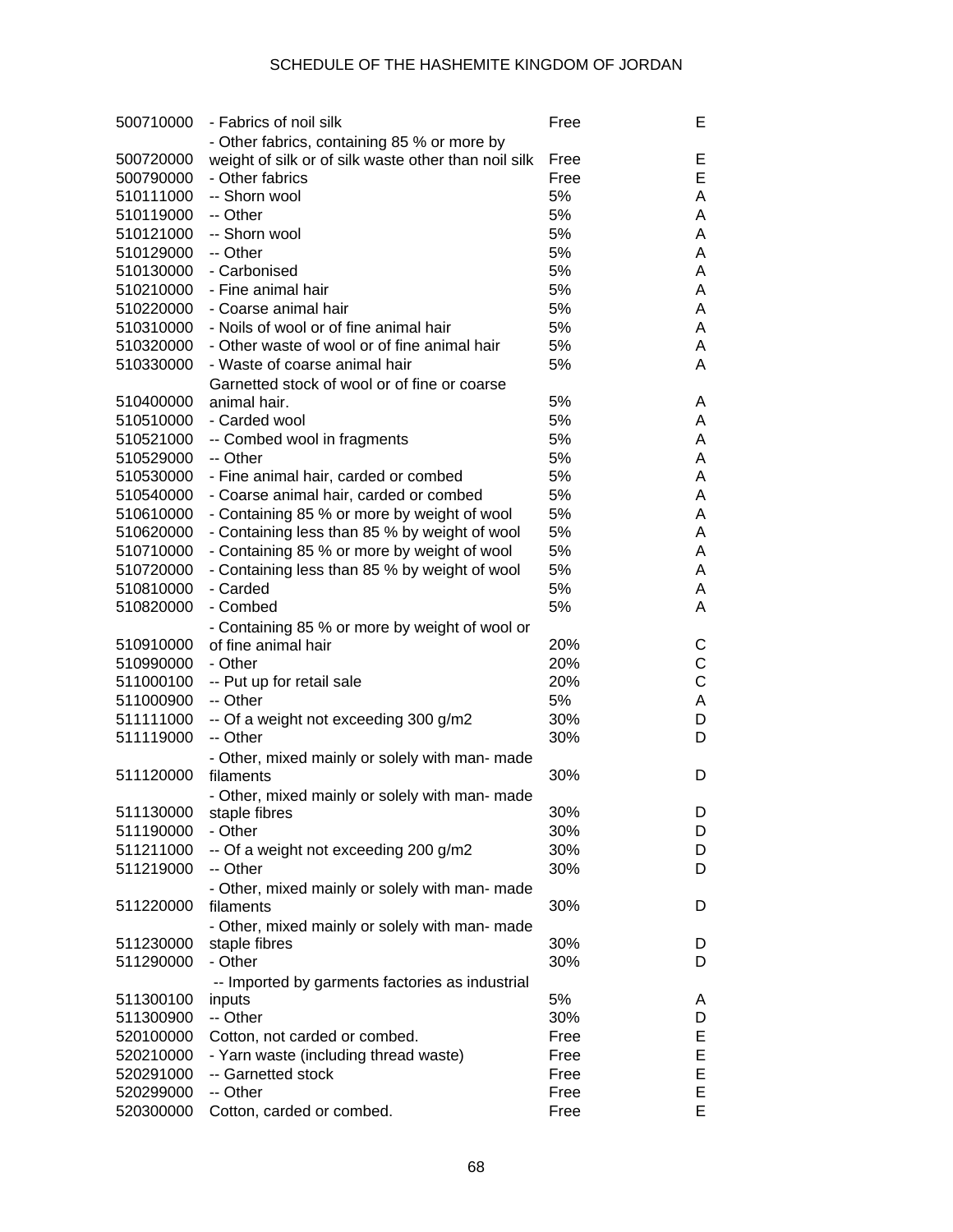| | | | |
|---|---|---|---|
| 500710000 | - Fabrics of noil silk | Free | E |
| 500720000 | - Other fabrics, containing 85 % or more by weight of silk or of silk waste other than noil silk | Free | E |
| 500790000 | - Other fabrics | Free | E |
| 510111000 | -- Shorn wool | 5% | A |
| 510119000 | -- Other | 5% | A |
| 510121000 | -- Shorn wool | 5% | A |
| 510129000 | -- Other | 5% | A |
| 510130000 | - Carbonised | 5% | A |
| 510210000 | - Fine animal hair | 5% | A |
| 510220000 | - Coarse animal hair | 5% | A |
| 510310000 | - Noils of wool or of fine animal hair | 5% | A |
| 510320000 | - Other waste of wool or of fine animal hair | 5% | A |
| 510330000 | - Waste of coarse animal hair | 5% | A |
| 510400000 | Garnetted stock of wool or of fine or coarse animal hair. | 5% | A |
| 510510000 | - Carded wool | 5% | A |
| 510521000 | -- Combed wool in fragments | 5% | A |
| 510529000 | -- Other | 5% | A |
| 510530000 | - Fine animal hair, carded or combed | 5% | A |
| 510540000 | - Coarse animal hair, carded or combed | 5% | A |
| 510610000 | - Containing 85 % or more by weight of wool | 5% | A |
| 510620000 | - Containing less than 85 % by weight of wool | 5% | A |
| 510710000 | - Containing 85 % or more by weight of wool | 5% | A |
| 510720000 | - Containing less than 85 % by weight of wool | 5% | A |
| 510810000 | - Carded | 5% | A |
| 510820000 | - Combed | 5% | A |
| 510910000 | - Containing 85 % or more by weight of wool or of fine animal hair | 20% | C |
| 510990000 | - Other | 20% | C |
| 511000100 | -- Put up for retail sale | 20% | C |
| 511000900 | -- Other | 5% | A |
| 511111000 | -- Of a weight not exceeding 300 g/m2 | 30% | D |
| 511119000 | -- Other | 30% | D |
| 511120000 | - Other, mixed mainly or solely with man- made filaments | 30% | D |
| 511130000 | - Other, mixed mainly or solely with man- made staple fibres | 30% | D |
| 511190000 | - Other | 30% | D |
| 511211000 | -- Of a weight not exceeding 200 g/m2 | 30% | D |
| 511219000 | -- Other | 30% | D |
| 511220000 | - Other, mixed mainly or solely with man- made filaments | 30% | D |
| 511230000 | - Other, mixed mainly or solely with man- made staple fibres | 30% | D |
| 511290000 | - Other | 30% | D |
| 511300100 | -- Imported by garments factories as industrial inputs | 5% | A |
| 511300900 | -- Other | 30% | D |
| 520100000 | Cotton, not carded or combed. | Free | E |
| 520210000 | - Yarn waste (including thread waste) | Free | E |
| 520291000 | -- Garnetted stock | Free | E |
| 520299000 | -- Other | Free | E |
| 520300000 | Cotton, carded or combed. | Free | E |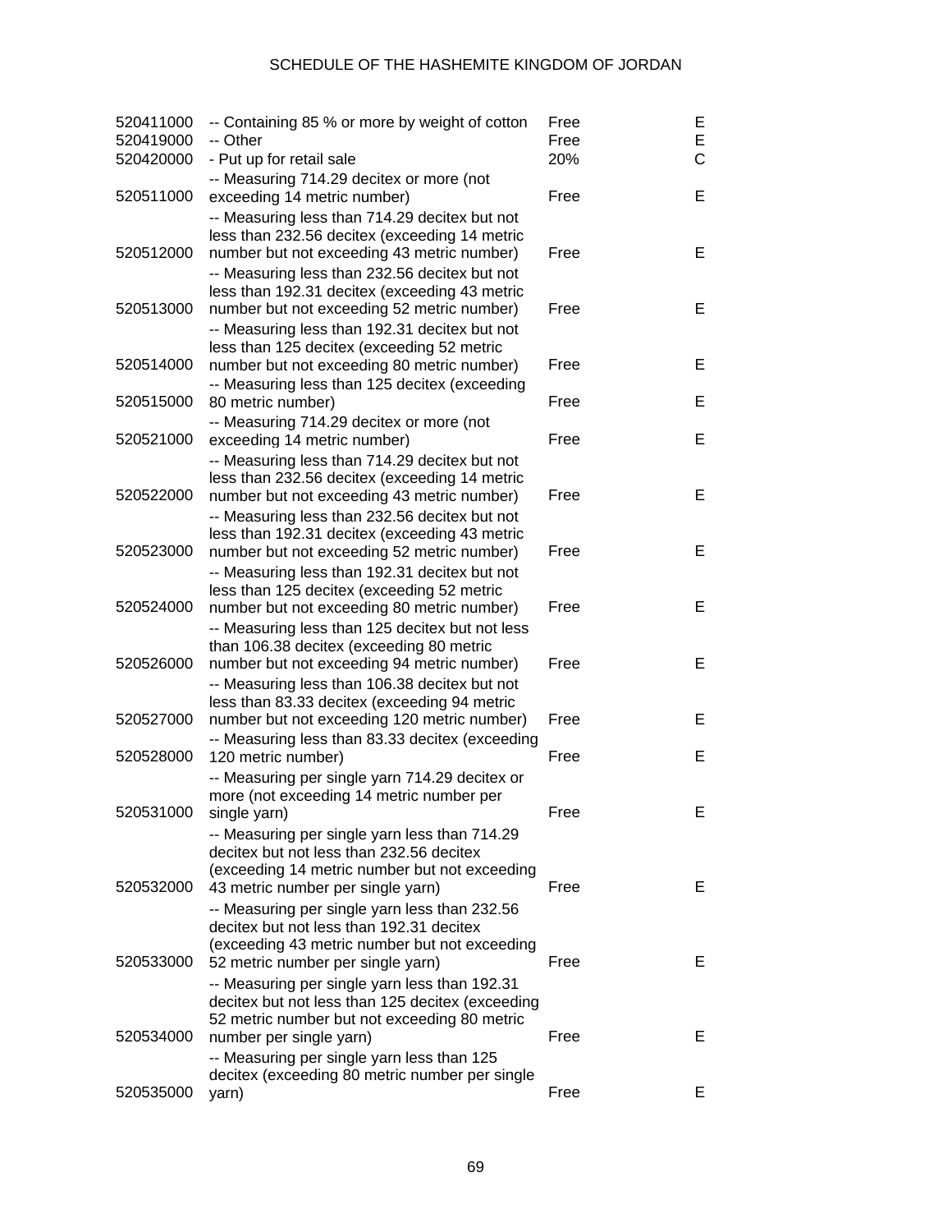| | | | |
|---|---|---|---|
| 520411000 | -- Containing 85 % or more by weight of cotton | Free | E |
| 520419000 | -- Other | Free | E |
| 520420000 | - Put up for retail sale | 20% | C |
| 520511000 | -- Measuring 714.29 decitex or more (not exceeding 14 metric number) | Free | E |
| 520512000 | -- Measuring less than 714.29 decitex but not less than 232.56 decitex (exceeding 14 metric number but not exceeding 43 metric number) | Free | E |
| 520513000 | -- Measuring less than 232.56 decitex but not less than 192.31 decitex (exceeding 43 metric number but not exceeding 52 metric number) | Free | E |
| 520514000 | -- Measuring less than 192.31 decitex but not less than 125 decitex (exceeding 52 metric number but not exceeding 80 metric number) | Free | E |
| 520515000 | -- Measuring less than 125 decitex (exceeding 80 metric number) | Free | E |
| 520521000 | -- Measuring 714.29 decitex or more (not exceeding 14 metric number) | Free | E |
| 520522000 | -- Measuring less than 714.29 decitex but not less than 232.56 decitex (exceeding 14 metric number but not exceeding 43 metric number) | Free | E |
| 520523000 | -- Measuring less than 232.56 decitex but not less than 192.31 decitex (exceeding 43 metric number but not exceeding 52 metric number) | Free | E |
| 520524000 | -- Measuring less than 192.31 decitex but not less than 125 decitex (exceeding 52 metric number but not exceeding 80 metric number) | Free | E |
| 520526000 | -- Measuring less than 125 decitex but not less than 106.38 decitex (exceeding 80 metric number but not exceeding 94 metric number) | Free | E |
| 520527000 | -- Measuring less than 106.38 decitex but not less than 83.33 decitex (exceeding 94 metric number but not exceeding 120 metric number) | Free | E |
| 520528000 | -- Measuring less than 83.33 decitex (exceeding 120 metric number) | Free | E |
| 520531000 | -- Measuring per single yarn 714.29 decitex or more (not exceeding 14 metric number per single yarn) | Free | E |
| 520532000 | -- Measuring per single yarn less than 714.29 decitex but not less than 232.56 decitex (exceeding 14 metric number but not exceeding 43 metric number per single yarn) | Free | E |
| 520533000 | -- Measuring per single yarn less than 232.56 decitex but not less than 192.31 decitex (exceeding 43 metric number but not exceeding 52 metric number per single yarn) | Free | E |
| 520534000 | -- Measuring per single yarn less than 192.31 decitex but not less than 125 decitex (exceeding 52 metric number but not exceeding 80 metric number per single yarn) | Free | E |
| 520535000 | -- Measuring per single yarn less than 125 decitex (exceeding 80 metric number per single yarn) | Free | E |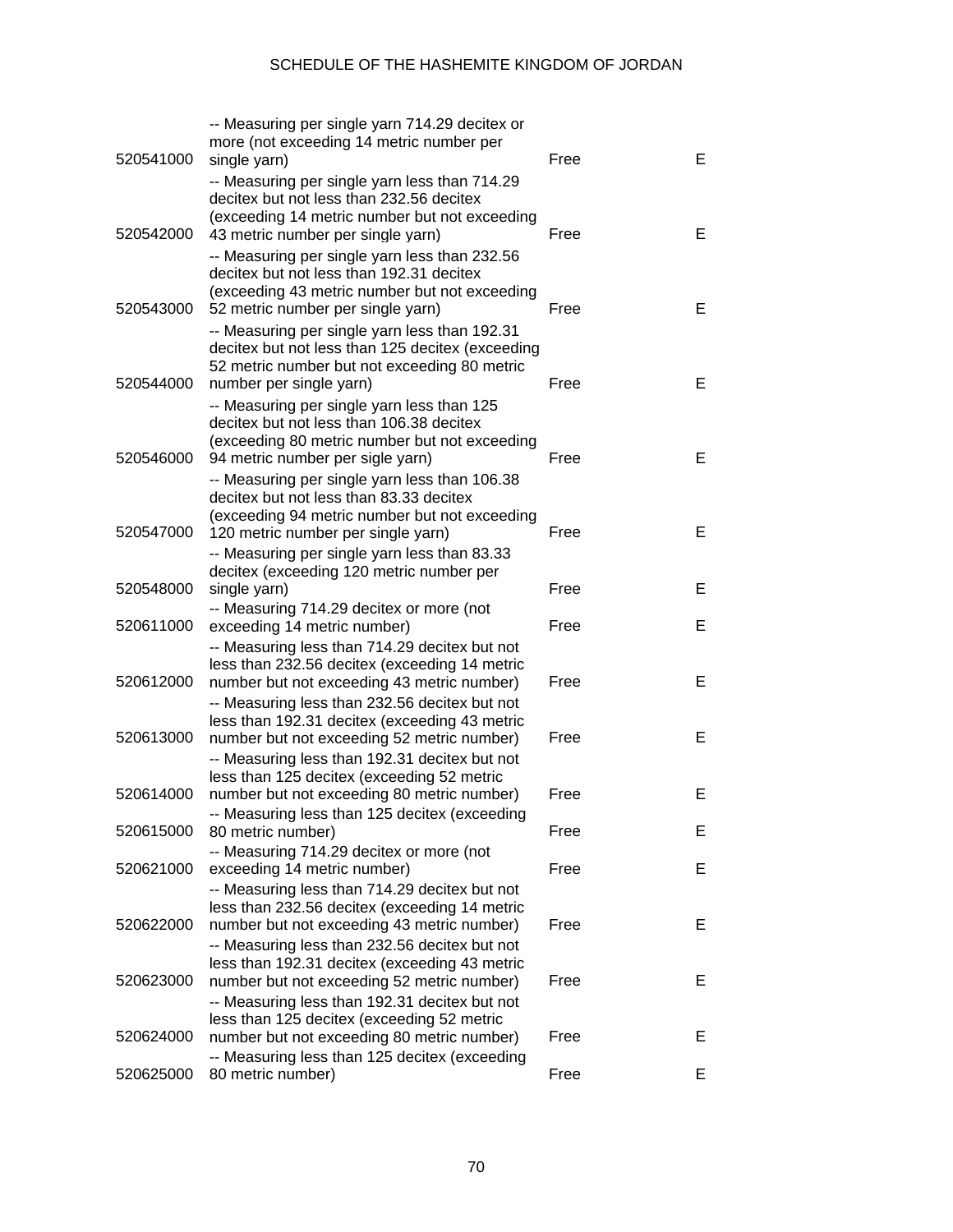| | | | |
|---|---|---|---|
| 520541000 | -- Measuring per single yarn 714.29 decitex or more (not exceeding 14 metric number per single yarn) | Free | E |
| 520542000 | -- Measuring per single yarn less than 714.29 decitex but not less than 232.56 decitex (exceeding 14 metric number but not exceeding 43 metric number per single yarn) | Free | E |
| 520543000 | -- Measuring per single yarn less than 232.56 decitex but not less than 192.31 decitex (exceeding 43 metric number but not exceeding 52 metric number per single yarn) | Free | E |
| 520544000 | -- Measuring per single yarn less than 192.31 decitex but not less than 125 decitex (exceeding 52 metric number but not exceeding 80 metric number per single yarn) | Free | E |
| 520546000 | -- Measuring per single yarn less than 125 decitex but not less than 106.38 decitex (exceeding 80 metric number but not exceeding 94 metric number per sigle yarn) | Free | E |
| 520547000 | -- Measuring per single yarn less than 106.38 decitex but not less than 83.33 decitex (exceeding 94 metric number but not exceeding 120 metric number per single yarn) | Free | E |
| 520548000 | -- Measuring per single yarn less than 83.33 decitex (exceeding 120 metric number per single yarn) | Free | E |
| 520611000 | -- Measuring 714.29 decitex or more (not exceeding 14 metric number) | Free | E |
| 520612000 | -- Measuring less than 714.29 decitex but not less than 232.56 decitex (exceeding 14 metric number but not exceeding 43 metric number) | Free | E |
| 520613000 | -- Measuring less than 232.56 decitex but not less than 192.31 decitex (exceeding 43 metric number but not exceeding 52 metric number) | Free | E |
| 520614000 | -- Measuring less than 192.31 decitex but not less than 125 decitex (exceeding 52 metric number but not exceeding 80 metric number) | Free | E |
| 520615000 | -- Measuring less than 125 decitex (exceeding 80 metric number) | Free | E |
| 520621000 | -- Measuring 714.29 decitex or more (not exceeding 14 metric number) | Free | E |
| 520622000 | -- Measuring less than 714.29 decitex but not less than 232.56 decitex (exceeding 14 metric number but not exceeding 43 metric number) | Free | E |
| 520623000 | -- Measuring less than 232.56 decitex but not less than 192.31 decitex (exceeding 43 metric number but not exceeding 52 metric number) | Free | E |
| 520624000 | -- Measuring less than 192.31 decitex but not less than 125 decitex (exceeding 52 metric number but not exceeding 80 metric number) | Free | E |
| 520625000 | -- Measuring less than 125 decitex (exceeding 80 metric number) | Free | E |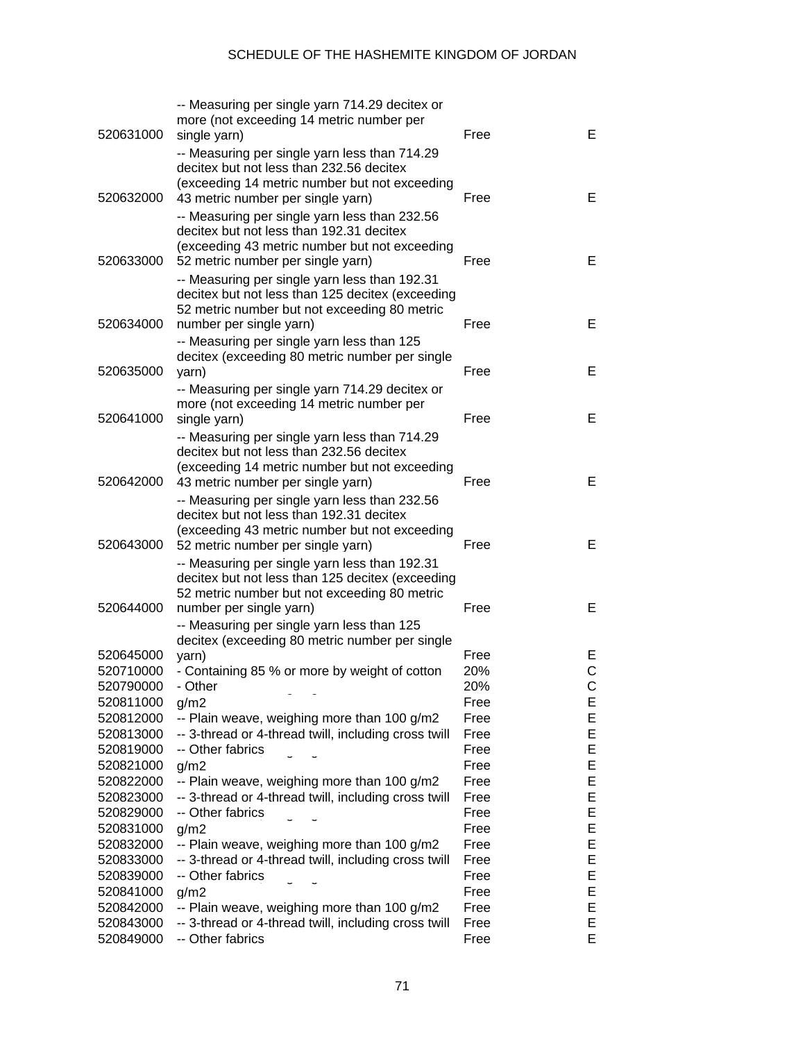| | | | |
|---|---|---|---|
| 520631000 | -- Measuring per single yarn 714.29 decitex or more (not exceeding 14 metric number per single yarn) | Free | E |
| 520632000 | -- Measuring per single yarn less than 714.29 decitex but not less than 232.56 decitex (exceeding 14 metric number but not exceeding 43 metric number per single yarn) | Free | E |
| 520633000 | -- Measuring per single yarn less than 232.56 decitex but not less than 192.31 decitex (exceeding 43 metric number but not exceeding 52 metric number per single yarn) | Free | E |
| 520634000 | -- Measuring per single yarn less than 192.31 decitex but not less than 125 decitex (exceeding 52 metric number but not exceeding 80 metric number per single yarn) | Free | E |
| 520635000 | -- Measuring per single yarn less than 125 decitex (exceeding 80 metric number per single yarn) | Free | E |
| 520641000 | -- Measuring per single yarn 714.29 decitex or more (not exceeding 14 metric number per single yarn) | Free | E |
| 520642000 | -- Measuring per single yarn less than 714.29 decitex but not less than 232.56 decitex (exceeding 14 metric number but not exceeding 43 metric number per single yarn) | Free | E |
| 520643000 | -- Measuring per single yarn less than 232.56 decitex but not less than 192.31 decitex (exceeding 43 metric number but not exceeding 52 metric number per single yarn) | Free | E |
| 520644000 | -- Measuring per single yarn less than 192.31 decitex but not less than 125 decitex (exceeding 52 metric number but not exceeding 80 metric number per single yarn) | Free | E |
| 520645000 | -- Measuring per single yarn less than 125 decitex (exceeding 80 metric number per single yarn) | Free | E |
| 520710000 | - Containing 85 % or more by weight of cotton | 20% | C |
| 520790000 | - Other | 20% | C |
| 520811000 | g/m2 | Free | E |
| 520812000 | -- Plain weave, weighing more than 100 g/m2 | Free | E |
| 520813000 | -- 3-thread or 4-thread twill, including cross twill | Free | E |
| 520819000 | -- Other fabrics | Free | E |
| 520821000 | g/m2 | Free | E |
| 520822000 | -- Plain weave, weighing more than 100 g/m2 | Free | E |
| 520823000 | -- 3-thread or 4-thread twill, including cross twill | Free | E |
| 520829000 | -- Other fabrics | Free | E |
| 520831000 | g/m2 | Free | E |
| 520832000 | -- Plain weave, weighing more than 100 g/m2 | Free | E |
| 520833000 | -- 3-thread or 4-thread twill, including cross twill | Free | E |
| 520839000 | -- Other fabrics | Free | E |
| 520841000 | g/m2 | Free | E |
| 520842000 | -- Plain weave, weighing more than 100 g/m2 | Free | E |
| 520843000 | -- 3-thread or 4-thread twill, including cross twill | Free | E |
| 520849000 | -- Other fabrics | Free | E |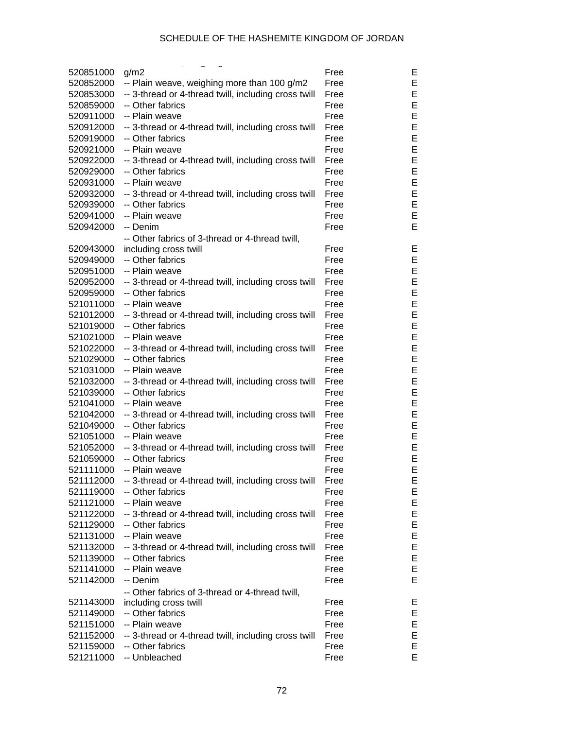| | | | |
|---|---|---|---|
| 520851000 | g/m2 | Free | E |
| 520852000 | -- Plain weave, weighing more than 100 g/m2 | Free | E |
| 520853000 | -- 3-thread or 4-thread twill, including cross twill | Free | E |
| 520859000 | -- Other fabrics | Free | E |
| 520911000 | -- Plain weave | Free | E |
| 520912000 | -- 3-thread or 4-thread twill, including cross twill | Free | E |
| 520919000 | -- Other fabrics | Free | E |
| 520921000 | -- Plain weave | Free | E |
| 520922000 | -- 3-thread or 4-thread twill, including cross twill | Free | E |
| 520929000 | -- Other fabrics | Free | E |
| 520931000 | -- Plain weave | Free | E |
| 520932000 | -- 3-thread or 4-thread twill, including cross twill | Free | E |
| 520939000 | -- Other fabrics | Free | E |
| 520941000 | -- Plain weave | Free | E |
| 520942000 | -- Denim | Free | E |
| 520943000 | -- Other fabrics of 3-thread or 4-thread twill, including cross twill | Free | E |
| 520949000 | -- Other fabrics | Free | E |
| 520951000 | -- Plain weave | Free | E |
| 520952000 | -- 3-thread or 4-thread twill, including cross twill | Free | E |
| 520959000 | -- Other fabrics | Free | E |
| 521011000 | -- Plain weave | Free | E |
| 521012000 | -- 3-thread or 4-thread twill, including cross twill | Free | E |
| 521019000 | -- Other fabrics | Free | E |
| 521021000 | -- Plain weave | Free | E |
| 521022000 | -- 3-thread or 4-thread twill, including cross twill | Free | E |
| 521029000 | -- Other fabrics | Free | E |
| 521031000 | -- Plain weave | Free | E |
| 521032000 | -- 3-thread or 4-thread twill, including cross twill | Free | E |
| 521039000 | -- Other fabrics | Free | E |
| 521041000 | -- Plain weave | Free | E |
| 521042000 | -- 3-thread or 4-thread twill, including cross twill | Free | E |
| 521049000 | -- Other fabrics | Free | E |
| 521051000 | -- Plain weave | Free | E |
| 521052000 | -- 3-thread or 4-thread twill, including cross twill | Free | E |
| 521059000 | -- Other fabrics | Free | E |
| 521111000 | -- Plain weave | Free | E |
| 521112000 | -- 3-thread or 4-thread twill, including cross twill | Free | E |
| 521119000 | -- Other fabrics | Free | E |
| 521121000 | -- Plain weave | Free | E |
| 521122000 | -- 3-thread or 4-thread twill, including cross twill | Free | E |
| 521129000 | -- Other fabrics | Free | E |
| 521131000 | -- Plain weave | Free | E |
| 521132000 | -- 3-thread or 4-thread twill, including cross twill | Free | E |
| 521139000 | -- Other fabrics | Free | E |
| 521141000 | -- Plain weave | Free | E |
| 521142000 | -- Denim | Free | E |
| 521143000 | -- Other fabrics of 3-thread or 4-thread twill, including cross twill | Free | E |
| 521149000 | -- Other fabrics | Free | E |
| 521151000 | -- Plain weave | Free | E |
| 521152000 | -- 3-thread or 4-thread twill, including cross twill | Free | E |
| 521159000 | -- Other fabrics | Free | E |
| 521211000 | -- Unbleached | Free | E |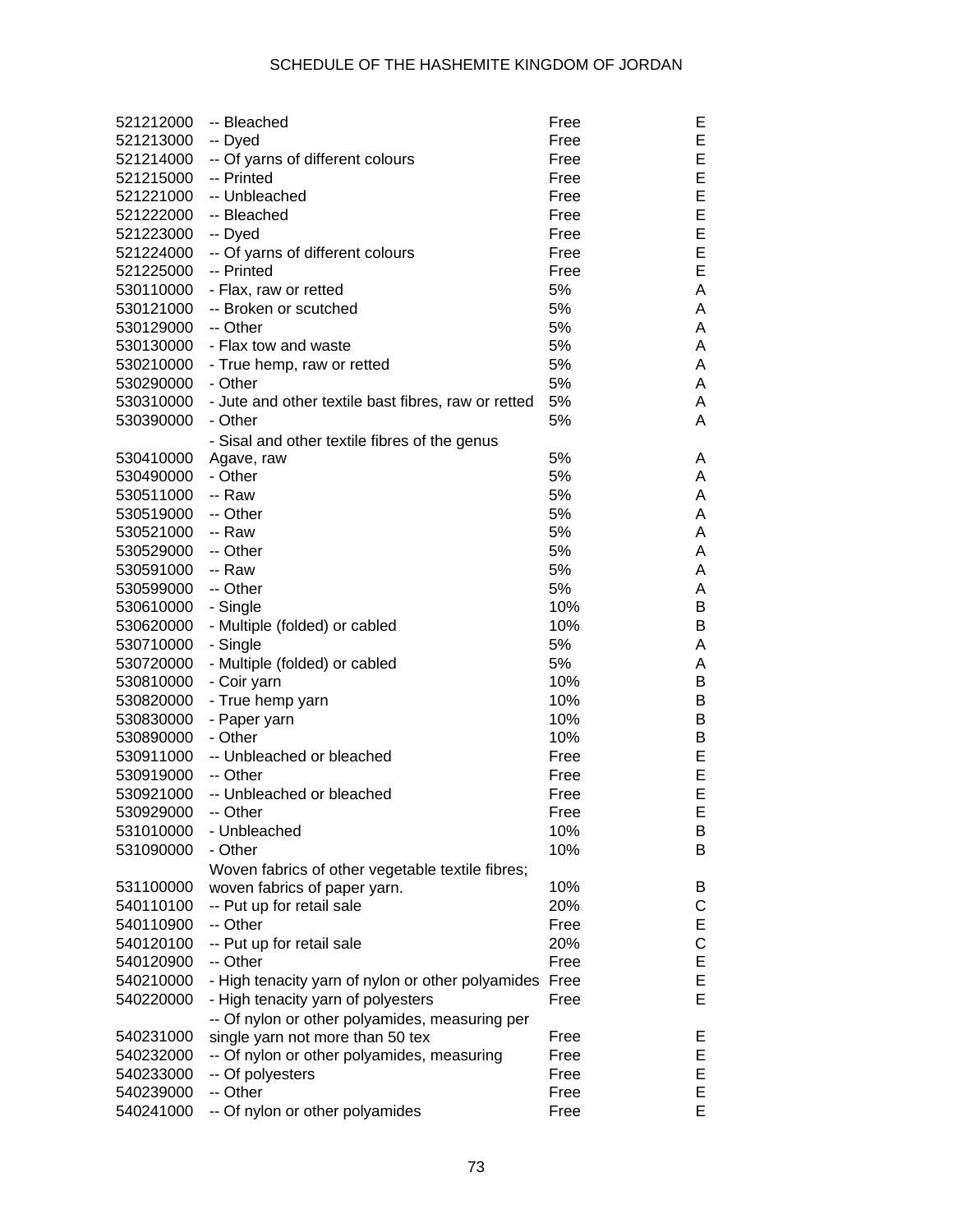| | | | |
|---|---|---|---|
| 521212000 | -- Bleached | Free | E |
| 521213000 | -- Dyed | Free | E |
| 521214000 | -- Of yarns of different colours | Free | E |
| 521215000 | -- Printed | Free | E |
| 521221000 | -- Unbleached | Free | E |
| 521222000 | -- Bleached | Free | E |
| 521223000 | -- Dyed | Free | E |
| 521224000 | -- Of yarns of different colours | Free | E |
| 521225000 | -- Printed | Free | E |
| 530110000 | - Flax, raw or retted | 5% | A |
| 530121000 | -- Broken or scutched | 5% | A |
| 530129000 | -- Other | 5% | A |
| 530130000 | - Flax tow and waste | 5% | A |
| 530210000 | - True hemp, raw or retted | 5% | A |
| 530290000 | - Other | 5% | A |
| 530310000 | - Jute and other textile bast fibres, raw or retted | 5% | A |
| 530390000 | - Other | 5% | A |
| 530410000 | - Sisal and other textile fibres of the genus Agave, raw | 5% | A |
| 530490000 | - Other | 5% | A |
| 530511000 | -- Raw | 5% | A |
| 530519000 | -- Other | 5% | A |
| 530521000 | -- Raw | 5% | A |
| 530529000 | -- Other | 5% | A |
| 530591000 | -- Raw | 5% | A |
| 530599000 | -- Other | 5% | A |
| 530610000 | - Single | 10% | B |
| 530620000 | - Multiple (folded) or cabled | 10% | B |
| 530710000 | - Single | 5% | A |
| 530720000 | - Multiple (folded) or cabled | 5% | A |
| 530810000 | - Coir yarn | 10% | B |
| 530820000 | - True hemp yarn | 10% | B |
| 530830000 | - Paper yarn | 10% | B |
| 530890000 | - Other | 10% | B |
| 530911000 | -- Unbleached or bleached | Free | E |
| 530919000 | -- Other | Free | E |
| 530921000 | -- Unbleached or bleached | Free | E |
| 530929000 | -- Other | Free | E |
| 531010000 | - Unbleached | 10% | B |
| 531090000 | - Other | 10% | B |
| 531100000 | Woven fabrics of other vegetable textile fibres; woven fabrics of paper yarn. | 10% | B |
| 540110100 | -- Put up for retail sale | 20% | C |
| 540110900 | -- Other | Free | E |
| 540120100 | -- Put up for retail sale | 20% | C |
| 540120900 | -- Other | Free | E |
| 540210000 | - High tenacity yarn of nylon or other polyamides | Free | E |
| 540220000 | - High tenacity yarn of polyesters | Free | E |
| 540231000 | -- Of nylon or other polyamides, measuring per single yarn not more than 50 tex | Free | E |
| 540232000 | -- Of nylon or other polyamides, measuring | Free | E |
| 540233000 | -- Of polyesters | Free | E |
| 540239000 | -- Other | Free | E |
| 540241000 | -- Of nylon or other polyamides | Free | E |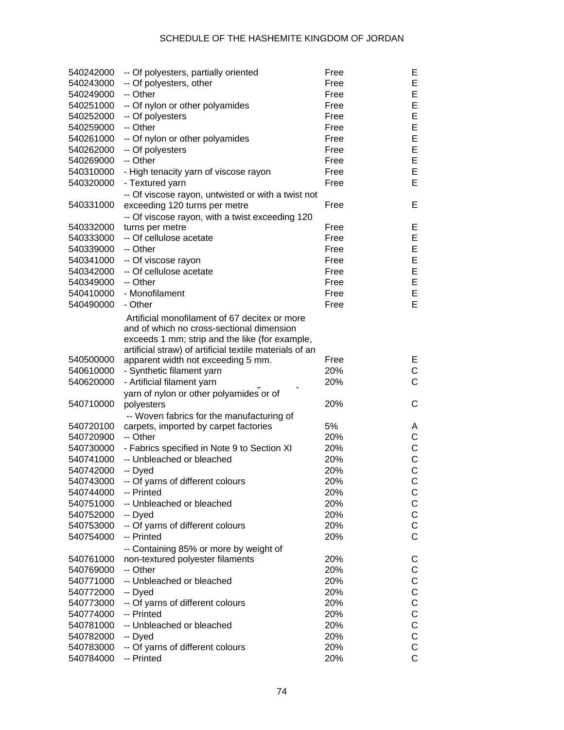| | | | |
|---|---|---|---|
| 540242000 | -- Of polyesters, partially oriented | Free | E |
| 540243000 | -- Of polyesters, other | Free | E |
| 540249000 | -- Other | Free | E |
| 540251000 | -- Of nylon or other polyamides | Free | E |
| 540252000 | -- Of polyesters | Free | E |
| 540259000 | -- Other | Free | E |
| 540261000 | -- Of nylon or other polyamides | Free | E |
| 540262000 | -- Of polyesters | Free | E |
| 540269000 | -- Other | Free | E |
| 540310000 | - High tenacity yarn of viscose rayon | Free | E |
| 540320000 | - Textured yarn | Free | E |
| 540331000 | -- Of viscose rayon, untwisted or with a twist not exceeding 120 turns per metre | Free | E |
| 540332000 | -- Of viscose rayon, with a twist exceeding 120 turns per metre | Free | E |
| 540333000 | -- Of cellulose acetate | Free | E |
| 540339000 | -- Other | Free | E |
| 540341000 | -- Of viscose rayon | Free | E |
| 540342000 | -- Of cellulose acetate | Free | E |
| 540349000 | -- Other | Free | E |
| 540410000 | - Monofilament | Free | E |
| 540490000 | - Other | Free | E |
| 540500000 | Artificial monofilament of 67 decitex or more and of which no cross-sectional dimension exceeds 1 mm; strip and the like (for example, artificial straw) of artificial textile materials of an apparent width not exceeding 5 mm. | Free | E |
| 540610000 | - Synthetic filament yarn | 20% | C |
| 540620000 | - Artificial filament yarn | 20% | C |
| 540710000 | yarn of nylon or other polyamides or of polyesters | 20% | C |
| 540720100 | -- Woven fabrics for the manufacturing of carpets, imported by carpet factories | 5% | A |
| 540720900 | -- Other | 20% | C |
| 540730000 | - Fabrics specified in Note 9 to Section XI | 20% | C |
| 540741000 | -- Unbleached or bleached | 20% | C |
| 540742000 | -- Dyed | 20% | C |
| 540743000 | -- Of yarns of different colours | 20% | C |
| 540744000 | -- Printed | 20% | C |
| 540751000 | -- Unbleached or bleached | 20% | C |
| 540752000 | -- Dyed | 20% | C |
| 540753000 | -- Of yarns of different colours | 20% | C |
| 540754000 | -- Printed | 20% | C |
| 540761000 | -- Containing 85% or more by weight of non-textured polyester filaments | 20% | C |
| 540769000 | -- Other | 20% | C |
| 540771000 | -- Unbleached or bleached | 20% | C |
| 540772000 | -- Dyed | 20% | C |
| 540773000 | -- Of yarns of different colours | 20% | C |
| 540774000 | -- Printed | 20% | C |
| 540781000 | -- Unbleached or bleached | 20% | C |
| 540782000 | -- Dyed | 20% | C |
| 540783000 | -- Of yarns of different colours | 20% | C |
| 540784000 | -- Printed | 20% | C |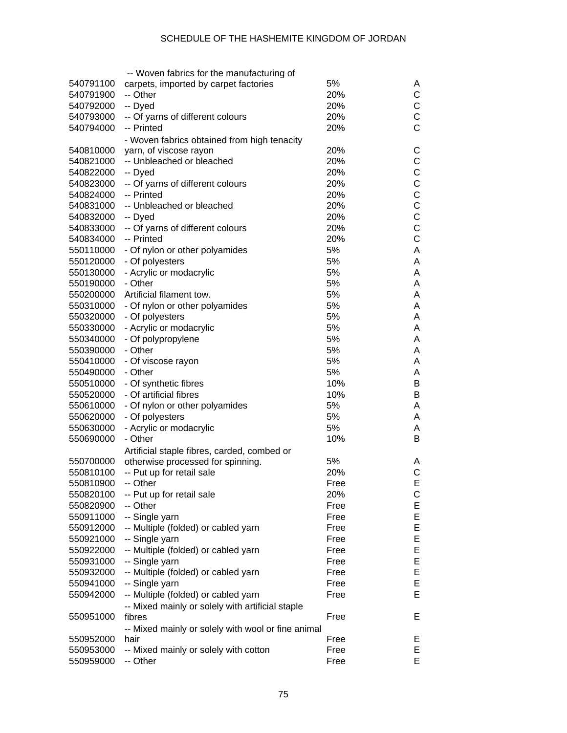| | | | |
|---|---|---|---|
| 540791100 | -- Woven fabrics for the manufacturing of carpets, imported by carpet factories | 5% | A |
| 540791900 | -- Other | 20% | C |
| 540792000 | -- Dyed | 20% | C |
| 540793000 | -- Of yarns of different colours | 20% | C |
| 540794000 | -- Printed | 20% | C |
| 540810000 | - Woven fabrics obtained from high tenacity yarn, of viscose rayon | 20% | C |
| 540821000 | -- Unbleached or bleached | 20% | C |
| 540822000 | -- Dyed | 20% | C |
| 540823000 | -- Of yarns of different colours | 20% | C |
| 540824000 | -- Printed | 20% | C |
| 540831000 | -- Unbleached or bleached | 20% | C |
| 540832000 | -- Dyed | 20% | C |
| 540833000 | -- Of yarns of different colours | 20% | C |
| 540834000 | -- Printed | 20% | C |
| 550110000 | - Of nylon or other polyamides | 5% | A |
| 550120000 | - Of polyesters | 5% | A |
| 550130000 | - Acrylic or modacrylic | 5% | A |
| 550190000 | - Other | 5% | A |
| 550200000 | Artificial filament tow. | 5% | A |
| 550310000 | - Of nylon or other polyamides | 5% | A |
| 550320000 | - Of polyesters | 5% | A |
| 550330000 | - Acrylic or modacrylic | 5% | A |
| 550340000 | - Of polypropylene | 5% | A |
| 550390000 | - Other | 5% | A |
| 550410000 | - Of viscose rayon | 5% | A |
| 550490000 | - Other | 5% | A |
| 550510000 | - Of synthetic fibres | 10% | B |
| 550520000 | - Of artificial fibres | 10% | B |
| 550610000 | - Of nylon or other polyamides | 5% | A |
| 550620000 | - Of polyesters | 5% | A |
| 550630000 | - Acrylic or modacrylic | 5% | A |
| 550690000 | - Other | 10% | B |
| 550700000 | Artificial staple fibres, carded, combed or otherwise processed for spinning. | 5% | A |
| 550810100 | -- Put up for retail sale | 20% | C |
| 550810900 | -- Other | Free | E |
| 550820100 | -- Put up for retail sale | 20% | C |
| 550820900 | -- Other | Free | E |
| 550911000 | -- Single yarn | Free | E |
| 550912000 | -- Multiple (folded) or cabled yarn | Free | E |
| 550921000 | -- Single yarn | Free | E |
| 550922000 | -- Multiple (folded) or cabled yarn | Free | E |
| 550931000 | -- Single yarn | Free | E |
| 550932000 | -- Multiple (folded) or cabled yarn | Free | E |
| 550941000 | -- Single yarn | Free | E |
| 550942000 | -- Multiple (folded) or cabled yarn | Free | E |
| 550951000 | -- Mixed mainly or solely with artificial staple fibres | Free | E |
| 550952000 | -- Mixed mainly or solely with wool or fine animal hair | Free | E |
| 550953000 | -- Mixed mainly or solely with cotton | Free | E |
| 550959000 | -- Other | Free | E |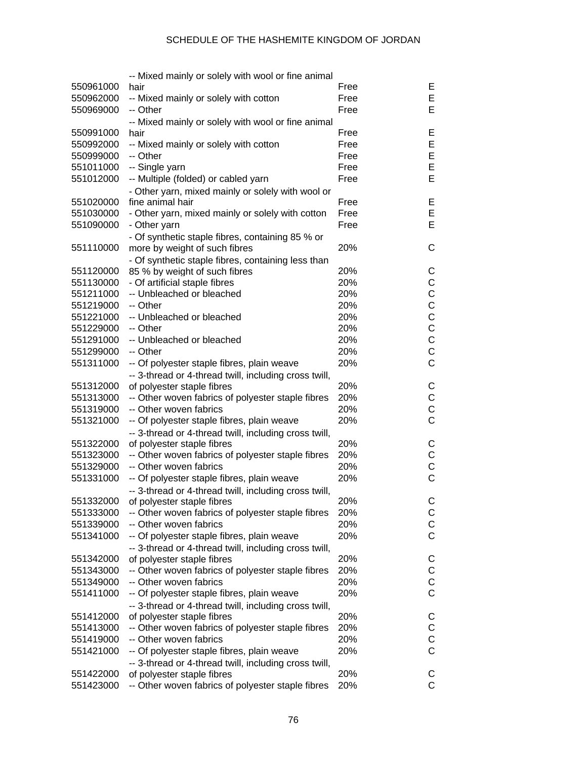| | | | |
|---|---|---|---|
| 550961000 | -- Mixed mainly or solely with wool or fine animal hair | Free | E |
| 550962000 | -- Mixed mainly or solely with cotton | Free | E |
| 550969000 | -- Other | Free | E |
| 550991000 | -- Mixed mainly or solely with wool or fine animal hair | Free | E |
| 550992000 | -- Mixed mainly or solely with cotton | Free | E |
| 550999000 | -- Other | Free | E |
| 551011000 | -- Single yarn | Free | E |
| 551012000 | -- Multiple (folded) or cabled yarn | Free | E |
| 551020000 | - Other yarn, mixed mainly or solely with wool or fine animal hair | Free | E |
| 551030000 | - Other yarn, mixed mainly or solely with cotton | Free | E |
| 551090000 | - Other yarn | Free | E |
| 551110000 | - Of synthetic staple fibres, containing 85 % or more by weight of such fibres | 20% | C |
| 551120000 | - Of synthetic staple fibres, containing less than 85 % by weight of such fibres | 20% | C |
| 551130000 | - Of artificial staple fibres | 20% | C |
| 551211000 | -- Unbleached or bleached | 20% | C |
| 551219000 | -- Other | 20% | C |
| 551221000 | -- Unbleached or bleached | 20% | C |
| 551229000 | -- Other | 20% | C |
| 551291000 | -- Unbleached or bleached | 20% | C |
| 551299000 | -- Other | 20% | C |
| 551311000 | -- Of polyester staple fibres, plain weave | 20% | C |
| 551312000 | -- 3-thread or 4-thread twill, including cross twill, of polyester staple fibres | 20% | C |
| 551313000 | -- Other woven fabrics of polyester staple fibres | 20% | C |
| 551319000 | -- Other woven fabrics | 20% | C |
| 551321000 | -- Of polyester staple fibres, plain weave | 20% | C |
| 551322000 | -- 3-thread or 4-thread twill, including cross twill, of polyester staple fibres | 20% | C |
| 551323000 | -- Other woven fabrics of polyester staple fibres | 20% | C |
| 551329000 | -- Other woven fabrics | 20% | C |
| 551331000 | -- Of polyester staple fibres, plain weave | 20% | C |
| 551332000 | -- 3-thread or 4-thread twill, including cross twill, of polyester staple fibres | 20% | C |
| 551333000 | -- Other woven fabrics of polyester staple fibres | 20% | C |
| 551339000 | -- Other woven fabrics | 20% | C |
| 551341000 | -- Of polyester staple fibres, plain weave | 20% | C |
| 551342000 | -- 3-thread or 4-thread twill, including cross twill, of polyester staple fibres | 20% | C |
| 551343000 | -- Other woven fabrics of polyester staple fibres | 20% | C |
| 551349000 | -- Other woven fabrics | 20% | C |
| 551411000 | -- Of polyester staple fibres, plain weave | 20% | C |
| 551412000 | -- 3-thread or 4-thread twill, including cross twill, of polyester staple fibres | 20% | C |
| 551413000 | -- Other woven fabrics of polyester staple fibres | 20% | C |
| 551419000 | -- Other woven fabrics | 20% | C |
| 551421000 | -- Of polyester staple fibres, plain weave | 20% | C |
| 551422000 | -- 3-thread or 4-thread twill, including cross twill, of polyester staple fibres | 20% | C |
| 551423000 | -- Other woven fabrics of polyester staple fibres | 20% | C |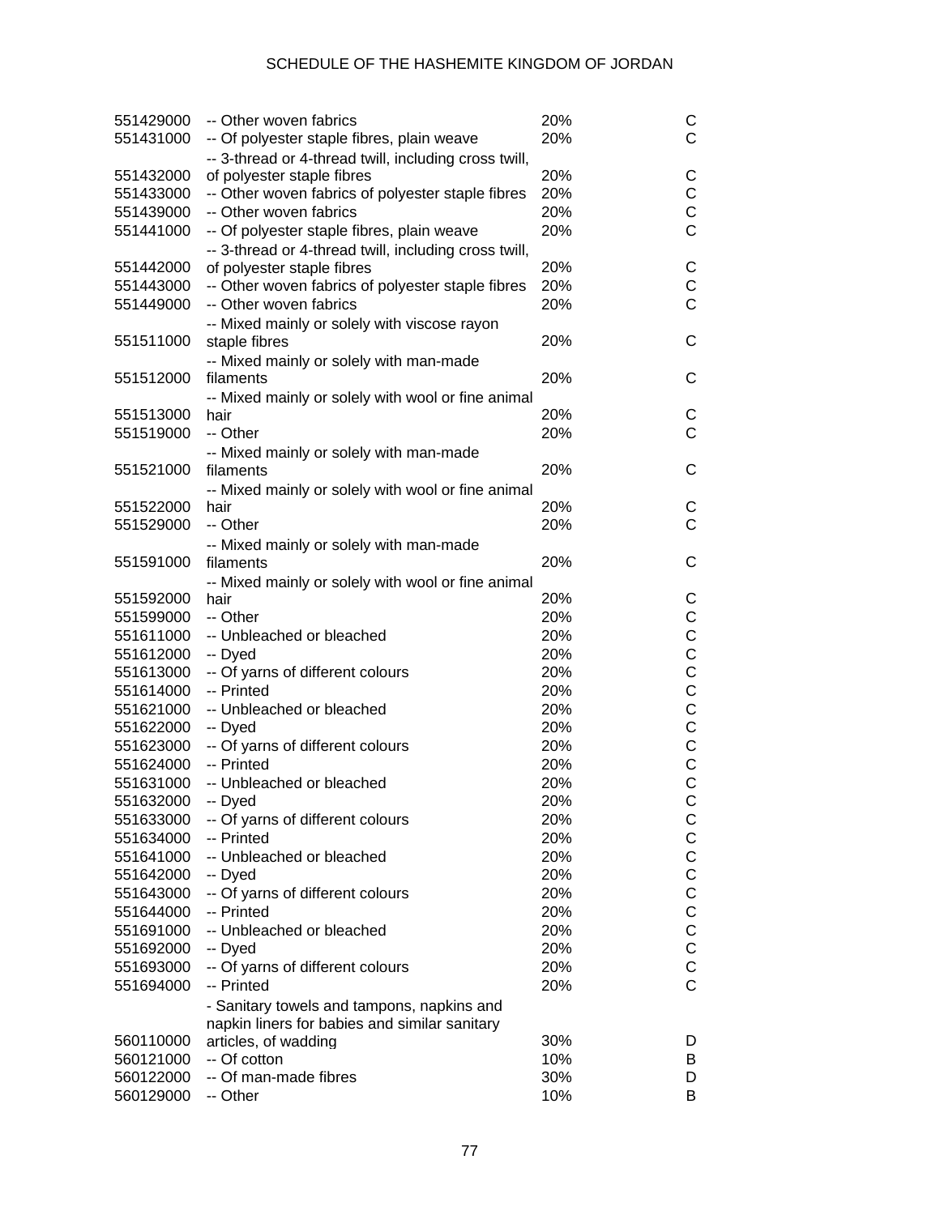| | | | |
|---|---|---|---|
| 551429000 | -- Other woven fabrics | 20% | C |
| 551431000 | -- Of polyester staple fibres, plain weave | 20% | C |
| 551432000 | -- 3-thread or 4-thread twill, including cross twill, of polyester staple fibres | 20% | C |
| 551433000 | -- Other woven fabrics of polyester staple fibres | 20% | C |
| 551439000 | -- Other woven fabrics | 20% | C |
| 551441000 | -- Of polyester staple fibres, plain weave | 20% | C |
| 551442000 | -- 3-thread or 4-thread twill, including cross twill, of polyester staple fibres | 20% | C |
| 551443000 | -- Other woven fabrics of polyester staple fibres | 20% | C |
| 551449000 | -- Other woven fabrics | 20% | C |
| 551511000 | -- Mixed mainly or solely with viscose rayon staple fibres | 20% | C |
| 551512000 | -- Mixed mainly or solely with man-made filaments | 20% | C |
| 551513000 | -- Mixed mainly or solely with wool or fine animal hair | 20% | C |
| 551519000 | -- Other | 20% | C |
| 551521000 | -- Mixed mainly or solely with man-made filaments | 20% | C |
| 551522000 | -- Mixed mainly or solely with wool or fine animal hair | 20% | C |
| 551529000 | -- Other | 20% | C |
| 551591000 | -- Mixed mainly or solely with man-made filaments | 20% | C |
| 551592000 | -- Mixed mainly or solely with wool or fine animal hair | 20% | C |
| 551599000 | -- Other | 20% | C |
| 551611000 | -- Unbleached or bleached | 20% | C |
| 551612000 | -- Dyed | 20% | C |
| 551613000 | -- Of yarns of different colours | 20% | C |
| 551614000 | -- Printed | 20% | C |
| 551621000 | -- Unbleached or bleached | 20% | C |
| 551622000 | -- Dyed | 20% | C |
| 551623000 | -- Of yarns of different colours | 20% | C |
| 551624000 | -- Printed | 20% | C |
| 551631000 | -- Unbleached or bleached | 20% | C |
| 551632000 | -- Dyed | 20% | C |
| 551633000 | -- Of yarns of different colours | 20% | C |
| 551634000 | -- Printed | 20% | C |
| 551641000 | -- Unbleached or bleached | 20% | C |
| 551642000 | -- Dyed | 20% | C |
| 551643000 | -- Of yarns of different colours | 20% | C |
| 551644000 | -- Printed | 20% | C |
| 551691000 | -- Unbleached or bleached | 20% | C |
| 551692000 | -- Dyed | 20% | C |
| 551693000 | -- Of yarns of different colours | 20% | C |
| 551694000 | -- Printed | 20% | C |
| 560110000 | - Sanitary towels and tampons, napkins and napkin liners for babies and similar sanitary articles, of wadding | 30% | D |
| 560121000 | -- Of cotton | 10% | B |
| 560122000 | -- Of man-made fibres | 30% | D |
| 560129000 | -- Other | 10% | B |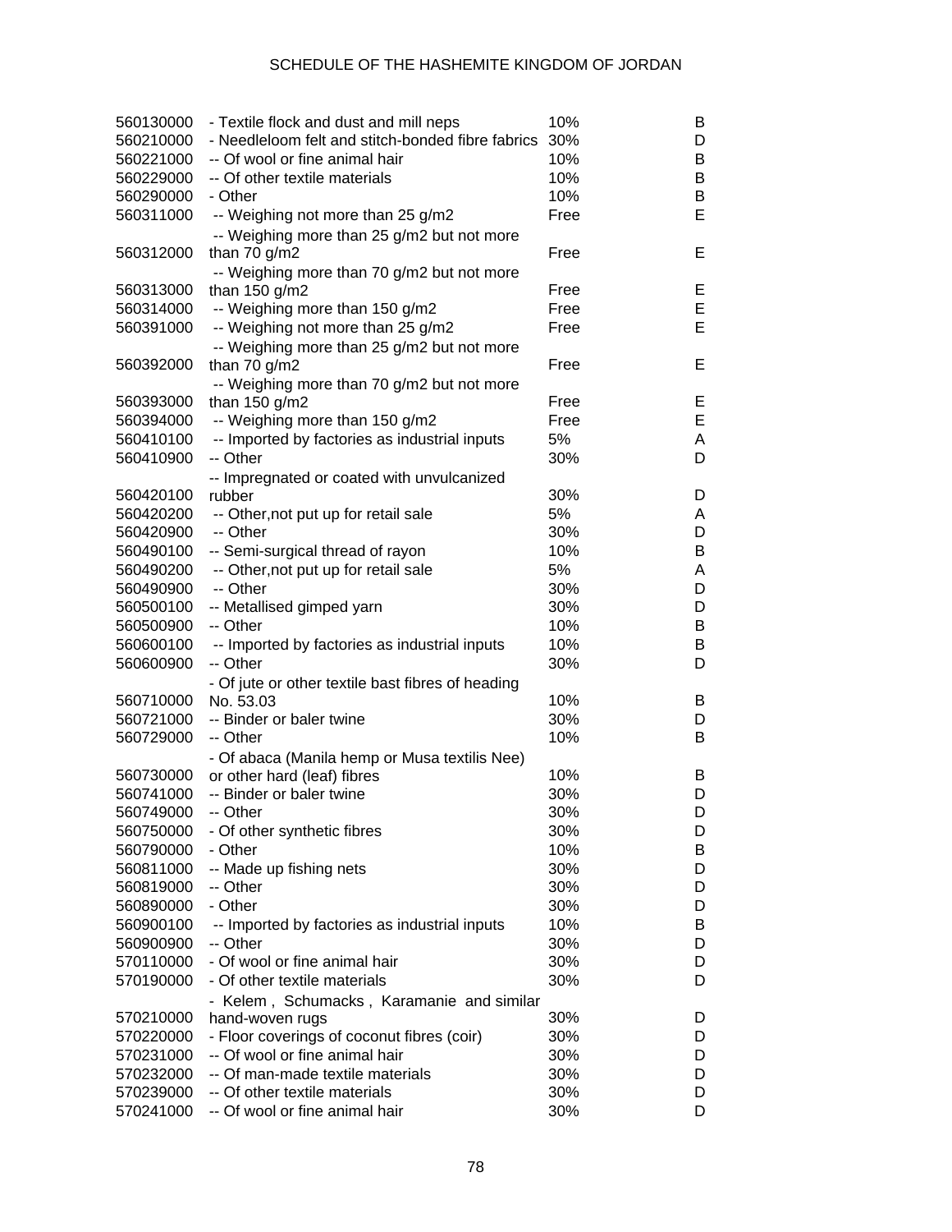| | | | |
|---|---|---|---|
| 560130000 | - Textile flock and dust and mill neps | 10% | B |
| 560210000 | - Needleloom felt and stitch-bonded fibre fabrics | 30% | D |
| 560221000 | -- Of wool or fine animal hair | 10% | B |
| 560229000 | -- Of other textile materials | 10% | B |
| 560290000 | - Other | 10% | B |
| 560311000 | -- Weighing not more than 25 g/m2 | Free | E |
| 560312000 | -- Weighing more than 25 g/m2 but not more than 70 g/m2 | Free | E |
| 560313000 | -- Weighing more than 70 g/m2 but not more than 150 g/m2 | Free | E |
| 560314000 | -- Weighing more than 150 g/m2 | Free | E |
| 560391000 | -- Weighing not more than 25 g/m2 | Free | E |
| 560392000 | -- Weighing more than 25 g/m2 but not more than 70 g/m2 | Free | E |
| 560393000 | -- Weighing more than 70 g/m2 but not more than 150 g/m2 | Free | E |
| 560394000 | -- Weighing more than 150 g/m2 | Free | E |
| 560410100 | -- Imported by factories as industrial inputs | 5% | A |
| 560410900 | -- Other | 30% | D |
| 560420100 | -- Impregnated or coated with unvulcanized rubber | 30% | D |
| 560420200 | -- Other,not put up for retail sale | 5% | A |
| 560420900 | -- Other | 30% | D |
| 560490100 | -- Semi-surgical thread of rayon | 10% | B |
| 560490200 | -- Other,not put up for retail sale | 5% | A |
| 560490900 | -- Other | 30% | D |
| 560500100 | -- Metallised gimped yarn | 30% | D |
| 560500900 | -- Other | 10% | B |
| 560600100 | -- Imported by factories as industrial inputs | 10% | B |
| 560600900 | -- Other | 30% | D |
| 560710000 | - Of jute or other textile bast fibres of heading No. 53.03 | 10% | B |
| 560721000 | -- Binder or baler twine | 30% | D |
| 560729000 | -- Other | 10% | B |
| 560730000 | - Of abaca (Manila hemp or Musa textilis Nee) or other hard (leaf) fibres | 10% | B |
| 560741000 | -- Binder or baler twine | 30% | D |
| 560749000 | -- Other | 30% | D |
| 560750000 | - Of other synthetic fibres | 30% | D |
| 560790000 | - Other | 10% | B |
| 560811000 | -- Made up fishing nets | 30% | D |
| 560819000 | -- Other | 30% | D |
| 560890000 | - Other | 30% | D |
| 560900100 | -- Imported by factories as industrial inputs | 10% | B |
| 560900900 | -- Other | 30% | D |
| 570110000 | - Of wool or fine animal hair | 30% | D |
| 570190000 | - Of other textile materials | 30% | D |
| 570210000 | - Kelem , Schumacks , Karamanie and similar hand-woven rugs | 30% | D |
| 570220000 | - Floor coverings of coconut fibres (coir) | 30% | D |
| 570231000 | -- Of wool or fine animal hair | 30% | D |
| 570232000 | -- Of man-made textile materials | 30% | D |
| 570239000 | -- Of other textile materials | 30% | D |
| 570241000 | -- Of wool or fine animal hair | 30% | D |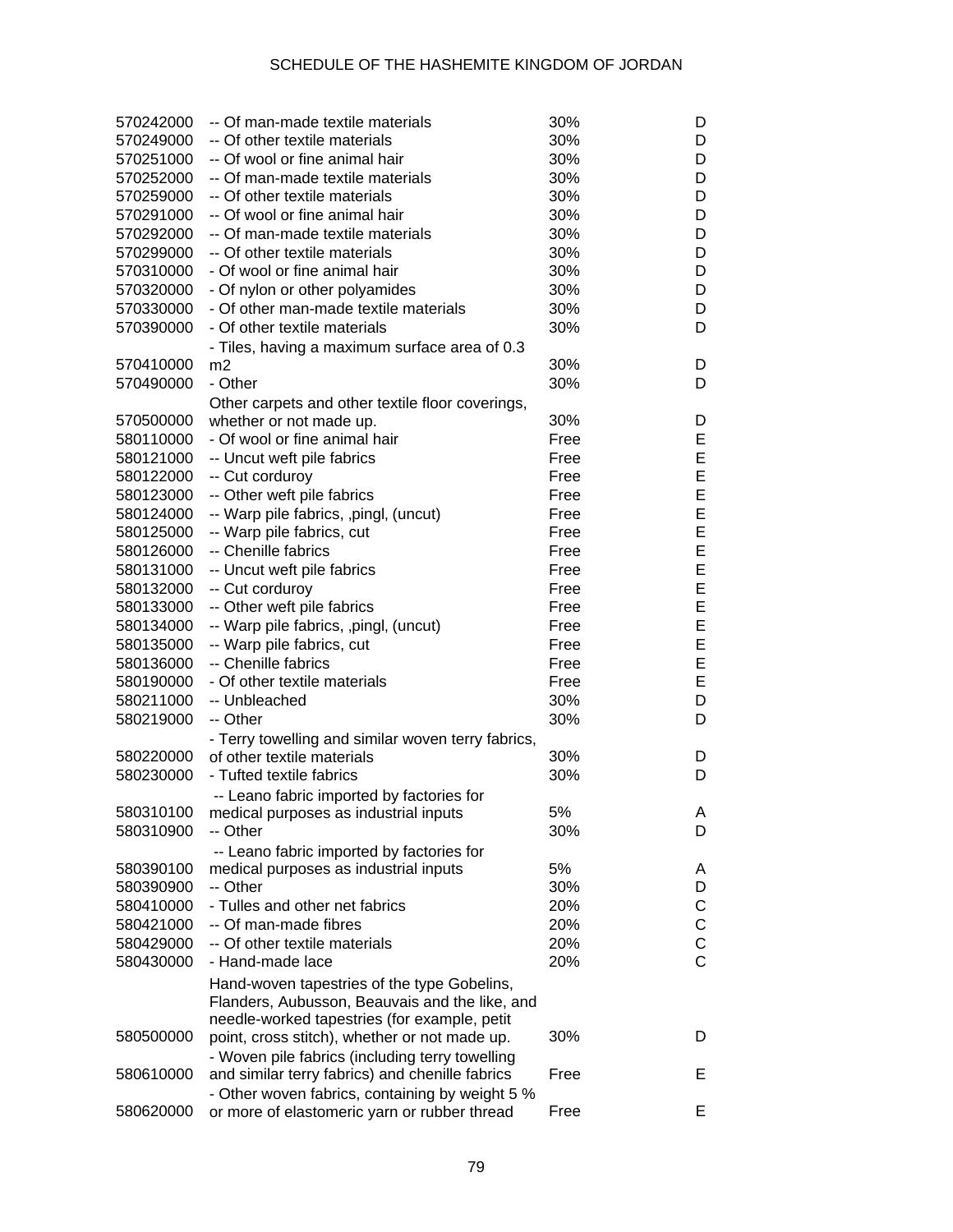| | | | |
|---|---|---|---|
| 570242000 | -- Of man-made textile materials | 30% | D |
| 570249000 | -- Of other textile materials | 30% | D |
| 570251000 | -- Of wool or fine animal hair | 30% | D |
| 570252000 | -- Of man-made textile materials | 30% | D |
| 570259000 | -- Of other textile materials | 30% | D |
| 570291000 | -- Of wool or fine animal hair | 30% | D |
| 570292000 | -- Of man-made textile materials | 30% | D |
| 570299000 | -- Of other textile materials | 30% | D |
| 570310000 | - Of wool or fine animal hair | 30% | D |
| 570320000 | - Of nylon or other polyamides | 30% | D |
| 570330000 | - Of other man-made textile materials | 30% | D |
| 570390000 | - Of other textile materials | 30% | D |
| 570410000 | - Tiles, having a maximum surface area of 0.3 m2 | 30% | D |
| 570490000 | - Other | 30% | D |
| 570500000 | Other carpets and other textile floor coverings, whether or not made up. | 30% | D |
| 580110000 | - Of wool or fine animal hair | Free | E |
| 580121000 | -- Uncut weft pile fabrics | Free | E |
| 580122000 | -- Cut corduroy | Free | E |
| 580123000 | -- Other weft pile fabrics | Free | E |
| 580124000 | -- Warp pile fabrics, ,pingl, (uncut) | Free | E |
| 580125000 | -- Warp pile fabrics, cut | Free | E |
| 580126000 | -- Chenille fabrics | Free | E |
| 580131000 | -- Uncut weft pile fabrics | Free | E |
| 580132000 | -- Cut corduroy | Free | E |
| 580133000 | -- Other weft pile fabrics | Free | E |
| 580134000 | -- Warp pile fabrics, ,pingl, (uncut) | Free | E |
| 580135000 | -- Warp pile fabrics, cut | Free | E |
| 580136000 | -- Chenille fabrics | Free | E |
| 580190000 | - Of other textile materials | Free | E |
| 580211000 | -- Unbleached | 30% | D |
| 580219000 | -- Other | 30% | D |
| 580220000 | - Terry towelling and similar woven terry fabrics, of other textile materials | 30% | D |
| 580230000 | - Tufted textile fabrics | 30% | D |
| 580310100 | -- Leano fabric imported by factories for medical purposes as industrial inputs | 5% | A |
| 580310900 | -- Other | 30% | D |
| 580390100 | -- Leano fabric imported by factories for medical purposes as industrial inputs | 5% | A |
| 580390900 | -- Other | 30% | D |
| 580410000 | - Tulles and other net fabrics | 20% | C |
| 580421000 | -- Of man-made fibres | 20% | C |
| 580429000 | -- Of other textile materials | 20% | C |
| 580430000 | - Hand-made lace | 20% | C |
| 580500000 | Hand-woven tapestries of the type Gobelins, Flanders, Aubusson, Beauvais and the like, and needle-worked tapestries (for example, petit point, cross stitch), whether or not made up. | 30% | D |
| 580610000 | - Woven pile fabrics (including terry towelling and similar terry fabrics) and chenille fabrics | Free | E |
| 580620000 | - Other woven fabrics, containing by weight 5 % or more of elastomeric yarn or rubber thread | Free | E |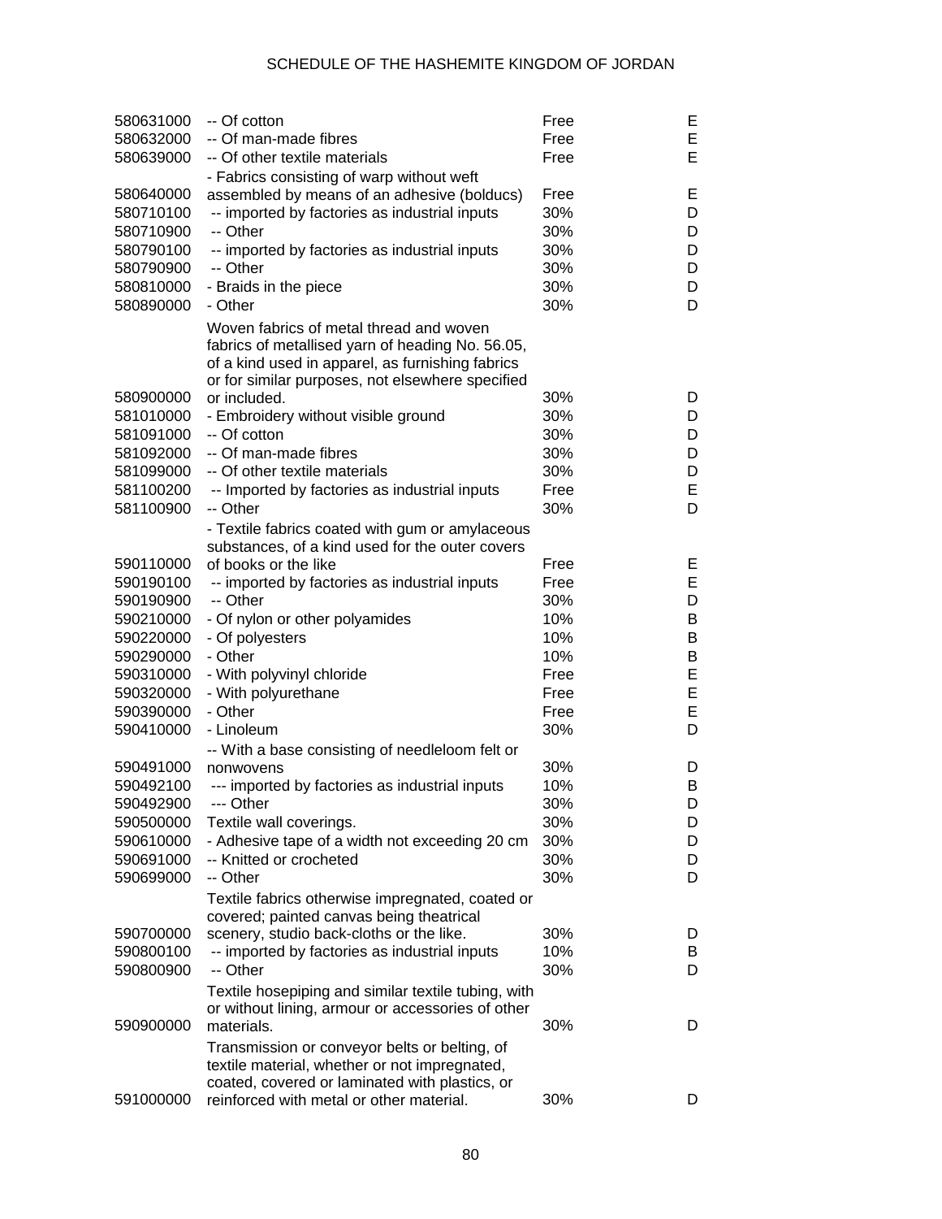| | | | |
|---|---|---|---|
| 580631000 | -- Of cotton | Free | E |
| 580632000 | -- Of man-made fibres | Free | E |
| 580639000 | -- Of other textile materials | Free | E |
| 580640000 | - Fabrics consisting of warp without weft assembled by means of an adhesive (bolducs) | Free | E |
| 580710100 | -- imported by factories as industrial inputs | 30% | D |
| 580710900 | -- Other | 30% | D |
| 580790100 | -- imported by factories as industrial inputs | 30% | D |
| 580790900 | -- Other | 30% | D |
| 580810000 | - Braids in the piece | 30% | D |
| 580890000 | - Other | 30% | D |
| 580900000 | Woven fabrics of metal thread and woven fabrics of metallised yarn of heading No. 56.05, of a kind used in apparel, as furnishing fabrics or for similar purposes, not elsewhere specified or included. | 30% | D |
| 581010000 | - Embroidery without visible ground | 30% | D |
| 581091000 | -- Of cotton | 30% | D |
| 581092000 | -- Of man-made fibres | 30% | D |
| 581099000 | -- Of other textile materials | 30% | D |
| 581100200 | -- Imported by factories as industrial inputs | Free | E |
| 581100900 | -- Other | 30% | D |
| 590110000 | - Textile fabrics coated with gum or amylaceous substances, of a kind used for the outer covers of books or the like | Free | E |
| 590190100 | -- imported by factories as industrial inputs | Free | E |
| 590190900 | -- Other | 30% | D |
| 590210000 | - Of nylon or other polyamides | 10% | B |
| 590220000 | - Of polyesters | 10% | B |
| 590290000 | - Other | 10% | B |
| 590310000 | - With polyvinyl chloride | Free | E |
| 590320000 | - With polyurethane | Free | E |
| 590390000 | - Other | Free | E |
| 590410000 | - Linoleum | 30% | D |
| 590491000 | -- With a base consisting of needleloom felt or nonwovens | 30% | D |
| 590492100 | --- imported by factories as industrial inputs | 10% | B |
| 590492900 | --- Other | 30% | D |
| 590500000 | Textile wall coverings. | 30% | D |
| 590610000 | - Adhesive tape of a width not exceeding 20 cm | 30% | D |
| 590691000 | -- Knitted or crocheted | 30% | D |
| 590699000 | -- Other | 30% | D |
| 590700000 | Textile fabrics otherwise impregnated, coated or covered; painted canvas being theatrical scenery, studio back-cloths or the like. | 30% | D |
| 590800100 | -- imported by factories as industrial inputs | 10% | B |
| 590800900 | -- Other | 30% | D |
| 590900000 | Textile hosepiping and similar textile tubing, with or without lining, armour or accessories of other materials. | 30% | D |
| 591000000 | Transmission or conveyor belts or belting, of textile material, whether or not impregnated, coated, covered or laminated with plastics, or reinforced with metal or other material. | 30% | D |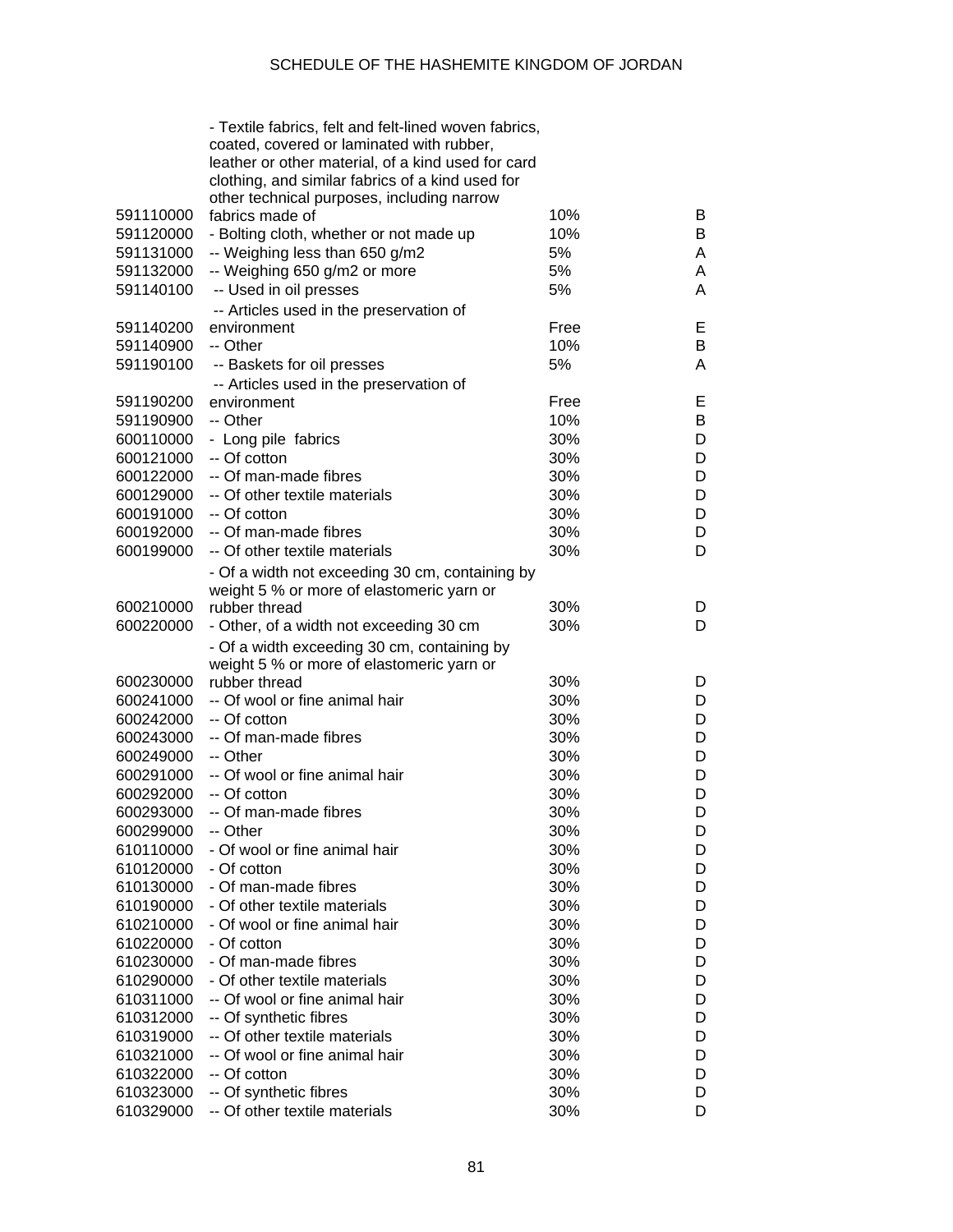| | | | |
|---|---|---|---|
| 591110000 | - Textile fabrics, felt and felt-lined woven fabrics, coated, covered or laminated with rubber, leather or other material, of a kind used for card clothing, and similar fabrics of a kind used for other technical purposes, including narrow fabrics made of | 10% | B |
| 591120000 | - Bolting cloth, whether or not made up | 10% | B |
| 591131000 | -- Weighing less than 650 g/m2 | 5% | A |
| 591132000 | -- Weighing 650 g/m2 or more | 5% | A |
| 591140100 | -- Used in oil presses | 5% | A |
| 591140200 | -- Articles used in the preservation of environment | Free | E |
| 591140900 | -- Other | 10% | B |
| 591190100 | -- Baskets for oil presses | 5% | A |
| 591190200 | -- Articles used in the preservation of environment | Free | E |
| 591190900 | -- Other | 10% | B |
| 600110000 | - Long pile fabrics | 30% | D |
| 600121000 | -- Of cotton | 30% | D |
| 600122000 | -- Of man-made fibres | 30% | D |
| 600129000 | -- Of other textile materials | 30% | D |
| 600191000 | -- Of cotton | 30% | D |
| 600192000 | -- Of man-made fibres | 30% | D |
| 600199000 | -- Of other textile materials | 30% | D |
| 600210000 | - Of a width not exceeding 30 cm, containing by weight 5 % or more of elastomeric yarn or rubber thread | 30% | D |
| 600220000 | - Other, of a width not exceeding 30 cm | 30% | D |
| 600230000 | - Of a width exceeding 30 cm, containing by weight 5 % or more of elastomeric yarn or rubber thread | 30% | D |
| 600241000 | -- Of wool or fine animal hair | 30% | D |
| 600242000 | -- Of cotton | 30% | D |
| 600243000 | -- Of man-made fibres | 30% | D |
| 600249000 | -- Other | 30% | D |
| 600291000 | -- Of wool or fine animal hair | 30% | D |
| 600292000 | -- Of cotton | 30% | D |
| 600293000 | -- Of man-made fibres | 30% | D |
| 600299000 | -- Other | 30% | D |
| 610110000 | - Of wool or fine animal hair | 30% | D |
| 610120000 | - Of cotton | 30% | D |
| 610130000 | - Of man-made fibres | 30% | D |
| 610190000 | - Of other textile materials | 30% | D |
| 610210000 | - Of wool or fine animal hair | 30% | D |
| 610220000 | - Of cotton | 30% | D |
| 610230000 | - Of man-made fibres | 30% | D |
| 610290000 | - Of other textile materials | 30% | D |
| 610311000 | -- Of wool or fine animal hair | 30% | D |
| 610312000 | -- Of synthetic fibres | 30% | D |
| 610319000 | -- Of other textile materials | 30% | D |
| 610321000 | -- Of wool or fine animal hair | 30% | D |
| 610322000 | -- Of cotton | 30% | D |
| 610323000 | -- Of synthetic fibres | 30% | D |
| 610329000 | -- Of other textile materials | 30% | D |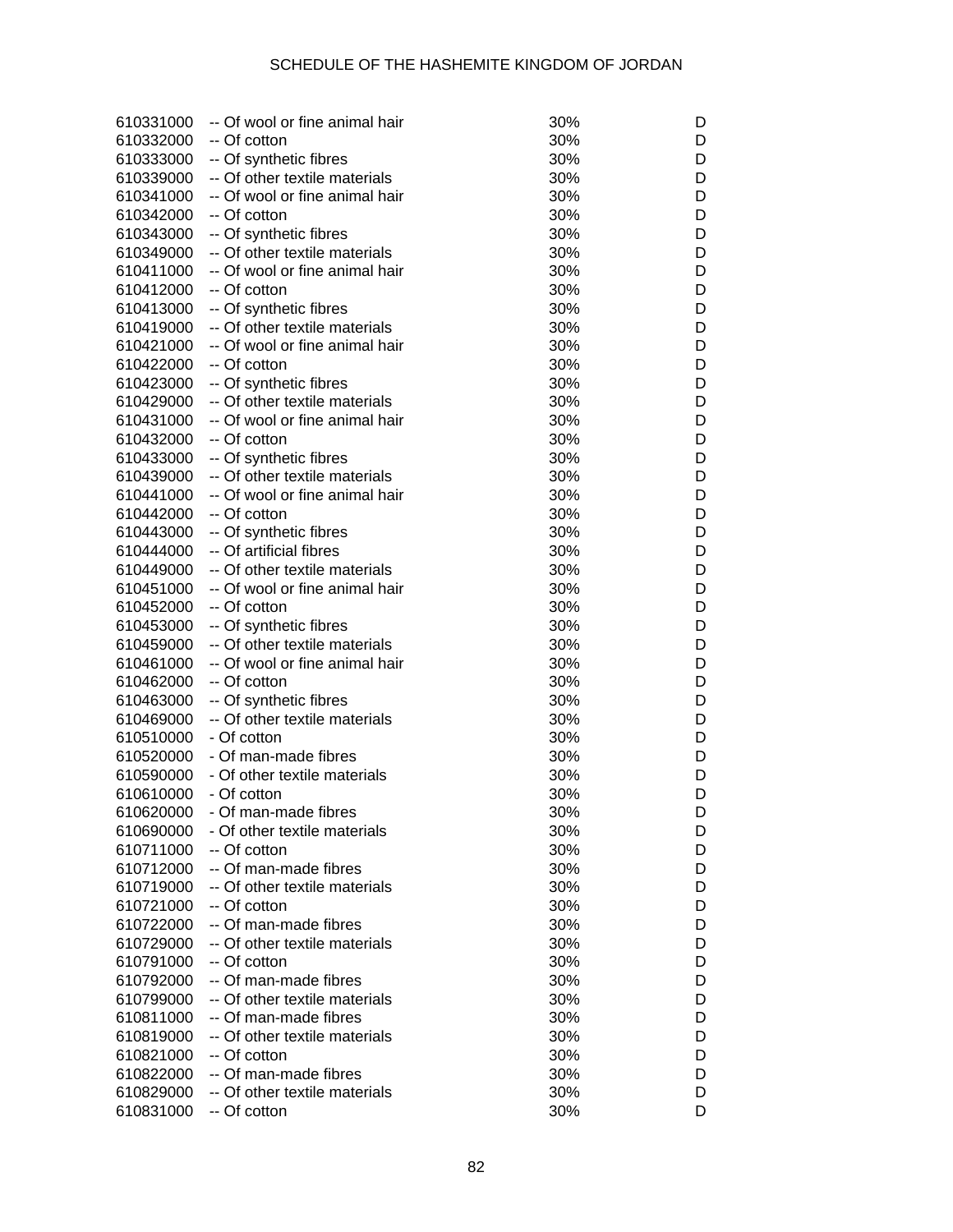| | | | |
|---|---|---|---|
| 610331000 | -- Of wool or fine animal hair | 30% | D |
| 610332000 | -- Of cotton | 30% | D |
| 610333000 | -- Of synthetic fibres | 30% | D |
| 610339000 | -- Of other textile materials | 30% | D |
| 610341000 | -- Of wool or fine animal hair | 30% | D |
| 610342000 | -- Of cotton | 30% | D |
| 610343000 | -- Of synthetic fibres | 30% | D |
| 610349000 | -- Of other textile materials | 30% | D |
| 610411000 | -- Of wool or fine animal hair | 30% | D |
| 610412000 | -- Of cotton | 30% | D |
| 610413000 | -- Of synthetic fibres | 30% | D |
| 610419000 | -- Of other textile materials | 30% | D |
| 610421000 | -- Of wool or fine animal hair | 30% | D |
| 610422000 | -- Of cotton | 30% | D |
| 610423000 | -- Of synthetic fibres | 30% | D |
| 610429000 | -- Of other textile materials | 30% | D |
| 610431000 | -- Of wool or fine animal hair | 30% | D |
| 610432000 | -- Of cotton | 30% | D |
| 610433000 | -- Of synthetic fibres | 30% | D |
| 610439000 | -- Of other textile materials | 30% | D |
| 610441000 | -- Of wool or fine animal hair | 30% | D |
| 610442000 | -- Of cotton | 30% | D |
| 610443000 | -- Of synthetic fibres | 30% | D |
| 610444000 | -- Of artificial fibres | 30% | D |
| 610449000 | -- Of other textile materials | 30% | D |
| 610451000 | -- Of wool or fine animal hair | 30% | D |
| 610452000 | -- Of cotton | 30% | D |
| 610453000 | -- Of synthetic fibres | 30% | D |
| 610459000 | -- Of other textile materials | 30% | D |
| 610461000 | -- Of wool or fine animal hair | 30% | D |
| 610462000 | -- Of cotton | 30% | D |
| 610463000 | -- Of synthetic fibres | 30% | D |
| 610469000 | -- Of other textile materials | 30% | D |
| 610510000 | - Of cotton | 30% | D |
| 610520000 | - Of man-made fibres | 30% | D |
| 610590000 | - Of other textile materials | 30% | D |
| 610610000 | - Of cotton | 30% | D |
| 610620000 | - Of man-made fibres | 30% | D |
| 610690000 | - Of other textile materials | 30% | D |
| 610711000 | -- Of cotton | 30% | D |
| 610712000 | -- Of man-made fibres | 30% | D |
| 610719000 | -- Of other textile materials | 30% | D |
| 610721000 | -- Of cotton | 30% | D |
| 610722000 | -- Of man-made fibres | 30% | D |
| 610729000 | -- Of other textile materials | 30% | D |
| 610791000 | -- Of cotton | 30% | D |
| 610792000 | -- Of man-made fibres | 30% | D |
| 610799000 | -- Of other textile materials | 30% | D |
| 610811000 | -- Of man-made fibres | 30% | D |
| 610819000 | -- Of other textile materials | 30% | D |
| 610821000 | -- Of cotton | 30% | D |
| 610822000 | -- Of man-made fibres | 30% | D |
| 610829000 | -- Of other textile materials | 30% | D |
| 610831000 | -- Of cotton | 30% | D |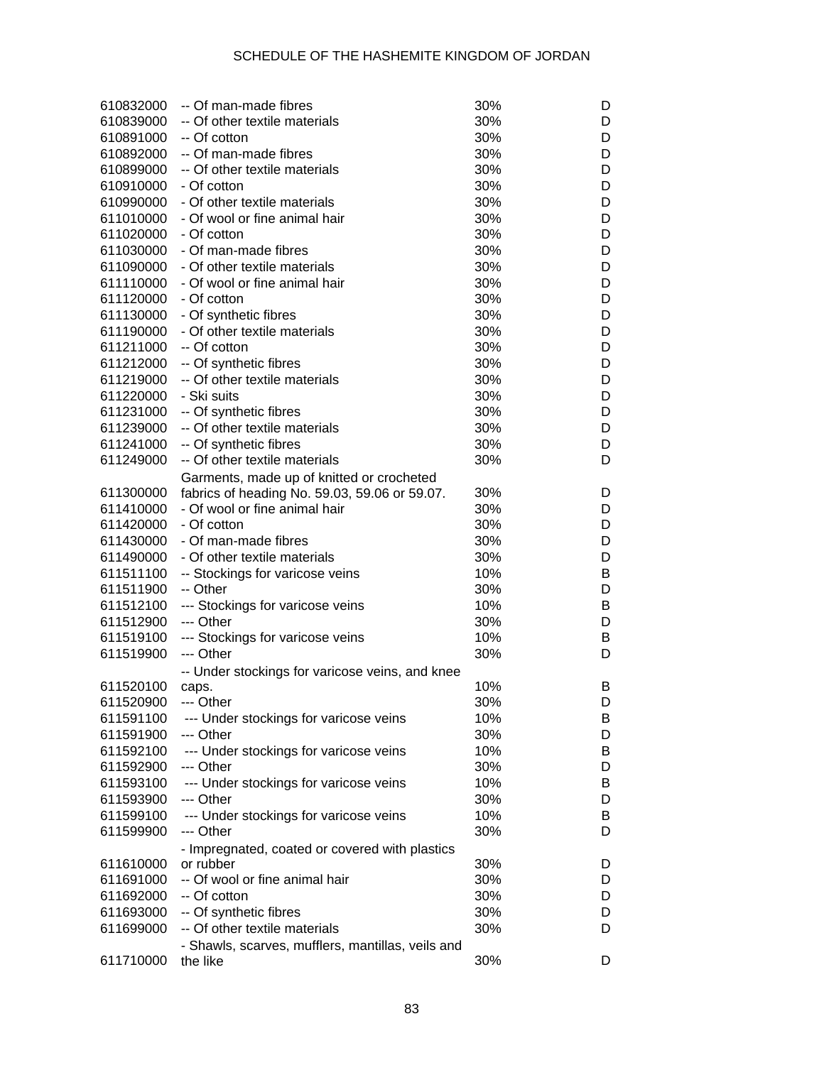| | | | |
|---|---|---|---|
| 610832000 | -- Of man-made fibres | 30% | D |
| 610839000 | -- Of other textile materials | 30% | D |
| 610891000 | -- Of cotton | 30% | D |
| 610892000 | -- Of man-made fibres | 30% | D |
| 610899000 | -- Of other textile materials | 30% | D |
| 610910000 | - Of cotton | 30% | D |
| 610990000 | - Of other textile materials | 30% | D |
| 611010000 | - Of wool or fine animal hair | 30% | D |
| 611020000 | - Of cotton | 30% | D |
| 611030000 | - Of man-made fibres | 30% | D |
| 611090000 | - Of other textile materials | 30% | D |
| 611110000 | - Of wool or fine animal hair | 30% | D |
| 611120000 | - Of cotton | 30% | D |
| 611130000 | - Of synthetic fibres | 30% | D |
| 611190000 | - Of other textile materials | 30% | D |
| 611211000 | -- Of cotton | 30% | D |
| 611212000 | -- Of synthetic fibres | 30% | D |
| 611219000 | -- Of other textile materials | 30% | D |
| 611220000 | - Ski suits | 30% | D |
| 611231000 | -- Of synthetic fibres | 30% | D |
| 611239000 | -- Of other textile materials | 30% | D |
| 611241000 | -- Of synthetic fibres | 30% | D |
| 611249000 | -- Of other textile materials | 30% | D |
| 611300000 | Garments, made up of knitted or crocheted fabrics of heading No. 59.03, 59.06 or 59.07. | 30% | D |
| 611410000 | - Of wool or fine animal hair | 30% | D |
| 611420000 | - Of cotton | 30% | D |
| 611430000 | - Of man-made fibres | 30% | D |
| 611490000 | - Of other textile materials | 30% | D |
| 611511100 | -- Stockings for varicose veins | 10% | B |
| 611511900 | -- Other | 30% | D |
| 611512100 | --- Stockings for varicose veins | 10% | B |
| 611512900 | --- Other | 30% | D |
| 611519100 | --- Stockings for varicose veins | 10% | B |
| 611519900 | --- Other | 30% | D |
| 611520100 | -- Under stockings for varicose veins, and knee caps. | 10% | B |
| 611520900 | --- Other | 30% | D |
| 611591100 | --- Under stockings for varicose veins | 10% | B |
| 611591900 | --- Other | 30% | D |
| 611592100 | --- Under stockings for varicose veins | 10% | B |
| 611592900 | --- Other | 30% | D |
| 611593100 | --- Under stockings for varicose veins | 10% | B |
| 611593900 | --- Other | 30% | D |
| 611599100 | --- Under stockings for varicose veins | 10% | B |
| 611599900 | --- Other | 30% | D |
| 611610000 | - Impregnated, coated or covered with plastics or rubber | 30% | D |
| 611691000 | -- Of wool or fine animal hair | 30% | D |
| 611692000 | -- Of cotton | 30% | D |
| 611693000 | -- Of synthetic fibres | 30% | D |
| 611699000 | -- Of other textile materials | 30% | D |
| 611710000 | - Shawls, scarves, mufflers, mantillas, veils and the like | 30% | D |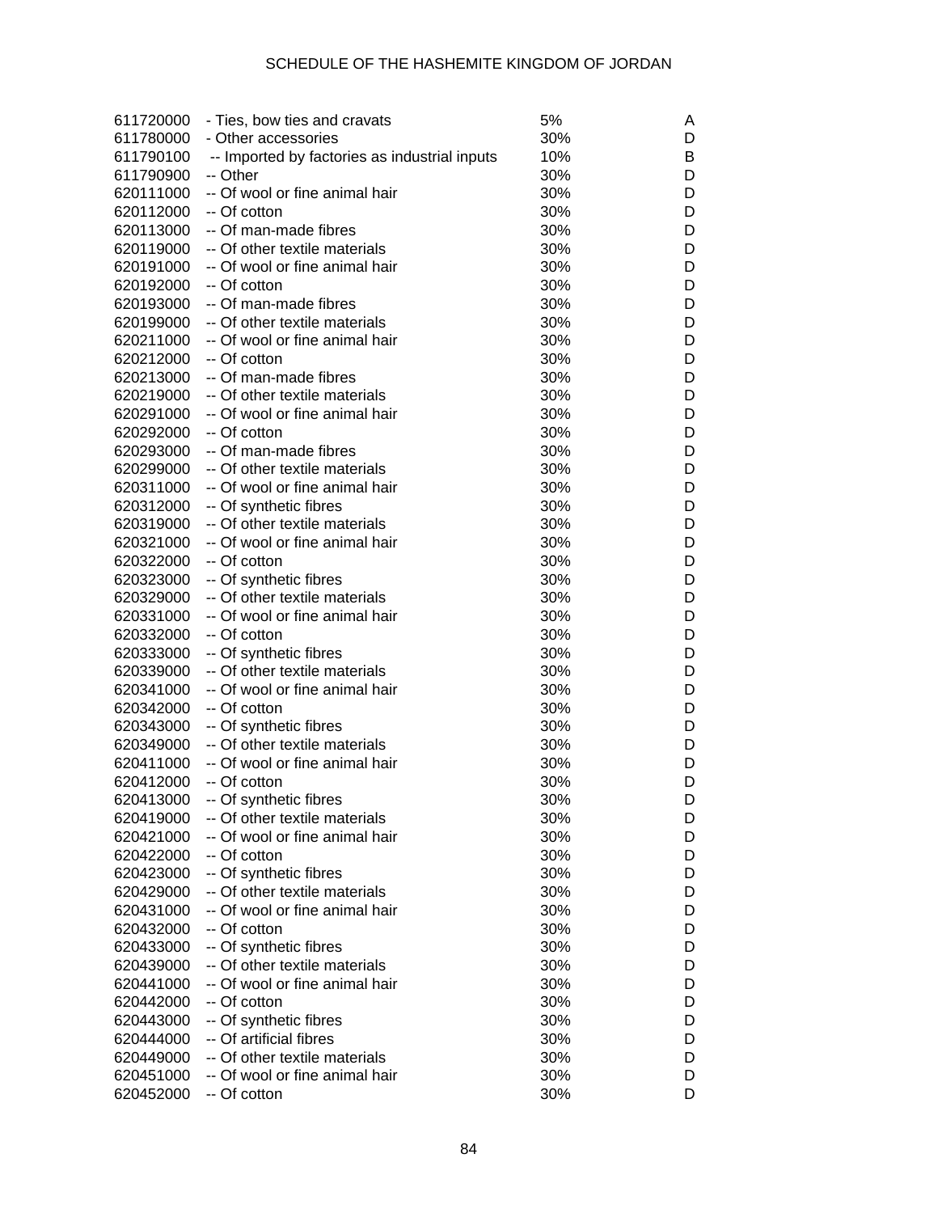| | | | |
|---|---|---|---|
| 611720000 | - Ties, bow ties and cravats | 5% | A |
| 611780000 | - Other accessories | 30% | D |
| 611790100 | -- Imported by factories as industrial inputs | 10% | B |
| 611790900 | -- Other | 30% | D |
| 620111000 | -- Of wool or fine animal hair | 30% | D |
| 620112000 | -- Of cotton | 30% | D |
| 620113000 | -- Of man-made fibres | 30% | D |
| 620119000 | -- Of other textile materials | 30% | D |
| 620191000 | -- Of wool or fine animal hair | 30% | D |
| 620192000 | -- Of cotton | 30% | D |
| 620193000 | -- Of man-made fibres | 30% | D |
| 620199000 | -- Of other textile materials | 30% | D |
| 620211000 | -- Of wool or fine animal hair | 30% | D |
| 620212000 | -- Of cotton | 30% | D |
| 620213000 | -- Of man-made fibres | 30% | D |
| 620219000 | -- Of other textile materials | 30% | D |
| 620291000 | -- Of wool or fine animal hair | 30% | D |
| 620292000 | -- Of cotton | 30% | D |
| 620293000 | -- Of man-made fibres | 30% | D |
| 620299000 | -- Of other textile materials | 30% | D |
| 620311000 | -- Of wool or fine animal hair | 30% | D |
| 620312000 | -- Of synthetic fibres | 30% | D |
| 620319000 | -- Of other textile materials | 30% | D |
| 620321000 | -- Of wool or fine animal hair | 30% | D |
| 620322000 | -- Of cotton | 30% | D |
| 620323000 | -- Of synthetic fibres | 30% | D |
| 620329000 | -- Of other textile materials | 30% | D |
| 620331000 | -- Of wool or fine animal hair | 30% | D |
| 620332000 | -- Of cotton | 30% | D |
| 620333000 | -- Of synthetic fibres | 30% | D |
| 620339000 | -- Of other textile materials | 30% | D |
| 620341000 | -- Of wool or fine animal hair | 30% | D |
| 620342000 | -- Of cotton | 30% | D |
| 620343000 | -- Of synthetic fibres | 30% | D |
| 620349000 | -- Of other textile materials | 30% | D |
| 620411000 | -- Of wool or fine animal hair | 30% | D |
| 620412000 | -- Of cotton | 30% | D |
| 620413000 | -- Of synthetic fibres | 30% | D |
| 620419000 | -- Of other textile materials | 30% | D |
| 620421000 | -- Of wool or fine animal hair | 30% | D |
| 620422000 | -- Of cotton | 30% | D |
| 620423000 | -- Of synthetic fibres | 30% | D |
| 620429000 | -- Of other textile materials | 30% | D |
| 620431000 | -- Of wool or fine animal hair | 30% | D |
| 620432000 | -- Of cotton | 30% | D |
| 620433000 | -- Of synthetic fibres | 30% | D |
| 620439000 | -- Of other textile materials | 30% | D |
| 620441000 | -- Of wool or fine animal hair | 30% | D |
| 620442000 | -- Of cotton | 30% | D |
| 620443000 | -- Of synthetic fibres | 30% | D |
| 620444000 | -- Of artificial fibres | 30% | D |
| 620449000 | -- Of other textile materials | 30% | D |
| 620451000 | -- Of wool or fine animal hair | 30% | D |
| 620452000 | -- Of cotton | 30% | D |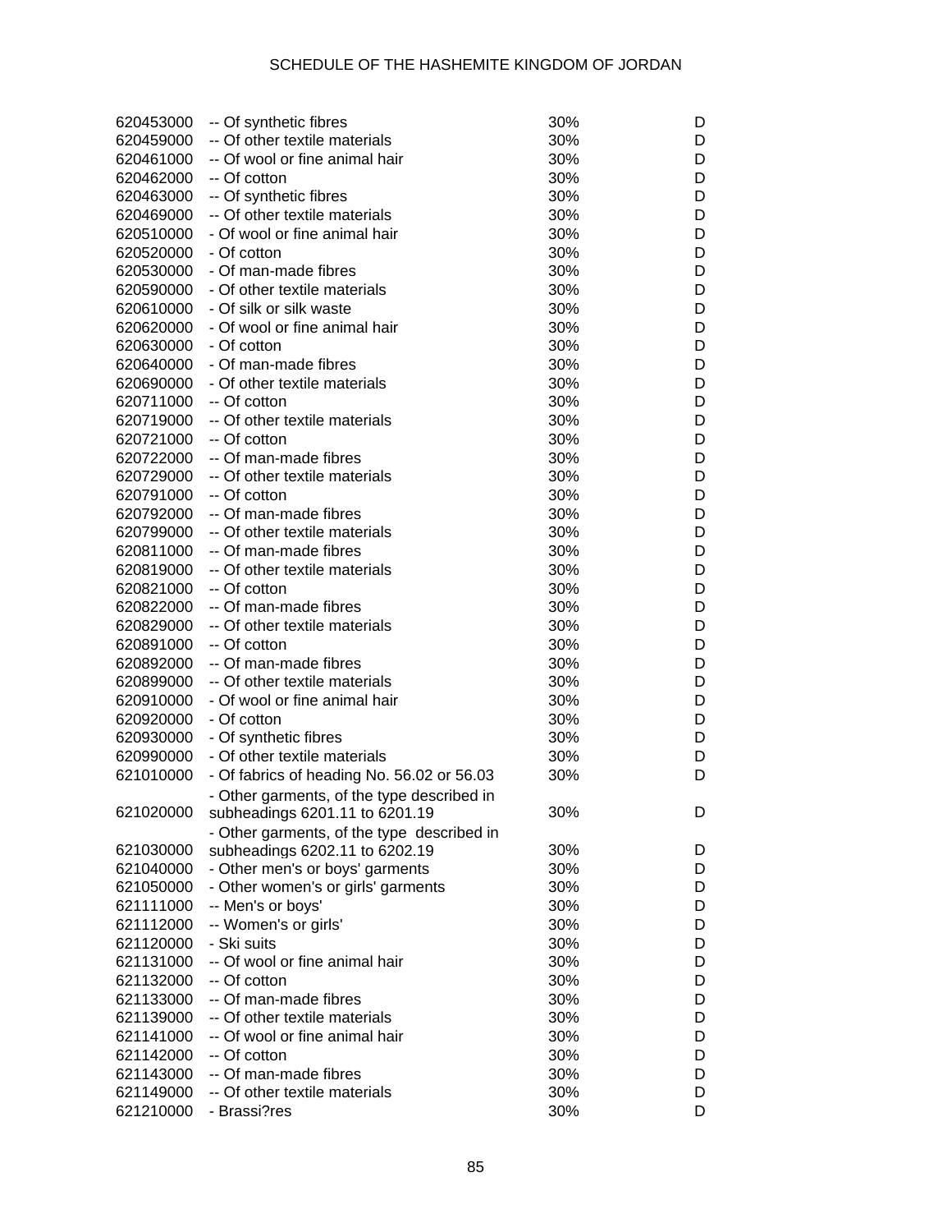| | | | |
|---|---|---|---|
| 620453000 | -- Of synthetic fibres | 30% | D |
| 620459000 | -- Of other textile materials | 30% | D |
| 620461000 | -- Of wool or fine animal hair | 30% | D |
| 620462000 | -- Of cotton | 30% | D |
| 620463000 | -- Of synthetic fibres | 30% | D |
| 620469000 | -- Of other textile materials | 30% | D |
| 620510000 | - Of wool or fine animal hair | 30% | D |
| 620520000 | - Of cotton | 30% | D |
| 620530000 | - Of man-made fibres | 30% | D |
| 620590000 | - Of other textile materials | 30% | D |
| 620610000 | - Of silk or silk waste | 30% | D |
| 620620000 | - Of wool or fine animal hair | 30% | D |
| 620630000 | - Of cotton | 30% | D |
| 620640000 | - Of man-made fibres | 30% | D |
| 620690000 | - Of other textile materials | 30% | D |
| 620711000 | -- Of cotton | 30% | D |
| 620719000 | -- Of other textile materials | 30% | D |
| 620721000 | -- Of cotton | 30% | D |
| 620722000 | -- Of man-made fibres | 30% | D |
| 620729000 | -- Of other textile materials | 30% | D |
| 620791000 | -- Of cotton | 30% | D |
| 620792000 | -- Of man-made fibres | 30% | D |
| 620799000 | -- Of other textile materials | 30% | D |
| 620811000 | -- Of man-made fibres | 30% | D |
| 620819000 | -- Of other textile materials | 30% | D |
| 620821000 | -- Of cotton | 30% | D |
| 620822000 | -- Of man-made fibres | 30% | D |
| 620829000 | -- Of other textile materials | 30% | D |
| 620891000 | -- Of cotton | 30% | D |
| 620892000 | -- Of man-made fibres | 30% | D |
| 620899000 | -- Of other textile materials | 30% | D |
| 620910000 | - Of wool or fine animal hair | 30% | D |
| 620920000 | - Of cotton | 30% | D |
| 620930000 | - Of synthetic fibres | 30% | D |
| 620990000 | - Of other textile materials | 30% | D |
| 621010000 | - Of fabrics of heading No. 56.02 or 56.03 | 30% | D |
| 621020000 | - Other garments, of the type described in subheadings 6201.11 to 6201.19 | 30% | D |
| 621030000 | - Other garments, of the type described in subheadings 6202.11 to 6202.19 | 30% | D |
| 621040000 | - Other men's or boys' garments | 30% | D |
| 621050000 | - Other women's or girls' garments | 30% | D |
| 621111000 | -- Men's or boys' | 30% | D |
| 621112000 | -- Women's or girls' | 30% | D |
| 621120000 | - Ski suits | 30% | D |
| 621131000 | -- Of wool or fine animal hair | 30% | D |
| 621132000 | -- Of cotton | 30% | D |
| 621133000 | -- Of man-made fibres | 30% | D |
| 621139000 | -- Of other textile materials | 30% | D |
| 621141000 | -- Of wool or fine animal hair | 30% | D |
| 621142000 | -- Of cotton | 30% | D |
| 621143000 | -- Of man-made fibres | 30% | D |
| 621149000 | -- Of other textile materials | 30% | D |
| 621210000 | - Brassi?res | 30% | D |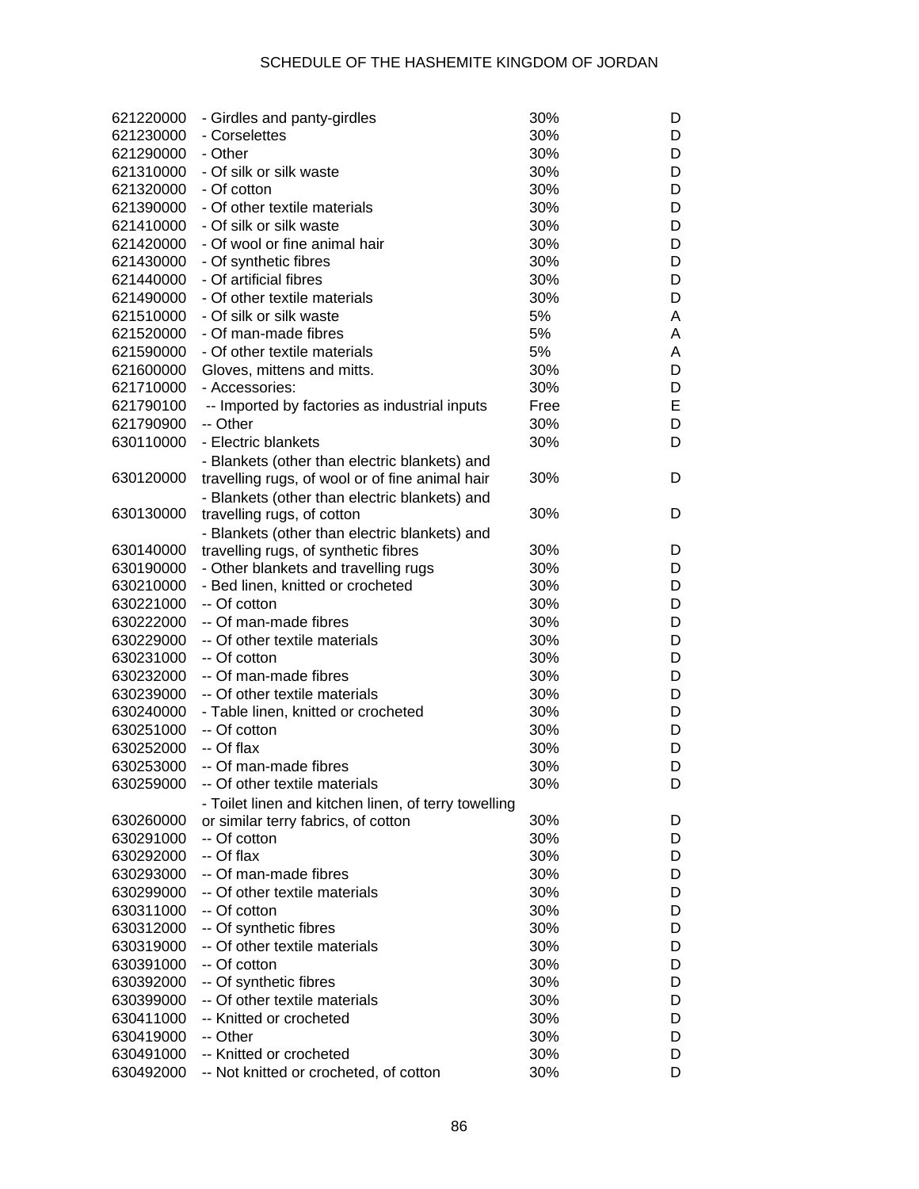| | | | |
|---|---|---|---|
| 621220000 | - Girdles and panty-girdles | 30% | D |
| 621230000 | - Corselettes | 30% | D |
| 621290000 | - Other | 30% | D |
| 621310000 | - Of silk or silk waste | 30% | D |
| 621320000 | - Of cotton | 30% | D |
| 621390000 | - Of other textile materials | 30% | D |
| 621410000 | - Of silk or silk waste | 30% | D |
| 621420000 | - Of wool or fine animal hair | 30% | D |
| 621430000 | - Of synthetic fibres | 30% | D |
| 621440000 | - Of artificial fibres | 30% | D |
| 621490000 | - Of other textile materials | 30% | D |
| 621510000 | - Of silk or silk waste | 5% | A |
| 621520000 | - Of man-made fibres | 5% | A |
| 621590000 | - Of other textile materials | 5% | A |
| 621600000 | Gloves, mittens and mitts. | 30% | D |
| 621710000 | - Accessories: | 30% | D |
| 621790100 | -- Imported by factories as industrial inputs | Free | E |
| 621790900 | -- Other | 30% | D |
| 630110000 | - Electric blankets | 30% | D |
| 630120000 | - Blankets (other than electric blankets) and travelling rugs, of wool or of fine animal hair | 30% | D |
| 630130000 | - Blankets (other than electric blankets) and travelling rugs, of cotton | 30% | D |
| 630140000 | - Blankets (other than electric blankets) and travelling rugs, of synthetic fibres | 30% | D |
| 630190000 | - Other blankets and travelling rugs | 30% | D |
| 630210000 | - Bed linen, knitted or crocheted | 30% | D |
| 630221000 | -- Of cotton | 30% | D |
| 630222000 | -- Of man-made fibres | 30% | D |
| 630229000 | -- Of other textile materials | 30% | D |
| 630231000 | -- Of cotton | 30% | D |
| 630232000 | -- Of man-made fibres | 30% | D |
| 630239000 | -- Of other textile materials | 30% | D |
| 630240000 | - Table linen, knitted or crocheted | 30% | D |
| 630251000 | -- Of cotton | 30% | D |
| 630252000 | -- Of flax | 30% | D |
| 630253000 | -- Of man-made fibres | 30% | D |
| 630259000 | -- Of other textile materials | 30% | D |
| 630260000 | - Toilet linen and kitchen linen, of terry towelling or similar terry fabrics, of cotton | 30% | D |
| 630291000 | -- Of cotton | 30% | D |
| 630292000 | -- Of flax | 30% | D |
| 630293000 | -- Of man-made fibres | 30% | D |
| 630299000 | -- Of other textile materials | 30% | D |
| 630311000 | -- Of cotton | 30% | D |
| 630312000 | -- Of synthetic fibres | 30% | D |
| 630319000 | -- Of other textile materials | 30% | D |
| 630391000 | -- Of cotton | 30% | D |
| 630392000 | -- Of synthetic fibres | 30% | D |
| 630399000 | -- Of other textile materials | 30% | D |
| 630411000 | -- Knitted or crocheted | 30% | D |
| 630419000 | -- Other | 30% | D |
| 630491000 | -- Knitted or crocheted | 30% | D |
| 630492000 | -- Not knitted or crocheted, of cotton | 30% | D |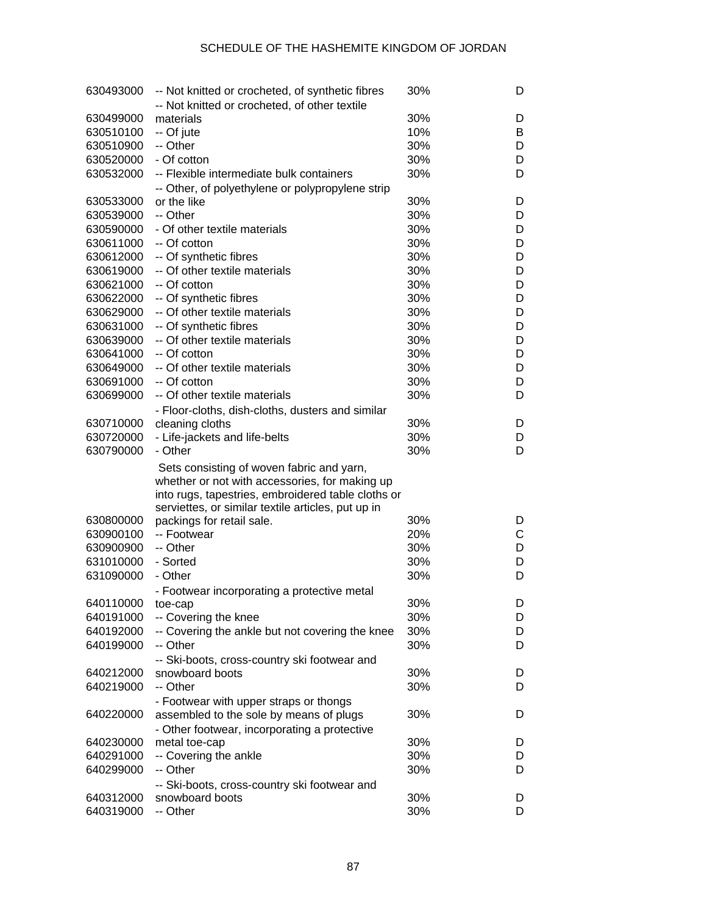| | | | |
|---|---|---|---|
| 630493000 | -- Not knitted or crocheted, of synthetic fibres | 30% | D |
| 630499000 | -- Not knitted or crocheted, of other textile materials | 30% | D |
| 630510100 | -- Of jute | 10% | B |
| 630510900 | -- Other | 30% | D |
| 630520000 | - Of cotton | 30% | D |
| 630532000 | -- Flexible intermediate bulk containers | 30% | D |
| 630533000 | -- Other, of polyethylene or polypropylene strip or the like | 30% | D |
| 630539000 | -- Other | 30% | D |
| 630590000 | - Of other textile materials | 30% | D |
| 630611000 | -- Of cotton | 30% | D |
| 630612000 | -- Of synthetic fibres | 30% | D |
| 630619000 | -- Of other textile materials | 30% | D |
| 630621000 | -- Of cotton | 30% | D |
| 630622000 | -- Of synthetic fibres | 30% | D |
| 630629000 | -- Of other textile materials | 30% | D |
| 630631000 | -- Of synthetic fibres | 30% | D |
| 630639000 | -- Of other textile materials | 30% | D |
| 630641000 | -- Of cotton | 30% | D |
| 630649000 | -- Of other textile materials | 30% | D |
| 630691000 | -- Of cotton | 30% | D |
| 630699000 | -- Of other textile materials | 30% | D |
| 630710000 | - Floor-cloths, dish-cloths, dusters and similar cleaning cloths | 30% | D |
| 630720000 | - Life-jackets and life-belts | 30% | D |
| 630790000 | - Other | 30% | D |
| 630800000 | Sets consisting of woven fabric and yarn, whether or not with accessories, for making up into rugs, tapestries, embroidered table cloths or serviettes, or similar textile articles, put up in packings for retail sale. | 30% | D |
| 630900100 | -- Footwear | 20% | C |
| 630900900 | -- Other | 30% | D |
| 631010000 | - Sorted | 30% | D |
| 631090000 | - Other | 30% | D |
| 640110000 | - Footwear incorporating a protective metal toe-cap | 30% | D |
| 640191000 | -- Covering the knee | 30% | D |
| 640192000 | -- Covering the ankle but not covering the knee | 30% | D |
| 640199000 | -- Other | 30% | D |
| 640212000 | -- Ski-boots, cross-country ski footwear and snowboard boots | 30% | D |
| 640219000 | -- Other | 30% | D |
| 640220000 | - Footwear with upper straps or thongs assembled to the sole by means of plugs | 30% | D |
| 640230000 | - Other footwear, incorporating a protective metal toe-cap | 30% | D |
| 640291000 | -- Covering the ankle | 30% | D |
| 640299000 | -- Other | 30% | D |
| 640312000 | -- Ski-boots, cross-country ski footwear and snowboard boots | 30% | D |
| 640319000 | -- Other | 30% | D |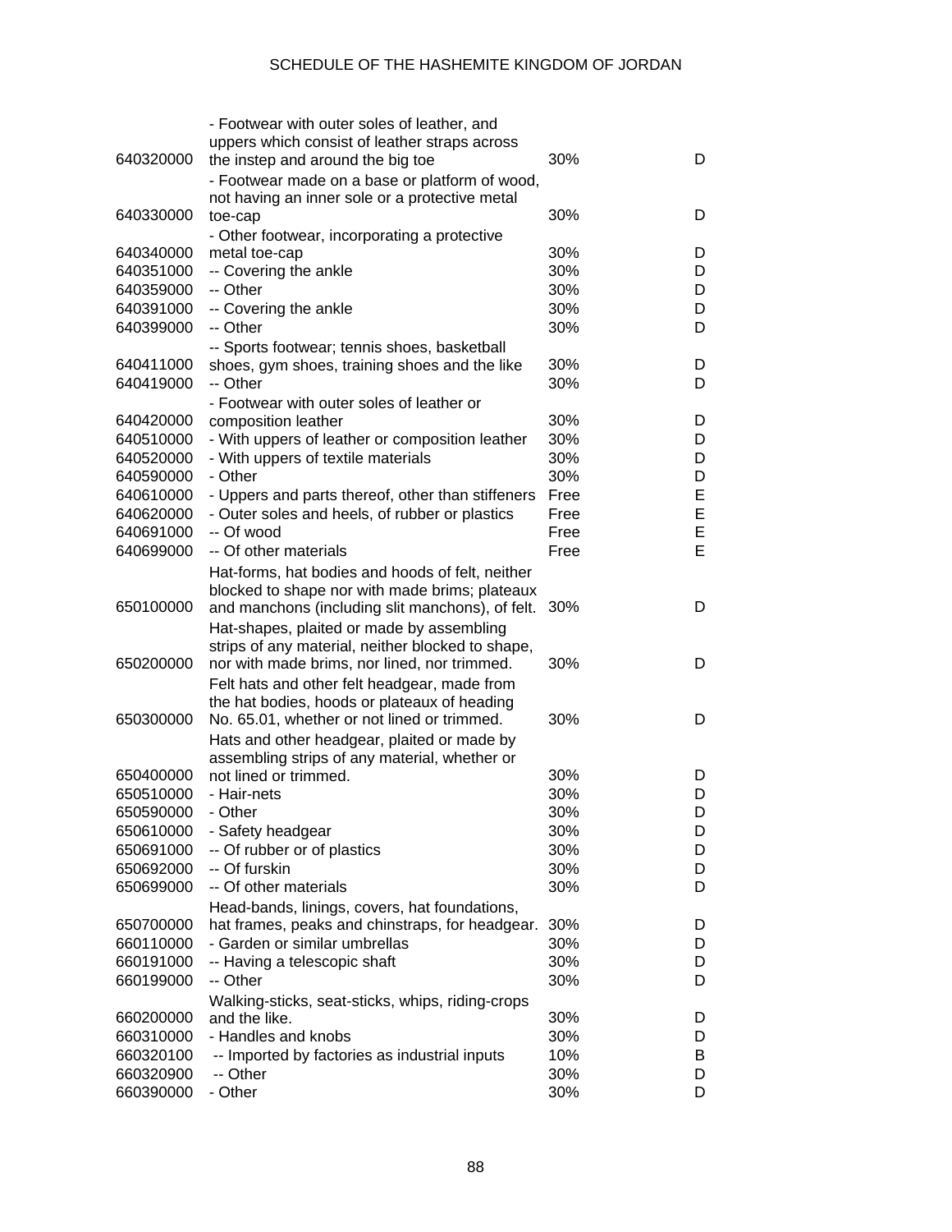| | | | |
|---|---|---|---|
| 640320000 | - Footwear with outer soles of leather, and uppers which consist of leather straps across the instep and around the big toe | 30% | D |
| 640330000 | - Footwear made on a base or platform of wood, not having an inner sole or a protective metal toe-cap | 30% | D |
| 640340000 | - Other footwear, incorporating a protective metal toe-cap | 30% | D |
| 640351000 | -- Covering the ankle | 30% | D |
| 640359000 | -- Other | 30% | D |
| 640391000 | -- Covering the ankle | 30% | D |
| 640399000 | -- Other | 30% | D |
| 640411000 | -- Sports footwear; tennis shoes, basketball shoes, gym shoes, training shoes and the like | 30% | D |
| 640419000 | -- Other | 30% | D |
| 640420000 | - Footwear with outer soles of leather or composition leather | 30% | D |
| 640510000 | - With uppers of leather or composition leather | 30% | D |
| 640520000 | - With uppers of textile materials | 30% | D |
| 640590000 | - Other | 30% | D |
| 640610000 | - Uppers and parts thereof, other than stiffeners | Free | E |
| 640620000 | - Outer soles and heels, of rubber or plastics | Free | E |
| 640691000 | -- Of wood | Free | E |
| 640699000 | -- Of other materials | Free | E |
| 650100000 | Hat-forms, hat bodies and hoods of felt, neither blocked to shape nor with made brims; plateaux and manchons (including slit manchons), of felt. | 30% | D |
| 650200000 | Hat-shapes, plaited or made by assembling strips of any material, neither blocked to shape, nor with made brims, nor lined, nor trimmed. | 30% | D |
| 650300000 | Felt hats and other felt headgear, made from the hat bodies, hoods or plateaux of heading No. 65.01, whether or not lined or trimmed. | 30% | D |
| 650400000 | Hats and other headgear, plaited or made by assembling strips of any material, whether or not lined or trimmed. | 30% | D |
| 650510000 | - Hair-nets | 30% | D |
| 650590000 | - Other | 30% | D |
| 650610000 | - Safety headgear | 30% | D |
| 650691000 | -- Of rubber or of plastics | 30% | D |
| 650692000 | -- Of furskin | 30% | D |
| 650699000 | -- Of other materials | 30% | D |
| 650700000 | Head-bands, linings, covers, hat foundations, hat frames, peaks and chinstraps, for headgear. | 30% | D |
| 660110000 | - Garden or similar umbrellas | 30% | D |
| 660191000 | -- Having a telescopic shaft | 30% | D |
| 660199000 | -- Other | 30% | D |
| 660200000 | Walking-sticks, seat-sticks, whips, riding-crops and the like. | 30% | D |
| 660310000 | - Handles and knobs | 30% | D |
| 660320100 | -- Imported by factories as industrial inputs | 10% | B |
| 660320900 | -- Other | 30% | D |
| 660390000 | - Other | 30% | D |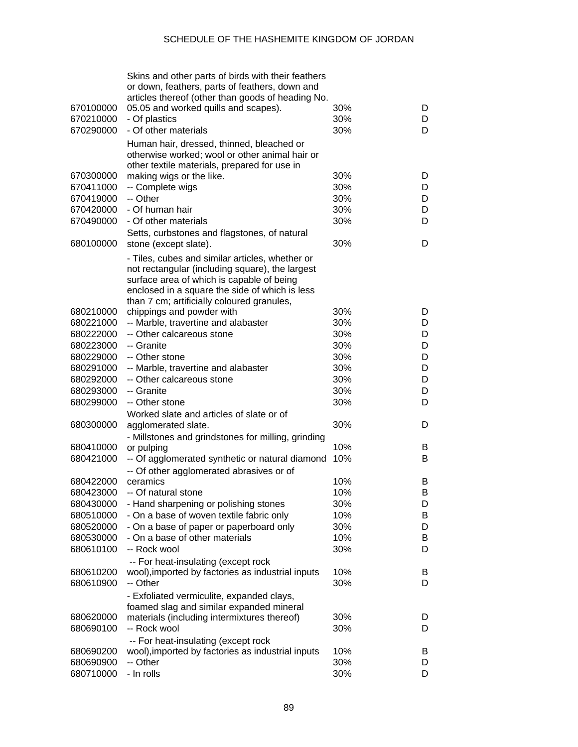| | | | |
|---|---|---|---|
| 670100000 | Skins and other parts of birds with their feathers or down, feathers, parts of feathers, down and articles thereof (other than goods of heading No. 05.05 and worked quills and scapes). | 30% | D |
| 670210000 | - Of plastics | 30% | D |
| 670290000 | - Of other materials | 30% | D |
| 670300000 | Human hair, dressed, thinned, bleached or otherwise worked; wool or other animal hair or other textile materials, prepared for use in making wigs or the like. | 30% | D |
| 670411000 | -- Complete wigs | 30% | D |
| 670419000 | -- Other | 30% | D |
| 670420000 | - Of human hair | 30% | D |
| 670490000 | - Of other materials | 30% | D |
| 680100000 | Setts, curbstones and flagstones, of natural stone (except slate). | 30% | D |
| 680210000 | - Tiles, cubes and similar articles, whether or not rectangular (including square), the largest surface area of which is capable of being enclosed in a square the side of which is less than 7 cm; artificially coloured granules, chippings and powder with | 30% | D |
| 680221000 | -- Marble, travertine and alabaster | 30% | D |
| 680222000 | -- Other calcareous stone | 30% | D |
| 680223000 | -- Granite | 30% | D |
| 680229000 | -- Other stone | 30% | D |
| 680291000 | -- Marble, travertine and alabaster | 30% | D |
| 680292000 | -- Other calcareous stone | 30% | D |
| 680293000 | -- Granite | 30% | D |
| 680299000 | -- Other stone | 30% | D |
| 680300000 | Worked slate and articles of slate or of agglomerated slate. | 30% | D |
| 680410000 | - Millstones and grindstones for milling, grinding or pulping | 10% | B |
| 680421000 | -- Of agglomerated synthetic or natural diamond | 10% | B |
| 680422000 | -- Of other agglomerated abrasives or of ceramics | 10% | B |
| 680423000 | -- Of natural stone | 10% | B |
| 680430000 | - Hand sharpening or polishing stones | 30% | D |
| 680510000 | - On a base of woven textile fabric only | 10% | B |
| 680520000 | - On a base of paper or paperboard only | 30% | D |
| 680530000 | - On a base of other materials | 10% | B |
| 680610100 | -- Rock wool | 30% | D |
| 680610200 | -- For heat-insulating (except rock wool),imported by factories as industrial inputs | 10% | B |
| 680610900 | -- Other | 30% | D |
| 680620000 | - Exfoliated vermiculite, expanded clays, foamed slag and similar expanded mineral materials (including intermixtures thereof) | 30% | D |
| 680690100 | -- Rock wool | 30% | D |
| 680690200 | -- For heat-insulating (except rock wool),imported by factories as industrial inputs | 10% | B |
| 680690900 | -- Other | 30% | D |
| 680710000 | - In rolls | 30% | D |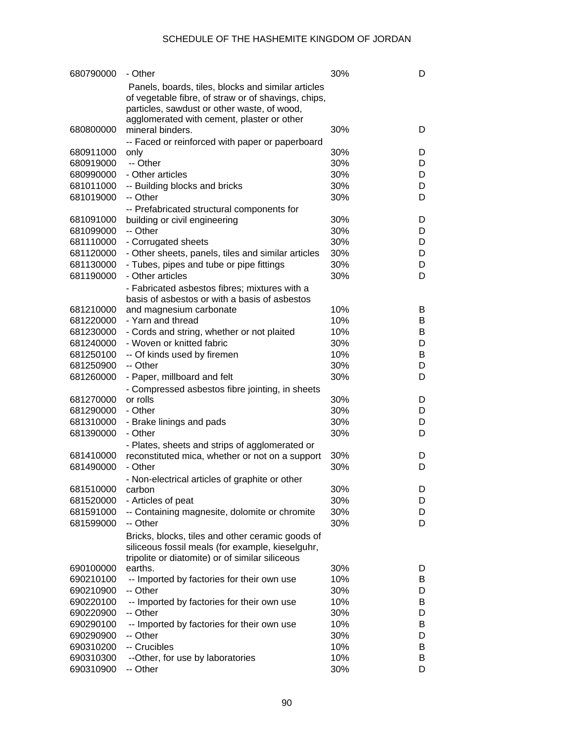| | | | |
|---|---|---|---|
| 680790000 | - Other | 30% | D |
| 680800000 | Panels, boards, tiles, blocks and similar articles of vegetable fibre, of straw or of shavings, chips, particles, sawdust or other waste, of wood, agglomerated with cement, plaster or other mineral binders. | 30% | D |
| 680911000 | -- Faced or reinforced with paper or paperboard only | 30% | D |
| 680919000 | -- Other | 30% | D |
| 680990000 | - Other articles | 30% | D |
| 681011000 | -- Building blocks and bricks | 30% | D |
| 681019000 | -- Other | 30% | D |
| 681091000 | -- Prefabricated structural components for building or civil engineering | 30% | D |
| 681099000 | -- Other | 30% | D |
| 681110000 | - Corrugated sheets | 30% | D |
| 681120000 | - Other sheets, panels, tiles and similar articles | 30% | D |
| 681130000 | - Tubes, pipes and tube or pipe fittings | 30% | D |
| 681190000 | - Other articles | 30% | D |
| 681210000 | - Fabricated asbestos fibres; mixtures with a basis of asbestos or with a basis of asbestos and magnesium carbonate | 10% | B |
| 681220000 | - Yarn and thread | 10% | B |
| 681230000 | - Cords and string, whether or not plaited | 10% | B |
| 681240000 | - Woven or knitted fabric | 30% | D |
| 681250100 | -- Of kinds used by firemen | 10% | B |
| 681250900 | -- Other | 30% | D |
| 681260000 | - Paper, millboard and felt | 30% | D |
| 681270000 | - Compressed asbestos fibre jointing, in sheets or rolls | 30% | D |
| 681290000 | - Other | 30% | D |
| 681310000 | - Brake linings and pads | 30% | D |
| 681390000 | - Other | 30% | D |
| 681410000 | - Plates, sheets and strips of agglomerated or reconstituted mica, whether or not on a support | 30% | D |
| 681490000 | - Other | 30% | D |
| 681510000 | - Non-electrical articles of graphite or other carbon | 30% | D |
| 681520000 | - Articles of peat | 30% | D |
| 681591000 | -- Containing magnesite, dolomite or chromite | 30% | D |
| 681599000 | -- Other | 30% | D |
| 690100000 | Bricks, blocks, tiles and other ceramic goods of siliceous fossil meals (for example, kieselguhr, tripolite or diatomite) or of similar siliceous earths. | 30% | D |
| 690210100 | -- Imported by factories for their own use | 10% | B |
| 690210900 | -- Other | 30% | D |
| 690220100 | -- Imported by factories for their own use | 10% | B |
| 690220900 | -- Other | 30% | D |
| 690290100 | -- Imported by factories for their own use | 10% | B |
| 690290900 | -- Other | 30% | D |
| 690310200 | -- Crucibles | 10% | B |
| 690310300 | --Other, for use by laboratories | 10% | B |
| 690310900 | -- Other | 30% | D |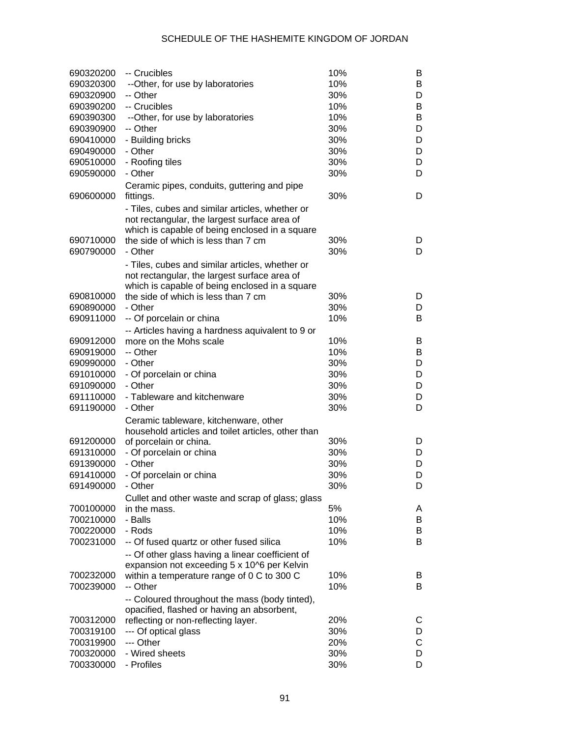SCHEDULE OF THE HASHEMITE KINGDOM OF JORDAN

| | | | |
|---|---|---|---|
| 690320200 | -- Crucibles | 10% | B |
| 690320300 | --Other, for use by laboratories | 10% | B |
| 690320900 | -- Other | 30% | D |
| 690390200 | -- Crucibles | 10% | B |
| 690390300 | --Other, for use by laboratories | 10% | B |
| 690390900 | -- Other | 30% | D |
| 690410000 | - Building bricks | 30% | D |
| 690490000 | - Other | 30% | D |
| 690510000 | - Roofing tiles | 30% | D |
| 690590000 | - Other | 30% | D |
| 690600000 | Ceramic pipes, conduits, guttering and pipe fittings. | 30% | D |
| 690710000 | - Tiles, cubes and similar articles, whether or not rectangular, the largest surface area of which is capable of being enclosed in a square the side of which is less than 7 cm | 30% | D |
| 690790000 | - Other | 30% | D |
| 690810000 | - Tiles, cubes and similar articles, whether or not rectangular, the largest surface area of which is capable of being enclosed in a square the side of which is less than 7 cm | 30% | D |
| 690890000 | - Other | 30% | D |
| 690911000 | -- Of porcelain or china | 10% | B |
| 690912000 | -- Articles having a hardness aquivalent to 9 or more on the Mohs scale | 10% | B |
| 690919000 | -- Other | 10% | B |
| 690990000 | - Other | 30% | D |
| 691010000 | - Of porcelain or china | 30% | D |
| 691090000 | - Other | 30% | D |
| 691110000 | - Tableware and kitchenware | 30% | D |
| 691190000 | - Other | 30% | D |
| 691200000 | Ceramic tableware, kitchenware, other household articles and toilet articles, other than of porcelain or china. | 30% | D |
| 691310000 | - Of porcelain or china | 30% | D |
| 691390000 | - Other | 30% | D |
| 691410000 | - Of porcelain or china | 30% | D |
| 691490000 | - Other | 30% | D |
| 700100000 | Cullet and other waste and scrap of glass; glass in the mass. | 5% | A |
| 700210000 | - Balls | 10% | B |
| 700220000 | - Rods | 10% | B |
| 700231000 | -- Of fused quartz or other fused silica | 10% | B |
| 700232000 | -- Of other glass having a linear coefficient of expansion not exceeding 5 x 10^6 per Kelvin within a temperature range of 0 C to 300 C | 10% | B |
| 700239000 | -- Other | 10% | B |
| 700312000 | -- Coloured throughout the mass (body tinted), opacified, flashed or having an absorbent, reflecting or non-reflecting layer. | 20% | C |
| 700319100 | --- Of optical glass | 30% | D |
| 700319900 | --- Other | 20% | C |
| 700320000 | - Wired sheets | 30% | D |
| 700330000 | - Profiles | 30% | D |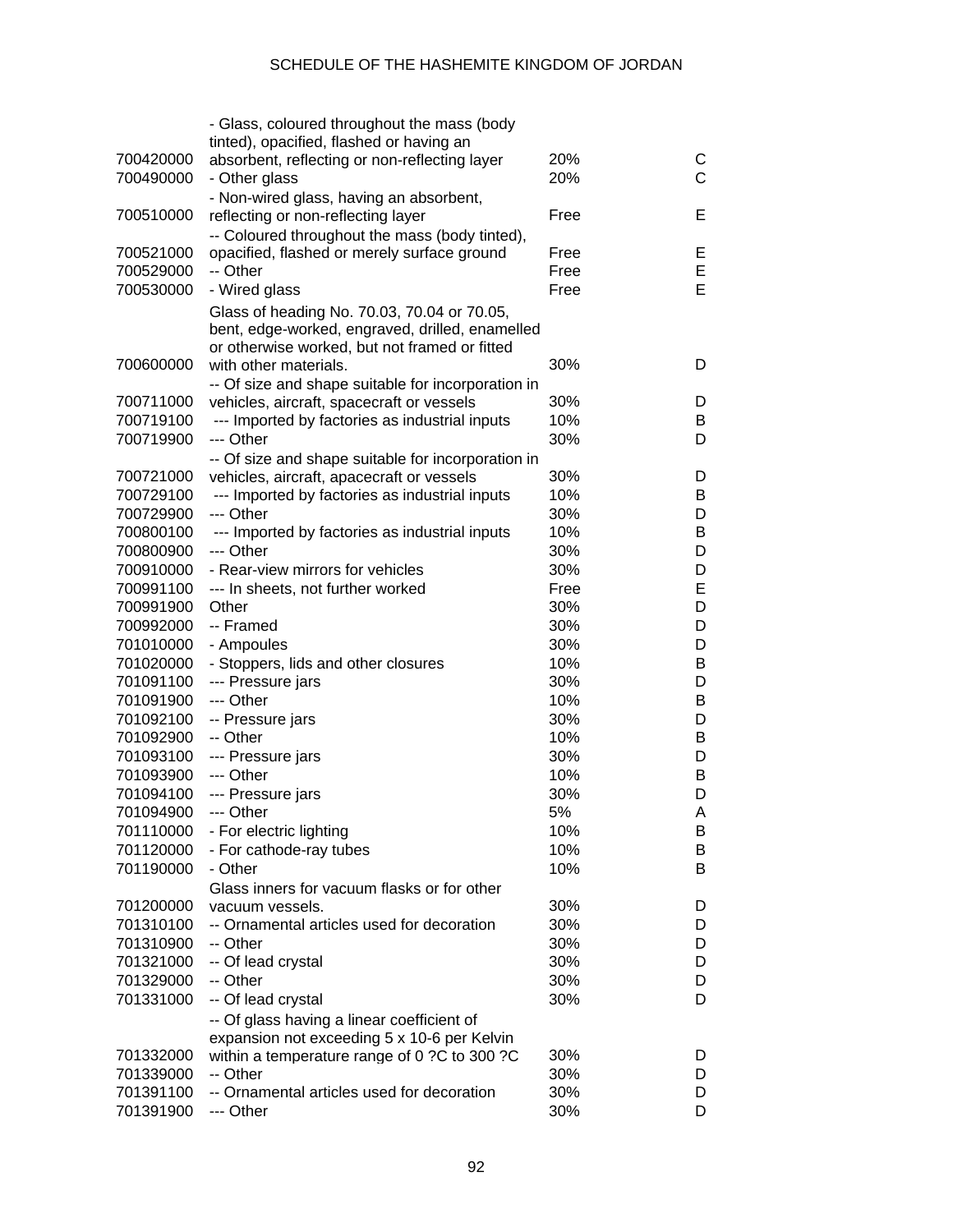| | | | |
|---|---|---|---|
| 700420000 | - Glass, coloured throughout the mass (body tinted), opacified, flashed or having an absorbent, reflecting or non-reflecting layer | 20% | C |
| 700490000 | - Other glass | 20% | C |
| 700510000 | - Non-wired glass, having an absorbent, reflecting or non-reflecting layer | Free | E |
| 700521000 | -- Coloured throughout the mass (body tinted), opacified, flashed or merely surface ground | Free | E |
| 700529000 | -- Other | Free | E |
| 700530000 | - Wired glass | Free | E |
| 700600000 | Glass of heading No. 70.03, 70.04 or 70.05, bent, edge-worked, engraved, drilled, enamelled or otherwise worked, but not framed or fitted with other materials. | 30% | D |
| 700711000 | -- Of size and shape suitable for incorporation in vehicles, aircraft, spacecraft or vessels | 30% | D |
| 700719100 | --- Imported by factories as industrial inputs | 10% | B |
| 700719900 | --- Other | 30% | D |
| 700721000 | -- Of size and shape suitable for incorporation in vehicles, aircraft, apacecraft or vessels | 30% | D |
| 700729100 | --- Imported by factories as industrial inputs | 10% | B |
| 700729900 | --- Other | 30% | D |
| 700800100 | --- Imported by factories as industrial inputs | 10% | B |
| 700800900 | --- Other | 30% | D |
| 700910000 | - Rear-view mirrors for vehicles | 30% | D |
| 700991100 | --- In sheets, not further worked | Free | E |
| 700991900 | Other | 30% | D |
| 700992000 | -- Framed | 30% | D |
| 701010000 | - Ampoules | 30% | D |
| 701020000 | - Stoppers, lids and other closures | 10% | B |
| 701091100 | --- Pressure jars | 30% | D |
| 701091900 | --- Other | 10% | B |
| 701092100 | -- Pressure jars | 30% | D |
| 701092900 | -- Other | 10% | B |
| 701093100 | --- Pressure jars | 30% | D |
| 701093900 | --- Other | 10% | B |
| 701094100 | --- Pressure jars | 30% | D |
| 701094900 | --- Other | 5% | A |
| 701110000 | - For electric lighting | 10% | B |
| 701120000 | - For cathode-ray tubes | 10% | B |
| 701190000 | - Other | 10% | B |
| 701200000 | Glass inners for vacuum flasks or for other vacuum vessels. | 30% | D |
| 701310100 | -- Ornamental articles used for decoration | 30% | D |
| 701310900 | -- Other | 30% | D |
| 701321000 | -- Of lead crystal | 30% | D |
| 701329000 | -- Other | 30% | D |
| 701331000 | -- Of lead crystal | 30% | D |
| 701332000 | -- Of glass having a linear coefficient of expansion not exceeding 5 x 10-6 per Kelvin within a temperature range of 0 ?C to 300 ?C | 30% | D |
| 701339000 | -- Other | 30% | D |
| 701391100 | -- Ornamental articles used for decoration | 30% | D |
| 701391900 | --- Other | 30% | D |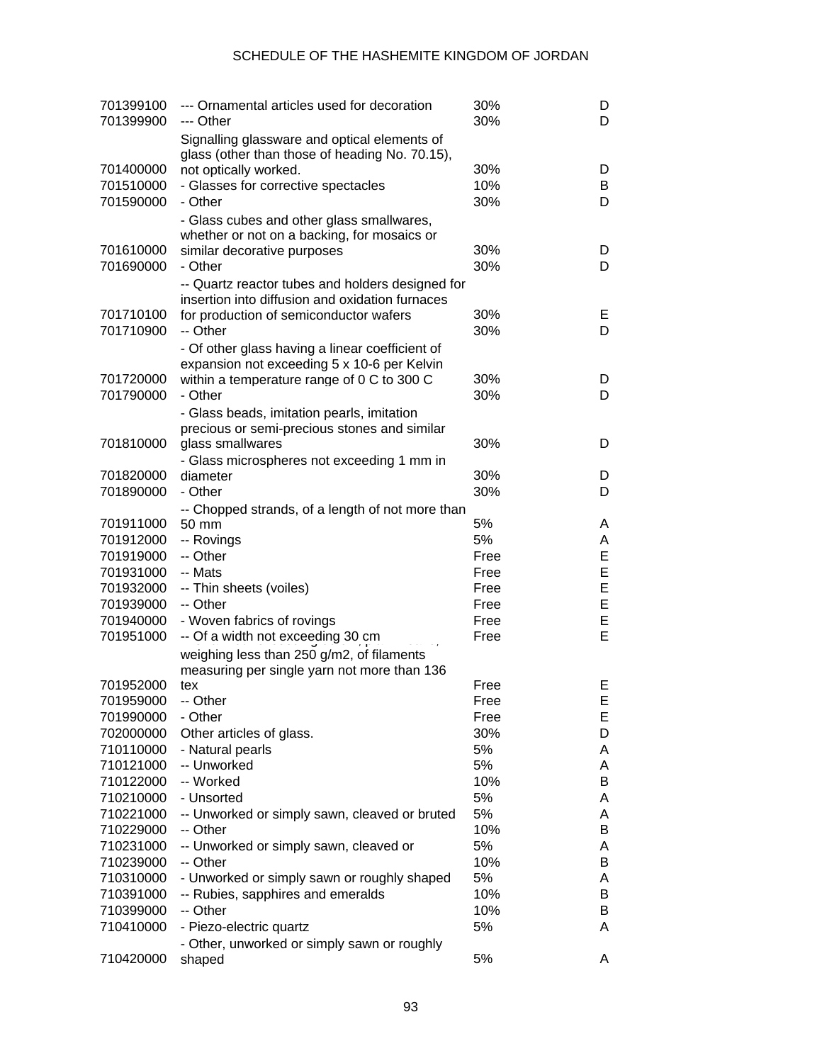SCHEDULE OF THE HASHEMITE KINGDOM OF JORDAN

| | | | |
|---|---|---|---|
| 701399100 | --- Ornamental articles used for decoration | 30% | D |
| 701399900 | --- Other | 30% | D |
| 701400000 | Signalling glassware and optical elements of glass (other than those of heading No. 70.15), not optically worked. | 30% | D |
| 701510000 | - Glasses for corrective spectacles | 10% | B |
| 701590000 | - Other | 30% | D |
| 701610000 | - Glass cubes and other glass smallwares, whether or not on a backing, for mosaics or similar decorative purposes | 30% | D |
| 701690000 | - Other | 30% | D |
| 701710100 | -- Quartz reactor tubes and holders designed for insertion into diffusion and oxidation furnaces for production of semiconductor wafers | 30% | E |
| 701710900 | -- Other | 30% | D |
| 701720000 | - Of other glass having a linear coefficient of expansion not exceeding 5 x 10-6 per Kelvin within a temperature range of 0 C to 300 C | 30% | D |
| 701790000 | - Other | 30% | D |
| 701810000 | - Glass beads, imitation pearls, imitation precious or semi-precious stones and similar glass smallwares | 30% | D |
| 701820000 | - Glass microspheres not exceeding 1 mm in diameter | 30% | D |
| 701890000 | - Other | 30% | D |
| 701911000 | -- Chopped strands, of a length of not more than 50 mm | 5% | A |
| 701912000 | -- Rovings | 5% | A |
| 701919000 | -- Other | Free | E |
| 701931000 | -- Mats | Free | E |
| 701932000 | -- Thin sheets (voiles) | Free | E |
| 701939000 | -- Other | Free | E |
| 701940000 | - Woven fabrics of rovings | Free | E |
| 701951000 | -- Of a width not exceeding 30 cm | Free | E |
| 701952000 | weighing less than 250 g/m2, of filaments measuring per single yarn not more than 136 tex | Free | E |
| 701959000 | -- Other | Free | E |
| 701990000 | - Other | Free | E |
| 702000000 | Other articles of glass. | 30% | D |
| 710110000 | - Natural pearls | 5% | A |
| 710121000 | -- Unworked | 5% | A |
| 710122000 | -- Worked | 10% | B |
| 710210000 | - Unsorted | 5% | A |
| 710221000 | -- Unworked or simply sawn, cleaved or bruted | 5% | A |
| 710229000 | -- Other | 10% | B |
| 710231000 | -- Unworked or simply sawn, cleaved or | 5% | A |
| 710239000 | -- Other | 10% | B |
| 710310000 | - Unworked or simply sawn or roughly shaped | 5% | A |
| 710391000 | -- Rubies, sapphires and emeralds | 10% | B |
| 710399000 | -- Other | 10% | B |
| 710410000 | - Piezo-electric quartz | 5% | A |
| 710420000 | - Other, unworked or simply sawn or roughly shaped | 5% | A |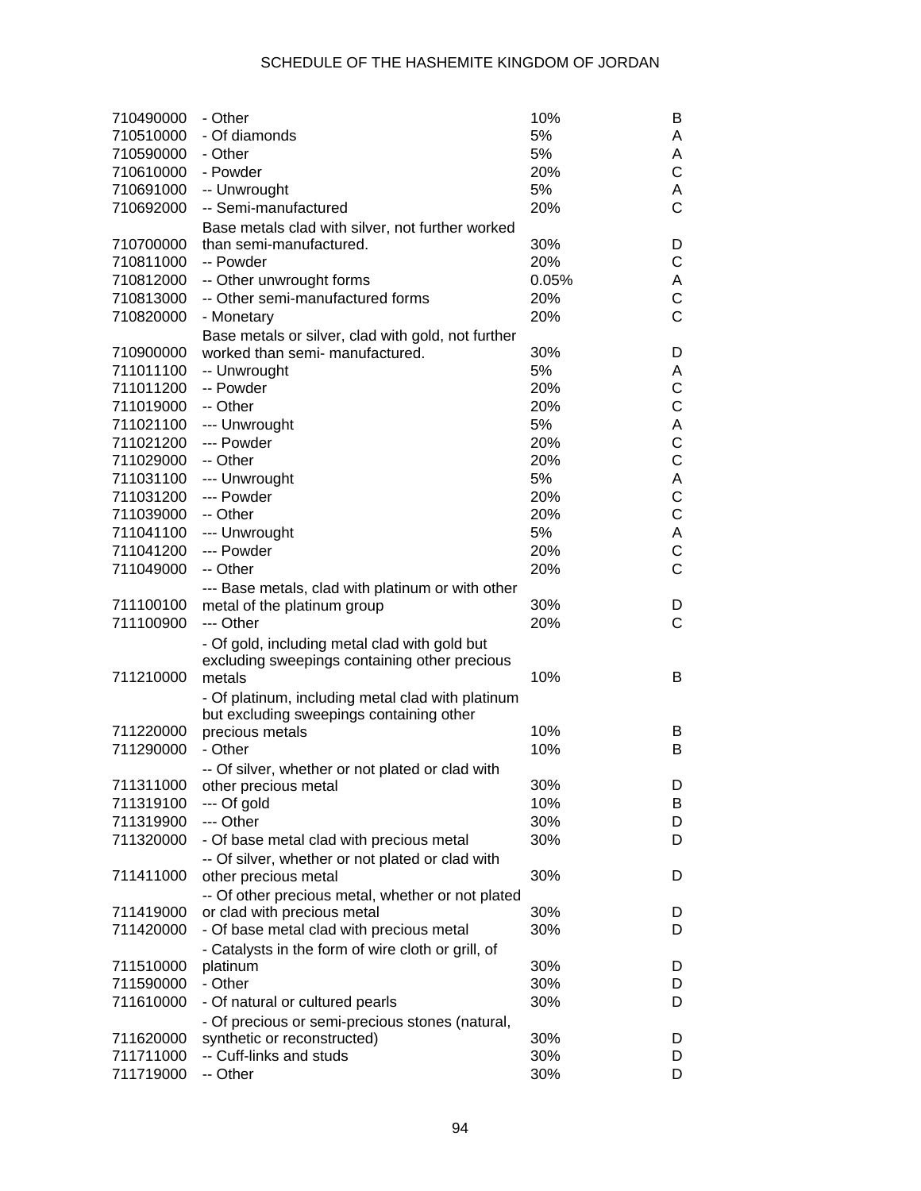| | | | |
|---|---|---|---|
| 710490000 | - Other | 10% | B |
| 710510000 | - Of diamonds | 5% | A |
| 710590000 | - Other | 5% | A |
| 710610000 | - Powder | 20% | C |
| 710691000 | -- Unwrought | 5% | A |
| 710692000 | -- Semi-manufactured | 20% | C |
| 710700000 | Base metals clad with silver, not further worked than semi-manufactured. | 30% | D |
| 710811000 | -- Powder | 20% | C |
| 710812000 | -- Other unwrought forms | 0.05% | A |
| 710813000 | -- Other semi-manufactured forms | 20% | C |
| 710820000 | - Monetary | 20% | C |
| 710900000 | Base metals or silver, clad with gold, not further worked than semi- manufactured. | 30% | D |
| 711011100 | -- Unwrought | 5% | A |
| 711011200 | -- Powder | 20% | C |
| 711019000 | -- Other | 20% | C |
| 711021100 | --- Unwrought | 5% | A |
| 711021200 | --- Powder | 20% | C |
| 711029000 | -- Other | 20% | C |
| 711031100 | --- Unwrought | 5% | A |
| 711031200 | --- Powder | 20% | C |
| 711039000 | -- Other | 20% | C |
| 711041100 | --- Unwrought | 5% | A |
| 711041200 | --- Powder | 20% | C |
| 711049000 | -- Other | 20% | C |
| 711100100 | --- Base metals, clad with platinum or with other metal of the platinum group | 30% | D |
| 711100900 | --- Other | 20% | C |
| 711210000 | - Of gold, including metal clad with gold but excluding sweepings containing other precious metals | 10% | B |
| 711220000 | - Of platinum, including metal clad with platinum but excluding sweepings containing other precious metals | 10% | B |
| 711290000 | - Other | 10% | B |
| 711311000 | -- Of silver, whether or not plated or clad with other precious metal | 30% | D |
| 711319100 | --- Of gold | 10% | B |
| 711319900 | --- Other | 30% | D |
| 711320000 | - Of base metal clad with precious metal | 30% | D |
| 711411000 | -- Of silver, whether or not plated or clad with other precious metal | 30% | D |
| 711419000 | -- Of other precious metal, whether or not plated or clad with precious metal | 30% | D |
| 711420000 | - Of base metal clad with precious metal | 30% | D |
| 711510000 | - Catalysts in the form of wire cloth or grill, of platinum | 30% | D |
| 711590000 | - Other | 30% | D |
| 711610000 | - Of natural or cultured pearls | 30% | D |
| 711620000 | - Of precious or semi-precious stones (natural, synthetic or reconstructed) | 30% | D |
| 711711000 | -- Cuff-links and studs | 30% | D |
| 711719000 | -- Other | 30% | D |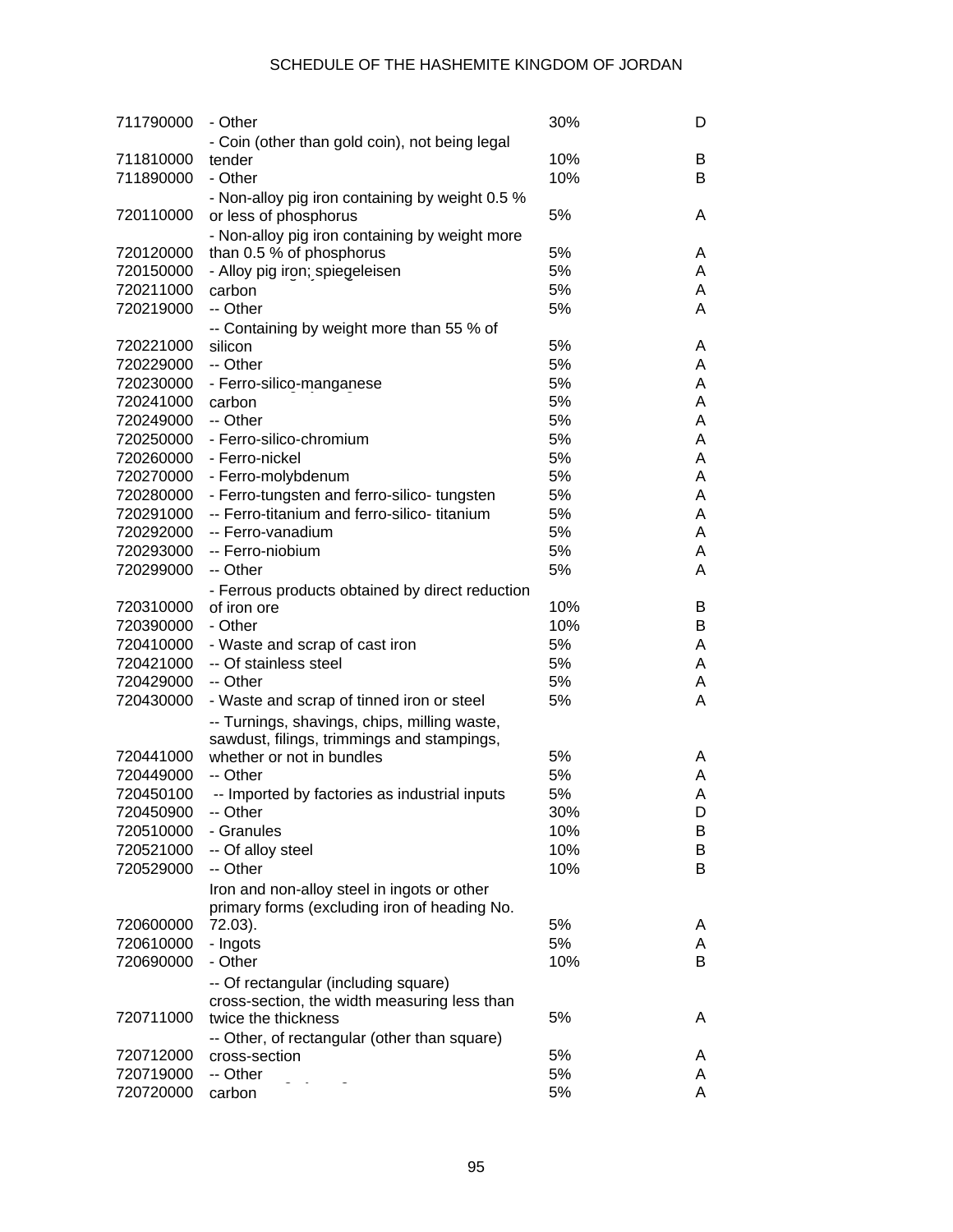| | | | |
|---|---|---|---|
| 711790000 | - Other | 30% | D |
| 711810000 | - Coin (other than gold coin), not being legal tender | 10% | B |
| 711890000 | - Other | 10% | B |
| 720110000 | - Non-alloy pig iron containing by weight 0.5 % or less of phosphorus | 5% | A |
| 720120000 | - Non-alloy pig iron containing by weight more than 0.5 % of phosphorus | 5% | A |
| 720150000 | - Alloy pig iron; spiegeleisen | 5% | A |
| 720211000 | carbon | 5% | A |
| 720219000 | -- Other | 5% | A |
| 720221000 | -- Containing by weight more than 55 % of silicon | 5% | A |
| 720229000 | -- Other | 5% | A |
| 720230000 | - Ferro-silico-manganese | 5% | A |
| 720241000 | carbon | 5% | A |
| 720249000 | -- Other | 5% | A |
| 720250000 | - Ferro-silico-chromium | 5% | A |
| 720260000 | - Ferro-nickel | 5% | A |
| 720270000 | - Ferro-molybdenum | 5% | A |
| 720280000 | - Ferro-tungsten and ferro-silico- tungsten | 5% | A |
| 720291000 | -- Ferro-titanium and ferro-silico- titanium | 5% | A |
| 720292000 | -- Ferro-vanadium | 5% | A |
| 720293000 | -- Ferro-niobium | 5% | A |
| 720299000 | -- Other | 5% | A |
| 720310000 | - Ferrous products obtained by direct reduction of iron ore | 10% | B |
| 720390000 | - Other | 10% | B |
| 720410000 | - Waste and scrap of cast iron | 5% | A |
| 720421000 | -- Of stainless steel | 5% | A |
| 720429000 | -- Other | 5% | A |
| 720430000 | - Waste and scrap of tinned iron or steel | 5% | A |
| 720441000 | -- Turnings, shavings, chips, milling waste, sawdust, filings, trimmings and stampings, whether or not in bundles | 5% | A |
| 720449000 | -- Other | 5% | A |
| 720450100 | -- Imported by factories as industrial inputs | 5% | A |
| 720450900 | -- Other | 30% | D |
| 720510000 | - Granules | 10% | B |
| 720521000 | -- Of alloy steel | 10% | B |
| 720529000 | -- Other | 10% | B |
| 720600000 | Iron and non-alloy steel in ingots or other primary forms (excluding iron of heading No. 72.03). | 5% | A |
| 720610000 | - Ingots | 5% | A |
| 720690000 | - Other | 10% | B |
| 720711000 | -- Of rectangular (including square) cross-section, the width measuring less than twice the thickness | 5% | A |
| 720712000 | -- Other, of rectangular (other than square) cross-section | 5% | A |
| 720719000 | -- Other | 5% | A |
| 720720000 | carbon | 5% | A |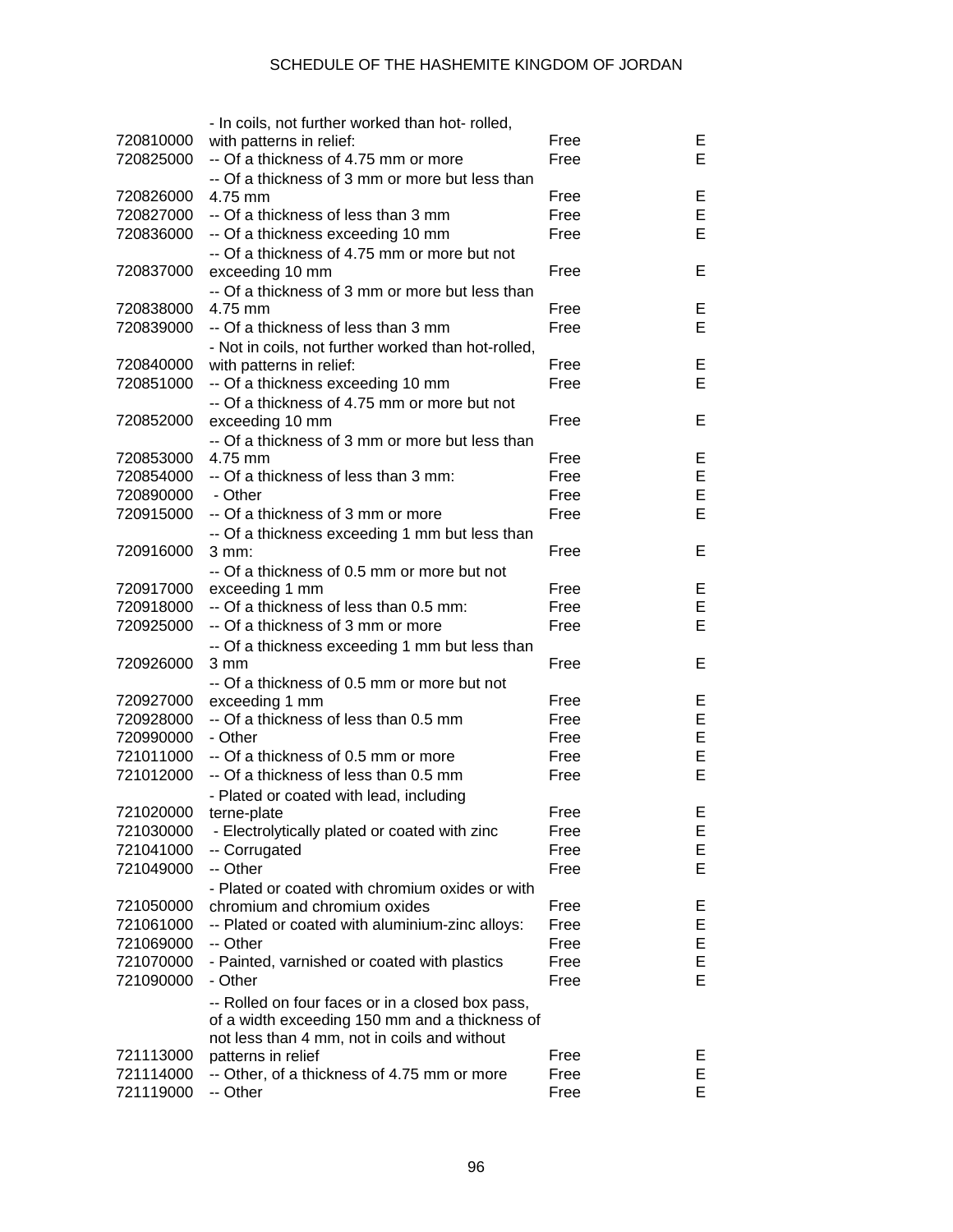| | | | |
|---|---|---|---|
| 720810000 | - In coils, not further worked than hot- rolled, with patterns in relief: | Free | E |
| 720825000 | -- Of a thickness of 4.75 mm or more | Free | E |
| 720826000 | -- Of a thickness of 3 mm or more but less than 4.75 mm | Free | E |
| 720827000 | -- Of a thickness of less than 3 mm | Free | E |
| 720836000 | -- Of a thickness exceeding 10 mm | Free | E |
| 720837000 | -- Of a thickness of 4.75 mm or more but not exceeding 10 mm | Free | E |
| 720838000 | -- Of a thickness of 3 mm or more but less than 4.75 mm | Free | E |
| 720839000 | -- Of a thickness of less than 3 mm | Free | E |
| 720840000 | - Not in coils, not further worked than hot-rolled, with patterns in relief: | Free | E |
| 720851000 | -- Of a thickness exceeding 10 mm | Free | E |
| 720852000 | -- Of a thickness of 4.75 mm or more but not exceeding 10 mm | Free | E |
| 720853000 | -- Of a thickness of 3 mm or more but less than 4.75 mm | Free | E |
| 720854000 | -- Of a thickness of less than 3 mm: | Free | E |
| 720890000 | - Other | Free | E |
| 720915000 | -- Of a thickness of 3 mm or more | Free | E |
| 720916000 | -- Of a thickness exceeding 1 mm but less than 3 mm: | Free | E |
| 720917000 | -- Of a thickness of 0.5 mm or more but not exceeding 1 mm | Free | E |
| 720918000 | -- Of a thickness of less than 0.5 mm: | Free | E |
| 720925000 | -- Of a thickness of 3 mm or more | Free | E |
| 720926000 | -- Of a thickness exceeding 1 mm but less than 3 mm | Free | E |
| 720927000 | -- Of a thickness of 0.5 mm or more but not exceeding 1 mm | Free | E |
| 720928000 | -- Of a thickness of less than 0.5 mm | Free | E |
| 720990000 | - Other | Free | E |
| 721011000 | -- Of a thickness of 0.5 mm or more | Free | E |
| 721012000 | -- Of a thickness of less than 0.5 mm | Free | E |
| 721020000 | - Plated or coated with lead, including terne-plate | Free | E |
| 721030000 | - Electrolytically plated or coated with zinc | Free | E |
| 721041000 | -- Corrugated | Free | E |
| 721049000 | -- Other | Free | E |
| 721050000 | - Plated or coated with chromium oxides or with chromium and chromium oxides | Free | E |
| 721061000 | -- Plated or coated with aluminium-zinc alloys: | Free | E |
| 721069000 | -- Other | Free | E |
| 721070000 | - Painted, varnished or coated with plastics | Free | E |
| 721090000 | - Other | Free | E |
| 721113000 | -- Rolled on four faces or in a closed box pass, of a width exceeding 150 mm and a thickness of not less than 4 mm, not in coils and without patterns in relief | Free | E |
| 721114000 | -- Other, of a thickness of 4.75 mm or more | Free | E |
| 721119000 | -- Other | Free | E |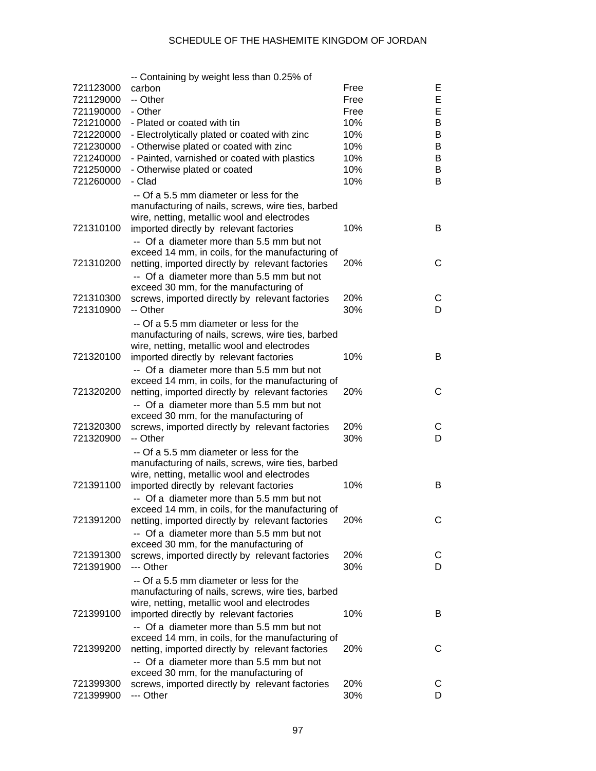| | | | |
|---|---|---|---|
| 721123000 | -- Containing by weight less than 0.25% of carbon | Free | E |
| 721129000 | -- Other | Free | E |
| 721190000 | - Other | Free | E |
| 721210000 | - Plated or coated with tin | 10% | B |
| 721220000 | - Electrolytically plated or coated with zinc | 10% | B |
| 721230000 | - Otherwise plated or coated with zinc | 10% | B |
| 721240000 | - Painted, varnished or coated with plastics | 10% | B |
| 721250000 | - Otherwise plated or coated | 10% | B |
| 721260000 | - Clad | 10% | B |
| 721310100 | -- Of a 5.5 mm diameter or less for the manufacturing of nails, screws, wire ties, barbed wire, netting, metallic wool and electrodes imported directly by relevant factories | 10% | B |
| 721310200 | -- Of a diameter more than 5.5 mm but not exceed 14 mm, in coils, for the manufacturing of netting, imported directly by relevant factories | 20% | C |
| 721310300 | -- Of a diameter more than 5.5 mm but not exceed 30 mm, for the manufacturing of screws, imported directly by relevant factories | 20% | C |
| 721310900 | -- Other | 30% | D |
| 721320100 | -- Of a 5.5 mm diameter or less for the manufacturing of nails, screws, wire ties, barbed wire, netting, metallic wool and electrodes imported directly by relevant factories | 10% | B |
| 721320200 | -- Of a diameter more than 5.5 mm but not exceed 14 mm, in coils, for the manufacturing of netting, imported directly by relevant factories | 20% | C |
| 721320300 | -- Of a diameter more than 5.5 mm but not exceed 30 mm, for the manufacturing of screws, imported directly by relevant factories | 20% | C |
| 721320900 | -- Other | 30% | D |
| 721391100 | -- Of a 5.5 mm diameter or less for the manufacturing of nails, screws, wire ties, barbed wire, netting, metallic wool and electrodes imported directly by relevant factories | 10% | B |
| 721391200 | -- Of a diameter more than 5.5 mm but not exceed 14 mm, in coils, for the manufacturing of netting, imported directly by relevant factories | 20% | C |
| 721391300 | -- Of a diameter more than 5.5 mm but not exceed 30 mm, for the manufacturing of screws, imported directly by relevant factories | 20% | C |
| 721391900 | --- Other | 30% | D |
| 721399100 | -- Of a 5.5 mm diameter or less for the manufacturing of nails, screws, wire ties, barbed wire, netting, metallic wool and electrodes imported directly by relevant factories | 10% | B |
| 721399200 | -- Of a diameter more than 5.5 mm but not exceed 14 mm, in coils, for the manufacturing of netting, imported directly by relevant factories | 20% | C |
| 721399300 | -- Of a diameter more than 5.5 mm but not exceed 30 mm, for the manufacturing of screws, imported directly by relevant factories | 20% | C |
| 721399900 | --- Other | 30% | D |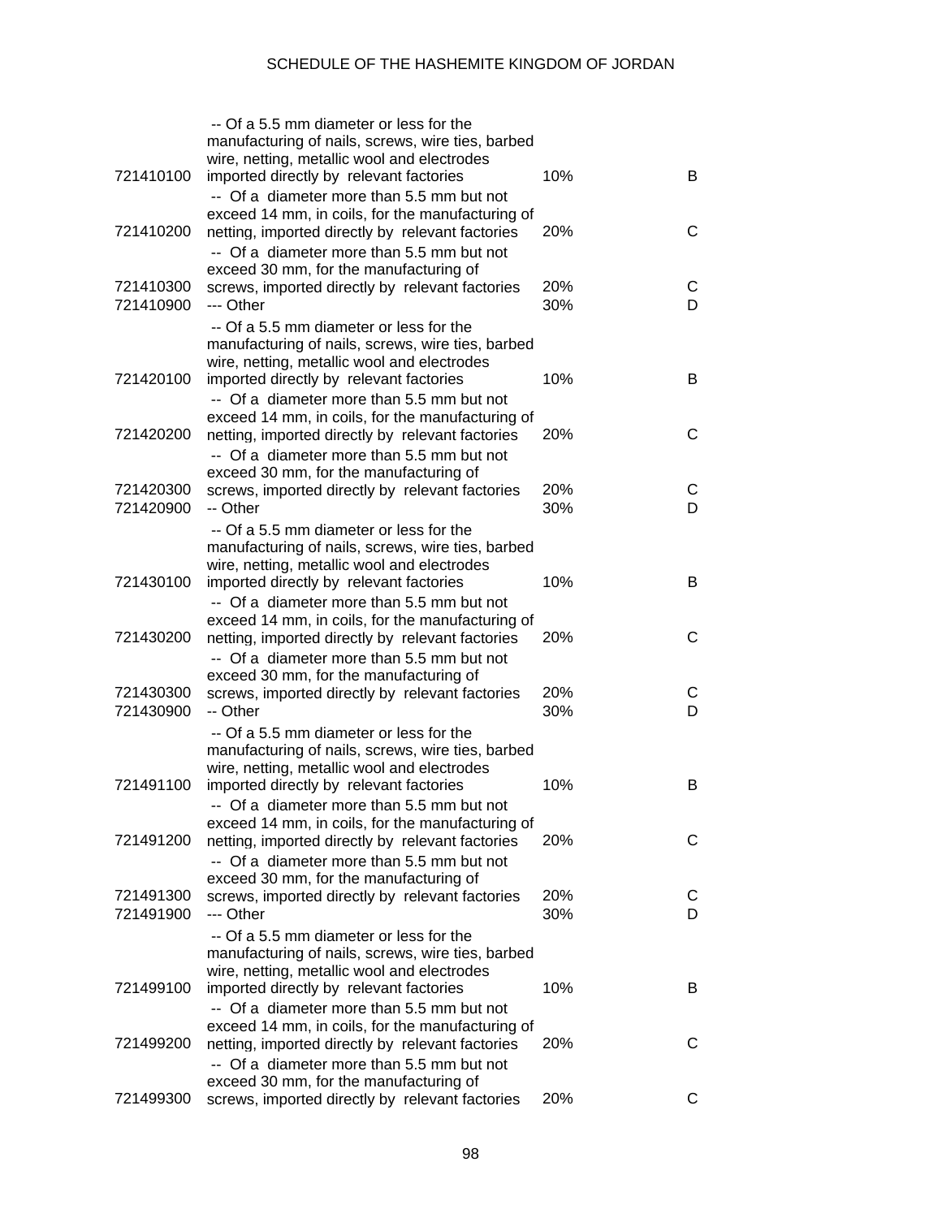| | | | |
|---|---|---|---|
| 721410100 | -- Of a 5.5 mm diameter or less for the manufacturing of nails, screws, wire ties, barbed wire, netting, metallic wool and electrodes imported directly by relevant factories | 10% | B |
| 721410200 | -- Of a diameter more than 5.5 mm but not exceed 14 mm, in coils, for the manufacturing of netting, imported directly by relevant factories | 20% | C |
| 721410300 | -- Of a diameter more than 5.5 mm but not exceed 30 mm, for the manufacturing of screws, imported directly by relevant factories | 20% | C |
| 721410900 | --- Other | 30% | D |
| 721420100 | -- Of a 5.5 mm diameter or less for the manufacturing of nails, screws, wire ties, barbed wire, netting, metallic wool and electrodes imported directly by relevant factories | 10% | B |
| 721420200 | -- Of a diameter more than 5.5 mm but not exceed 14 mm, in coils, for the manufacturing of netting, imported directly by relevant factories | 20% | C |
| 721420300 | -- Of a diameter more than 5.5 mm but not exceed 30 mm, for the manufacturing of screws, imported directly by relevant factories | 20% | C |
| 721420900 | -- Other | 30% | D |
| 721430100 | -- Of a 5.5 mm diameter or less for the manufacturing of nails, screws, wire ties, barbed wire, netting, metallic wool and electrodes imported directly by relevant factories | 10% | B |
| 721430200 | -- Of a diameter more than 5.5 mm but not exceed 14 mm, in coils, for the manufacturing of netting, imported directly by relevant factories | 20% | C |
| 721430300 | -- Of a diameter more than 5.5 mm but not exceed 30 mm, for the manufacturing of screws, imported directly by relevant factories | 20% | C |
| 721430900 | -- Other | 30% | D |
| 721491100 | -- Of a 5.5 mm diameter or less for the manufacturing of nails, screws, wire ties, barbed wire, netting, metallic wool and electrodes imported directly by relevant factories | 10% | B |
| 721491200 | -- Of a diameter more than 5.5 mm but not exceed 14 mm, in coils, for the manufacturing of netting, imported directly by relevant factories | 20% | C |
| 721491300 | -- Of a diameter more than 5.5 mm but not exceed 30 mm, for the manufacturing of screws, imported directly by relevant factories | 20% | C |
| 721491900 | --- Other | 30% | D |
| 721499100 | -- Of a 5.5 mm diameter or less for the manufacturing of nails, screws, wire ties, barbed wire, netting, metallic wool and electrodes imported directly by relevant factories | 10% | B |
| 721499200 | -- Of a diameter more than 5.5 mm but not exceed 14 mm, in coils, for the manufacturing of netting, imported directly by relevant factories | 20% | C |
| 721499300 | -- Of a diameter more than 5.5 mm but not exceed 30 mm, for the manufacturing of screws, imported directly by relevant factories | 20% | C |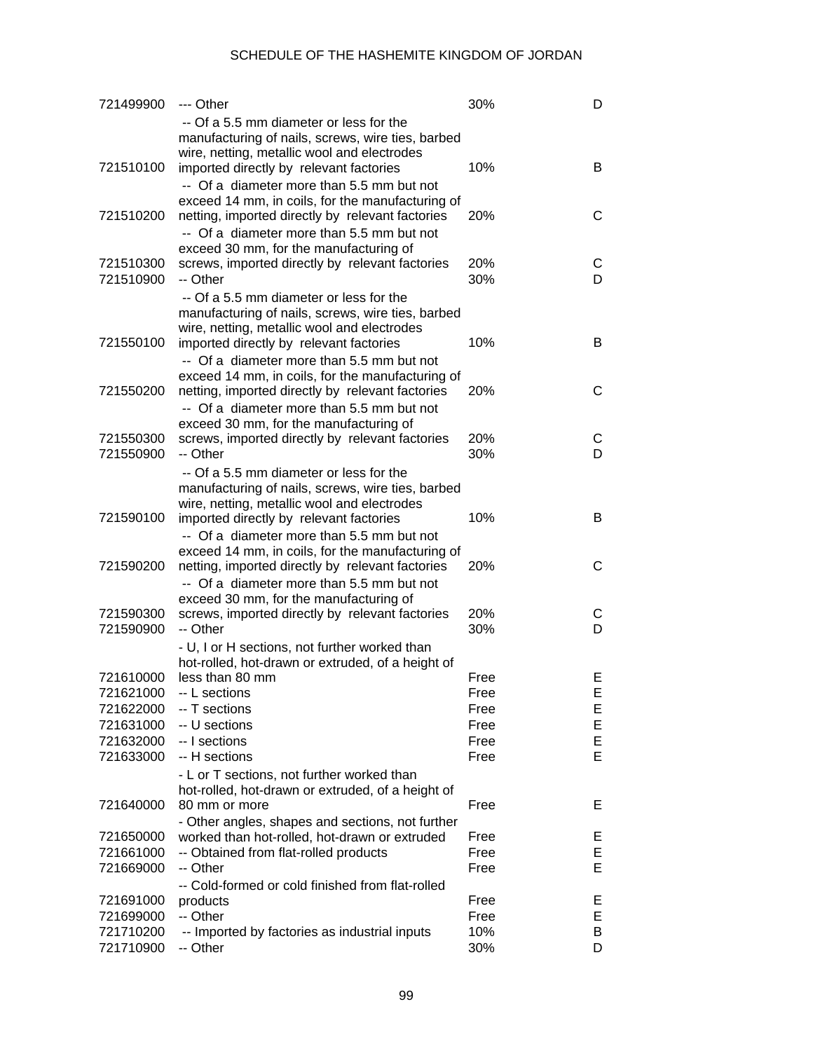| | | | |
|---|---|---|---|
| 721499900 | --- Other | 30% | D |
| 721510100 | -- Of a 5.5 mm diameter or less for the manufacturing of nails, screws, wire ties, barbed wire, netting, metallic wool and electrodes imported directly by relevant factories | 10% | B |
| 721510200 | -- Of a diameter more than 5.5 mm but not exceed 14 mm, in coils, for the manufacturing of netting, imported directly by relevant factories | 20% | C |
| 721510300 | -- Of a diameter more than 5.5 mm but not exceed 30 mm, for the manufacturing of screws, imported directly by relevant factories | 20% | C |
| 721510900 | -- Other | 30% | D |
| 721550100 | -- Of a 5.5 mm diameter or less for the manufacturing of nails, screws, wire ties, barbed wire, netting, metallic wool and electrodes imported directly by relevant factories | 10% | B |
| 721550200 | -- Of a diameter more than 5.5 mm but not exceed 14 mm, in coils, for the manufacturing of netting, imported directly by relevant factories | 20% | C |
| 721550300 | -- Of a diameter more than 5.5 mm but not exceed 30 mm, for the manufacturing of screws, imported directly by relevant factories | 20% | C |
| 721550900 | -- Other | 30% | D |
| 721590100 | -- Of a 5.5 mm diameter or less for the manufacturing of nails, screws, wire ties, barbed wire, netting, metallic wool and electrodes imported directly by relevant factories | 10% | B |
| 721590200 | -- Of a diameter more than 5.5 mm but not exceed 14 mm, in coils, for the manufacturing of netting, imported directly by relevant factories | 20% | C |
| 721590300 | -- Of a diameter more than 5.5 mm but not exceed 30 mm, for the manufacturing of screws, imported directly by relevant factories | 20% | C |
| 721590900 | -- Other | 30% | D |
| 721610000 | - U, I or H sections, not further worked than hot-rolled, hot-drawn or extruded, of a height of less than 80 mm | Free | E |
| 721621000 | -- L sections | Free | E |
| 721622000 | -- T sections | Free | E |
| 721631000 | -- U sections | Free | E |
| 721632000 | -- I sections | Free | E |
| 721633000 | -- H sections | Free | E |
| 721640000 | - L or T sections, not further worked than hot-rolled, hot-drawn or extruded, of a height of 80 mm or more | Free | E |
| 721650000 | - Other angles, shapes and sections, not further worked than hot-rolled, hot-drawn or extruded | Free | E |
| 721661000 | -- Obtained from flat-rolled products | Free | E |
| 721669000 | -- Other | Free | E |
| 721691000 | -- Cold-formed or cold finished from flat-rolled products | Free | E |
| 721699000 | -- Other | Free | E |
| 721710200 | -- Imported by factories as industrial inputs | 10% | B |
| 721710900 | -- Other | 30% | D |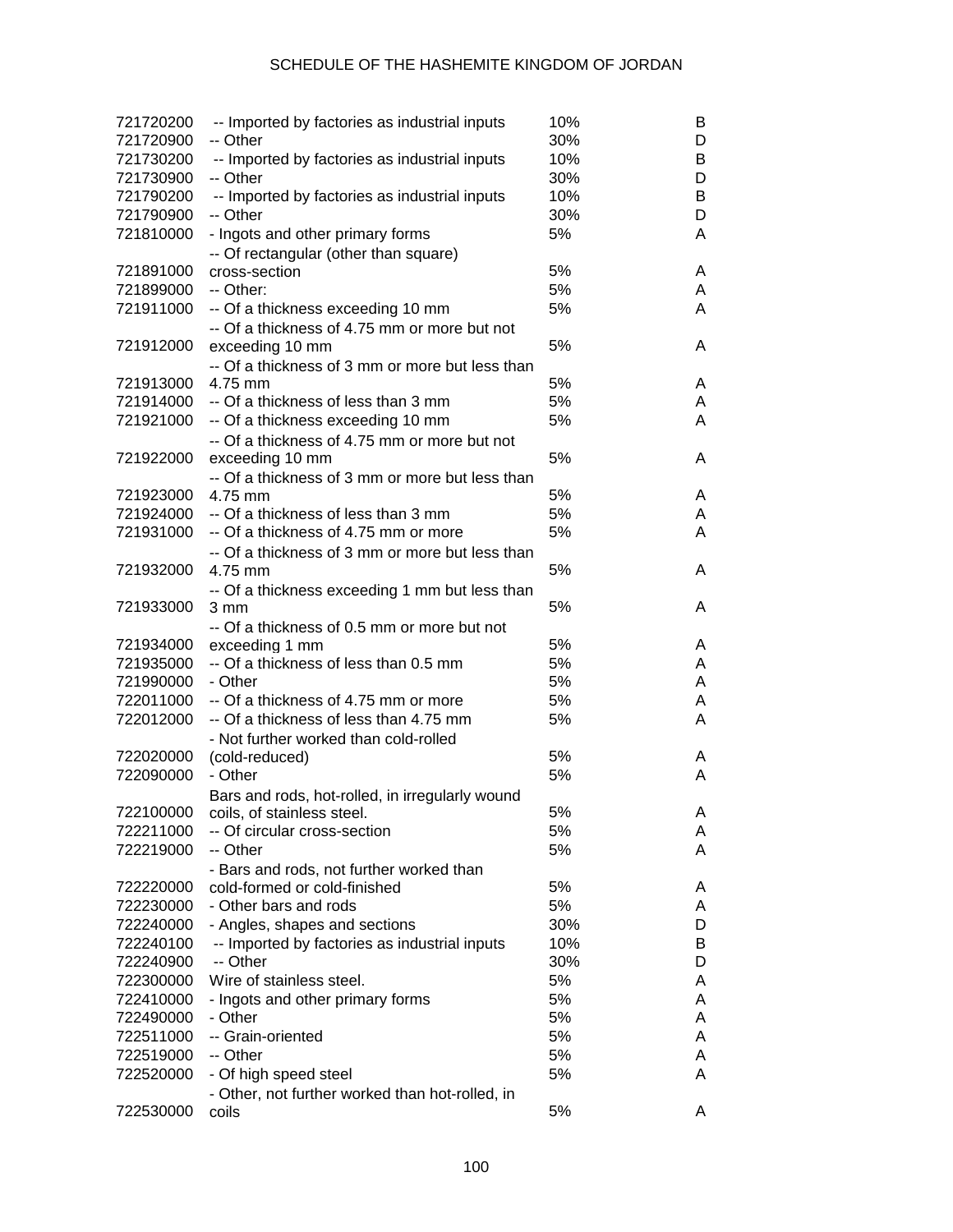| | | | |
|---|---|---|---|
| 721720200 | -- Imported by factories as industrial inputs | 10% | B |
| 721720900 | -- Other | 30% | D |
| 721730200 | -- Imported by factories as industrial inputs | 10% | B |
| 721730900 | -- Other | 30% | D |
| 721790200 | -- Imported by factories as industrial inputs | 10% | B |
| 721790900 | -- Other | 30% | D |
| 721810000 | - Ingots and other primary forms | 5% | A |
| 721891000 | -- Of rectangular (other than square) cross-section | 5% | A |
| 721899000 | -- Other: | 5% | A |
| 721911000 | -- Of a thickness exceeding 10 mm | 5% | A |
| 721912000 | -- Of a thickness of 4.75 mm or more but not exceeding 10 mm | 5% | A |
| 721913000 | -- Of a thickness of 3 mm or more but less than 4.75 mm | 5% | A |
| 721914000 | -- Of a thickness of less than 3 mm | 5% | A |
| 721921000 | -- Of a thickness exceeding 10 mm | 5% | A |
| 721922000 | -- Of a thickness of 4.75 mm or more but not exceeding 10 mm | 5% | A |
| 721923000 | -- Of a thickness of 3 mm or more but less than 4.75 mm | 5% | A |
| 721924000 | -- Of a thickness of less than 3 mm | 5% | A |
| 721931000 | -- Of a thickness of 4.75 mm or more | 5% | A |
| 721932000 | -- Of a thickness of 3 mm or more but less than 4.75 mm | 5% | A |
| 721933000 | -- Of a thickness exceeding 1 mm but less than 3 mm | 5% | A |
| 721934000 | -- Of a thickness of 0.5 mm or more but not exceeding 1 mm | 5% | A |
| 721935000 | -- Of a thickness of less than 0.5 mm | 5% | A |
| 721990000 | - Other | 5% | A |
| 722011000 | -- Of a thickness of 4.75 mm or more | 5% | A |
| 722012000 | -- Of a thickness of less than 4.75 mm | 5% | A |
| 722020000 | - Not further worked than cold-rolled (cold-reduced) | 5% | A |
| 722090000 | - Other | 5% | A |
| 722100000 | Bars and rods, hot-rolled, in irregularly wound coils, of stainless steel. | 5% | A |
| 722211000 | -- Of circular cross-section | 5% | A |
| 722219000 | -- Other | 5% | A |
| 722220000 | - Bars and rods, not further worked than cold-formed or cold-finished | 5% | A |
| 722230000 | - Other bars and rods | 5% | A |
| 722240000 | - Angles, shapes and sections | 30% | D |
| 722240100 | -- Imported by factories as industrial inputs | 10% | B |
| 722240900 | -- Other | 30% | D |
| 722300000 | Wire of stainless steel. | 5% | A |
| 722410000 | - Ingots and other primary forms | 5% | A |
| 722490000 | - Other | 5% | A |
| 722511000 | -- Grain-oriented | 5% | A |
| 722519000 | -- Other | 5% | A |
| 722520000 | - Of high speed steel | 5% | A |
| 722530000 | - Other, not further worked than hot-rolled, in coils | 5% | A |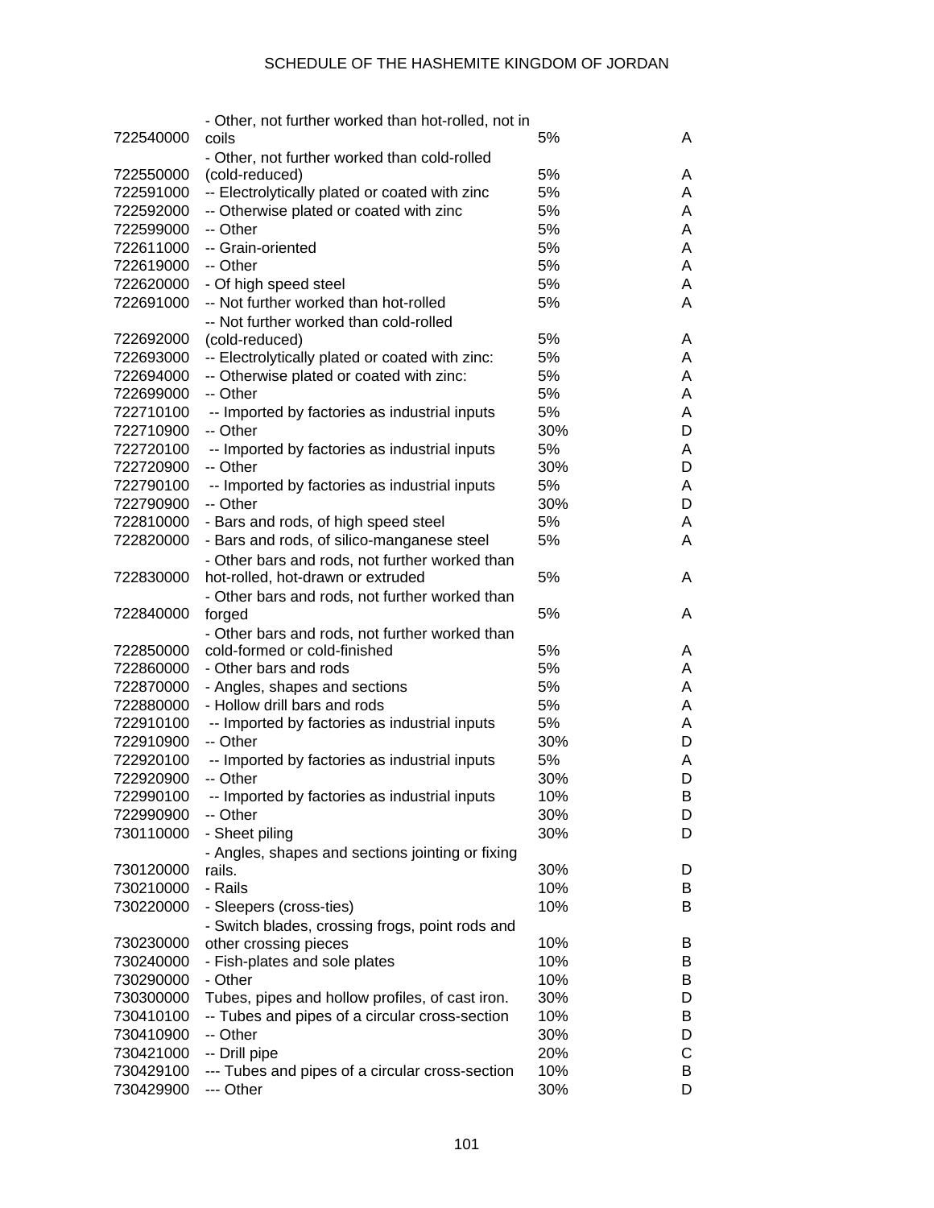| | | | |
|---|---|---|---|
| 722540000 | - Other, not further worked than hot-rolled, not in coils | 5% | A |
| 722550000 | - Other, not further worked than cold-rolled (cold-reduced) | 5% | A |
| 722591000 | -- Electrolytically plated or coated with zinc | 5% | A |
| 722592000 | -- Otherwise plated or coated with zinc | 5% | A |
| 722599000 | -- Other | 5% | A |
| 722611000 | -- Grain-oriented | 5% | A |
| 722619000 | -- Other | 5% | A |
| 722620000 | - Of high speed steel | 5% | A |
| 722691000 | -- Not further worked than hot-rolled | 5% | A |
| 722692000 | -- Not further worked than cold-rolled (cold-reduced) | 5% | A |
| 722693000 | -- Electrolytically plated or coated with zinc: | 5% | A |
| 722694000 | -- Otherwise plated or coated with zinc: | 5% | A |
| 722699000 | -- Other | 5% | A |
| 722710100 | -- Imported by factories as industrial inputs | 5% | A |
| 722710900 | -- Other | 30% | D |
| 722720100 | -- Imported by factories as industrial inputs | 5% | A |
| 722720900 | -- Other | 30% | D |
| 722790100 | -- Imported by factories as industrial inputs | 5% | A |
| 722790900 | -- Other | 30% | D |
| 722810000 | - Bars and rods, of high speed steel | 5% | A |
| 722820000 | - Bars and rods, of silico-manganese steel | 5% | A |
| 722830000 | - Other bars and rods, not further worked than hot-rolled, hot-drawn or extruded | 5% | A |
| 722840000 | - Other bars and rods, not further worked than forged | 5% | A |
| 722850000 | - Other bars and rods, not further worked than cold-formed or cold-finished | 5% | A |
| 722860000 | - Other bars and rods | 5% | A |
| 722870000 | - Angles, shapes and sections | 5% | A |
| 722880000 | - Hollow drill bars and rods | 5% | A |
| 722910100 | -- Imported by factories as industrial inputs | 5% | A |
| 722910900 | -- Other | 30% | D |
| 722920100 | -- Imported by factories as industrial inputs | 5% | A |
| 722920900 | -- Other | 30% | D |
| 722990100 | -- Imported by factories as industrial inputs | 10% | B |
| 722990900 | -- Other | 30% | D |
| 730110000 | - Sheet piling | 30% | D |
| 730120000 | - Angles, shapes and sections jointing or fixing rails. | 30% | D |
| 730210000 | - Rails | 10% | B |
| 730220000 | - Sleepers (cross-ties) | 10% | B |
| 730230000 | - Switch blades, crossing frogs, point rods and other crossing pieces | 10% | B |
| 730240000 | - Fish-plates and sole plates | 10% | B |
| 730290000 | - Other | 10% | B |
| 730300000 | Tubes, pipes and hollow profiles, of cast iron. | 30% | D |
| 730410100 | -- Tubes and pipes of a circular cross-section | 10% | B |
| 730410900 | -- Other | 30% | D |
| 730421000 | -- Drill pipe | 20% | C |
| 730429100 | --- Tubes and pipes of a circular cross-section | 10% | B |
| 730429900 | --- Other | 30% | D |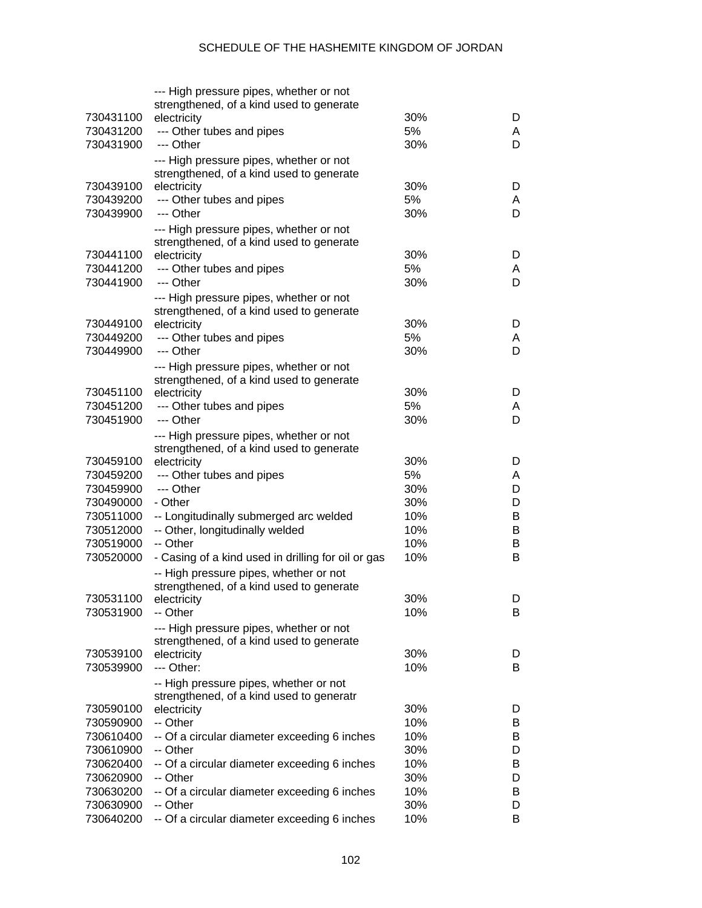| | | | |
|---|---|---|---|
| 730431100 | --- High pressure pipes, whether or not strengthened, of a kind used to generate electricity | 30% | D |
| 730431200 | --- Other tubes and pipes | 5% | A |
| 730431900 | --- Other | 30% | D |
| 730439100 | --- High pressure pipes, whether or not strengthened, of a kind used to generate electricity | 30% | D |
| 730439200 | --- Other tubes and pipes | 5% | A |
| 730439900 | --- Other | 30% | D |
| 730441100 | --- High pressure pipes, whether or not strengthened, of a kind used to generate electricity | 30% | D |
| 730441200 | --- Other tubes and pipes | 5% | A |
| 730441900 | --- Other | 30% | D |
| 730449100 | --- High pressure pipes, whether or not strengthened, of a kind used to generate electricity | 30% | D |
| 730449200 | --- Other tubes and pipes | 5% | A |
| 730449900 | --- Other | 30% | D |
| 730451100 | --- High pressure pipes, whether or not strengthened, of a kind used to generate electricity | 30% | D |
| 730451200 | --- Other tubes and pipes | 5% | A |
| 730451900 | --- Other | 30% | D |
| 730459100 | --- High pressure pipes, whether or not strengthened, of a kind used to generate electricity | 30% | D |
| 730459200 | --- Other tubes and pipes | 5% | A |
| 730459900 | --- Other | 30% | D |
| 730490000 | - Other | 30% | D |
| 730511000 | -- Longitudinally submerged arc welded | 10% | B |
| 730512000 | -- Other, longitudinally welded | 10% | B |
| 730519000 | -- Other | 10% | B |
| 730520000 | - Casing of a kind used in drilling for oil or gas | 10% | B |
| 730531100 | -- High pressure pipes, whether or not strengthened, of a kind used to generate electricity | 30% | D |
| 730531900 | -- Other | 10% | B |
| 730539100 | --- High pressure pipes, whether or not strengthened, of a kind used to generate electricity | 30% | D |
| 730539900 | --- Other: | 10% | B |
| 730590100 | -- High pressure pipes, whether or not strengthened, of a kind used to generatr electricity | 30% | D |
| 730590900 | -- Other | 10% | B |
| 730610400 | -- Of a circular diameter exceeding 6 inches | 10% | B |
| 730610900 | -- Other | 30% | D |
| 730620400 | -- Of a circular diameter exceeding 6 inches | 10% | B |
| 730620900 | -- Other | 30% | D |
| 730630200 | -- Of a circular diameter exceeding 6 inches | 10% | B |
| 730630900 | -- Other | 30% | D |
| 730640200 | -- Of a circular diameter exceeding 6 inches | 10% | B |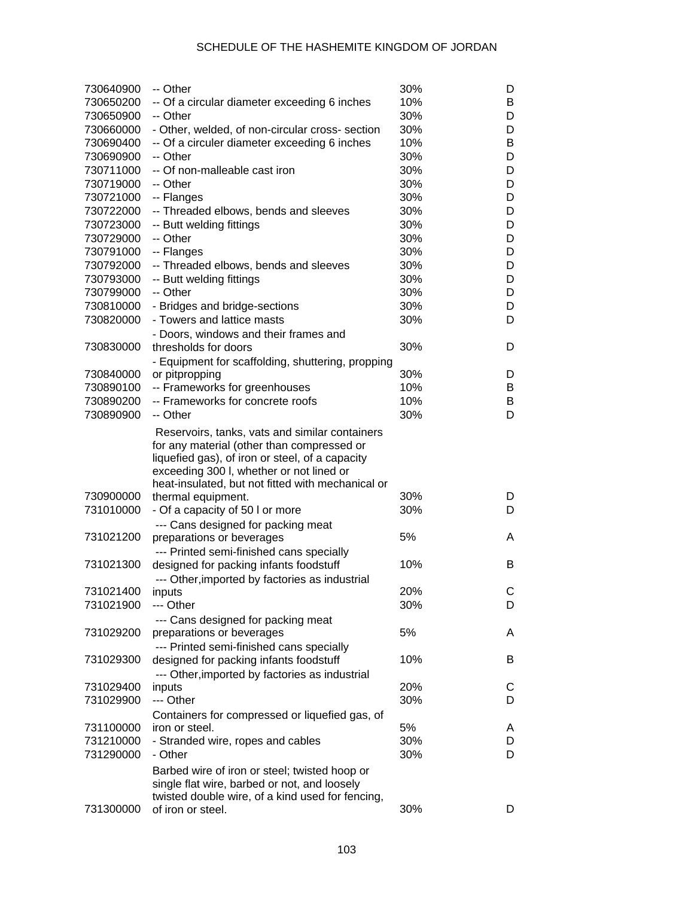| | | | |
|---|---|---|---|
| 730640900 | -- Other | 30% | D |
| 730650200 | -- Of a circular diameter exceeding 6 inches | 10% | B |
| 730650900 | -- Other | 30% | D |
| 730660000 | - Other, welded, of non-circular cross- section | 30% | D |
| 730690400 | -- Of a circuler diameter exceeding 6 inches | 10% | B |
| 730690900 | -- Other | 30% | D |
| 730711000 | -- Of non-malleable cast iron | 30% | D |
| 730719000 | -- Other | 30% | D |
| 730721000 | -- Flanges | 30% | D |
| 730722000 | -- Threaded elbows, bends and sleeves | 30% | D |
| 730723000 | -- Butt welding fittings | 30% | D |
| 730729000 | -- Other | 30% | D |
| 730791000 | -- Flanges | 30% | D |
| 730792000 | -- Threaded elbows, bends and sleeves | 30% | D |
| 730793000 | -- Butt welding fittings | 30% | D |
| 730799000 | -- Other | 30% | D |
| 730810000 | - Bridges and bridge-sections | 30% | D |
| 730820000 | - Towers and lattice masts | 30% | D |
| 730830000 | - Doors, windows and their frames and thresholds for doors | 30% | D |
| 730840000 | - Equipment for scaffolding, shuttering, propping or pitpropping | 30% | D |
| 730890100 | -- Frameworks for greenhouses | 10% | B |
| 730890200 | -- Frameworks for concrete roofs | 10% | B |
| 730890900 | -- Other | 30% | D |
| 730900000 | Reservoirs, tanks, vats and similar containers for any material (other than compressed or liquefied gas), of iron or steel, of a capacity exceeding 300 l, whether or not lined or heat-insulated, but not fitted with mechanical or thermal equipment. | 30% | D |
| 731010000 | - Of a capacity of 50 l or more | 30% | D |
| 731021200 | --- Cans designed for packing meat preparations or beverages | 5% | A |
| 731021300 | --- Printed semi-finished cans specially designed for packing infants foodstuff | 10% | B |
| 731021400 | --- Other,imported by factories as industrial inputs | 20% | C |
| 731021900 | --- Other | 30% | D |
| 731029200 | --- Cans designed for packing meat preparations or beverages | 5% | A |
| 731029300 | --- Printed semi-finished cans specially designed for packing infants foodstuff | 10% | B |
| 731029400 | --- Other,imported by factories as industrial inputs | 20% | C |
| 731029900 | --- Other | 30% | D |
| 731100000 | Containers for compressed or liquefied gas, of iron or steel. | 5% | A |
| 731210000 | - Stranded wire, ropes and cables | 30% | D |
| 731290000 | - Other | 30% | D |
| 731300000 | Barbed wire of iron or steel; twisted hoop or single flat wire, barbed or not, and loosely twisted double wire, of a kind used for fencing, of iron or steel. | 30% | D |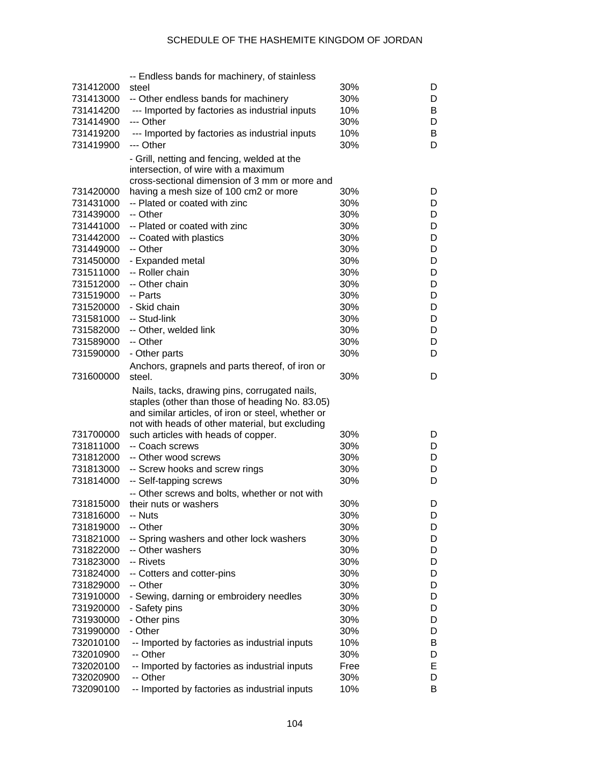| | | | |
|---|---|---|---|
| 731412000 | -- Endless bands for machinery, of stainless steel | 30% | D |
| 731413000 | -- Other endless bands for machinery | 30% | D |
| 731414200 | --- Imported by factories as industrial inputs | 10% | B |
| 731414900 | --- Other | 30% | D |
| 731419200 | --- Imported by factories as industrial inputs | 10% | B |
| 731419900 | --- Other | 30% | D |
| 731420000 | - Grill, netting and fencing, welded at the intersection, of wire with a maximum cross-sectional dimension of 3 mm or more and having a mesh size of 100 cm2 or more | 30% | D |
| 731431000 | -- Plated or coated with zinc | 30% | D |
| 731439000 | -- Other | 30% | D |
| 731441000 | -- Plated or coated with zinc | 30% | D |
| 731442000 | -- Coated with plastics | 30% | D |
| 731449000 | -- Other | 30% | D |
| 731450000 | - Expanded metal | 30% | D |
| 731511000 | -- Roller chain | 30% | D |
| 731512000 | -- Other chain | 30% | D |
| 731519000 | -- Parts | 30% | D |
| 731520000 | - Skid chain | 30% | D |
| 731581000 | -- Stud-link | 30% | D |
| 731582000 | -- Other, welded link | 30% | D |
| 731589000 | -- Other | 30% | D |
| 731590000 | - Other parts | 30% | D |
| 731600000 | Anchors, grapnels and parts thereof, of iron or steel. | 30% | D |
| 731700000 | Nails, tacks, drawing pins, corrugated nails, staples (other than those of heading No. 83.05) and similar articles, of iron or steel, whether or not with heads of other material, but excluding such articles with heads of copper. | 30% | D |
| 731811000 | -- Coach screws | 30% | D |
| 731812000 | -- Other wood screws | 30% | D |
| 731813000 | -- Screw hooks and screw rings | 30% | D |
| 731814000 | -- Self-tapping screws | 30% | D |
| 731815000 | -- Other screws and bolts, whether or not with their nuts or washers | 30% | D |
| 731816000 | -- Nuts | 30% | D |
| 731819000 | -- Other | 30% | D |
| 731821000 | -- Spring washers and other lock washers | 30% | D |
| 731822000 | -- Other washers | 30% | D |
| 731823000 | -- Rivets | 30% | D |
| 731824000 | -- Cotters and cotter-pins | 30% | D |
| 731829000 | -- Other | 30% | D |
| 731910000 | - Sewing, darning or embroidery needles | 30% | D |
| 731920000 | - Safety pins | 30% | D |
| 731930000 | - Other pins | 30% | D |
| 731990000 | - Other | 30% | D |
| 732010100 | -- Imported by factories as industrial inputs | 10% | B |
| 732010900 | -- Other | 30% | D |
| 732020100 | -- Imported by factories as industrial inputs | Free | E |
| 732020900 | -- Other | 30% | D |
| 732090100 | -- Imported by factories as industrial inputs | 10% | B |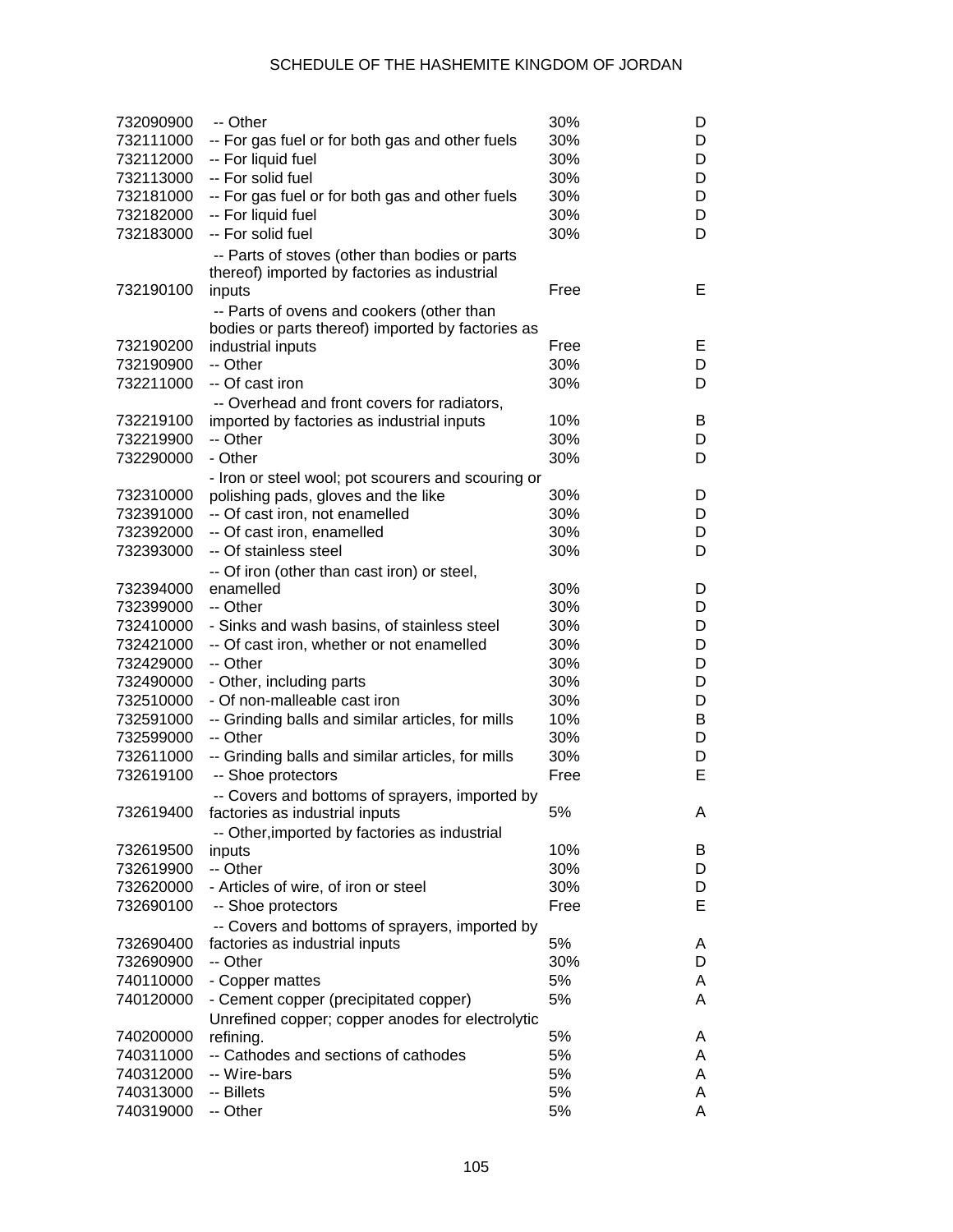| | | | |
|---|---|---|---|
| 732090900 | -- Other | 30% | D |
| 732111000 | -- For gas fuel or for both gas and other fuels | 30% | D |
| 732112000 | -- For liquid fuel | 30% | D |
| 732113000 | -- For solid fuel | 30% | D |
| 732181000 | -- For gas fuel or for both gas and other fuels | 30% | D |
| 732182000 | -- For liquid fuel | 30% | D |
| 732183000 | -- For solid fuel | 30% | D |
| 732190100 | -- Parts of stoves (other than bodies or parts thereof) imported by factories as industrial inputs | Free | E |
| 732190200 | -- Parts of ovens and cookers (other than bodies or parts thereof) imported by factories as industrial inputs | Free | E |
| 732190900 | -- Other | 30% | D |
| 732211000 | -- Of cast iron | 30% | D |
| 732219100 | -- Overhead and front covers for radiators, imported by factories as industrial inputs | 10% | B |
| 732219900 | -- Other | 30% | D |
| 732290000 | - Other | 30% | D |
| 732310000 | - Iron or steel wool; pot scourers and scouring or polishing pads, gloves and the like | 30% | D |
| 732391000 | -- Of cast iron, not enamelled | 30% | D |
| 732392000 | -- Of cast iron, enamelled | 30% | D |
| 732393000 | -- Of stainless steel | 30% | D |
| 732394000 | -- Of iron (other than cast iron) or steel, enamelled | 30% | D |
| 732399000 | -- Other | 30% | D |
| 732410000 | - Sinks and wash basins, of stainless steel | 30% | D |
| 732421000 | -- Of cast iron, whether or not enamelled | 30% | D |
| 732429000 | -- Other | 30% | D |
| 732490000 | - Other, including parts | 30% | D |
| 732510000 | - Of non-malleable cast iron | 30% | D |
| 732591000 | -- Grinding balls and similar articles, for mills | 10% | B |
| 732599000 | -- Other | 30% | D |
| 732611000 | -- Grinding balls and similar articles, for mills | 30% | D |
| 732619100 | -- Shoe protectors | Free | E |
| 732619400 | -- Covers and bottoms of sprayers, imported by factories as industrial inputs | 5% | A |
| 732619500 | -- Other,imported by factories as industrial inputs | 10% | B |
| 732619900 | -- Other | 30% | D |
| 732620000 | - Articles of wire, of iron or steel | 30% | D |
| 732690100 | -- Shoe protectors | Free | E |
| 732690400 | -- Covers and bottoms of sprayers, imported by factories as industrial inputs | 5% | A |
| 732690900 | -- Other | 30% | D |
| 740110000 | - Copper mattes | 5% | A |
| 740120000 | - Cement copper (precipitated copper) | 5% | A |
| 740200000 | Unrefined copper; copper anodes for electrolytic refining. | 5% | A |
| 740311000 | -- Cathodes and sections of cathodes | 5% | A |
| 740312000 | -- Wire-bars | 5% | A |
| 740313000 | -- Billets | 5% | A |
| 740319000 | -- Other | 5% | A |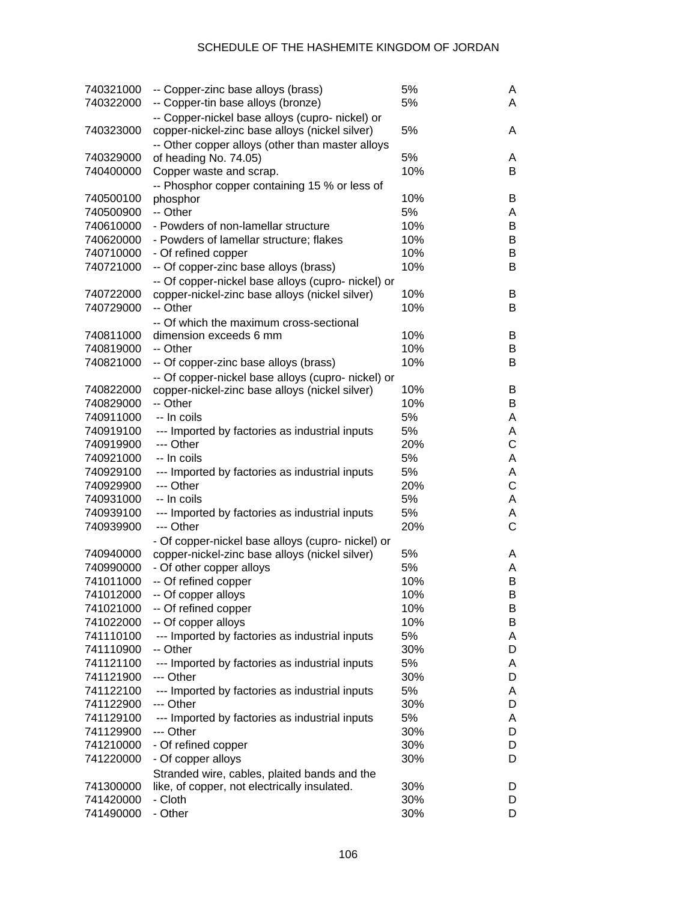| | | | |
|---|---|---|---|
| 740321000 | -- Copper-zinc base alloys (brass) | 5% | A |
| 740322000 | -- Copper-tin base alloys (bronze) | 5% | A |
| 740323000 | -- Copper-nickel base alloys (cupro- nickel) or copper-nickel-zinc base alloys (nickel silver) | 5% | A |
| 740329000 | -- Other copper alloys (other than master alloys of heading No. 74.05) | 5% | A |
| 740400000 | Copper waste and scrap. | 10% | B |
| 740500100 | -- Phosphor copper containing 15 % or less of phosphor | 10% | B |
| 740500900 | -- Other | 5% | A |
| 740610000 | - Powders of non-lamellar structure | 10% | B |
| 740620000 | - Powders of lamellar structure; flakes | 10% | B |
| 740710000 | - Of refined copper | 10% | B |
| 740721000 | -- Of copper-zinc base alloys (brass) | 10% | B |
| 740722000 | -- Of copper-nickel base alloys (cupro- nickel) or copper-nickel-zinc base alloys (nickel silver) | 10% | B |
| 740729000 | -- Other | 10% | B |
| 740811000 | -- Of which the maximum cross-sectional dimension exceeds 6 mm | 10% | B |
| 740819000 | -- Other | 10% | B |
| 740821000 | -- Of copper-zinc base alloys (brass) | 10% | B |
| 740822000 | -- Of copper-nickel base alloys (cupro- nickel) or copper-nickel-zinc base alloys (nickel silver) | 10% | B |
| 740829000 | -- Other | 10% | B |
| 740911000 | -- In coils | 5% | A |
| 740919100 | --- Imported by factories as industrial inputs | 5% | A |
| 740919900 | --- Other | 20% | C |
| 740921000 | -- In coils | 5% | A |
| 740929100 | --- Imported by factories as industrial inputs | 5% | A |
| 740929900 | --- Other | 20% | C |
| 740931000 | -- In coils | 5% | A |
| 740939100 | --- Imported by factories as industrial inputs | 5% | A |
| 740939900 | --- Other | 20% | C |
| 740940000 | - Of copper-nickel base alloys (cupro- nickel) or copper-nickel-zinc base alloys (nickel silver) | 5% | A |
| 740990000 | - Of other copper alloys | 5% | A |
| 741011000 | -- Of refined copper | 10% | B |
| 741012000 | -- Of copper alloys | 10% | B |
| 741021000 | -- Of refined copper | 10% | B |
| 741022000 | -- Of copper alloys | 10% | B |
| 741110100 | --- Imported by factories as industrial inputs | 5% | A |
| 741110900 | -- Other | 30% | D |
| 741121100 | --- Imported by factories as industrial inputs | 5% | A |
| 741121900 | --- Other | 30% | D |
| 741122100 | --- Imported by factories as industrial inputs | 5% | A |
| 741122900 | --- Other | 30% | D |
| 741129100 | --- Imported by factories as industrial inputs | 5% | A |
| 741129900 | --- Other | 30% | D |
| 741210000 | - Of refined copper | 30% | D |
| 741220000 | - Of copper alloys | 30% | D |
| 741300000 | Stranded wire, cables, plaited bands and the like, of copper, not electrically insulated. | 30% | D |
| 741420000 | - Cloth | 30% | D |
| 741490000 | - Other | 30% | D |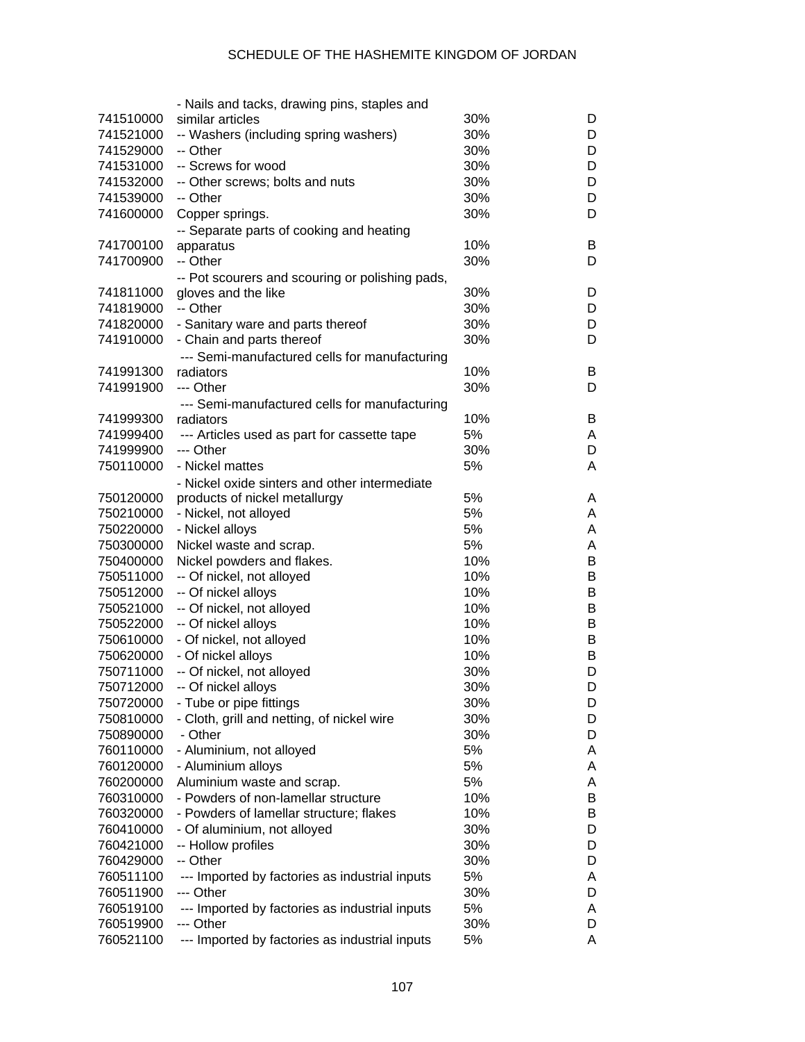| | | | |
|---|---|---|---|
| 741510000 | - Nails and tacks, drawing pins, staples and similar articles | 30% | D |
| 741521000 | -- Washers (including spring washers) | 30% | D |
| 741529000 | -- Other | 30% | D |
| 741531000 | -- Screws for wood | 30% | D |
| 741532000 | -- Other screws; bolts and nuts | 30% | D |
| 741539000 | -- Other | 30% | D |
| 741600000 | Copper springs. | 30% | D |
| 741700100 | -- Separate parts of cooking and heating apparatus | 10% | B |
| 741700900 | -- Other | 30% | D |
| 741811000 | -- Pot scourers and scouring or polishing pads, gloves and the like | 30% | D |
| 741819000 | -- Other | 30% | D |
| 741820000 | - Sanitary ware and parts thereof | 30% | D |
| 741910000 | - Chain and parts thereof | 30% | D |
| 741991300 | --- Semi-manufactured cells for manufacturing radiators | 10% | B |
| 741991900 | --- Other | 30% | D |
| 741999300 | --- Semi-manufactured cells for manufacturing radiators | 10% | B |
| 741999400 | --- Articles used as part for cassette tape | 5% | A |
| 741999900 | --- Other | 30% | D |
| 750110000 | - Nickel mattes | 5% | A |
| 750120000 | - Nickel oxide sinters and other intermediate products of nickel metallurgy | 5% | A |
| 750210000 | - Nickel, not alloyed | 5% | A |
| 750220000 | - Nickel alloys | 5% | A |
| 750300000 | Nickel waste and scrap. | 5% | A |
| 750400000 | Nickel powders and flakes. | 10% | B |
| 750511000 | -- Of nickel, not alloyed | 10% | B |
| 750512000 | -- Of nickel alloys | 10% | B |
| 750521000 | -- Of nickel, not alloyed | 10% | B |
| 750522000 | -- Of nickel alloys | 10% | B |
| 750610000 | - Of nickel, not alloyed | 10% | B |
| 750620000 | - Of nickel alloys | 10% | B |
| 750711000 | -- Of nickel, not alloyed | 30% | D |
| 750712000 | -- Of nickel alloys | 30% | D |
| 750720000 | - Tube or pipe fittings | 30% | D |
| 750810000 | - Cloth, grill and netting, of nickel wire | 30% | D |
| 750890000 | - Other | 30% | D |
| 760110000 | - Aluminium, not alloyed | 5% | A |
| 760120000 | - Aluminium alloys | 5% | A |
| 760200000 | Aluminium waste and scrap. | 5% | A |
| 760310000 | - Powders of non-lamellar structure | 10% | B |
| 760320000 | - Powders of lamellar structure; flakes | 10% | B |
| 760410000 | - Of aluminium, not alloyed | 30% | D |
| 760421000 | -- Hollow profiles | 30% | D |
| 760429000 | -- Other | 30% | D |
| 760511100 | --- Imported by factories as industrial inputs | 5% | A |
| 760511900 | --- Other | 30% | D |
| 760519100 | --- Imported by factories as industrial inputs | 5% | A |
| 760519900 | --- Other | 30% | D |
| 760521100 | --- Imported by factories as industrial inputs | 5% | A |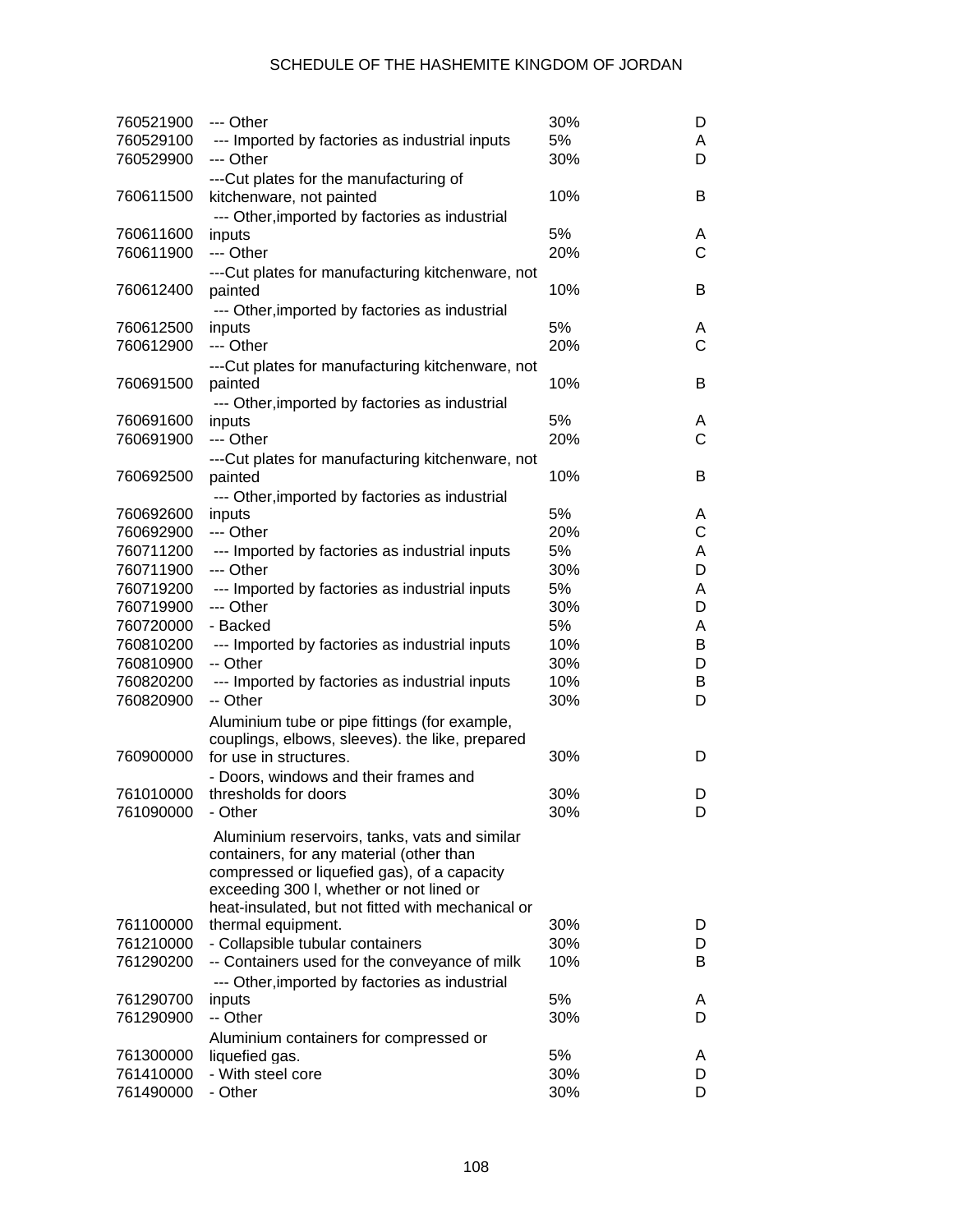| | | | |
|---|---|---|---|
| 760521900 | --- Other | 30% | D |
| 760529100 | --- Imported by factories as industrial inputs | 5% | A |
| 760529900 | --- Other | 30% | D |
| 760611500 | ---Cut plates for the manufacturing of kitchenware, not painted | 10% | B |
| 760611600 | --- Other,imported by factories as industrial inputs | 5% | A |
| 760611900 | --- Other | 20% | C |
| 760612400 | ---Cut plates for manufacturing kitchenware, not painted | 10% | B |
| 760612500 | --- Other,imported by factories as industrial inputs | 5% | A |
| 760612900 | --- Other | 20% | C |
| 760691500 | ---Cut plates for manufacturing kitchenware, not painted | 10% | B |
| 760691600 | --- Other,imported by factories as industrial inputs | 5% | A |
| 760691900 | --- Other | 20% | C |
| 760692500 | ---Cut plates for manufacturing kitchenware, not painted | 10% | B |
| 760692600 | --- Other,imported by factories as industrial inputs | 5% | A |
| 760692900 | --- Other | 20% | C |
| 760711200 | --- Imported by factories as industrial inputs | 5% | A |
| 760711900 | --- Other | 30% | D |
| 760719200 | --- Imported by factories as industrial inputs | 5% | A |
| 760719900 | --- Other | 30% | D |
| 760720000 | - Backed | 5% | A |
| 760810200 | --- Imported by factories as industrial inputs | 10% | B |
| 760810900 | -- Other | 30% | D |
| 760820200 | --- Imported by factories as industrial inputs | 10% | B |
| 760820900 | -- Other | 30% | D |
| 760900000 | Aluminium tube or pipe fittings (for example, couplings, elbows, sleeves). the like, prepared for use in structures. | 30% | D |
| 761010000 | - Doors, windows and their frames and thresholds for doors | 30% | D |
| 761090000 | - Other | 30% | D |
| 761100000 | Aluminium reservoirs, tanks, vats and similar containers, for any material (other than compressed or liquefied gas), of a capacity exceeding 300 l, whether or not lined or heat-insulated, but not fitted with mechanical or thermal equipment. | 30% | D |
| 761210000 | - Collapsible tubular containers | 30% | D |
| 761290200 | -- Containers used for the conveyance of milk | 10% | B |
| 761290700 | --- Other,imported by factories as industrial inputs | 5% | A |
| 761290900 | -- Other | 30% | D |
| 761300000 | Aluminium containers for compressed or liquefied gas. | 5% | A |
| 761410000 | - With steel core | 30% | D |
| 761490000 | - Other | 30% | D |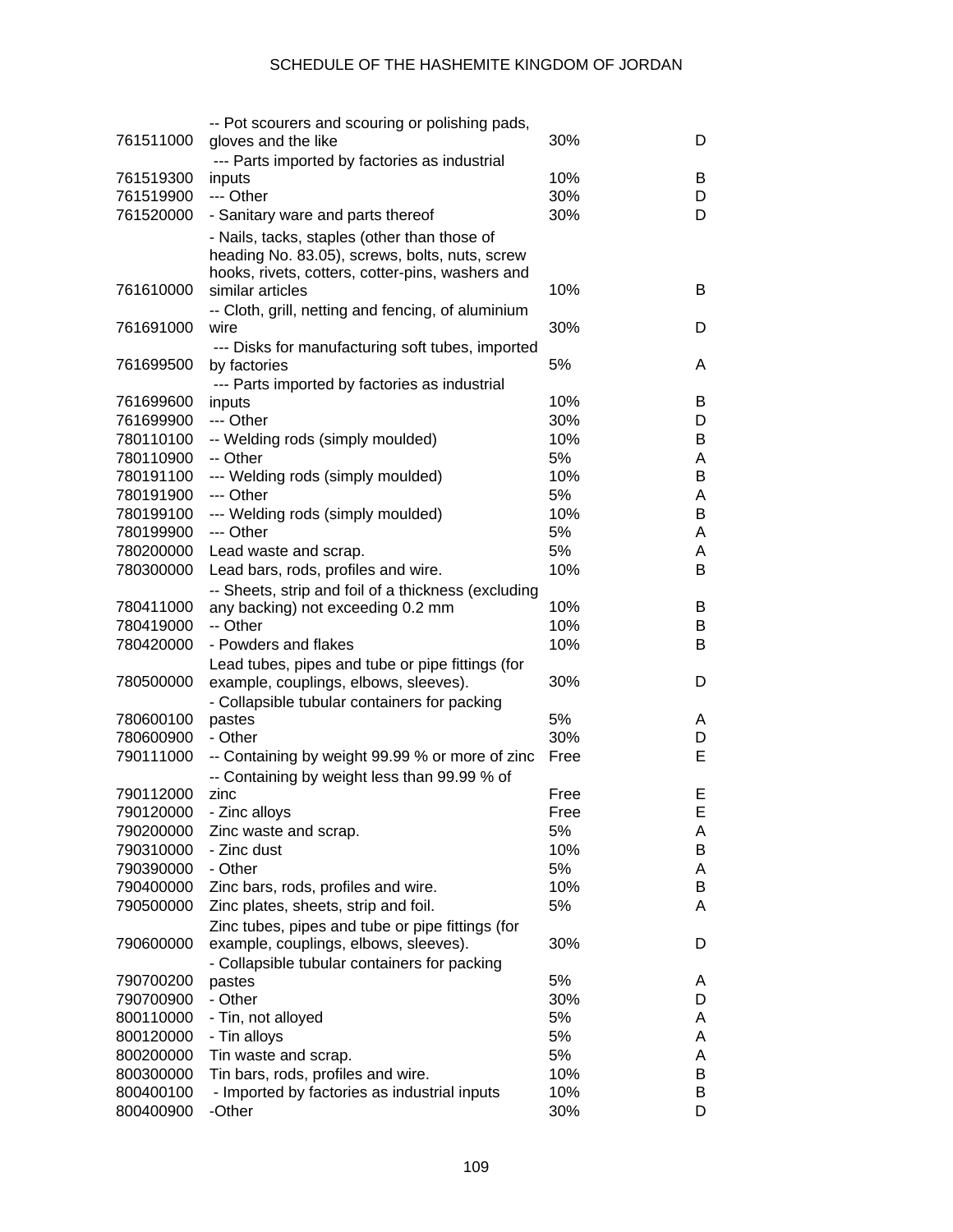| | | | |
|---|---|---|---|
| 761511000 | -- Pot scourers and scouring or polishing pads, gloves and the like | 30% | D |
| 761519300 | --- Parts imported by factories as industrial inputs | 10% | B |
| 761519900 | --- Other | 30% | D |
| 761520000 | - Sanitary ware and parts thereof | 30% | D |
| 761610000 | - Nails, tacks, staples (other than those of heading No. 83.05), screws, bolts, nuts, screw hooks, rivets, cotters, cotter-pins, washers and similar articles | 10% | B |
| 761691000 | -- Cloth, grill, netting and fencing, of aluminium wire | 30% | D |
| 761699500 | --- Disks for manufacturing soft tubes, imported by factories | 5% | A |
| 761699600 | --- Parts imported by factories as industrial inputs | 10% | B |
| 761699900 | --- Other | 30% | D |
| 780110100 | -- Welding rods (simply moulded) | 10% | B |
| 780110900 | -- Other | 5% | A |
| 780191100 | --- Welding rods (simply moulded) | 10% | B |
| 780191900 | --- Other | 5% | A |
| 780199100 | --- Welding rods (simply moulded) | 10% | B |
| 780199900 | --- Other | 5% | A |
| 780200000 | Lead waste and scrap. | 5% | A |
| 780300000 | Lead bars, rods, profiles and wire. | 10% | B |
| 780411000 | -- Sheets, strip and foil of a thickness (excluding any backing) not exceeding 0.2 mm | 10% | B |
| 780419000 | -- Other | 10% | B |
| 780420000 | - Powders and flakes | 10% | B |
| 780500000 | Lead tubes, pipes and tube or pipe fittings (for example, couplings, elbows, sleeves). | 30% | D |
| 780600100 | - Collapsible tubular containers for packing pastes | 5% | A |
| 780600900 | - Other | 30% | D |
| 790111000 | -- Containing by weight 99.99 % or more of zinc | Free | E |
| 790112000 | -- Containing by weight less than 99.99 % of zinc | Free | E |
| 790120000 | - Zinc alloys | Free | E |
| 790200000 | Zinc waste and scrap. | 5% | A |
| 790310000 | - Zinc dust | 10% | B |
| 790390000 | - Other | 5% | A |
| 790400000 | Zinc bars, rods, profiles and wire. | 10% | B |
| 790500000 | Zinc plates, sheets, strip and foil. | 5% | A |
| 790600000 | Zinc tubes, pipes and tube or pipe fittings (for example, couplings, elbows, sleeves). | 30% | D |
| 790700200 | - Collapsible tubular containers for packing pastes | 5% | A |
| 790700900 | - Other | 30% | D |
| 800110000 | - Tin, not alloyed | 5% | A |
| 800120000 | - Tin alloys | 5% | A |
| 800200000 | Tin waste and scrap. | 5% | A |
| 800300000 | Tin bars, rods, profiles and wire. | 10% | B |
| 800400100 | - Imported by factories as industrial inputs | 10% | B |
| 800400900 | -Other | 30% | D |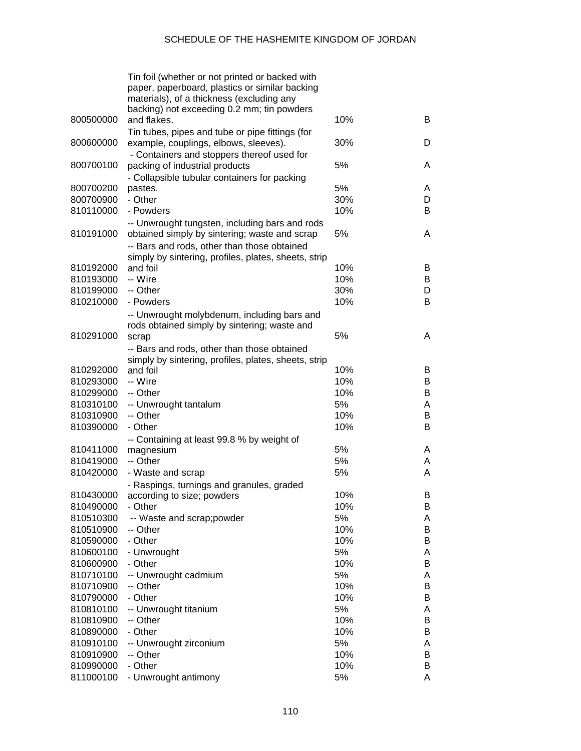| | | | |
|---|---|---|---|
| 800500000 | Tin foil (whether or not printed or backed with paper, paperboard, plastics or similar backing materials), of a thickness (excluding any backing) not exceeding 0.2 mm; tin powders and flakes. | 10% | B |
| 800600000 | Tin tubes, pipes and tube or pipe fittings (for example, couplings, elbows, sleeves). | 30% | D |
| 800700100 | - Containers and stoppers thereof used for packing of industrial products | 5% | A |
| 800700200 | - Collapsible tubular containers for packing pastes. | 5% | A |
| 800700900 | - Other | 30% | D |
| 810110000 | - Powders | 10% | B |
| 810191000 | -- Unwrought tungsten, including bars and rods obtained simply by sintering; waste and scrap | 5% | A |
| 810192000 | -- Bars and rods, other than those obtained simply by sintering, profiles, plates, sheets, strip and foil | 10% | B |
| 810193000 | -- Wire | 10% | B |
| 810199000 | -- Other | 30% | D |
| 810210000 | - Powders | 10% | B |
| 810291000 | -- Unwrought molybdenum, including bars and rods obtained simply by sintering; waste and scrap | 5% | A |
| 810292000 | -- Bars and rods, other than those obtained simply by sintering, profiles, plates, sheets, strip and foil | 10% | B |
| 810293000 | -- Wire | 10% | B |
| 810299000 | -- Other | 10% | B |
| 810310100 | -- Unwrought tantalum | 5% | A |
| 810310900 | -- Other | 10% | B |
| 810390000 | - Other | 10% | B |
| 810411000 | -- Containing at least 99.8 % by weight of magnesium | 5% | A |
| 810419000 | -- Other | 5% | A |
| 810420000 | - Waste and scrap | 5% | A |
| 810430000 | - Raspings, turnings and granules, graded according to size; powders | 10% | B |
| 810490000 | - Other | 10% | B |
| 810510300 | -- Waste and scrap;powder | 5% | A |
| 810510900 | -- Other | 10% | B |
| 810590000 | - Other | 10% | B |
| 810600100 | - Unwrought | 5% | A |
| 810600900 | - Other | 10% | B |
| 810710100 | -- Unwrought cadmium | 5% | A |
| 810710900 | -- Other | 10% | B |
| 810790000 | - Other | 10% | B |
| 810810100 | -- Unwrought titanium | 5% | A |
| 810810900 | -- Other | 10% | B |
| 810890000 | - Other | 10% | B |
| 810910100 | -- Unwrought zirconium | 5% | A |
| 810910900 | -- Other | 10% | B |
| 810990000 | - Other | 10% | B |
| 811000100 | - Unwrought antimony | 5% | A |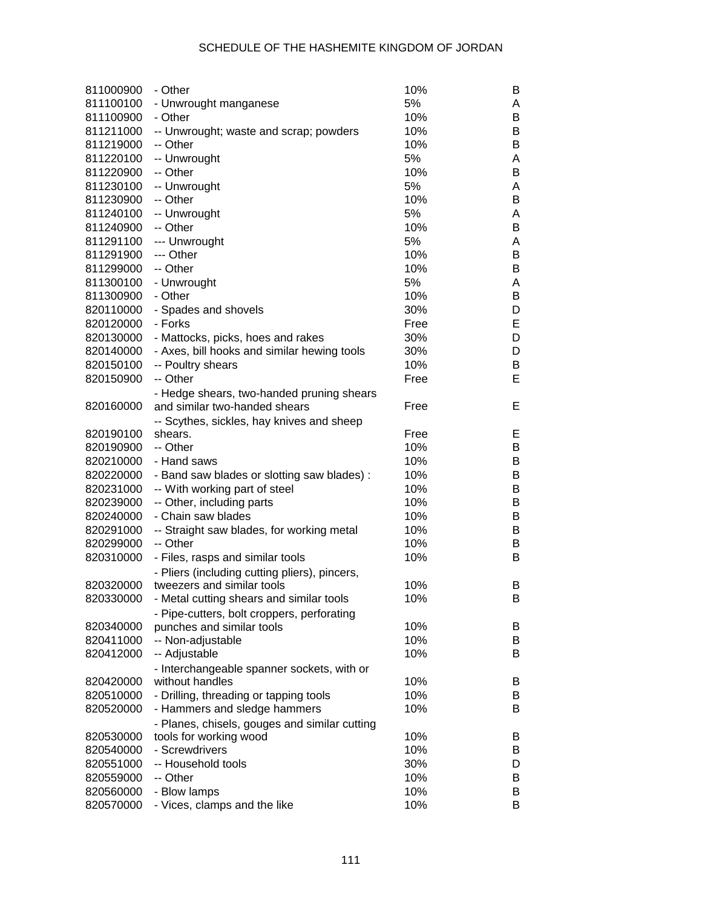| | | | |
|---|---|---|---|
| 811000900 | - Other | 10% | B |
| 811100100 | - Unwrought manganese | 5% | A |
| 811100900 | - Other | 10% | B |
| 811211000 | -- Unwrought; waste and scrap; powders | 10% | B |
| 811219000 | -- Other | 10% | B |
| 811220100 | -- Unwrought | 5% | A |
| 811220900 | -- Other | 10% | B |
| 811230100 | -- Unwrought | 5% | A |
| 811230900 | -- Other | 10% | B |
| 811240100 | -- Unwrought | 5% | A |
| 811240900 | -- Other | 10% | B |
| 811291100 | --- Unwrought | 5% | A |
| 811291900 | --- Other | 10% | B |
| 811299000 | -- Other | 10% | B |
| 811300100 | - Unwrought | 5% | A |
| 811300900 | - Other | 10% | B |
| 820110000 | - Spades and shovels | 30% | D |
| 820120000 | - Forks | Free | E |
| 820130000 | - Mattocks, picks, hoes and rakes | 30% | D |
| 820140000 | - Axes, bill hooks and similar hewing tools | 30% | D |
| 820150100 | -- Poultry shears | 10% | B |
| 820150900 | -- Other | Free | E |
| 820160000 | - Hedge shears, two-handed pruning shears and similar two-handed shears | Free | E |
| 820190100 | -- Scythes, sickles, hay knives and sheep shears. | Free | E |
| 820190900 | -- Other | 10% | B |
| 820210000 | - Hand saws | 10% | B |
| 820220000 | - Band saw blades or slotting saw blades) : | 10% | B |
| 820231000 | -- With working part of steel | 10% | B |
| 820239000 | -- Other, including parts | 10% | B |
| 820240000 | - Chain saw blades | 10% | B |
| 820291000 | -- Straight saw blades, for working metal | 10% | B |
| 820299000 | -- Other | 10% | B |
| 820310000 | - Files, rasps and similar tools | 10% | B |
| 820320000 | - Pliers (including cutting pliers), pincers, tweezers and similar tools | 10% | B |
| 820330000 | - Metal cutting shears and similar tools | 10% | B |
| 820340000 | - Pipe-cutters, bolt croppers, perforating punches and similar tools | 10% | B |
| 820411000 | -- Non-adjustable | 10% | B |
| 820412000 | -- Adjustable | 10% | B |
| 820420000 | - Interchangeable spanner sockets, with or without handles | 10% | B |
| 820510000 | - Drilling, threading or tapping tools | 10% | B |
| 820520000 | - Hammers and sledge hammers | 10% | B |
| 820530000 | - Planes, chisels, gouges and similar cutting tools for working wood | 10% | B |
| 820540000 | - Screwdrivers | 10% | B |
| 820551000 | -- Household tools | 30% | D |
| 820559000 | -- Other | 10% | B |
| 820560000 | - Blow lamps | 10% | B |
| 820570000 | - Vices, clamps and the like | 10% | B |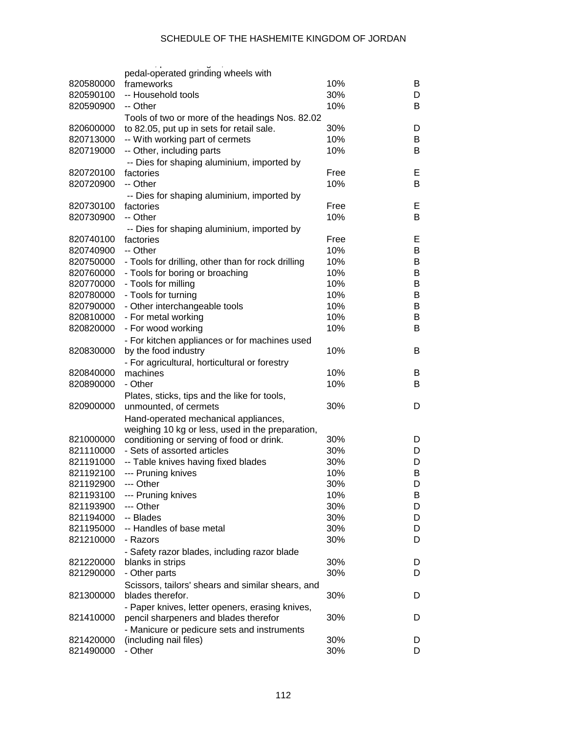| | | | |
|---|---|---|---|
| 820580000 | pedal-operated grinding wheels with frameworks | 10% | B |
| 820590100 | -- Household tools | 30% | D |
| 820590900 | -- Other | 10% | B |
| 820600000 | Tools of two or more of the headings Nos. 82.02 to 82.05, put up in sets for retail sale. | 30% | D |
| 820713000 | -- With working part of cermets | 10% | B |
| 820719000 | -- Other, including parts | 10% | B |
| 820720100 | -- Dies for shaping aluminium, imported by factories | Free | E |
| 820720900 | -- Other | 10% | B |
| 820730100 | -- Dies for shaping aluminium, imported by factories | Free | E |
| 820730900 | -- Other | 10% | B |
| 820740100 | -- Dies for shaping aluminium, imported by factories | Free | E |
| 820740900 | -- Other | 10% | B |
| 820750000 | - Tools for drilling, other than for rock drilling | 10% | B |
| 820760000 | - Tools for boring or broaching | 10% | B |
| 820770000 | - Tools for milling | 10% | B |
| 820780000 | - Tools for turning | 10% | B |
| 820790000 | - Other interchangeable tools | 10% | B |
| 820810000 | - For metal working | 10% | B |
| 820820000 | - For wood working | 10% | B |
| 820830000 | - For kitchen appliances or for machines used by the food industry | 10% | B |
| 820840000 | - For agricultural, horticultural or forestry machines | 10% | B |
| 820890000 | - Other | 10% | B |
| 820900000 | Plates, sticks, tips and the like for tools, unmounted, of cermets | 30% | D |
| 821000000 | Hand-operated mechanical appliances, weighing 10 kg or less, used in the preparation, conditioning or serving of food or drink. | 30% | D |
| 821110000 | - Sets of assorted articles | 30% | D |
| 821191000 | -- Table knives having fixed blades | 30% | D |
| 821192100 | --- Pruning knives | 10% | B |
| 821192900 | --- Other | 30% | D |
| 821193100 | --- Pruning knives | 10% | B |
| 821193900 | --- Other | 30% | D |
| 821194000 | -- Blades | 30% | D |
| 821195000 | -- Handles of base metal | 30% | D |
| 821210000 | - Razors | 30% | D |
| 821220000 | - Safety razor blades, including razor blade blanks in strips | 30% | D |
| 821290000 | - Other parts | 30% | D |
| 821300000 | Scissors, tailors' shears and similar shears, and blades therefor. | 30% | D |
| 821410000 | - Paper knives, letter openers, erasing knives, pencil sharpeners and blades therefor | 30% | D |
| 821420000 | - Manicure or pedicure sets and instruments (including nail files) | 30% | D |
| 821490000 | - Other | 30% | D |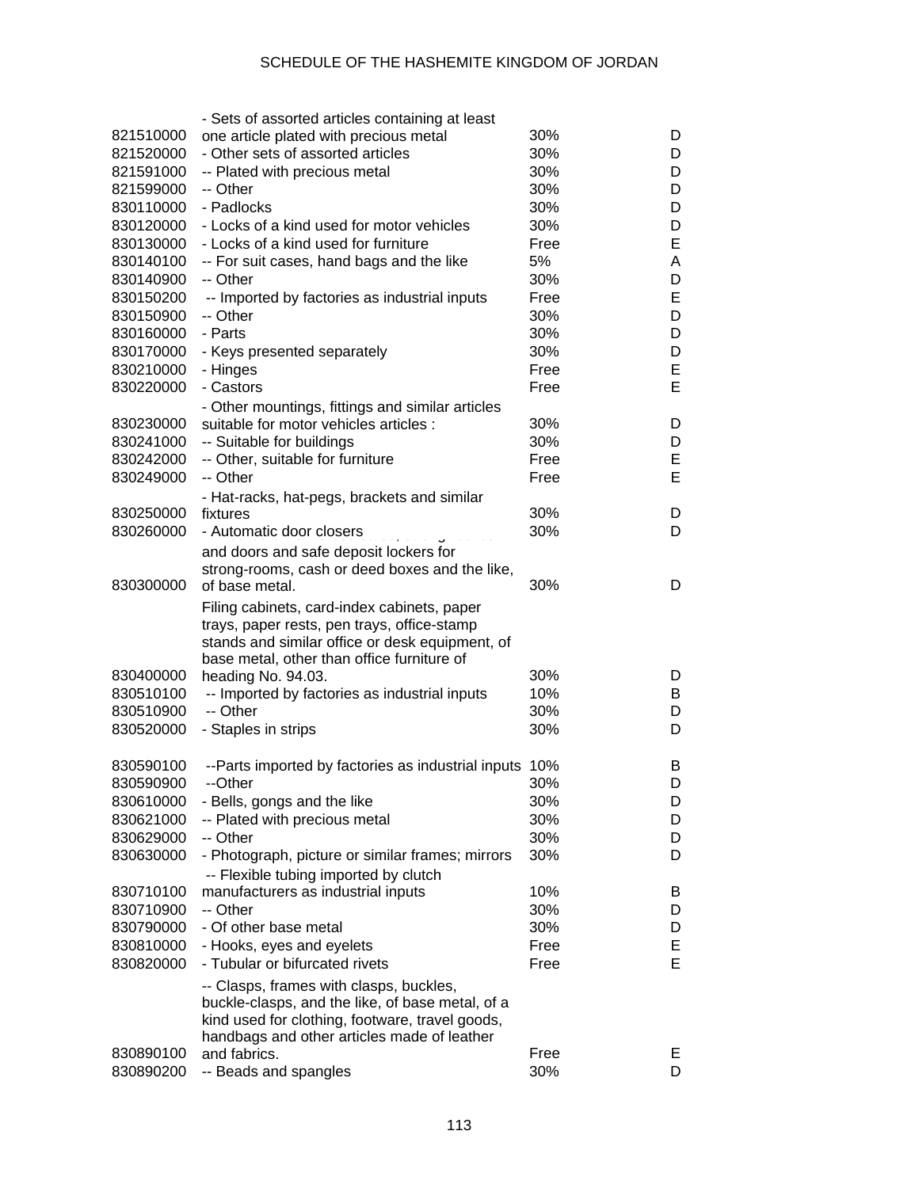| | | | |
|---|---|---|---|
| 821510000 | - Sets of assorted articles containing at least one article plated with precious metal | 30% | D |
| 821520000 | - Other sets of assorted articles | 30% | D |
| 821591000 | -- Plated with precious metal | 30% | D |
| 821599000 | -- Other | 30% | D |
| 830110000 | - Padlocks | 30% | D |
| 830120000 | - Locks of a kind used for motor vehicles | 30% | D |
| 830130000 | - Locks of a kind used for furniture | Free | E |
| 830140100 | -- For suit cases, hand bags and the like | 5% | A |
| 830140900 | -- Other | 30% | D |
| 830150200 | -- Imported by factories as industrial inputs | Free | E |
| 830150900 | -- Other | 30% | D |
| 830160000 | - Parts | 30% | D |
| 830170000 | - Keys presented separately | 30% | D |
| 830210000 | - Hinges | Free | E |
| 830220000 | - Castors | Free | E |
| 830230000 | - Other mountings, fittings and similar articles suitable for motor vehicles articles : | 30% | D |
| 830241000 | -- Suitable for buildings | 30% | D |
| 830242000 | -- Other, suitable for furniture | Free | E |
| 830249000 | -- Other | Free | E |
| 830250000 | - Hat-racks, hat-pegs, brackets and similar fixtures | 30% | D |
| 830260000 | - Automatic door closers | 30% | D |
| 830300000 | and doors and safe deposit lockers for strong-rooms, cash or deed boxes and the like, of base metal. | 30% | D |
| 830400000 | Filing cabinets, card-index cabinets, paper trays, paper rests, pen trays, office-stamp stands and similar office or desk equipment, of base metal, other than office furniture of heading No. 94.03. | 30% | D |
| 830510100 | -- Imported by factories as industrial inputs | 10% | B |
| 830510900 | -- Other | 30% | D |
| 830520000 | - Staples in strips | 30% | D |
| 830590100 | --Parts imported by factories as industrial inputs | 10% | B |
| 830590900 | --Other | 30% | D |
| 830610000 | - Bells, gongs and the like | 30% | D |
| 830621000 | -- Plated with precious metal | 30% | D |
| 830629000 | -- Other | 30% | D |
| 830630000 | - Photograph, picture or similar frames; mirrors | 30% | D |
| 830710100 | -- Flexible tubing imported by clutch manufacturers as industrial inputs | 10% | B |
| 830710900 | -- Other | 30% | D |
| 830790000 | - Of other base metal | 30% | D |
| 830810000 | - Hooks, eyes and eyelets | Free | E |
| 830820000 | - Tubular or bifurcated rivets | Free | E |
| 830890100 | -- Clasps, frames with clasps, buckles, buckle-clasps, and the like, of base metal, of a kind used for clothing, footwear, travel goods, handbags and other articles made of leather and fabrics. | Free | E |
| 830890200 | -- Beads and spangles | 30% | D |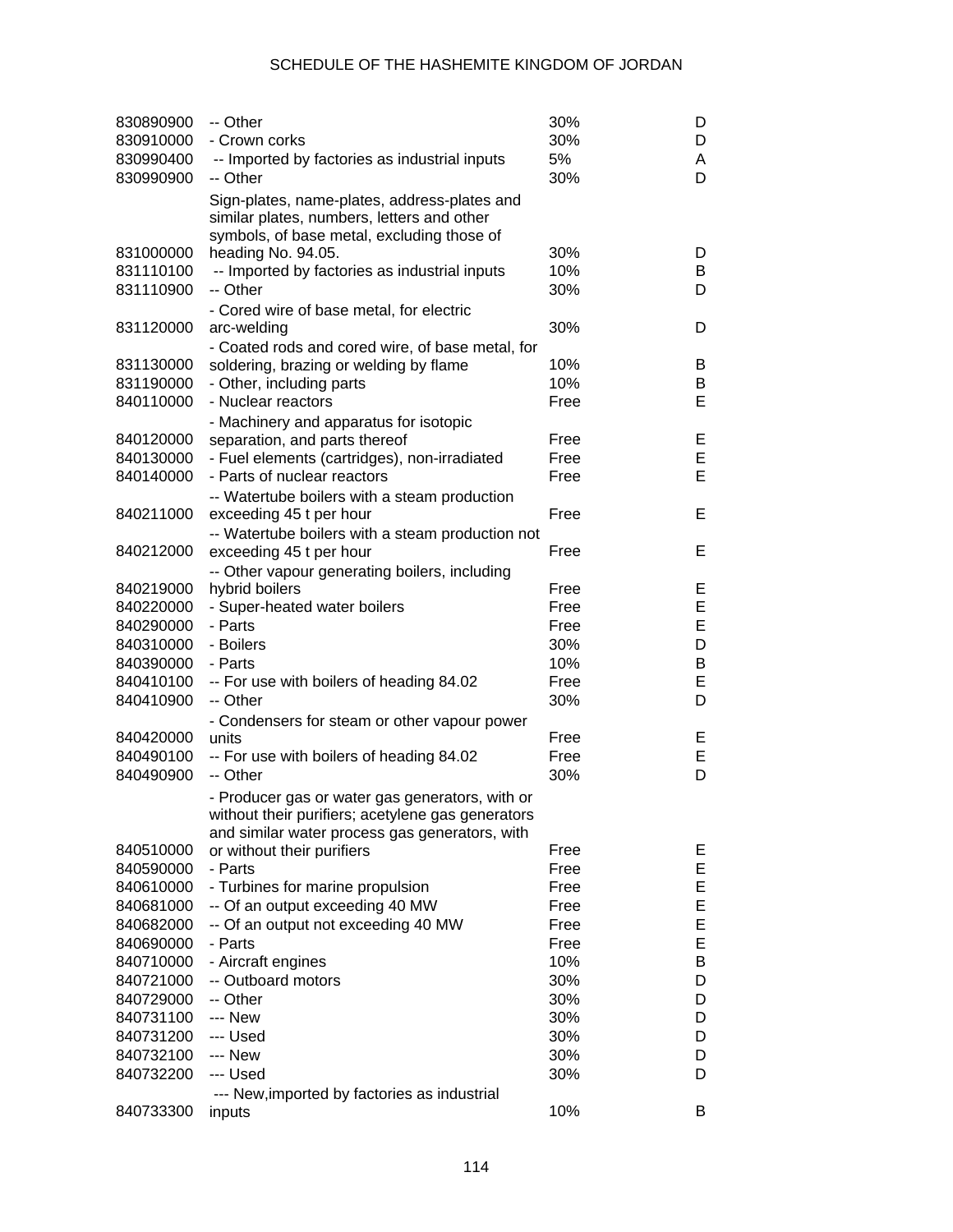| | | | |
|---|---|---|---|
| 830890900 | -- Other | 30% | D |
| 830910000 | - Crown corks | 30% | D |
| 830990400 | -- Imported by factories as industrial inputs | 5% | A |
| 830990900 | -- Other | 30% | D |
| 831000000 | Sign-plates, name-plates, address-plates and similar plates, numbers, letters and other symbols, of base metal, excluding those of heading No. 94.05. | 30% | D |
| 831110100 | -- Imported by factories as industrial inputs | 10% | B |
| 831110900 | -- Other | 30% | D |
| 831120000 | - Cored wire of base metal, for electric arc-welding | 30% | D |
| 831130000 | - Coated rods and cored wire, of base metal, for soldering, brazing or welding by flame | 10% | B |
| 831190000 | - Other, including parts | 10% | B |
| 840110000 | - Nuclear reactors | Free | E |
| 840120000 | - Machinery and apparatus for isotopic separation, and parts thereof | Free | E |
| 840130000 | - Fuel elements (cartridges), non-irradiated | Free | E |
| 840140000 | - Parts of nuclear reactors | Free | E |
| 840211000 | -- Watertube boilers with a steam production exceeding 45 t per hour | Free | E |
| 840212000 | -- Watertube boilers with a steam production not exceeding 45 t per hour | Free | E |
| 840219000 | -- Other vapour generating boilers, including hybrid boilers | Free | E |
| 840220000 | - Super-heated water boilers | Free | E |
| 840290000 | - Parts | Free | E |
| 840310000 | - Boilers | 30% | D |
| 840390000 | - Parts | 10% | B |
| 840410100 | -- For use with boilers of heading 84.02 | Free | E |
| 840410900 | -- Other | 30% | D |
| 840420000 | - Condensers for steam or other vapour power units | Free | E |
| 840490100 | -- For use with boilers of heading 84.02 | Free | E |
| 840490900 | -- Other | 30% | D |
| 840510000 | - Producer gas or water gas generators, with or without their purifiers; acetylene gas generators and similar water process gas generators, with or without their purifiers | Free | E |
| 840590000 | - Parts | Free | E |
| 840610000 | - Turbines for marine propulsion | Free | E |
| 840681000 | -- Of an output exceeding 40 MW | Free | E |
| 840682000 | -- Of an output not exceeding 40 MW | Free | E |
| 840690000 | - Parts | Free | E |
| 840710000 | - Aircraft engines | 10% | B |
| 840721000 | -- Outboard motors | 30% | D |
| 840729000 | -- Other | 30% | D |
| 840731100 | --- New | 30% | D |
| 840731200 | --- Used | 30% | D |
| 840732100 | --- New | 30% | D |
| 840732200 | --- Used | 30% | D |
| 840733300 | --- New,imported by factories as industrial inputs | 10% | B |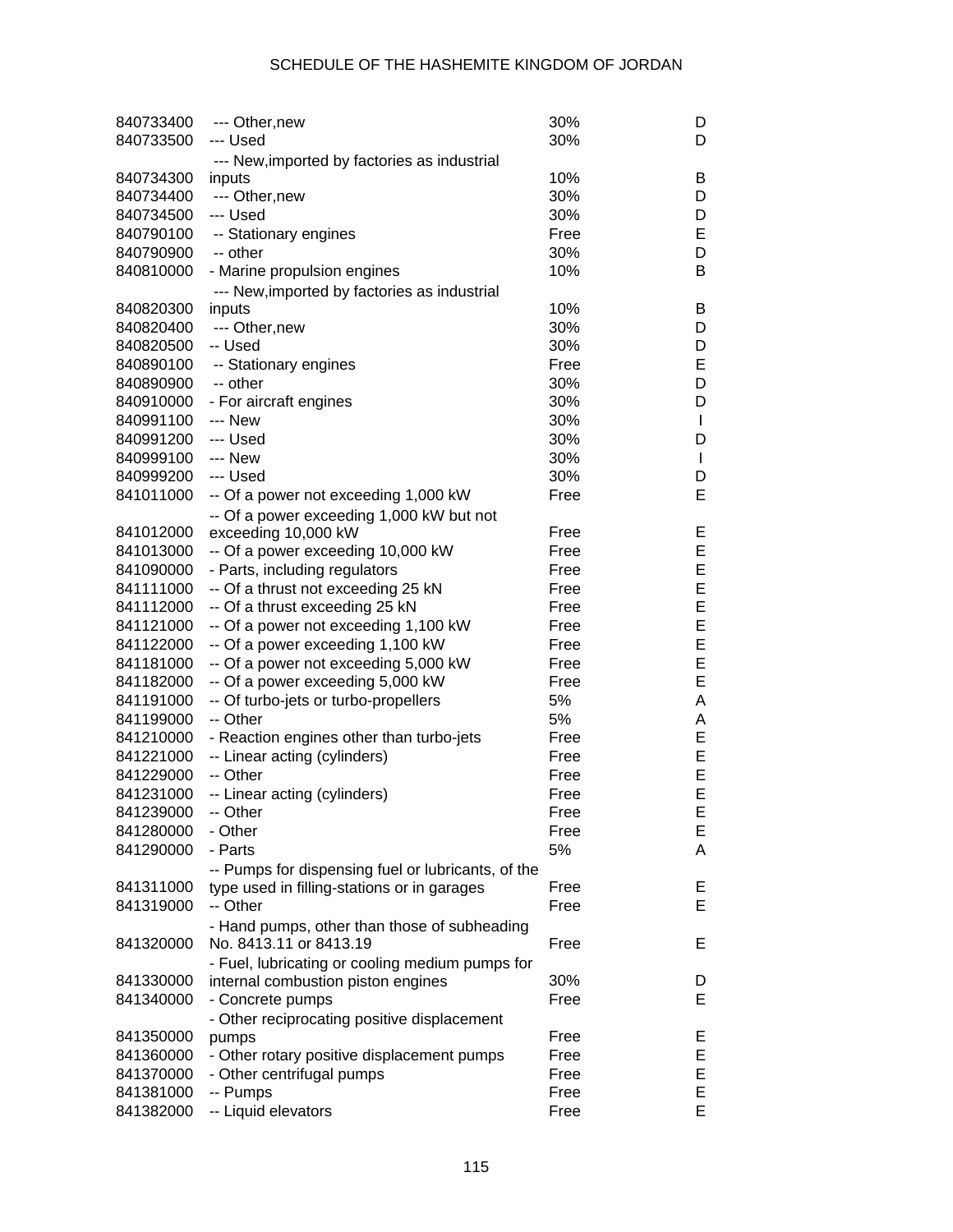| | | | |
|---|---|---|---|
| 840733400 | --- Other,new | 30% | D |
| 840733500 | --- Used | 30% | D |
| 840734300 | --- New,imported by factories as industrial inputs | 10% | B |
| 840734400 | --- Other,new | 30% | D |
| 840734500 | --- Used | 30% | D |
| 840790100 | -- Stationary engines | Free | E |
| 840790900 | -- other | 30% | D |
| 840810000 | - Marine propulsion engines | 10% | B |
| 840820300 | --- New,imported by factories as industrial inputs | 10% | B |
| 840820400 | --- Other,new | 30% | D |
| 840820500 | -- Used | 30% | D |
| 840890100 | -- Stationary engines | Free | E |
| 840890900 | -- other | 30% | D |
| 840910000 | - For aircraft engines | 30% | D |
| 840991100 | --- New | 30% | I |
| 840991200 | --- Used | 30% | D |
| 840999100 | --- New | 30% | I |
| 840999200 | --- Used | 30% | D |
| 841011000 | -- Of a power not exceeding 1,000 kW | Free | E |
| 841012000 | -- Of a power exceeding 1,000 kW but not exceeding 10,000 kW | Free | E |
| 841013000 | -- Of a power exceeding 10,000 kW | Free | E |
| 841090000 | - Parts, including regulators | Free | E |
| 841111000 | -- Of a thrust not exceeding 25 kN | Free | E |
| 841112000 | -- Of a thrust exceeding 25 kN | Free | E |
| 841121000 | -- Of a power not exceeding 1,100 kW | Free | E |
| 841122000 | -- Of a power exceeding 1,100 kW | Free | E |
| 841181000 | -- Of a power not exceeding 5,000 kW | Free | E |
| 841182000 | -- Of a power exceeding 5,000 kW | Free | E |
| 841191000 | -- Of turbo-jets or turbo-propellers | 5% | A |
| 841199000 | -- Other | 5% | A |
| 841210000 | - Reaction engines other than turbo-jets | Free | E |
| 841221000 | -- Linear acting (cylinders) | Free | E |
| 841229000 | -- Other | Free | E |
| 841231000 | -- Linear acting (cylinders) | Free | E |
| 841239000 | -- Other | Free | E |
| 841280000 | - Other | Free | E |
| 841290000 | - Parts | 5% | A |
| 841311000 | -- Pumps for dispensing fuel or lubricants, of the type used in filling-stations or in garages | Free | E |
| 841319000 | -- Other | Free | E |
| 841320000 | - Hand pumps, other than those of subheading No. 8413.11 or 8413.19 | Free | E |
| 841330000 | - Fuel, lubricating or cooling medium pumps for internal combustion piston engines | 30% | D |
| 841340000 | - Concrete pumps | Free | E |
| 841350000 | - Other reciprocating positive displacement pumps | Free | E |
| 841360000 | - Other rotary positive displacement pumps | Free | E |
| 841370000 | - Other centrifugal pumps | Free | E |
| 841381000 | -- Pumps | Free | E |
| 841382000 | -- Liquid elevators | Free | E |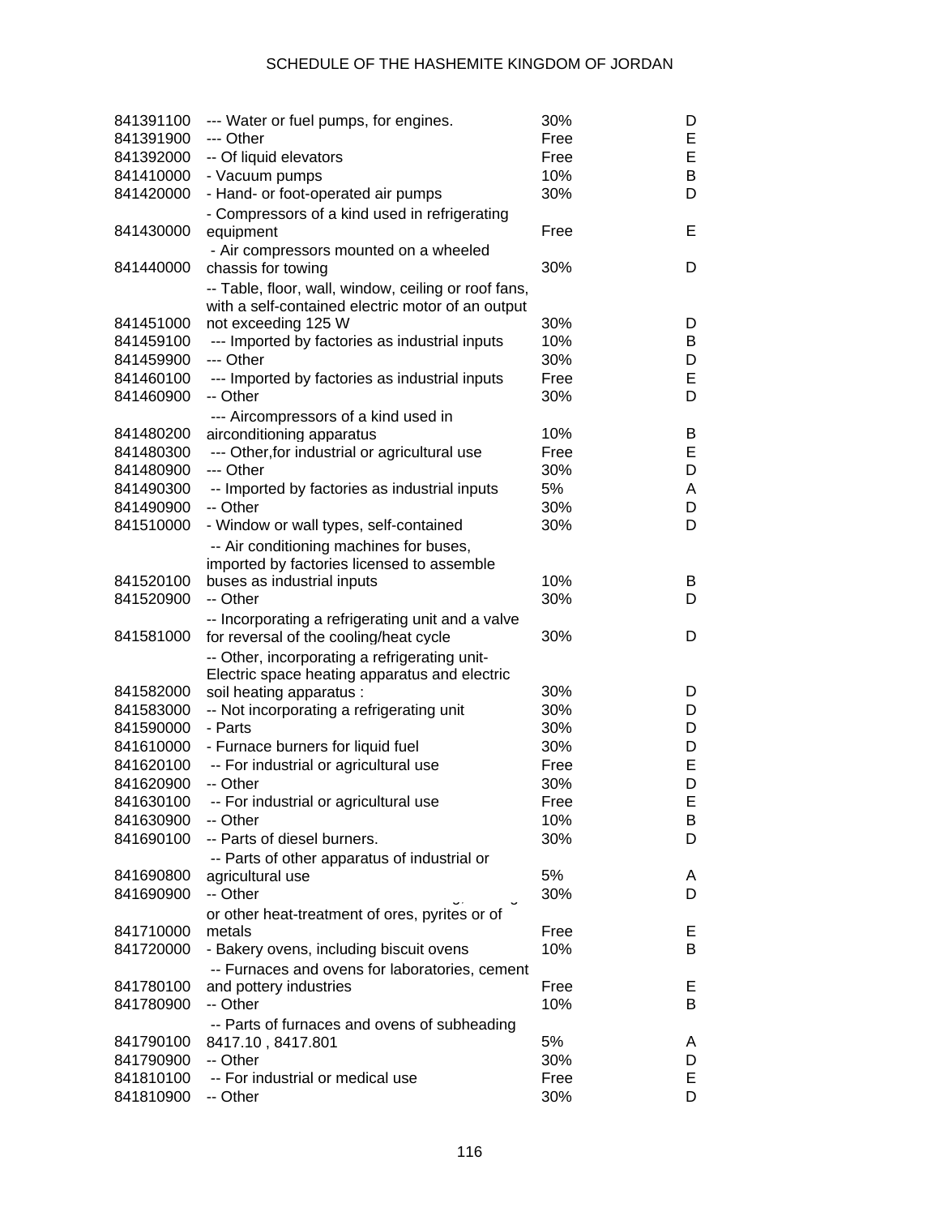# SCHEDULE OF THE HASHEMITE KINGDOM OF JORDAN

| | | | |
|---|---|---|---|
| 841391100 | --- Water or fuel pumps, for engines. | 30% | D |
| 841391900 | --- Other | Free | E |
| 841392000 | -- Of liquid elevators | Free | E |
| 841410000 | - Vacuum pumps | 10% | B |
| 841420000 | - Hand- or foot-operated air pumps | 30% | D |
| 841430000 | - Compressors of a kind used in refrigerating equipment | Free | E |
| 841440000 | - Air compressors mounted on a wheeled chassis for towing | 30% | D |
| 841451000 | -- Table, floor, wall, window, ceiling or roof fans, with a self-contained electric motor of an output not exceeding 125 W | 30% | D |
| 841459100 | --- Imported by factories as industrial inputs | 10% | B |
| 841459900 | --- Other | 30% | D |
| 841460100 | --- Imported by factories as industrial inputs | Free | E |
| 841460900 | -- Other | 30% | D |
| 841480200 | --- Aircompressors of a kind used in airconditioning apparatus | 10% | B |
| 841480300 | --- Other,for industrial or agricultural use | Free | E |
| 841480900 | --- Other | 30% | D |
| 841490300 | -- Imported by factories as industrial inputs | 5% | A |
| 841490900 | -- Other | 30% | D |
| 841510000 | - Window or wall types, self-contained | 30% | D |
| 841520100 | -- Air conditioning machines for buses, imported by factories licensed to assemble buses as industrial inputs | 10% | B |
| 841520900 | -- Other | 30% | D |
| 841581000 | -- Incorporating a refrigerating unit and a valve for reversal of the cooling/heat cycle | 30% | D |
| 841582000 | -- Other, incorporating a refrigerating unit- Electric space heating apparatus and electric soil heating apparatus : | 30% | D |
| 841583000 | -- Not incorporating a refrigerating unit | 30% | D |
| 841590000 | - Parts | 30% | D |
| 841610000 | - Furnace burners for liquid fuel | 30% | D |
| 841620100 | -- For industrial or agricultural use | Free | E |
| 841620900 | -- Other | 30% | D |
| 841630100 | -- For industrial or agricultural use | Free | E |
| 841630900 | -- Other | 10% | B |
| 841690100 | -- Parts of diesel burners. | 30% | D |
| 841690800 | -- Parts of other apparatus of industrial or agricultural use | 5% | A |
| 841690900 | -- Other | 30% | D |
| 841710000 | or other heat-treatment of ores, pyrites or of metals | Free | E |
| 841720000 | - Bakery ovens, including biscuit ovens | 10% | B |
| 841780100 | -- Furnaces and ovens for laboratories, cement and pottery industries | Free | E |
| 841780900 | -- Other | 10% | B |
| 841790100 | -- Parts of furnaces and ovens of subheading 8417.10 , 8417.801 | 5% | A |
| 841790900 | -- Other | 30% | D |
| 841810100 | -- For industrial or medical use | Free | E |
| 841810900 | -- Other | 30% | D |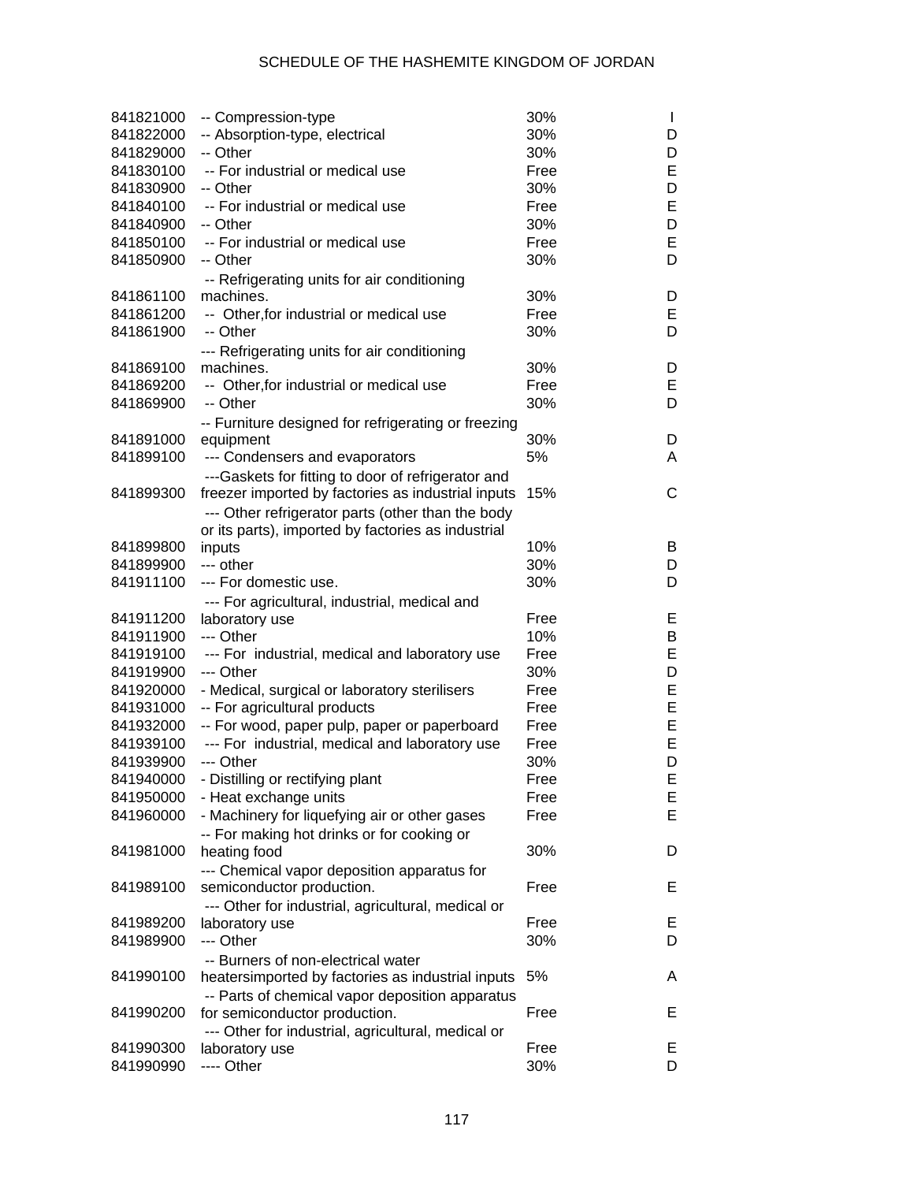# SCHEDULE OF THE HASHEMITE KINGDOM OF JORDAN

| | | | |
|---|---|---|---|
| 841821000 | -- Compression-type | 30% | I |
| 841822000 | -- Absorption-type, electrical | 30% | D |
| 841829000 | -- Other | 30% | D |
| 841830100 | -- For industrial or medical use | Free | E |
| 841830900 | -- Other | 30% | D |
| 841840100 | -- For industrial or medical use | Free | E |
| 841840900 | -- Other | 30% | D |
| 841850100 | -- For industrial or medical use | Free | E |
| 841850900 | -- Other | 30% | D |
| 841861100 | -- Refrigerating units for air conditioning machines. | 30% | D |
| 841861200 | -- Other,for industrial or medical use | Free | E |
| 841861900 | -- Other | 30% | D |
| 841869100 | --- Refrigerating units for air conditioning machines. | 30% | D |
| 841869200 | -- Other,for industrial or medical use | Free | E |
| 841869900 | -- Other | 30% | D |
| 841891000 | -- Furniture designed for refrigerating or freezing equipment | 30% | D |
| 841899100 | --- Condensers and evaporators | 5% | A |
| 841899300 | ---Gaskets for fitting to door of refrigerator and freezer imported by factories as industrial inputs | 15% | C |
| 841899800 | --- Other refrigerator parts (other than the body or its parts), imported by factories as industrial inputs | 10% | B |
| 841899900 | --- other | 30% | D |
| 841911100 | --- For domestic use. | 30% | D |
| 841911200 | --- For agricultural, industrial, medical and laboratory use | Free | E |
| 841911900 | --- Other | 10% | B |
| 841919100 | --- For industrial, medical and laboratory use | Free | E |
| 841919900 | --- Other | 30% | D |
| 841920000 | - Medical, surgical or laboratory sterilisers | Free | E |
| 841931000 | -- For agricultural products | Free | E |
| 841932000 | -- For wood, paper pulp, paper or paperboard | Free | E |
| 841939100 | --- For industrial, medical and laboratory use | Free | E |
| 841939900 | --- Other | 30% | D |
| 841940000 | - Distilling or rectifying plant | Free | E |
| 841950000 | - Heat exchange units | Free | E |
| 841960000 | - Machinery for liquefying air or other gases | Free | E |
| 841981000 | -- For making hot drinks or for cooking or heating food | 30% | D |
| 841989100 | --- Chemical vapor deposition apparatus for semiconductor production. | Free | E |
| 841989200 | --- Other for industrial, agricultural, medical or laboratory use | Free | E |
| 841989900 | --- Other | 30% | D |
| 841990100 | -- Burners of non-electrical water heatersimported by factories as industrial inputs | 5% | A |
| 841990200 | -- Parts of chemical vapor deposition apparatus for semiconductor production. | Free | E |
| 841990300 | --- Other for industrial, agricultural, medical or laboratory use | Free | E |
| 841990990 | ---- Other | 30% | D |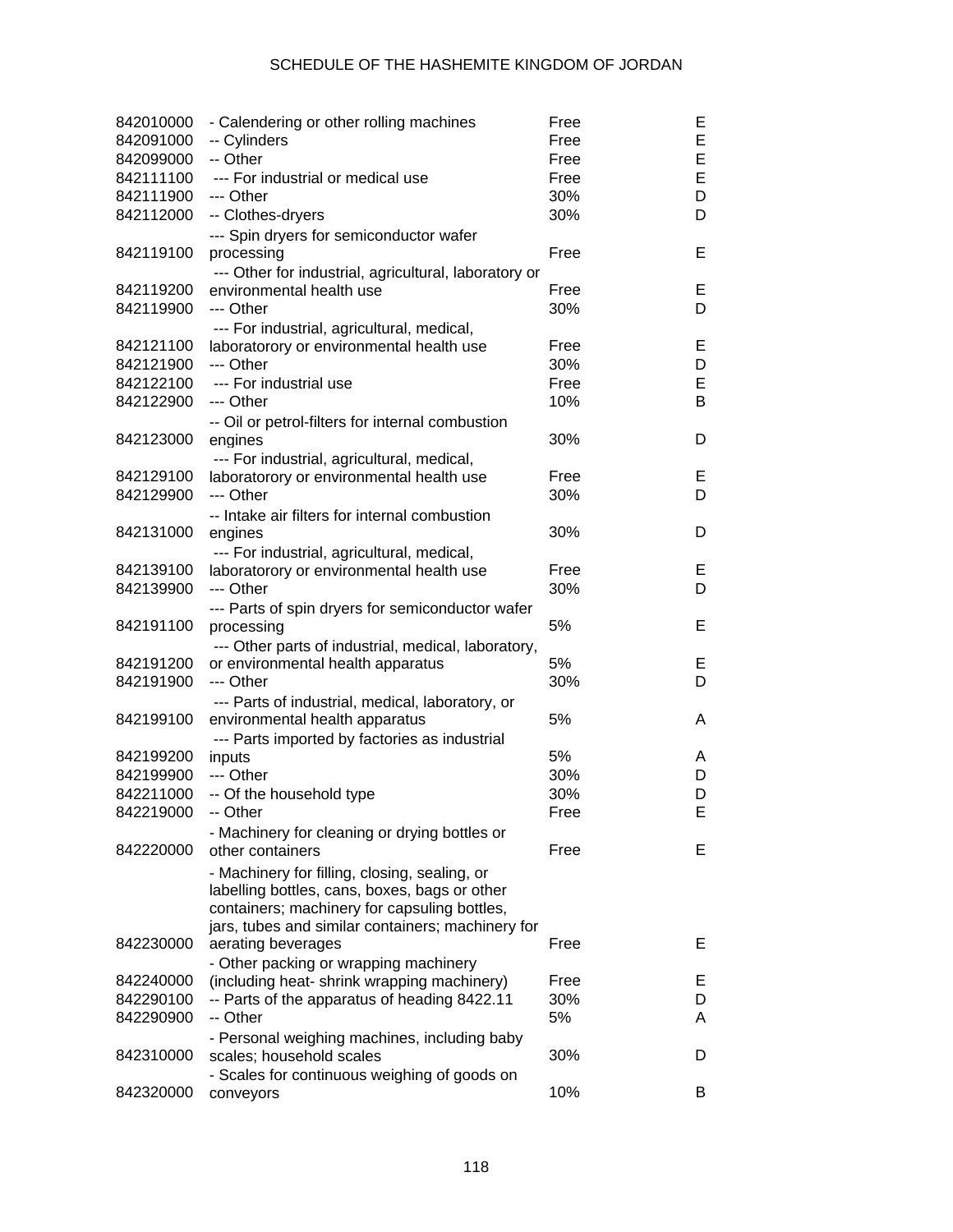| | | | |
|---|---|---|---|
| 842010000 | - Calendering or other rolling machines | Free | E |
| 842091000 | -- Cylinders | Free | E |
| 842099000 | -- Other | Free | E |
| 842111100 | --- For industrial or medical use | Free | E |
| 842111900 | --- Other | 30% | D |
| 842112000 | -- Clothes-dryers | 30% | D |
| 842119100 | --- Spin dryers for semiconductor wafer processing | Free | E |
| 842119200 | --- Other for industrial, agricultural, laboratory or environmental health use | Free | E |
| 842119900 | --- Other | 30% | D |
| 842121100 | --- For industrial, agricultural, medical, laboratorory or environmental health use | Free | E |
| 842121900 | --- Other | 30% | D |
| 842122100 | --- For industrial use | Free | E |
| 842122900 | --- Other | 10% | B |
| 842123000 | -- Oil or petrol-filters for internal combustion engines | 30% | D |
| 842129100 | --- For industrial, agricultural, medical, laboratorory or environmental health use | Free | E |
| 842129900 | --- Other | 30% | D |
| 842131000 | -- Intake air filters for internal combustion engines | 30% | D |
| 842139100 | --- For industrial, agricultural, medical, laboratorory or environmental health use | Free | E |
| 842139900 | --- Other | 30% | D |
| 842191100 | --- Parts of spin dryers for semiconductor wafer processing | 5% | E |
| 842191200 | --- Other parts of industrial, medical, laboratory, or environmental health apparatus | 5% | E |
| 842191900 | --- Other | 30% | D |
| 842199100 | --- Parts of industrial, medical, laboratory, or environmental health apparatus | 5% | A |
| 842199200 | --- Parts imported by factories as industrial inputs | 5% | A |
| 842199900 | --- Other | 30% | D |
| 842211000 | -- Of the household type | 30% | D |
| 842219000 | -- Other | Free | E |
| 842220000 | - Machinery for cleaning or drying bottles or other containers | Free | E |
| 842230000 | - Machinery for filling, closing, sealing, or labelling bottles, cans, boxes, bags or other containers; machinery for capsuling bottles, jars, tubes and similar containers; machinery for aerating beverages | Free | E |
| 842240000 | - Other packing or wrapping machinery (including heat- shrink wrapping machinery) | Free | E |
| 842290100 | -- Parts of the apparatus of heading 8422.11 | 30% | D |
| 842290900 | -- Other | 5% | A |
| 842310000 | - Personal weighing machines, including baby scales; household scales | 30% | D |
| 842320000 | - Scales for continuous weighing of goods on conveyors | 10% | B |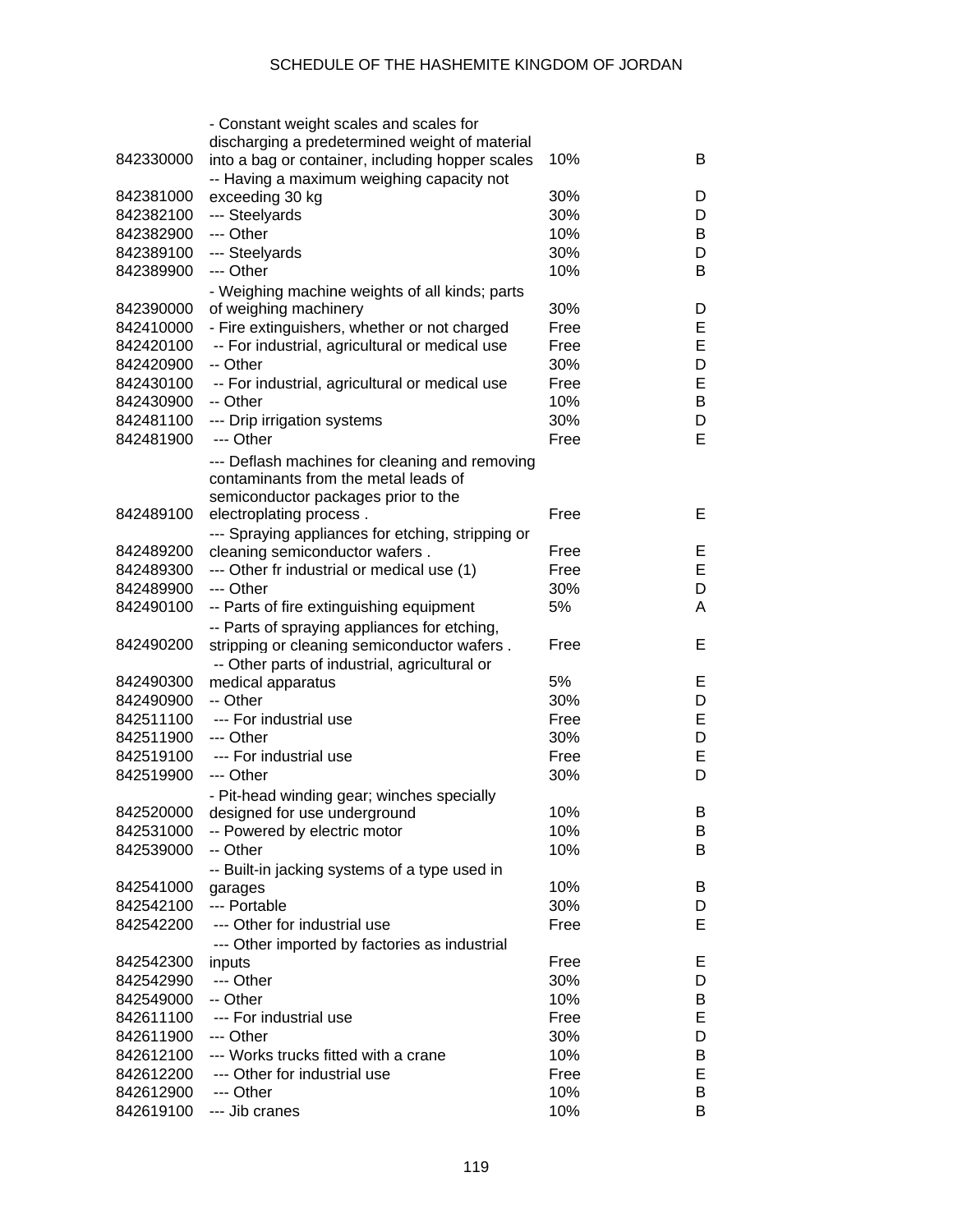| | | | |
|---|---|---|---|
| 842330000 | - Constant weight scales and scales for discharging a predetermined weight of material into a bag or container, including hopper scales | 10% | B |
| 842381000 | -- Having a maximum weighing capacity not exceeding 30 kg | 30% | D |
| 842382100 | --- Steelyards | 30% | D |
| 842382900 | --- Other | 10% | B |
| 842389100 | --- Steelyards | 30% | D |
| 842389900 | --- Other | 10% | B |
| 842390000 | - Weighing machine weights of all kinds; parts of weighing machinery | 30% | D |
| 842410000 | - Fire extinguishers, whether or not charged | Free | E |
| 842420100 | -- For industrial, agricultural or medical use | Free | E |
| 842420900 | -- Other | 30% | D |
| 842430100 | -- For industrial, agricultural or medical use | Free | E |
| 842430900 | -- Other | 10% | B |
| 842481100 | --- Drip irrigation systems | 30% | D |
| 842481900 | --- Other | Free | E |
| 842489100 | --- Deflash machines for cleaning and removing contaminants from the metal leads of semiconductor packages prior to the electroplating process . | Free | E |
| 842489200 | --- Spraying appliances for etching, stripping or cleaning semiconductor wafers . | Free | E |
| 842489300 | --- Other fr industrial or medical use (1) | Free | E |
| 842489900 | --- Other | 30% | D |
| 842490100 | -- Parts of fire extinguishing equipment | 5% | A |
| 842490200 | -- Parts of spraying appliances for etching, stripping or cleaning semiconductor wafers . | Free | E |
| 842490300 | -- Other parts of industrial, agricultural or medical apparatus | 5% | E |
| 842490900 | -- Other | 30% | D |
| 842511100 | --- For industrial use | Free | E |
| 842511900 | --- Other | 30% | D |
| 842519100 | --- For industrial use | Free | E |
| 842519900 | --- Other | 30% | D |
| 842520000 | - Pit-head winding gear; winches specially designed for use underground | 10% | B |
| 842531000 | -- Powered by electric motor | 10% | B |
| 842539000 | -- Other | 10% | B |
| 842541000 | -- Built-in jacking systems of a type used in garages | 10% | B |
| 842542100 | --- Portable | 30% | D |
| 842542200 | --- Other for industrial use | Free | E |
| 842542300 | --- Other imported by factories as industrial inputs | Free | E |
| 842542990 | --- Other | 30% | D |
| 842549000 | -- Other | 10% | B |
| 842611100 | --- For industrial use | Free | E |
| 842611900 | --- Other | 30% | D |
| 842612100 | --- Works trucks fitted with a crane | 10% | B |
| 842612200 | --- Other for industrial use | Free | E |
| 842612900 | --- Other | 10% | B |
| 842619100 | --- Jib cranes | 10% | B |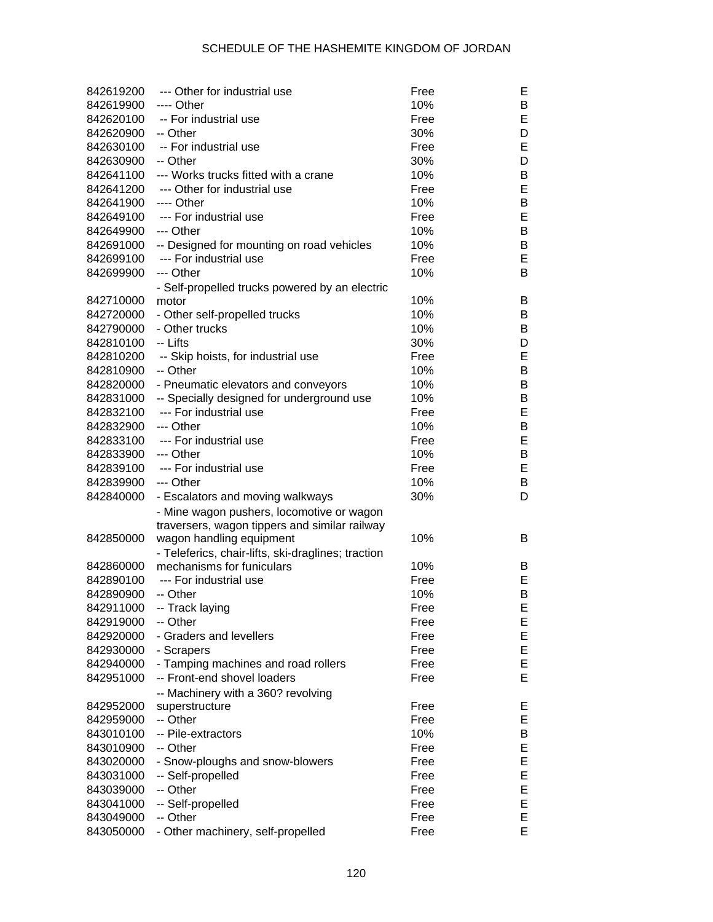| | | | |
|---|---|---|---|
| 842619200 | --- Other for industrial use | Free | E |
| 842619900 | ---- Other | 10% | B |
| 842620100 | -- For industrial use | Free | E |
| 842620900 | -- Other | 30% | D |
| 842630100 | -- For industrial use | Free | E |
| 842630900 | -- Other | 30% | D |
| 842641100 | --- Works trucks fitted with a crane | 10% | B |
| 842641200 | --- Other for industrial use | Free | E |
| 842641900 | ---- Other | 10% | B |
| 842649100 | --- For industrial use | Free | E |
| 842649900 | --- Other | 10% | B |
| 842691000 | -- Designed for mounting on road vehicles | 10% | B |
| 842699100 | --- For industrial use | Free | E |
| 842699900 | --- Other | 10% | B |
| 842710000 | - Self-propelled trucks powered by an electric motor | 10% | B |
| 842720000 | - Other self-propelled trucks | 10% | B |
| 842790000 | - Other trucks | 10% | B |
| 842810100 | -- Lifts | 30% | D |
| 842810200 | -- Skip hoists, for industrial use | Free | E |
| 842810900 | -- Other | 10% | B |
| 842820000 | - Pneumatic elevators and conveyors | 10% | B |
| 842831000 | -- Specially designed for underground use | 10% | B |
| 842832100 | --- For industrial use | Free | E |
| 842832900 | --- Other | 10% | B |
| 842833100 | --- For industrial use | Free | E |
| 842833900 | --- Other | 10% | B |
| 842839100 | --- For industrial use | Free | E |
| 842839900 | --- Other | 10% | B |
| 842840000 | - Escalators and moving walkways | 30% | D |
| 842850000 | - Mine wagon pushers, locomotive or wagon traversers, wagon tippers and similar railway wagon handling equipment | 10% | B |
| 842860000 | - Teleferics, chair-lifts, ski-draglines; traction mechanisms for funiculars | 10% | B |
| 842890100 | --- For industrial use | Free | E |
| 842890900 | -- Other | 10% | B |
| 842911000 | -- Track laying | Free | E |
| 842919000 | -- Other | Free | E |
| 842920000 | - Graders and levellers | Free | E |
| 842930000 | - Scrapers | Free | E |
| 842940000 | - Tamping machines and road rollers | Free | E |
| 842951000 | -- Front-end shovel loaders | Free | E |
| 842952000 | -- Machinery with a 360? revolving superstructure | Free | E |
| 842959000 | -- Other | Free | E |
| 843010100 | -- Pile-extractors | 10% | B |
| 843010900 | -- Other | Free | E |
| 843020000 | - Snow-ploughs and snow-blowers | Free | E |
| 843031000 | -- Self-propelled | Free | E |
| 843039000 | -- Other | Free | E |
| 843041000 | -- Self-propelled | Free | E |
| 843049000 | -- Other | Free | E |
| 843050000 | - Other machinery, self-propelled | Free | E |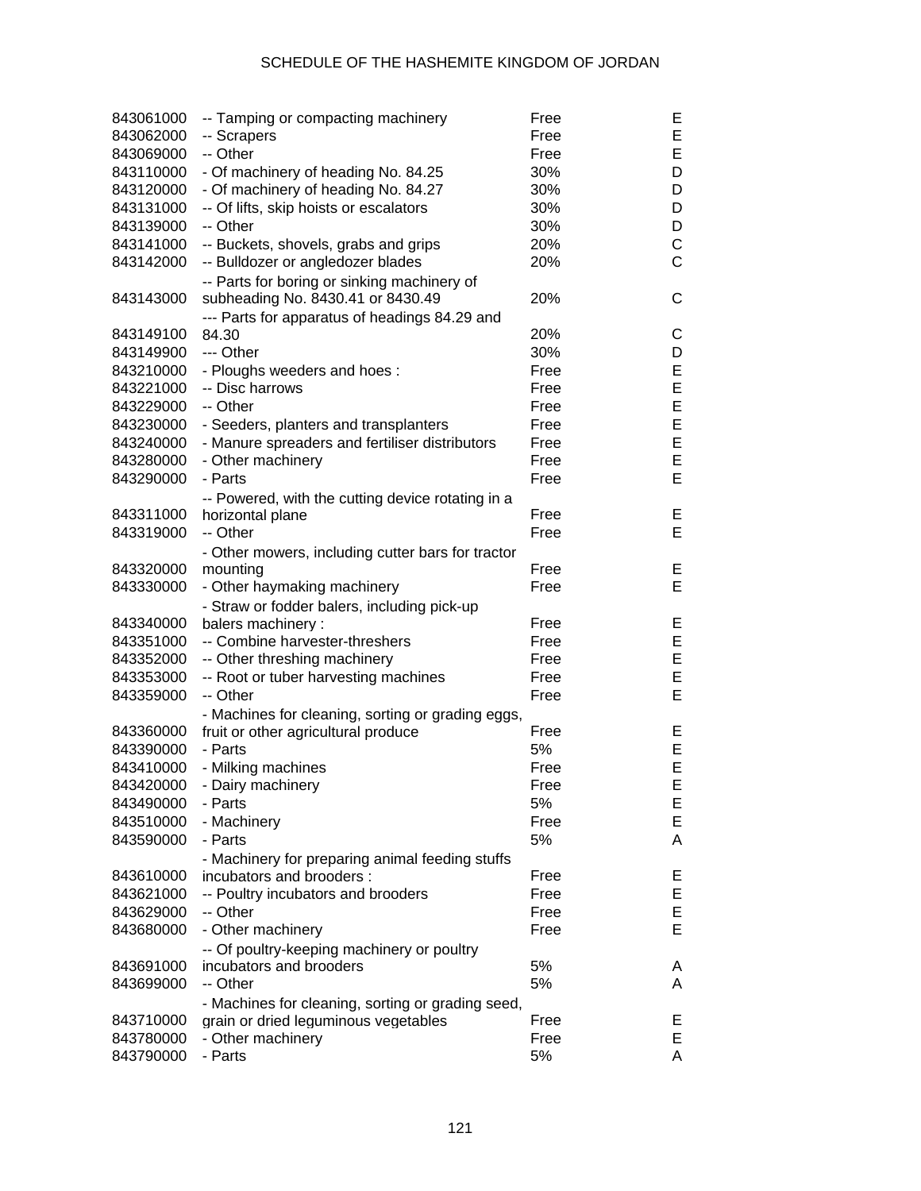| | | | |
|---|---|---|---|
| 843061000 | -- Tamping or compacting machinery | Free | E |
| 843062000 | -- Scrapers | Free | E |
| 843069000 | -- Other | Free | E |
| 843110000 | - Of machinery of heading No. 84.25 | 30% | D |
| 843120000 | - Of machinery of heading No. 84.27 | 30% | D |
| 843131000 | -- Of lifts, skip hoists or escalators | 30% | D |
| 843139000 | -- Other | 30% | D |
| 843141000 | -- Buckets, shovels, grabs and grips | 20% | C |
| 843142000 | -- Bulldozer or angledozer blades | 20% | C |
| 843143000 | -- Parts for boring or sinking machinery of subheading No. 8430.41 or 8430.49 | 20% | C |
| 843149100 | --- Parts for apparatus of headings 84.29 and 84.30 | 20% | C |
| 843149900 | --- Other | 30% | D |
| 843210000 | - Ploughs weeders and hoes : | Free | E |
| 843221000 | -- Disc harrows | Free | E |
| 843229000 | -- Other | Free | E |
| 843230000 | - Seeders, planters and transplanters | Free | E |
| 843240000 | - Manure spreaders and fertiliser distributors | Free | E |
| 843280000 | - Other machinery | Free | E |
| 843290000 | - Parts | Free | E |
| 843311000 | -- Powered, with the cutting device rotating in a horizontal plane | Free | E |
| 843319000 | -- Other | Free | E |
| 843320000 | - Other mowers, including cutter bars for tractor mounting | Free | E |
| 843330000 | - Other haymaking machinery | Free | E |
| 843340000 | - Straw or fodder balers, including pick-up balers machinery : | Free | E |
| 843351000 | -- Combine harvester-threshers | Free | E |
| 843352000 | -- Other threshing machinery | Free | E |
| 843353000 | -- Root or tuber harvesting machines | Free | E |
| 843359000 | -- Other | Free | E |
| 843360000 | - Machines for cleaning, sorting or grading eggs, fruit or other agricultural produce | Free | E |
| 843390000 | - Parts | 5% | E |
| 843410000 | - Milking machines | Free | E |
| 843420000 | - Dairy machinery | Free | E |
| 843490000 | - Parts | 5% | E |
| 843510000 | - Machinery | Free | E |
| 843590000 | - Parts | 5% | A |
| 843610000 | - Machinery for preparing animal feeding stuffs incubators and brooders : | Free | E |
| 843621000 | -- Poultry incubators and brooders | Free | E |
| 843629000 | -- Other | Free | E |
| 843680000 | - Other machinery | Free | E |
| 843691000 | -- Of poultry-keeping machinery or poultry incubators and brooders | 5% | A |
| 843699000 | -- Other | 5% | A |
| 843710000 | - Machines for cleaning, sorting or grading seed, grain or dried leguminous vegetables | Free | E |
| 843780000 | - Other machinery | Free | E |
| 843790000 | - Parts | 5% | A |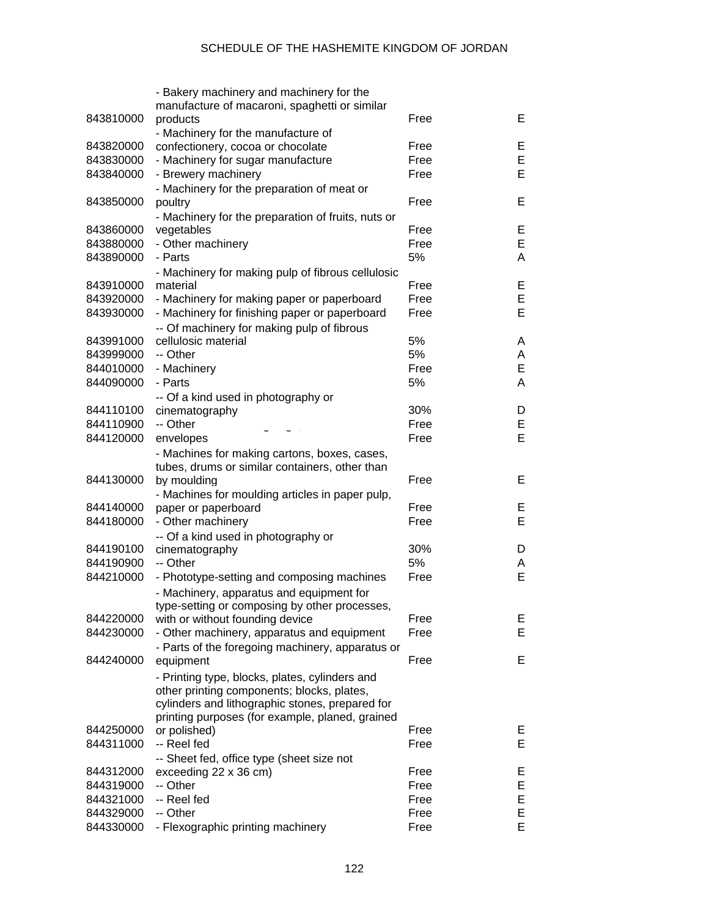| | | | |
|---|---|---|---|
| 843810000 | - Bakery machinery and machinery for the manufacture of macaroni, spaghetti or similar products | Free | E |
| 843820000 | - Machinery for the manufacture of confectionery, cocoa or chocolate | Free | E |
| 843830000 | - Machinery for sugar manufacture | Free | E |
| 843840000 | - Brewery machinery | Free | E |
| 843850000 | - Machinery for the preparation of meat or poultry | Free | E |
| 843860000 | - Machinery for the preparation of fruits, nuts or vegetables | Free | E |
| 843880000 | - Other machinery | Free | E |
| 843890000 | - Parts | 5% | A |
| 843910000 | - Machinery for making pulp of fibrous cellulosic material | Free | E |
| 843920000 | - Machinery for making paper or paperboard | Free | E |
| 843930000 | - Machinery for finishing paper or paperboard | Free | E |
| 843991000 | -- Of machinery for making pulp of fibrous cellulosic material | 5% | A |
| 843999000 | -- Other | 5% | A |
| 844010000 | - Machinery | Free | E |
| 844090000 | - Parts | 5% | A |
| 844110100 | -- Of a kind used in photography or cinematography | 30% | D |
| 844110900 | -- Other | Free | E |
| 844120000 | envelopes | Free | E |
| 844130000 | - Machines for making cartons, boxes, cases, tubes, drums or similar containers, other than by moulding | Free | E |
| 844140000 | - Machines for moulding articles in paper pulp, paper or paperboard | Free | E |
| 844180000 | - Other machinery | Free | E |
| 844190100 | -- Of a kind used in photography or cinematography | 30% | D |
| 844190900 | -- Other | 5% | A |
| 844210000 | - Phototype-setting and composing machines | Free | E |
| 844220000 | - Machinery, apparatus and equipment for type-setting or composing by other processes, with or without founding device | Free | E |
| 844230000 | - Other machinery, apparatus and equipment | Free | E |
| 844240000 | - Parts of the foregoing machinery, apparatus or equipment | Free | E |
| 844250000 | - Printing type, blocks, plates, cylinders and other printing components; blocks, plates, cylinders and lithographic stones, prepared for printing purposes (for example, planed, grained or polished) | Free | E |
| 844311000 | -- Reel fed | Free | E |
| 844312000 | -- Sheet fed, office type (sheet size not exceeding 22 x 36 cm) | Free | E |
| 844319000 | -- Other | Free | E |
| 844321000 | -- Reel fed | Free | E |
| 844329000 | -- Other | Free | E |
| 844330000 | - Flexographic printing machinery | Free | E |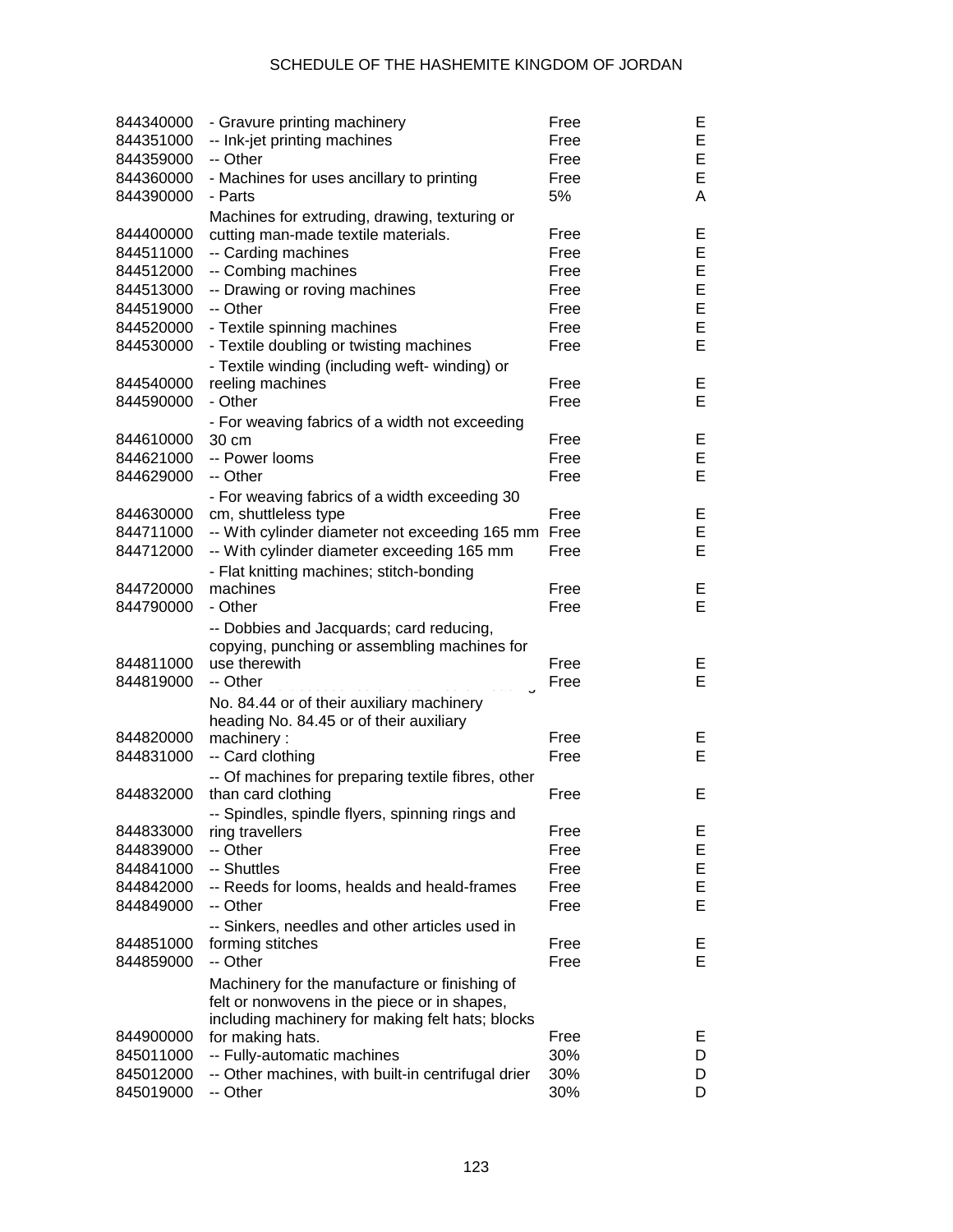| | | | |
|---|---|---|---|
| 844340000 | - Gravure printing machinery | Free | E |
| 844351000 | -- Ink-jet printing machines | Free | E |
| 844359000 | -- Other | Free | E |
| 844360000 | - Machines for uses ancillary to printing | Free | E |
| 844390000 | - Parts | 5% | A |
| 844400000 | Machines for extruding, drawing, texturing or cutting man-made textile materials. | Free | E |
| 844511000 | -- Carding machines | Free | E |
| 844512000 | -- Combing machines | Free | E |
| 844513000 | -- Drawing or roving machines | Free | E |
| 844519000 | -- Other | Free | E |
| 844520000 | - Textile spinning machines | Free | E |
| 844530000 | - Textile doubling or twisting machines | Free | E |
| 844540000 | - Textile winding (including weft- winding) or reeling machines | Free | E |
| 844590000 | - Other | Free | E |
| 844610000 | - For weaving fabrics of a width not exceeding 30 cm | Free | E |
| 844621000 | -- Power looms | Free | E |
| 844629000 | -- Other | Free | E |
| 844630000 | - For weaving fabrics of a width exceeding 30 cm, shuttleless type | Free | E |
| 844711000 | -- With cylinder diameter not exceeding 165 mm | Free | E |
| 844712000 | -- With cylinder diameter exceeding 165 mm | Free | E |
| 844720000 | - Flat knitting machines; stitch-bonding machines | Free | E |
| 844790000 | - Other | Free | E |
| 844811000 | -- Dobbies and Jacquards; card reducing, copying, punching or assembling machines for use therewith | Free | E |
| 844819000 | -- Other | Free | E |
| 844820000 | No. 84.44 or of their auxiliary machinery heading No. 84.45 or of their auxiliary machinery : | Free | E |
| 844831000 | -- Card clothing | Free | E |
| 844832000 | -- Of machines for preparing textile fibres, other than card clothing | Free | E |
| 844833000 | -- Spindles, spindle flyers, spinning rings and ring travellers | Free | E |
| 844839000 | -- Other | Free | E |
| 844841000 | -- Shuttles | Free | E |
| 844842000 | -- Reeds for looms, healds and heald-frames | Free | E |
| 844849000 | -- Other | Free | E |
| 844851000 | -- Sinkers, needles and other articles used in forming stitches | Free | E |
| 844859000 | -- Other | Free | E |
| 844900000 | Machinery for the manufacture or finishing of felt or nonwovens in the piece or in shapes, including machinery for making felt hats; blocks for making hats. | Free | E |
| 845011000 | -- Fully-automatic machines | 30% | D |
| 845012000 | -- Other machines, with built-in centrifugal drier | 30% | D |
| 845019000 | -- Other | 30% | D |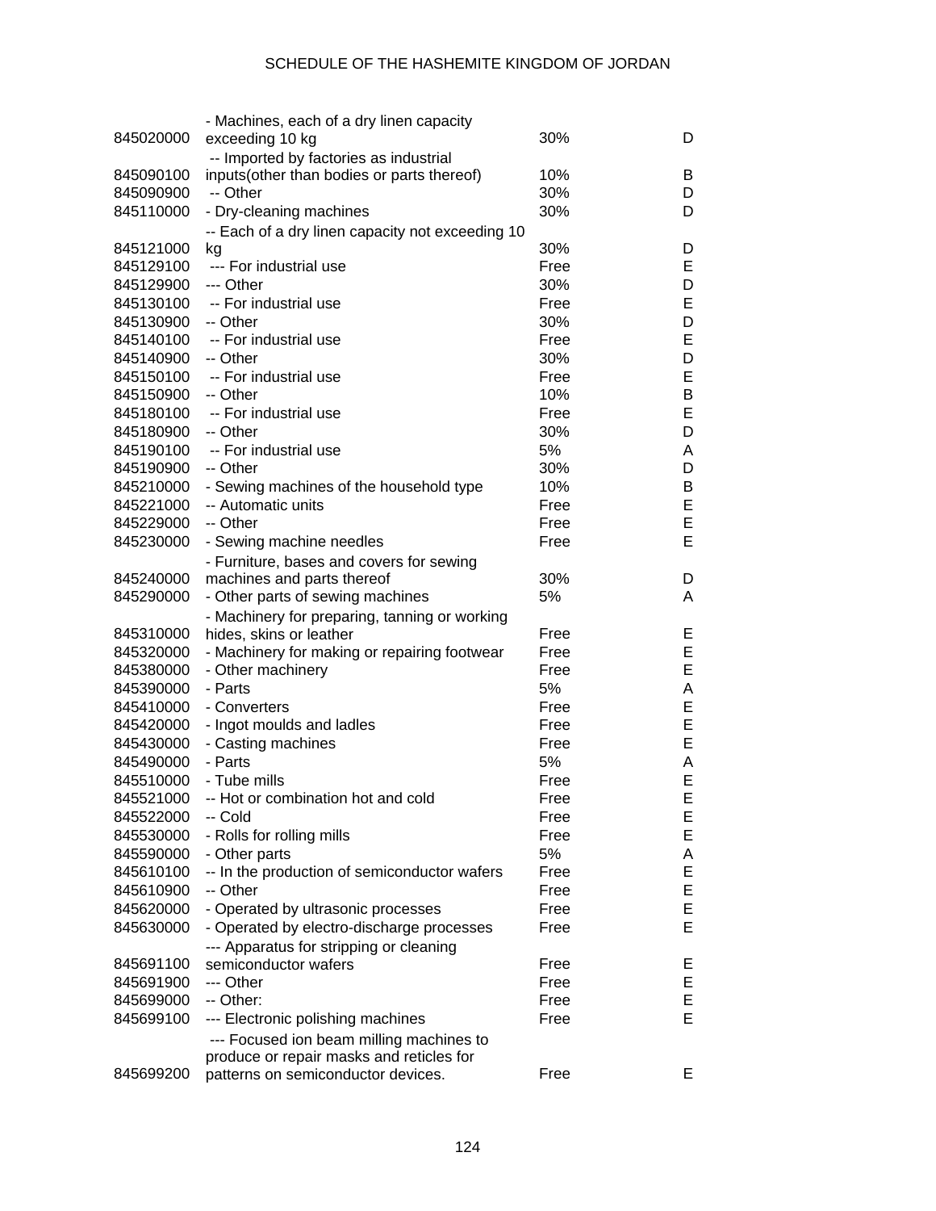| | | | |
|---|---|---|---|
| 845020000 | - Machines, each of a dry linen capacity exceeding 10 kg | 30% | D |
| 845090100 | -- Imported by factories as industrial inputs(other than bodies or parts thereof) | 10% | B |
| 845090900 | -- Other | 30% | D |
| 845110000 | - Dry-cleaning machines | 30% | D |
| 845121000 | -- Each of a dry linen capacity not exceeding 10 kg | 30% | D |
| 845129100 | --- For industrial use | Free | E |
| 845129900 | --- Other | 30% | D |
| 845130100 | -- For industrial use | Free | E |
| 845130900 | -- Other | 30% | D |
| 845140100 | -- For industrial use | Free | E |
| 845140900 | -- Other | 30% | D |
| 845150100 | -- For industrial use | Free | E |
| 845150900 | -- Other | 10% | B |
| 845180100 | -- For industrial use | Free | E |
| 845180900 | -- Other | 30% | D |
| 845190100 | -- For industrial use | 5% | A |
| 845190900 | -- Other | 30% | D |
| 845210000 | - Sewing machines of the household type | 10% | B |
| 845221000 | -- Automatic units | Free | E |
| 845229000 | -- Other | Free | E |
| 845230000 | - Sewing machine needles | Free | E |
| 845240000 | - Furniture, bases and covers for sewing machines and parts thereof | 30% | D |
| 845290000 | - Other parts of sewing machines | 5% | A |
| 845310000 | - Machinery for preparing, tanning or working hides, skins or leather | Free | E |
| 845320000 | - Machinery for making or repairing footwear | Free | E |
| 845380000 | - Other machinery | Free | E |
| 845390000 | - Parts | 5% | A |
| 845410000 | - Converters | Free | E |
| 845420000 | - Ingot moulds and ladles | Free | E |
| 845430000 | - Casting machines | Free | E |
| 845490000 | - Parts | 5% | A |
| 845510000 | - Tube mills | Free | E |
| 845521000 | -- Hot or combination hot and cold | Free | E |
| 845522000 | -- Cold | Free | E |
| 845530000 | - Rolls for rolling mills | Free | E |
| 845590000 | - Other parts | 5% | A |
| 845610100 | -- In the production of semiconductor wafers | Free | E |
| 845610900 | -- Other | Free | E |
| 845620000 | - Operated by ultrasonic processes | Free | E |
| 845630000 | - Operated by electro-discharge processes | Free | E |
| 845691100 | --- Apparatus for stripping or cleaning semiconductor wafers | Free | E |
| 845691900 | --- Other | Free | E |
| 845699000 | -- Other: | Free | E |
| 845699100 | --- Electronic polishing machines | Free | E |
| 845699200 | --- Focused ion beam milling machines to produce or repair masks and reticles for patterns on semiconductor devices. | Free | E |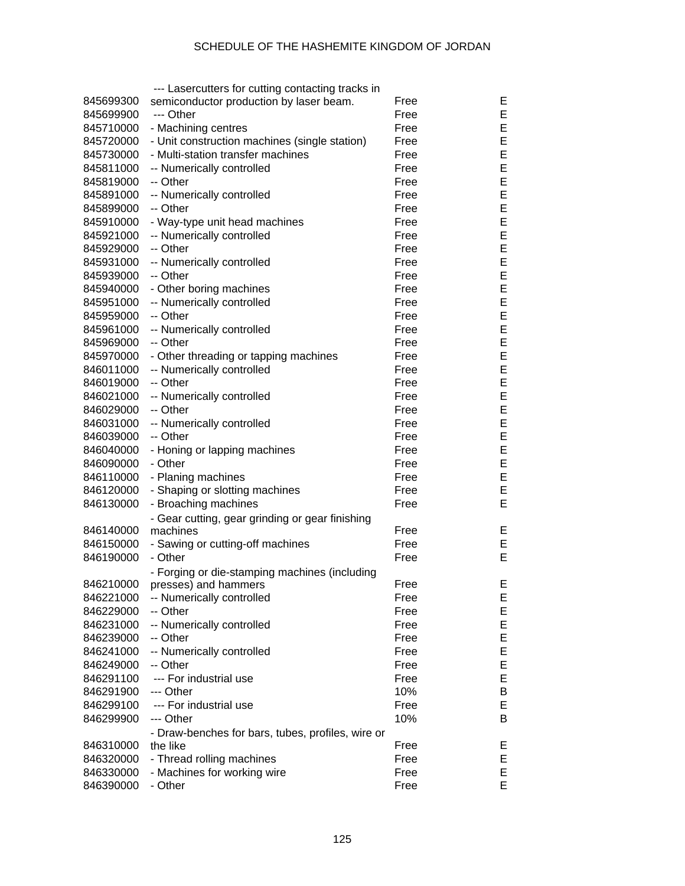| | | | |
|---|---|---|---|
| 845699300 | --- Lasercutters for cutting contacting tracks in semiconductor production by laser beam. | Free | E |
| 845699900 | --- Other | Free | E |
| 845710000 | - Machining centres | Free | E |
| 845720000 | - Unit construction machines (single station) | Free | E |
| 845730000 | - Multi-station transfer machines | Free | E |
| 845811000 | -- Numerically controlled | Free | E |
| 845819000 | -- Other | Free | E |
| 845891000 | -- Numerically controlled | Free | E |
| 845899000 | -- Other | Free | E |
| 845910000 | - Way-type unit head machines | Free | E |
| 845921000 | -- Numerically controlled | Free | E |
| 845929000 | -- Other | Free | E |
| 845931000 | -- Numerically controlled | Free | E |
| 845939000 | -- Other | Free | E |
| 845940000 | - Other boring machines | Free | E |
| 845951000 | -- Numerically controlled | Free | E |
| 845959000 | -- Other | Free | E |
| 845961000 | -- Numerically controlled | Free | E |
| 845969000 | -- Other | Free | E |
| 845970000 | - Other threading or tapping machines | Free | E |
| 846011000 | -- Numerically controlled | Free | E |
| 846019000 | -- Other | Free | E |
| 846021000 | -- Numerically controlled | Free | E |
| 846029000 | -- Other | Free | E |
| 846031000 | -- Numerically controlled | Free | E |
| 846039000 | -- Other | Free | E |
| 846040000 | - Honing or lapping machines | Free | E |
| 846090000 | - Other | Free | E |
| 846110000 | - Planing machines | Free | E |
| 846120000 | - Shaping or slotting machines | Free | E |
| 846130000 | - Broaching machines | Free | E |
| 846140000 | - Gear cutting, gear grinding or gear finishing machines | Free | E |
| 846150000 | - Sawing or cutting-off machines | Free | E |
| 846190000 | - Other | Free | E |
| 846210000 | - Forging or die-stamping machines (including presses) and hammers | Free | E |
| 846221000 | -- Numerically controlled | Free | E |
| 846229000 | -- Other | Free | E |
| 846231000 | -- Numerically controlled | Free | E |
| 846239000 | -- Other | Free | E |
| 846241000 | -- Numerically controlled | Free | E |
| 846249000 | -- Other | Free | E |
| 846291100 | --- For industrial use | Free | E |
| 846291900 | --- Other | 10% | B |
| 846299100 | --- For industrial use | Free | E |
| 846299900 | --- Other | 10% | B |
| 846310000 | - Draw-benches for bars, tubes, profiles, wire or the like | Free | E |
| 846320000 | - Thread rolling machines | Free | E |
| 846330000 | - Machines for working wire | Free | E |
| 846390000 | - Other | Free | E |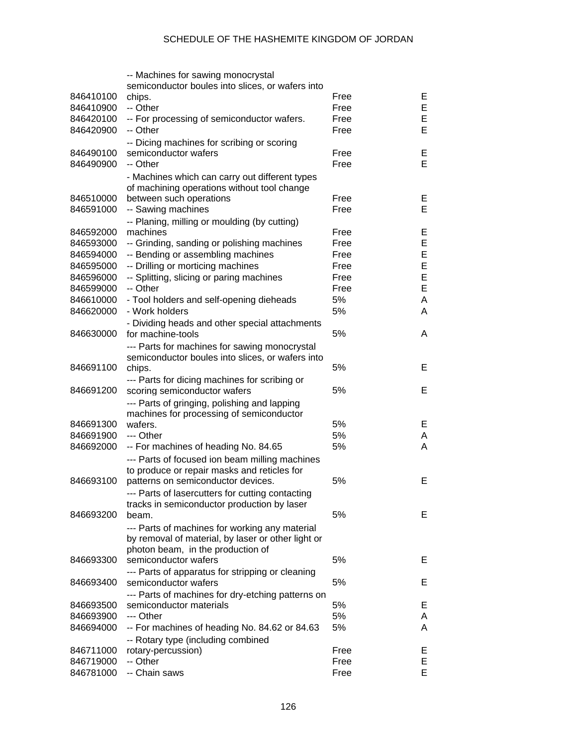| | | | |
|---|---|---|---|
| 846410100 | -- Machines for sawing monocrystal semiconductor boules into slices, or wafers into chips. | Free | E |
| 846410900 | -- Other | Free | E |
| 846420100 | -- For processing of semiconductor wafers. | Free | E |
| 846420900 | -- Other | Free | E |
| 846490100 | -- Dicing machines for scribing or scoring semiconductor wafers | Free | E |
| 846490900 | -- Other | Free | E |
| 846510000 | - Machines which can carry out different types of machining operations without tool change between such operations | Free | E |
| 846591000 | -- Sawing machines | Free | E |
| 846592000 | -- Planing, milling or moulding (by cutting) machines | Free | E |
| 846593000 | -- Grinding, sanding or polishing machines | Free | E |
| 846594000 | -- Bending or assembling machines | Free | E |
| 846595000 | -- Drilling or morticing machines | Free | E |
| 846596000 | -- Splitting, slicing or paring machines | Free | E |
| 846599000 | -- Other | Free | E |
| 846610000 | - Tool holders and self-opening dieheads | 5% | A |
| 846620000 | - Work holders | 5% | A |
| 846630000 | - Dividing heads and other special attachments for machine-tools | 5% | A |
| 846691100 | --- Parts for machines for sawing monocrystal semiconductor boules into slices, or wafers into chips. | 5% | E |
| 846691200 | --- Parts for dicing machines for scribing or scoring semiconductor wafers | 5% | E |
| 846691300 | --- Parts of gringing, polishing and lapping machines for processing of semiconductor wafers. | 5% | E |
| 846691900 | --- Other | 5% | A |
| 846692000 | -- For machines of heading No. 84.65 | 5% | A |
| 846693100 | --- Parts of focused ion beam milling machines to produce or repair masks and reticles for patterns on semiconductor devices. | 5% | E |
| 846693200 | --- Parts of lasercutters for cutting contacting tracks in semiconductor production by laser beam. | 5% | E |
| 846693300 | --- Parts of machines for working any material by removal of material, by laser or other light or photon beam, in the production of semiconductor wafers | 5% | E |
| 846693400 | --- Parts of apparatus for stripping or cleaning semiconductor wafers | 5% | E |
| 846693500 | --- Parts of machines for dry-etching patterns on semiconductor materials | 5% | E |
| 846693900 | --- Other | 5% | A |
| 846694000 | -- For machines of heading No. 84.62 or 84.63 | 5% | A |
| 846711000 | -- Rotary type (including combined rotary-percussion) | Free | E |
| 846719000 | -- Other | Free | E |
| 846781000 | -- Chain saws | Free | E |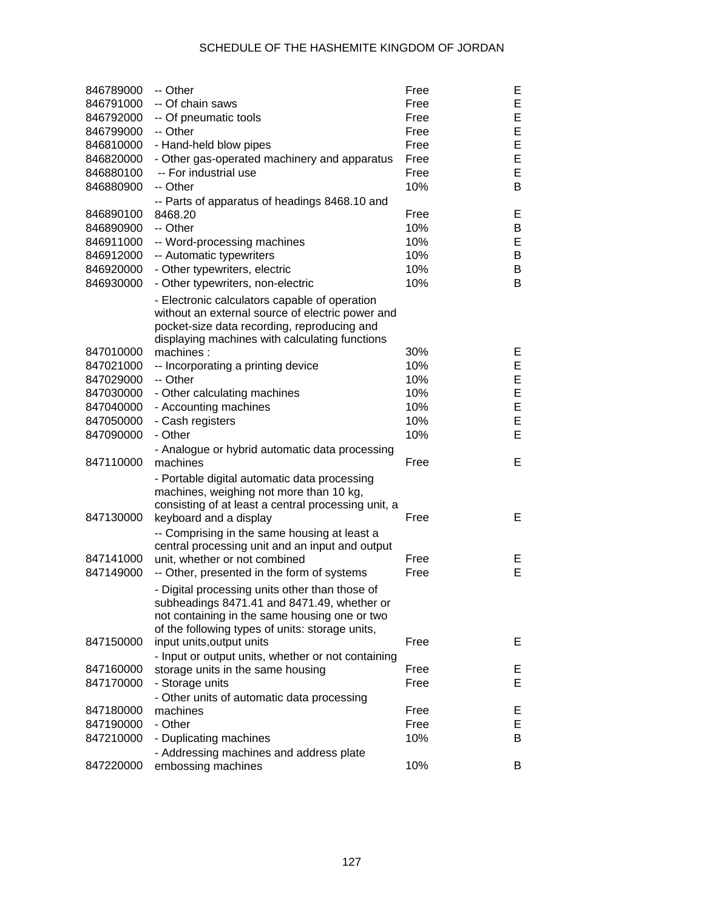| | | | |
|---|---|---|---|
| 846789000 | -- Other | Free | E |
| 846791000 | -- Of chain saws | Free | E |
| 846792000 | -- Of pneumatic tools | Free | E |
| 846799000 | -- Other | Free | E |
| 846810000 | - Hand-held blow pipes | Free | E |
| 846820000 | - Other gas-operated machinery and apparatus | Free | E |
| 846880100 | -- For industrial use | Free | E |
| 846880900 | -- Other | 10% | B |
| 846890100 | -- Parts of apparatus of headings 8468.10 and 8468.20 | Free | E |
| 846890900 | -- Other | 10% | B |
| 846911000 | -- Word-processing machines | 10% | E |
| 846912000 | -- Automatic typewriters | 10% | B |
| 846920000 | - Other typewriters, electric | 10% | B |
| 846930000 | - Other typewriters, non-electric | 10% | B |
| 847010000 | - Electronic calculators capable of operation without an external source of electric power and pocket-size data recording, reproducing and displaying machines with calculating functions machines : | 30% | E |
| 847021000 | -- Incorporating a printing device | 10% | E |
| 847029000 | -- Other | 10% | E |
| 847030000 | - Other calculating machines | 10% | E |
| 847040000 | - Accounting machines | 10% | E |
| 847050000 | - Cash registers | 10% | E |
| 847090000 | - Other | 10% | E |
| 847110000 | - Analogue or hybrid automatic data processing machines | Free | E |
| 847130000 | - Portable digital automatic data processing machines, weighing not more than 10 kg, consisting of at least a central processing unit, a keyboard and a display | Free | E |
| 847141000 | -- Comprising in the same housing at least a central processing unit and an input and output unit, whether or not combined | Free | E |
| 847149000 | -- Other, presented in the form of systems | Free | E |
| 847150000 | - Digital processing units other than those of subheadings 8471.41 and 8471.49, whether or not containing in the same housing one or two of the following types of units: storage units, input units,output units | Free | E |
| 847160000 | - Input or output units, whether or not containing storage units in the same housing | Free | E |
| 847170000 | - Storage units | Free | E |
| 847180000 | - Other units of automatic data processing machines | Free | E |
| 847190000 | - Other | Free | E |
| 847210000 | - Duplicating machines | 10% | B |
| 847220000 | - Addressing machines and address plate embossing machines | 10% | B |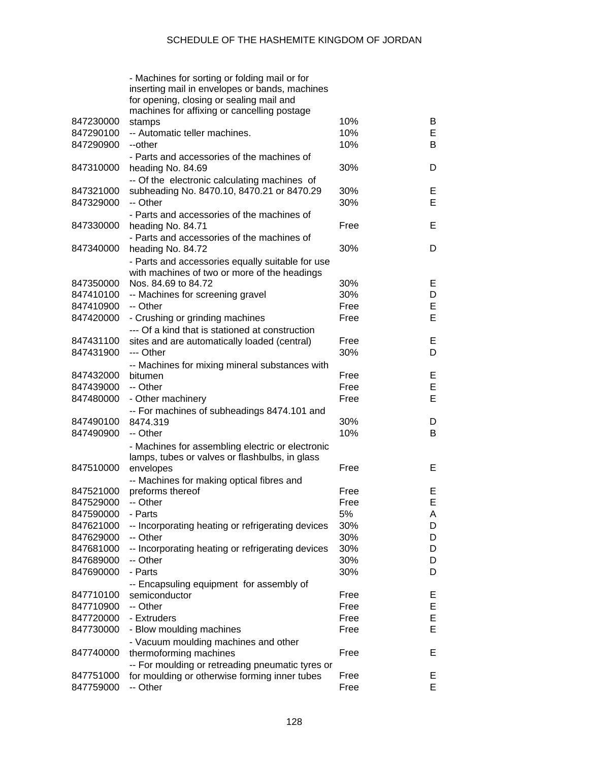| | | | |
|---|---|---|---|
| 847230000 | - Machines for sorting or folding mail or for inserting mail in envelopes or bands, machines for opening, closing or sealing mail and machines for affixing or cancelling postage stamps | 10% | B |
| 847290100 | -- Automatic teller machines. | 10% | E |
| 847290900 | --other | 10% | B |
| 847310000 | - Parts and accessories of the machines of heading No. 84.69 | 30% | D |
| 847321000 | -- Of the electronic calculating machines of subheading No. 8470.10, 8470.21 or 8470.29 | 30% | E |
| 847329000 | -- Other | 30% | E |
| 847330000 | - Parts and accessories of the machines of heading No. 84.71 | Free | E |
| 847340000 | - Parts and accessories of the machines of heading No. 84.72 | 30% | D |
| 847350000 | - Parts and accessories equally suitable for use with machines of two or more of the headings Nos. 84.69 to 84.72 | 30% | E |
| 847410100 | -- Machines for screening gravel | 30% | D |
| 847410900 | -- Other | Free | E |
| 847420000 | - Crushing or grinding machines | Free | E |
| 847431100 | --- Of a kind that is stationed at construction sites and are automatically loaded (central) | Free | E |
| 847431900 | --- Other | 30% | D |
| 847432000 | -- Machines for mixing mineral substances with bitumen | Free | E |
| 847439000 | -- Other | Free | E |
| 847480000 | - Other machinery | Free | E |
| 847490100 | -- For machines of subheadings 8474.101 and 8474.319 | 30% | D |
| 847490900 | -- Other | 10% | B |
| 847510000 | - Machines for assembling electric or electronic lamps, tubes or valves or flashbulbs, in glass envelopes | Free | E |
| 847521000 | -- Machines for making optical fibres and preforms thereof | Free | E |
| 847529000 | -- Other | Free | E |
| 847590000 | - Parts | 5% | A |
| 847621000 | -- Incorporating heating or refrigerating devices | 30% | D |
| 847629000 | -- Other | 30% | D |
| 847681000 | -- Incorporating heating or refrigerating devices | 30% | D |
| 847689000 | -- Other | 30% | D |
| 847690000 | - Parts | 30% | D |
| 847710100 | -- Encapsuling equipment for assembly of semiconductor | Free | E |
| 847710900 | -- Other | Free | E |
| 847720000 | - Extruders | Free | E |
| 847730000 | - Blow moulding machines | Free | E |
| 847740000 | - Vacuum moulding machines and other thermoforming machines | Free | E |
| 847751000 | -- For moulding or retreading pneumatic tyres or for moulding or otherwise forming inner tubes | Free | E |
| 847759000 | -- Other | Free | E |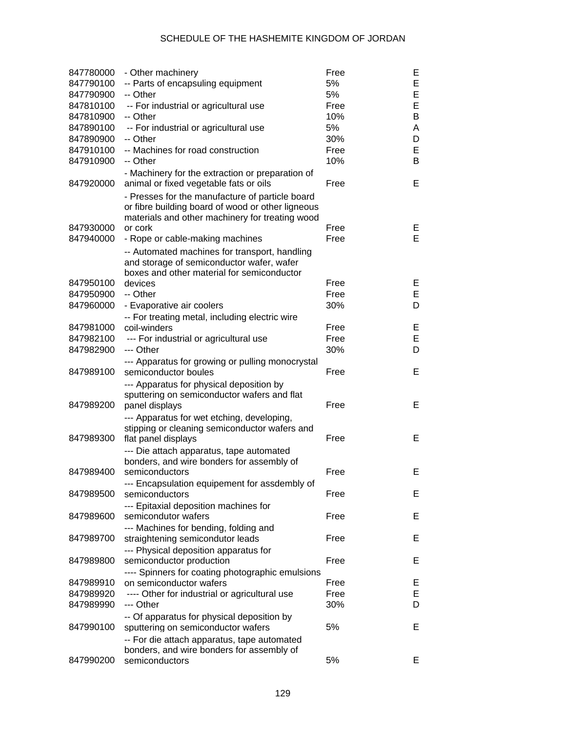| | | | |
|---|---|---|---|
| 847780000 | - Other machinery | Free | E |
| 847790100 | -- Parts of encapsuling equipment | 5% | E |
| 847790900 | -- Other | 5% | E |
| 847810100 | -- For industrial or agricultural use | Free | E |
| 847810900 | -- Other | 10% | B |
| 847890100 | -- For industrial or agricultural use | 5% | A |
| 847890900 | -- Other | 30% | D |
| 847910100 | -- Machines for road construction | Free | E |
| 847910900 | -- Other | 10% | B |
| 847920000 | - Machinery for the extraction or preparation of animal or fixed vegetable fats or oils | Free | E |
| 847930000 | - Presses for the manufacture of particle board or fibre building board of wood or other ligneous materials and other machinery for treating wood or cork | Free | E |
| 847940000 | - Rope or cable-making machines | Free | E |
| 847950100 | -- Automated machines for transport, handling and storage of semiconductor wafer, wafer boxes and other material for semiconductor devices | Free | E |
| 847950900 | -- Other | Free | E |
| 847960000 | - Evaporative air coolers | 30% | D |
| 847981000 | -- For treating metal, including electric wire coil-winders | Free | E |
| 847982100 | --- For industrial or agricultural use | Free | E |
| 847982900 | --- Other | 30% | D |
| 847989100 | --- Apparatus for growing or pulling monocrystal semiconductor boules | Free | E |
| 847989200 | --- Apparatus for physical deposition by sputtering on semiconductor wafers and flat panel displays | Free | E |
| 847989300 | --- Apparatus for wet etching, developing, stipping or cleaning semiconductor wafers and flat panel displays | Free | E |
| 847989400 | --- Die attach apparatus, tape automated bonders, and wire bonders for assembly of semiconductors | Free | E |
| 847989500 | --- Encapsulation equipement for assdembly of semiconductors | Free | E |
| 847989600 | --- Epitaxial deposition machines for semicondutor wafers | Free | E |
| 847989700 | --- Machines for bending, folding and straightening semicondutor leads | Free | E |
| 847989800 | --- Physical deposition apparatus for semiconductor production | Free | E |
| 847989910 | ---- Spinners for coating photographic emulsions on semiconductor wafers | Free | E |
| 847989920 | ---- Other for industrial or agricultural use | Free | E |
| 847989990 | --- Other | 30% | D |
| 847990100 | -- Of apparatus for physical deposition by sputtering on semiconductor wafers | 5% | E |
| 847990200 | -- For die attach apparatus, tape automated bonders, and wire bonders for assembly of semiconductors | 5% | E |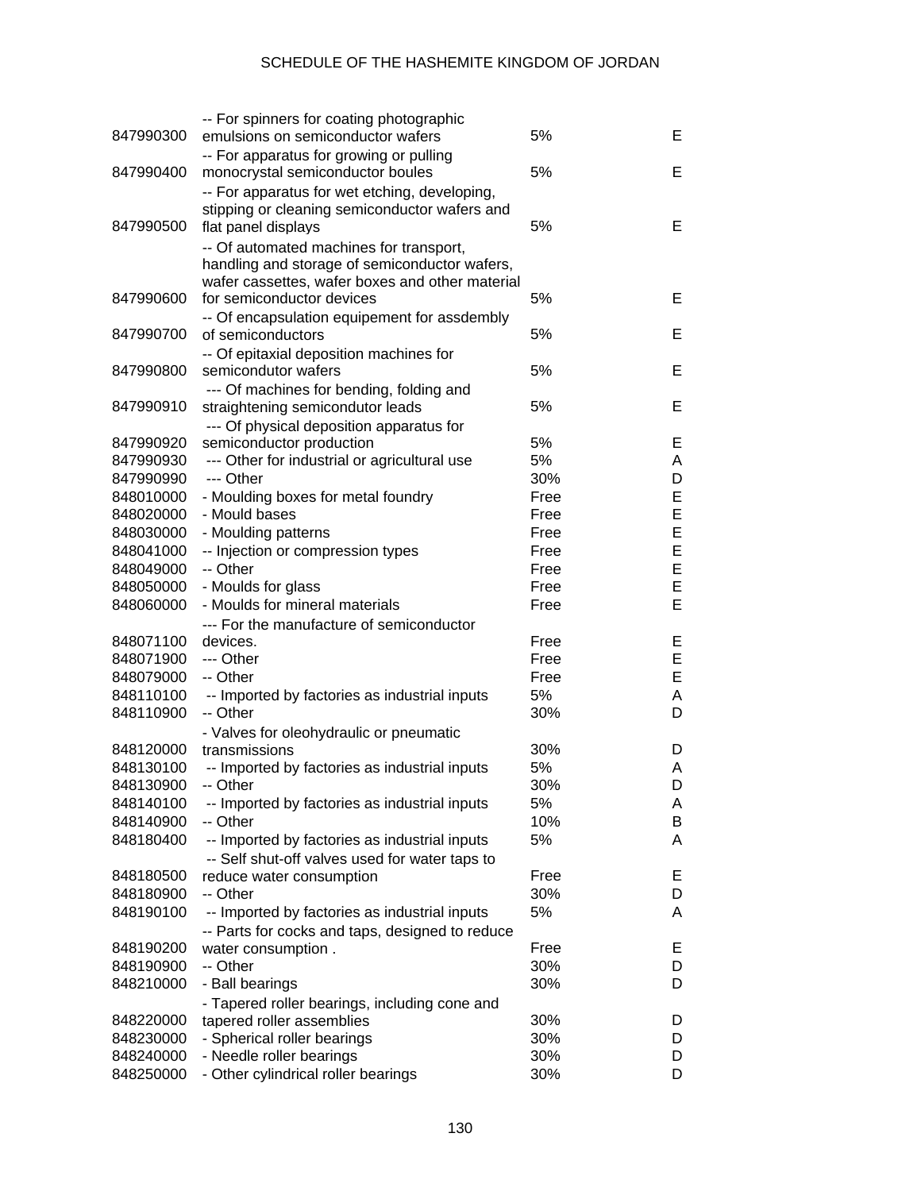| | | | |
|---|---|---|---|
| 847990300 | -- For spinners for coating photographic emulsions on semiconductor wafers | 5% | E |
| 847990400 | -- For apparatus for growing or pulling monocrystal semiconductor boules | 5% | E |
| 847990500 | -- For apparatus for wet etching, developing, stipping or cleaning semiconductor wafers and flat panel displays | 5% | E |
| 847990600 | -- Of automated machines for transport, handling and storage of semiconductor wafers, wafer cassettes, wafer boxes and other material for semiconductor devices | 5% | E |
| 847990700 | -- Of encapsulation equipement for assdembly of semiconductors | 5% | E |
| 847990800 | -- Of epitaxial deposition machines for semicondutor wafers | 5% | E |
| 847990910 | --- Of machines for bending, folding and straightening semicondutor leads | 5% | E |
| 847990920 | --- Of physical deposition apparatus for semiconductor production | 5% | E |
| 847990930 | --- Other for industrial or agricultural use | 5% | A |
| 847990990 | --- Other | 30% | D |
| 848010000 | - Moulding boxes for metal foundry | Free | E |
| 848020000 | - Mould bases | Free | E |
| 848030000 | - Moulding patterns | Free | E |
| 848041000 | -- Injection or compression types | Free | E |
| 848049000 | -- Other | Free | E |
| 848050000 | - Moulds for glass | Free | E |
| 848060000 | - Moulds for mineral materials | Free | E |
| 848071100 | --- For the manufacture of semiconductor devices. | Free | E |
| 848071900 | --- Other | Free | E |
| 848079000 | -- Other | Free | E |
| 848110100 | -- Imported by factories as industrial inputs | 5% | A |
| 848110900 | -- Other | 30% | D |
| 848120000 | - Valves for oleohydraulic or pneumatic transmissions | 30% | D |
| 848130100 | -- Imported by factories as industrial inputs | 5% | A |
| 848130900 | -- Other | 30% | D |
| 848140100 | -- Imported by factories as industrial inputs | 5% | A |
| 848140900 | -- Other | 10% | B |
| 848180400 | -- Imported by factories as industrial inputs | 5% | A |
| 848180500 | -- Self shut-off valves used for water taps to reduce water consumption | Free | E |
| 848180900 | -- Other | 30% | D |
| 848190100 | -- Imported by factories as industrial inputs | 5% | A |
| 848190200 | -- Parts for cocks and taps, designed to reduce water consumption . | Free | E |
| 848190900 | -- Other | 30% | D |
| 848210000 | - Ball bearings | 30% | D |
| 848220000 | - Tapered roller bearings, including cone and tapered roller assemblies | 30% | D |
| 848230000 | - Spherical roller bearings | 30% | D |
| 848240000 | - Needle roller bearings | 30% | D |
| 848250000 | - Other cylindrical roller bearings | 30% | D |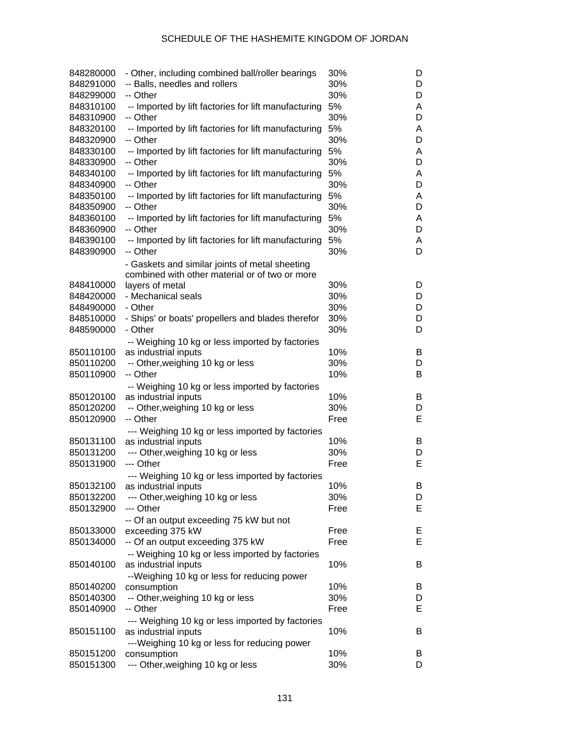| | | | |
|---|---|---|---|
| 848280000 | - Other, including combined ball/roller bearings | 30% | D |
| 848291000 | -- Balls, needles and rollers | 30% | D |
| 848299000 | -- Other | 30% | D |
| 848310100 | -- Imported by lift factories for lift manufacturing | 5% | A |
| 848310900 | -- Other | 30% | D |
| 848320100 | -- Imported by lift factories for lift manufacturing | 5% | A |
| 848320900 | -- Other | 30% | D |
| 848330100 | -- Imported by lift factories for lift manufacturing | 5% | A |
| 848330900 | -- Other | 30% | D |
| 848340100 | -- Imported by lift factories for lift manufacturing | 5% | A |
| 848340900 | -- Other | 30% | D |
| 848350100 | -- Imported by lift factories for lift manufacturing | 5% | A |
| 848350900 | -- Other | 30% | D |
| 848360100 | -- Imported by lift factories for lift manufacturing | 5% | A |
| 848360900 | -- Other | 30% | D |
| 848390100 | -- Imported by lift factories for lift manufacturing | 5% | A |
| 848390900 | -- Other | 30% | D |
| 848410000 | - Gaskets and similar joints of metal sheeting combined with other material or of two or more layers of metal | 30% | D |
| 848420000 | - Mechanical seals | 30% | D |
| 848490000 | - Other | 30% | D |
| 848510000 | - Ships' or boats' propellers and blades therefor | 30% | D |
| 848590000 | - Other | 30% | D |
| 850110100 | -- Weighing 10 kg or less imported by factories as industrial inputs | 10% | B |
| 850110200 | -- Other,weighing 10 kg or less | 30% | D |
| 850110900 | -- Other | 10% | B |
| 850120100 | -- Weighing 10 kg or less imported by factories as industrial inputs | 10% | B |
| 850120200 | -- Other,weighing 10 kg or less | 30% | D |
| 850120900 | -- Other | Free | E |
| 850131100 | --- Weighing 10 kg or less imported by factories as industrial inputs | 10% | B |
| 850131200 | --- Other,weighing 10 kg or less | 30% | D |
| 850131900 | --- Other | Free | E |
| 850132100 | --- Weighing 10 kg or less imported by factories as industrial inputs | 10% | B |
| 850132200 | --- Other,weighing 10 kg or less | 30% | D |
| 850132900 | --- Other | Free | E |
| 850133000 | -- Of an output exceeding 75 kW but not exceeding 375 kW | Free | E |
| 850134000 | -- Of an output exceeding 375 kW | Free | E |
| 850140100 | -- Weighing 10 kg or less imported by factories as industrial inputs | 10% | B |
| 850140200 | --Weighing 10 kg or less for reducing power consumption | 10% | B |
| 850140300 | -- Other,weighing 10 kg or less | 30% | D |
| 850140900 | -- Other | Free | E |
| 850151100 | --- Weighing 10 kg or less imported by factories as industrial inputs | 10% | B |
| 850151200 | ---Weighing 10 kg or less for reducing power consumption | 10% | B |
| 850151300 | --- Other,weighing 10 kg or less | 30% | D |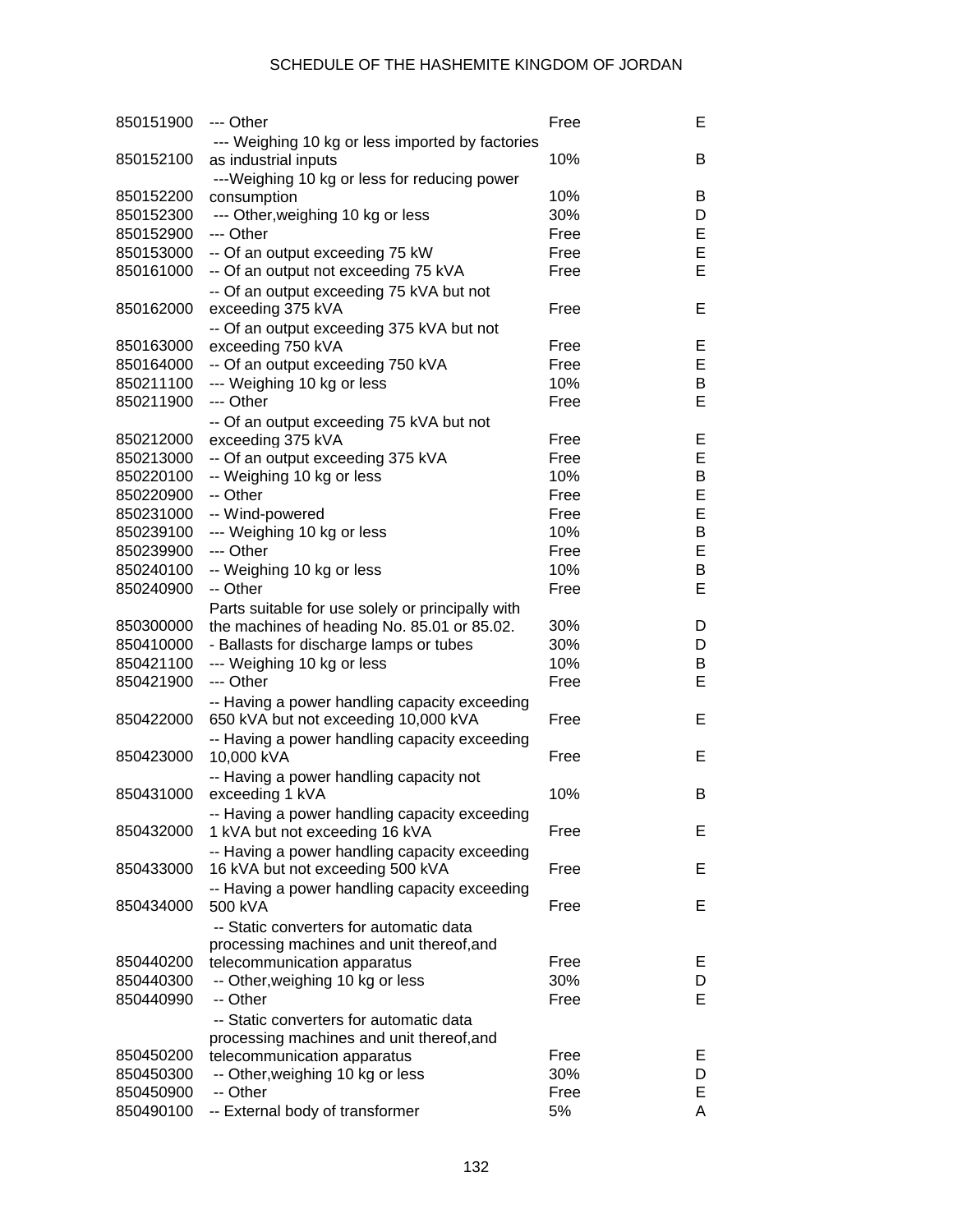| | | | |
|---|---|---|---|
| 850151900 | --- Other | Free | E |
| 850152100 | --- Weighing 10 kg or less imported by factories as industrial inputs | 10% | B |
| 850152200 | ---Weighing 10 kg or less for reducing power consumption | 10% | B |
| 850152300 | --- Other,weighing 10 kg or less | 30% | D |
| 850152900 | --- Other | Free | E |
| 850153000 | -- Of an output exceeding 75 kW | Free | E |
| 850161000 | -- Of an output not exceeding 75 kVA | Free | E |
| 850162000 | -- Of an output exceeding 75 kVA but not exceeding 375 kVA | Free | E |
| 850163000 | -- Of an output exceeding 375 kVA but not exceeding 750 kVA | Free | E |
| 850164000 | -- Of an output exceeding 750 kVA | Free | E |
| 850211100 | --- Weighing 10 kg or less | 10% | B |
| 850211900 | --- Other | Free | E |
| 850212000 | -- Of an output exceeding 75 kVA but not exceeding 375 kVA | Free | E |
| 850213000 | -- Of an output exceeding 375 kVA | Free | E |
| 850220100 | -- Weighing 10 kg or less | 10% | B |
| 850220900 | -- Other | Free | E |
| 850231000 | -- Wind-powered | Free | E |
| 850239100 | --- Weighing 10 kg or less | 10% | B |
| 850239900 | --- Other | Free | E |
| 850240100 | -- Weighing 10 kg or less | 10% | B |
| 850240900 | -- Other | Free | E |
| 850300000 | Parts suitable for use solely or principally with the machines of heading No. 85.01 or 85.02. | 30% | D |
| 850410000 | - Ballasts for discharge lamps or tubes | 30% | D |
| 850421100 | --- Weighing 10 kg or less | 10% | B |
| 850421900 | --- Other | Free | E |
| 850422000 | -- Having a power handling capacity exceeding 650 kVA but not exceeding 10,000 kVA | Free | E |
| 850423000 | -- Having a power handling capacity exceeding 10,000 kVA | Free | E |
| 850431000 | -- Having a power handling capacity not exceeding 1 kVA | 10% | B |
| 850432000 | -- Having a power handling capacity exceeding 1 kVA but not exceeding 16 kVA | Free | E |
| 850433000 | -- Having a power handling capacity exceeding 16 kVA but not exceeding 500 kVA | Free | E |
| 850434000 | -- Having a power handling capacity exceeding 500 kVA | Free | E |
| 850440200 | -- Static converters for automatic data processing machines and unit thereof,and telecommunication apparatus | Free | E |
| 850440300 | -- Other,weighing 10 kg or less | 30% | D |
| 850440990 | -- Other | Free | E |
| 850450200 | -- Static converters for automatic data processing machines and unit thereof,and telecommunication apparatus | Free | E |
| 850450300 | -- Other,weighing 10 kg or less | 30% | D |
| 850450900 | -- Other | Free | E |
| 850490100 | -- External body of transformer | 5% | A |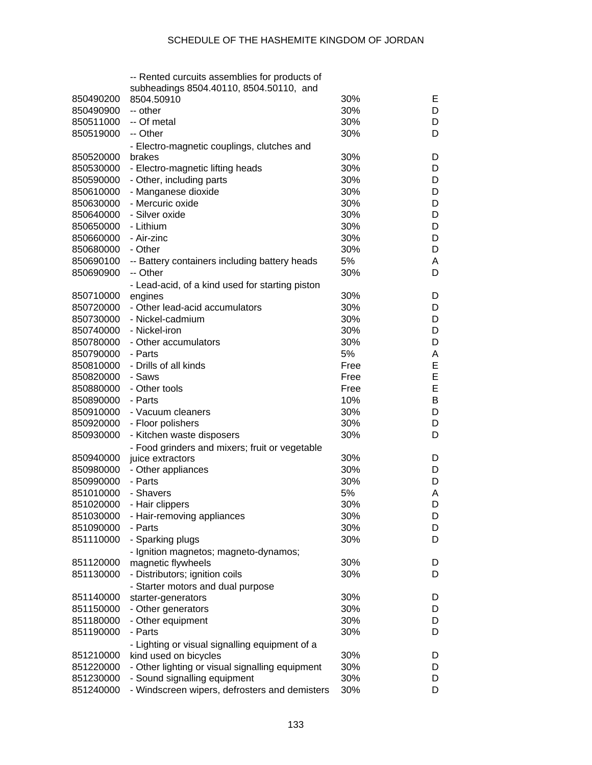| | | | |
|---|---|---|---|
| 850490200 | -- Rented curcuits assemblies for products of subheadings 8504.40110, 8504.50110, and 8504.50910 | 30% | E |
| 850490900 | -- other | 30% | D |
| 850511000 | -- Of metal | 30% | D |
| 850519000 | -- Other | 30% | D |
| 850520000 | - Electro-magnetic couplings, clutches and brakes | 30% | D |
| 850530000 | - Electro-magnetic lifting heads | 30% | D |
| 850590000 | - Other, including parts | 30% | D |
| 850610000 | - Manganese dioxide | 30% | D |
| 850630000 | - Mercuric oxide | 30% | D |
| 850640000 | - Silver oxide | 30% | D |
| 850650000 | - Lithium | 30% | D |
| 850660000 | - Air-zinc | 30% | D |
| 850680000 | - Other | 30% | D |
| 850690100 | -- Battery containers including battery heads | 5% | A |
| 850690900 | -- Other | 30% | D |
| 850710000 | - Lead-acid, of a kind used for starting piston engines | 30% | D |
| 850720000 | - Other lead-acid accumulators | 30% | D |
| 850730000 | - Nickel-cadmium | 30% | D |
| 850740000 | - Nickel-iron | 30% | D |
| 850780000 | - Other accumulators | 30% | D |
| 850790000 | - Parts | 5% | A |
| 850810000 | - Drills of all kinds | Free | E |
| 850820000 | - Saws | Free | E |
| 850880000 | - Other tools | Free | E |
| 850890000 | - Parts | 10% | B |
| 850910000 | - Vacuum cleaners | 30% | D |
| 850920000 | - Floor polishers | 30% | D |
| 850930000 | - Kitchen waste disposers | 30% | D |
| 850940000 | - Food grinders and mixers; fruit or vegetable juice extractors | 30% | D |
| 850980000 | - Other appliances | 30% | D |
| 850990000 | - Parts | 30% | D |
| 851010000 | - Shavers | 5% | A |
| 851020000 | - Hair clippers | 30% | D |
| 851030000 | - Hair-removing appliances | 30% | D |
| 851090000 | - Parts | 30% | D |
| 851110000 | - Sparking plugs | 30% | D |
| 851120000 | - Ignition magnetos; magneto-dynamos; magnetic flywheels | 30% | D |
| 851130000 | - Distributors; ignition coils | 30% | D |
| 851140000 | - Starter motors and dual purpose starter-generators | 30% | D |
| 851150000 | - Other generators | 30% | D |
| 851180000 | - Other equipment | 30% | D |
| 851190000 | - Parts | 30% | D |
| 851210000 | - Lighting or visual signalling equipment of a kind used on bicycles | 30% | D |
| 851220000 | - Other lighting or visual signalling equipment | 30% | D |
| 851230000 | - Sound signalling equipment | 30% | D |
| 851240000 | - Windscreen wipers, defrosters and demisters | 30% | D |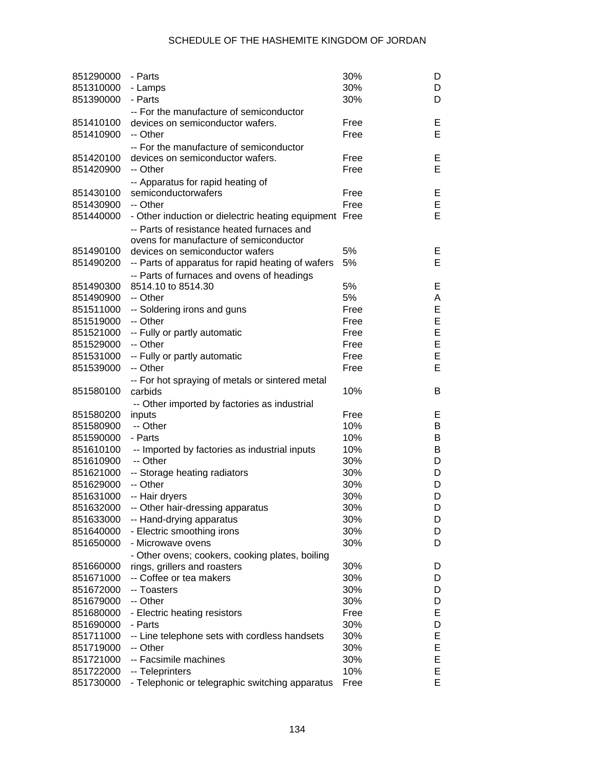| | | | |
|---|---|---|---|
| 851290000 | - Parts | 30% | D |
| 851310000 | - Lamps | 30% | D |
| 851390000 | - Parts | 30% | D |
| 851410100 | -- For the manufacture of semiconductor devices on semiconductor wafers. | Free | E |
| 851410900 | -- Other | Free | E |
| 851420100 | -- For the manufacture of semiconductor devices on semiconductor wafers. | Free | E |
| 851420900 | -- Other | Free | E |
| 851430100 | -- Apparatus for rapid heating of semiconductorwafers | Free | E |
| 851430900 | -- Other | Free | E |
| 851440000 | - Other induction or dielectric heating equipment | Free | E |
| 851490100 | -- Parts of resistance heated furnaces and ovens for manufacture of semiconductor devices on semiconductor wafers | 5% | E |
| 851490200 | -- Parts of apparatus for rapid heating of wafers | 5% | E |
| 851490300 | -- Parts of furnaces and ovens of headings 8514.10 to 8514.30 | 5% | E |
| 851490900 | -- Other | 5% | A |
| 851511000 | -- Soldering irons and guns | Free | E |
| 851519000 | -- Other | Free | E |
| 851521000 | -- Fully or partly automatic | Free | E |
| 851529000 | -- Other | Free | E |
| 851531000 | -- Fully or partly automatic | Free | E |
| 851539000 | -- Other | Free | E |
| 851580100 | -- For hot spraying of metals or sintered metal carbids | 10% | B |
| 851580200 | -- Other imported by factories as industrial inputs | Free | E |
| 851580900 | -- Other | 10% | B |
| 851590000 | - Parts | 10% | B |
| 851610100 | -- Imported by factories as industrial inputs | 10% | B |
| 851610900 | -- Other | 30% | D |
| 851621000 | -- Storage heating radiators | 30% | D |
| 851629000 | -- Other | 30% | D |
| 851631000 | -- Hair dryers | 30% | D |
| 851632000 | -- Other hair-dressing apparatus | 30% | D |
| 851633000 | -- Hand-drying apparatus | 30% | D |
| 851640000 | - Electric smoothing irons | 30% | D |
| 851650000 | - Microwave ovens | 30% | D |
| 851660000 | - Other ovens; cookers, cooking plates, boiling rings, grillers and roasters | 30% | D |
| 851671000 | -- Coffee or tea makers | 30% | D |
| 851672000 | -- Toasters | 30% | D |
| 851679000 | -- Other | 30% | D |
| 851680000 | - Electric heating resistors | Free | E |
| 851690000 | - Parts | 30% | D |
| 851711000 | -- Line telephone sets with cordless handsets | 30% | E |
| 851719000 | -- Other | 30% | E |
| 851721000 | -- Facsimile machines | 30% | E |
| 851722000 | -- Teleprinters | 10% | E |
| 851730000 | - Telephonic or telegraphic switching apparatus | Free | E |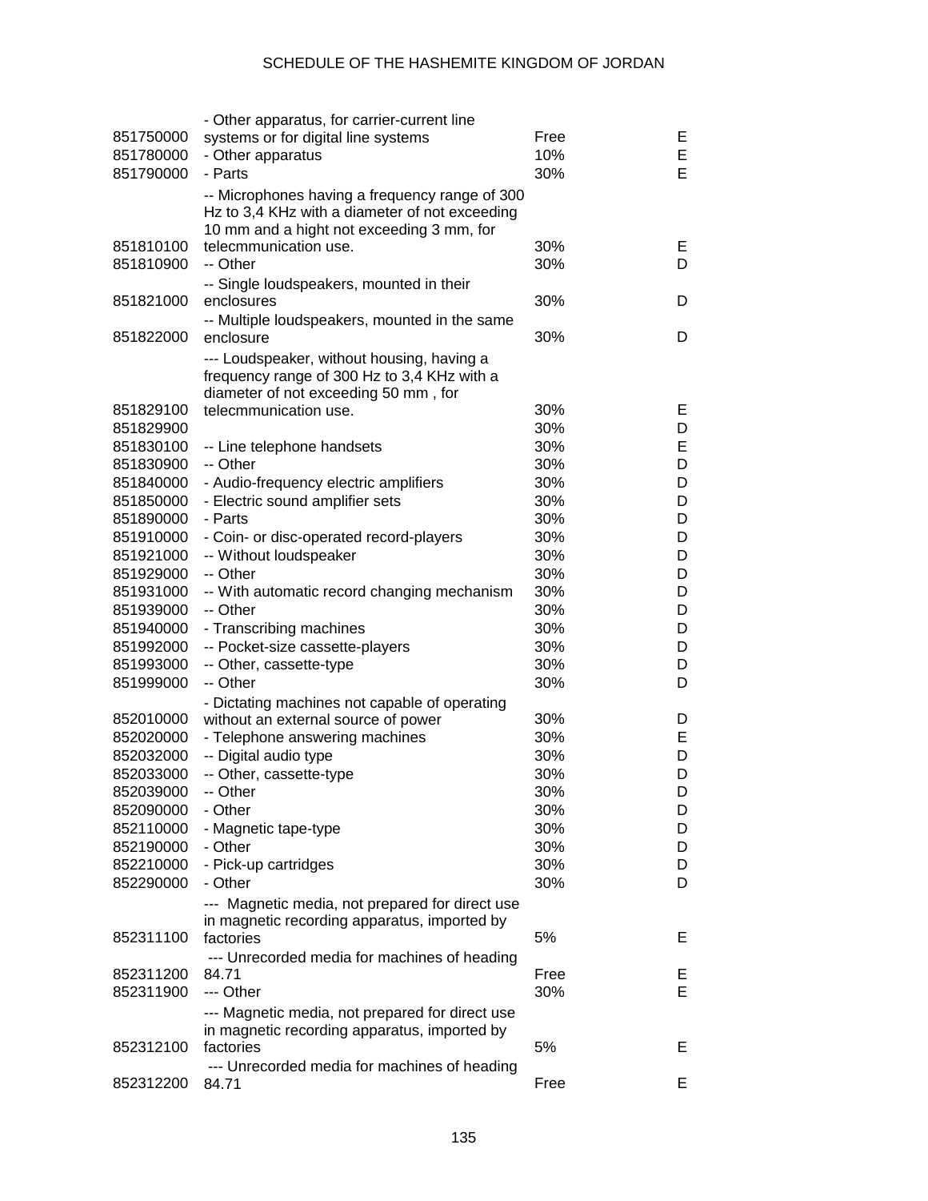| | | | |
|---|---|---|---|
| 851750000 | - Other apparatus, for carrier-current line systems or for digital line systems | Free | E |
| 851780000 | - Other apparatus | 10% | E |
| 851790000 | - Parts | 30% | E |
| 851810100 | -- Microphones having a frequency range of 300 Hz to 3,4 KHz with a diameter of not exceeding 10 mm and a hight not exceeding 3 mm, for telecmmunication use. | 30% | E |
| 851810900 | -- Other | 30% | D |
| 851821000 | -- Single loudspeakers, mounted in their enclosures | 30% | D |
| 851822000 | -- Multiple loudspeakers, mounted in the same enclosure | 30% | D |
| 851829100 | --- Loudspeaker, without housing, having a frequency range of 300 Hz to 3,4 KHz with a diameter of not exceeding 50 mm , for telecmmunication use. | 30% | E |
| 851829900 | | 30% | D |
| 851830100 | -- Line telephone handsets | 30% | E |
| 851830900 | -- Other | 30% | D |
| 851840000 | - Audio-frequency electric amplifiers | 30% | D |
| 851850000 | - Electric sound amplifier sets | 30% | D |
| 851890000 | - Parts | 30% | D |
| 851910000 | - Coin- or disc-operated record-players | 30% | D |
| 851921000 | -- Without loudspeaker | 30% | D |
| 851929000 | -- Other | 30% | D |
| 851931000 | -- With automatic record changing mechanism | 30% | D |
| 851939000 | -- Other | 30% | D |
| 851940000 | - Transcribing machines | 30% | D |
| 851992000 | -- Pocket-size cassette-players | 30% | D |
| 851993000 | -- Other, cassette-type | 30% | D |
| 851999000 | -- Other | 30% | D |
| 852010000 | - Dictating machines not capable of operating without an external source of power | 30% | D |
| 852020000 | - Telephone answering machines | 30% | E |
| 852032000 | -- Digital audio type | 30% | D |
| 852033000 | -- Other, cassette-type | 30% | D |
| 852039000 | -- Other | 30% | D |
| 852090000 | - Other | 30% | D |
| 852110000 | - Magnetic tape-type | 30% | D |
| 852190000 | - Other | 30% | D |
| 852210000 | - Pick-up cartridges | 30% | D |
| 852290000 | - Other | 30% | D |
| 852311100 | --- Magnetic media, not prepared for direct use in magnetic recording apparatus, imported by factories | 5% | E |
| 852311200 | --- Unrecorded media for machines of heading 84.71 | Free | E |
| 852311900 | --- Other | 30% | E |
| 852312100 | --- Magnetic media, not prepared for direct use in magnetic recording apparatus, imported by factories | 5% | E |
| 852312200 | --- Unrecorded media for machines of heading 84.71 | Free | E |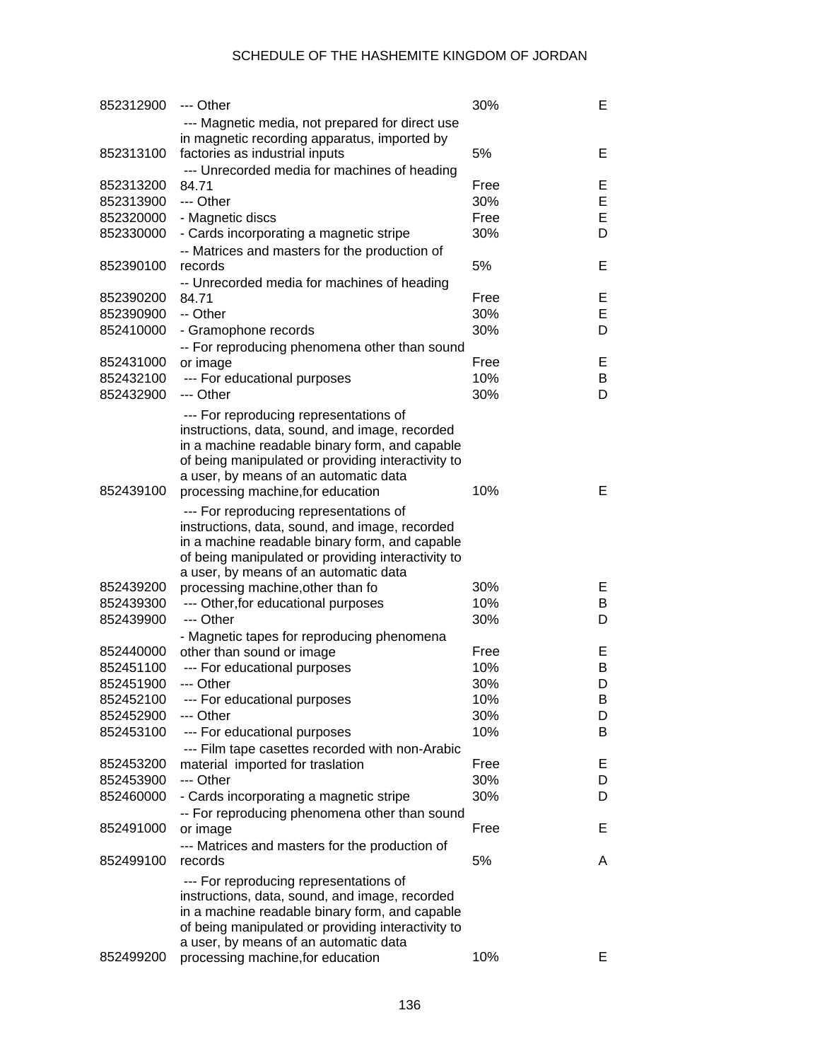| | | | |
|---|---|---|---|
| 852312900 | --- Other | 30% | E |
| 852313100 | --- Magnetic media, not prepared for direct use in magnetic recording apparatus, imported by factories as industrial inputs | 5% | E |
| 852313200 | --- Unrecorded media for machines of heading 84.71 | Free | E |
| 852313900 | --- Other | 30% | E |
| 852320000 | - Magnetic discs | Free | E |
| 852330000 | - Cards incorporating a magnetic stripe | 30% | D |
| 852390100 | -- Matrices and masters for the production of records | 5% | E |
| 852390200 | -- Unrecorded media for machines of heading 84.71 | Free | E |
| 852390900 | -- Other | 30% | E |
| 852410000 | - Gramophone records | 30% | D |
| 852431000 | -- For reproducing phenomena other than sound or image | Free | E |
| 852432100 | --- For educational purposes | 10% | B |
| 852432900 | --- Other | 30% | D |
| 852439100 | --- For reproducing representations of instructions, data, sound, and image, recorded in a machine readable binary form, and capable of being manipulated or providing interactivity to a user, by means of an automatic data processing machine,for education | 10% | E |
| 852439200 | --- For reproducing representations of instructions, data, sound, and image, recorded in a machine readable binary form, and capable of being manipulated or providing interactivity to a user, by means of an automatic data processing machine,other than fo | 30% | E |
| 852439300 | --- Other,for educational purposes | 10% | B |
| 852439900 | --- Other | 30% | D |
| 852440000 | - Magnetic tapes for reproducing phenomena other than sound or image | Free | E |
| 852451100 | --- For educational purposes | 10% | B |
| 852451900 | --- Other | 30% | D |
| 852452100 | --- For educational purposes | 10% | B |
| 852452900 | --- Other | 30% | D |
| 852453100 | --- For educational purposes | 10% | B |
| 852453200 | --- Film tape casettes recorded with non-Arabic material imported for traslation | Free | E |
| 852453900 | --- Other | 30% | D |
| 852460000 | - Cards incorporating a magnetic stripe | 30% | D |
| 852491000 | -- For reproducing phenomena other than sound or image | Free | E |
| 852499100 | --- Matrices and masters for the production of records | 5% | A |
| 852499200 | --- For reproducing representations of instructions, data, sound, and image, recorded in a machine readable binary form, and capable of being manipulated or providing interactivity to a user, by means of an automatic data processing machine,for education | 10% | E |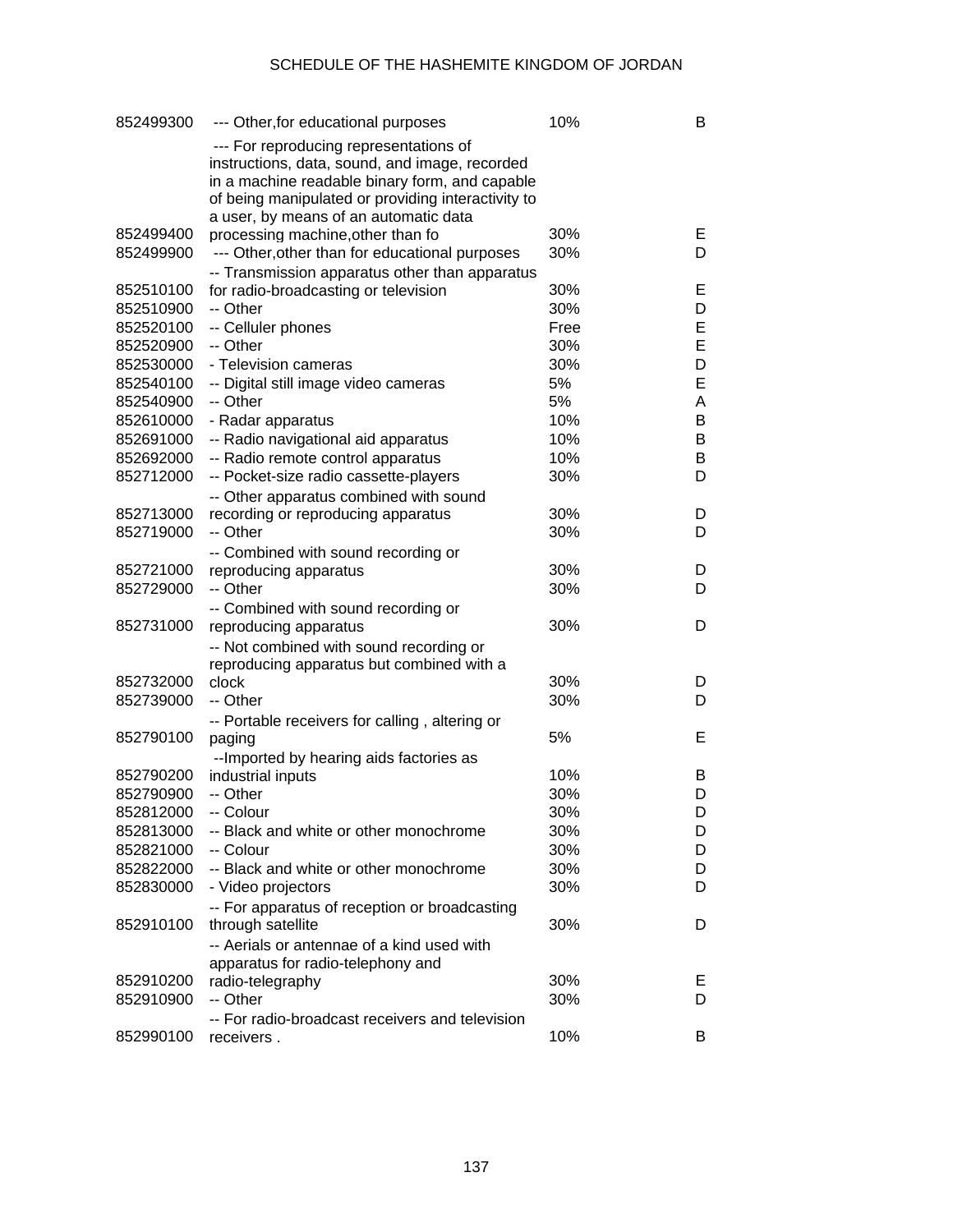| | | | |
|---|---|---|---|
| 852499300 | --- Other,for educational purposes | 10% | B |
| 852499400 | --- For reproducing representations of instructions, data, sound, and image, recorded in a machine readable binary form, and capable of being manipulated or providing interactivity to a user, by means of an automatic data processing machine,other than fo | 30% | E |
| 852499900 | --- Other,other than for educational purposes | 30% | D |
| 852510100 | -- Transmission apparatus other than apparatus for radio-broadcasting or television | 30% | E |
| 852510900 | -- Other | 30% | D |
| 852520100 | -- Celluler phones | Free | E |
| 852520900 | -- Other | 30% | E |
| 852530000 | - Television cameras | 30% | D |
| 852540100 | -- Digital still image video cameras | 5% | E |
| 852540900 | -- Other | 5% | A |
| 852610000 | - Radar apparatus | 10% | B |
| 852691000 | -- Radio navigational aid apparatus | 10% | B |
| 852692000 | -- Radio remote control apparatus | 10% | B |
| 852712000 | -- Pocket-size radio cassette-players | 30% | D |
| 852713000 | -- Other apparatus combined with sound recording or reproducing apparatus | 30% | D |
| 852719000 | -- Other | 30% | D |
| 852721000 | -- Combined with sound recording or reproducing apparatus | 30% | D |
| 852729000 | -- Other | 30% | D |
| 852731000 | -- Combined with sound recording or reproducing apparatus | 30% | D |
| 852732000 | -- Not combined with sound recording or reproducing apparatus but combined with a clock | 30% | D |
| 852739000 | -- Other | 30% | D |
| 852790100 | -- Portable receivers for calling , altering or paging | 5% | E |
| 852790200 | --Imported by hearing aids factories as industrial inputs | 10% | B |
| 852790900 | -- Other | 30% | D |
| 852812000 | -- Colour | 30% | D |
| 852813000 | -- Black and white or other monochrome | 30% | D |
| 852821000 | -- Colour | 30% | D |
| 852822000 | -- Black and white or other monochrome | 30% | D |
| 852830000 | - Video projectors | 30% | D |
| 852910100 | -- For apparatus of reception or broadcasting through satellite | 30% | D |
| 852910200 | -- Aerials or antennae of a kind used with apparatus for radio-telephony and radio-telegraphy | 30% | E |
| 852910900 | -- Other | 30% | D |
| 852990100 | -- For radio-broadcast receivers and television receivers . | 10% | B |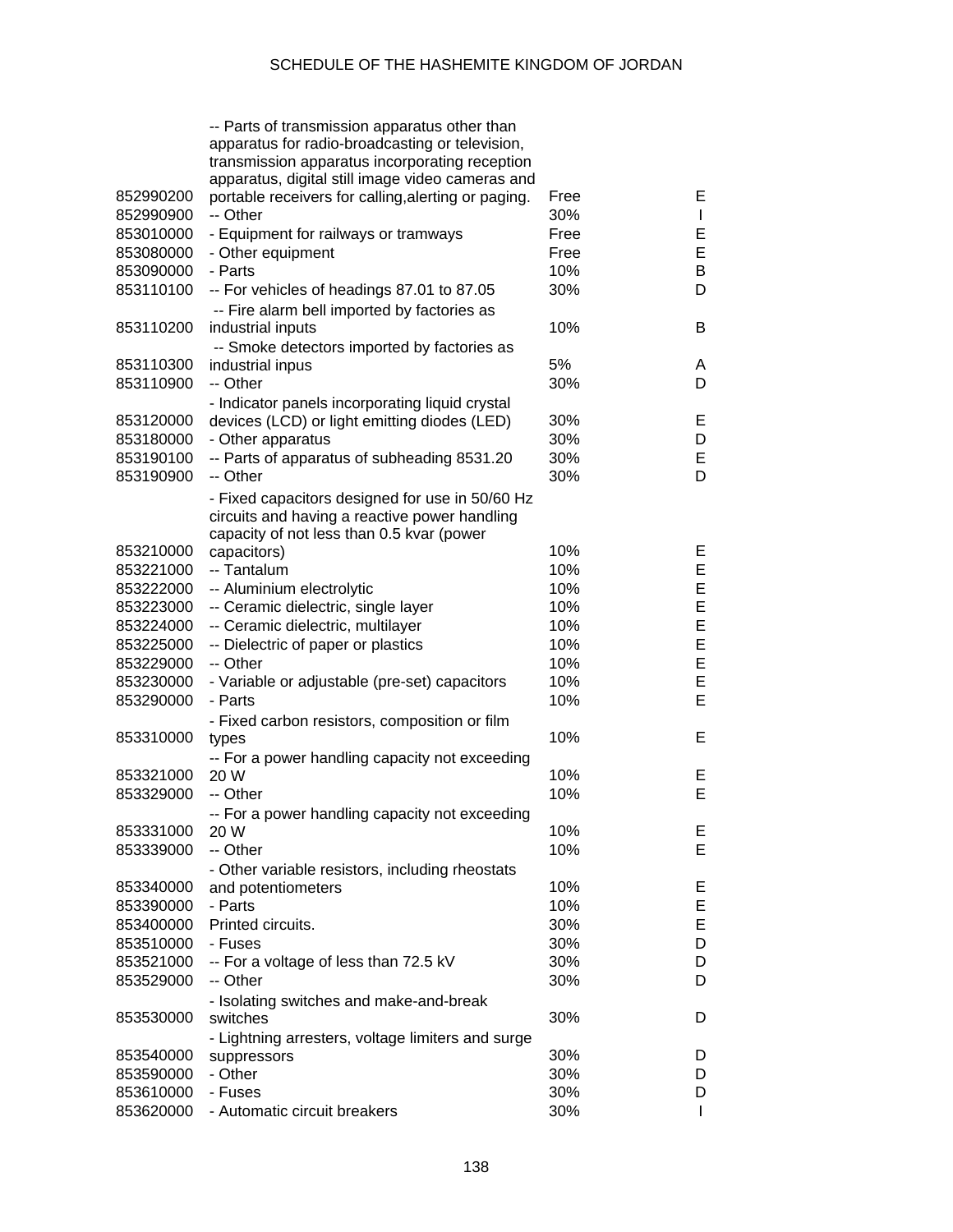| | | | |
|---|---|---|---|
| 852990200 | -- Parts of transmission apparatus other than apparatus for radio-broadcasting or television, transmission apparatus incorporating reception apparatus, digital still image video cameras and portable receivers for calling,alerting or paging. | Free | E |
| 852990900 | -- Other | 30% | I |
| 853010000 | - Equipment for railways or tramways | Free | E |
| 853080000 | - Other equipment | Free | E |
| 853090000 | - Parts | 10% | B |
| 853110100 | -- For vehicles of headings 87.01 to 87.05 | 30% | D |
| 853110200 | -- Fire alarm bell imported by factories as industrial inputs | 10% | B |
| 853110300 | -- Smoke detectors imported by factories as industrial inpus | 5% | A |
| 853110900 | -- Other | 30% | D |
| 853120000 | - Indicator panels incorporating liquid crystal devices (LCD) or light emitting diodes (LED) | 30% | E |
| 853180000 | - Other apparatus | 30% | D |
| 853190100 | -- Parts of apparatus of subheading 8531.20 | 30% | E |
| 853190900 | -- Other | 30% | D |
| 853210000 | - Fixed capacitors designed for use in 50/60 Hz circuits and having a reactive power handling capacity of not less than 0.5 kvar (power capacitors) | 10% | E |
| 853221000 | -- Tantalum | 10% | E |
| 853222000 | -- Aluminium electrolytic | 10% | E |
| 853223000 | -- Ceramic dielectric, single layer | 10% | E |
| 853224000 | -- Ceramic dielectric, multilayer | 10% | E |
| 853225000 | -- Dielectric of paper or plastics | 10% | E |
| 853229000 | -- Other | 10% | E |
| 853230000 | - Variable or adjustable (pre-set) capacitors | 10% | E |
| 853290000 | - Parts | 10% | E |
| 853310000 | - Fixed carbon resistors, composition or film types | 10% | E |
| 853321000 | -- For a power handling capacity not exceeding 20 W | 10% | E |
| 853329000 | -- Other | 10% | E |
| 853331000 | -- For a power handling capacity not exceeding 20 W | 10% | E |
| 853339000 | -- Other | 10% | E |
| 853340000 | - Other variable resistors, including rheostats and potentiometers | 10% | E |
| 853390000 | - Parts | 10% | E |
| 853400000 | Printed circuits. | 30% | E |
| 853510000 | - Fuses | 30% | D |
| 853521000 | -- For a voltage of less than 72.5 kV | 30% | D |
| 853529000 | -- Other | 30% | D |
| 853530000 | - Isolating switches and make-and-break switches | 30% | D |
| 853540000 | - Lightning arresters, voltage limiters and surge suppressors | 30% | D |
| 853590000 | - Other | 30% | D |
| 853610000 | - Fuses | 30% | D |
| 853620000 | - Automatic circuit breakers | 30% | I |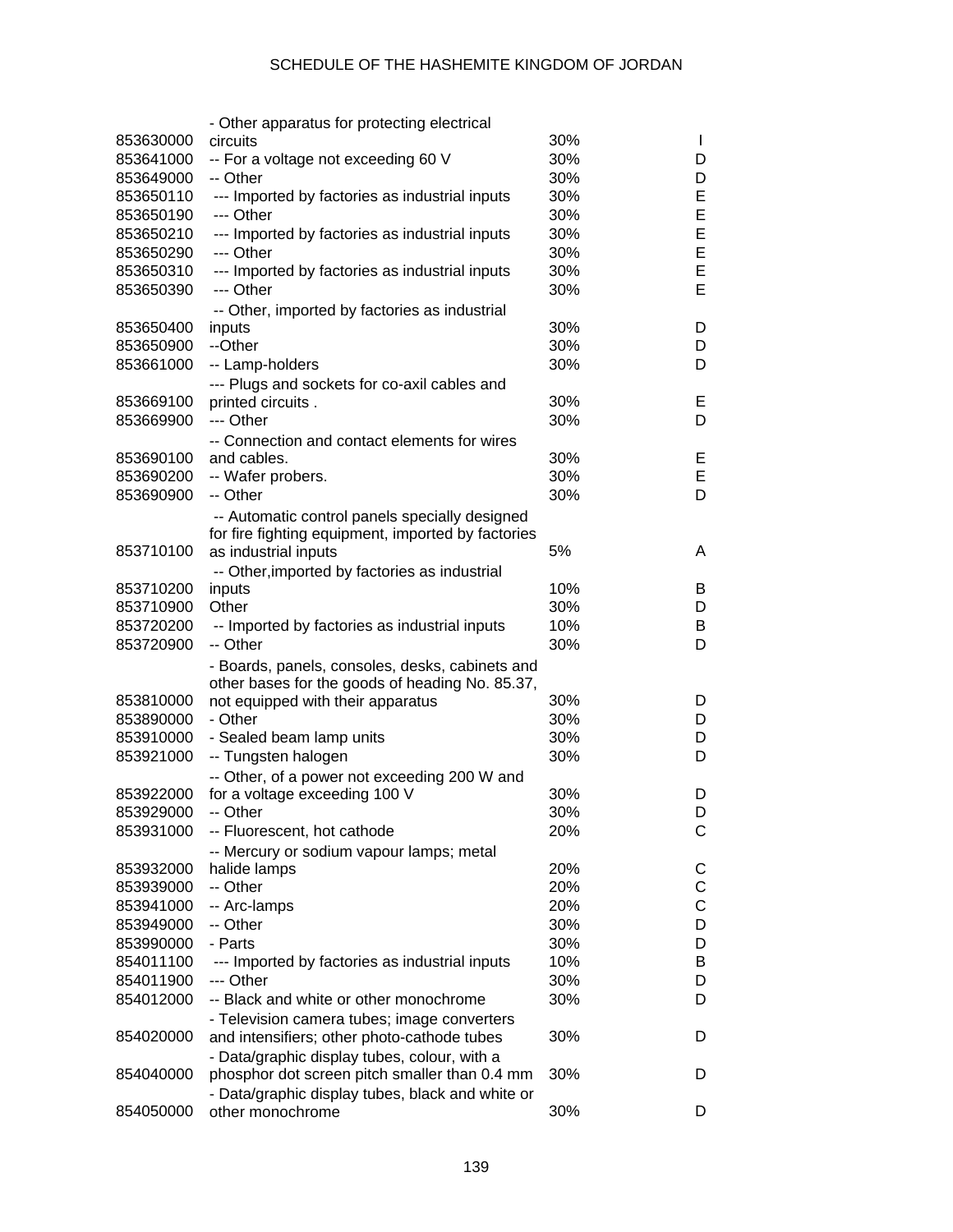| | | | |
|---|---|---|---|
| 853630000 | - Other apparatus for protecting electrical circuits | 30% | I |
| 853641000 | -- For a voltage not exceeding 60 V | 30% | D |
| 853649000 | -- Other | 30% | D |
| 853650110 | --- Imported by factories as industrial inputs | 30% | E |
| 853650190 | --- Other | 30% | E |
| 853650210 | --- Imported by factories as industrial inputs | 30% | E |
| 853650290 | --- Other | 30% | E |
| 853650310 | --- Imported by factories as industrial inputs | 30% | E |
| 853650390 | --- Other | 30% | E |
| 853650400 | -- Other, imported by factories as industrial inputs | 30% | D |
| 853650900 | --Other | 30% | D |
| 853661000 | -- Lamp-holders | 30% | D |
| 853669100 | --- Plugs and sockets for co-axil cables and printed circuits . | 30% | E |
| 853669900 | --- Other | 30% | D |
| 853690100 | -- Connection and contact elements for wires and cables. | 30% | E |
| 853690200 | -- Wafer probers. | 30% | E |
| 853690900 | -- Other | 30% | D |
| 853710100 | -- Automatic control panels specially designed for fire fighting equipment, imported by factories as industrial inputs | 5% | A |
| 853710200 | -- Other,imported by factories as industrial inputs | 10% | B |
| 853710900 | Other | 30% | D |
| 853720200 | -- Imported by factories as industrial inputs | 10% | B |
| 853720900 | -- Other | 30% | D |
| 853810000 | - Boards, panels, consoles, desks, cabinets and other bases for the goods of heading No. 85.37, not equipped with their apparatus | 30% | D |
| 853890000 | - Other | 30% | D |
| 853910000 | - Sealed beam lamp units | 30% | D |
| 853921000 | -- Tungsten halogen | 30% | D |
| 853922000 | -- Other, of a power not exceeding 200 W and for a voltage exceeding 100 V | 30% | D |
| 853929000 | -- Other | 30% | D |
| 853931000 | -- Fluorescent, hot cathode | 20% | C |
| 853932000 | -- Mercury or sodium vapour lamps; metal halide lamps | 20% | C |
| 853939000 | -- Other | 20% | C |
| 853941000 | -- Arc-lamps | 20% | C |
| 853949000 | -- Other | 30% | D |
| 853990000 | - Parts | 30% | D |
| 854011100 | --- Imported by factories as industrial inputs | 10% | B |
| 854011900 | --- Other | 30% | D |
| 854012000 | -- Black and white or other monochrome | 30% | D |
| 854020000 | - Television camera tubes; image converters and intensifiers; other photo-cathode tubes | 30% | D |
| 854040000 | - Data/graphic display tubes, colour, with a phosphor dot screen pitch smaller than 0.4 mm | 30% | D |
| 854050000 | - Data/graphic display tubes, black and white or other monochrome | 30% | D |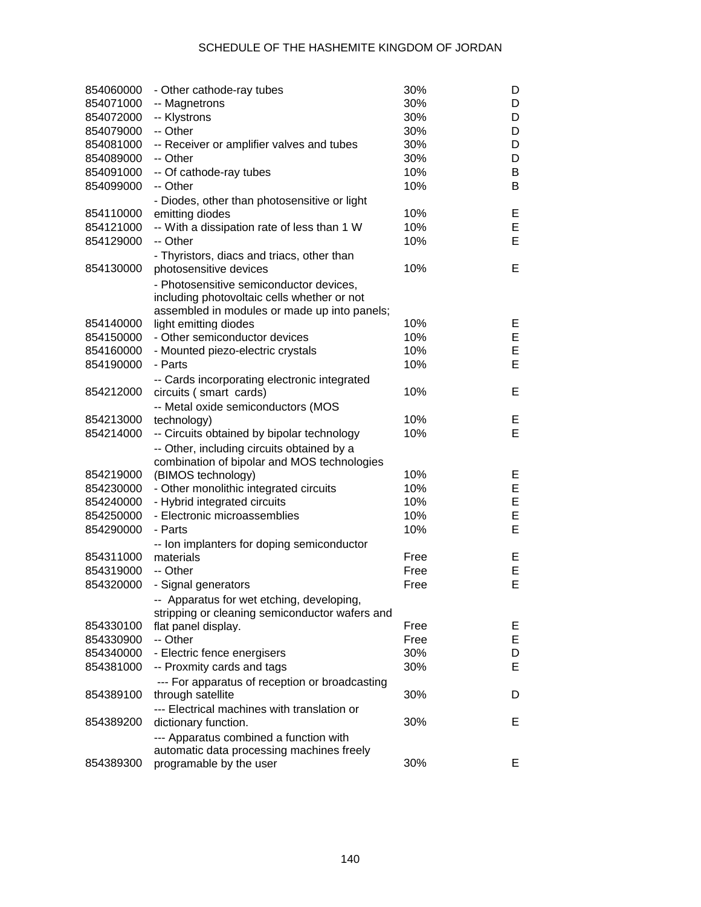| | | | |
|---|---|---|---|
| 854060000 | - Other cathode-ray tubes | 30% | D |
| 854071000 | -- Magnetrons | 30% | D |
| 854072000 | -- Klystrons | 30% | D |
| 854079000 | -- Other | 30% | D |
| 854081000 | -- Receiver or amplifier valves and tubes | 30% | D |
| 854089000 | -- Other | 30% | D |
| 854091000 | -- Of cathode-ray tubes | 10% | B |
| 854099000 | -- Other | 10% | B |
| 854110000 | - Diodes, other than photosensitive or light emitting diodes | 10% | E |
| 854121000 | -- With a dissipation rate of less than 1 W | 10% | E |
| 854129000 | -- Other | 10% | E |
| 854130000 | - Thyristors, diacs and triacs, other than photosensitive devices | 10% | E |
| 854140000 | - Photosensitive semiconductor devices, including photovoltaic cells whether or not assembled in modules or made up into panels; light emitting diodes | 10% | E |
| 854150000 | - Other semiconductor devices | 10% | E |
| 854160000 | - Mounted piezo-electric crystals | 10% | E |
| 854190000 | - Parts | 10% | E |
| 854212000 | -- Cards incorporating electronic integrated circuits ( smart cards) | 10% | E |
| 854213000 | -- Metal oxide semiconductors (MOS technology) | 10% | E |
| 854214000 | -- Circuits obtained by bipolar technology | 10% | E |
| 854219000 | -- Other, including circuits obtained by a combination of bipolar and MOS technologies (BIMOS technology) | 10% | E |
| 854230000 | - Other monolithic integrated circuits | 10% | E |
| 854240000 | - Hybrid integrated circuits | 10% | E |
| 854250000 | - Electronic microassemblies | 10% | E |
| 854290000 | - Parts | 10% | E |
| 854311000 | -- Ion implanters for doping semiconductor materials | Free | E |
| 854319000 | -- Other | Free | E |
| 854320000 | - Signal generators | Free | E |
| 854330100 | -- Apparatus for wet etching, developing, stripping or cleaning semiconductor wafers and flat panel display. | Free | E |
| 854330900 | -- Other | Free | E |
| 854340000 | - Electric fence energisers | 30% | D |
| 854381000 | -- Proxmity cards and tags | 30% | E |
| 854389100 | --- For apparatus of reception or broadcasting through satellite | 30% | D |
| 854389200 | --- Electrical machines with translation or dictionary function. | 30% | E |
| 854389300 | --- Apparatus combined a function with automatic data processing machines freely programable by the user | 30% | E |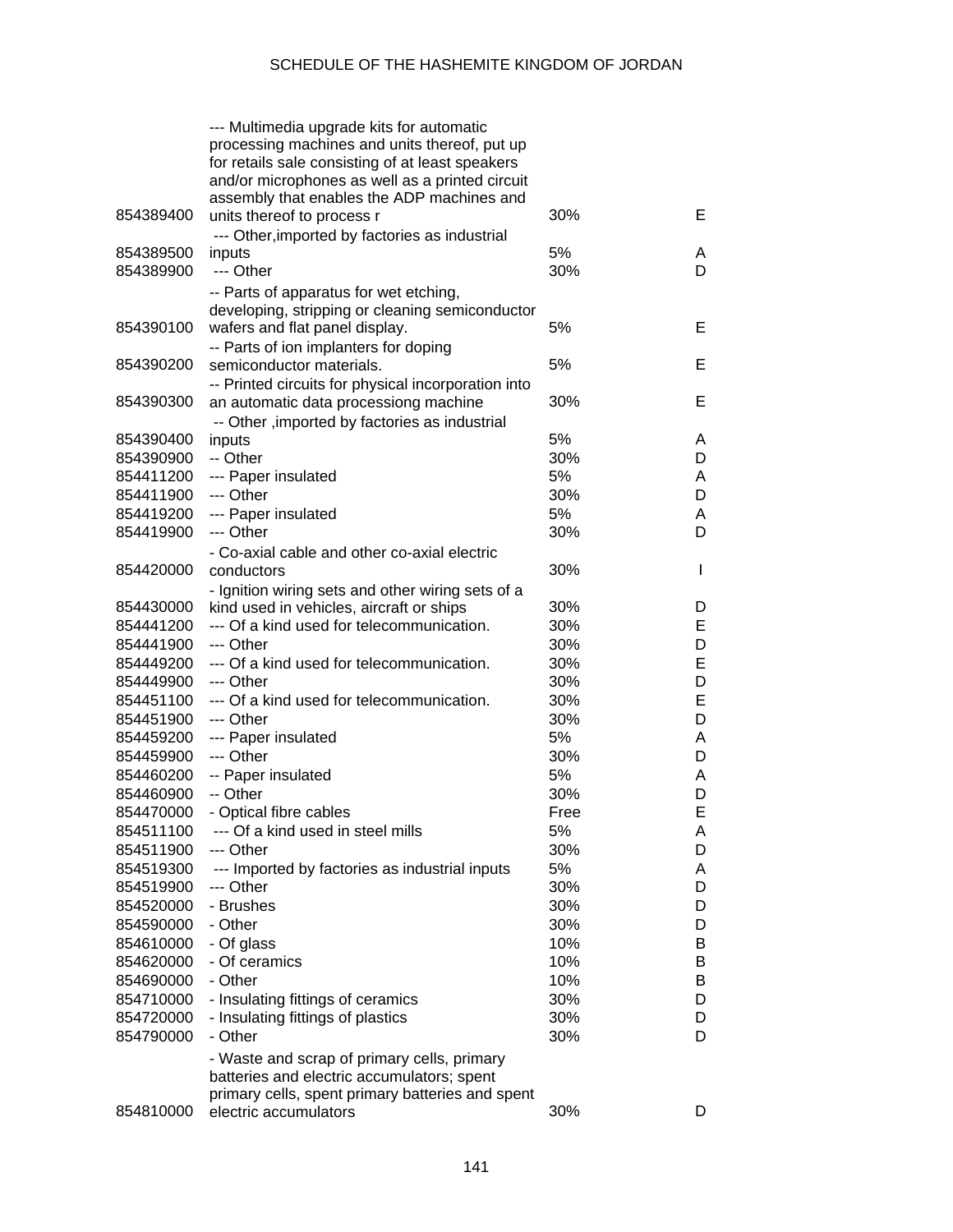| | | | |
|---|---|---|---|
| 854389400 | --- Multimedia upgrade kits for automatic processing machines and units thereof, put up for retails sale consisting of at least speakers and/or microphones as well as a printed circuit assembly that enables the ADP machines and units thereof to process r | 30% | E |
| 854389500 | --- Other,imported by factories as industrial inputs | 5% | A |
| 854389900 | --- Other | 30% | D |
| 854390100 | -- Parts of apparatus for wet etching, developing, stripping or cleaning semiconductor wafers and flat panel display. | 5% | E |
| 854390200 | -- Parts of ion implanters for doping semiconductor materials. | 5% | E |
| 854390300 | -- Printed circuits for physical incorporation into an automatic data processiong machine | 30% | E |
| 854390400 | -- Other ,imported by factories as industrial inputs | 5% | A |
| 854390900 | -- Other | 30% | D |
| 854411200 | --- Paper insulated | 5% | A |
| 854411900 | --- Other | 30% | D |
| 854419200 | --- Paper insulated | 5% | A |
| 854419900 | --- Other | 30% | D |
| 854420000 | - Co-axial cable and other co-axial electric conductors | 30% | I |
| 854430000 | - Ignition wiring sets and other wiring sets of a kind used in vehicles, aircraft or ships | 30% | D |
| 854441200 | --- Of a kind used for telecommunication. | 30% | E |
| 854441900 | --- Other | 30% | D |
| 854449200 | --- Of a kind used for telecommunication. | 30% | E |
| 854449900 | --- Other | 30% | D |
| 854451100 | --- Of a kind used for telecommunication. | 30% | E |
| 854451900 | --- Other | 30% | D |
| 854459200 | --- Paper insulated | 5% | A |
| 854459900 | --- Other | 30% | D |
| 854460200 | -- Paper insulated | 5% | A |
| 854460900 | -- Other | 30% | D |
| 854470000 | - Optical fibre cables | Free | E |
| 854511100 | --- Of a kind used in steel mills | 5% | A |
| 854511900 | --- Other | 30% | D |
| 854519300 | --- Imported by factories as industrial inputs | 5% | A |
| 854519900 | --- Other | 30% | D |
| 854520000 | - Brushes | 30% | D |
| 854590000 | - Other | 30% | D |
| 854610000 | - Of glass | 10% | B |
| 854620000 | - Of ceramics | 10% | B |
| 854690000 | - Other | 10% | B |
| 854710000 | - Insulating fittings of ceramics | 30% | D |
| 854720000 | - Insulating fittings of plastics | 30% | D |
| 854790000 | - Other | 30% | D |
| 854810000 | - Waste and scrap of primary cells, primary batteries and electric accumulators; spent primary cells, spent primary batteries and spent electric accumulators | 30% | D |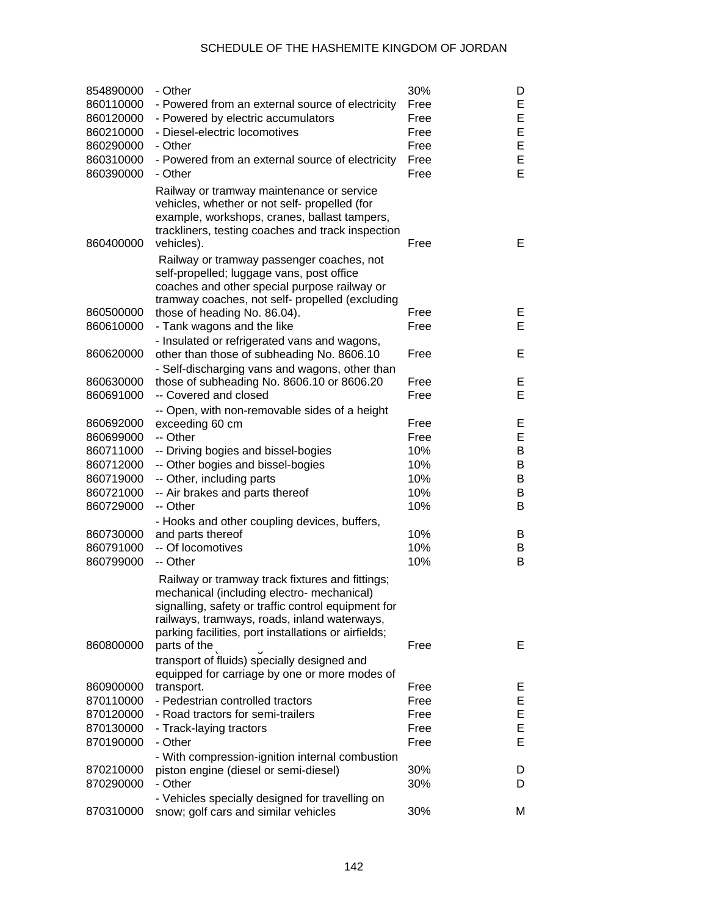| | | | |
|---|---|---|---|
| 854890000 | - Other | 30% | D |
| 860110000 | - Powered from an external source of electricity | Free | E |
| 860120000 | - Powered by electric accumulators | Free | E |
| 860210000 | - Diesel-electric locomotives | Free | E |
| 860290000 | - Other | Free | E |
| 860310000 | - Powered from an external source of electricity | Free | E |
| 860390000 | - Other | Free | E |
| 860400000 | Railway or tramway maintenance or service vehicles, whether or not self- propelled (for example, workshops, cranes, ballast tampers, trackliners, testing coaches and track inspection vehicles). | Free | E |
| 860500000 | Railway or tramway passenger coaches, not self-propelled; luggage vans, post office coaches and other special purpose railway or tramway coaches, not self- propelled (excluding those of heading No. 86.04). | Free | E |
| 860610000 | - Tank wagons and the like | Free | E |
| 860620000 | - Insulated or refrigerated vans and wagons, other than those of subheading No. 8606.10 | Free | E |
| 860630000 | - Self-discharging vans and wagons, other than those of subheading No. 8606.10 or 8606.20 | Free | E |
| 860691000 | -- Covered and closed | Free | E |
| 860692000 | -- Open, with non-removable sides of a height exceeding 60 cm | Free | E |
| 860699000 | -- Other | Free | E |
| 860711000 | -- Driving bogies and bissel-bogies | 10% | B |
| 860712000 | -- Other bogies and bissel-bogies | 10% | B |
| 860719000 | -- Other, including parts | 10% | B |
| 860721000 | -- Air brakes and parts thereof | 10% | B |
| 860729000 | -- Other | 10% | B |
| 860730000 | - Hooks and other coupling devices, buffers, and parts thereof | 10% | B |
| 860791000 | -- Of locomotives | 10% | B |
| 860799000 | -- Other | 10% | B |
| 860800000 | Railway or tramway track fixtures and fittings; mechanical (including electro- mechanical) signalling, safety or traffic control equipment for railways, tramways, roads, inland waterways, parking facilities, port installations or airfields; parts of the | Free | E |
| 860900000 | transport of fluids) specially designed and equipped for carriage by one or more modes of transport. | Free | E |
| 870110000 | - Pedestrian controlled tractors | Free | E |
| 870120000 | - Road tractors for semi-trailers | Free | E |
| 870130000 | - Track-laying tractors | Free | E |
| 870190000 | - Other | Free | E |
| 870210000 | - With compression-ignition internal combustion piston engine (diesel or semi-diesel) | 30% | D |
| 870290000 | - Other | 30% | D |
| 870310000 | - Vehicles specially designed for travelling on snow; golf cars and similar vehicles | 30% | M |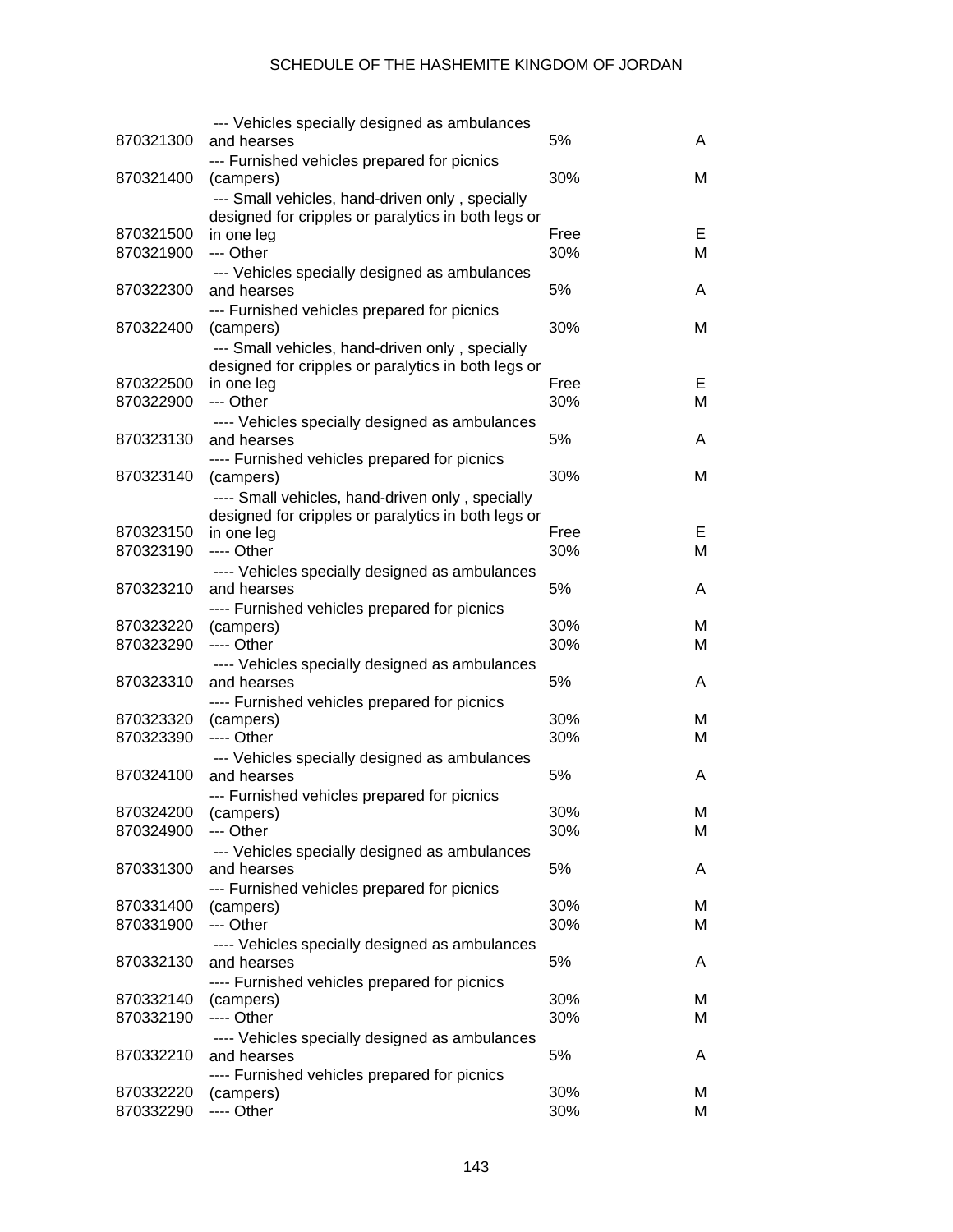| | | | |
|---|---|---|---|
| 870321300 | --- Vehicles specially designed as ambulances and hearses | 5% | A |
| 870321400 | --- Furnished vehicles prepared for picnics (campers) | 30% | M |
| 870321500 | --- Small vehicles, hand-driven only , specially designed for cripples or paralytics in both legs or in one leg | Free | E |
| 870321900 | --- Other | 30% | M |
| 870322300 | --- Vehicles specially designed as ambulances and hearses | 5% | A |
| 870322400 | --- Furnished vehicles prepared for picnics (campers) | 30% | M |
| 870322500 | --- Small vehicles, hand-driven only , specially designed for cripples or paralytics in both legs or in one leg | Free | E |
| 870322900 | --- Other | 30% | M |
| 870323130 | ---- Vehicles specially designed as ambulances and hearses | 5% | A |
| 870323140 | ---- Furnished vehicles prepared for picnics (campers) | 30% | M |
| 870323150 | ---- Small vehicles, hand-driven only , specially designed for cripples or paralytics in both legs or in one leg | Free | E |
| 870323190 | ---- Other | 30% | M |
| 870323210 | ---- Vehicles specially designed as ambulances and hearses | 5% | A |
| 870323220 | ---- Furnished vehicles prepared for picnics (campers) | 30% | M |
| 870323290 | ---- Other | 30% | M |
| 870323310 | ---- Vehicles specially designed as ambulances and hearses | 5% | A |
| 870323320 | ---- Furnished vehicles prepared for picnics (campers) | 30% | M |
| 870323390 | ---- Other | 30% | M |
| 870324100 | --- Vehicles specially designed as ambulances and hearses | 5% | A |
| 870324200 | --- Furnished vehicles prepared for picnics (campers) | 30% | M |
| 870324900 | --- Other | 30% | M |
| 870331300 | --- Vehicles specially designed as ambulances and hearses | 5% | A |
| 870331400 | --- Furnished vehicles prepared for picnics (campers) | 30% | M |
| 870331900 | --- Other | 30% | M |
| 870332130 | ---- Vehicles specially designed as ambulances and hearses | 5% | A |
| 870332140 | ---- Furnished vehicles prepared for picnics (campers) | 30% | M |
| 870332190 | ---- Other | 30% | M |
| 870332210 | ---- Vehicles specially designed as ambulances and hearses | 5% | A |
| 870332220 | ---- Furnished vehicles prepared for picnics (campers) | 30% | M |
| 870332290 | ---- Other | 30% | M |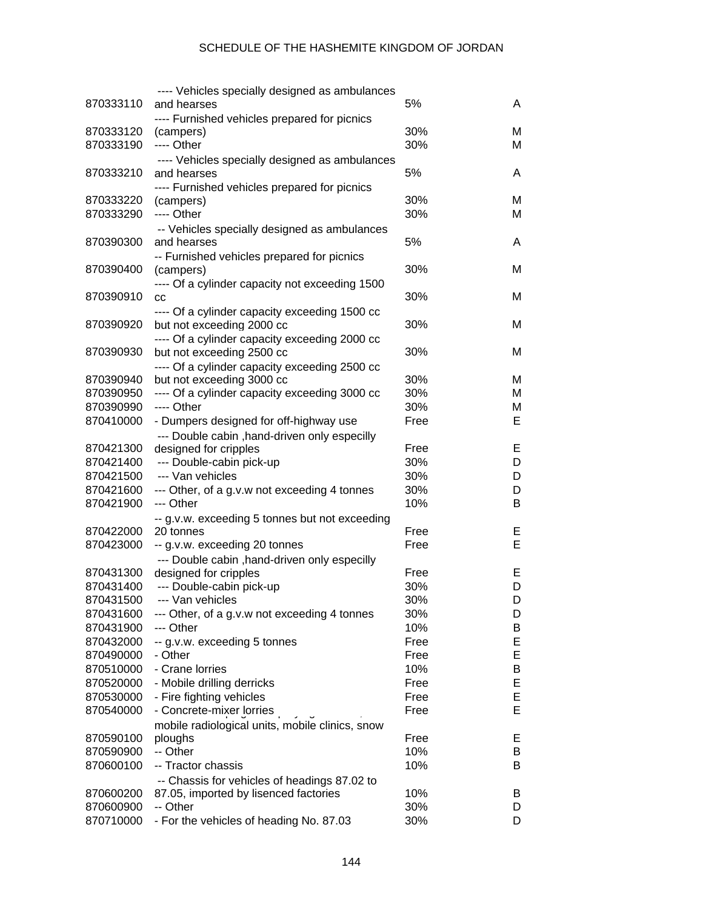| | | | |
|---|---|---|---|
| 870333110 | ---- Vehicles specially designed as ambulances and hearses | 5% | A |
| 870333120 | ---- Furnished vehicles prepared for picnics (campers) | 30% | M |
| 870333190 | ---- Other | 30% | M |
| 870333210 | ---- Vehicles specially designed as ambulances and hearses | 5% | A |
| 870333220 | ---- Furnished vehicles prepared for picnics (campers) | 30% | M |
| 870333290 | ---- Other | 30% | M |
| 870390300 | -- Vehicles specially designed as ambulances and hearses | 5% | A |
| 870390400 | -- Furnished vehicles prepared for picnics (campers) | 30% | M |
| 870390910 | ---- Of a cylinder capacity not exceeding 1500 cc | 30% | M |
| 870390920 | ---- Of a cylinder capacity exceeding 1500 cc but not exceeding 2000 cc | 30% | M |
| 870390930 | ---- Of a cylinder capacity exceeding 2000 cc but not exceeding 2500 cc | 30% | M |
| 870390940 | ---- Of a cylinder capacity exceeding 2500 cc but not exceeding 3000 cc | 30% | M |
| 870390950 | ---- Of a cylinder capacity exceeding 3000 cc | 30% | M |
| 870390990 | ---- Other | 30% | M |
| 870410000 | - Dumpers designed for off-highway use | Free | E |
| 870421300 | --- Double cabin ,hand-driven only especilly designed for cripples | Free | E |
| 870421400 | --- Double-cabin pick-up | 30% | D |
| 870421500 | --- Van vehicles | 30% | D |
| 870421600 | --- Other, of a g.v.w not exceeding 4 tonnes | 30% | D |
| 870421900 | --- Other | 10% | B |
| 870422000 | -- g.v.w. exceeding 5 tonnes but not exceeding 20 tonnes | Free | E |
| 870423000 | -- g.v.w. exceeding 20 tonnes | Free | E |
| 870431300 | --- Double cabin ,hand-driven only especilly designed for cripples | Free | E |
| 870431400 | --- Double-cabin pick-up | 30% | D |
| 870431500 | --- Van vehicles | 30% | D |
| 870431600 | --- Other, of a g.v.w not exceeding 4 tonnes | 30% | D |
| 870431900 | --- Other | 10% | B |
| 870432000 | -- g.v.w. exceeding 5 tonnes | Free | E |
| 870490000 | - Other | Free | E |
| 870510000 | - Crane lorries | 10% | B |
| 870520000 | - Mobile drilling derricks | Free | E |
| 870530000 | - Fire fighting vehicles | Free | E |
| 870540000 | - Concrete-mixer lorries | Free | E |
| 870590100 | mobile radiological units, mobile clinics, snow ploughs | Free | E |
| 870590900 | -- Other | 10% | B |
| 870600100 | -- Tractor chassis | 10% | B |
| 870600200 | -- Chassis for vehicles of headings 87.02 to 87.05, imported by lisenced factories | 10% | B |
| 870600900 | -- Other | 30% | D |
| 870710000 | - For the vehicles of heading No. 87.03 | 30% | D |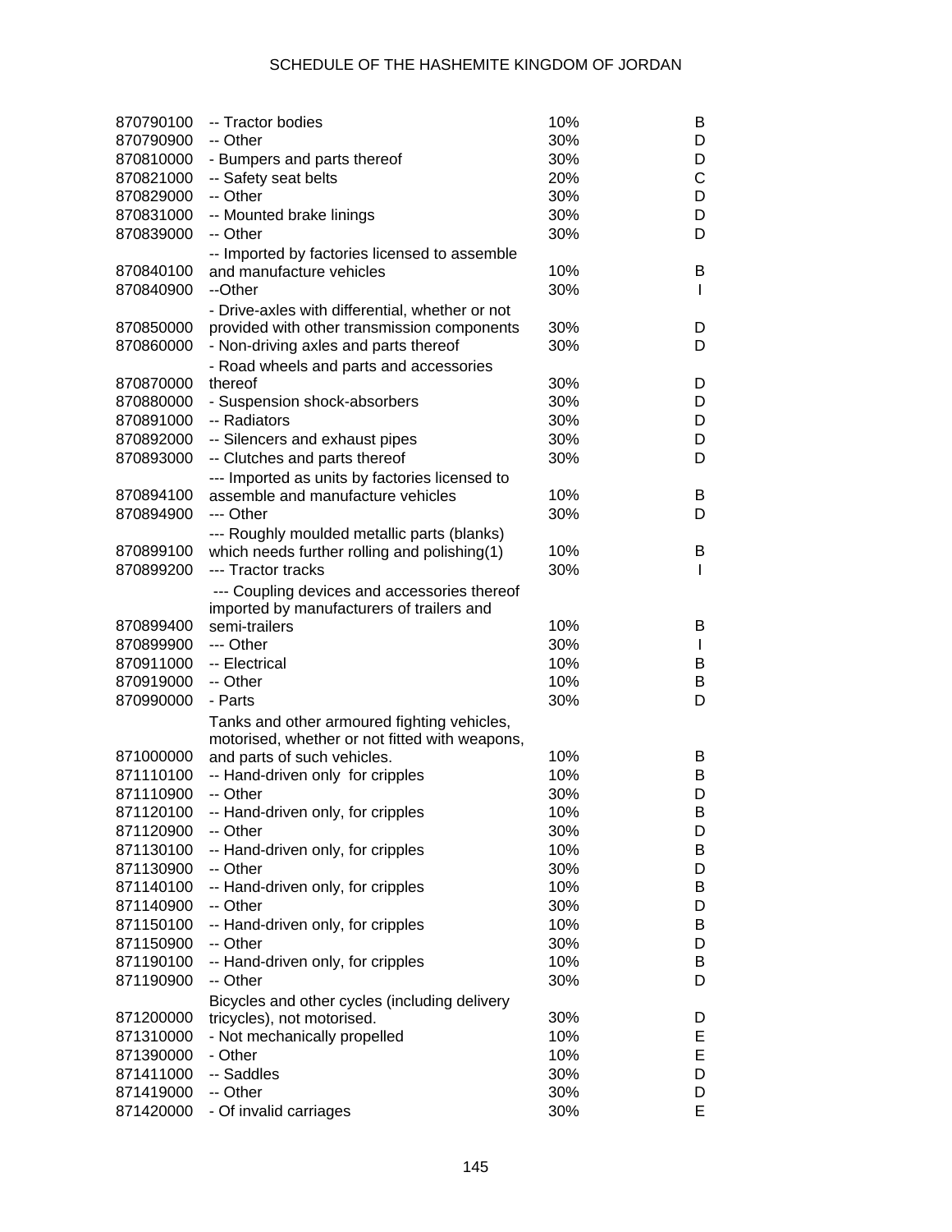| | | | |
|---|---|---|---|
| 870790100 | -- Tractor bodies | 10% | B |
| 870790900 | -- Other | 30% | D |
| 870810000 | - Bumpers and parts thereof | 30% | D |
| 870821000 | -- Safety seat belts | 20% | C |
| 870829000 | -- Other | 30% | D |
| 870831000 | -- Mounted brake linings | 30% | D |
| 870839000 | -- Other | 30% | D |
| 870840100 | -- Imported by factories licensed to assemble and manufacture vehicles | 10% | B |
| 870840900 | --Other | 30% | I |
| 870850000 | - Drive-axles with differential, whether or not provided with other transmission components | 30% | D |
| 870860000 | - Non-driving axles and parts thereof | 30% | D |
| 870870000 | - Road wheels and parts and accessories thereof | 30% | D |
| 870880000 | - Suspension shock-absorbers | 30% | D |
| 870891000 | -- Radiators | 30% | D |
| 870892000 | -- Silencers and exhaust pipes | 30% | D |
| 870893000 | -- Clutches and parts thereof | 30% | D |
| 870894100 | --- Imported as units by factories licensed to assemble and manufacture vehicles | 10% | B |
| 870894900 | --- Other | 30% | D |
| 870899100 | --- Roughly moulded metallic parts (blanks) which needs further rolling and polishing(1) | 10% | B |
| 870899200 | --- Tractor tracks | 30% | I |
| 870899400 | --- Coupling devices and accessories thereof imported by manufacturers of trailers and semi-trailers | 10% | B |
| 870899900 | --- Other | 30% | I |
| 870911000 | -- Electrical | 10% | B |
| 870919000 | -- Other | 10% | B |
| 870990000 | - Parts | 30% | D |
| 871000000 | Tanks and other armoured fighting vehicles, motorised, whether or not fitted with weapons, and parts of such vehicles. | 10% | B |
| 871110100 | -- Hand-driven only for cripples | 10% | B |
| 871110900 | -- Other | 30% | D |
| 871120100 | -- Hand-driven only, for cripples | 10% | B |
| 871120900 | -- Other | 30% | D |
| 871130100 | -- Hand-driven only, for cripples | 10% | B |
| 871130900 | -- Other | 30% | D |
| 871140100 | -- Hand-driven only, for cripples | 10% | B |
| 871140900 | -- Other | 30% | D |
| 871150100 | -- Hand-driven only, for cripples | 10% | B |
| 871150900 | -- Other | 30% | D |
| 871190100 | -- Hand-driven only, for cripples | 10% | B |
| 871190900 | -- Other | 30% | D |
| 871200000 | Bicycles and other cycles (including delivery tricycles), not motorised. | 30% | D |
| 871310000 | - Not mechanically propelled | 10% | E |
| 871390000 | - Other | 10% | E |
| 871411000 | -- Saddles | 30% | D |
| 871419000 | -- Other | 30% | D |
| 871420000 | - Of invalid carriages | 30% | E |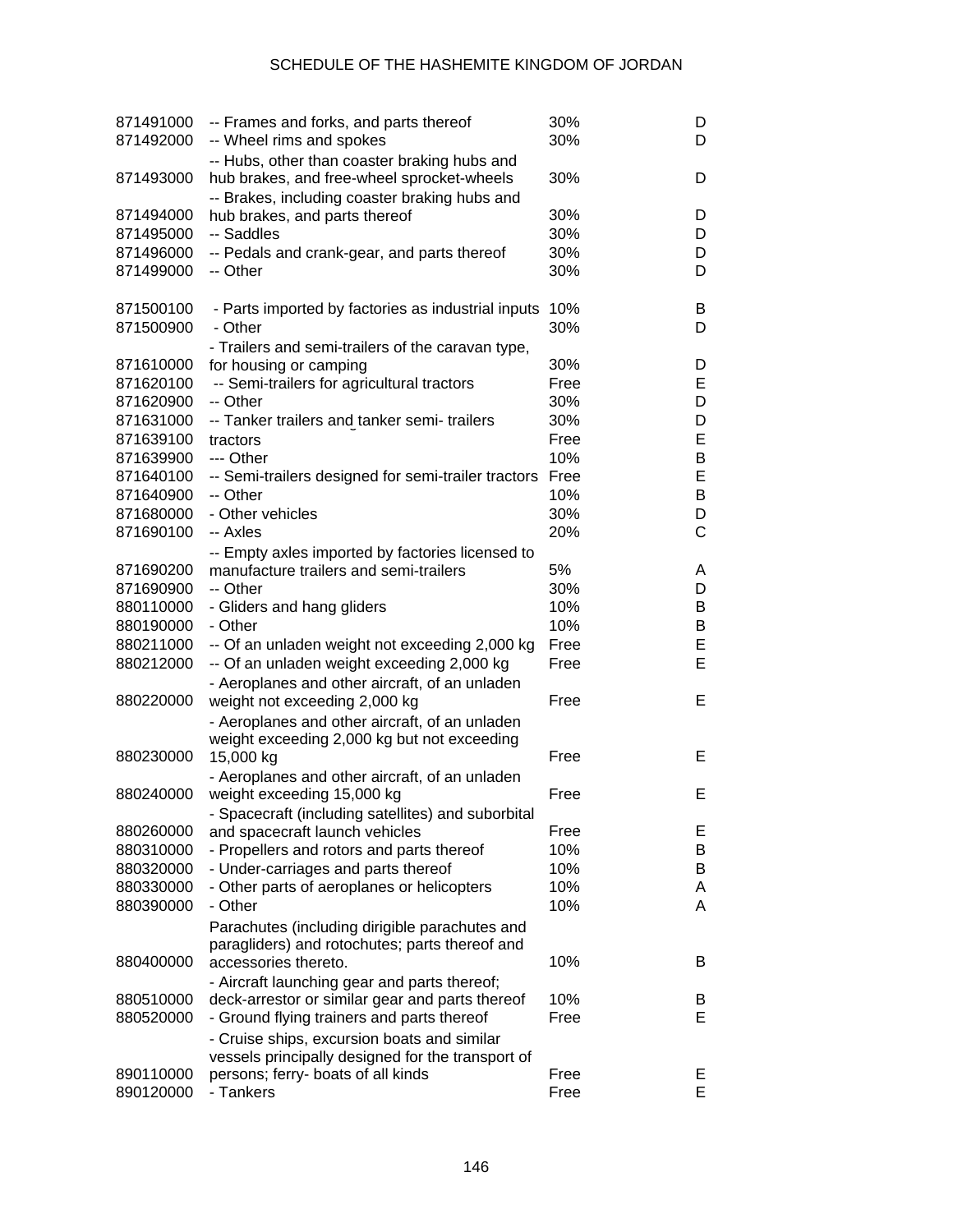SCHEDULE OF THE HASHEMITE KINGDOM OF JORDAN

| | | | |
|---|---|---|---|
| 871491000 | -- Frames and forks, and parts thereof | 30% | D |
| 871492000 | -- Wheel rims and spokes | 30% | D |
| 871493000 | -- Hubs, other than coaster braking hubs and hub brakes, and free-wheel sprocket-wheels | 30% | D |
| 871494000 | -- Brakes, including coaster braking hubs and hub brakes, and parts thereof | 30% | D |
| 871495000 | -- Saddles | 30% | D |
| 871496000 | -- Pedals and crank-gear, and parts thereof | 30% | D |
| 871499000 | -- Other | 30% | D |
| 871500100 | - Parts imported by factories as industrial inputs | 10% | B |
| 871500900 | - Other | 30% | D |
| 871610000 | - Trailers and semi-trailers of the caravan type, for housing or camping | 30% | D |
| 871620100 | -- Semi-trailers for agricultural tractors | Free | E |
| 871620900 | -- Other | 30% | D |
| 871631000 | -- Tanker trailers and tanker semi- trailers | 30% | D |
| 871639100 | tractors | Free | E |
| 871639900 | --- Other | 10% | B |
| 871640100 | -- Semi-trailers designed for semi-trailer tractors | Free | E |
| 871640900 | -- Other | 10% | B |
| 871680000 | - Other vehicles | 30% | D |
| 871690100 | -- Axles | 20% | C |
| 871690200 | -- Empty axles imported by factories licensed to manufacture trailers and semi-trailers | 5% | A |
| 871690900 | -- Other | 30% | D |
| 880110000 | - Gliders and hang gliders | 10% | B |
| 880190000 | - Other | 10% | B |
| 880211000 | -- Of an unladen weight not exceeding 2,000 kg | Free | E |
| 880212000 | -- Of an unladen weight exceeding 2,000 kg | Free | E |
| 880220000 | - Aeroplanes and other aircraft, of an unladen weight not exceeding 2,000 kg | Free | E |
| 880230000 | - Aeroplanes and other aircraft, of an unladen weight exceeding 2,000 kg but not exceeding 15,000 kg | Free | E |
| 880240000 | - Aeroplanes and other aircraft, of an unladen weight exceeding 15,000 kg | Free | E |
| 880260000 | - Spacecraft (including satellites) and suborbital and spacecraft launch vehicles | Free | E |
| 880310000 | - Propellers and rotors and parts thereof | 10% | B |
| 880320000 | - Under-carriages and parts thereof | 10% | B |
| 880330000 | - Other parts of aeroplanes or helicopters | 10% | A |
| 880390000 | - Other | 10% | A |
| 880400000 | Parachutes (including dirigible parachutes and paragliders) and rotochutes; parts thereof and accessories thereto. | 10% | B |
| 880510000 | - Aircraft launching gear and parts thereof; deck-arrestor or similar gear and parts thereof | 10% | B |
| 880520000 | - Ground flying trainers and parts thereof | Free | E |
| 890110000 | - Cruise ships, excursion boats and similar vessels principally designed for the transport of persons; ferry- boats of all kinds | Free | E |
| 890120000 | - Tankers | Free | E |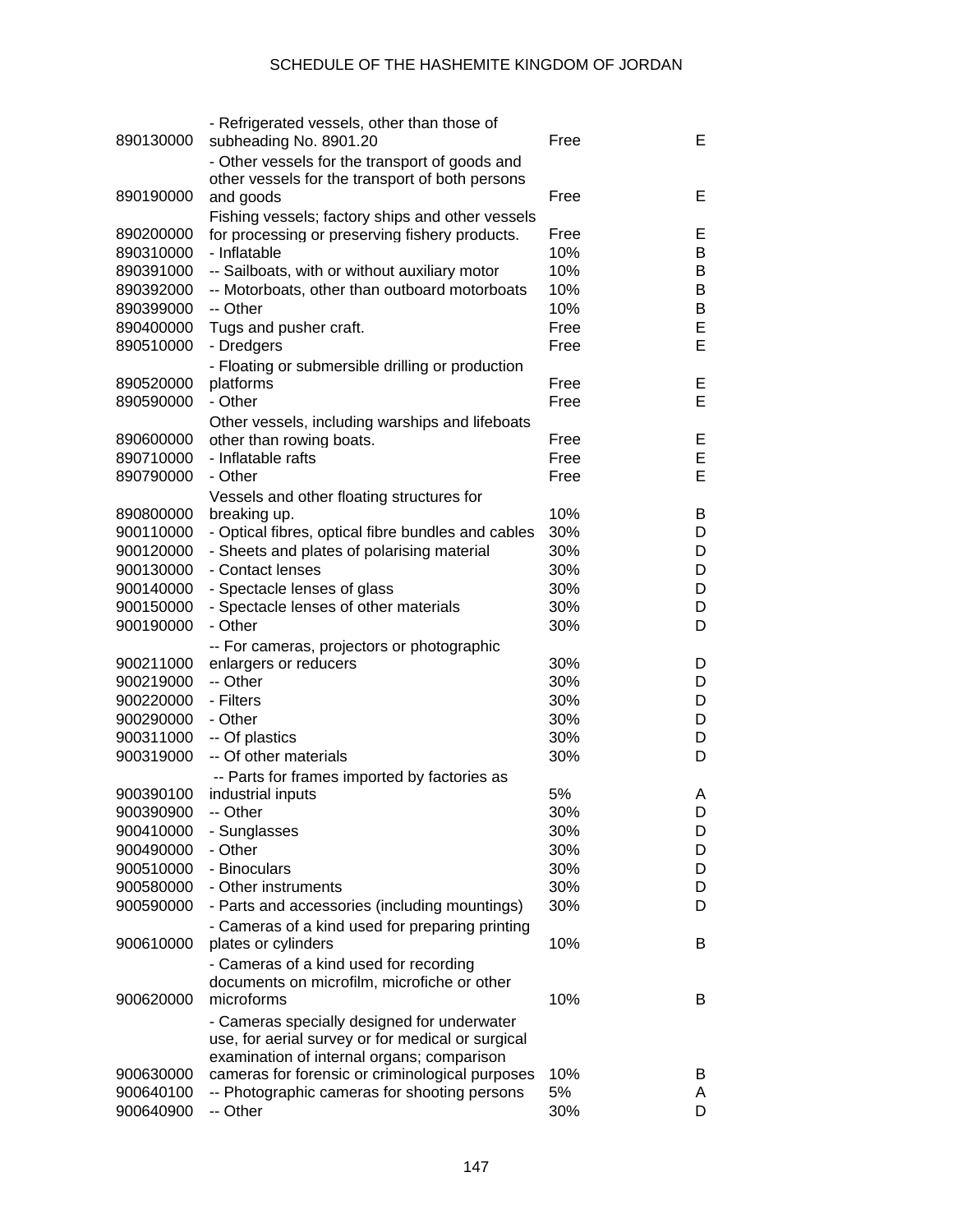| | | | |
|---|---|---|---|
| 890130000 | - Refrigerated vessels, other than those of subheading No. 8901.20 | Free | E |
| 890190000 | - Other vessels for the transport of goods and other vessels for the transport of both persons and goods | Free | E |
| 890200000 | Fishing vessels; factory ships and other vessels for processing or preserving fishery products. | Free | E |
| 890310000 | - Inflatable | 10% | B |
| 890391000 | -- Sailboats, with or without auxiliary motor | 10% | B |
| 890392000 | -- Motorboats, other than outboard motorboats | 10% | B |
| 890399000 | -- Other | 10% | B |
| 890400000 | Tugs and pusher craft. | Free | E |
| 890510000 | - Dredgers | Free | E |
| 890520000 | - Floating or submersible drilling or production platforms | Free | E |
| 890590000 | - Other | Free | E |
| 890600000 | Other vessels, including warships and lifeboats other than rowing boats. | Free | E |
| 890710000 | - Inflatable rafts | Free | E |
| 890790000 | - Other | Free | E |
| 890800000 | Vessels and other floating structures for breaking up. | 10% | B |
| 900110000 | - Optical fibres, optical fibre bundles and cables | 30% | D |
| 900120000 | - Sheets and plates of polarising material | 30% | D |
| 900130000 | - Contact lenses | 30% | D |
| 900140000 | - Spectacle lenses of glass | 30% | D |
| 900150000 | - Spectacle lenses of other materials | 30% | D |
| 900190000 | - Other | 30% | D |
| 900211000 | -- For cameras, projectors or photographic enlargers or reducers | 30% | D |
| 900219000 | -- Other | 30% | D |
| 900220000 | - Filters | 30% | D |
| 900290000 | - Other | 30% | D |
| 900311000 | -- Of plastics | 30% | D |
| 900319000 | -- Of other materials | 30% | D |
| 900390100 | -- Parts for frames imported by factories as industrial inputs | 5% | A |
| 900390900 | -- Other | 30% | D |
| 900410000 | - Sunglasses | 30% | D |
| 900490000 | - Other | 30% | D |
| 900510000 | - Binoculars | 30% | D |
| 900580000 | - Other instruments | 30% | D |
| 900590000 | - Parts and accessories (including mountings) | 30% | D |
| 900610000 | - Cameras of a kind used for preparing printing plates or cylinders | 10% | B |
| 900620000 | - Cameras of a kind used for recording documents on microfilm, microfiche or other microforms | 10% | B |
| 900630000 | - Cameras specially designed for underwater use, for aerial survey or for medical or surgical examination of internal organs; comparison cameras for forensic or criminological purposes | 10% | B |
| 900640100 | -- Photographic cameras for shooting persons | 5% | A |
| 900640900 | -- Other | 30% | D |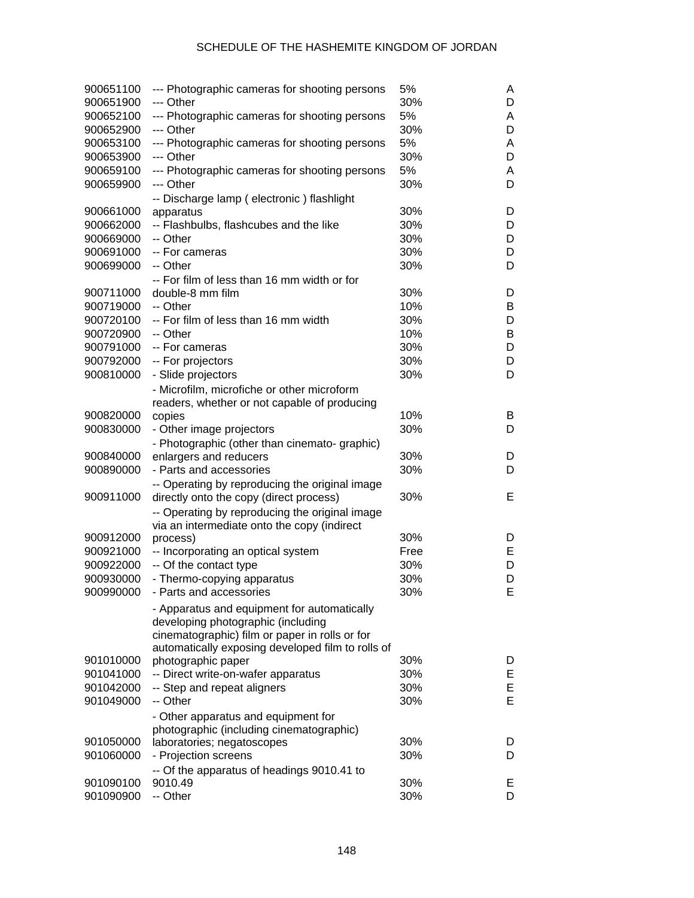| | | | |
|---|---|---|---|
| 900651100 | --- Photographic cameras for shooting persons | 5% | A |
| 900651900 | --- Other | 30% | D |
| 900652100 | --- Photographic cameras for shooting persons | 5% | A |
| 900652900 | --- Other | 30% | D |
| 900653100 | --- Photographic cameras for shooting persons | 5% | A |
| 900653900 | --- Other | 30% | D |
| 900659100 | --- Photographic cameras for shooting persons | 5% | A |
| 900659900 | --- Other | 30% | D |
| 900661000 | -- Discharge lamp ( electronic ) flashlight apparatus | 30% | D |
| 900662000 | -- Flashbulbs, flashcubes and the like | 30% | D |
| 900669000 | -- Other | 30% | D |
| 900691000 | -- For cameras | 30% | D |
| 900699000 | -- Other | 30% | D |
| 900711000 | -- For film of less than 16 mm width or for double-8 mm film | 30% | D |
| 900719000 | -- Other | 10% | B |
| 900720100 | -- For film of less than 16 mm width | 30% | D |
| 900720900 | -- Other | 10% | B |
| 900791000 | -- For cameras | 30% | D |
| 900792000 | -- For projectors | 30% | D |
| 900810000 | - Slide projectors | 30% | D |
| 900820000 | - Microfilm, microfiche or other microform readers, whether or not capable of producing copies | 10% | B |
| 900830000 | - Other image projectors | 30% | D |
| 900840000 | - Photographic (other than cinemato- graphic) enlargers and reducers | 30% | D |
| 900890000 | - Parts and accessories | 30% | D |
| 900911000 | -- Operating by reproducing the original image directly onto the copy (direct process) | 30% | E |
| 900912000 | -- Operating by reproducing the original image via an intermediate onto the copy (indirect process) | 30% | D |
| 900921000 | -- Incorporating an optical system | Free | E |
| 900922000 | -- Of the contact type | 30% | D |
| 900930000 | - Thermo-copying apparatus | 30% | D |
| 900990000 | - Parts and accessories | 30% | E |
| 901010000 | - Apparatus and equipment for automatically developing photographic (including cinematographic) film or paper in rolls or for automatically exposing developed film to rolls of photographic paper | 30% | D |
| 901041000 | -- Direct write-on-wafer apparatus | 30% | E |
| 901042000 | -- Step and repeat aligners | 30% | E |
| 901049000 | -- Other | 30% | E |
| 901050000 | - Other apparatus and equipment for photographic (including cinematographic) laboratories; negatoscopes | 30% | D |
| 901060000 | - Projection screens | 30% | D |
| 901090100 | -- Of the apparatus of headings 9010.41 to 9010.49 | 30% | E |
| 901090900 | -- Other | 30% | D |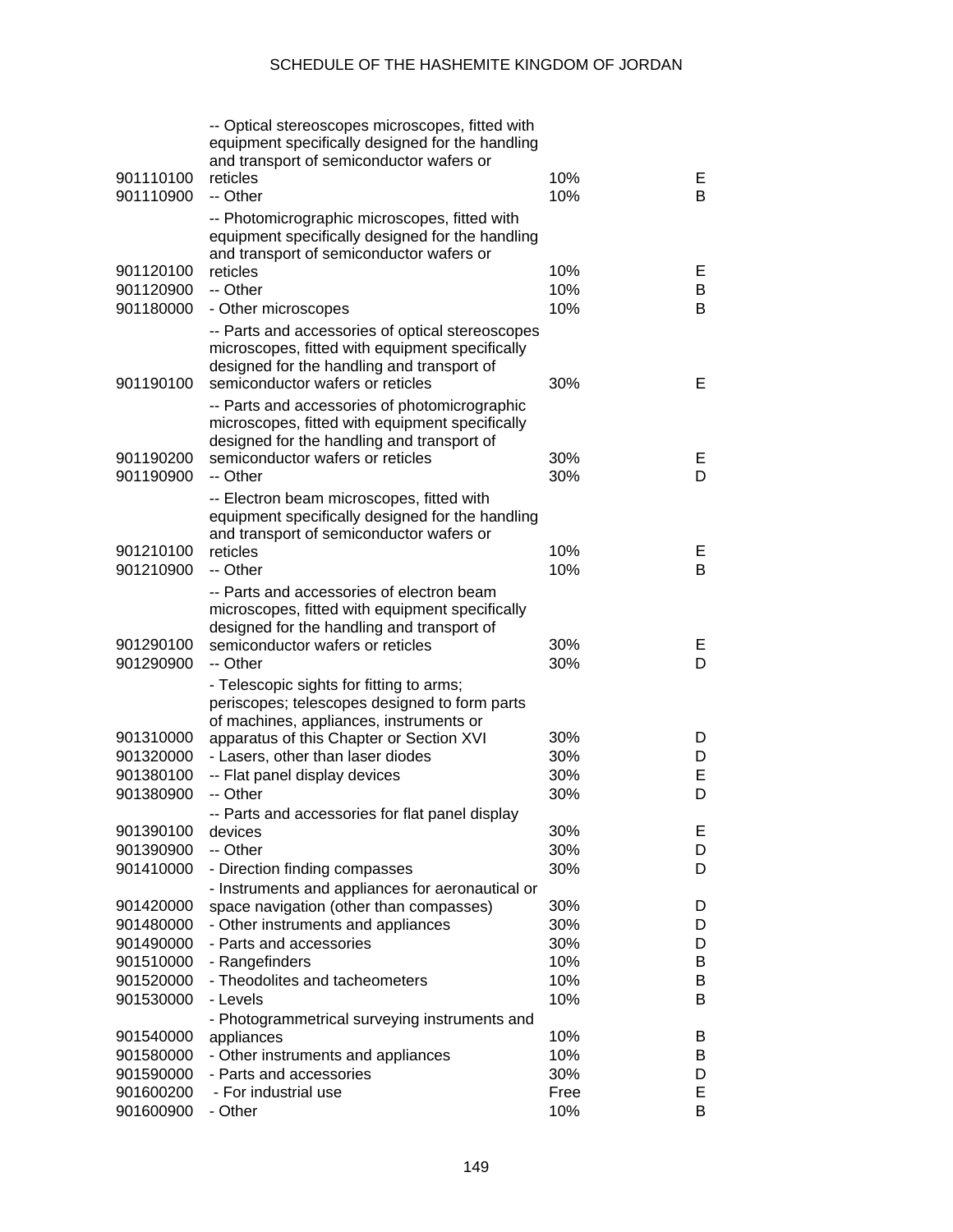| | | | |
|---|---|---|---|
| 901110100 | -- Optical stereoscopes microscopes, fitted with equipment specifically designed for the handling and transport of semiconductor wafers or reticles | 10% | E |
| 901110900 | -- Other | 10% | B |
| 901120100 | -- Photomicrographic microscopes, fitted with equipment specifically designed for the handling and transport of semiconductor wafers or reticles | 10% | E |
| 901120900 | -- Other | 10% | B |
| 901180000 | - Other microscopes | 10% | B |
| 901190100 | -- Parts and accessories of optical stereoscopes microscopes, fitted with equipment specifically designed for the handling and transport of semiconductor wafers or reticles | 30% | E |
| 901190200 | -- Parts and accessories of photomicrographic microscopes, fitted with equipment specifically designed for the handling and transport of semiconductor wafers or reticles | 30% | E |
| 901190900 | -- Other | 30% | D |
| 901210100 | -- Electron beam microscopes, fitted with equipment specifically designed for the handling and transport of semiconductor wafers or reticles | 10% | E |
| 901210900 | -- Other | 10% | B |
| 901290100 | -- Parts and accessories of electron beam microscopes, fitted with equipment specifically designed for the handling and transport of semiconductor wafers or reticles | 30% | E |
| 901290900 | -- Other | 30% | D |
| 901310000 | - Telescopic sights for fitting to arms; periscopes; telescopes designed to form parts of machines, appliances, instruments or apparatus of this Chapter or Section XVI | 30% | D |
| 901320000 | - Lasers, other than laser diodes | 30% | D |
| 901380100 | -- Flat panel display devices | 30% | E |
| 901380900 | -- Other | 30% | D |
| 901390100 | -- Parts and accessories for flat panel display devices | 30% | E |
| 901390900 | -- Other | 30% | D |
| 901410000 | - Direction finding compasses | 30% | D |
| 901420000 | - Instruments and appliances for aeronautical or space navigation (other than compasses) | 30% | D |
| 901480000 | - Other instruments and appliances | 30% | D |
| 901490000 | - Parts and accessories | 30% | D |
| 901510000 | - Rangefinders | 10% | B |
| 901520000 | - Theodolites and tacheometers | 10% | B |
| 901530000 | - Levels | 10% | B |
| 901540000 | - Photogrammetrical surveying instruments and appliances | 10% | B |
| 901580000 | - Other instruments and appliances | 10% | B |
| 901590000 | - Parts and accessories | 30% | D |
| 901600200 | - For industrial use | Free | E |
| 901600900 | - Other | 10% | B |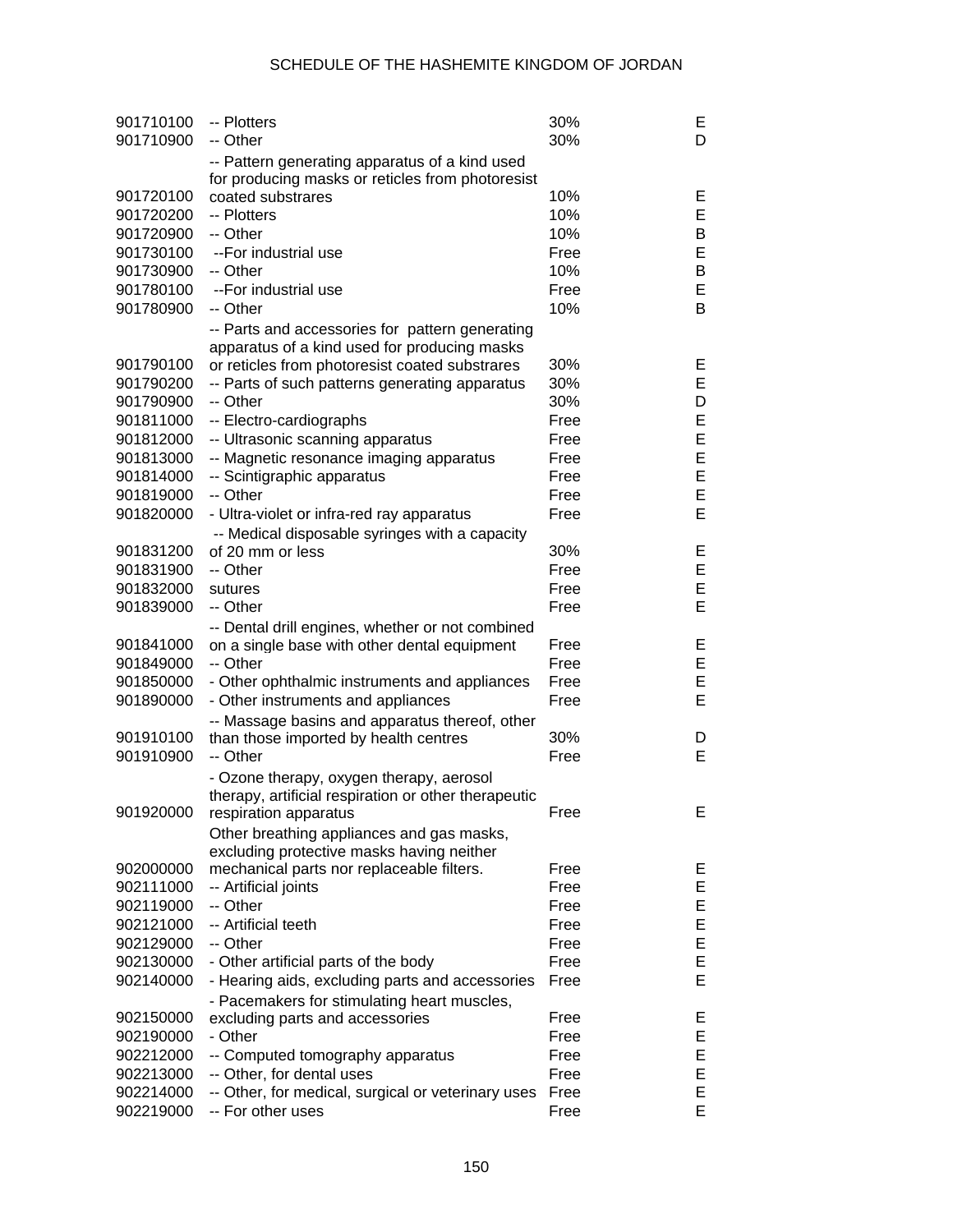| | | | |
|---|---|---|---|
| 901710100 | -- Plotters | 30% | E |
| 901710900 | -- Other | 30% | D |
| 901720100 | -- Pattern generating apparatus of a kind used for producing masks or reticles from photoresist coated substrares | 10% | E |
| 901720200 | -- Plotters | 10% | E |
| 901720900 | -- Other | 10% | B |
| 901730100 | --For industrial use | Free | E |
| 901730900 | -- Other | 10% | B |
| 901780100 | --For industrial use | Free | E |
| 901780900 | -- Other | 10% | B |
| 901790100 | -- Parts and accessories for pattern generating apparatus of a kind used for producing masks or reticles from photoresist coated substrares | 30% | E |
| 901790200 | -- Parts of such patterns generating apparatus | 30% | E |
| 901790900 | -- Other | 30% | D |
| 901811000 | -- Electro-cardiographs | Free | E |
| 901812000 | -- Ultrasonic scanning apparatus | Free | E |
| 901813000 | -- Magnetic resonance imaging apparatus | Free | E |
| 901814000 | -- Scintigraphic apparatus | Free | E |
| 901819000 | -- Other | Free | E |
| 901820000 | - Ultra-violet or infra-red ray apparatus | Free | E |
| 901831200 | -- Medical disposable syringes with a capacity of 20 mm or less | 30% | E |
| 901831900 | -- Other | Free | E |
| 901832000 | sutures | Free | E |
| 901839000 | -- Other | Free | E |
| 901841000 | -- Dental drill engines, whether or not combined on a single base with other dental equipment | Free | E |
| 901849000 | -- Other | Free | E |
| 901850000 | - Other ophthalmic instruments and appliances | Free | E |
| 901890000 | - Other instruments and appliances | Free | E |
| 901910100 | -- Massage basins and apparatus thereof, other than those imported by health centres | 30% | D |
| 901910900 | -- Other | Free | E |
| 901920000 | - Ozone therapy, oxygen therapy, aerosol therapy, artificial respiration or other therapeutic respiration apparatus | Free | E |
| 902000000 | Other breathing appliances and gas masks, excluding protective masks having neither mechanical parts nor replaceable filters. | Free | E |
| 902111000 | -- Artificial joints | Free | E |
| 902119000 | -- Other | Free | E |
| 902121000 | -- Artificial teeth | Free | E |
| 902129000 | -- Other | Free | E |
| 902130000 | - Other artificial parts of the body | Free | E |
| 902140000 | - Hearing aids, excluding parts and accessories | Free | E |
| 902150000 | - Pacemakers for stimulating heart muscles, excluding parts and accessories | Free | E |
| 902190000 | - Other | Free | E |
| 902212000 | -- Computed tomography apparatus | Free | E |
| 902213000 | -- Other, for dental uses | Free | E |
| 902214000 | -- Other, for medical, surgical or veterinary uses | Free | E |
| 902219000 | -- For other uses | Free | E |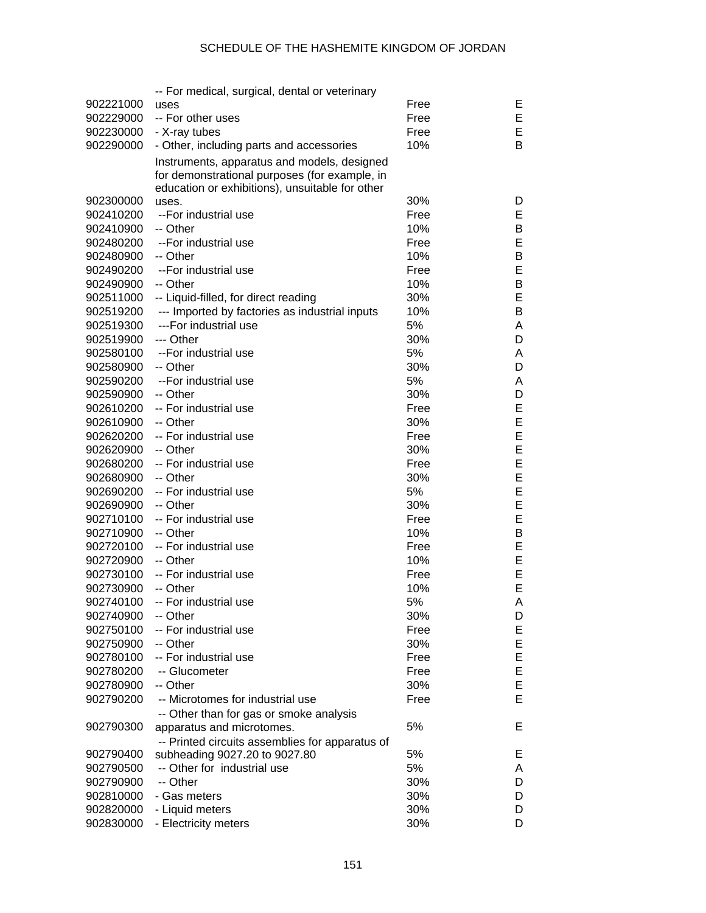| | | | |
|---|---|---|---|
| 902221000 | -- For medical, surgical, dental or veterinary uses | Free | E |
| 902229000 | -- For other uses | Free | E |
| 902230000 | - X-ray tubes | Free | E |
| 902290000 | - Other, including parts and accessories | 10% | B |
| 902300000 | Instruments, apparatus and models, designed for demonstrational purposes (for example, in education or exhibitions), unsuitable for other uses. | 30% | D |
| 902410200 | --For industrial use | Free | E |
| 902410900 | -- Other | 10% | B |
| 902480200 | --For industrial use | Free | E |
| 902480900 | -- Other | 10% | B |
| 902490200 | --For industrial use | Free | E |
| 902490900 | -- Other | 10% | B |
| 902511000 | -- Liquid-filled, for direct reading | 30% | E |
| 902519200 | --- Imported by factories as industrial inputs | 10% | B |
| 902519300 | ---For industrial use | 5% | A |
| 902519900 | --- Other | 30% | D |
| 902580100 | --For industrial use | 5% | A |
| 902580900 | -- Other | 30% | D |
| 902590200 | --For industrial use | 5% | A |
| 902590900 | -- Other | 30% | D |
| 902610200 | -- For industrial use | Free | E |
| 902610900 | -- Other | 30% | E |
| 902620200 | -- For industrial use | Free | E |
| 902620900 | -- Other | 30% | E |
| 902680200 | -- For industrial use | Free | E |
| 902680900 | -- Other | 30% | E |
| 902690200 | -- For industrial use | 5% | E |
| 902690900 | -- Other | 30% | E |
| 902710100 | -- For industrial use | Free | E |
| 902710900 | -- Other | 10% | B |
| 902720100 | -- For industrial use | Free | E |
| 902720900 | -- Other | 10% | E |
| 902730100 | -- For industrial use | Free | E |
| 902730900 | -- Other | 10% | E |
| 902740100 | -- For industrial use | 5% | A |
| 902740900 | -- Other | 30% | D |
| 902750100 | -- For industrial use | Free | E |
| 902750900 | -- Other | 30% | E |
| 902780100 | -- For industrial use | Free | E |
| 902780200 | -- Glucometer | Free | E |
| 902780900 | -- Other | 30% | E |
| 902790200 | -- Microtomes for industrial use | Free | E |
| 902790300 | -- Other than for gas or smoke analysis apparatus and microtomes. | 5% | E |
| 902790400 | -- Printed circuits assemblies for apparatus of subheading 9027.20 to 9027.80 | 5% | E |
| 902790500 | -- Other for industrial use | 5% | A |
| 902790900 | -- Other | 30% | D |
| 902810000 | - Gas meters | 30% | D |
| 902820000 | - Liquid meters | 30% | D |
| 902830000 | - Electricity meters | 30% | D |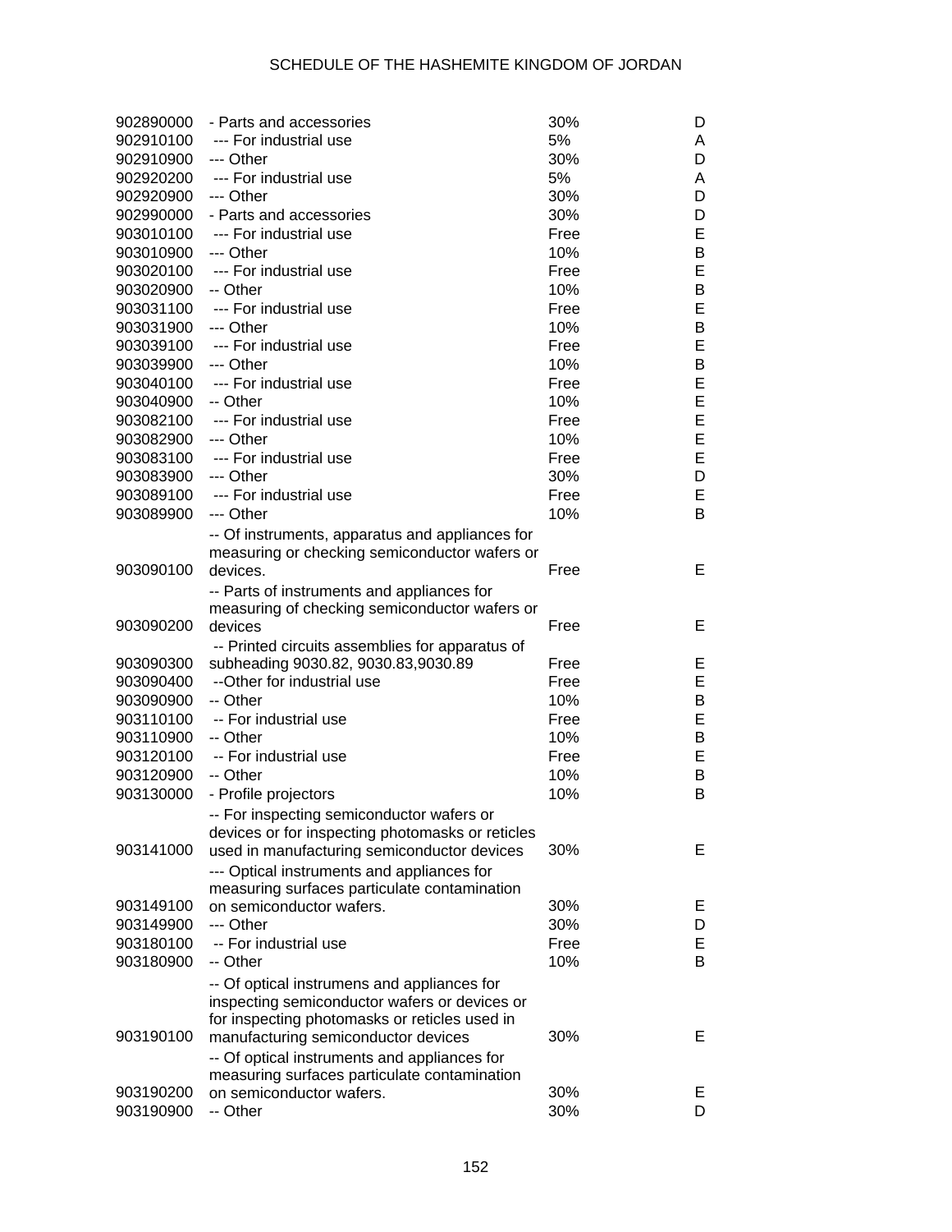| | | | |
|---|---|---|---|
| 902890000 | - Parts and accessories | 30% | D |
| 902910100 | --- For industrial use | 5% | A |
| 902910900 | --- Other | 30% | D |
| 902920200 | --- For industrial use | 5% | A |
| 902920900 | --- Other | 30% | D |
| 902990000 | - Parts and accessories | 30% | D |
| 903010100 | --- For industrial use | Free | E |
| 903010900 | --- Other | 10% | B |
| 903020100 | --- For industrial use | Free | E |
| 903020900 | -- Other | 10% | B |
| 903031100 | --- For industrial use | Free | E |
| 903031900 | --- Other | 10% | B |
| 903039100 | --- For industrial use | Free | E |
| 903039900 | --- Other | 10% | B |
| 903040100 | --- For industrial use | Free | E |
| 903040900 | -- Other | 10% | E |
| 903082100 | --- For industrial use | Free | E |
| 903082900 | --- Other | 10% | E |
| 903083100 | --- For industrial use | Free | E |
| 903083900 | --- Other | 30% | D |
| 903089100 | --- For industrial use | Free | E |
| 903089900 | --- Other | 10% | B |
| 903090100 | -- Of instruments, apparatus and appliances for measuring or checking semiconductor wafers or devices. | Free | E |
| 903090200 | -- Parts of instruments and appliances for measuring of checking semiconductor wafers or devices | Free | E |
| 903090300 | -- Printed circuits assemblies for apparatus of subheading 9030.82, 9030.83,9030.89 | Free | E |
| 903090400 | --Other for industrial use | Free | E |
| 903090900 | -- Other | 10% | B |
| 903110100 | -- For industrial use | Free | E |
| 903110900 | -- Other | 10% | B |
| 903120100 | -- For industrial use | Free | E |
| 903120900 | -- Other | 10% | B |
| 903130000 | - Profile projectors | 10% | B |
| 903141000 | -- For inspecting semiconductor wafers or devices or for inspecting photomasks or reticles used in manufacturing semiconductor devices | 30% | E |
| 903149100 | --- Optical instruments and appliances for measuring surfaces particulate contamination on semiconductor wafers. | 30% | E |
| 903149900 | --- Other | 30% | D |
| 903180100 | -- For industrial use | Free | E |
| 903180900 | -- Other | 10% | B |
| 903190100 | -- Of optical instrumens and appliances for inspecting semiconductor wafers or devices or for inspecting photomasks or reticles used in manufacturing semiconductor devices | 30% | E |
| 903190200 | -- Of optical instruments and appliances for measuring surfaces particulate contamination on semiconductor wafers. | 30% | E |
| 903190900 | -- Other | 30% | D |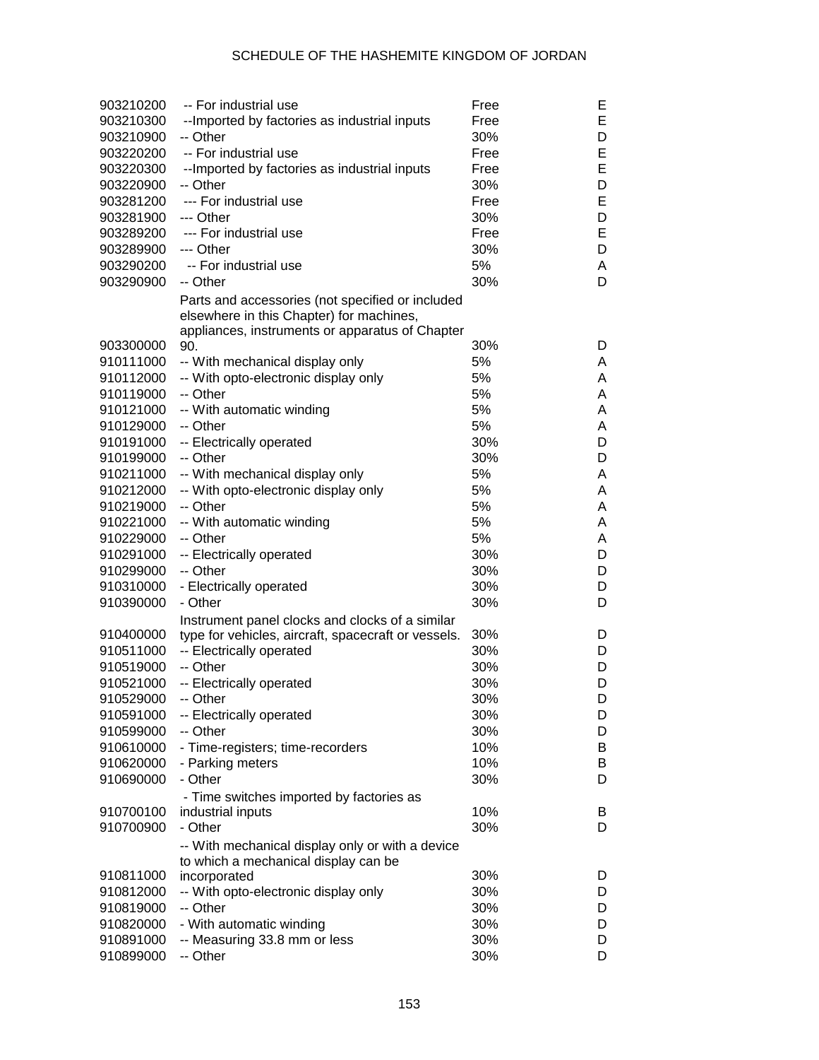# SCHEDULE OF THE HASHEMITE KINGDOM OF JORDAN

| | | | |
|---|---|---|---|
| 903210200 | -- For industrial use | Free | E |
| 903210300 | --Imported by factories as industrial inputs | Free | E |
| 903210900 | -- Other | 30% | D |
| 903220200 | -- For industrial use | Free | E |
| 903220300 | --Imported by factories as industrial inputs | Free | E |
| 903220900 | -- Other | 30% | D |
| 903281200 | --- For industrial use | Free | E |
| 903281900 | --- Other | 30% | D |
| 903289200 | --- For industrial use | Free | E |
| 903289900 | --- Other | 30% | D |
| 903290200 | -- For industrial use | 5% | A |
| 903290900 | -- Other | 30% | D |
| 903300000 | Parts and accessories (not specified or included elsewhere in this Chapter) for machines, appliances, instruments or apparatus of Chapter 90. | 30% | D |
| 910111000 | -- With mechanical display only | 5% | A |
| 910112000 | -- With opto-electronic display only | 5% | A |
| 910119000 | -- Other | 5% | A |
| 910121000 | -- With automatic winding | 5% | A |
| 910129000 | -- Other | 5% | A |
| 910191000 | -- Electrically operated | 30% | D |
| 910199000 | -- Other | 30% | D |
| 910211000 | -- With mechanical display only | 5% | A |
| 910212000 | -- With opto-electronic display only | 5% | A |
| 910219000 | -- Other | 5% | A |
| 910221000 | -- With automatic winding | 5% | A |
| 910229000 | -- Other | 5% | A |
| 910291000 | -- Electrically operated | 30% | D |
| 910299000 | -- Other | 30% | D |
| 910310000 | - Electrically operated | 30% | D |
| 910390000 | - Other | 30% | D |
| 910400000 | Instrument panel clocks and clocks of a similar type for vehicles, aircraft, spacecraft or vessels. | 30% | D |
| 910511000 | -- Electrically operated | 30% | D |
| 910519000 | -- Other | 30% | D |
| 910521000 | -- Electrically operated | 30% | D |
| 910529000 | -- Other | 30% | D |
| 910591000 | -- Electrically operated | 30% | D |
| 910599000 | -- Other | 30% | D |
| 910610000 | - Time-registers; time-recorders | 10% | B |
| 910620000 | - Parking meters | 10% | B |
| 910690000 | - Other | 30% | D |
| 910700100 | - Time switches imported by factories as industrial inputs | 10% | B |
| 910700900 | - Other | 30% | D |
| 910811000 | -- With mechanical display only or with a device to which a mechanical display can be incorporated | 30% | D |
| 910812000 | -- With opto-electronic display only | 30% | D |
| 910819000 | -- Other | 30% | D |
| 910820000 | - With automatic winding | 30% | D |
| 910891000 | -- Measuring 33.8 mm or less | 30% | D |
| 910899000 | -- Other | 30% | D |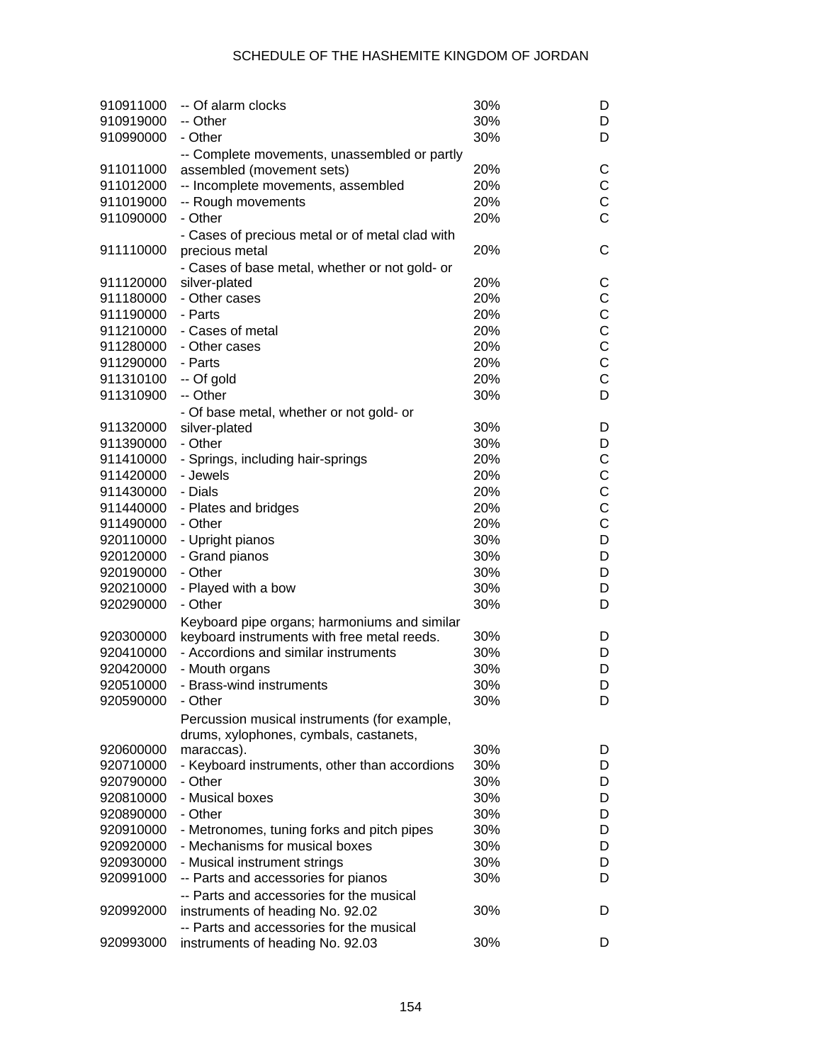| | | | |
|---|---|---|---|
| 910911000 | -- Of alarm clocks | 30% | D |
| 910919000 | -- Other | 30% | D |
| 910990000 | - Other | 30% | D |
| 911011000 | -- Complete movements, unassembled or partly assembled (movement sets) | 20% | C |
| 911012000 | -- Incomplete movements, assembled | 20% | C |
| 911019000 | -- Rough movements | 20% | C |
| 911090000 | - Other | 20% | C |
| 911110000 | - Cases of precious metal or of metal clad with precious metal | 20% | C |
| 911120000 | - Cases of base metal, whether or not gold- or silver-plated | 20% | C |
| 911180000 | - Other cases | 20% | C |
| 911190000 | - Parts | 20% | C |
| 911210000 | - Cases of metal | 20% | C |
| 911280000 | - Other cases | 20% | C |
| 911290000 | - Parts | 20% | C |
| 911310100 | -- Of gold | 20% | C |
| 911310900 | -- Other | 30% | D |
| 911320000 | - Of base metal, whether or not gold- or silver-plated | 30% | D |
| 911390000 | - Other | 30% | D |
| 911410000 | - Springs, including hair-springs | 20% | C |
| 911420000 | - Jewels | 20% | C |
| 911430000 | - Dials | 20% | C |
| 911440000 | - Plates and bridges | 20% | C |
| 911490000 | - Other | 20% | C |
| 920110000 | - Upright pianos | 30% | D |
| 920120000 | - Grand pianos | 30% | D |
| 920190000 | - Other | 30% | D |
| 920210000 | - Played with a bow | 30% | D |
| 920290000 | - Other | 30% | D |
| 920300000 | Keyboard pipe organs; harmoniums and similar keyboard instruments with free metal reeds. | 30% | D |
| 920410000 | - Accordions and similar instruments | 30% | D |
| 920420000 | - Mouth organs | 30% | D |
| 920510000 | - Brass-wind instruments | 30% | D |
| 920590000 | - Other | 30% | D |
| 920600000 | Percussion musical instruments (for example, drums, xylophones, cymbals, castanets, maraccas). | 30% | D |
| 920710000 | - Keyboard instruments, other than accordions | 30% | D |
| 920790000 | - Other | 30% | D |
| 920810000 | - Musical boxes | 30% | D |
| 920890000 | - Other | 30% | D |
| 920910000 | - Metronomes, tuning forks and pitch pipes | 30% | D |
| 920920000 | - Mechanisms for musical boxes | 30% | D |
| 920930000 | - Musical instrument strings | 30% | D |
| 920991000 | -- Parts and accessories for pianos | 30% | D |
| 920992000 | -- Parts and accessories for the musical instruments of heading No. 92.02 | 30% | D |
| 920993000 | -- Parts and accessories for the musical instruments of heading No. 92.03 | 30% | D |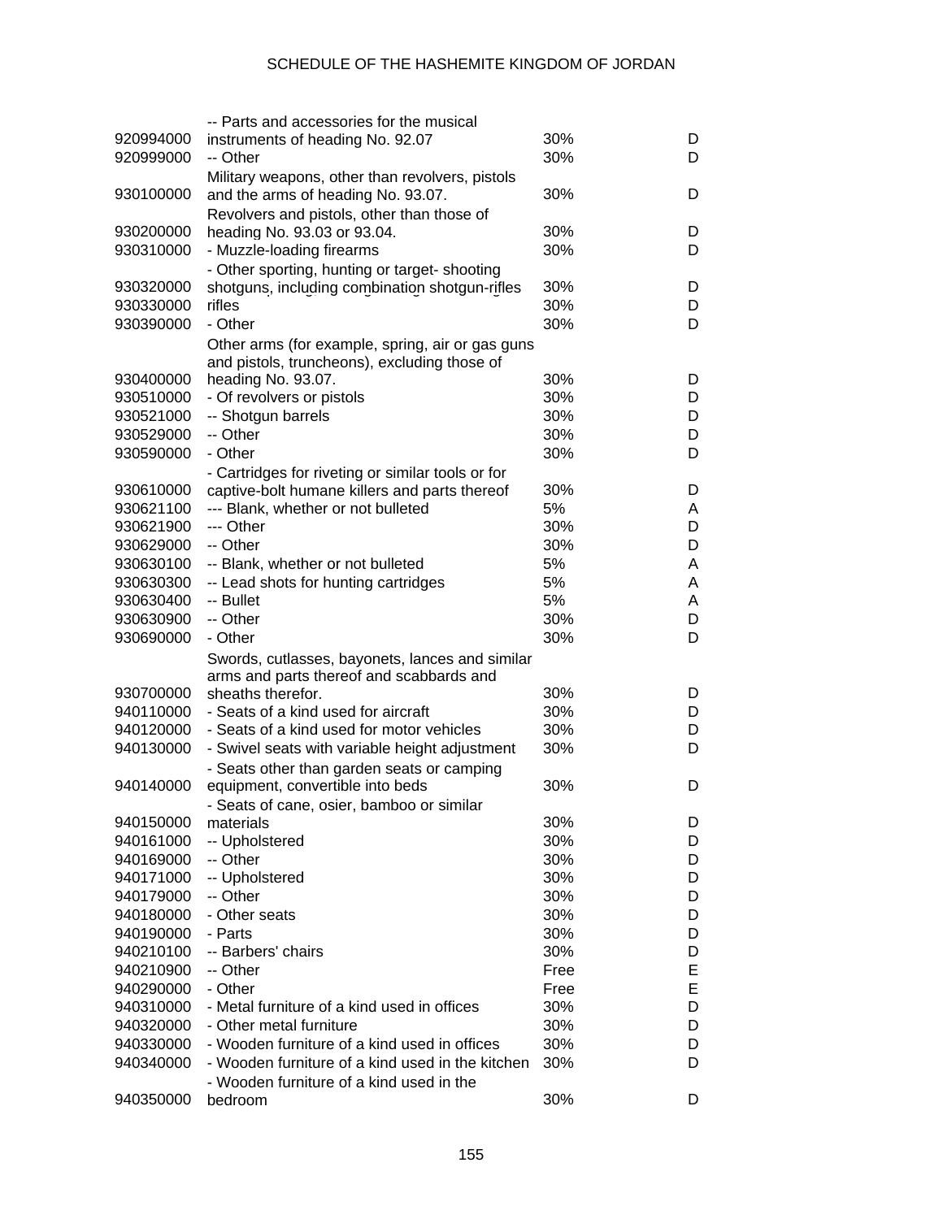| | | | |
|---|---|---|---|
| 920994000 | -- Parts and accessories for the musical instruments of heading No. 92.07 | 30% | D |
| 920999000 | -- Other | 30% | D |
| 930100000 | Military weapons, other than revolvers, pistols and the arms of heading No. 93.07. | 30% | D |
| 930200000 | Revolvers and pistols, other than those of heading No. 93.03 or 93.04. | 30% | D |
| 930310000 | - Muzzle-loading firearms | 30% | D |
| 930320000 | - Other sporting, hunting or target- shooting shotguns, including combination shotgun-rifles | 30% | D |
| 930330000 | rifles | 30% | D |
| 930390000 | - Other | 30% | D |
| 930400000 | Other arms (for example, spring, air or gas guns and pistols, truncheons), excluding those of heading No. 93.07. | 30% | D |
| 930510000 | - Of revolvers or pistols | 30% | D |
| 930521000 | -- Shotgun barrels | 30% | D |
| 930529000 | -- Other | 30% | D |
| 930590000 | - Other | 30% | D |
| 930610000 | - Cartridges for riveting or similar tools or for captive-bolt humane killers and parts thereof | 30% | D |
| 930621100 | --- Blank, whether or not bulleted | 5% | A |
| 930621900 | --- Other | 30% | D |
| 930629000 | -- Other | 30% | D |
| 930630100 | -- Blank, whether or not bulleted | 5% | A |
| 930630300 | -- Lead shots for hunting cartridges | 5% | A |
| 930630400 | -- Bullet | 5% | A |
| 930630900 | -- Other | 30% | D |
| 930690000 | - Other | 30% | D |
| 930700000 | Swords, cutlasses, bayonets, lances and similar arms and parts thereof and scabbards and sheaths therefor. | 30% | D |
| 940110000 | - Seats of a kind used for aircraft | 30% | D |
| 940120000 | - Seats of a kind used for motor vehicles | 30% | D |
| 940130000 | - Swivel seats with variable height adjustment | 30% | D |
| 940140000 | - Seats other than garden seats or camping equipment, convertible into beds | 30% | D |
| 940150000 | - Seats of cane, osier, bamboo or similar materials | 30% | D |
| 940161000 | -- Upholstered | 30% | D |
| 940169000 | -- Other | 30% | D |
| 940171000 | -- Upholstered | 30% | D |
| 940179000 | -- Other | 30% | D |
| 940180000 | - Other seats | 30% | D |
| 940190000 | - Parts | 30% | D |
| 940210100 | -- Barbers' chairs | 30% | D |
| 940210900 | -- Other | Free | E |
| 940290000 | - Other | Free | E |
| 940310000 | - Metal furniture of a kind used in offices | 30% | D |
| 940320000 | - Other metal furniture | 30% | D |
| 940330000 | - Wooden furniture of a kind used in offices | 30% | D |
| 940340000 | - Wooden furniture of a kind used in the kitchen | 30% | D |
| 940350000 | - Wooden furniture of a kind used in the bedroom | 30% | D |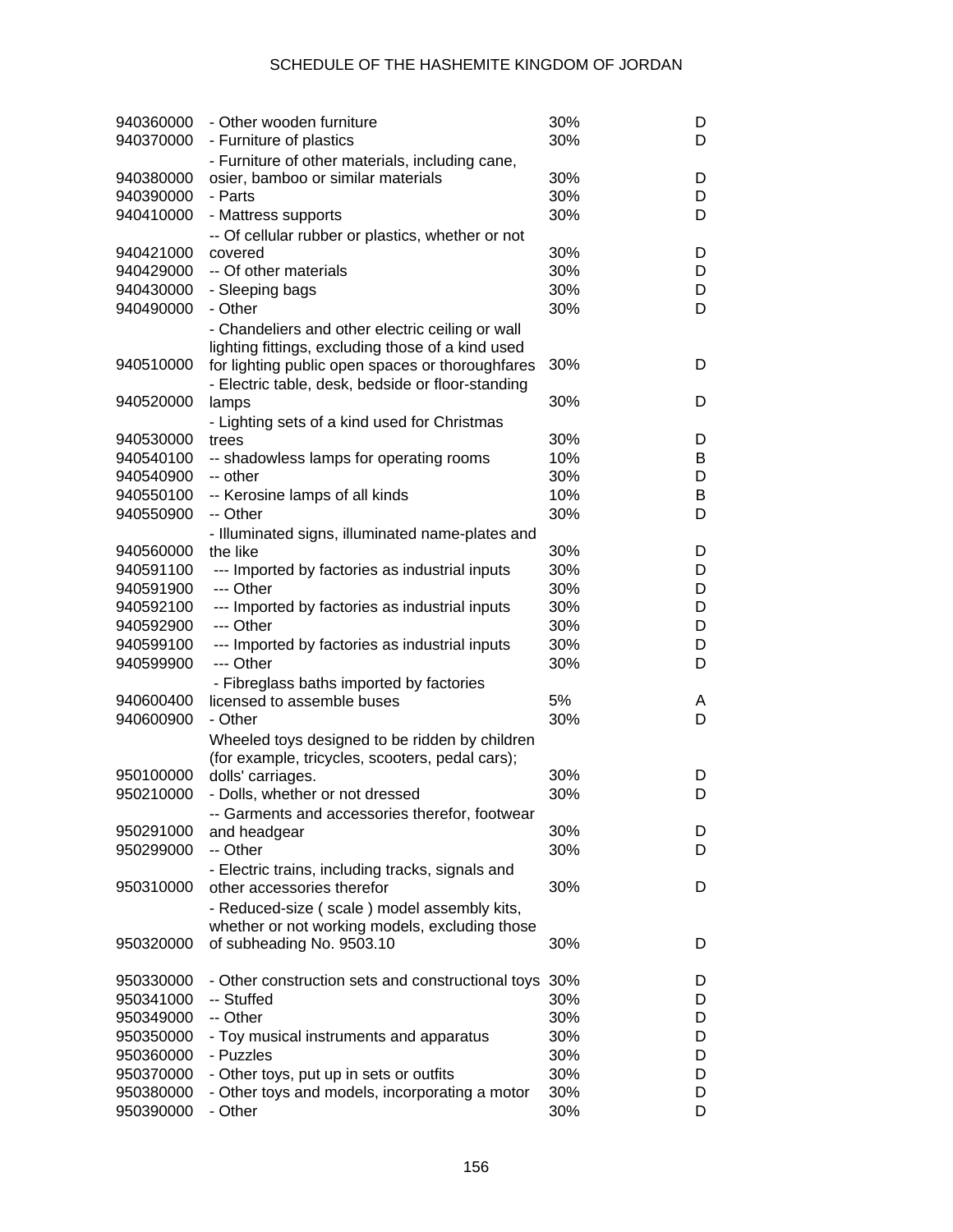| | | | |
|---|---|---|---|
| 940360000 | - Other wooden furniture | 30% | D |
| 940370000 | - Furniture of plastics | 30% | D |
| 940380000 | - Furniture of other materials, including cane, osier, bamboo or similar materials | 30% | D |
| 940390000 | - Parts | 30% | D |
| 940410000 | - Mattress supports | 30% | D |
| 940421000 | -- Of cellular rubber or plastics, whether or not covered | 30% | D |
| 940429000 | -- Of other materials | 30% | D |
| 940430000 | - Sleeping bags | 30% | D |
| 940490000 | - Other | 30% | D |
| 940510000 | - Chandeliers and other electric ceiling or wall lighting fittings, excluding those of a kind used for lighting public open spaces or thoroughfares | 30% | D |
| 940520000 | - Electric table, desk, bedside or floor-standing lamps | 30% | D |
| 940530000 | - Lighting sets of a kind used for Christmas trees | 30% | D |
| 940540100 | -- shadowless lamps for operating rooms | 10% | B |
| 940540900 | -- other | 30% | D |
| 940550100 | -- Kerosine lamps of all kinds | 10% | B |
| 940550900 | -- Other | 30% | D |
| 940560000 | - Illuminated signs, illuminated name-plates and the like | 30% | D |
| 940591100 | --- Imported by factories as industrial inputs | 30% | D |
| 940591900 | --- Other | 30% | D |
| 940592100 | --- Imported by factories as industrial inputs | 30% | D |
| 940592900 | --- Other | 30% | D |
| 940599100 | --- Imported by factories as industrial inputs | 30% | D |
| 940599900 | --- Other | 30% | D |
| 940600400 | - Fibreglass baths imported by factories licensed to assemble buses | 5% | A |
| 940600900 | - Other | 30% | D |
| 950100000 | Wheeled toys designed to be ridden by children (for example, tricycles, scooters, pedal cars); dolls' carriages. | 30% | D |
| 950210000 | - Dolls, whether or not dressed | 30% | D |
| 950291000 | -- Garments and accessories therefor, footwear and headgear | 30% | D |
| 950299000 | -- Other | 30% | D |
| 950310000 | - Electric trains, including tracks, signals and other accessories therefor | 30% | D |
| 950320000 | - Reduced-size ( scale ) model assembly kits, whether or not working models, excluding those of subheading No. 9503.10 | 30% | D |
| 950330000 | - Other construction sets and constructional toys | 30% | D |
| 950341000 | -- Stuffed | 30% | D |
| 950349000 | -- Other | 30% | D |
| 950350000 | - Toy musical instruments and apparatus | 30% | D |
| 950360000 | - Puzzles | 30% | D |
| 950370000 | - Other toys, put up in sets or outfits | 30% | D |
| 950380000 | - Other toys and models, incorporating a motor | 30% | D |
| 950390000 | - Other | 30% | D |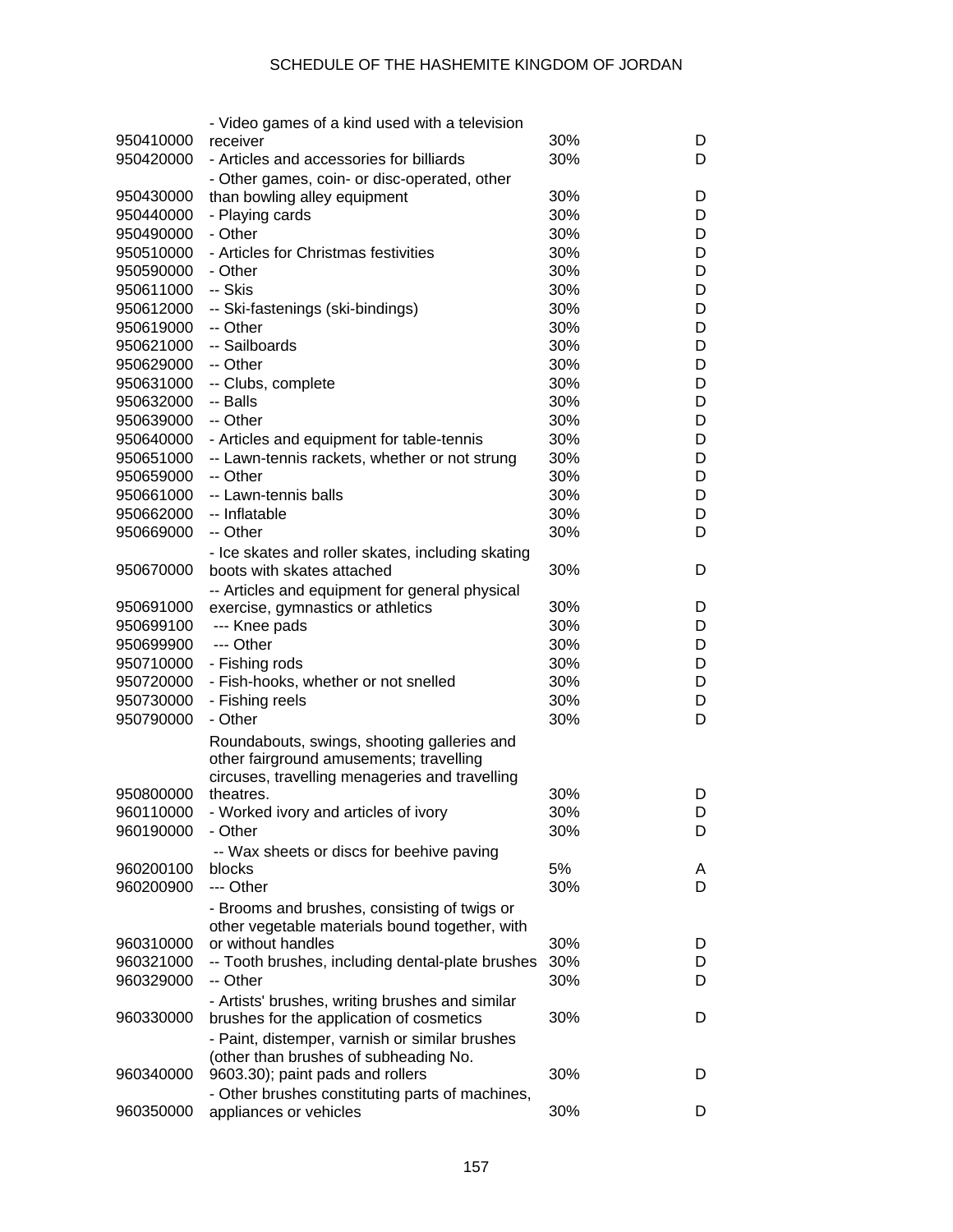| | | | |
|---|---|---|---|
| 950410000 | - Video games of a kind used with a television receiver | 30% | D |
| 950420000 | - Articles and accessories for billiards | 30% | D |
| 950430000 | - Other games, coin- or disc-operated, other than bowling alley equipment | 30% | D |
| 950440000 | - Playing cards | 30% | D |
| 950490000 | - Other | 30% | D |
| 950510000 | - Articles for Christmas festivities | 30% | D |
| 950590000 | - Other | 30% | D |
| 950611000 | -- Skis | 30% | D |
| 950612000 | -- Ski-fastenings (ski-bindings) | 30% | D |
| 950619000 | -- Other | 30% | D |
| 950621000 | -- Sailboards | 30% | D |
| 950629000 | -- Other | 30% | D |
| 950631000 | -- Clubs, complete | 30% | D |
| 950632000 | -- Balls | 30% | D |
| 950639000 | -- Other | 30% | D |
| 950640000 | - Articles and equipment for table-tennis | 30% | D |
| 950651000 | -- Lawn-tennis rackets, whether or not strung | 30% | D |
| 950659000 | -- Other | 30% | D |
| 950661000 | -- Lawn-tennis balls | 30% | D |
| 950662000 | -- Inflatable | 30% | D |
| 950669000 | -- Other | 30% | D |
| 950670000 | - Ice skates and roller skates, including skating boots with skates attached | 30% | D |
| 950691000 | -- Articles and equipment for general physical exercise, gymnastics or athletics | 30% | D |
| 950699100 | --- Knee pads | 30% | D |
| 950699900 | --- Other | 30% | D |
| 950710000 | - Fishing rods | 30% | D |
| 950720000 | - Fish-hooks, whether or not snelled | 30% | D |
| 950730000 | - Fishing reels | 30% | D |
| 950790000 | - Other | 30% | D |
| 950800000 | Roundabouts, swings, shooting galleries and other fairground amusements; travelling circuses, travelling menageries and travelling theatres. | 30% | D |
| 960110000 | - Worked ivory and articles of ivory | 30% | D |
| 960190000 | - Other | 30% | D |
| 960200100 | -- Wax sheets or discs for beehive paving blocks | 5% | A |
| 960200900 | --- Other | 30% | D |
| 960310000 | - Brooms and brushes, consisting of twigs or other vegetable materials bound together, with or without handles | 30% | D |
| 960321000 | -- Tooth brushes, including dental-plate brushes | 30% | D |
| 960329000 | -- Other | 30% | D |
| 960330000 | - Artists' brushes, writing brushes and similar brushes for the application of cosmetics | 30% | D |
| 960340000 | - Paint, distemper, varnish or similar brushes (other than brushes of subheading No. 9603.30); paint pads and rollers | 30% | D |
| 960350000 | - Other brushes constituting parts of machines, appliances or vehicles | 30% | D |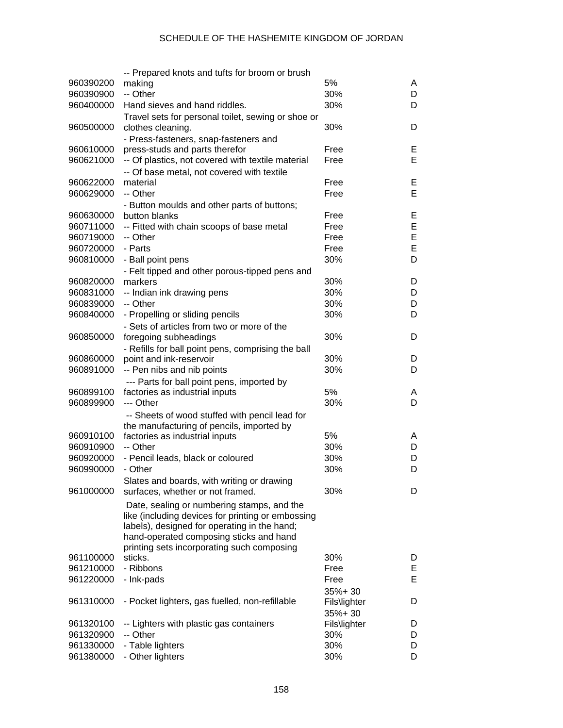| | | | |
|---|---|---|---|
| 960390200 | -- Prepared knots and tufts for broom or brush making | 5% | A |
| 960390900 | -- Other | 30% | D |
| 960400000 | Hand sieves and hand riddles. | 30% | D |
| 960500000 | Travel sets for personal toilet, sewing or shoe or clothes cleaning. | 30% | D |
| 960610000 | - Press-fasteners, snap-fasteners and press-studs and parts therefor | Free | E |
| 960621000 | -- Of plastics, not covered with textile material | Free | E |
| 960622000 | -- Of base metal, not covered with textile material | Free | E |
| 960629000 | -- Other | Free | E |
| 960630000 | - Button moulds and other parts of buttons; button blanks | Free | E |
| 960711000 | -- Fitted with chain scoops of base metal | Free | E |
| 960719000 | -- Other | Free | E |
| 960720000 | - Parts | Free | E |
| 960810000 | - Ball point pens | 30% | D |
| 960820000 | - Felt tipped and other porous-tipped pens and markers | 30% | D |
| 960831000 | -- Indian ink drawing pens | 30% | D |
| 960839000 | -- Other | 30% | D |
| 960840000 | - Propelling or sliding pencils | 30% | D |
| 960850000 | - Sets of articles from two or more of the foregoing subheadings | 30% | D |
| 960860000 | - Refills for ball point pens, comprising the ball point and ink-reservoir | 30% | D |
| 960891000 | -- Pen nibs and nib points | 30% | D |
| 960899100 | --- Parts for ball point pens, imported by factories as industrial inputs | 5% | A |
| 960899900 | --- Other | 30% | D |
| 960910100 | -- Sheets of wood stuffed with pencil lead for the manufacturing of pencils, imported by factories as industrial inputs | 5% | A |
| 960910900 | -- Other | 30% | D |
| 960920000 | - Pencil leads, black or coloured | 30% | D |
| 960990000 | - Other | 30% | D |
| 961000000 | Slates and boards, with writing or drawing surfaces, whether or not framed. | 30% | D |
| 961100000 | Date, sealing or numbering stamps, and the like (including devices for printing or embossing labels), designed for operating in the hand; hand-operated composing sticks and hand printing sets incorporating such composing sticks. | 30% | D |
| 961210000 | - Ribbons | Free | E |
| 961220000 | - Ink-pads | Free | E |
| 961310000 | - Pocket lighters, gas fuelled, non-refillable | 35%+ 30 Fils\lighter | D |
| 961320100 | -- Lighters with plastic gas containers | 35%+ 30 Fils\lighter | D |
| 961320900 | -- Other | 30% | D |
| 961330000 | - Table lighters | 30% | D |
| 961380000 | - Other lighters | 30% | D |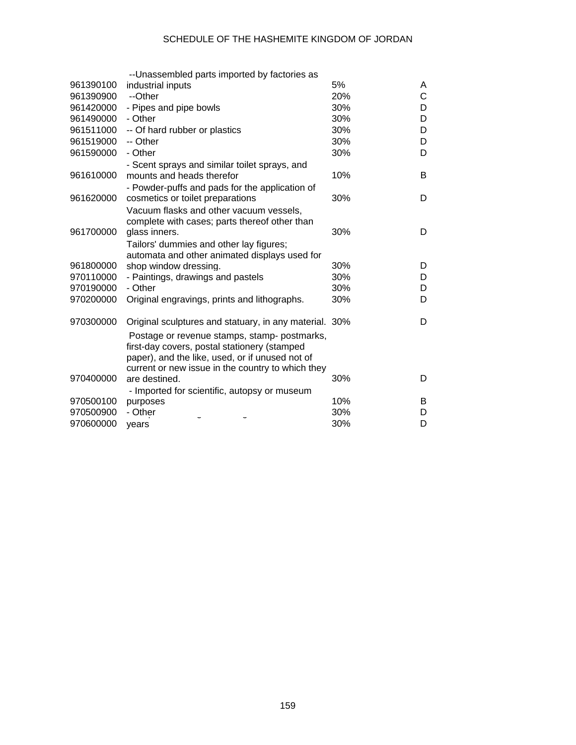| | | | |
|---|---|---|---|
| 961390100 | --Unassembled parts imported by factories as industrial inputs | 5% | A |
| 961390900 | --Other | 20% | C |
| 961420000 | - Pipes and pipe bowls | 30% | D |
| 961490000 | - Other | 30% | D |
| 961511000 | -- Of hard rubber or plastics | 30% | D |
| 961519000 | -- Other | 30% | D |
| 961590000 | - Other | 30% | D |
| 961610000 | - Scent sprays and similar toilet sprays, and mounts and heads therefor | 10% | B |
| 961620000 | - Powder-puffs and pads for the application of cosmetics or toilet preparations | 30% | D |
| 961700000 | Vacuum flasks and other vacuum vessels, complete with cases; parts thereof other than glass inners. | 30% | D |
| 961800000 | Tailors' dummies and other lay figures; automata and other animated displays used for shop window dressing. | 30% | D |
| 970110000 | - Paintings, drawings and pastels | 30% | D |
| 970190000 | - Other | 30% | D |
| 970200000 | Original engravings, prints and lithographs. | 30% | D |
| 970300000 | Original sculptures and statuary, in any material. | 30% | D |
| 970400000 | Postage or revenue stamps, stamp- postmarks, first-day covers, postal stationery (stamped paper), and the like, used, or if unused not of current or new issue in the country to which they are destined. | 30% | D |
| 970500100 | - Imported for scientific, autopsy or museum purposes | 10% | B |
| 970500900 | - Other | 30% | D |
| 970600000 | years | 30% | D |